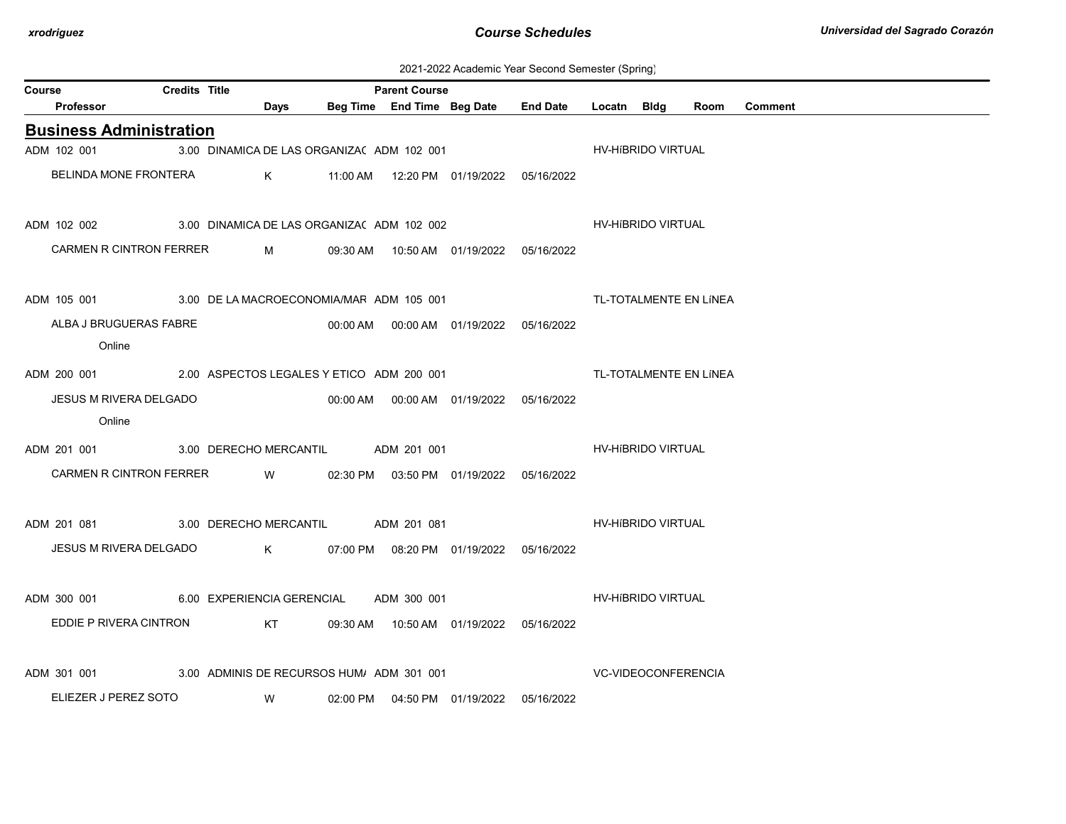# Course Schedules

2021-2022 Academic Year Second Semester (Spring)

## Business Administration

| Course | Credits | Title | Parent Course | Professor | Days | Beg Time | End Time | Beg Date | End Date | Locatn | Bldg | Room | Comment |
|---|---|---|---|---|---|---|---|---|---|---|---|---|---|
| ADM 102 001 | 3.00 | DINAMICA DE LAS ORGANIZAC | ADM 102 001 | BELINDA MONE FRONTERA | K | 11:00 AM | 12:20 PM | 01/19/2022 | 05/16/2022 | HV-HíBRIDO VIRTUAL | | | |
| ADM 102 002 | 3.00 | DINAMICA DE LAS ORGANIZAC | ADM 102 002 | CARMEN R CINTRON FERRER | M | 09:30 AM | 10:50 AM | 01/19/2022 | 05/16/2022 | HV-HíBRIDO VIRTUAL | | | |
| ADM 105 001 | 3.00 | DE LA MACROECONOMIA/MAR | ADM 105 001 | ALBA J BRUGUERAS FABRE<br>Online | | 00:00 AM | 00:00 AM | 01/19/2022 | 05/16/2022 | TL-TOTALMENTE EN LíNEA | | | |
| ADM 200 001 | 2.00 | ASPECTOS LEGALES Y ETICO | ADM 200 001 | JESUS M RIVERA DELGADO<br>Online | | 00:00 AM | 00:00 AM | 01/19/2022 | 05/16/2022 | TL-TOTALMENTE EN LíNEA | | | |
| ADM 201 001 | 3.00 | DERECHO MERCANTIL | ADM 201 001 | CARMEN R CINTRON FERRER | W | 02:30 PM | 03:50 PM | 01/19/2022 | 05/16/2022 | HV-HíBRIDO VIRTUAL | | | |
| ADM 201 081 | 3.00 | DERECHO MERCANTIL | ADM 201 081 | JESUS M RIVERA DELGADO | K | 07:00 PM | 08:20 PM | 01/19/2022 | 05/16/2022 | HV-HíBRIDO VIRTUAL | | | |
| ADM 300 001 | 6.00 | EXPERIENCIA GERENCIAL | ADM 300 001 | EDDIE P RIVERA CINTRON | KT | 09:30 AM | 10:50 AM | 01/19/2022 | 05/16/2022 | HV-HíBRIDO VIRTUAL | | | |
| ADM 301 001 | 3.00 | ADMINIS DE RECURSOS HUM/ | ADM 301 001 | ELIEZER J PEREZ SOTO | W | 02:00 PM | 04:50 PM | 01/19/2022 | 05/16/2022 | VC-VIDEOCONFERENCIA | | | |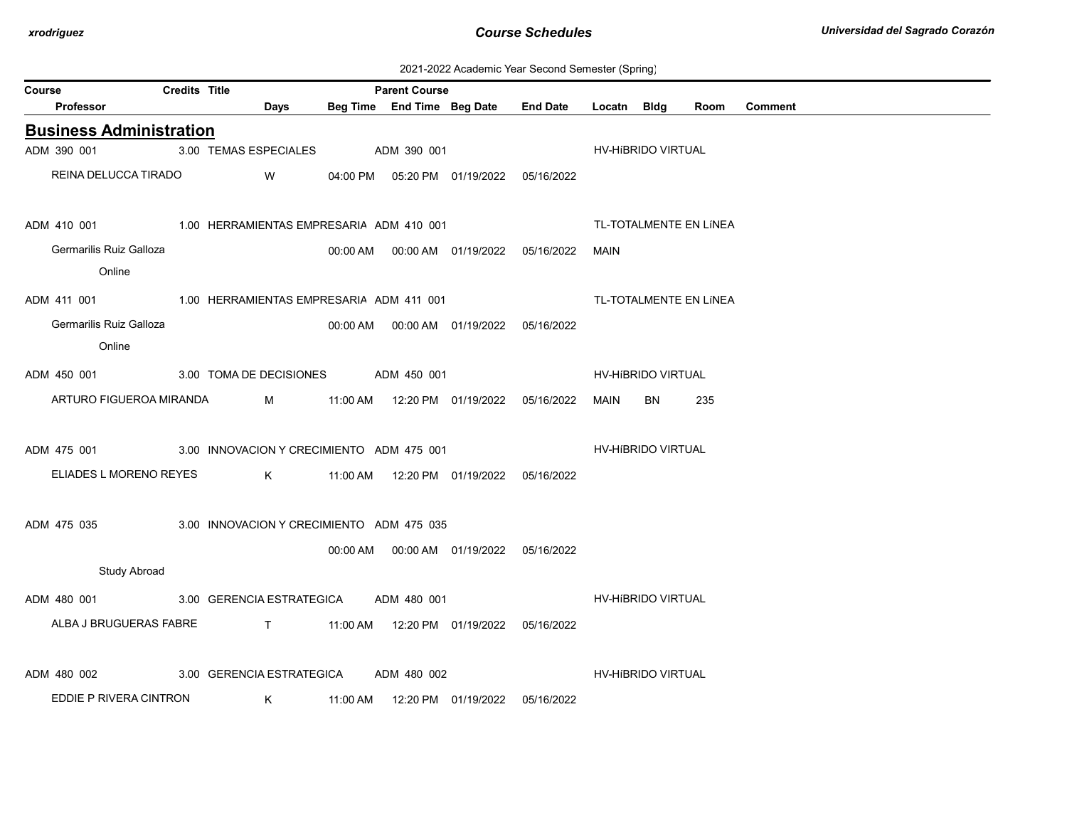2021-2022 Academic Year Second Semester (Spring)

## Business Administration

| Course | Credits | Title | Parent Course | Professor | Days | Beg Time | End Time | Beg Date | End Date | Locatn | Bldg | Room | Comment |
|---|---|---|---|---|---|---|---|---|---|---|---|---|---|
| ADM 390 001 | 3.00 | TEMAS ESPECIALES | ADM 390 001 | REINA DELUCCA TIRADO | W | 04:00 PM | 05:20 PM | 01/19/2022 | 05/16/2022 | HV-HíBRIDO VIRTUAL | | | |
| ADM 410 001 | 1.00 | HERRAMIENTAS EMPRESARIA | ADM 410 001 | Germarilis Ruiz Galloza | | 00:00 AM | 00:00 AM | 01/19/2022 | 05/16/2022 | TL-TOTALMENTE EN LíNEA / MAIN | | | Online |
| ADM 411 001 | 1.00 | HERRAMIENTAS EMPRESARIA | ADM 411 001 | Germarilis Ruiz Galloza | | 00:00 AM | 00:00 AM | 01/19/2022 | 05/16/2022 | TL-TOTALMENTE EN LíNEA | | | Online |
| ADM 450 001 | 3.00 | TOMA DE DECISIONES | ADM 450 001 | ARTURO FIGUEROA MIRANDA | M | 11:00 AM | 12:20 PM | 01/19/2022 | 05/16/2022 | HV-HíBRIDO VIRTUAL / MAIN | BN | 235 | |
| ADM 475 001 | 3.00 | INNOVACION Y CRECIMIENTO | ADM 475 001 | ELIADES L MORENO REYES | K | 11:00 AM | 12:20 PM | 01/19/2022 | 05/16/2022 | HV-HíBRIDO VIRTUAL | | | |
| ADM 475 035 | 3.00 | INNOVACION Y CRECIMIENTO | ADM 475 035 | | | 00:00 AM | 00:00 AM | 01/19/2022 | 05/16/2022 | | | | Study Abroad |
| ADM 480 001 | 3.00 | GERENCIA ESTRATEGICA | ADM 480 001 | ALBA J BRUGUERAS FABRE | T | 11:00 AM | 12:20 PM | 01/19/2022 | 05/16/2022 | HV-HíBRIDO VIRTUAL | | | |
| ADM 480 002 | 3.00 | GERENCIA ESTRATEGICA | ADM 480 002 | EDDIE P RIVERA CINTRON | K | 11:00 AM | 12:20 PM | 01/19/2022 | 05/16/2022 | HV-HíBRIDO VIRTUAL | | | |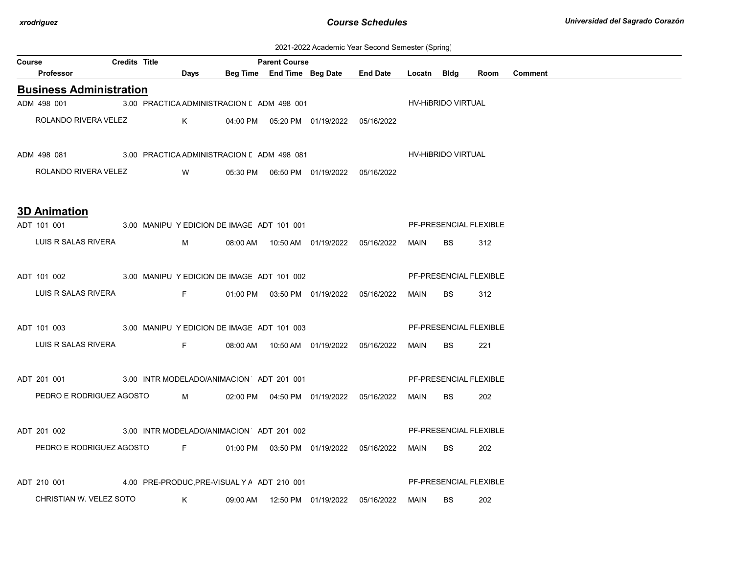2021-2022 Academic Year Second Semester (Spring)

| Course | Credits | Title | Parent Course | | | | | | | |
|---|---|---|---|---|---|---|---|---|---|---|
| Professor | | Days | Beg Time | End Time | Beg Date | End Date | Locatn | Bldg | Room | Comment |

## Business Administration

| Course / Professor | Credits | Title / Days | Beg Time | End Time | Beg Date | End Date | Locatn | Bldg | Room | Comment |
|---|---|---|---|---|---|---|---|---|---|---|
| ADM 498 001 | 3.00 | PRACTICA ADMINISTRACION E (Parent: ADM 498 001) | | | | | HV-HíBRIDO VIRTUAL | | | |
| ROLANDO RIVERA VELEZ | | K | 04:00 PM | 05:20 PM | 01/19/2022 | 05/16/2022 | | | | |
| ADM 498 081 | 3.00 | PRACTICA ADMINISTRACION E (Parent: ADM 498 081) | | | | | HV-HíBRIDO VIRTUAL | | | |
| ROLANDO RIVERA VELEZ | | W | 05:30 PM | 06:50 PM | 01/19/2022 | 05/16/2022 | | | | |

## 3D Animation

| Course / Professor | Credits | Title / Days | Beg Time | End Time | Beg Date | End Date | Locatn | Bldg | Room | Comment |
|---|---|---|---|---|---|---|---|---|---|---|
| ADT 101 001 | 3.00 | MANIPU Y EDICION DE IMAGE (Parent: ADT 101 001) | | | | | PF-PRESENCIAL FLEXIBLE | | | |
| LUIS R SALAS RIVERA | | M | 08:00 AM | 10:50 AM | 01/19/2022 | 05/16/2022 | MAIN | BS | 312 | |
| ADT 101 002 | 3.00 | MANIPU Y EDICION DE IMAGE (Parent: ADT 101 002) | | | | | PF-PRESENCIAL FLEXIBLE | | | |
| LUIS R SALAS RIVERA | | F | 01:00 PM | 03:50 PM | 01/19/2022 | 05/16/2022 | MAIN | BS | 312 | |
| ADT 101 003 | 3.00 | MANIPU Y EDICION DE IMAGE (Parent: ADT 101 003) | | | | | PF-PRESENCIAL FLEXIBLE | | | |
| LUIS R SALAS RIVERA | | F | 08:00 AM | 10:50 AM | 01/19/2022 | 05/16/2022 | MAIN | BS | 221 | |
| ADT 201 001 | 3.00 | INTR MODELADO/ANIMACION (Parent: ADT 201 001) | | | | | PF-PRESENCIAL FLEXIBLE | | | |
| PEDRO E RODRIGUEZ AGOSTO | | M | 02:00 PM | 04:50 PM | 01/19/2022 | 05/16/2022 | MAIN | BS | 202 | |
| ADT 201 002 | 3.00 | INTR MODELADO/ANIMACION (Parent: ADT 201 002) | | | | | PF-PRESENCIAL FLEXIBLE | | | |
| PEDRO E RODRIGUEZ AGOSTO | | F | 01:00 PM | 03:50 PM | 01/19/2022 | 05/16/2022 | MAIN | BS | 202 | |
| ADT 210 001 | 4.00 | PRE-PRODUC,PRE-VISUAL Y A (Parent: ADT 210 001) | | | | | PF-PRESENCIAL FLEXIBLE | | | |
| CHRISTIAN W. VELEZ SOTO | | K | 09:00 AM | 12:50 PM | 01/19/2022 | 05/16/2022 | MAIN | BS | 202 | |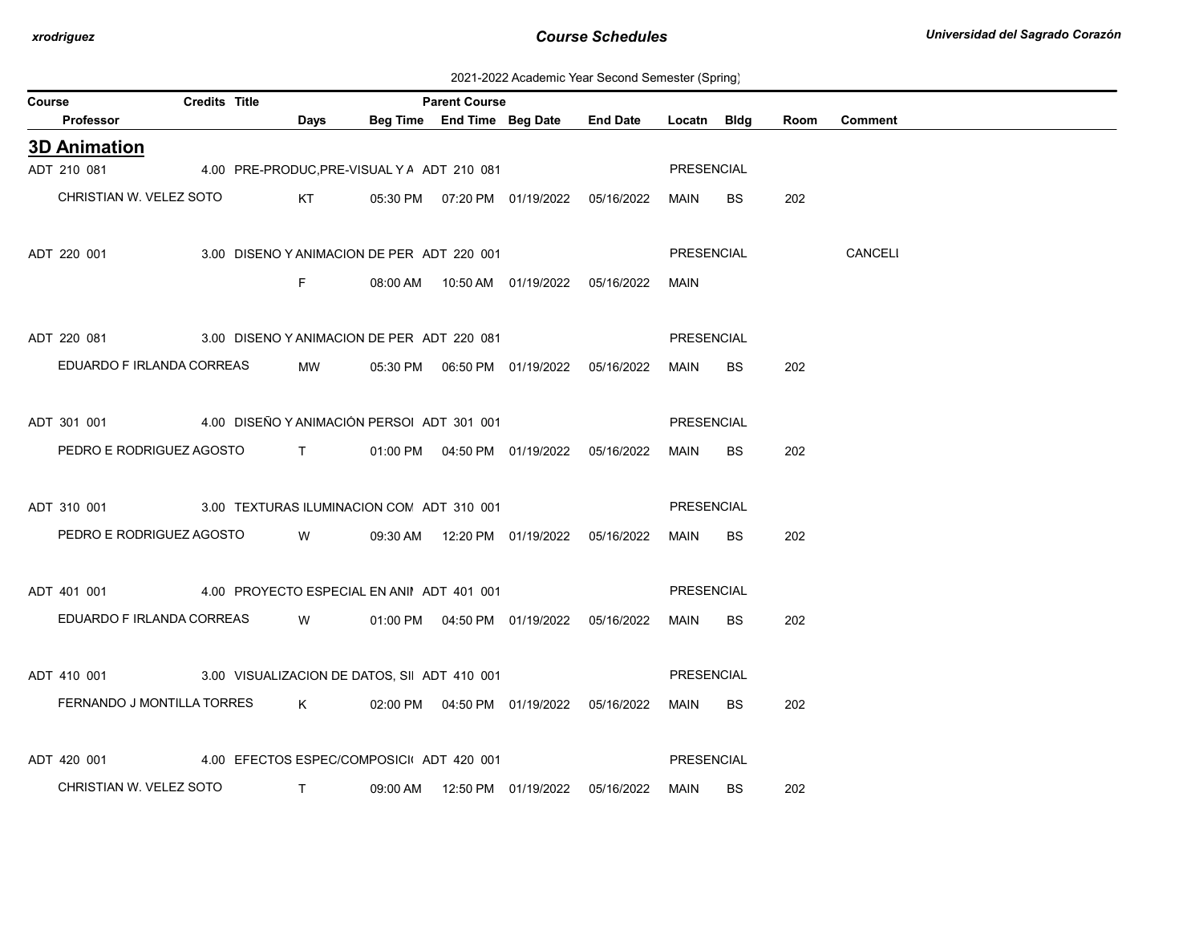2021-2022 Academic Year Second Semester (Spring)

| Course | Credits | Title | Parent Course | | | | | | | |
|---|---|---|---|---|---|---|---|---|---|---|
| Professor | Days | Beg Time | End Time | Beg Date | End Date | Locatn | Bldg | Room | Comment | |

## 3D Animation

| Course / Professor | Credits | Title / Days | Beg Time | End Time | Beg Date | End Date | Locatn | Bldg | Room | Comment |
|---|---|---|---|---|---|---|---|---|---|---|
| ADT 210 081 | 4.00 | PRE-PRODUC,PRE-VISUAL Y A ADT 210 081 | | | | | PRESENCIAL | | | |
| CHRISTIAN W. VELEZ SOTO | | KT | 05:30 PM | 07:20 PM | 01/19/2022 | 05/16/2022 | MAIN | BS | 202 | |
| ADT 220 001 | 3.00 | DISENO Y ANIMACION DE PER ADT 220 001 | | | | | PRESENCIAL | | | CANCELI |
| | | F | 08:00 AM | 10:50 AM | 01/19/2022 | 05/16/2022 | MAIN | | | |
| ADT 220 081 | 3.00 | DISENO Y ANIMACION DE PER ADT 220 081 | | | | | PRESENCIAL | | | |
| EDUARDO F IRLANDA CORREAS | | MW | 05:30 PM | 06:50 PM | 01/19/2022 | 05/16/2022 | MAIN | BS | 202 | |
| ADT 301 001 | 4.00 | DISEÑO Y ANIMACIÓN PERSOI ADT 301 001 | | | | | PRESENCIAL | | | |
| PEDRO E RODRIGUEZ AGOSTO | | T | 01:00 PM | 04:50 PM | 01/19/2022 | 05/16/2022 | MAIN | BS | 202 | |
| ADT 310 001 | 3.00 | TEXTURAS ILUMINACION COM ADT 310 001 | | | | | PRESENCIAL | | | |
| PEDRO E RODRIGUEZ AGOSTO | | W | 09:30 AM | 12:20 PM | 01/19/2022 | 05/16/2022 | MAIN | BS | 202 | |
| ADT 401 001 | 4.00 | PROYECTO ESPECIAL EN ANII ADT 401 001 | | | | | PRESENCIAL | | | |
| EDUARDO F IRLANDA CORREAS | | W | 01:00 PM | 04:50 PM | 01/19/2022 | 05/16/2022 | MAIN | BS | 202 | |
| ADT 410 001 | 3.00 | VISUALIZACION DE DATOS, SII ADT 410 001 | | | | | PRESENCIAL | | | |
| FERNANDO J MONTILLA TORRES | | K | 02:00 PM | 04:50 PM | 01/19/2022 | 05/16/2022 | MAIN | BS | 202 | |
| ADT 420 001 | 4.00 | EFECTOS ESPEC/COMPOSICI( ADT 420 001 | | | | | PRESENCIAL | | | |
| CHRISTIAN W. VELEZ SOTO | | T | 09:00 AM | 12:50 PM | 01/19/2022 | 05/16/2022 | MAIN | BS | 202 | |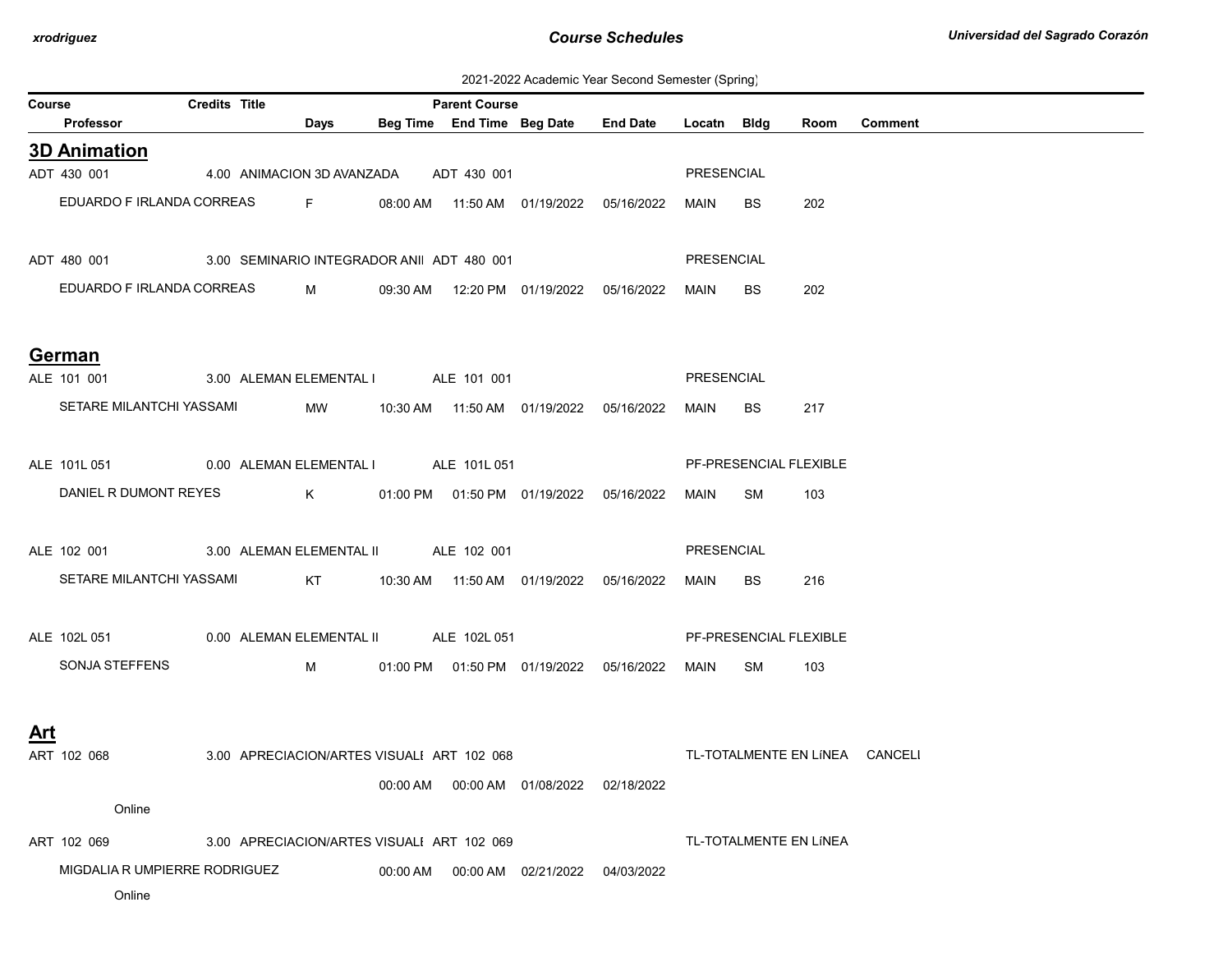2021-2022 Academic Year Second Semester (Spring)

| Course | Credits | Title | Parent Course | | | | | |
|---|---|---|---|---|---|---|---|---|
| Professor | Days | Beg Time | End Time | Beg Date | End Date | Locatn | Bldg | Room | Comment |

## 3D Animation

| Course / Professor | Credits | Title / Days | Beg Time | End Time | Beg Date | End Date | Locatn | Bldg | Room | Comment |
|---|---|---|---|---|---|---|---|---|---|---|
| ADT 430 001 | 4.00 | ANIMACION 3D AVANZADA | ADT 430 001 | | | | PRESENCIAL | | | |
| EDUARDO F IRLANDA CORREAS | | F | 08:00 AM | 11:50 AM | 01/19/2022 | 05/16/2022 | MAIN | BS | 202 | |
| ADT 480 001 | 3.00 | SEMINARIO INTEGRADOR ANII | ADT 480 001 | | | | PRESENCIAL | | | |
| EDUARDO F IRLANDA CORREAS | | M | 09:30 AM | 12:20 PM | 01/19/2022 | 05/16/2022 | MAIN | BS | 202 | |

## German

| Course / Professor | Credits | Title / Days | Beg Time | End Time | Beg Date | End Date | Locatn | Bldg | Room | Comment |
|---|---|---|---|---|---|---|---|---|---|---|
| ALE 101 001 | 3.00 | ALEMAN ELEMENTAL I | ALE 101 001 | | | | PRESENCIAL | | | |
| SETARE MILANTCHI YASSAMI | | MW | 10:30 AM | 11:50 AM | 01/19/2022 | 05/16/2022 | MAIN | BS | 217 | |
| ALE 101L 051 | 0.00 | ALEMAN ELEMENTAL I | ALE 101L 051 | | | | PF-PRESENCIAL FLEXIBLE | | | |
| DANIEL R DUMONT REYES | | K | 01:00 PM | 01:50 PM | 01/19/2022 | 05/16/2022 | MAIN | SM | 103 | |
| ALE 102 001 | 3.00 | ALEMAN ELEMENTAL II | ALE 102 001 | | | | PRESENCIAL | | | |
| SETARE MILANTCHI YASSAMI | | KT | 10:30 AM | 11:50 AM | 01/19/2022 | 05/16/2022 | MAIN | BS | 216 | |
| ALE 102L 051 | 0.00 | ALEMAN ELEMENTAL II | ALE 102L 051 | | | | PF-PRESENCIAL FLEXIBLE | | | |
| SONJA STEFFENS | | M | 01:00 PM | 01:50 PM | 01/19/2022 | 05/16/2022 | MAIN | SM | 103 | |

## Art

| Course / Professor | Credits | Title / Days | Beg Time | End Time | Beg Date | End Date | Locatn | Bldg | Room | Comment |
|---|---|---|---|---|---|---|---|---|---|---|
| ART 102 068 | 3.00 | APRECIACION/ARTES VISUALI | ART 102 068 | | | | TL-TOTALMENTE EN LíNEA | | | CANCELI |
| | | | 00:00 AM | 00:00 AM | 01/08/2022 | 02/18/2022 | | | | |
| Online | | | | | | | | | | |
| ART 102 069 | 3.00 | APRECIACION/ARTES VISUALI | ART 102 069 | | | | TL-TOTALMENTE EN LíNEA | | | |
| MIGDALIA R UMPIERRE RODRIGUEZ | | | 00:00 AM | 00:00 AM | 02/21/2022 | 04/03/2022 | | | | |
| Online | | | | | | | | | | |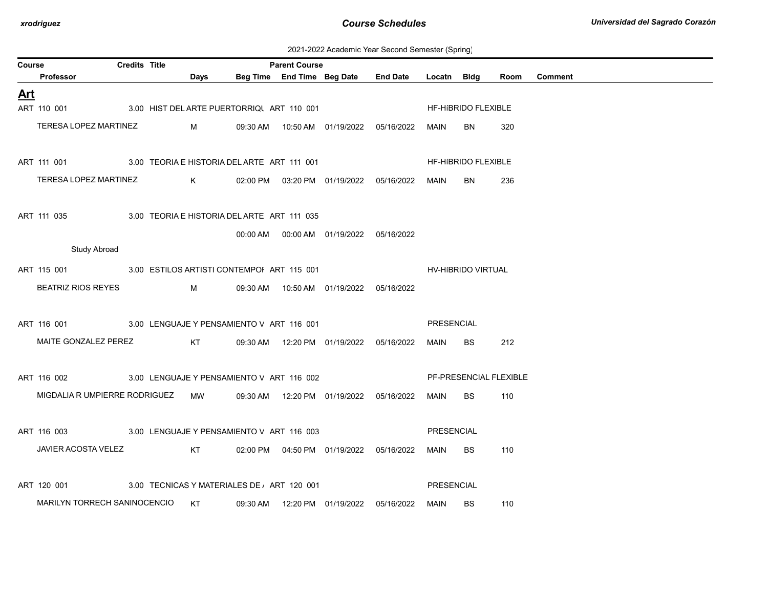2021-2022 Academic Year Second Semester (Spring)

| Course | Credits | Title | Days | Beg Time | End Time | Beg Date | End Date | Locatn | Bldg | Room | Comment |
|---|---|---|---|---|---|---|---|---|---|---|---|
| **Professor** | | | | | | | | | | | |

## Art

| Course / Professor | Credits | Title | Parent Course | Days | Beg Time | End Time | Beg Date | End Date | Locatn | Bldg | Room | Comment |
|---|---|---|---|---|---|---|---|---|---|---|---|---|
| ART 110 001 | 3.00 | HIST DEL ARTE PUERTORRIQU | ART 110 001 | | | | | | HF-HíBRIDO FLEXIBLE | | | |
| TERESA LOPEZ MARTINEZ | | | | M | 09:30 AM | 10:50 AM | 01/19/2022 | 05/16/2022 | MAIN | BN | 320 | |
| ART 111 001 | 3.00 | TEORIA E HISTORIA DEL ARTE | ART 111 001 | | | | | | HF-HíBRIDO FLEXIBLE | | | |
| TERESA LOPEZ MARTINEZ | | | | K | 02:00 PM | 03:20 PM | 01/19/2022 | 05/16/2022 | MAIN | BN | 236 | |
| ART 111 035 | 3.00 | TEORIA E HISTORIA DEL ARTE | ART 111 035 | | | | | | | | | |
| | | | | | 00:00 AM | 00:00 AM | 01/19/2022 | 05/16/2022 | | | | |
| Study Abroad | | | | | | | | | | | | |
| ART 115 001 | 3.00 | ESTILOS ARTISTI CONTEMPOI | ART 115 001 | | | | | | HV-HíBRIDO VIRTUAL | | | |
| BEATRIZ RIOS REYES | | | | M | 09:30 AM | 10:50 AM | 01/19/2022 | 05/16/2022 | | | | |
| ART 116 001 | 3.00 | LENGUAJE Y PENSAMIENTO V | ART 116 001 | | | | | | PRESENCIAL | | | |
| MAITE GONZALEZ PEREZ | | | | KT | 09:30 AM | 12:20 PM | 01/19/2022 | 05/16/2022 | MAIN | BS | 212 | |
| ART 116 002 | 3.00 | LENGUAJE Y PENSAMIENTO V | ART 116 002 | | | | | | PF-PRESENCIAL FLEXIBLE | | | |
| MIGDALIA R UMPIERRE RODRIGUEZ | | | | MW | 09:30 AM | 12:20 PM | 01/19/2022 | 05/16/2022 | MAIN | BS | 110 | |
| ART 116 003 | 3.00 | LENGUAJE Y PENSAMIENTO V | ART 116 003 | | | | | | PRESENCIAL | | | |
| JAVIER ACOSTA VELEZ | | | | KT | 02:00 PM | 04:50 PM | 01/19/2022 | 05/16/2022 | MAIN | BS | 110 | |
| ART 120 001 | 3.00 | TECNICAS Y MATERIALES DE / | ART 120 001 | | | | | | PRESENCIAL | | | |
| MARILYN TORRECH SANINOCENCIO | | | | KT | 09:30 AM | 12:20 PM | 01/19/2022 | 05/16/2022 | MAIN | BS | 110 | |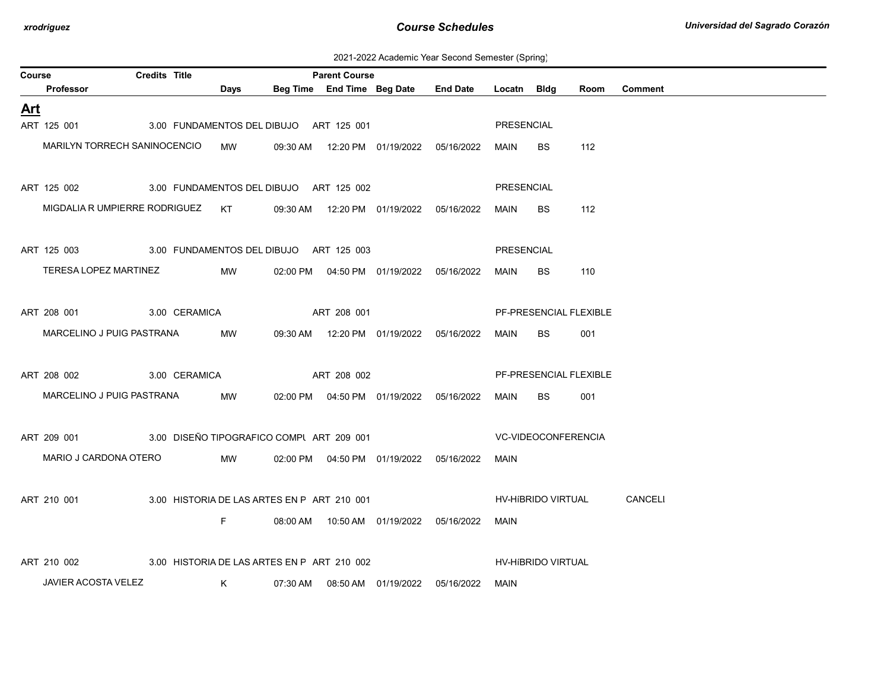2021-2022 Academic Year Second Semester (Spring)

| Course | Credits | Title | Parent Course | | | | | |
|---|---|---|---|---|---|---|---|---|
| Professor | Days | Beg Time | End Time | Beg Date | End Date | Locatn | Bldg | Room | Comment |

## Art

| Course / Professor | Credits | Title / Days | Beg Time | End Time / Parent Course | Beg Date | End Date | Locatn | Bldg | Room | Comment |
|---|---|---|---|---|---|---|---|---|---|---|
| ART 125 001 | 3.00 | FUNDAMENTOS DEL DIBUJO | | ART 125 001 | | | PRESENCIAL | | | |
| MARILYN TORRECH SANINOCENCIO | | MW | 09:30 AM | 12:20 PM | 01/19/2022 | 05/16/2022 | MAIN | BS | 112 | |
| ART 125 002 | 3.00 | FUNDAMENTOS DEL DIBUJO | | ART 125 002 | | | PRESENCIAL | | | |
| MIGDALIA R UMPIERRE RODRIGUEZ | | KT | 09:30 AM | 12:20 PM | 01/19/2022 | 05/16/2022 | MAIN | BS | 112 | |
| ART 125 003 | 3.00 | FUNDAMENTOS DEL DIBUJO | | ART 125 003 | | | PRESENCIAL | | | |
| TERESA LOPEZ MARTINEZ | | MW | 02:00 PM | 04:50 PM | 01/19/2022 | 05/16/2022 | MAIN | BS | 110 | |
| ART 208 001 | 3.00 | CERAMICA | | ART 208 001 | | | PF-PRESENCIAL FLEXIBLE | | | |
| MARCELINO J PUIG PASTRANA | | MW | 09:30 AM | 12:20 PM | 01/19/2022 | 05/16/2022 | MAIN | BS | 001 | |
| ART 208 002 | 3.00 | CERAMICA | | ART 208 002 | | | PF-PRESENCIAL FLEXIBLE | | | |
| MARCELINO J PUIG PASTRANA | | MW | 02:00 PM | 04:50 PM | 01/19/2022 | 05/16/2022 | MAIN | BS | 001 | |
| ART 209 001 | 3.00 | DISEÑO TIPOGRAFICO COMPU | | ART 209 001 | | | VC-VIDEOCONFERENCIA | | | |
| MARIO J CARDONA OTERO | | MW | 02:00 PM | 04:50 PM | 01/19/2022 | 05/16/2022 | MAIN | | | |
| ART 210 001 | 3.00 | HISTORIA DE LAS ARTES EN P | | ART 210 001 | | | HV-HíBRIDO VIRTUAL | | | CANCELI |
| | | F | 08:00 AM | 10:50 AM | 01/19/2022 | 05/16/2022 | MAIN | | | |
| ART 210 002 | 3.00 | HISTORIA DE LAS ARTES EN P | | ART 210 002 | | | HV-HíBRIDO VIRTUAL | | | |
| JAVIER ACOSTA VELEZ | | K | 07:30 AM | 08:50 AM | 01/19/2022 | 05/16/2022 | MAIN | | | |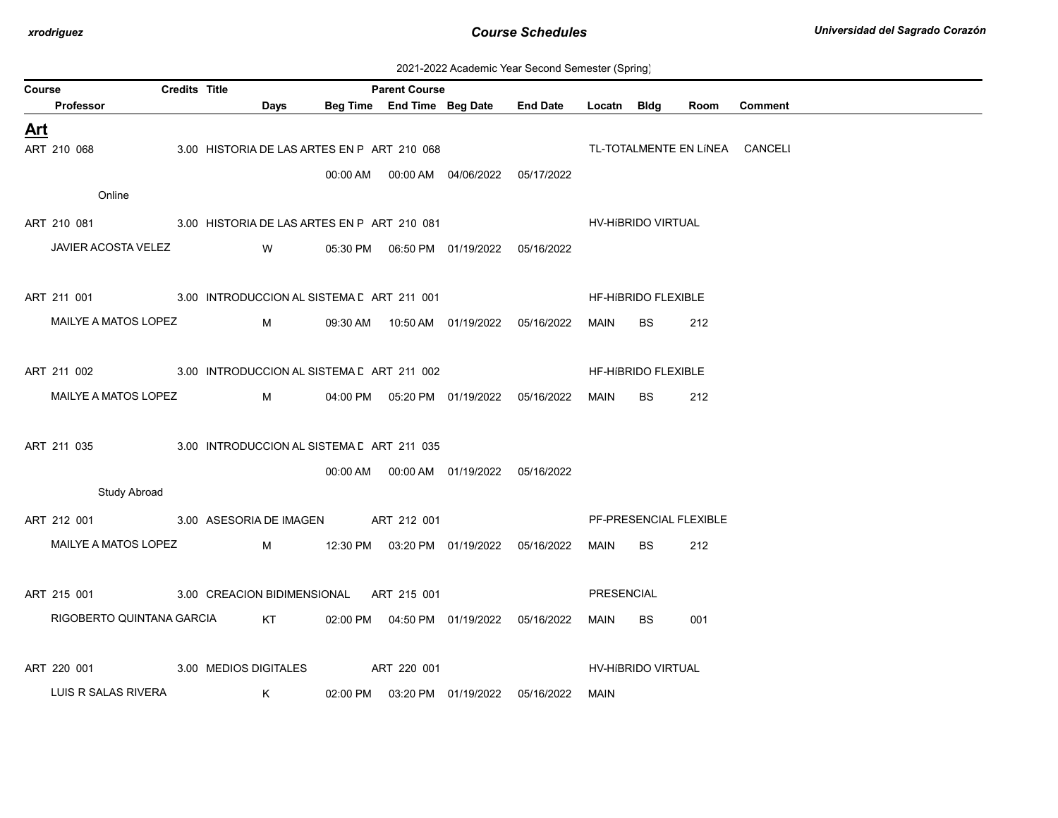2021-2022 Academic Year Second Semester (Spring)

## Art

| Course | Credits | Title | Parent Course | Days | Beg Time | End Time | Beg Date | End Date | Locatn | Bldg | Room | Comment |
|---|---|---|---|---|---|---|---|---|---|---|---|---|
| ART 210 068 | 3.00 | HISTORIA DE LAS ARTES EN P | ART 210 068 | | | | | | TL-TOTALMENTE EN LíNEA | | | CANCELI |
| Online | | | | | 00:00 AM | 00:00 AM | 04/06/2022 | 05/17/2022 | | | | |
| ART 210 081 | 3.00 | HISTORIA DE LAS ARTES EN P | ART 210 081 | | | | | | HV-HíBRIDO VIRTUAL | | | |
| JAVIER ACOSTA VELEZ | | | | W | 05:30 PM | 06:50 PM | 01/19/2022 | 05/16/2022 | | | | |
| ART 211 001 | 3.00 | INTRODUCCION AL SISTEMA D | ART 211 001 | | | | | | HF-HíBRIDO FLEXIBLE | | | |
| MAILYE A MATOS LOPEZ | | | | M | 09:30 AM | 10:50 AM | 01/19/2022 | 05/16/2022 | MAIN | BS | 212 | |
| ART 211 002 | 3.00 | INTRODUCCION AL SISTEMA D | ART 211 002 | | | | | | HF-HíBRIDO FLEXIBLE | | | |
| MAILYE A MATOS LOPEZ | | | | M | 04:00 PM | 05:20 PM | 01/19/2022 | 05/16/2022 | MAIN | BS | 212 | |
| ART 211 035 | 3.00 | INTRODUCCION AL SISTEMA D | ART 211 035 | | | | | | | | | |
| Study Abroad | | | | | 00:00 AM | 00:00 AM | 01/19/2022 | 05/16/2022 | | | | |
| ART 212 001 | 3.00 | ASESORIA DE IMAGEN | ART 212 001 | | | | | | PF-PRESENCIAL FLEXIBLE | | | |
| MAILYE A MATOS LOPEZ | | | | M | 12:30 PM | 03:20 PM | 01/19/2022 | 05/16/2022 | MAIN | BS | 212 | |
| ART 215 001 | 3.00 | CREACION BIDIMENSIONAL | ART 215 001 | | | | | | PRESENCIAL | | | |
| RIGOBERTO QUINTANA GARCIA | | | | KT | 02:00 PM | 04:50 PM | 01/19/2022 | 05/16/2022 | MAIN | BS | 001 | |
| ART 220 001 | 3.00 | MEDIOS DIGITALES | ART 220 001 | | | | | | HV-HíBRIDO VIRTUAL | | | |
| LUIS R SALAS RIVERA | | | | K | 02:00 PM | 03:20 PM | 01/19/2022 | 05/16/2022 | MAIN | | | |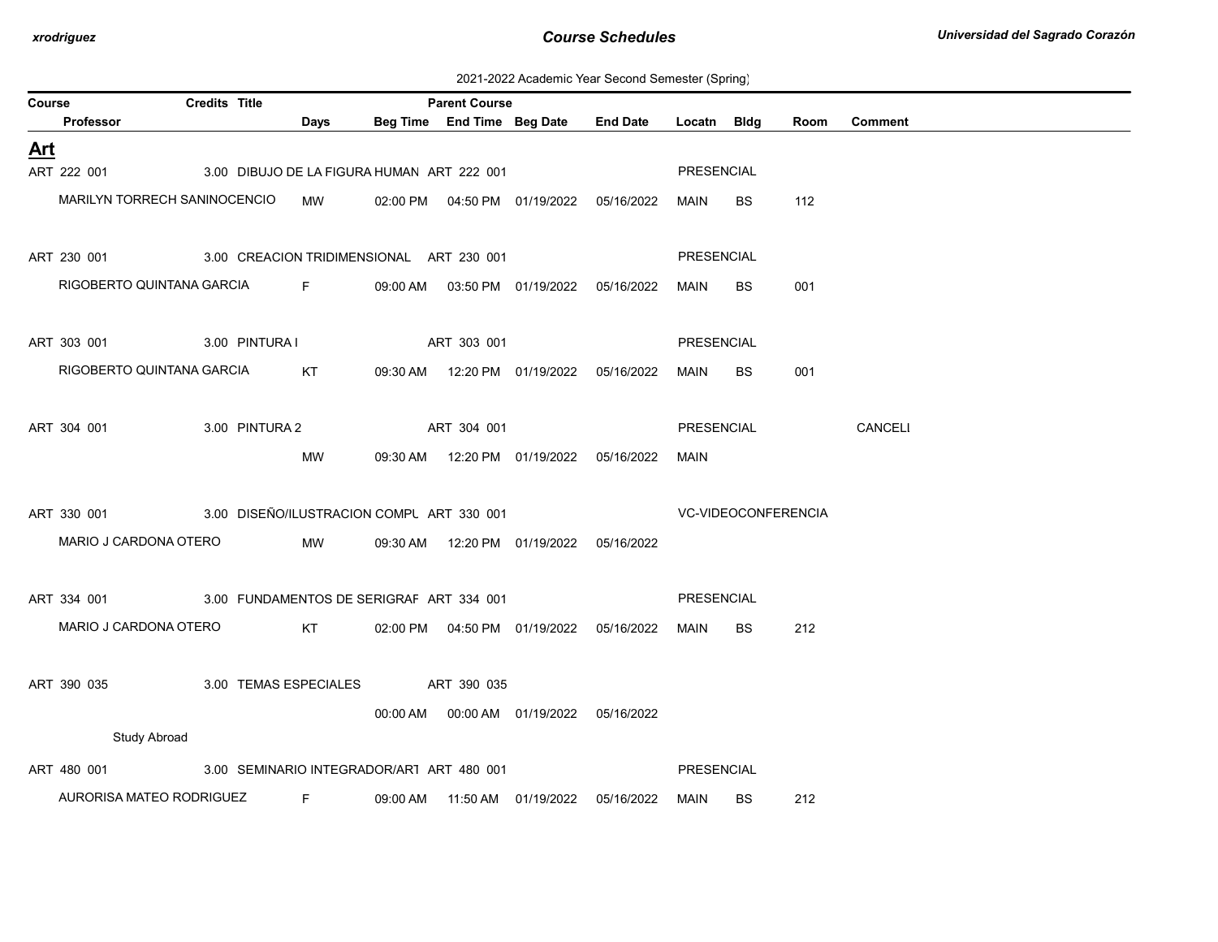2021-2022 Academic Year Second Semester (Spring)

| Course | Credits | Title | Parent Course | | | | | | | |
|---|---|---|---|---|---|---|---|---|---|---|
| Professor | Days | Beg Time | End Time | Beg Date | End Date | Locatn | Bldg | Room | Comment | |

## Art

| Course / Professor | Credits | Title / Days | Beg Time | Parent Course / End Time | Beg Date | End Date | Locatn | Bldg | Room | Comment |
|---|---|---|---|---|---|---|---|---|---|---|
| ART 222 001 | 3.00 | DIBUJO DE LA FIGURA HUMAN | | ART 222 001 | | | PRESENCIAL | | | |
| MARILYN TORRECH SANINOCENCIO | | MW | 02:00 PM | 04:50 PM | 01/19/2022 | 05/16/2022 | MAIN | BS | 112 | |
| ART 230 001 | 3.00 | CREACION TRIDIMENSIONAL | | ART 230 001 | | | PRESENCIAL | | | |
| RIGOBERTO QUINTANA GARCIA | | F | 09:00 AM | 03:50 PM | 01/19/2022 | 05/16/2022 | MAIN | BS | 001 | |
| ART 303 001 | 3.00 | PINTURA I | | ART 303 001 | | | PRESENCIAL | | | |
| RIGOBERTO QUINTANA GARCIA | | KT | 09:30 AM | 12:20 PM | 01/19/2022 | 05/16/2022 | MAIN | BS | 001 | |
| ART 304 001 | 3.00 | PINTURA 2 | | ART 304 001 | | | PRESENCIAL | | | CANCELI |
| | | MW | 09:30 AM | 12:20 PM | 01/19/2022 | 05/16/2022 | MAIN | | | |
| ART 330 001 | 3.00 | DISEÑO/ILUSTRACION COMPU | | ART 330 001 | | | VC-VIDEOCONFERENCIA | | | |
| MARIO J CARDONA OTERO | | MW | 09:30 AM | 12:20 PM | 01/19/2022 | 05/16/2022 | | | | |
| ART 334 001 | 3.00 | FUNDAMENTOS DE SERIGRAF | | ART 334 001 | | | PRESENCIAL | | | |
| MARIO J CARDONA OTERO | | KT | 02:00 PM | 04:50 PM | 01/19/2022 | 05/16/2022 | MAIN | BS | 212 | |
| ART 390 035 | 3.00 | TEMAS ESPECIALES | | ART 390 035 | | | | | | |
| | | | 00:00 AM | 00:00 AM | 01/19/2022 | 05/16/2022 | | | | |
| Study Abroad | | | | | | | | | | |
| ART 480 001 | 3.00 | SEMINARIO INTEGRADOR/ART | | ART 480 001 | | | PRESENCIAL | | | |
| AURORISA MATEO RODRIGUEZ | | F | 09:00 AM | 11:50 AM | 01/19/2022 | 05/16/2022 | MAIN | BS | 212 | |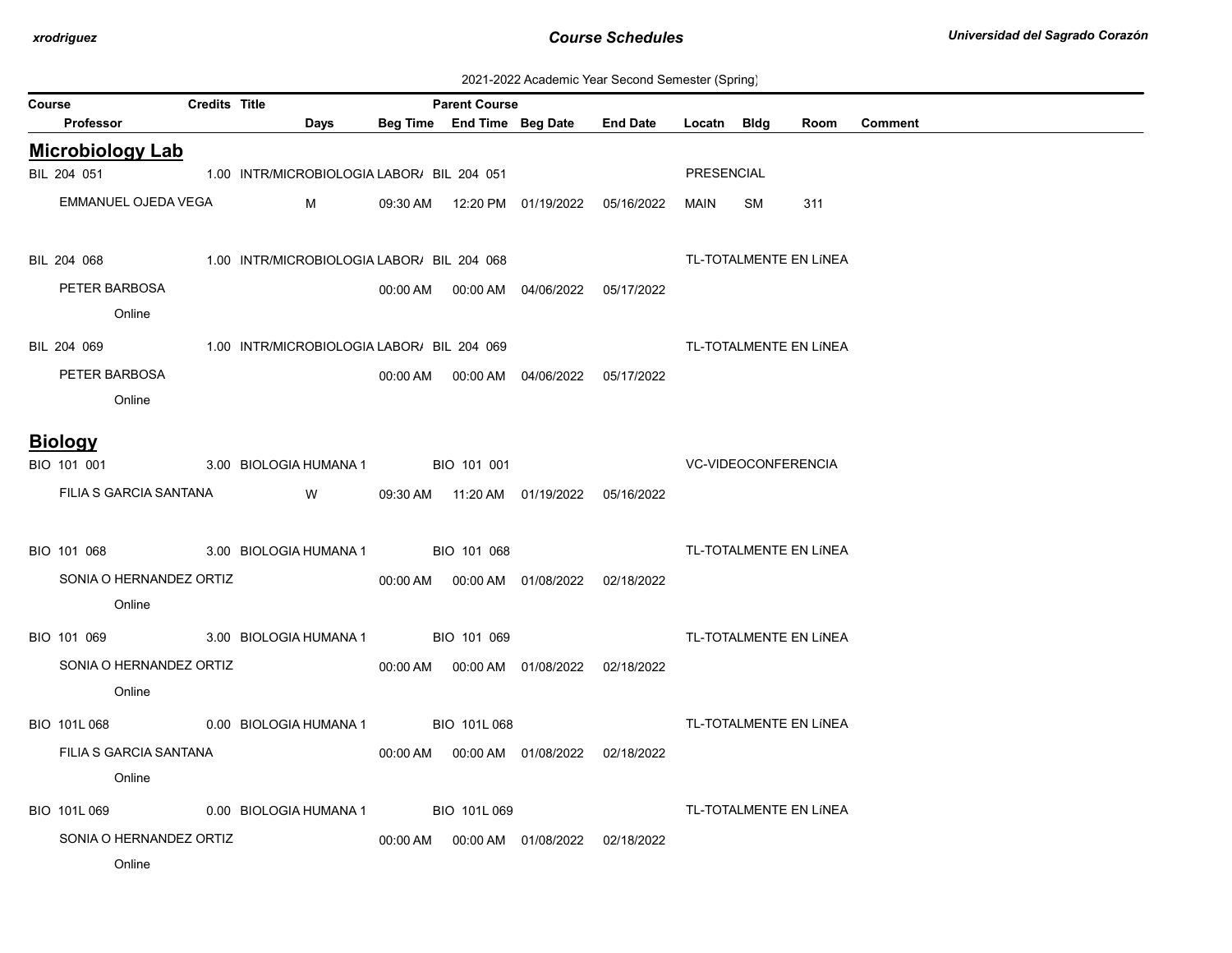2021-2022 Academic Year Second Semester (Spring)

| Course | Credits | Title | Parent Course | | | | | | | |
|---|---|---|---|---|---|---|---|---|---|---|
| Professor | Days | Beg Time | End Time | Beg Date | End Date | Locatn | Bldg | Room | Comment | |

## Microbiology Lab

| Course / Professor | Credits | Title / Days | Beg Time | Parent Course / End Time | Beg Date | End Date | Locatn | Bldg | Room | Comment |
|---|---|---|---|---|---|---|---|---|---|---|
| BIL 204 051 | 1.00 | INTR/MICROBIOLOGIA LABOR/ | | BIL 204 051 | | | PRESENCIAL | | | |
| EMMANUEL OJEDA VEGA | | M | 09:30 AM | 12:20 PM | 01/19/2022 | 05/16/2022 | MAIN | SM | 311 | |
| BIL 204 068 | 1.00 | INTR/MICROBIOLOGIA LABOR/ | | BIL 204 068 | | | TL-TOTALMENTE EN LíNEA | | | |
| PETER BARBOSA | | | 00:00 AM | 00:00 AM | 04/06/2022 | 05/17/2022 | | | | |
| Online | | | | | | | | | | |
| BIL 204 069 | 1.00 | INTR/MICROBIOLOGIA LABOR/ | | BIL 204 069 | | | TL-TOTALMENTE EN LíNEA | | | |
| PETER BARBOSA | | | 00:00 AM | 00:00 AM | 04/06/2022 | 05/17/2022 | | | | |
| Online | | | | | | | | | | |

## Biology

| Course / Professor | Credits | Title / Days | Beg Time | Parent Course / End Time | Beg Date | End Date | Locatn | Bldg | Room | Comment |
|---|---|---|---|---|---|---|---|---|---|---|
| BIO 101 001 | 3.00 | BIOLOGIA HUMANA 1 | | BIO 101 001 | | | VC-VIDEOCONFERENCIA | | | |
| FILIA S GARCIA SANTANA | | W | 09:30 AM | 11:20 AM | 01/19/2022 | 05/16/2022 | | | | |
| BIO 101 068 | 3.00 | BIOLOGIA HUMANA 1 | | BIO 101 068 | | | TL-TOTALMENTE EN LíNEA | | | |
| SONIA O HERNANDEZ ORTIZ | | | 00:00 AM | 00:00 AM | 01/08/2022 | 02/18/2022 | | | | |
| Online | | | | | | | | | | |
| BIO 101 069 | 3.00 | BIOLOGIA HUMANA 1 | | BIO 101 069 | | | TL-TOTALMENTE EN LíNEA | | | |
| SONIA O HERNANDEZ ORTIZ | | | 00:00 AM | 00:00 AM | 01/08/2022 | 02/18/2022 | | | | |
| Online | | | | | | | | | | |
| BIO 101L 068 | 0.00 | BIOLOGIA HUMANA 1 | | BIO 101L 068 | | | TL-TOTALMENTE EN LíNEA | | | |
| FILIA S GARCIA SANTANA | | | 00:00 AM | 00:00 AM | 01/08/2022 | 02/18/2022 | | | | |
| Online | | | | | | | | | | |
| BIO 101L 069 | 0.00 | BIOLOGIA HUMANA 1 | | BIO 101L 069 | | | TL-TOTALMENTE EN LíNEA | | | |
| SONIA O HERNANDEZ ORTIZ | | | 00:00 AM | 00:00 AM | 01/08/2022 | 02/18/2022 | | | | |
| Online | | | | | | | | | | |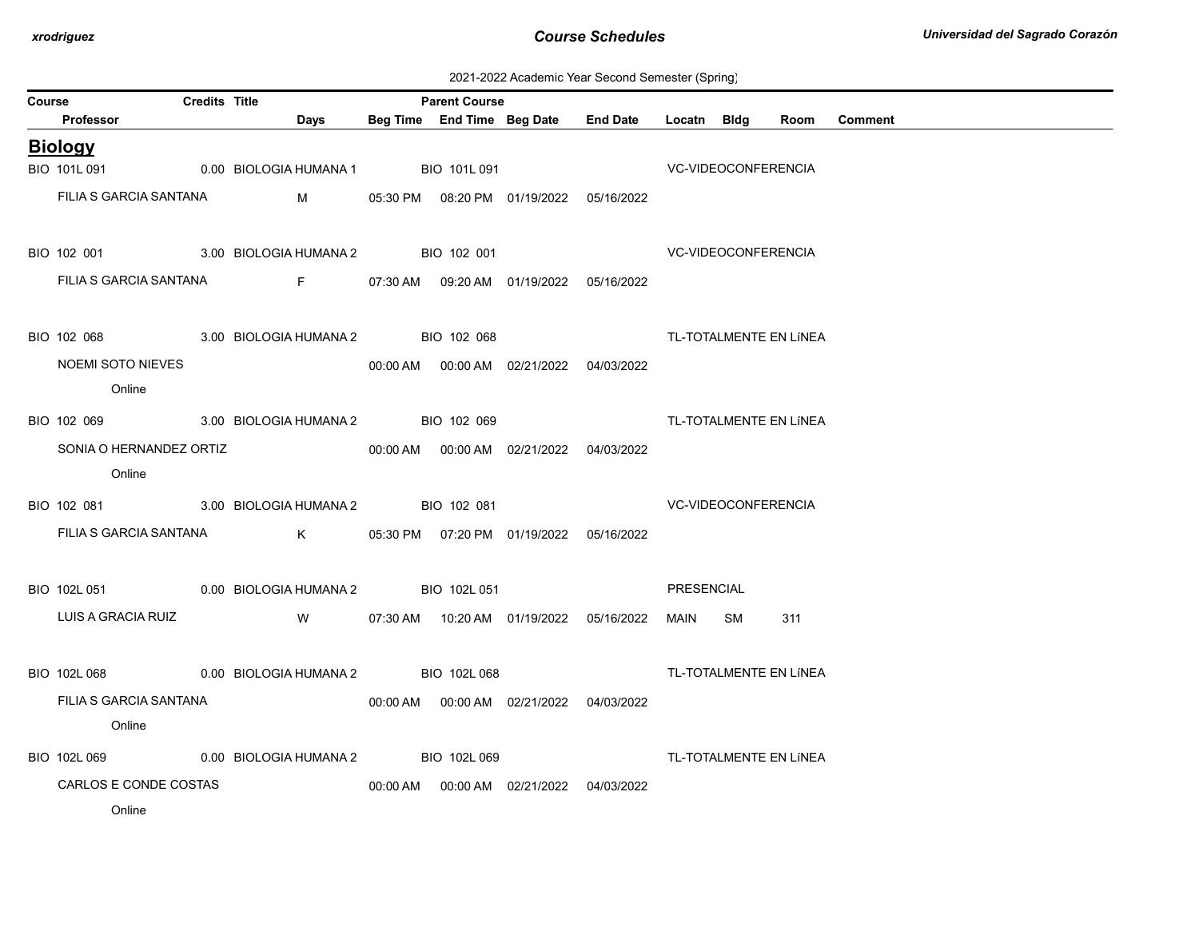2021-2022 Academic Year Second Semester (Spring)

| Course | Credits | Title | Parent Course | | | | Locatn | Bldg | Room | Comment |
|---|---|---|---|---|---|---|---|---|---|---|
| Professor | | Days | Beg Time | End Time | Beg Date | End Date | | | | |

## Biology

| Course / Professor | Credits | Title / Days | Beg Time | End Time / Parent Course | Beg Date | End Date | Locatn | Bldg | Room | Comment |
|---|---|---|---|---|---|---|---|---|---|---|
| BIO 101L 091 | 0.00 | BIOLOGIA HUMANA 1 | | BIO 101L 091 | | | VC-VIDEOCONFERENCIA | | | |
| FILIA S GARCIA SANTANA | | M | 05:30 PM | 08:20 PM | 01/19/2022 | 05/16/2022 | | | | |
| BIO 102 001 | 3.00 | BIOLOGIA HUMANA 2 | | BIO 102 001 | | | VC-VIDEOCONFERENCIA | | | |
| FILIA S GARCIA SANTANA | | F | 07:30 AM | 09:20 AM | 01/19/2022 | 05/16/2022 | | | | |
| BIO 102 068 | 3.00 | BIOLOGIA HUMANA 2 | | BIO 102 068 | | | TL-TOTALMENTE EN LíNEA | | | |
| NOEMI SOTO NIEVES | | | 00:00 AM | 00:00 AM | 02/21/2022 | 04/03/2022 | | | | |
| Online | | | | | | | | | | |
| BIO 102 069 | 3.00 | BIOLOGIA HUMANA 2 | | BIO 102 069 | | | TL-TOTALMENTE EN LíNEA | | | |
| SONIA O HERNANDEZ ORTIZ | | | 00:00 AM | 00:00 AM | 02/21/2022 | 04/03/2022 | | | | |
| Online | | | | | | | | | | |
| BIO 102 081 | 3.00 | BIOLOGIA HUMANA 2 | | BIO 102 081 | | | VC-VIDEOCONFERENCIA | | | |
| FILIA S GARCIA SANTANA | | K | 05:30 PM | 07:20 PM | 01/19/2022 | 05/16/2022 | | | | |
| BIO 102L 051 | 0.00 | BIOLOGIA HUMANA 2 | | BIO 102L 051 | | | PRESENCIAL | | | |
| LUIS A GRACIA RUIZ | | W | 07:30 AM | 10:20 AM | 01/19/2022 | 05/16/2022 | MAIN | SM | 311 | |
| BIO 102L 068 | 0.00 | BIOLOGIA HUMANA 2 | | BIO 102L 068 | | | TL-TOTALMENTE EN LíNEA | | | |
| FILIA S GARCIA SANTANA | | | 00:00 AM | 00:00 AM | 02/21/2022 | 04/03/2022 | | | | |
| Online | | | | | | | | | | |
| BIO 102L 069 | 0.00 | BIOLOGIA HUMANA 2 | | BIO 102L 069 | | | TL-TOTALMENTE EN LíNEA | | | |
| CARLOS E CONDE COSTAS | | | 00:00 AM | 00:00 AM | 02/21/2022 | 04/03/2022 | | | | |
| Online | | | | | | | | | | |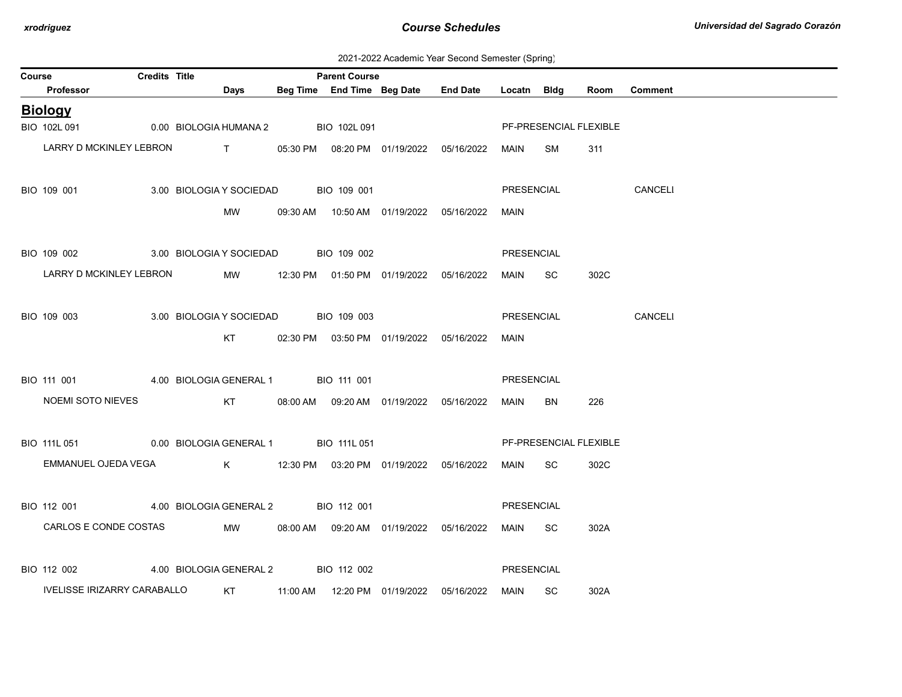2021-2022 Academic Year Second Semester (Spring)

| Course | Credits | Title | | Parent Course | | | | | | | |
|---|---|---|---|---|---|---|---|---|---|---|---|
| Professor | | Days | Beg Time | End Time | Beg Date | End Date | Locatn | Bldg | Room | Comment | |

## Biology

| Course / Professor | Credits | Title / Days | Beg Time | Parent Course / End Time | Beg Date | End Date | Locatn | Bldg | Room | Comment |
|---|---|---|---|---|---|---|---|---|---|---|
| BIO 102L 091 | 0.00 | BIOLOGIA HUMANA 2 | | BIO 102L 091 | | | PF-PRESENCIAL FLEXIBLE | | | |
| LARRY D MCKINLEY LEBRON | | T | 05:30 PM | 08:20 PM | 01/19/2022 | 05/16/2022 | MAIN | SM | 311 | |
| BIO 109 001 | 3.00 | BIOLOGIA Y SOCIEDAD | | BIO 109 001 | | | PRESENCIAL | | | CANCELI |
| | | MW | 09:30 AM | 10:50 AM | 01/19/2022 | 05/16/2022 | MAIN | | | |
| BIO 109 002 | 3.00 | BIOLOGIA Y SOCIEDAD | | BIO 109 002 | | | PRESENCIAL | | | |
| LARRY D MCKINLEY LEBRON | | MW | 12:30 PM | 01:50 PM | 01/19/2022 | 05/16/2022 | MAIN | SC | 302C | |
| BIO 109 003 | 3.00 | BIOLOGIA Y SOCIEDAD | | BIO 109 003 | | | PRESENCIAL | | | CANCELI |
| | | KT | 02:30 PM | 03:50 PM | 01/19/2022 | 05/16/2022 | MAIN | | | |
| BIO 111 001 | 4.00 | BIOLOGIA GENERAL 1 | | BIO 111 001 | | | PRESENCIAL | | | |
| NOEMI SOTO NIEVES | | KT | 08:00 AM | 09:20 AM | 01/19/2022 | 05/16/2022 | MAIN | BN | 226 | |
| BIO 111L 051 | 0.00 | BIOLOGIA GENERAL 1 | | BIO 111L 051 | | | PF-PRESENCIAL FLEXIBLE | | | |
| EMMANUEL OJEDA VEGA | | K | 12:30 PM | 03:20 PM | 01/19/2022 | 05/16/2022 | MAIN | SC | 302C | |
| BIO 112 001 | 4.00 | BIOLOGIA GENERAL 2 | | BIO 112 001 | | | PRESENCIAL | | | |
| CARLOS E CONDE COSTAS | | MW | 08:00 AM | 09:20 AM | 01/19/2022 | 05/16/2022 | MAIN | SC | 302A | |
| BIO 112 002 | 4.00 | BIOLOGIA GENERAL 2 | | BIO 112 002 | | | PRESENCIAL | | | |
| IVELISSE IRIZARRY CARABALLO | | KT | 11:00 AM | 12:20 PM | 01/19/2022 | 05/16/2022 | MAIN | SC | 302A | |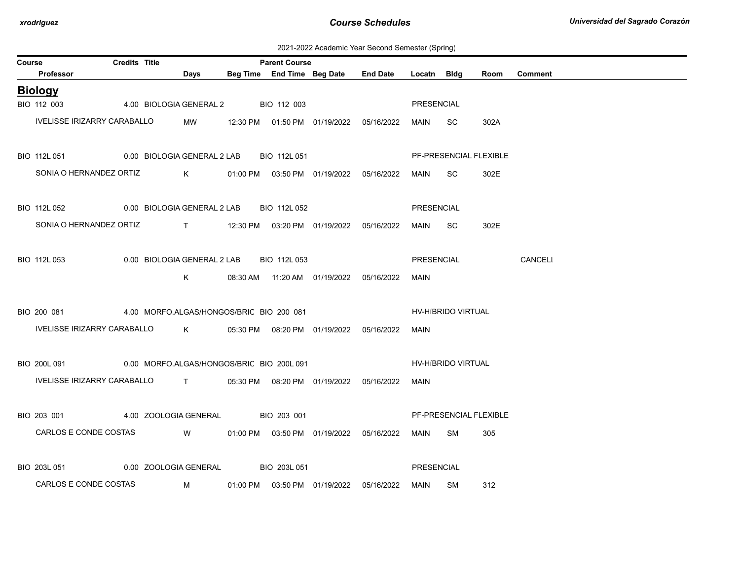2021-2022 Academic Year Second Semester (Spring)

| Course | Credits | Title | Days | Beg Time | Parent Course / End Time | Beg Date | End Date | Locatn | Bldg | Room | Comment |
|---|---|---|---|---|---|---|---|---|---|---|---|
| Professor | | | | | | | | | | | |

## Biology

| Course / Professor | Credits | Title | Days | Beg Time | Parent Course / End Time | Beg Date | End Date | Locatn | Bldg | Room | Comment |
|---|---|---|---|---|---|---|---|---|---|---|---|
| BIO 112 003 | 4.00 | BIOLOGIA GENERAL 2 | | | BIO 112 003 | | | PRESENCIAL | | | |
| IVELISSE IRIZARRY CARABALLO | | | MW | 12:30 PM | 01:50 PM | 01/19/2022 | 05/16/2022 | MAIN | SC | 302A | |
| BIO 112L 051 | 0.00 | BIOLOGIA GENERAL 2 LAB | | | BIO 112L 051 | | | PF-PRESENCIAL FLEXIBLE | | | |
| SONIA O HERNANDEZ ORTIZ | | | K | 01:00 PM | 03:50 PM | 01/19/2022 | 05/16/2022 | MAIN | SC | 302E | |
| BIO 112L 052 | 0.00 | BIOLOGIA GENERAL 2 LAB | | | BIO 112L 052 | | | PRESENCIAL | | | |
| SONIA O HERNANDEZ ORTIZ | | | T | 12:30 PM | 03:20 PM | 01/19/2022 | 05/16/2022 | MAIN | SC | 302E | |
| BIO 112L 053 | 0.00 | BIOLOGIA GENERAL 2 LAB | | | BIO 112L 053 | | | PRESENCIAL | | | CANCELI |
| | | | K | 08:30 AM | 11:20 AM | 01/19/2022 | 05/16/2022 | MAIN | | | |
| BIO 200 081 | 4.00 | MORFO.ALGAS/HONGOS/BRIC | | | BIO 200 081 | | | HV-HíBRIDO VIRTUAL | | | |
| IVELISSE IRIZARRY CARABALLO | | | K | 05:30 PM | 08:20 PM | 01/19/2022 | 05/16/2022 | MAIN | | | |
| BIO 200L 091 | 0.00 | MORFO.ALGAS/HONGOS/BRIC | | | BIO 200L 091 | | | HV-HíBRIDO VIRTUAL | | | |
| IVELISSE IRIZARRY CARABALLO | | | T | 05:30 PM | 08:20 PM | 01/19/2022 | 05/16/2022 | MAIN | | | |
| BIO 203 001 | 4.00 | ZOOLOGIA GENERAL | | | BIO 203 001 | | | PF-PRESENCIAL FLEXIBLE | | | |
| CARLOS E CONDE COSTAS | | | W | 01:00 PM | 03:50 PM | 01/19/2022 | 05/16/2022 | MAIN | SM | 305 | |
| BIO 203L 051 | 0.00 | ZOOLOGIA GENERAL | | | BIO 203L 051 | | | PRESENCIAL | | | |
| CARLOS E CONDE COSTAS | | | M | 01:00 PM | 03:50 PM | 01/19/2022 | 05/16/2022 | MAIN | SM | 312 | |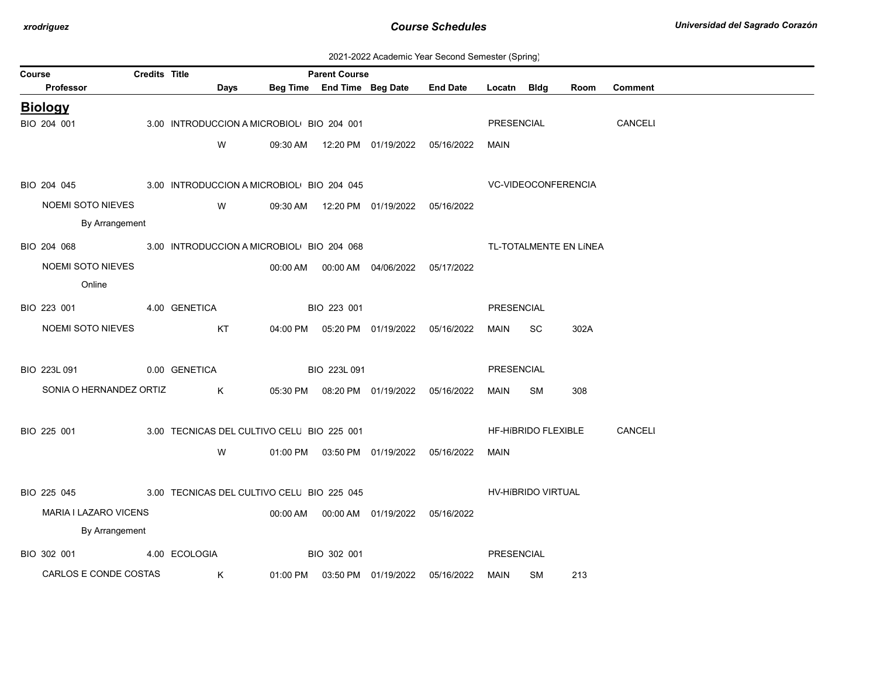2021-2022 Academic Year Second Semester (Spring)

| Course | Credits | Title | Parent Course | | | | | | | |
|---|---|---|---|---|---|---|---|---|---|---|
| Professor | Days | Beg Time | End Time | Beg Date | End Date | Locatn | Bldg | Room | Comment | |

## Biology

| Course / Professor | Credits | Title | Days | Beg Time | End Time | Beg Date | End Date | Parent Course / Locatn | Bldg | Room | Comment |
|---|---|---|---|---|---|---|---|---|---|---|---|
| BIO 204 001 | 3.00 | INTRODUCCION A MICROBIOL | | | | | | BIO 204 001 / PRESENCIAL | | | CANCELI |
| | | | W | 09:30 AM | 12:20 PM | 01/19/2022 | 05/16/2022 | MAIN | | | |
| BIO 204 045 | 3.00 | INTRODUCCION A MICROBIOL | | | | | | BIO 204 045 / VC-VIDEOCONFERENCIA | | | |
| NOEMI SOTO NIEVES | | | W | 09:30 AM | 12:20 PM | 01/19/2022 | 05/16/2022 | | | | |
| By Arrangement | | | | | | | | | | | |
| BIO 204 068 | 3.00 | INTRODUCCION A MICROBIOL | | | | | | BIO 204 068 / TL-TOTALMENTE EN LíNEA | | | |
| NOEMI SOTO NIEVES | | | | 00:00 AM | 00:00 AM | 04/06/2022 | 05/17/2022 | | | | |
| Online | | | | | | | | | | | |
| BIO 223 001 | 4.00 | GENETICA | | | | | | BIO 223 001 / PRESENCIAL | | | |
| NOEMI SOTO NIEVES | | | KT | 04:00 PM | 05:20 PM | 01/19/2022 | 05/16/2022 | MAIN | SC | 302A | |
| BIO 223L 091 | 0.00 | GENETICA | | | | | | BIO 223L 091 / PRESENCIAL | | | |
| SONIA O HERNANDEZ ORTIZ | | | K | 05:30 PM | 08:20 PM | 01/19/2022 | 05/16/2022 | MAIN | SM | 308 | |
| BIO 225 001 | 3.00 | TECNICAS DEL CULTIVO CELU | | | | | | BIO 225 001 / HF-HíBRIDO FLEXIBLE | | | CANCELI |
| | | | W | 01:00 PM | 03:50 PM | 01/19/2022 | 05/16/2022 | MAIN | | | |
| BIO 225 045 | 3.00 | TECNICAS DEL CULTIVO CELU | | | | | | BIO 225 045 / HV-HíBRIDO VIRTUAL | | | |
| MARIA I LAZARO VICENS | | | | 00:00 AM | 00:00 AM | 01/19/2022 | 05/16/2022 | | | | |
| By Arrangement | | | | | | | | | | | |
| BIO 302 001 | 4.00 | ECOLOGIA | | | | | | BIO 302 001 / PRESENCIAL | | | |
| CARLOS E CONDE COSTAS | | | K | 01:00 PM | 03:50 PM | 01/19/2022 | 05/16/2022 | MAIN | SM | 213 | |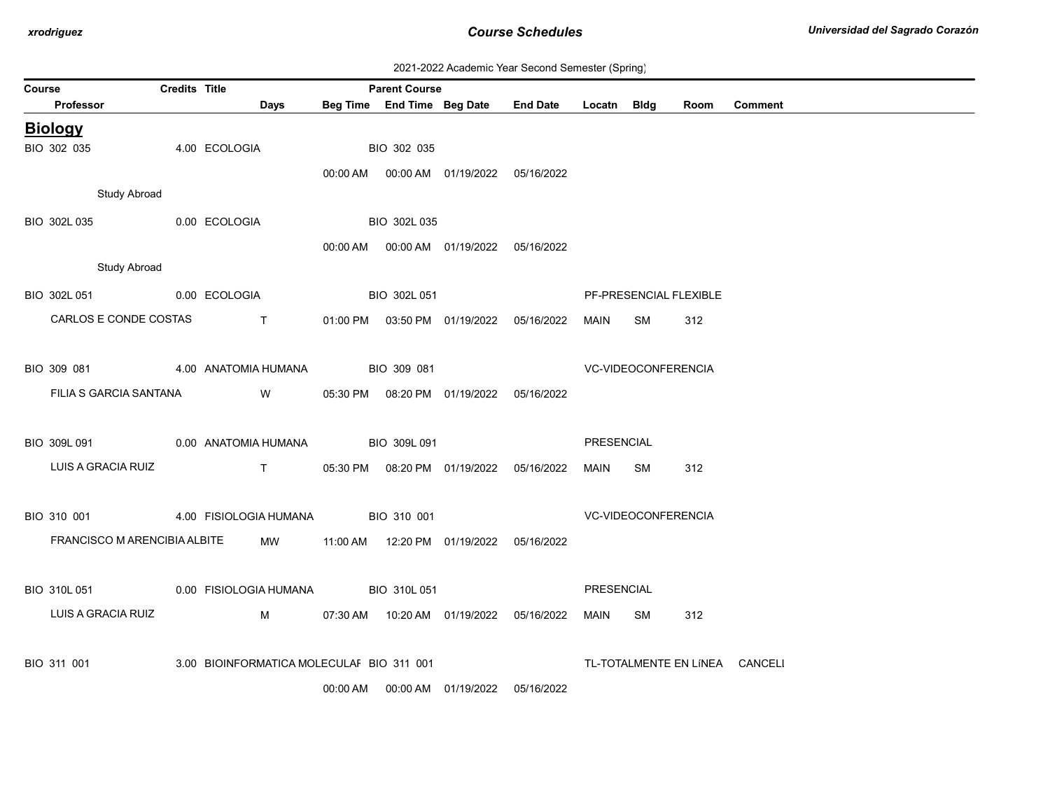2021-2022 Academic Year Second Semester (Spring)

| Course | Credits | Title | Parent Course | | | | | | | |
|---|---|---|---|---|---|---|---|---|---|---|
| Professor | Days | Beg Time | End Time | Beg Date | End Date | Locatn | Bldg | Room | Comment | |

## Biology

| Course / Professor | Credits / Days | Title / Beg Time | Parent Course / End Time | Beg Date | End Date | Locatn | Bldg | Room | Comment |
|---|---|---|---|---|---|---|---|---|---|
| BIO 302 035 | 4.00 | ECOLOGIA | BIO 302 035 | | | | | | |
| | | 00:00 AM | 00:00 AM | 01/19/2022 | 05/16/2022 | | | | |
| Study Abroad | | | | | | | | | |
| BIO 302L 035 | 0.00 | ECOLOGIA | BIO 302L 035 | | | | | | |
| | | 00:00 AM | 00:00 AM | 01/19/2022 | 05/16/2022 | | | | |
| Study Abroad | | | | | | | | | |
| BIO 302L 051 | 0.00 | ECOLOGIA | BIO 302L 051 | | | PF-PRESENCIAL FLEXIBLE | | | |
| CARLOS E CONDE COSTAS | T | 01:00 PM | 03:50 PM | 01/19/2022 | 05/16/2022 | MAIN | SM | 312 | |
| BIO 309 081 | 4.00 | ANATOMIA HUMANA | BIO 309 081 | | | VC-VIDEOCONFERENCIA | | | |
| FILIA S GARCIA SANTANA | W | 05:30 PM | 08:20 PM | 01/19/2022 | 05/16/2022 | | | | |
| BIO 309L 091 | 0.00 | ANATOMIA HUMANA | BIO 309L 091 | | | PRESENCIAL | | | |
| LUIS A GRACIA RUIZ | T | 05:30 PM | 08:20 PM | 01/19/2022 | 05/16/2022 | MAIN | SM | 312 | |
| BIO 310 001 | 4.00 | FISIOLOGIA HUMANA | BIO 310 001 | | | VC-VIDEOCONFERENCIA | | | |
| FRANCISCO M ARENCIBIA ALBITE | MW | 11:00 AM | 12:20 PM | 01/19/2022 | 05/16/2022 | | | | |
| BIO 310L 051 | 0.00 | FISIOLOGIA HUMANA | BIO 310L 051 | | | PRESENCIAL | | | |
| LUIS A GRACIA RUIZ | M | 07:30 AM | 10:20 AM | 01/19/2022 | 05/16/2022 | MAIN | SM | 312 | |
| BIO 311 001 | 3.00 | BIOINFORMATICA MOLECULAF | BIO 311 001 | | | TL-TOTALMENTE EN LíNEA | | | CANCELI |
| | | 00:00 AM | 00:00 AM | 01/19/2022 | 05/16/2022 | | | | |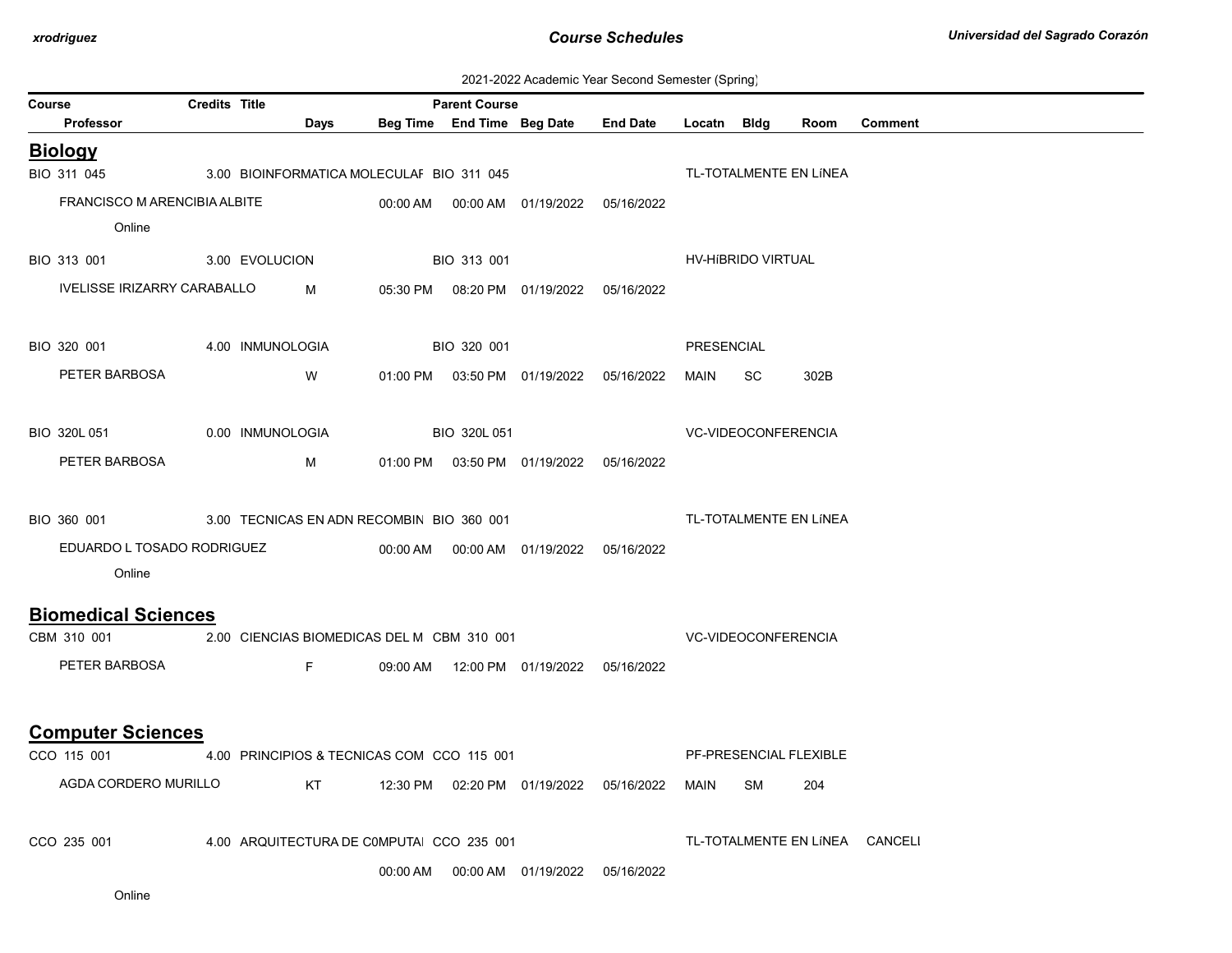2021-2022 Academic Year Second Semester (Spring)

| Course | Credits | Title | Parent Course | | | | | | | |
|---|---|---|---|---|---|---|---|---|---|---|
| Professor | Days | Beg Time | End Time | Beg Date | End Date | Locatn | Bldg | Room | Comment | |

## Biology

| Course / Professor | Credits | Title | Days | Beg Time | End Time | Beg Date | End Date | Locatn | Bldg | Room | Comment |
|---|---|---|---|---|---|---|---|---|---|---|---|
| BIO 311 045 | 3.00 | BIOINFORMATICA MOLECULAF | | | BIO 311 045 | | | TL-TOTALMENTE EN LíNEA | | | |
| FRANCISCO M ARENCIBIA ALBITE | | | | 00:00 AM | 00:00 AM | 01/19/2022 | 05/16/2022 | | | | |
| Online | | | | | | | | | | | |
| BIO 313 001 | 3.00 | EVOLUCION | | | BIO 313 001 | | | HV-HíBRIDO VIRTUAL | | | |
| IVELISSE IRIZARRY CARABALLO | | | M | 05:30 PM | 08:20 PM | 01/19/2022 | 05/16/2022 | | | | |
| BIO 320 001 | 4.00 | INMUNOLOGIA | | | BIO 320 001 | | | PRESENCIAL | | | |
| PETER BARBOSA | | | W | 01:00 PM | 03:50 PM | 01/19/2022 | 05/16/2022 | MAIN | SC | 302B | |
| BIO 320L 051 | 0.00 | INMUNOLOGIA | | | BIO 320L 051 | | | VC-VIDEOCONFERENCIA | | | |
| PETER BARBOSA | | | M | 01:00 PM | 03:50 PM | 01/19/2022 | 05/16/2022 | | | | |
| BIO 360 001 | 3.00 | TECNICAS EN ADN RECOMBIN | | | BIO 360 001 | | | TL-TOTALMENTE EN LíNEA | | | |
| EDUARDO L TOSADO RODRIGUEZ | | | | 00:00 AM | 00:00 AM | 01/19/2022 | 05/16/2022 | | | | |
| Online | | | | | | | | | | | |

## Biomedical Sciences

| Course / Professor | Credits | Title | Days | Beg Time | End Time | Beg Date | End Date | Locatn | Bldg | Room | Comment |
|---|---|---|---|---|---|---|---|---|---|---|---|
| CBM 310 001 | 2.00 | CIENCIAS BIOMEDICAS DEL M | | | CBM 310 001 | | | VC-VIDEOCONFERENCIA | | | |
| PETER BARBOSA | | | F | 09:00 AM | 12:00 PM | 01/19/2022 | 05/16/2022 | | | | |

## Computer Sciences

| Course / Professor | Credits | Title | Days | Beg Time | End Time | Beg Date | End Date | Locatn | Bldg | Room | Comment |
|---|---|---|---|---|---|---|---|---|---|---|---|
| CCO 115 001 | 4.00 | PRINCIPIOS & TECNICAS COM | | | CCO 115 001 | | | PF-PRESENCIAL FLEXIBLE | | | |
| AGDA CORDERO MURILLO | | | KT | 12:30 PM | 02:20 PM | 01/19/2022 | 05/16/2022 | MAIN | SM | 204 | |
| CCO 235 001 | 4.00 | ARQUITECTURA DE C0MPUTAI | | | CCO 235 001 | | | TL-TOTALMENTE EN LíNEA | | | CANCELI |
| | | | | 00:00 AM | 00:00 AM | 01/19/2022 | 05/16/2022 | | | | |
| Online | | | | | | | | | | | |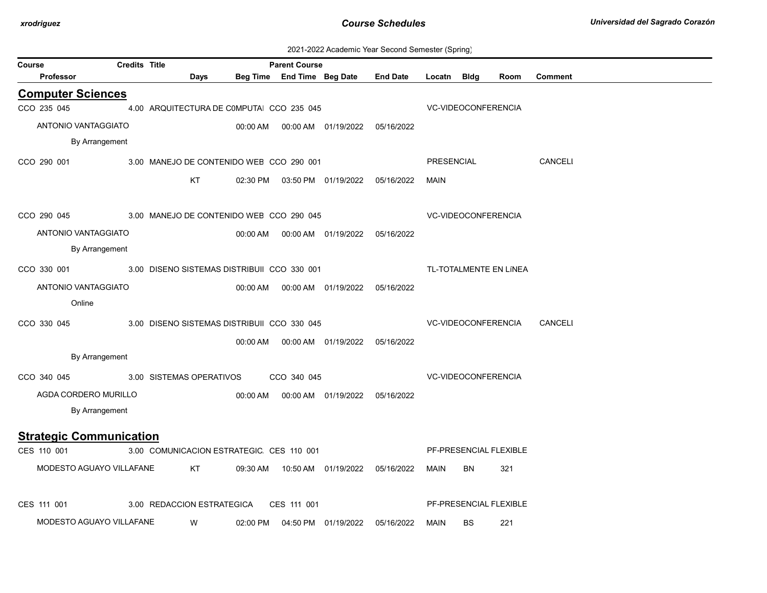2021-2022 Academic Year Second Semester (Spring)

| Course | Credits | Title | Parent Course | | | | | | |
|---|---|---|---|---|---|---|---|---|---|
| Professor | Days | Beg Time | End Time | Beg Date | End Date | Locatn | Bldg | Room | Comment |

## Computer Sciences

| Course / Professor | Credits | Title / Days | Beg Time | End Time | Parent Course / Beg Date | End Date | Locatn | Bldg | Room | Comment |
|---|---|---|---|---|---|---|---|---|---|---|
| CCO 235 045 | 4.00 | ARQUITECTURA DE C0MPUTAI | | | CCO 235 045 | | VC-VIDEOCONFERENCIA | | | |
| ANTONIO VANTAGGIATO | | | 00:00 AM | 00:00 AM | 01/19/2022 | 05/16/2022 | | | | |
| By Arrangement | | | | | | | | | | |
| CCO 290 001 | 3.00 | MANEJO DE CONTENIDO WEB | | | CCO 290 001 | | PRESENCIAL | | | CANCELI |
| | | KT | 02:30 PM | 03:50 PM | 01/19/2022 | 05/16/2022 | MAIN | | | |
| CCO 290 045 | 3.00 | MANEJO DE CONTENIDO WEB | | | CCO 290 045 | | VC-VIDEOCONFERENCIA | | | |
| ANTONIO VANTAGGIATO | | | 00:00 AM | 00:00 AM | 01/19/2022 | 05/16/2022 | | | | |
| By Arrangement | | | | | | | | | | |
| CCO 330 001 | 3.00 | DISENO SISTEMAS DISTRIBUII | | | CCO 330 001 | | TL-TOTALMENTE EN LíNEA | | | |
| ANTONIO VANTAGGIATO | | | 00:00 AM | 00:00 AM | 01/19/2022 | 05/16/2022 | | | | |
| Online | | | | | | | | | | |
| CCO 330 045 | 3.00 | DISENO SISTEMAS DISTRIBUII | | | CCO 330 045 | | VC-VIDEOCONFERENCIA | | | CANCELI |
| | | | 00:00 AM | 00:00 AM | 01/19/2022 | 05/16/2022 | | | | |
| By Arrangement | | | | | | | | | | |
| CCO 340 045 | 3.00 | SISTEMAS OPERATIVOS | | | CCO 340 045 | | VC-VIDEOCONFERENCIA | | | |
| AGDA CORDERO MURILLO | | | 00:00 AM | 00:00 AM | 01/19/2022 | 05/16/2022 | | | | |
| By Arrangement | | | | | | | | | | |

## Strategic Communication

| Course / Professor | Credits | Title / Days | Beg Time | End Time | Parent Course / Beg Date | End Date | Locatn | Bldg | Room | Comment |
|---|---|---|---|---|---|---|---|---|---|---|
| CES 110 001 | 3.00 | COMUNICACION ESTRATEGIC. | | | CES 110 001 | | PF-PRESENCIAL FLEXIBLE | | | |
| MODESTO AGUAYO VILLAFANE | | KT | 09:30 AM | 10:50 AM | 01/19/2022 | 05/16/2022 | MAIN | BN | 321 | |
| CES 111 001 | 3.00 | REDACCION ESTRATEGICA | | | CES 111 001 | | PF-PRESENCIAL FLEXIBLE | | | |
| MODESTO AGUAYO VILLAFANE | | W | 02:00 PM | 04:50 PM | 01/19/2022 | 05/16/2022 | MAIN | BS | 221 | |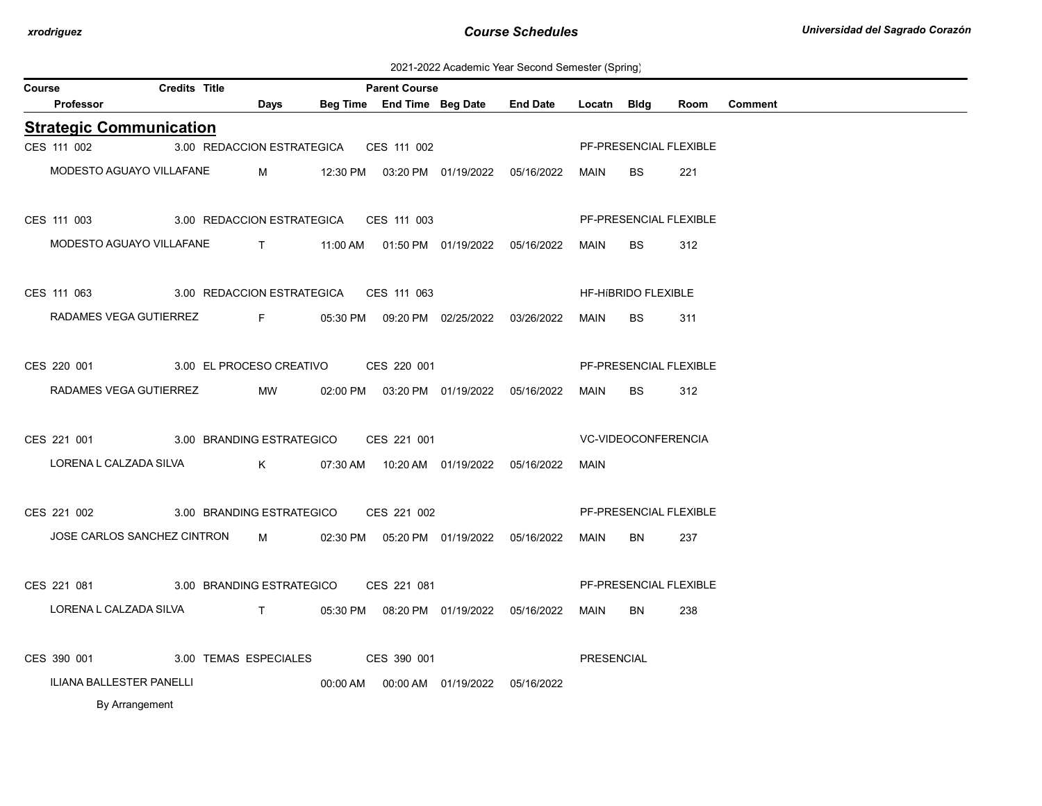2021-2022 Academic Year Second Semester (Spring)

## Strategic Communication

| Course | Credits | Title | Parent Course | Professor | Days | Beg Time | End Time | Beg Date | End Date | Locatn | Bldg | Room | Comment |
|---|---|---|---|---|---|---|---|---|---|---|---|---|---|
| CES 111 002 | 3.00 | REDACCION ESTRATEGICA | CES 111 002 | MODESTO AGUAYO VILLAFANE | M | 12:30 PM | 03:20 PM | 01/19/2022 | 05/16/2022 | MAIN | BS | 221 | PF-PRESENCIAL FLEXIBLE |
| CES 111 003 | 3.00 | REDACCION ESTRATEGICA | CES 111 003 | MODESTO AGUAYO VILLAFANE | T | 11:00 AM | 01:50 PM | 01/19/2022 | 05/16/2022 | MAIN | BS | 312 | PF-PRESENCIAL FLEXIBLE |
| CES 111 063 | 3.00 | REDACCION ESTRATEGICA | CES 111 063 | RADAMES VEGA GUTIERREZ | F | 05:30 PM | 09:20 PM | 02/25/2022 | 03/26/2022 | MAIN | BS | 311 | HF-HíBRIDO FLEXIBLE |
| CES 220 001 | 3.00 | EL PROCESO CREATIVO | CES 220 001 | RADAMES VEGA GUTIERREZ | MW | 02:00 PM | 03:20 PM | 01/19/2022 | 05/16/2022 | MAIN | BS | 312 | PF-PRESENCIAL FLEXIBLE |
| CES 221 001 | 3.00 | BRANDING ESTRATEGICO | CES 221 001 | LORENA L CALZADA SILVA | K | 07:30 AM | 10:20 AM | 01/19/2022 | 05/16/2022 | MAIN | | | VC-VIDEOCONFERENCIA |
| CES 221 002 | 3.00 | BRANDING ESTRATEGICO | CES 221 002 | JOSE CARLOS SANCHEZ CINTRON | M | 02:30 PM | 05:20 PM | 01/19/2022 | 05/16/2022 | MAIN | BN | 237 | PF-PRESENCIAL FLEXIBLE |
| CES 221 081 | 3.00 | BRANDING ESTRATEGICO | CES 221 081 | LORENA L CALZADA SILVA | T | 05:30 PM | 08:20 PM | 01/19/2022 | 05/16/2022 | MAIN | BN | 238 | PF-PRESENCIAL FLEXIBLE |
| CES 390 001 | 3.00 | TEMAS ESPECIALES | CES 390 001 | ILIANA BALLESTER PANELLI (By Arrangement) | | 00:00 AM | 00:00 AM | 01/19/2022 | 05/16/2022 | | | | PRESENCIAL |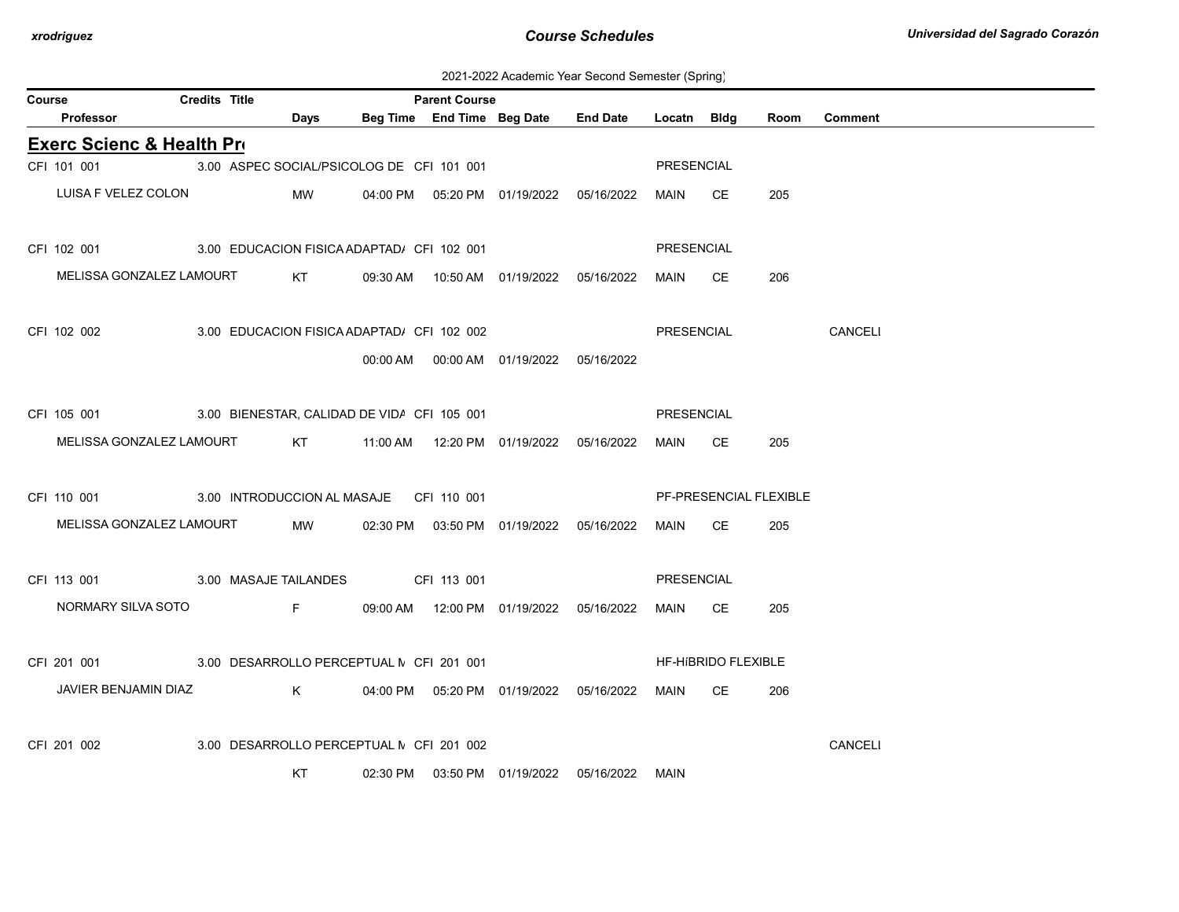2021-2022 Academic Year Second Semester (Spring)

| Course | Credits | Title | Parent Course | | | | | | | |
|---|---|---|---|---|---|---|---|---|---|---|
| Professor | Days | Beg Time | End Time | Beg Date | End Date | Locatn | Bldg | Room | Comment | |

## Exerc Scienc & Health Pr

| Course / Professor | Credits / Days | Title / Beg Time | Parent Course / End Time | Beg Date | End Date | Locatn | Bldg | Room | Comment |
|---|---|---|---|---|---|---|---|---|---|
| CFI 101 001 | 3.00 | ASPEC SOCIAL/PSICOLOG DE | CFI 101 001 | | | PRESENCIAL | | | |
| LUISA F VELEZ COLON | MW | 04:00 PM | 05:20 PM | 01/19/2022 | 05/16/2022 | MAIN | CE | 205 | |
| CFI 102 001 | 3.00 | EDUCACION FISICA ADAPTAD/ | CFI 102 001 | | | PRESENCIAL | | | |
| MELISSA GONZALEZ LAMOURT | KT | 09:30 AM | 10:50 AM | 01/19/2022 | 05/16/2022 | MAIN | CE | 206 | |
| CFI 102 002 | 3.00 | EDUCACION FISICA ADAPTAD/ | CFI 102 002 | | | PRESENCIAL | | | CANCELI |
| | | 00:00 AM | 00:00 AM | 01/19/2022 | 05/16/2022 | | | | |
| CFI 105 001 | 3.00 | BIENESTAR, CALIDAD DE VIDA | CFI 105 001 | | | PRESENCIAL | | | |
| MELISSA GONZALEZ LAMOURT | KT | 11:00 AM | 12:20 PM | 01/19/2022 | 05/16/2022 | MAIN | CE | 205 | |
| CFI 110 001 | 3.00 | INTRODUCCION AL MASAJE | CFI 110 001 | | | PF-PRESENCIAL FLEXIBLE | | | |
| MELISSA GONZALEZ LAMOURT | MW | 02:30 PM | 03:50 PM | 01/19/2022 | 05/16/2022 | MAIN | CE | 205 | |
| CFI 113 001 | 3.00 | MASAJE TAILANDES | CFI 113 001 | | | PRESENCIAL | | | |
| NORMARY SILVA SOTO | F | 09:00 AM | 12:00 PM | 01/19/2022 | 05/16/2022 | MAIN | CE | 205 | |
| CFI 201 001 | 3.00 | DESARROLLO PERCEPTUAL M | CFI 201 001 | | | HF-HíBRIDO FLEXIBLE | | | |
| JAVIER BENJAMIN DIAZ | K | 04:00 PM | 05:20 PM | 01/19/2022 | 05/16/2022 | MAIN | CE | 206 | |
| CFI 201 002 | 3.00 | DESARROLLO PERCEPTUAL M | CFI 201 002 | | | | | | CANCELI |
| | KT | 02:30 PM | 03:50 PM | 01/19/2022 | 05/16/2022 | MAIN | | | |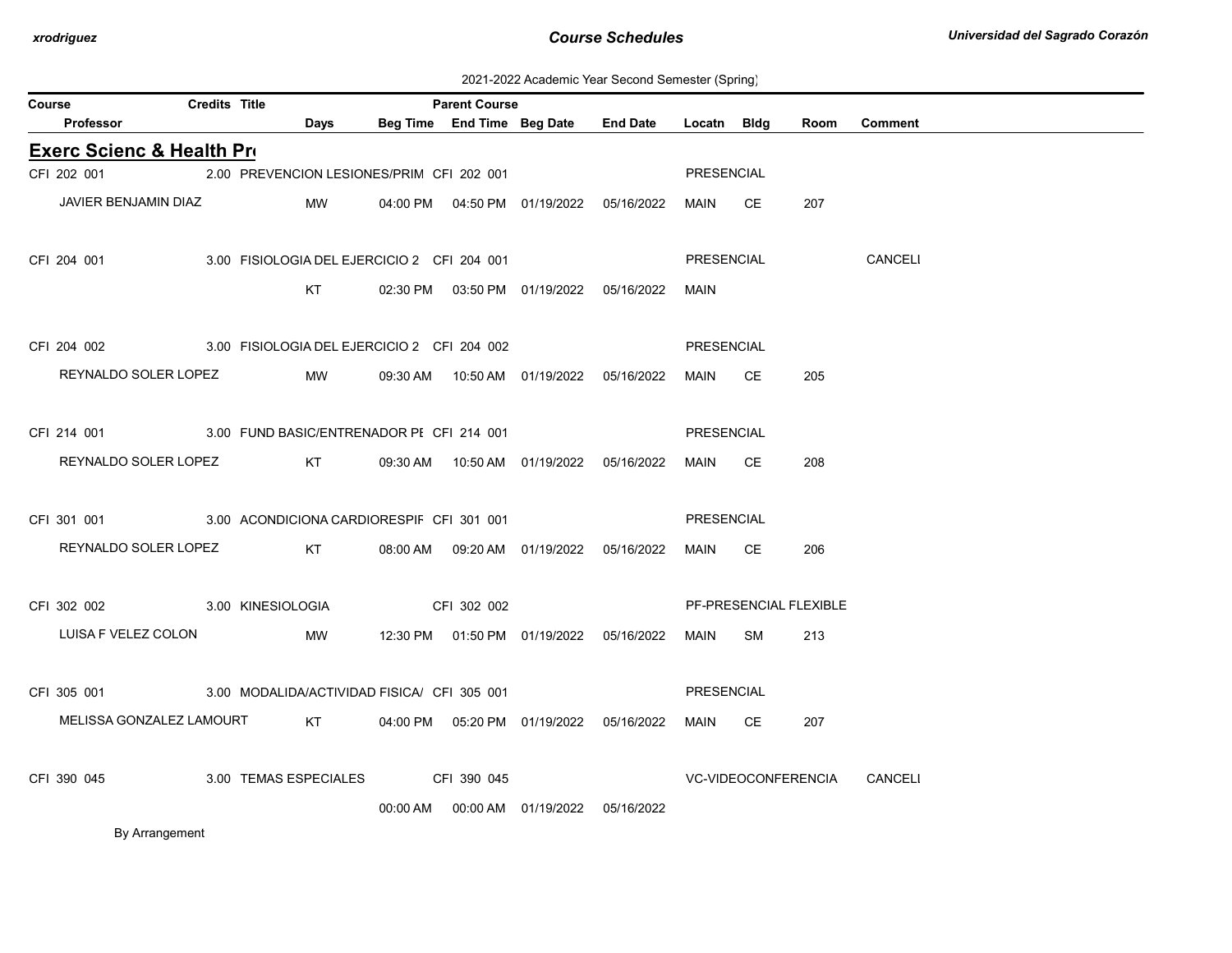2021-2022 Academic Year Second Semester (Spring)

| Course | Credits | Title | Parent Course | | | | | | | | |
|---|---|---|---|---|---|---|---|---|---|---|---|
| Professor | | Days | Beg Time | End Time | Beg Date | End Date | Locatn | Bldg | Room | Comment |

## Exerc Scienc & Health Pro

| Course / Professor | Credits | Title / Days | Beg Time | Parent Course / End Time | Beg Date | End Date | Locatn | Bldg | Room | Comment |
|---|---|---|---|---|---|---|---|---|---|---|
| CFI 202 001 | 2.00 | PREVENCION LESIONES/PRIM | | CFI 202 001 | | | PRESENCIAL | | | |
| JAVIER BENJAMIN DIAZ | | MW | 04:00 PM | 04:50 PM | 01/19/2022 | 05/16/2022 | MAIN | CE | 207 | |
| CFI 204 001 | 3.00 | FISIOLOGIA DEL EJERCICIO 2 | | CFI 204 001 | | | PRESENCIAL | | | CANCELI |
| | | KT | 02:30 PM | 03:50 PM | 01/19/2022 | 05/16/2022 | MAIN | | | |
| CFI 204 002 | 3.00 | FISIOLOGIA DEL EJERCICIO 2 | | CFI 204 002 | | | PRESENCIAL | | | |
| REYNALDO SOLER LOPEZ | | MW | 09:30 AM | 10:50 AM | 01/19/2022 | 05/16/2022 | MAIN | CE | 205 | |
| CFI 214 001 | 3.00 | FUND BASIC/ENTRENADOR PE | | CFI 214 001 | | | PRESENCIAL | | | |
| REYNALDO SOLER LOPEZ | | KT | 09:30 AM | 10:50 AM | 01/19/2022 | 05/16/2022 | MAIN | CE | 208 | |
| CFI 301 001 | 3.00 | ACONDICIONA CARDIORESPIF | | CFI 301 001 | | | PRESENCIAL | | | |
| REYNALDO SOLER LOPEZ | | KT | 08:00 AM | 09:20 AM | 01/19/2022 | 05/16/2022 | MAIN | CE | 206 | |
| CFI 302 002 | 3.00 | KINESIOLOGIA | | CFI 302 002 | | | PF-PRESENCIAL FLEXIBLE | | | |
| LUISA F VELEZ COLON | | MW | 12:30 PM | 01:50 PM | 01/19/2022 | 05/16/2022 | MAIN | SM | 213 | |
| CFI 305 001 | 3.00 | MODALIDA/ACTIVIDAD FISICA/ | | CFI 305 001 | | | PRESENCIAL | | | |
| MELISSA GONZALEZ LAMOURT | | KT | 04:00 PM | 05:20 PM | 01/19/2022 | 05/16/2022 | MAIN | CE | 207 | |
| CFI 390 045 | 3.00 | TEMAS ESPECIALES | | CFI 390 045 | | | VC-VIDEOCONFERENCIA | | | CANCELI |
| | | | 00:00 AM | 00:00 AM | 01/19/2022 | 05/16/2022 | | | | |
| By Arrangement | | | | | | | | | | |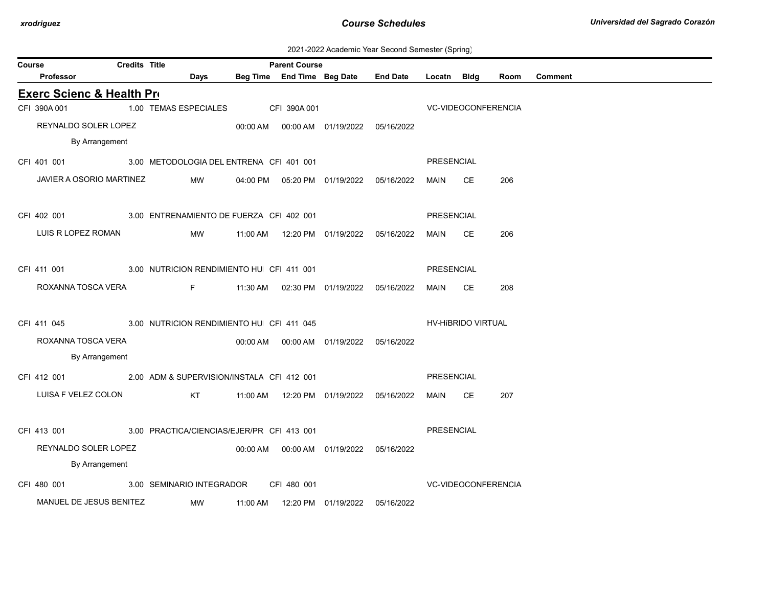2021-2022 Academic Year Second Semester (Spring)

| Course | Credits | Title | Parent Course | | | | | | | |
|---|---|---|---|---|---|---|---|---|---|---|
| Professor | Days | Beg Time | End Time | Beg Date | End Date | Locatn | Bldg | Room | Comment | |

## Exerc Scienc & Health Pr

| Course / Professor | Credits | Title | Days | Beg Time | End Time / Parent Course | Beg Date | End Date | Locatn | Bldg | Room | Comment |
|---|---|---|---|---|---|---|---|---|---|---|---|
| CFI 390A 001 | 1.00 | TEMAS ESPECIALES | | | CFI 390A 001 | | | VC-VIDEOCONFERENCIA | | | |
| REYNALDO SOLER LOPEZ | | | | 00:00 AM | 00:00 AM | 01/19/2022 | 05/16/2022 | | | | |
| By Arrangement | | | | | | | | | | | |
| CFI 401 001 | 3.00 | METODOLOGIA DEL ENTRENA | | | CFI 401 001 | | | PRESENCIAL | | | |
| JAVIER A OSORIO MARTINEZ | | | MW | 04:00 PM | 05:20 PM | 01/19/2022 | 05/16/2022 | MAIN | CE | 206 | |
| CFI 402 001 | 3.00 | ENTRENAMIENTO DE FUERZA | | | CFI 402 001 | | | PRESENCIAL | | | |
| LUIS R LOPEZ ROMAN | | | MW | 11:00 AM | 12:20 PM | 01/19/2022 | 05/16/2022 | MAIN | CE | 206 | |
| CFI 411 001 | 3.00 | NUTRICION RENDIMIENTO HU | | | CFI 411 001 | | | PRESENCIAL | | | |
| ROXANNA TOSCA VERA | | | F | 11:30 AM | 02:30 PM | 01/19/2022 | 05/16/2022 | MAIN | CE | 208 | |
| CFI 411 045 | 3.00 | NUTRICION RENDIMIENTO HU | | | CFI 411 045 | | | HV-HíBRIDO VIRTUAL | | | |
| ROXANNA TOSCA VERA | | | | 00:00 AM | 00:00 AM | 01/19/2022 | 05/16/2022 | | | | |
| By Arrangement | | | | | | | | | | | |
| CFI 412 001 | 2.00 | ADM & SUPERVISION/INSTALA | | | CFI 412 001 | | | PRESENCIAL | | | |
| LUISA F VELEZ COLON | | | KT | 11:00 AM | 12:20 PM | 01/19/2022 | 05/16/2022 | MAIN | CE | 207 | |
| CFI 413 001 | 3.00 | PRACTICA/CIENCIAS/EJER/PR | | | CFI 413 001 | | | PRESENCIAL | | | |
| REYNALDO SOLER LOPEZ | | | | 00:00 AM | 00:00 AM | 01/19/2022 | 05/16/2022 | | | | |
| By Arrangement | | | | | | | | | | | |
| CFI 480 001 | 3.00 | SEMINARIO INTEGRADOR | | | CFI 480 001 | | | VC-VIDEOCONFERENCIA | | | |
| MANUEL DE JESUS BENITEZ | | | MW | 11:00 AM | 12:20 PM | 01/19/2022 | 05/16/2022 | | | | |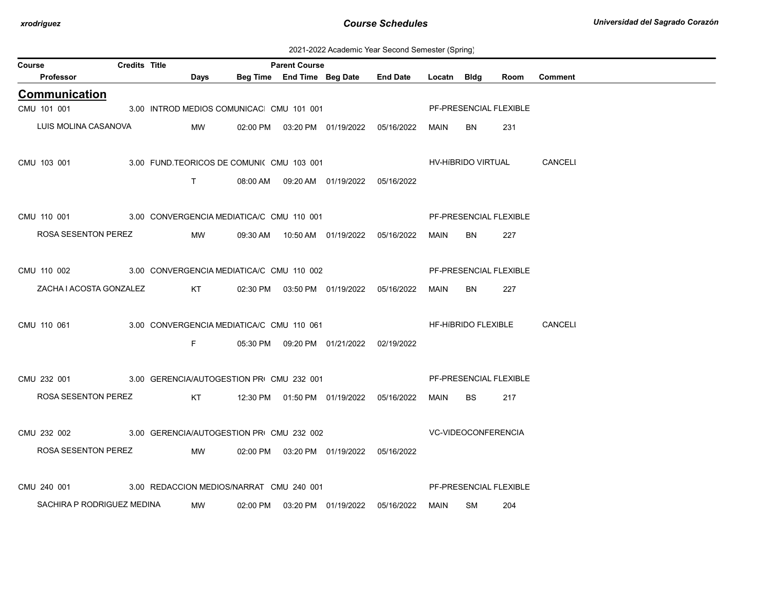2021-2022 Academic Year Second Semester (Spring)

| Course | Credits | Title | Days | Beg Time | End Time | Beg Date | End Date | Locatn | Bldg | Room | Comment |
|---|---|---|---|---|---|---|---|---|---|---|---|
| Professor | | | | | Parent Course | | | | | | |

## Communication

| Course / Professor | Credits | Title / Days | Parent Course / Beg Time | End Time | Beg Date | End Date | Locatn | Bldg | Room | Comment |
|---|---|---|---|---|---|---|---|---|---|---|
| CMU 101 001 | 3.00 | INTROD MEDIOS COMUNICACI | CMU 101 001 | | | | PF-PRESENCIAL FLEXIBLE | | | |
| LUIS MOLINA CASANOVA | | MW | 02:00 PM | 03:20 PM | 01/19/2022 | 05/16/2022 | MAIN | BN | 231 | |
| CMU 103 001 | 3.00 | FUND.TEORICOS DE COMUNI( | CMU 103 001 | | | | HV-HíBRIDO VIRTUAL | | | CANCELI |
| | | T | 08:00 AM | 09:20 AM | 01/19/2022 | 05/16/2022 | | | | |
| CMU 110 001 | 3.00 | CONVERGENCIA MEDIATICA/C | CMU 110 001 | | | | PF-PRESENCIAL FLEXIBLE | | | |
| ROSA SESENTON PEREZ | | MW | 09:30 AM | 10:50 AM | 01/19/2022 | 05/16/2022 | MAIN | BN | 227 | |
| CMU 110 002 | 3.00 | CONVERGENCIA MEDIATICA/C | CMU 110 002 | | | | PF-PRESENCIAL FLEXIBLE | | | |
| ZACHA I ACOSTA GONZALEZ | | KT | 02:30 PM | 03:50 PM | 01/19/2022 | 05/16/2022 | MAIN | BN | 227 | |
| CMU 110 061 | 3.00 | CONVERGENCIA MEDIATICA/C | CMU 110 061 | | | | HF-HíBRIDO FLEXIBLE | | | CANCELI |
| | | F | 05:30 PM | 09:20 PM | 01/21/2022 | 02/19/2022 | | | | |
| CMU 232 001 | 3.00 | GERENCIA/AUTOGESTION PR( | CMU 232 001 | | | | PF-PRESENCIAL FLEXIBLE | | | |
| ROSA SESENTON PEREZ | | KT | 12:30 PM | 01:50 PM | 01/19/2022 | 05/16/2022 | MAIN | BS | 217 | |
| CMU 232 002 | 3.00 | GERENCIA/AUTOGESTION PR( | CMU 232 002 | | | | VC-VIDEOCONFERENCIA | | | |
| ROSA SESENTON PEREZ | | MW | 02:00 PM | 03:20 PM | 01/19/2022 | 05/16/2022 | | | | |
| CMU 240 001 | 3.00 | REDACCION MEDIOS/NARRAT | CMU 240 001 | | | | PF-PRESENCIAL FLEXIBLE | | | |
| SACHIRA P RODRIGUEZ MEDINA | | MW | 02:00 PM | 03:20 PM | 01/19/2022 | 05/16/2022 | MAIN | SM | 204 | |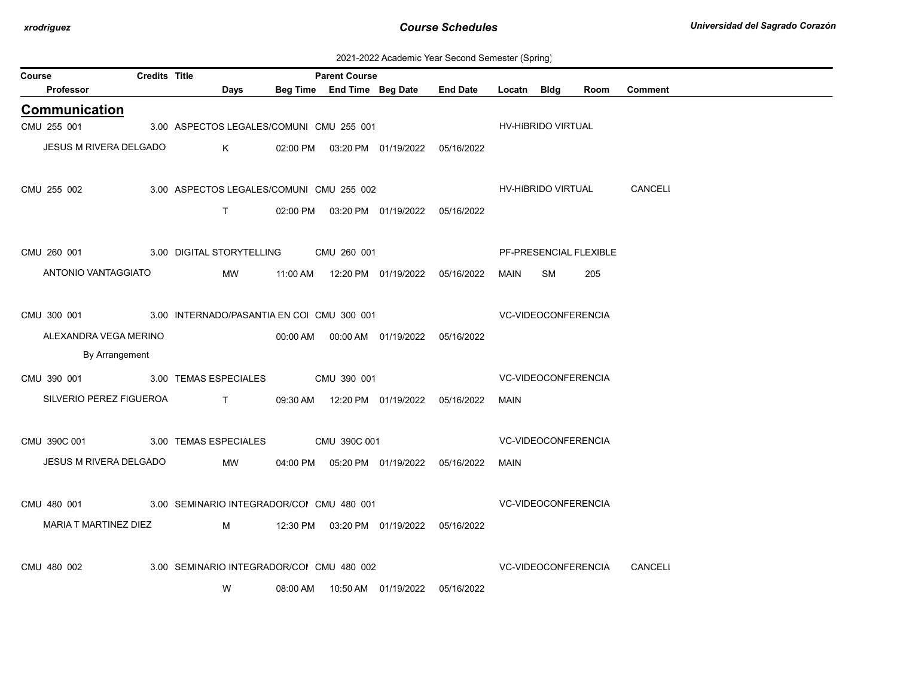2021-2022 Academic Year Second Semester (Spring)

| Course | Credits | Title | Days | Beg Time | Parent Course / End Time | Beg Date | End Date | Locatn | Bldg | Room | Comment |
|---|---|---|---|---|---|---|---|---|---|---|---|
| **Professor** | | | | | | | | | | | |

## Communication

| Course / Professor | Credits | Title | Days | Beg Time | Parent Course / End Time | Beg Date | End Date | Locatn | Bldg | Room | Comment |
|---|---|---|---|---|---|---|---|---|---|---|---|
| CMU 255 001 | 3.00 | ASPECTOS LEGALES/COMUNI | | | CMU 255 001 | | | HV-HíBRIDO VIRTUAL | | | |
| JESUS M RIVERA DELGADO | | | K | 02:00 PM | 03:20 PM | 01/19/2022 | 05/16/2022 | | | | |
| CMU 255 002 | 3.00 | ASPECTOS LEGALES/COMUNI | | | CMU 255 002 | | | HV-HíBRIDO VIRTUAL | | | CANCELI |
| | | | T | 02:00 PM | 03:20 PM | 01/19/2022 | 05/16/2022 | | | | |
| CMU 260 001 | 3.00 | DIGITAL STORYTELLING | | | CMU 260 001 | | | PF-PRESENCIAL FLEXIBLE | | | |
| ANTONIO VANTAGGIATO | | | MW | 11:00 AM | 12:20 PM | 01/19/2022 | 05/16/2022 | MAIN | SM | 205 | |
| CMU 300 001 | 3.00 | INTERNADO/PASANTIA EN COI | | | CMU 300 001 | | | VC-VIDEOCONFERENCIA | | | |
| ALEXANDRA VEGA MERINO | | | | 00:00 AM | 00:00 AM | 01/19/2022 | 05/16/2022 | | | | |
| By Arrangement | | | | | | | | | | | |
| CMU 390 001 | 3.00 | TEMAS ESPECIALES | | | CMU 390 001 | | | VC-VIDEOCONFERENCIA | | | |
| SILVERIO PEREZ FIGUEROA | | | T | 09:30 AM | 12:20 PM | 01/19/2022 | 05/16/2022 | MAIN | | | |
| CMU 390C 001 | 3.00 | TEMAS ESPECIALES | | | CMU 390C 001 | | | VC-VIDEOCONFERENCIA | | | |
| JESUS M RIVERA DELGADO | | | MW | 04:00 PM | 05:20 PM | 01/19/2022 | 05/16/2022 | MAIN | | | |
| CMU 480 001 | 3.00 | SEMINARIO INTEGRADOR/COI | | | CMU 480 001 | | | VC-VIDEOCONFERENCIA | | | |
| MARIA T MARTINEZ DIEZ | | | M | 12:30 PM | 03:20 PM | 01/19/2022 | 05/16/2022 | | | | |
| CMU 480 002 | 3.00 | SEMINARIO INTEGRADOR/COI | | | CMU 480 002 | | | VC-VIDEOCONFERENCIA | | | CANCELI |
| | | | W | 08:00 AM | 10:50 AM | 01/19/2022 | 05/16/2022 | | | | |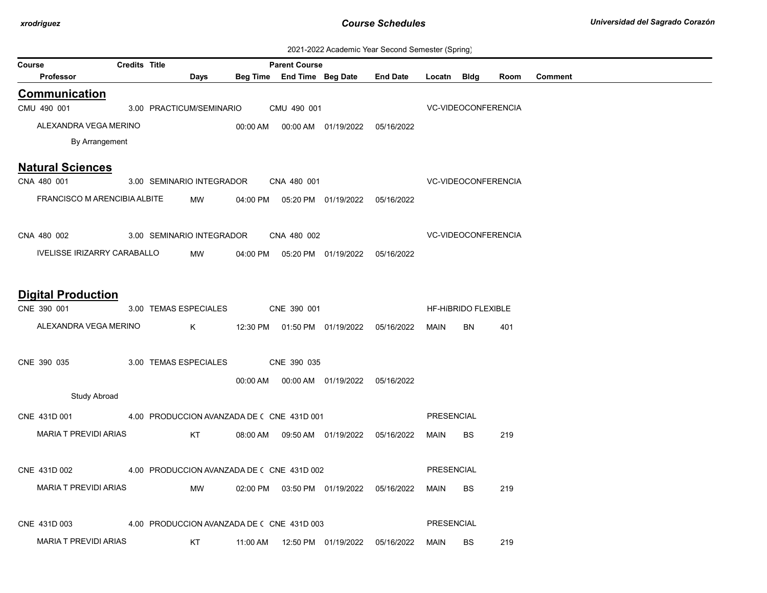2021-2022 Academic Year Second Semester (Spring)

| Course | Credits | Title | Days | Beg Time | Parent Course / End Time | Beg Date | End Date | Locatn | Bldg | Room | Comment |
|---|---|---|---|---|---|---|---|---|---|---|---|
| Professor | | | | | | | | | | | |

## Communication

| Course / Professor | Credits | Title | Days | Beg Time | Parent Course / End Time | Beg Date | End Date | Locatn | Bldg | Room | Comment |
|---|---|---|---|---|---|---|---|---|---|---|---|
| CMU 490 001 | 3.00 | PRACTICUM/SEMINARIO | | | CMU 490 001 | | | VC-VIDEOCONFERENCIA | | | |
| ALEXANDRA VEGA MERINO | | | | 00:00 AM | 00:00 AM | 01/19/2022 | 05/16/2022 | | | | |
| By Arrangement | | | | | | | | | | | |

## Natural Sciences

| Course / Professor | Credits | Title | Days | Beg Time | Parent Course / End Time | Beg Date | End Date | Locatn | Bldg | Room | Comment |
|---|---|---|---|---|---|---|---|---|---|---|---|
| CNA 480 001 | 3.00 | SEMINARIO INTEGRADOR | | | CNA 480 001 | | | VC-VIDEOCONFERENCIA | | | |
| FRANCISCO M ARENCIBIA ALBITE | | | MW | 04:00 PM | 05:20 PM | 01/19/2022 | 05/16/2022 | | | | |
| CNA 480 002 | 3.00 | SEMINARIO INTEGRADOR | | | CNA 480 002 | | | VC-VIDEOCONFERENCIA | | | |
| IVELISSE IRIZARRY CARABALLO | | | MW | 04:00 PM | 05:20 PM | 01/19/2022 | 05/16/2022 | | | | |

## Digital Production

| Course / Professor | Credits | Title | Days | Beg Time | Parent Course / End Time | Beg Date | End Date | Locatn | Bldg | Room | Comment |
|---|---|---|---|---|---|---|---|---|---|---|---|
| CNE 390 001 | 3.00 | TEMAS ESPECIALES | | | CNE 390 001 | | | HF-HíBRIDO FLEXIBLE | | | |
| ALEXANDRA VEGA MERINO | | | K | 12:30 PM | 01:50 PM | 01/19/2022 | 05/16/2022 | MAIN | BN | 401 | |
| CNE 390 035 | 3.00 | TEMAS ESPECIALES | | | CNE 390 035 | | | | | | |
| | | | | 00:00 AM | 00:00 AM | 01/19/2022 | 05/16/2022 | | | | |
| Study Abroad | | | | | | | | | | | |
| CNE 431D 001 | 4.00 | PRODUCCION AVANZADA DE ( | | | CNE 431D 001 | | | PRESENCIAL | | | |
| MARIA T PREVIDI ARIAS | | | KT | 08:00 AM | 09:50 AM | 01/19/2022 | 05/16/2022 | MAIN | BS | 219 | |
| CNE 431D 002 | 4.00 | PRODUCCION AVANZADA DE ( | | | CNE 431D 002 | | | PRESENCIAL | | | |
| MARIA T PREVIDI ARIAS | | | MW | 02:00 PM | 03:50 PM | 01/19/2022 | 05/16/2022 | MAIN | BS | 219 | |
| CNE 431D 003 | 4.00 | PRODUCCION AVANZADA DE ( | | | CNE 431D 003 | | | PRESENCIAL | | | |
| MARIA T PREVIDI ARIAS | | | KT | 11:00 AM | 12:50 PM | 01/19/2022 | 05/16/2022 | MAIN | BS | 219 | |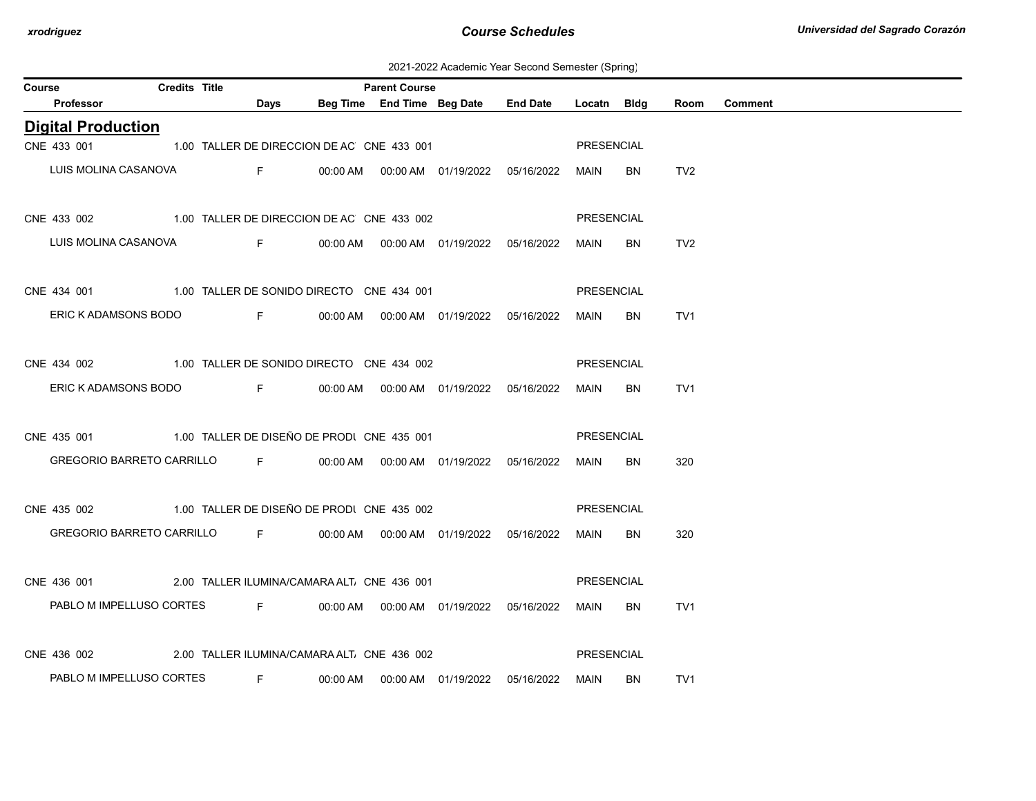2021-2022 Academic Year Second Semester (Spring)

| Course | Credits | Title | Parent Course | | | | | | | | |
|---|---|---|---|---|---|---|---|---|---|---|---|
| Professor | | Days | Beg Time | End Time | Beg Date | End Date | Locatn | Bldg | Room | Comment | |

## Digital Production

| Course / Professor | Credits | Title / Days | Beg Time | End Time | Beg Date | End Date | Locatn | Bldg | Room | Comment |
|---|---|---|---|---|---|---|---|---|---|---|
| CNE 433 001 | 1.00 | TALLER DE DIRECCION DE AC | CNE 433 001 | | | | PRESENCIAL | | | |
| LUIS MOLINA CASANOVA | | F | 00:00 AM | 00:00 AM | 01/19/2022 | 05/16/2022 | MAIN | BN | TV2 | |
| CNE 433 002 | 1.00 | TALLER DE DIRECCION DE AC | CNE 433 002 | | | | PRESENCIAL | | | |
| LUIS MOLINA CASANOVA | | F | 00:00 AM | 00:00 AM | 01/19/2022 | 05/16/2022 | MAIN | BN | TV2 | |
| CNE 434 001 | 1.00 | TALLER DE SONIDO DIRECTO | CNE 434 001 | | | | PRESENCIAL | | | |
| ERIC K ADAMSONS BODO | | F | 00:00 AM | 00:00 AM | 01/19/2022 | 05/16/2022 | MAIN | BN | TV1 | |
| CNE 434 002 | 1.00 | TALLER DE SONIDO DIRECTO | CNE 434 002 | | | | PRESENCIAL | | | |
| ERIC K ADAMSONS BODO | | F | 00:00 AM | 00:00 AM | 01/19/2022 | 05/16/2022 | MAIN | BN | TV1 | |
| CNE 435 001 | 1.00 | TALLER DE DISEÑO DE PRODU | CNE 435 001 | | | | PRESENCIAL | | | |
| GREGORIO BARRETO CARRILLO | | F | 00:00 AM | 00:00 AM | 01/19/2022 | 05/16/2022 | MAIN | BN | 320 | |
| CNE 435 002 | 1.00 | TALLER DE DISEÑO DE PRODU | CNE 435 002 | | | | PRESENCIAL | | | |
| GREGORIO BARRETO CARRILLO | | F | 00:00 AM | 00:00 AM | 01/19/2022 | 05/16/2022 | MAIN | BN | 320 | |
| CNE 436 001 | 2.00 | TALLER ILUMINA/CAMARA ALT | CNE 436 001 | | | | PRESENCIAL | | | |
| PABLO M IMPELLUSO CORTES | | F | 00:00 AM | 00:00 AM | 01/19/2022 | 05/16/2022 | MAIN | BN | TV1 | |
| CNE 436 002 | 2.00 | TALLER ILUMINA/CAMARA ALT | CNE 436 002 | | | | PRESENCIAL | | | |
| PABLO M IMPELLUSO CORTES | | F | 00:00 AM | 00:00 AM | 01/19/2022 | 05/16/2022 | MAIN | BN | TV1 | |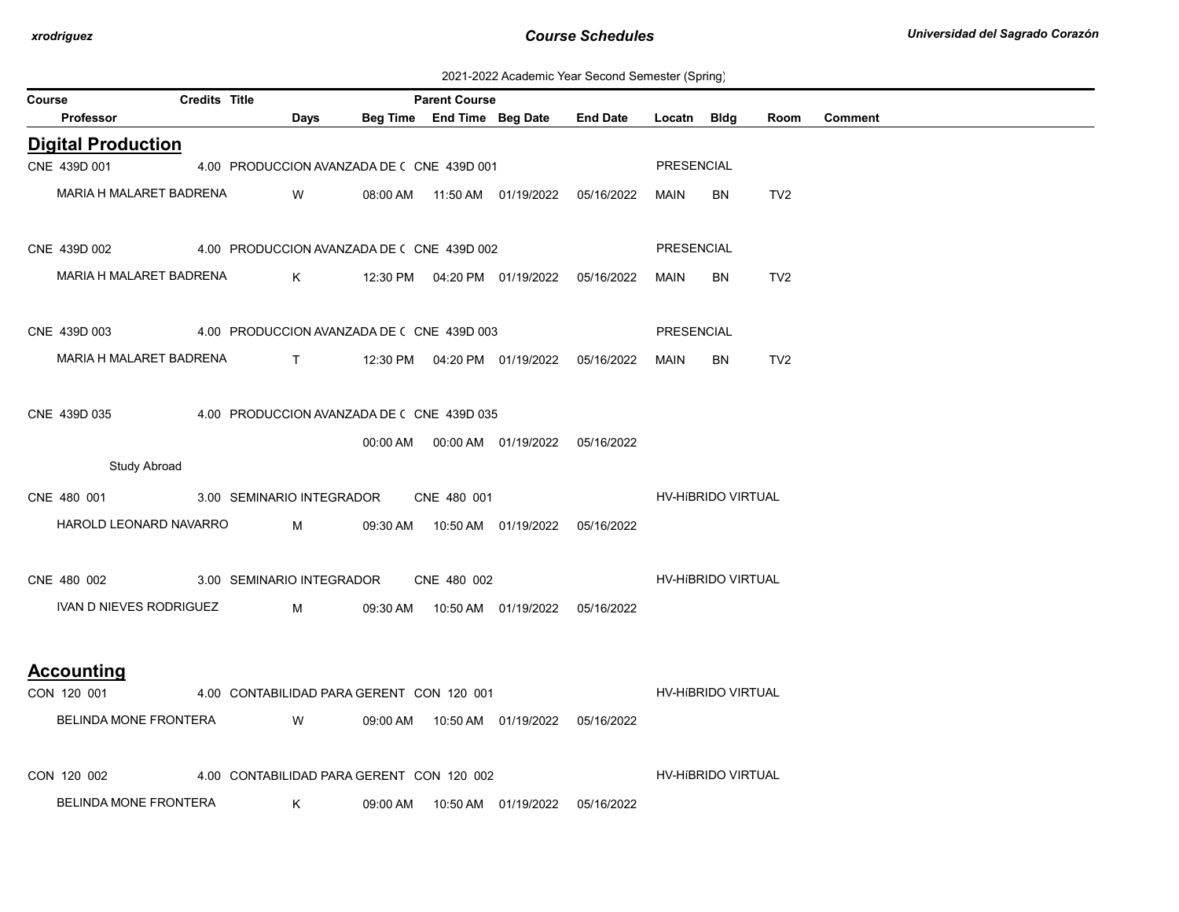2021-2022 Academic Year Second Semester (Spring)

| Course | Credits | Title | Days | Beg Time | Parent Course End Time | Beg Date | End Date | Locatn | Bldg | Room | Comment |
|---|---|---|---|---|---|---|---|---|---|---|---|
| Professor | | | | | | | | | | | |

## Digital Production

| Course | Credits | Title | Days | Beg Time | Parent Course End Time | Beg Date | End Date | Locatn | Bldg | Room | Comment |
|---|---|---|---|---|---|---|---|---|---|---|---|
| CNE 439D 001 | 4.00 | PRODUCCION AVANZADA DE ( | | | CNE 439D 001 | | | PRESENCIAL | | | |
| MARIA H MALARET BADRENA | | | W | 08:00 AM | 11:50 AM | 01/19/2022 | 05/16/2022 | MAIN | BN | TV2 | |
| CNE 439D 002 | 4.00 | PRODUCCION AVANZADA DE ( | | | CNE 439D 002 | | | PRESENCIAL | | | |
| MARIA H MALARET BADRENA | | | K | 12:30 PM | 04:20 PM | 01/19/2022 | 05/16/2022 | MAIN | BN | TV2 | |
| CNE 439D 003 | 4.00 | PRODUCCION AVANZADA DE ( | | | CNE 439D 003 | | | PRESENCIAL | | | |
| MARIA H MALARET BADRENA | | | T | 12:30 PM | 04:20 PM | 01/19/2022 | 05/16/2022 | MAIN | BN | TV2 | |
| CNE 439D 035 | 4.00 | PRODUCCION AVANZADA DE ( | | | CNE 439D 035 | | | | | | |
| | | | | 00:00 AM | 00:00 AM | 01/19/2022 | 05/16/2022 | | | | |
| Study Abroad | | | | | | | | | | | |
| CNE 480 001 | 3.00 | SEMINARIO INTEGRADOR | | | CNE 480 001 | | | HV-HíBRIDO VIRTUAL | | | |
| HAROLD LEONARD NAVARRO | | | M | 09:30 AM | 10:50 AM | 01/19/2022 | 05/16/2022 | | | | |
| CNE 480 002 | 3.00 | SEMINARIO INTEGRADOR | | | CNE 480 002 | | | HV-HíBRIDO VIRTUAL | | | |
| IVAN D NIEVES RODRIGUEZ | | | M | 09:30 AM | 10:50 AM | 01/19/2022 | 05/16/2022 | | | | |

## Accounting

| Course | Credits | Title | Days | Beg Time | Parent Course End Time | Beg Date | End Date | Locatn | Bldg | Room | Comment |
|---|---|---|---|---|---|---|---|---|---|---|---|
| CON 120 001 | 4.00 | CONTABILIDAD PARA GERENT | | | CON 120 001 | | | HV-HíBRIDO VIRTUAL | | | |
| BELINDA MONE FRONTERA | | | W | 09:00 AM | 10:50 AM | 01/19/2022 | 05/16/2022 | | | | |
| CON 120 002 | 4.00 | CONTABILIDAD PARA GERENT | | | CON 120 002 | | | HV-HíBRIDO VIRTUAL | | | |
| BELINDA MONE FRONTERA | | | K | 09:00 AM | 10:50 AM | 01/19/2022 | 05/16/2022 | | | | |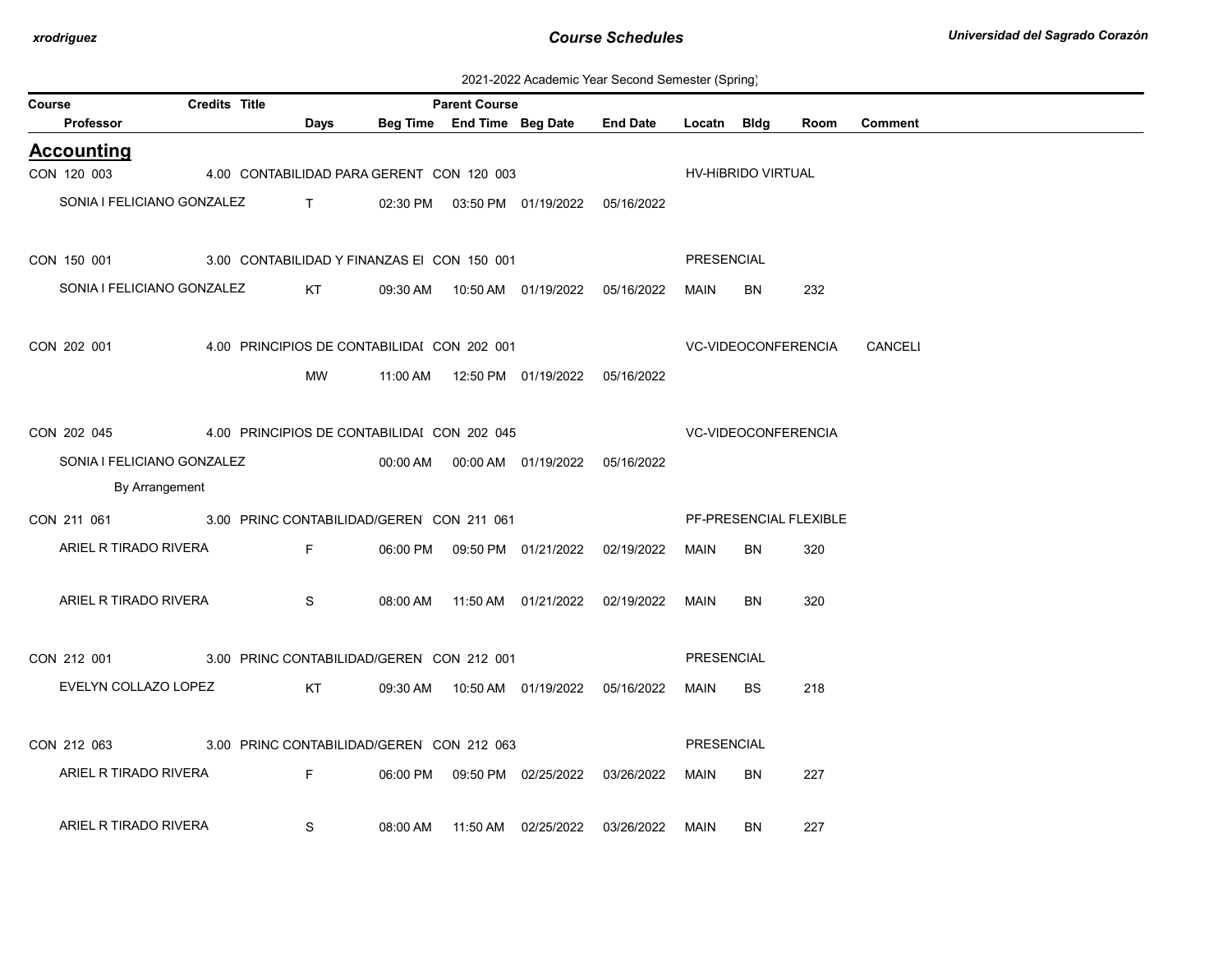## Course Schedules

2021-2022 Academic Year Second Semester (Spring)

| Course / Professor | Credits | Title | Days | Beg Time | End Time | Beg Date | End Date | Locatn | Bldg | Room | Comment |
|---|---|---|---|---|---|---|---|---|---|---|---|
| **Accounting** | | | | | | | | | | | |
| CON 120 003 | 4.00 | CONTABILIDAD PARA GERENT CON 120 003 | | | | | | HV-HíBRIDO VIRTUAL | | | |
| SONIA I FELICIANO GONZALEZ | | | T | 02:30 PM | 03:50 PM | 01/19/2022 | 05/16/2022 | | | | |
| CON 150 001 | 3.00 | CONTABILIDAD Y FINANZAS EI CON 150 001 | | | | | | PRESENCIAL | | | |
| SONIA I FELICIANO GONZALEZ | | | KT | 09:30 AM | 10:50 AM | 01/19/2022 | 05/16/2022 | MAIN | BN | 232 | |
| CON 202 001 | 4.00 | PRINCIPIOS DE CONTABILIDAI CON 202 001 | | | | | | VC-VIDEOCONFERENCIA | | | CANCELI |
| | | | MW | 11:00 AM | 12:50 PM | 01/19/2022 | 05/16/2022 | | | | |
| CON 202 045 | 4.00 | PRINCIPIOS DE CONTABILIDAI CON 202 045 | | | | | | VC-VIDEOCONFERENCIA | | | |
| SONIA I FELICIANO GONZALEZ | | | | 00:00 AM | 00:00 AM | 01/19/2022 | 05/16/2022 | | | | |
| By Arrangement | | | | | | | | | | | |
| CON 211 061 | 3.00 | PRINC CONTABILIDAD/GEREN CON 211 061 | | | | | | PF-PRESENCIAL FLEXIBLE | | | |
| ARIEL R TIRADO RIVERA | | | F | 06:00 PM | 09:50 PM | 01/21/2022 | 02/19/2022 | MAIN | BN | 320 | |
| ARIEL R TIRADO RIVERA | | | S | 08:00 AM | 11:50 AM | 01/21/2022 | 02/19/2022 | MAIN | BN | 320 | |
| CON 212 001 | 3.00 | PRINC CONTABILIDAD/GEREN CON 212 001 | | | | | | PRESENCIAL | | | |
| EVELYN COLLAZO LOPEZ | | | KT | 09:30 AM | 10:50 AM | 01/19/2022 | 05/16/2022 | MAIN | BS | 218 | |
| CON 212 063 | 3.00 | PRINC CONTABILIDAD/GEREN CON 212 063 | | | | | | PRESENCIAL | | | |
| ARIEL R TIRADO RIVERA | | | F | 06:00 PM | 09:50 PM | 02/25/2022 | 03/26/2022 | MAIN | BN | 227 | |
| ARIEL R TIRADO RIVERA | | | S | 08:00 AM | 11:50 AM | 02/25/2022 | 03/26/2022 | MAIN | BN | 227 | |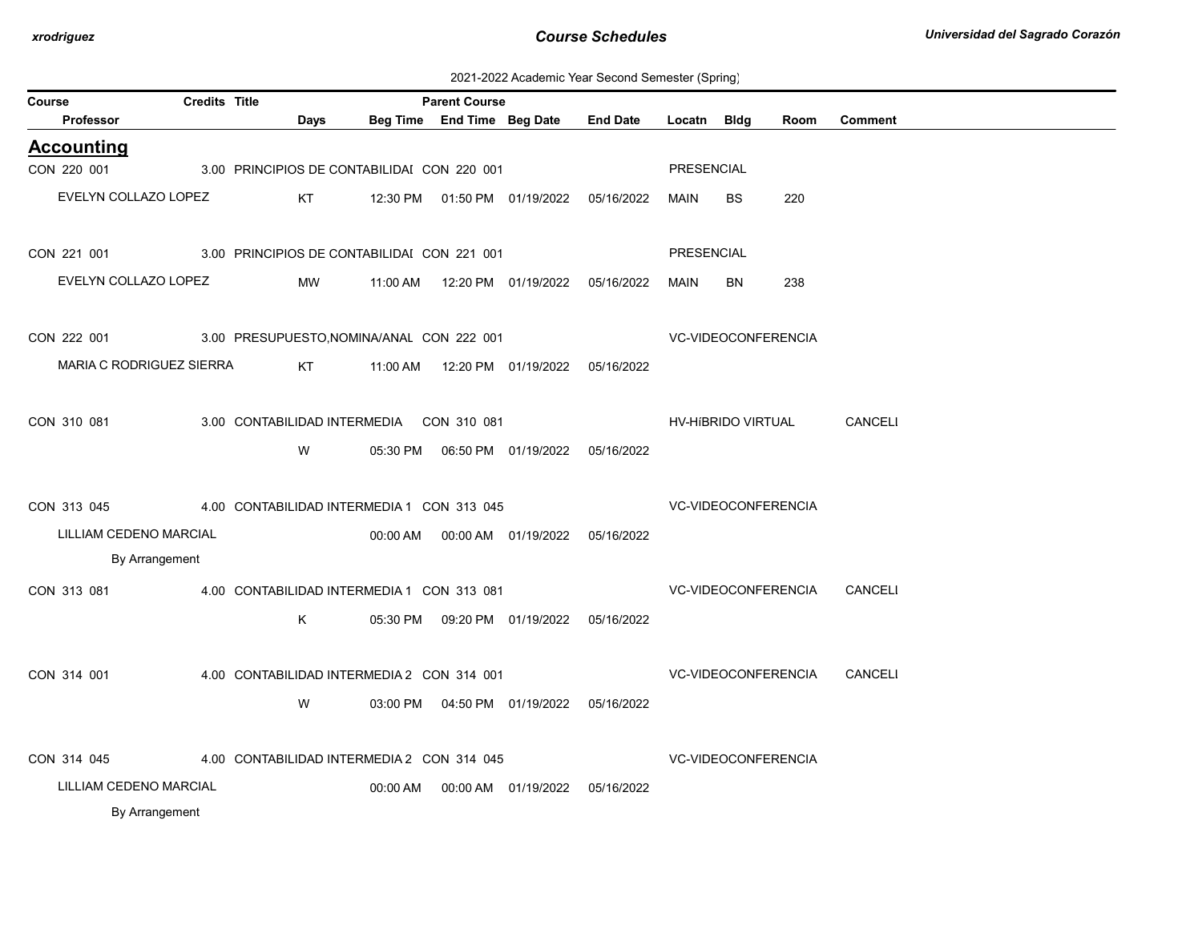2021-2022 Academic Year Second Semester (Spring)

| Course | Credits | Title | Parent Course | | | | | | | |
|---|---|---|---|---|---|---|---|---|---|---|
| Professor | Days | Beg Time | End Time | Beg Date | End Date | Locatn | Bldg | Room | Comment | |

## Accounting

| Course / Professor | Credits | Title / Days | Beg Time | End Time | Beg Date | End Date | Locatn | Bldg | Room | Comment |
|---|---|---|---|---|---|---|---|---|---|---|
| CON 220 001 | 3.00 | PRINCIPIOS DE CONTABILIDAI CON 220 001 | | | | | PRESENCIAL | | | |
| EVELYN COLLAZO LOPEZ | | KT | 12:30 PM | 01:50 PM | 01/19/2022 | 05/16/2022 | MAIN | BS | 220 | |
| CON 221 001 | 3.00 | PRINCIPIOS DE CONTABILIDAI CON 221 001 | | | | | PRESENCIAL | | | |
| EVELYN COLLAZO LOPEZ | | MW | 11:00 AM | 12:20 PM | 01/19/2022 | 05/16/2022 | MAIN | BN | 238 | |
| CON 222 001 | 3.00 | PRESUPUESTO,NOMINA/ANAL CON 222 001 | | | | | VC-VIDEOCONFERENCIA | | | |
| MARIA C RODRIGUEZ SIERRA | | KT | 11:00 AM | 12:20 PM | 01/19/2022 | 05/16/2022 | | | | |
| CON 310 081 | 3.00 | CONTABILIDAD INTERMEDIA CON 310 081 | | | | | HV-HíBRIDO VIRTUAL | | | CANCELI |
| | | W | 05:30 PM | 06:50 PM | 01/19/2022 | 05/16/2022 | | | | |
| CON 313 045 | 4.00 | CONTABILIDAD INTERMEDIA 1 CON 313 045 | | | | | VC-VIDEOCONFERENCIA | | | |
| LILLIAM CEDENO MARCIAL | | | 00:00 AM | 00:00 AM | 01/19/2022 | 05/16/2022 | | | | |
| By Arrangement | | | | | | | | | | |
| CON 313 081 | 4.00 | CONTABILIDAD INTERMEDIA 1 CON 313 081 | | | | | VC-VIDEOCONFERENCIA | | | CANCELI |
| | | K | 05:30 PM | 09:20 PM | 01/19/2022 | 05/16/2022 | | | | |
| CON 314 001 | 4.00 | CONTABILIDAD INTERMEDIA 2 CON 314 001 | | | | | VC-VIDEOCONFERENCIA | | | CANCELI |
| | | W | 03:00 PM | 04:50 PM | 01/19/2022 | 05/16/2022 | | | | |
| CON 314 045 | 4.00 | CONTABILIDAD INTERMEDIA 2 CON 314 045 | | | | | VC-VIDEOCONFERENCIA | | | |
| LILLIAM CEDENO MARCIAL | | | 00:00 AM | 00:00 AM | 01/19/2022 | 05/16/2022 | | | | |
| By Arrangement | | | | | | | | | | |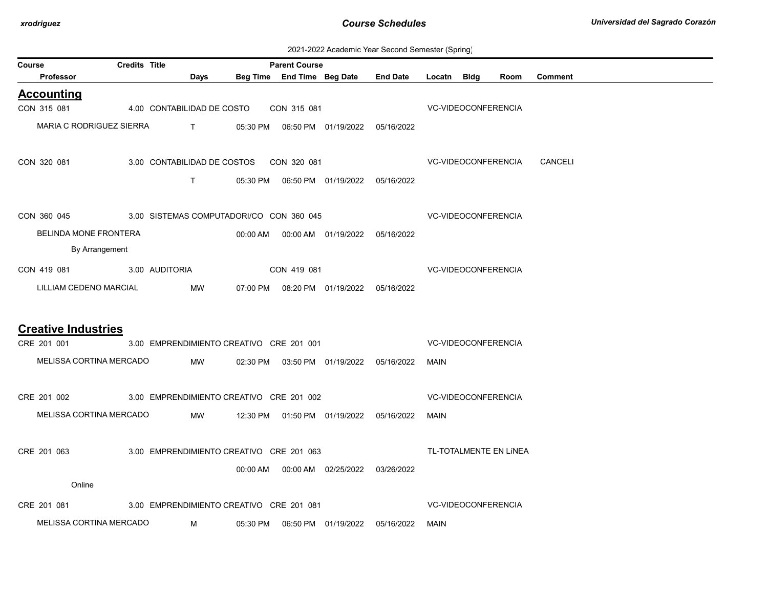2021-2022 Academic Year Second Semester (Spring)

| Course | Credits | Title | | Parent Course | | | | | | | |
|---|---|---|---|---|---|---|---|---|---|---|---|
| Professor | | Days | Beg Time | End Time | Beg Date | End Date | Locatn | Bldg | Room | Comment | |

## Accounting

| Course / Professor | Credits | Title / Days | Beg Time | Parent Course / End Time | Beg Date | End Date | Locatn | Bldg | Room | Comment |
|---|---|---|---|---|---|---|---|---|---|---|
| CON 315 081 | 4.00 | CONTABILIDAD DE COSTO | | CON 315 081 | | | VC-VIDEOCONFERENCIA | | | |
| MARIA C RODRIGUEZ SIERRA | | T | 05:30 PM | 06:50 PM | 01/19/2022 | 05/16/2022 | | | | |
| CON 320 081 | 3.00 | CONTABILIDAD DE COSTOS | | CON 320 081 | | | VC-VIDEOCONFERENCIA | | | CANCELI |
| | | T | 05:30 PM | 06:50 PM | 01/19/2022 | 05/16/2022 | | | | |
| CON 360 045 | 3.00 | SISTEMAS COMPUTADORI/CO | | CON 360 045 | | | VC-VIDEOCONFERENCIA | | | |
| BELINDA MONE FRONTERA | | | 00:00 AM | 00:00 AM | 01/19/2022 | 05/16/2022 | | | | |
| By Arrangement | | | | | | | | | | |
| CON 419 081 | 3.00 | AUDITORIA | | CON 419 081 | | | VC-VIDEOCONFERENCIA | | | |
| LILLIAM CEDENO MARCIAL | | MW | 07:00 PM | 08:20 PM | 01/19/2022 | 05/16/2022 | | | | |

## Creative Industries

| Course / Professor | Credits | Title / Days | Beg Time | Parent Course / End Time | Beg Date | End Date | Locatn | Bldg | Room | Comment |
|---|---|---|---|---|---|---|---|---|---|---|
| CRE 201 001 | 3.00 | EMPRENDIMIENTO CREATIVO | | CRE 201 001 | | | VC-VIDEOCONFERENCIA | | | |
| MELISSA CORTINA MERCADO | | MW | 02:30 PM | 03:50 PM | 01/19/2022 | 05/16/2022 | MAIN | | | |
| CRE 201 002 | 3.00 | EMPRENDIMIENTO CREATIVO | | CRE 201 002 | | | VC-VIDEOCONFERENCIA | | | |
| MELISSA CORTINA MERCADO | | MW | 12:30 PM | 01:50 PM | 01/19/2022 | 05/16/2022 | MAIN | | | |
| CRE 201 063 | 3.00 | EMPRENDIMIENTO CREATIVO | | CRE 201 063 | | | TL-TOTALMENTE EN LíNEA | | | |
| | | | 00:00 AM | 00:00 AM | 02/25/2022 | 03/26/2022 | | | | |
| Online | | | | | | | | | | |
| CRE 201 081 | 3.00 | EMPRENDIMIENTO CREATIVO | | CRE 201 081 | | | VC-VIDEOCONFERENCIA | | | |
| MELISSA CORTINA MERCADO | | M | 05:30 PM | 06:50 PM | 01/19/2022 | 05/16/2022 | MAIN | | | |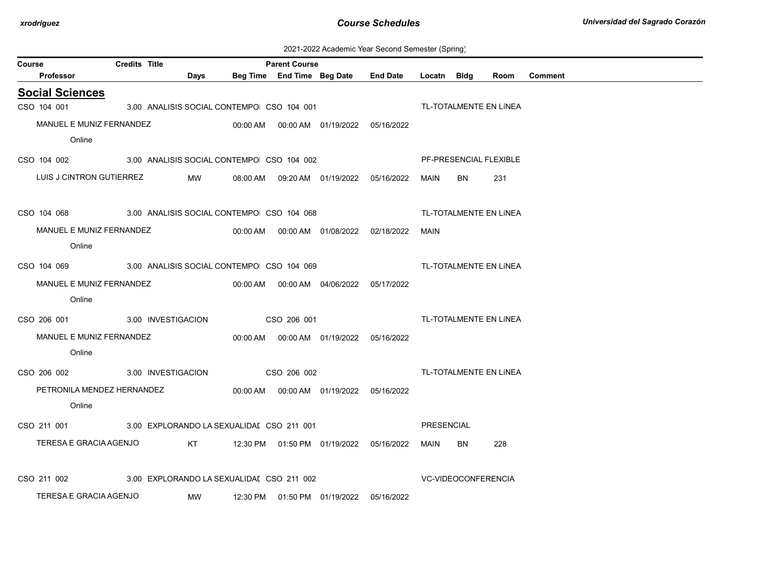2021-2022 Academic Year Second Semester (Spring)

| Course | Credits | Title | Parent Course | | | | | | |
|---|---|---|---|---|---|---|---|---|---|
| Professor | Days | Beg Time | End Time | Beg Date | End Date | Locatn | Bldg | Room | Comment |

## Social Sciences

| Course / Professor | Credits | Title / Days | Beg Time | Parent Course / End Time | Beg Date | End Date | Locatn | Bldg | Room | Comment |
|---|---|---|---|---|---|---|---|---|---|---|
| CSO 104 001 | 3.00 | ANALISIS SOCIAL CONTEMPOI | | CSO 104 001 | | | TL-TOTALMENTE EN LíNEA | | | |
| MANUEL E MUNIZ FERNANDEZ | | | 00:00 AM | 00:00 AM | 01/19/2022 | 05/16/2022 | | | | |
| Online | | | | | | | | | | |
| CSO 104 002 | 3.00 | ANALISIS SOCIAL CONTEMPOI | | CSO 104 002 | | | PF-PRESENCIAL FLEXIBLE | | | |
| LUIS J CINTRON GUTIERREZ | | MW | 08:00 AM | 09:20 AM | 01/19/2022 | 05/16/2022 | MAIN | BN | 231 | |
| CSO 104 068 | 3.00 | ANALISIS SOCIAL CONTEMPOI | | CSO 104 068 | | | TL-TOTALMENTE EN LíNEA | | | |
| MANUEL E MUNIZ FERNANDEZ | | | 00:00 AM | 00:00 AM | 01/08/2022 | 02/18/2022 | MAIN | | | |
| Online | | | | | | | | | | |
| CSO 104 069 | 3.00 | ANALISIS SOCIAL CONTEMPOI | | CSO 104 069 | | | TL-TOTALMENTE EN LíNEA | | | |
| MANUEL E MUNIZ FERNANDEZ | | | 00:00 AM | 00:00 AM | 04/06/2022 | 05/17/2022 | | | | |
| Online | | | | | | | | | | |
| CSO 206 001 | 3.00 | INVESTIGACION | | CSO 206 001 | | | TL-TOTALMENTE EN LíNEA | | | |
| MANUEL E MUNIZ FERNANDEZ | | | 00:00 AM | 00:00 AM | 01/19/2022 | 05/16/2022 | | | | |
| Online | | | | | | | | | | |
| CSO 206 002 | 3.00 | INVESTIGACION | | CSO 206 002 | | | TL-TOTALMENTE EN LíNEA | | | |
| PETRONILA MENDEZ HERNANDEZ | | | 00:00 AM | 00:00 AM | 01/19/2022 | 05/16/2022 | | | | |
| Online | | | | | | | | | | |
| CSO 211 001 | 3.00 | EXPLORANDO LA SEXUALIDAI | | CSO 211 001 | | | PRESENCIAL | | | |
| TERESA E GRACIA AGENJO | | KT | 12:30 PM | 01:50 PM | 01/19/2022 | 05/16/2022 | MAIN | BN | 228 | |
| CSO 211 002 | 3.00 | EXPLORANDO LA SEXUALIDAI | | CSO 211 002 | | | VC-VIDEOCONFERENCIA | | | |
| TERESA E GRACIA AGENJO | | MW | 12:30 PM | 01:50 PM | 01/19/2022 | 05/16/2022 | | | | |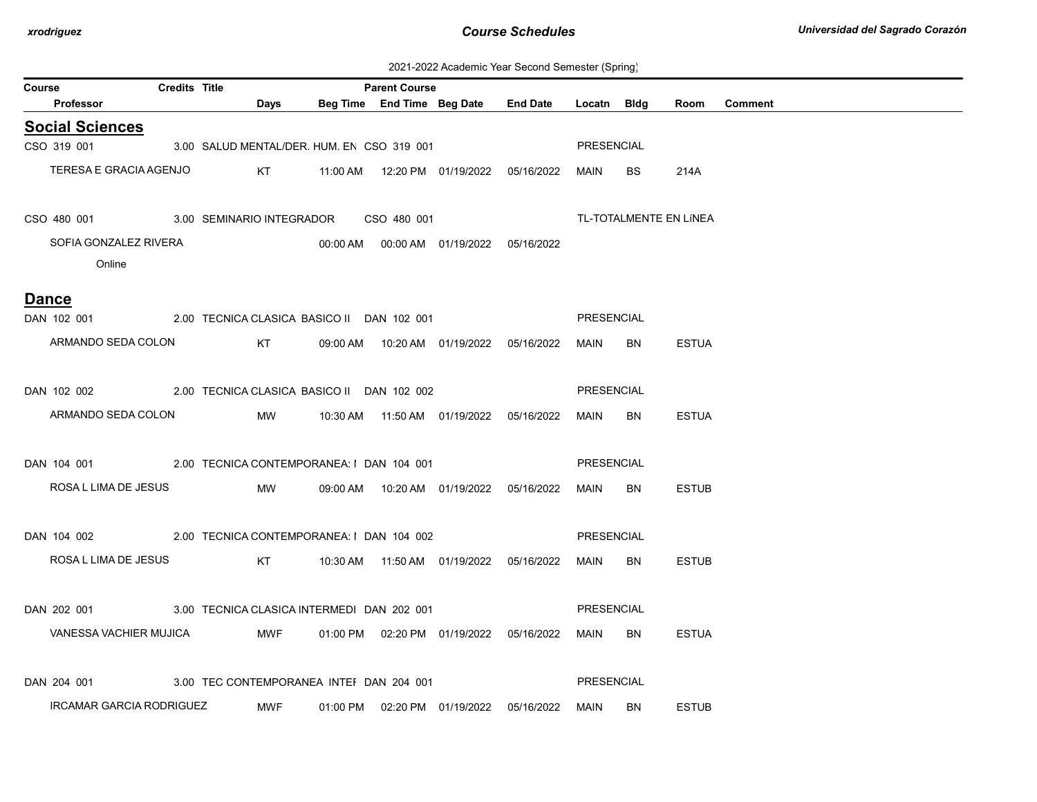2021-2022 Academic Year Second Semester (Spring)

| Course | Credits | Title | Parent Course | | | | | | |
|---|---|---|---|---|---|---|---|---|---|
| Professor | Days | Beg Time | End Time | Beg Date | End Date | Locatn | Bldg | Room | Comment |

## Social Sciences

| Course / Professor | Credits | Title / Days | Beg Time | End Time | Beg Date | End Date | Locatn | Bldg | Room | Comment |
|---|---|---|---|---|---|---|---|---|---|---|
| CSO 319 001 | 3.00 | SALUD MENTAL/DER. HUM. EN | CSO 319 001 | | | | PRESENCIAL | | | |
| TERESA E GRACIA AGENJO | | KT | 11:00 AM | 12:20 PM | 01/19/2022 | 05/16/2022 | MAIN | BS | 214A | |
| CSO 480 001 | 3.00 | SEMINARIO INTEGRADOR | CSO 480 001 | | | | TL-TOTALMENTE EN LíNEA | | | |
| SOFIA GONZALEZ RIVERA | | | 00:00 AM | 00:00 AM | 01/19/2022 | 05/16/2022 | | | | |
| Online | | | | | | | | | | |

## Dance

| Course / Professor | Credits | Title / Days | Beg Time | End Time | Beg Date | End Date | Locatn | Bldg | Room | Comment |
|---|---|---|---|---|---|---|---|---|---|---|
| DAN 102 001 | 2.00 | TECNICA CLASICA BASICO II | DAN 102 001 | | | | PRESENCIAL | | | |
| ARMANDO SEDA COLON | | KT | 09:00 AM | 10:20 AM | 01/19/2022 | 05/16/2022 | MAIN | BN | ESTUA | |
| DAN 102 002 | 2.00 | TECNICA CLASICA BASICO II | DAN 102 002 | | | | PRESENCIAL | | | |
| ARMANDO SEDA COLON | | MW | 10:30 AM | 11:50 AM | 01/19/2022 | 05/16/2022 | MAIN | BN | ESTUA | |
| DAN 104 001 | 2.00 | TECNICA CONTEMPORANEA: I | DAN 104 001 | | | | PRESENCIAL | | | |
| ROSA L LIMA DE JESUS | | MW | 09:00 AM | 10:20 AM | 01/19/2022 | 05/16/2022 | MAIN | BN | ESTUB | |
| DAN 104 002 | 2.00 | TECNICA CONTEMPORANEA: I | DAN 104 002 | | | | PRESENCIAL | | | |
| ROSA L LIMA DE JESUS | | KT | 10:30 AM | 11:50 AM | 01/19/2022 | 05/16/2022 | MAIN | BN | ESTUB | |
| DAN 202 001 | 3.00 | TECNICA CLASICA INTERMEDI | DAN 202 001 | | | | PRESENCIAL | | | |
| VANESSA VACHIER MUJICA | | MWF | 01:00 PM | 02:20 PM | 01/19/2022 | 05/16/2022 | MAIN | BN | ESTUA | |
| DAN 204 001 | 3.00 | TEC CONTEMPORANEA INTEF | DAN 204 001 | | | | PRESENCIAL | | | |
| IRCAMAR GARCIA RODRIGUEZ | | MWF | 01:00 PM | 02:20 PM | 01/19/2022 | 05/16/2022 | MAIN | BN | ESTUB | |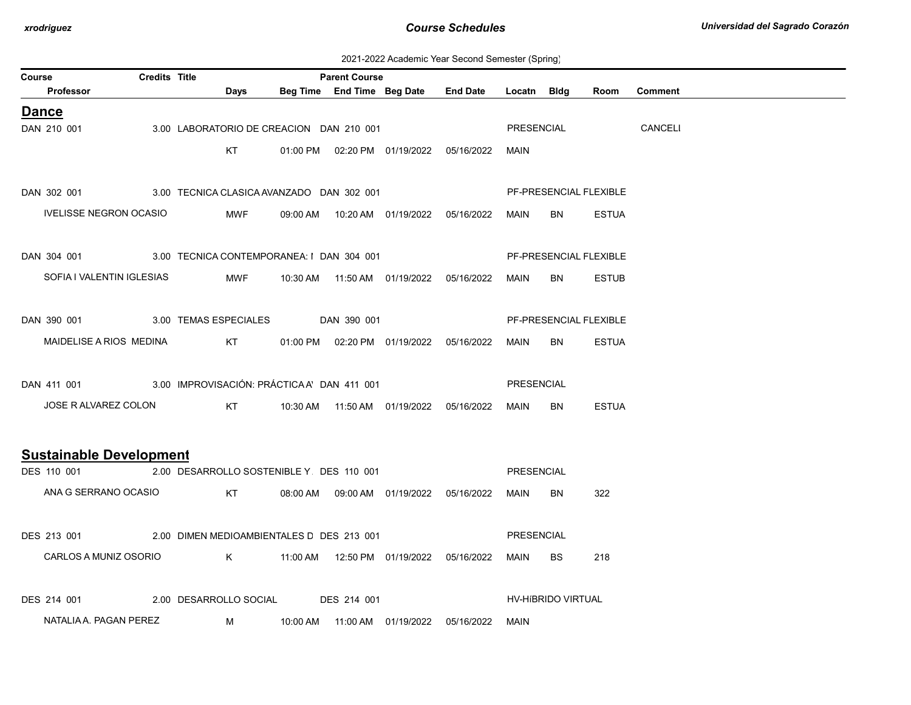2021-2022 Academic Year Second Semester (Spring)

| Course | Credits | Title | Parent Course | | | | | | | |
|---|---|---|---|---|---|---|---|---|---|---|
| Professor | Days | Beg Time | End Time | Beg Date | End Date | Locatn | Bldg | Room | Comment | |

## Dance

| Course / Professor | Credits | Title / Days | Beg Time | End Time | Beg Date | End Date | Locatn | Bldg | Room | Comment |
|---|---|---|---|---|---|---|---|---|---|---|
| DAN 210 001 | 3.00 | LABORATORIO DE CREACION | DAN 210 001 | | | | PRESENCIAL | | | CANCELI |
| | | KT | 01:00 PM | 02:20 PM | 01/19/2022 | 05/16/2022 | MAIN | | | |
| DAN 302 001 | 3.00 | TECNICA CLASICA AVANZADO | DAN 302 001 | | | | PF-PRESENCIAL FLEXIBLE | | | |
| IVELISSE NEGRON OCASIO | | MWF | 09:00 AM | 10:20 AM | 01/19/2022 | 05/16/2022 | MAIN | BN | ESTUA | |
| DAN 304 001 | 3.00 | TECNICA CONTEMPORANEA: I | DAN 304 001 | | | | PF-PRESENCIAL FLEXIBLE | | | |
| SOFIA I VALENTIN IGLESIAS | | MWF | 10:30 AM | 11:50 AM | 01/19/2022 | 05/16/2022 | MAIN | BN | ESTUB | |
| DAN 390 001 | 3.00 | TEMAS ESPECIALES | DAN 390 001 | | | | PF-PRESENCIAL FLEXIBLE | | | |
| MAIDELISE A RIOS MEDINA | | KT | 01:00 PM | 02:20 PM | 01/19/2022 | 05/16/2022 | MAIN | BN | ESTUA | |
| DAN 411 001 | 3.00 | IMPROVISACIÓN: PRÁCTICA A' | DAN 411 001 | | | | PRESENCIAL | | | |
| JOSE R ALVAREZ COLON | | KT | 10:30 AM | 11:50 AM | 01/19/2022 | 05/16/2022 | MAIN | BN | ESTUA | |

## Sustainable Development

| Course / Professor | Credits | Title / Days | Beg Time | End Time | Beg Date | End Date | Locatn | Bldg | Room | Comment |
|---|---|---|---|---|---|---|---|---|---|---|
| DES 110 001 | 2.00 | DESARROLLO SOSTENIBLE Y | DES 110 001 | | | | PRESENCIAL | | | |
| ANA G SERRANO OCASIO | | KT | 08:00 AM | 09:00 AM | 01/19/2022 | 05/16/2022 | MAIN | BN | 322 | |
| DES 213 001 | 2.00 | DIMEN MEDIOAMBIENTALES D | DES 213 001 | | | | PRESENCIAL | | | |
| CARLOS A MUNIZ OSORIO | | K | 11:00 AM | 12:50 PM | 01/19/2022 | 05/16/2022 | MAIN | BS | 218 | |
| DES 214 001 | 2.00 | DESARROLLO SOCIAL | DES 214 001 | | | | HV-HíBRIDO VIRTUAL | | | |
| NATALIA A. PAGAN PEREZ | | M | 10:00 AM | 11:00 AM | 01/19/2022 | 05/16/2022 | MAIN | | | |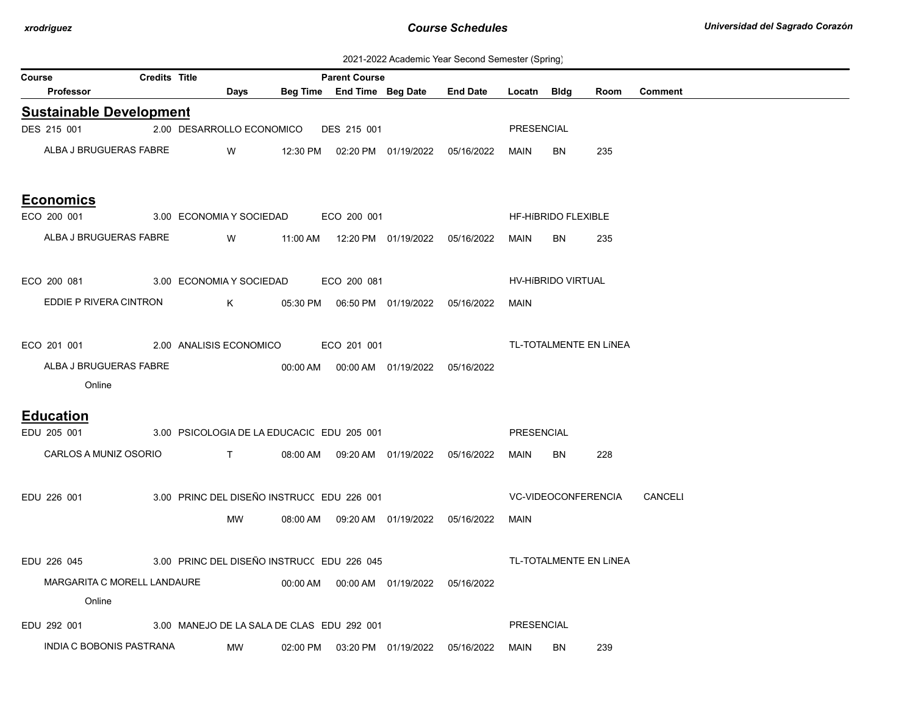2021-2022 Academic Year Second Semester (Spring)

| Course | Credits | Title | Days | Beg Time | Parent Course / End Time | Beg Date | End Date | Locatn | Bldg | Room | Comment |
|---|---|---|---|---|---|---|---|---|---|---|---|
| Professor | | | | | | | | | | | |

## Sustainable Development

| Course / Professor | Credits | Title | Days | Beg Time | Parent Course / End Time | Beg Date | End Date | Locatn | Bldg | Room | Comment |
|---|---|---|---|---|---|---|---|---|---|---|---|
| DES 215 001 | 2.00 | DESARROLLO ECONOMICO | | | DES 215 001 | | | PRESENCIAL | | | |
| ALBA J BRUGUERAS FABRE | | | W | 12:30 PM | 02:20 PM | 01/19/2022 | 05/16/2022 | MAIN | BN | 235 | |

## Economics

| Course / Professor | Credits | Title | Days | Beg Time | Parent Course / End Time | Beg Date | End Date | Locatn | Bldg | Room | Comment |
|---|---|---|---|---|---|---|---|---|---|---|---|
| ECO 200 001 | 3.00 | ECONOMIA Y SOCIEDAD | | | ECO 200 001 | | | HF-HíBRIDO FLEXIBLE | | | |
| ALBA J BRUGUERAS FABRE | | | W | 11:00 AM | 12:20 PM | 01/19/2022 | 05/16/2022 | MAIN | BN | 235 | |
| ECO 200 081 | 3.00 | ECONOMIA Y SOCIEDAD | | | ECO 200 081 | | | HV-HíBRIDO VIRTUAL | | | |
| EDDIE P RIVERA CINTRON | | | K | 05:30 PM | 06:50 PM | 01/19/2022 | 05/16/2022 | MAIN | | | |
| ECO 201 001 | 2.00 | ANALISIS ECONOMICO | | | ECO 201 001 | | | TL-TOTALMENTE EN LíNEA | | | |
| ALBA J BRUGUERAS FABRE | | | | 00:00 AM | 00:00 AM | 01/19/2022 | 05/16/2022 | | | | |
| Online | | | | | | | | | | | |

## Education

| Course / Professor | Credits | Title | Days | Beg Time | Parent Course / End Time | Beg Date | End Date | Locatn | Bldg | Room | Comment |
|---|---|---|---|---|---|---|---|---|---|---|---|
| EDU 205 001 | 3.00 | PSICOLOGIA DE LA EDUCACIC | | | EDU 205 001 | | | PRESENCIAL | | | |
| CARLOS A MUNIZ OSORIO | | | T | 08:00 AM | 09:20 AM | 01/19/2022 | 05/16/2022 | MAIN | BN | 228 | |
| EDU 226 001 | 3.00 | PRINC DEL DISEÑO INSTRUCC | | | EDU 226 001 | | | VC-VIDEOCONFERENCIA | | | CANCELI |
| | | | MW | 08:00 AM | 09:20 AM | 01/19/2022 | 05/16/2022 | MAIN | | | |
| EDU 226 045 | 3.00 | PRINC DEL DISEÑO INSTRUCC | | | EDU 226 045 | | | TL-TOTALMENTE EN LíNEA | | | |
| MARGARITA C MORELL LANDAURE | | | | 00:00 AM | 00:00 AM | 01/19/2022 | 05/16/2022 | | | | |
| Online | | | | | | | | | | | |
| EDU 292 001 | 3.00 | MANEJO DE LA SALA DE CLAS | | | EDU 292 001 | | | PRESENCIAL | | | |
| INDIA C BOBONIS PASTRANA | | | MW | 02:00 PM | 03:20 PM | 01/19/2022 | 05/16/2022 | MAIN | BN | 239 | |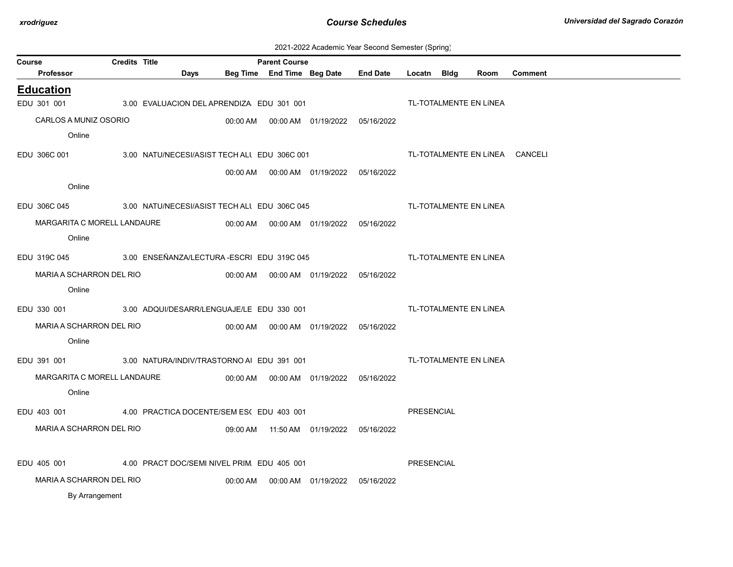2021-2022 Academic Year Second Semester (Spring)

| Course | Credits | Title | Parent Course | | | | Locatn | Bldg | Room | Comment |
|---|---|---|---|---|---|---|---|---|---|---|
| Professor | | Days | Beg Time | End Time | Beg Date | End Date | | | | |

## Education

| Course / Professor | Credits | Title / Days | Parent Course / Beg Time | End Time | Beg Date | End Date | Locatn | Bldg | Room | Comment |
|---|---|---|---|---|---|---|---|---|---|---|
| EDU 301 001 | 3.00 | EVALUACION DEL APRENDIZA | EDU 301 001 | | | | TL-TOTALMENTE EN LíNEA | | | |
| CARLOS A MUNIZ OSORIO | | | 00:00 AM | 00:00 AM | 01/19/2022 | 05/16/2022 | | | | |
| Online | | | | | | | | | | |
| EDU 306C 001 | 3.00 | NATU/NECESI/ASIST TECH ALU | EDU 306C 001 | | | | TL-TOTALMENTE EN LíNEA | | | CANCELI |
| | | | 00:00 AM | 00:00 AM | 01/19/2022 | 05/16/2022 | | | | |
| Online | | | | | | | | | | |
| EDU 306C 045 | 3.00 | NATU/NECESI/ASIST TECH ALU | EDU 306C 045 | | | | TL-TOTALMENTE EN LíNEA | | | |
| MARGARITA C MORELL LANDAURE | | | 00:00 AM | 00:00 AM | 01/19/2022 | 05/16/2022 | | | | |
| Online | | | | | | | | | | |
| EDU 319C 045 | 3.00 | ENSEÑANZA/LECTURA -ESCRI | EDU 319C 045 | | | | TL-TOTALMENTE EN LíNEA | | | |
| MARIA A SCHARRON DEL RIO | | | 00:00 AM | 00:00 AM | 01/19/2022 | 05/16/2022 | | | | |
| Online | | | | | | | | | | |
| EDU 330 001 | 3.00 | ADQUI/DESARR/LENGUAJE/LE | EDU 330 001 | | | | TL-TOTALMENTE EN LíNEA | | | |
| MARIA A SCHARRON DEL RIO | | | 00:00 AM | 00:00 AM | 01/19/2022 | 05/16/2022 | | | | |
| Online | | | | | | | | | | |
| EDU 391 001 | 3.00 | NATURA/INDIV/TRASTORNO AI | EDU 391 001 | | | | TL-TOTALMENTE EN LíNEA | | | |
| MARGARITA C MORELL LANDAURE | | | 00:00 AM | 00:00 AM | 01/19/2022 | 05/16/2022 | | | | |
| Online | | | | | | | | | | |
| EDU 403 001 | 4.00 | PRACTICA DOCENTE/SEM ESC | EDU 403 001 | | | | PRESENCIAL | | | |
| MARIA A SCHARRON DEL RIO | | | 09:00 AM | 11:50 AM | 01/19/2022 | 05/16/2022 | | | | |
| EDU 405 001 | 4.00 | PRACT DOC/SEMI NIVEL PRIM. | EDU 405 001 | | | | PRESENCIAL | | | |
| MARIA A SCHARRON DEL RIO | | | 00:00 AM | 00:00 AM | 01/19/2022 | 05/16/2022 | | | | |
| By Arrangement | | | | | | | | | | |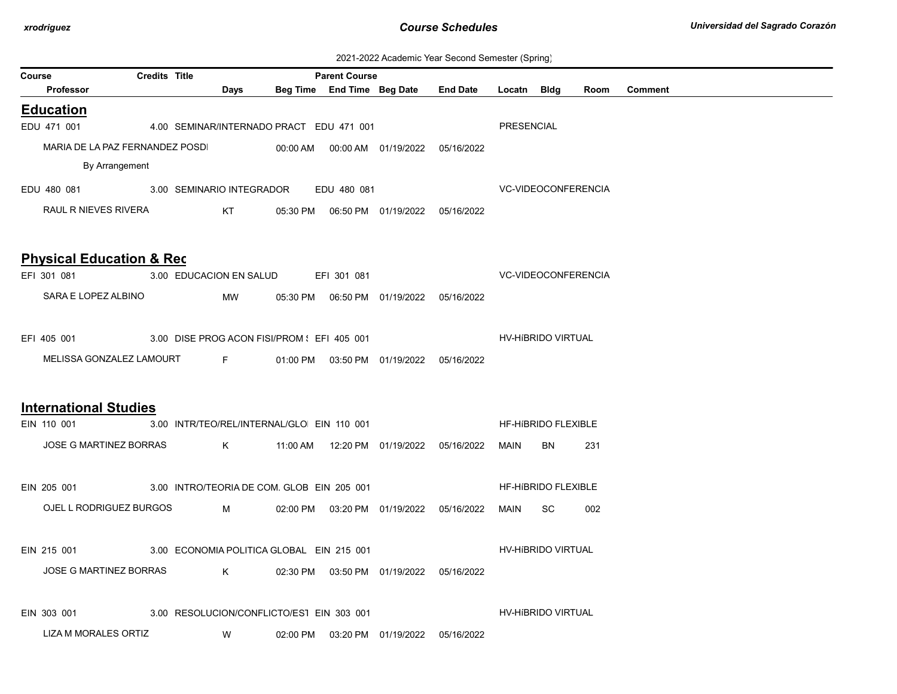2021-2022 Academic Year Second Semester (Spring)

| Course | Credits | Title | Parent Course | | | | | | |
|---|---|---|---|---|---|---|---|---|---|
| Professor | Days | Beg Time | End Time | Beg Date | End Date | Locatn | Bldg | Room | Comment |

## Education

| Course / Professor | Credits | Title / Days | Beg Time | Parent Course / End Time | Beg Date | End Date | Locatn | Bldg | Room | Comment |
|---|---|---|---|---|---|---|---|---|---|---|
| EDU 471 001 | 4.00 | SEMINAR/INTERNADO PRACT | | EDU 471 001 | | | PRESENCIAL | | | |
| MARIA DE LA PAZ FERNANDEZ POSDI | | | 00:00 AM | 00:00 AM | 01/19/2022 | 05/16/2022 | | | | |
| By Arrangement | | | | | | | | | | |
| EDU 480 081 | 3.00 | SEMINARIO INTEGRADOR | | EDU 480 081 | | | VC-VIDEOCONFERENCIA | | | |
| RAUL R NIEVES RIVERA | | KT | 05:30 PM | 06:50 PM | 01/19/2022 | 05/16/2022 | | | | |

## Physical Education & Rec

| Course / Professor | Credits | Title / Days | Beg Time | Parent Course / End Time | Beg Date | End Date | Locatn | Bldg | Room | Comment |
|---|---|---|---|---|---|---|---|---|---|---|
| EFI 301 081 | 3.00 | EDUCACION EN SALUD | | EFI 301 081 | | | VC-VIDEOCONFERENCIA | | | |
| SARA E LOPEZ ALBINO | | MW | 05:30 PM | 06:50 PM | 01/19/2022 | 05/16/2022 | | | | |
| EFI 405 001 | 3.00 | DISE PROG ACON FISI/PROM S | | EFI 405 001 | | | HV-HíBRIDO VIRTUAL | | | |
| MELISSA GONZALEZ LAMOURT | | F | 01:00 PM | 03:50 PM | 01/19/2022 | 05/16/2022 | | | | |

## International Studies

| Course / Professor | Credits | Title / Days | Beg Time | Parent Course / End Time | Beg Date | End Date | Locatn | Bldg | Room | Comment |
|---|---|---|---|---|---|---|---|---|---|---|
| EIN 110 001 | 3.00 | INTR/TEO/REL/INTERNAL/GLO | | EIN 110 001 | | | HF-HíBRIDO FLEXIBLE | | | |
| JOSE G MARTINEZ BORRAS | | K | 11:00 AM | 12:20 PM | 01/19/2022 | 05/16/2022 | MAIN | BN | 231 | |
| EIN 205 001 | 3.00 | INTRO/TEORIA DE COM. GLOB | | EIN 205 001 | | | HF-HíBRIDO FLEXIBLE | | | |
| OJEL L RODRIGUEZ BURGOS | | M | 02:00 PM | 03:20 PM | 01/19/2022 | 05/16/2022 | MAIN | SC | 002 | |
| EIN 215 001 | 3.00 | ECONOMIA POLITICA GLOBAL | | EIN 215 001 | | | HV-HíBRIDO VIRTUAL | | | |
| JOSE G MARTINEZ BORRAS | | K | 02:30 PM | 03:50 PM | 01/19/2022 | 05/16/2022 | | | | |
| EIN 303 001 | 3.00 | RESOLUCION/CONFLICTO/EST | | EIN 303 001 | | | HV-HíBRIDO VIRTUAL | | | |
| LIZA M MORALES ORTIZ | | W | 02:00 PM | 03:20 PM | 01/19/2022 | 05/16/2022 | | | | |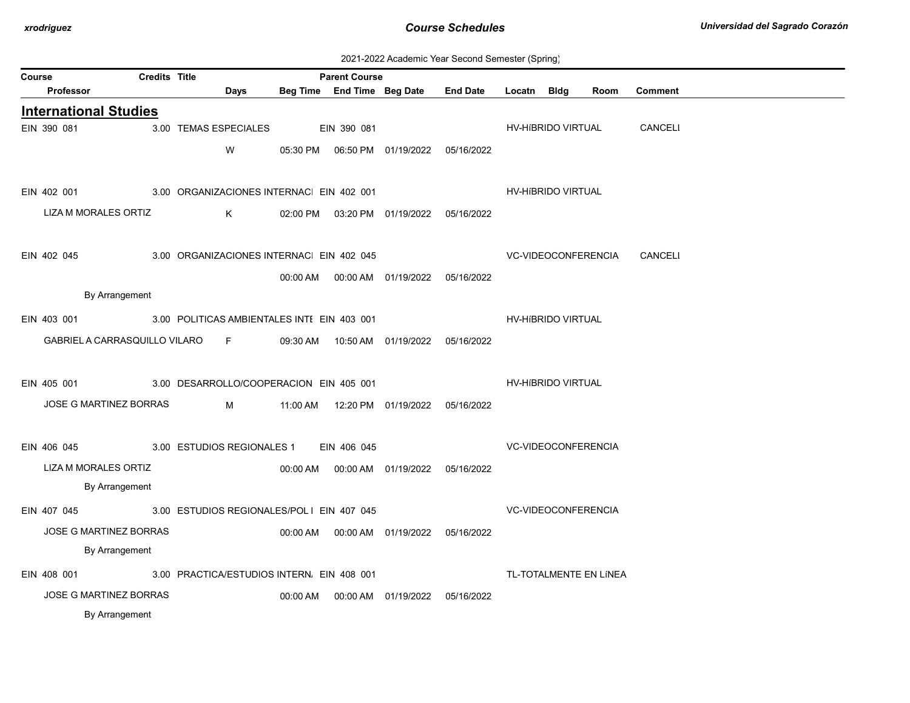2021-2022 Academic Year Second Semester (Spring)

## International Studies

| Course | Credits | Title | Parent Course | Professor | Days | Beg Time | End Time | Beg Date | End Date | Locatn | Bldg | Room | Comment |
|---|---|---|---|---|---|---|---|---|---|---|---|---|---|
| EIN 390 081 | 3.00 | TEMAS ESPECIALES | EIN 390 081 | | W | 05:30 PM | 06:50 PM | 01/19/2022 | 05/16/2022 | HV-HíBRIDO VIRTUAL | | | CANCELI |
| EIN 402 001 | 3.00 | ORGANIZACIONES INTERNACI | EIN 402 001 | LIZA M MORALES ORTIZ | K | 02:00 PM | 03:20 PM | 01/19/2022 | 05/16/2022 | HV-HíBRIDO VIRTUAL | | | |
| EIN 402 045 | 3.00 | ORGANIZACIONES INTERNACI | EIN 402 045 | By Arrangement | | 00:00 AM | 00:00 AM | 01/19/2022 | 05/16/2022 | VC-VIDEOCONFERENCIA | | | CANCELI |
| EIN 403 001 | 3.00 | POLITICAS AMBIENTALES INTE | EIN 403 001 | GABRIEL A CARRASQUILLO VILARO | F | 09:30 AM | 10:50 AM | 01/19/2022 | 05/16/2022 | HV-HíBRIDO VIRTUAL | | | |
| EIN 405 001 | 3.00 | DESARROLLO/COOPERACION | EIN 405 001 | JOSE G MARTINEZ BORRAS | M | 11:00 AM | 12:20 PM | 01/19/2022 | 05/16/2022 | HV-HíBRIDO VIRTUAL | | | |
| EIN 406 045 | 3.00 | ESTUDIOS REGIONALES 1 | EIN 406 045 | LIZA M MORALES ORTIZ<br>By Arrangement | | 00:00 AM | 00:00 AM | 01/19/2022 | 05/16/2022 | VC-VIDEOCONFERENCIA | | | |
| EIN 407 045 | 3.00 | ESTUDIOS REGIONALES/POL I | EIN 407 045 | JOSE G MARTINEZ BORRAS<br>By Arrangement | | 00:00 AM | 00:00 AM | 01/19/2022 | 05/16/2022 | VC-VIDEOCONFERENCIA | | | |
| EIN 408 001 | 3.00 | PRACTICA/ESTUDIOS INTERN. | EIN 408 001 | JOSE G MARTINEZ BORRAS<br>By Arrangement | | 00:00 AM | 00:00 AM | 01/19/2022 | 05/16/2022 | TL-TOTALMENTE EN LíNEA | | | |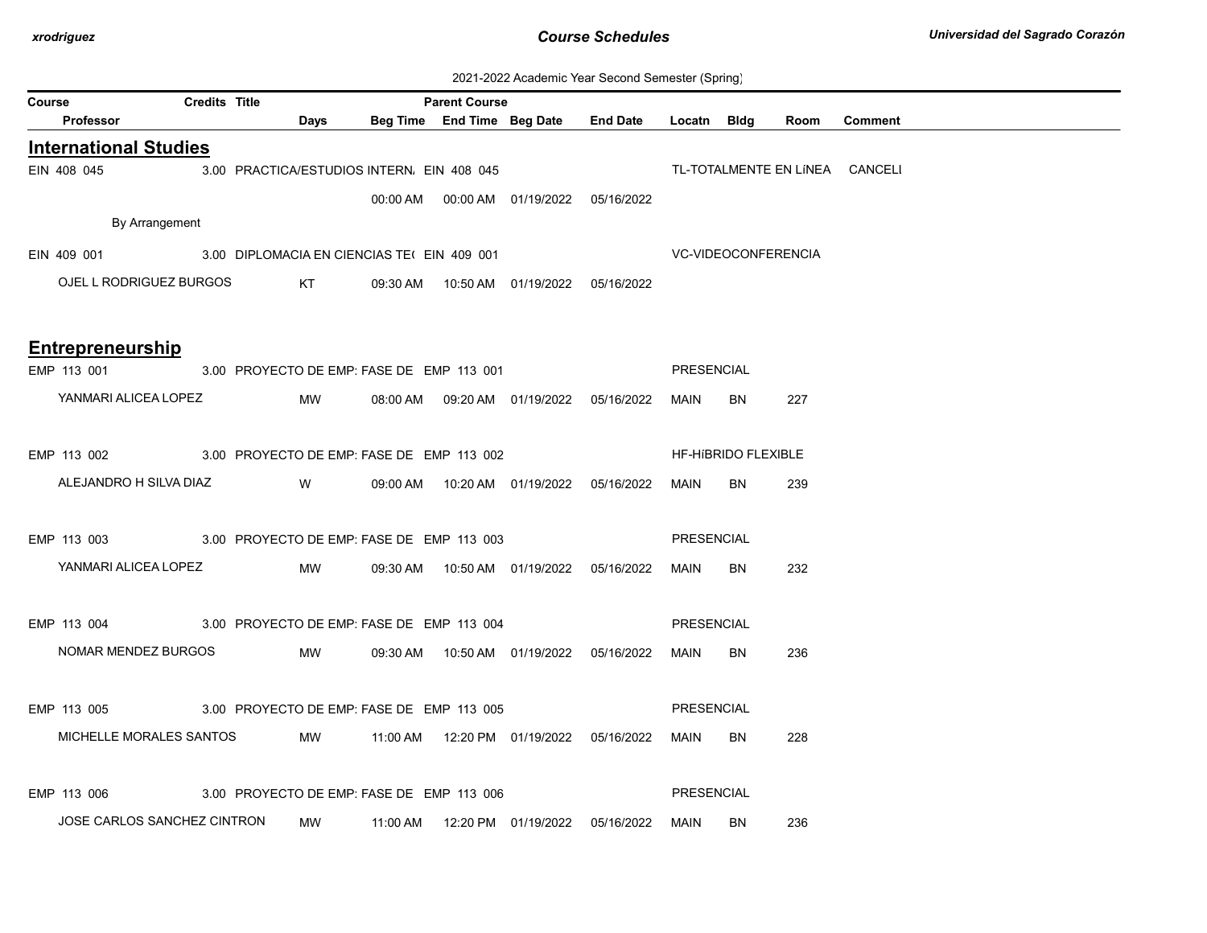2021-2022 Academic Year Second Semester (Spring)

| Course | Credits | Title | Parent Course | | | | | | | |
|---|---|---|---|---|---|---|---|---|---|---|
| Professor | | Days | Beg Time | End Time | Beg Date | End Date | Locatn | Bldg | Room | Comment |

## International Studies

| Course / Professor | Credits | Title / Days | Beg Time | End Time | Beg Date | End Date | Locatn | Bldg | Room | Comment |
|---|---|---|---|---|---|---|---|---|---|---|
| EIN 408 045 | 3.00 | PRACTICA/ESTUDIOS INTERN. EIN 408 045 | | | | | TL-TOTALMENTE EN LíNEA | | | CANCELI |
| | | | 00:00 AM | 00:00 AM | 01/19/2022 | 05/16/2022 | | | | |
| By Arrangement | | | | | | | | | | |
| EIN 409 001 | 3.00 | DIPLOMACIA EN CIENCIAS TE( EIN 409 001 | | | | | VC-VIDEOCONFERENCIA | | | |
| OJEL L RODRIGUEZ BURGOS | | KT | 09:30 AM | 10:50 AM | 01/19/2022 | 05/16/2022 | | | | |

## Entrepreneurship

| Course / Professor | Credits | Title / Days | Beg Time | End Time | Beg Date | End Date | Locatn | Bldg | Room | Comment |
|---|---|---|---|---|---|---|---|---|---|---|
| EMP 113 001 | 3.00 | PROYECTO DE EMP: FASE DE EMP 113 001 | | | | | PRESENCIAL | | | |
| YANMARI ALICEA LOPEZ | | MW | 08:00 AM | 09:20 AM | 01/19/2022 | 05/16/2022 | MAIN | BN | 227 | |
| EMP 113 002 | 3.00 | PROYECTO DE EMP: FASE DE EMP 113 002 | | | | | HF-HíBRIDO FLEXIBLE | | | |
| ALEJANDRO H SILVA DIAZ | | W | 09:00 AM | 10:20 AM | 01/19/2022 | 05/16/2022 | MAIN | BN | 239 | |
| EMP 113 003 | 3.00 | PROYECTO DE EMP: FASE DE EMP 113 003 | | | | | PRESENCIAL | | | |
| YANMARI ALICEA LOPEZ | | MW | 09:30 AM | 10:50 AM | 01/19/2022 | 05/16/2022 | MAIN | BN | 232 | |
| EMP 113 004 | 3.00 | PROYECTO DE EMP: FASE DE EMP 113 004 | | | | | PRESENCIAL | | | |
| NOMAR MENDEZ BURGOS | | MW | 09:30 AM | 10:50 AM | 01/19/2022 | 05/16/2022 | MAIN | BN | 236 | |
| EMP 113 005 | 3.00 | PROYECTO DE EMP: FASE DE EMP 113 005 | | | | | PRESENCIAL | | | |
| MICHELLE MORALES SANTOS | | MW | 11:00 AM | 12:20 PM | 01/19/2022 | 05/16/2022 | MAIN | BN | 228 | |
| EMP 113 006 | 3.00 | PROYECTO DE EMP: FASE DE EMP 113 006 | | | | | PRESENCIAL | | | |
| JOSE CARLOS SANCHEZ CINTRON | | MW | 11:00 AM | 12:20 PM | 01/19/2022 | 05/16/2022 | MAIN | BN | 236 | |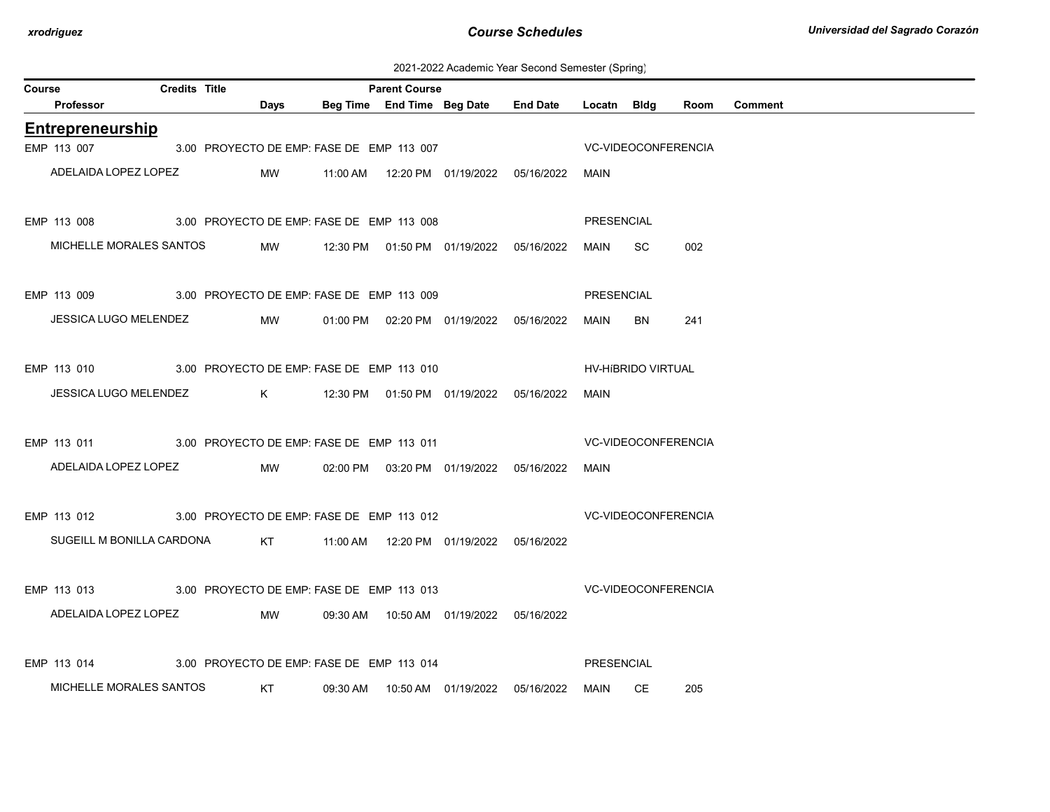2021-2022 Academic Year Second Semester (Spring)

## Entrepreneurship

| Course | Credits | Title | Parent Course | | | | | | | |
|---|---|---|---|---|---|---|---|---|---|---|
| Professor | Days | Beg Time | End Time | Beg Date | End Date | Locatn | Bldg | Room | Comment | |
| EMP 113 007 | 3.00 | PROYECTO DE EMP: FASE DE | EMP 113 007 | | | VC-VIDEOCONFERENCIA | | | | |
| ADELAIDA LOPEZ LOPEZ | MW | 11:00 AM | 12:20 PM | 01/19/2022 | 05/16/2022 | MAIN | | | | |
| EMP 113 008 | 3.00 | PROYECTO DE EMP: FASE DE | EMP 113 008 | | | PRESENCIAL | | | | |
| MICHELLE MORALES SANTOS | MW | 12:30 PM | 01:50 PM | 01/19/2022 | 05/16/2022 | MAIN | SC | 002 | | |
| EMP 113 009 | 3.00 | PROYECTO DE EMP: FASE DE | EMP 113 009 | | | PRESENCIAL | | | | |
| JESSICA LUGO MELENDEZ | MW | 01:00 PM | 02:20 PM | 01/19/2022 | 05/16/2022 | MAIN | BN | 241 | | |
| EMP 113 010 | 3.00 | PROYECTO DE EMP: FASE DE | EMP 113 010 | | | HV-HíBRIDO VIRTUAL | | | | |
| JESSICA LUGO MELENDEZ | K | 12:30 PM | 01:50 PM | 01/19/2022 | 05/16/2022 | MAIN | | | | |
| EMP 113 011 | 3.00 | PROYECTO DE EMP: FASE DE | EMP 113 011 | | | VC-VIDEOCONFERENCIA | | | | |
| ADELAIDA LOPEZ LOPEZ | MW | 02:00 PM | 03:20 PM | 01/19/2022 | 05/16/2022 | MAIN | | | | |
| EMP 113 012 | 3.00 | PROYECTO DE EMP: FASE DE | EMP 113 012 | | | VC-VIDEOCONFERENCIA | | | | |
| SUGEILL M BONILLA CARDONA | KT | 11:00 AM | 12:20 PM | 01/19/2022 | 05/16/2022 | | | | | |
| EMP 113 013 | 3.00 | PROYECTO DE EMP: FASE DE | EMP 113 013 | | | VC-VIDEOCONFERENCIA | | | | |
| ADELAIDA LOPEZ LOPEZ | MW | 09:30 AM | 10:50 AM | 01/19/2022 | 05/16/2022 | | | | | |
| EMP 113 014 | 3.00 | PROYECTO DE EMP: FASE DE | EMP 113 014 | | | PRESENCIAL | | | | |
| MICHELLE MORALES SANTOS | KT | 09:30 AM | 10:50 AM | 01/19/2022 | 05/16/2022 | MAIN | CE | 205 | | |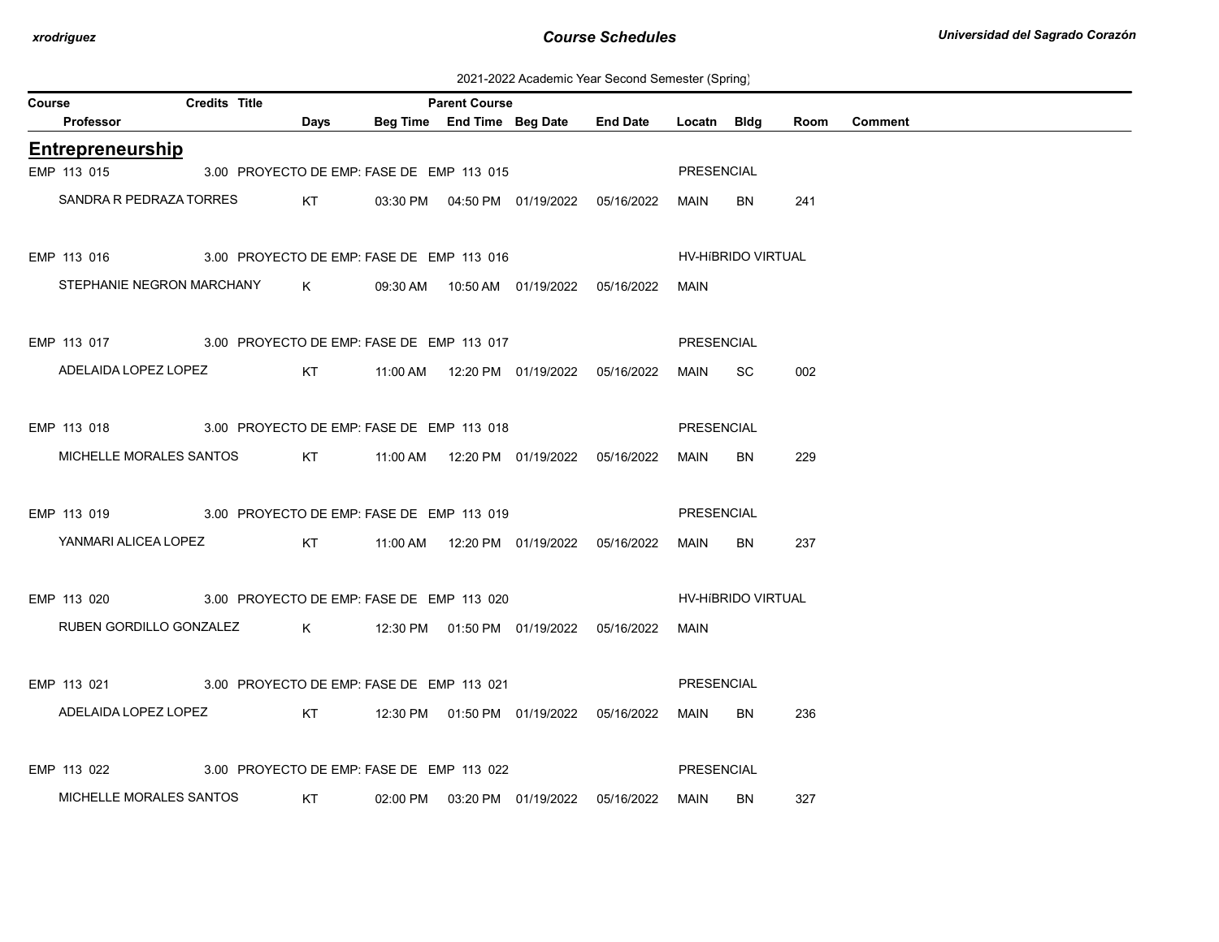2021-2022 Academic Year Second Semester (Spring)

| Course | Credits | Title | Parent Course | | | | | | |
|---|---|---|---|---|---|---|---|---|---|
| Professor | Days | Beg Time | End Time | Beg Date | End Date | Locatn | Bldg | Room | Comment |

## Entrepreneurship

| Course / Professor | Credits | Title / Days | Beg Time | End Time / Parent Course | Beg Date | End Date | Locatn | Bldg | Room | Comment |
|---|---|---|---|---|---|---|---|---|---|---|
| EMP 113 015 | 3.00 | PROYECTO DE EMP: FASE DE | | EMP 113 015 | | | PRESENCIAL | | | |
| SANDRA R PEDRAZA TORRES | | KT | 03:30 PM | 04:50 PM | 01/19/2022 | 05/16/2022 | MAIN | BN | 241 | |
| EMP 113 016 | 3.00 | PROYECTO DE EMP: FASE DE | | EMP 113 016 | | | HV-HíBRIDO VIRTUAL | | | |
| STEPHANIE NEGRON MARCHANY | | K | 09:30 AM | 10:50 AM | 01/19/2022 | 05/16/2022 | MAIN | | | |
| EMP 113 017 | 3.00 | PROYECTO DE EMP: FASE DE | | EMP 113 017 | | | PRESENCIAL | | | |
| ADELAIDA LOPEZ LOPEZ | | KT | 11:00 AM | 12:20 PM | 01/19/2022 | 05/16/2022 | MAIN | SC | 002 | |
| EMP 113 018 | 3.00 | PROYECTO DE EMP: FASE DE | | EMP 113 018 | | | PRESENCIAL | | | |
| MICHELLE MORALES SANTOS | | KT | 11:00 AM | 12:20 PM | 01/19/2022 | 05/16/2022 | MAIN | BN | 229 | |
| EMP 113 019 | 3.00 | PROYECTO DE EMP: FASE DE | | EMP 113 019 | | | PRESENCIAL | | | |
| YANMARI ALICEA LOPEZ | | KT | 11:00 AM | 12:20 PM | 01/19/2022 | 05/16/2022 | MAIN | BN | 237 | |
| EMP 113 020 | 3.00 | PROYECTO DE EMP: FASE DE | | EMP 113 020 | | | HV-HíBRIDO VIRTUAL | | | |
| RUBEN GORDILLO GONZALEZ | | K | 12:30 PM | 01:50 PM | 01/19/2022 | 05/16/2022 | MAIN | | | |
| EMP 113 021 | 3.00 | PROYECTO DE EMP: FASE DE | | EMP 113 021 | | | PRESENCIAL | | | |
| ADELAIDA LOPEZ LOPEZ | | KT | 12:30 PM | 01:50 PM | 01/19/2022 | 05/16/2022 | MAIN | BN | 236 | |
| EMP 113 022 | 3.00 | PROYECTO DE EMP: FASE DE | | EMP 113 022 | | | PRESENCIAL | | | |
| MICHELLE MORALES SANTOS | | KT | 02:00 PM | 03:20 PM | 01/19/2022 | 05/16/2022 | MAIN | BN | 327 | |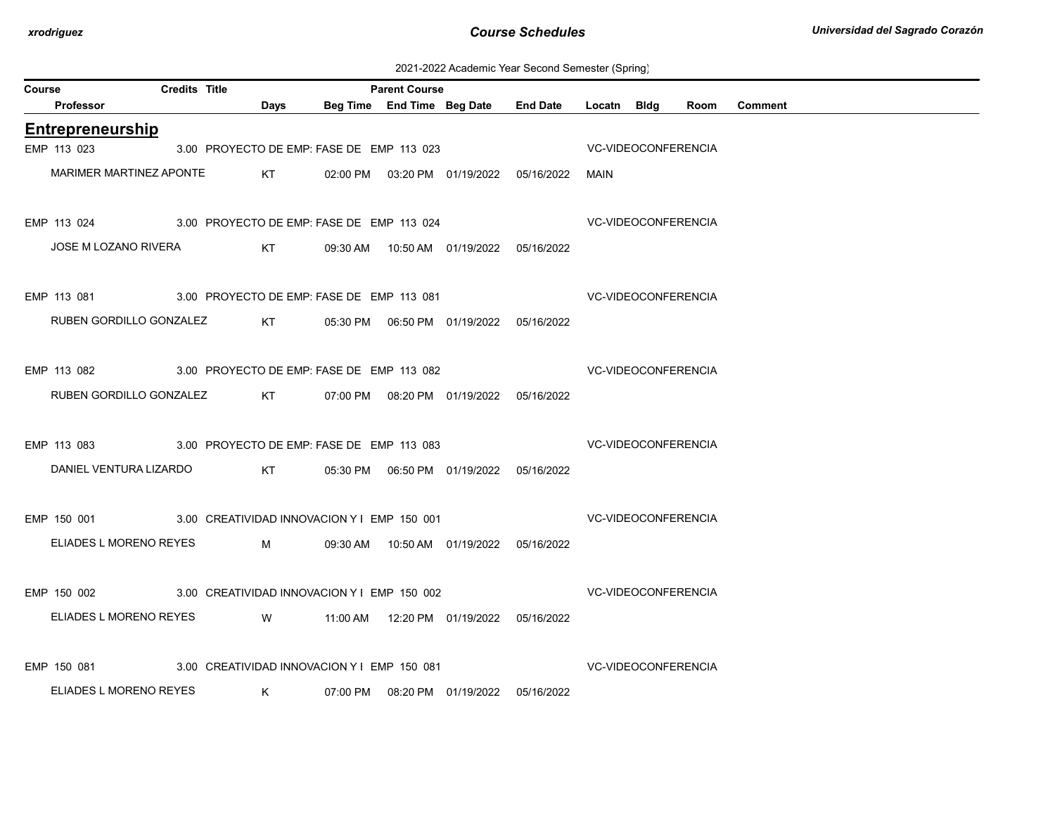2021-2022 Academic Year Second Semester (Spring)

## Entrepreneurship

| Course | Credits | Title | Parent Course | Days | Beg Time | End Time | Beg Date | End Date | Locatn | Bldg | Room | Comment |
|---|---|---|---|---|---|---|---|---|---|---|---|---|
| EMP 113 023 | 3.00 | PROYECTO DE EMP: FASE DE | EMP 113 023 | | | | | | VC-VIDEOCONFERENCIA | | | |
| MARIMER MARTINEZ APONTE | | | | KT | 02:00 PM | 03:20 PM | 01/19/2022 | 05/16/2022 | MAIN | | | |
| EMP 113 024 | 3.00 | PROYECTO DE EMP: FASE DE | EMP 113 024 | | | | | | VC-VIDEOCONFERENCIA | | | |
| JOSE M LOZANO RIVERA | | | | KT | 09:30 AM | 10:50 AM | 01/19/2022 | 05/16/2022 | | | | |
| EMP 113 081 | 3.00 | PROYECTO DE EMP: FASE DE | EMP 113 081 | | | | | | VC-VIDEOCONFERENCIA | | | |
| RUBEN GORDILLO GONZALEZ | | | | KT | 05:30 PM | 06:50 PM | 01/19/2022 | 05/16/2022 | | | | |
| EMP 113 082 | 3.00 | PROYECTO DE EMP: FASE DE | EMP 113 082 | | | | | | VC-VIDEOCONFERENCIA | | | |
| RUBEN GORDILLO GONZALEZ | | | | KT | 07:00 PM | 08:20 PM | 01/19/2022 | 05/16/2022 | | | | |
| EMP 113 083 | 3.00 | PROYECTO DE EMP: FASE DE | EMP 113 083 | | | | | | VC-VIDEOCONFERENCIA | | | |
| DANIEL VENTURA LIZARDO | | | | KT | 05:30 PM | 06:50 PM | 01/19/2022 | 05/16/2022 | | | | |
| EMP 150 001 | 3.00 | CREATIVIDAD INNOVACION Y I | EMP 150 001 | | | | | | VC-VIDEOCONFERENCIA | | | |
| ELIADES L MORENO REYES | | | | M | 09:30 AM | 10:50 AM | 01/19/2022 | 05/16/2022 | | | | |
| EMP 150 002 | 3.00 | CREATIVIDAD INNOVACION Y I | EMP 150 002 | | | | | | VC-VIDEOCONFERENCIA | | | |
| ELIADES L MORENO REYES | | | | W | 11:00 AM | 12:20 PM | 01/19/2022 | 05/16/2022 | | | | |
| EMP 150 081 | 3.00 | CREATIVIDAD INNOVACION Y I | EMP 150 081 | | | | | | VC-VIDEOCONFERENCIA | | | |
| ELIADES L MORENO REYES | | | | K | 07:00 PM | 08:20 PM | 01/19/2022 | 05/16/2022 | | | | |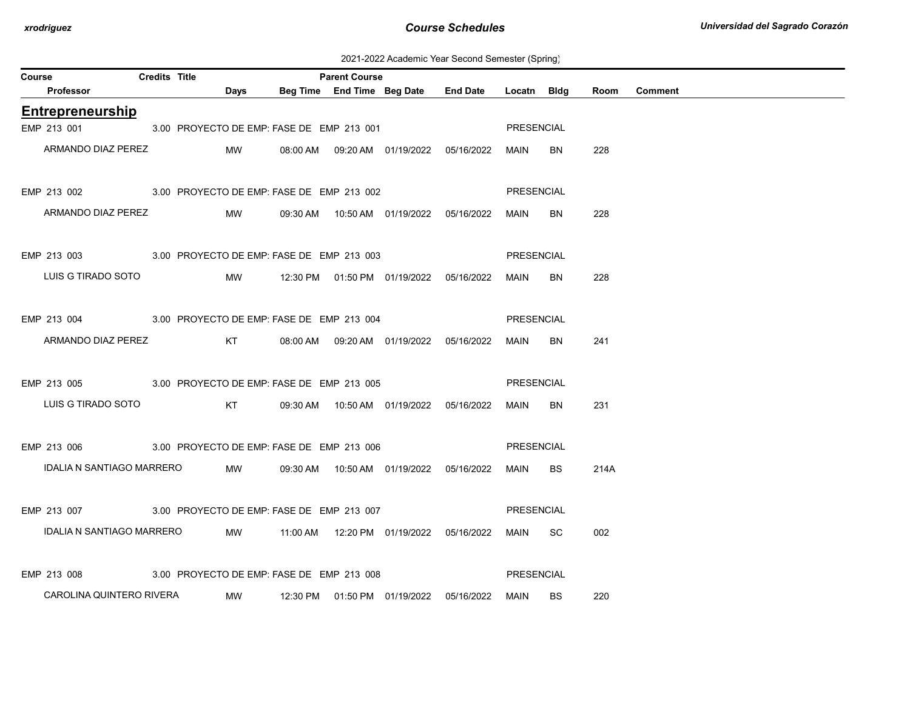2021-2022 Academic Year Second Semester (Spring)

## Entrepreneurship

| Course | Credits | Title | Parent Course | Professor | Days | Beg Time | End Time | Beg Date | End Date | Locatn | Bldg | Room | Comment |
|---|---|---|---|---|---|---|---|---|---|---|---|---|---|
| EMP 213 001 | 3.00 | PROYECTO DE EMP: FASE DE | EMP 213 001 | ARMANDO DIAZ PEREZ | MW | 08:00 AM | 09:20 AM | 01/19/2022 | 05/16/2022 | PRESENCIAL MAIN | BN | 228 | |
| EMP 213 002 | 3.00 | PROYECTO DE EMP: FASE DE | EMP 213 002 | ARMANDO DIAZ PEREZ | MW | 09:30 AM | 10:50 AM | 01/19/2022 | 05/16/2022 | PRESENCIAL MAIN | BN | 228 | |
| EMP 213 003 | 3.00 | PROYECTO DE EMP: FASE DE | EMP 213 003 | LUIS G TIRADO SOTO | MW | 12:30 PM | 01:50 PM | 01/19/2022 | 05/16/2022 | PRESENCIAL MAIN | BN | 228 | |
| EMP 213 004 | 3.00 | PROYECTO DE EMP: FASE DE | EMP 213 004 | ARMANDO DIAZ PEREZ | KT | 08:00 AM | 09:20 AM | 01/19/2022 | 05/16/2022 | PRESENCIAL MAIN | BN | 241 | |
| EMP 213 005 | 3.00 | PROYECTO DE EMP: FASE DE | EMP 213 005 | LUIS G TIRADO SOTO | KT | 09:30 AM | 10:50 AM | 01/19/2022 | 05/16/2022 | PRESENCIAL MAIN | BN | 231 | |
| EMP 213 006 | 3.00 | PROYECTO DE EMP: FASE DE | EMP 213 006 | IDALIA N SANTIAGO MARRERO | MW | 09:30 AM | 10:50 AM | 01/19/2022 | 05/16/2022 | PRESENCIAL MAIN | BS | 214A | |
| EMP 213 007 | 3.00 | PROYECTO DE EMP: FASE DE | EMP 213 007 | IDALIA N SANTIAGO MARRERO | MW | 11:00 AM | 12:20 PM | 01/19/2022 | 05/16/2022 | PRESENCIAL MAIN | SC | 002 | |
| EMP 213 008 | 3.00 | PROYECTO DE EMP: FASE DE | EMP 213 008 | CAROLINA QUINTERO RIVERA | MW | 12:30 PM | 01:50 PM | 01/19/2022 | 05/16/2022 | PRESENCIAL MAIN | BS | 220 | |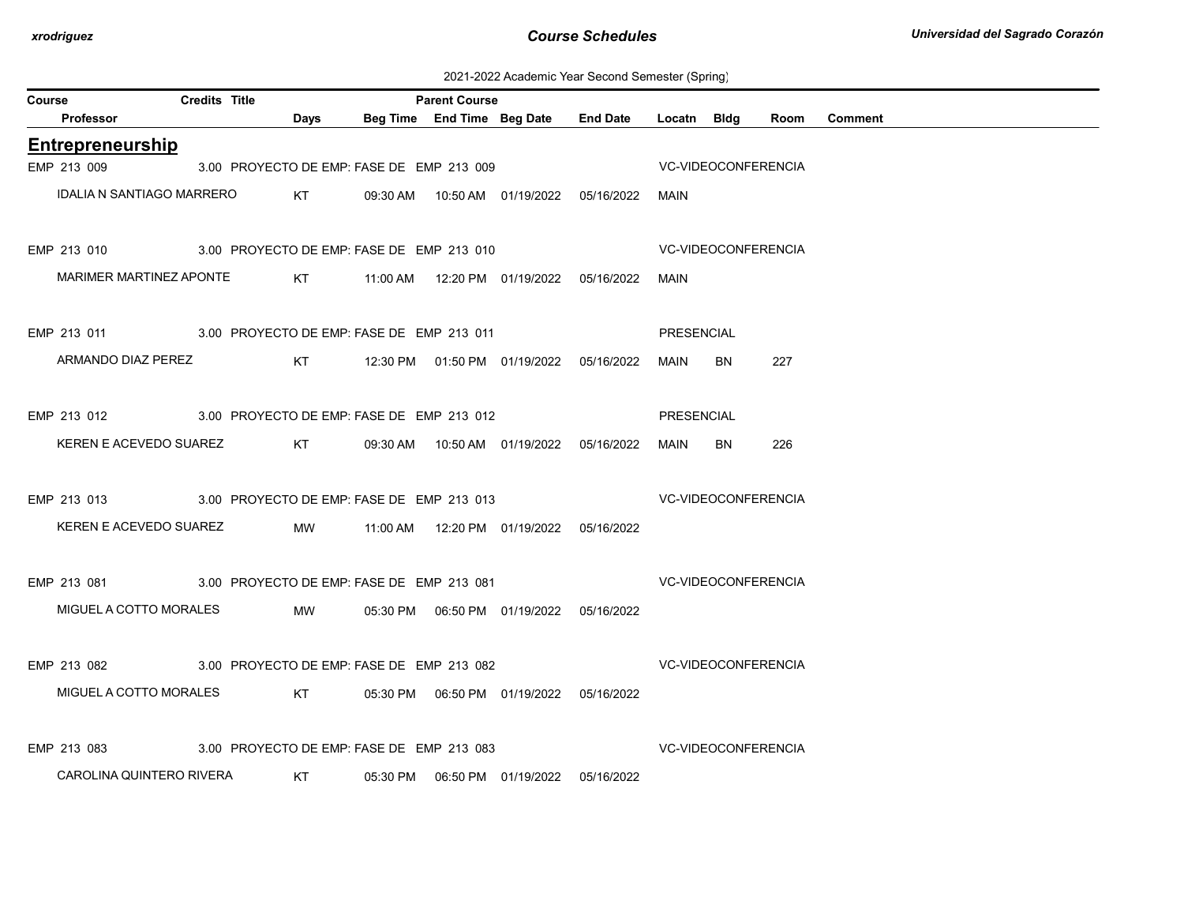2021-2022 Academic Year Second Semester (Spring)

| Course | Credits | Title | Days | Beg Time | End Time | Beg Date | End Date | Locatn | Bldg | Room | Comment |
|---|---|---|---|---|---|---|---|---|---|---|---|
| Professor | | | | | Parent Course | | | | | | |

## Entrepreneurship

| Course / Professor | Credits | Title | Parent Course | Days | Beg Time | End Time | Beg Date | End Date | Locatn | Bldg | Room | Comment |
|---|---|---|---|---|---|---|---|---|---|---|---|---|
| EMP 213 009 | 3.00 | PROYECTO DE EMP: FASE DE | EMP 213 009 | | | | | | VC-VIDEOCONFERENCIA | | | |
| IDALIA N SANTIAGO MARRERO | | | | KT | 09:30 AM | 10:50 AM | 01/19/2022 | 05/16/2022 | MAIN | | | |
| EMP 213 010 | 3.00 | PROYECTO DE EMP: FASE DE | EMP 213 010 | | | | | | VC-VIDEOCONFERENCIA | | | |
| MARIMER MARTINEZ APONTE | | | | KT | 11:00 AM | 12:20 PM | 01/19/2022 | 05/16/2022 | MAIN | | | |
| EMP 213 011 | 3.00 | PROYECTO DE EMP: FASE DE | EMP 213 011 | | | | | | PRESENCIAL | | | |
| ARMANDO DIAZ PEREZ | | | | KT | 12:30 PM | 01:50 PM | 01/19/2022 | 05/16/2022 | MAIN | BN | 227 | |
| EMP 213 012 | 3.00 | PROYECTO DE EMP: FASE DE | EMP 213 012 | | | | | | PRESENCIAL | | | |
| KEREN E ACEVEDO SUAREZ | | | | KT | 09:30 AM | 10:50 AM | 01/19/2022 | 05/16/2022 | MAIN | BN | 226 | |
| EMP 213 013 | 3.00 | PROYECTO DE EMP: FASE DE | EMP 213 013 | | | | | | VC-VIDEOCONFERENCIA | | | |
| KEREN E ACEVEDO SUAREZ | | | | MW | 11:00 AM | 12:20 PM | 01/19/2022 | 05/16/2022 | | | | |
| EMP 213 081 | 3.00 | PROYECTO DE EMP: FASE DE | EMP 213 081 | | | | | | VC-VIDEOCONFERENCIA | | | |
| MIGUEL A COTTO MORALES | | | | MW | 05:30 PM | 06:50 PM | 01/19/2022 | 05/16/2022 | | | | |
| EMP 213 082 | 3.00 | PROYECTO DE EMP: FASE DE | EMP 213 082 | | | | | | VC-VIDEOCONFERENCIA | | | |
| MIGUEL A COTTO MORALES | | | | KT | 05:30 PM | 06:50 PM | 01/19/2022 | 05/16/2022 | | | | |
| EMP 213 083 | 3.00 | PROYECTO DE EMP: FASE DE | EMP 213 083 | | | | | | VC-VIDEOCONFERENCIA | | | |
| CAROLINA QUINTERO RIVERA | | | | KT | 05:30 PM | 06:50 PM | 01/19/2022 | 05/16/2022 | | | | |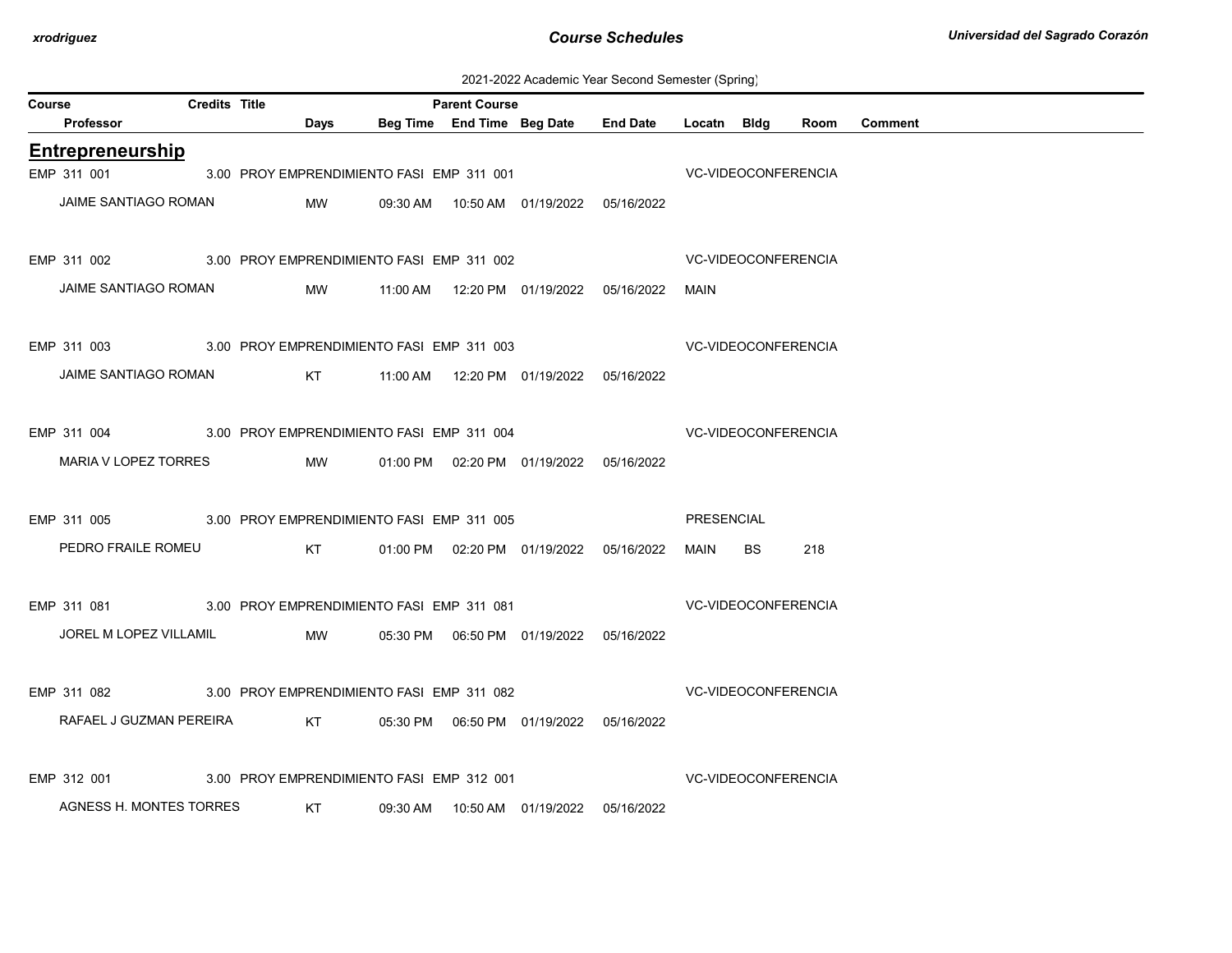2021-2022 Academic Year Second Semester (Spring)

| Course | Credits | Title | Parent Course | | | | | | | | |
|---|---|---|---|---|---|---|---|---|---|---|---|
| Professor | | Days | Beg Time | End Time | Beg Date | End Date | Locatn | Bldg | Room | Comment | |

## Entrepreneurship

| Course / Professor | Credits | Title / Days | Beg Time | End Time | Beg Date | End Date | Locatn | Bldg | Room | Comment |
|---|---|---|---|---|---|---|---|---|---|---|
| EMP 311 001 | 3.00 | PROY EMPRENDIMIENTO FASI EMP 311 001 | | | | | VC-VIDEOCONFERENCIA | | | |
| JAIME SANTIAGO ROMAN | | MW | 09:30 AM | 10:50 AM | 01/19/2022 | 05/16/2022 | | | | |
| EMP 311 002 | 3.00 | PROY EMPRENDIMIENTO FASI EMP 311 002 | | | | | VC-VIDEOCONFERENCIA | | | |
| JAIME SANTIAGO ROMAN | | MW | 11:00 AM | 12:20 PM | 01/19/2022 | 05/16/2022 | MAIN | | | |
| EMP 311 003 | 3.00 | PROY EMPRENDIMIENTO FASI EMP 311 003 | | | | | VC-VIDEOCONFERENCIA | | | |
| JAIME SANTIAGO ROMAN | | KT | 11:00 AM | 12:20 PM | 01/19/2022 | 05/16/2022 | | | | |
| EMP 311 004 | 3.00 | PROY EMPRENDIMIENTO FASI EMP 311 004 | | | | | VC-VIDEOCONFERENCIA | | | |
| MARIA V LOPEZ TORRES | | MW | 01:00 PM | 02:20 PM | 01/19/2022 | 05/16/2022 | | | | |
| EMP 311 005 | 3.00 | PROY EMPRENDIMIENTO FASI EMP 311 005 | | | | | PRESENCIAL | | | |
| PEDRO FRAILE ROMEU | | KT | 01:00 PM | 02:20 PM | 01/19/2022 | 05/16/2022 | MAIN | BS | 218 | |
| EMP 311 081 | 3.00 | PROY EMPRENDIMIENTO FASI EMP 311 081 | | | | | VC-VIDEOCONFERENCIA | | | |
| JOREL M LOPEZ VILLAMIL | | MW | 05:30 PM | 06:50 PM | 01/19/2022 | 05/16/2022 | | | | |
| EMP 311 082 | 3.00 | PROY EMPRENDIMIENTO FASI EMP 311 082 | | | | | VC-VIDEOCONFERENCIA | | | |
| RAFAEL J GUZMAN PEREIRA | | KT | 05:30 PM | 06:50 PM | 01/19/2022 | 05/16/2022 | | | | |
| EMP 312 001 | 3.00 | PROY EMPRENDIMIENTO FASI EMP 312 001 | | | | | VC-VIDEOCONFERENCIA | | | |
| AGNESS H. MONTES TORRES | | KT | 09:30 AM | 10:50 AM | 01/19/2022 | 05/16/2022 | | | | |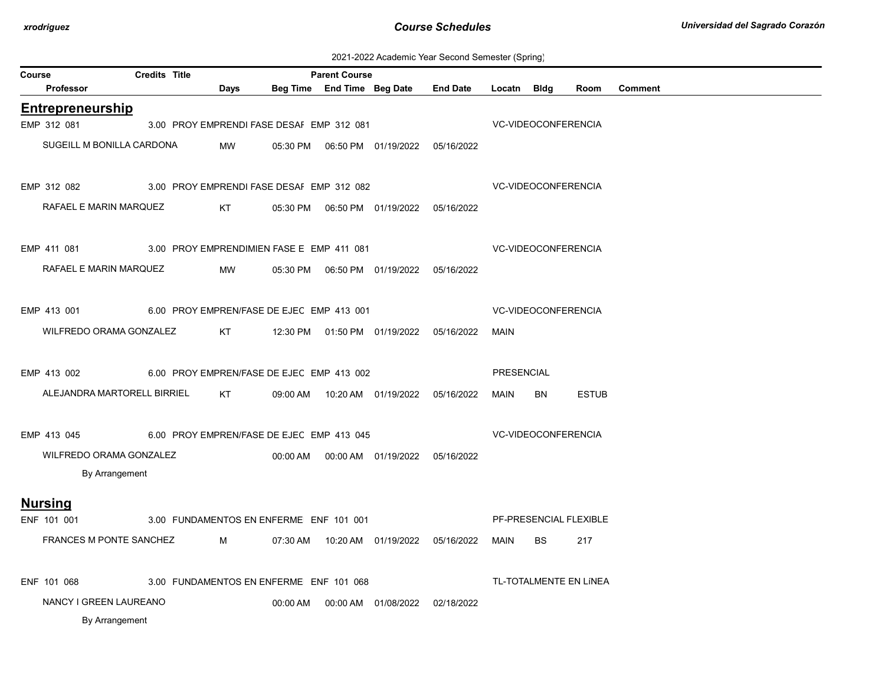2021-2022 Academic Year Second Semester (Spring)

| Course | Credits | Title | Parent Course | | | | | | | |
|---|---|---|---|---|---|---|---|---|---|---|
| Professor | | Days | Beg Time | End Time | Beg Date | End Date | Locatn | Bldg | Room | Comment |

## Entrepreneurship

| Course / Professor | Credits | Title / Days | Beg Time | End Time | Beg Date | End Date | Locatn | Bldg | Room | Comment |
|---|---|---|---|---|---|---|---|---|---|---|
| EMP 312 081 | 3.00 | PROY EMPRENDI FASE DESAF | EMP 312 081 | | | | VC-VIDEOCONFERENCIA | | | |
| SUGEILL M BONILLA CARDONA | | MW | 05:30 PM | 06:50 PM | 01/19/2022 | 05/16/2022 | | | | |
| EMP 312 082 | 3.00 | PROY EMPRENDI FASE DESAF | EMP 312 082 | | | | VC-VIDEOCONFERENCIA | | | |
| RAFAEL E MARIN MARQUEZ | | KT | 05:30 PM | 06:50 PM | 01/19/2022 | 05/16/2022 | | | | |
| EMP 411 081 | 3.00 | PROY EMPRENDIMIEN FASE E | EMP 411 081 | | | | VC-VIDEOCONFERENCIA | | | |
| RAFAEL E MARIN MARQUEZ | | MW | 05:30 PM | 06:50 PM | 01/19/2022 | 05/16/2022 | | | | |
| EMP 413 001 | 6.00 | PROY EMPREN/FASE DE EJEC | EMP 413 001 | | | | VC-VIDEOCONFERENCIA | | | |
| WILFREDO ORAMA GONZALEZ | | KT | 12:30 PM | 01:50 PM | 01/19/2022 | 05/16/2022 | MAIN | | | |
| EMP 413 002 | 6.00 | PROY EMPREN/FASE DE EJEC | EMP 413 002 | | | | PRESENCIAL | | | |
| ALEJANDRA MARTORELL BIRRIEL | | KT | 09:00 AM | 10:20 AM | 01/19/2022 | 05/16/2022 | MAIN | BN | ESTUB | |
| EMP 413 045 | 6.00 | PROY EMPREN/FASE DE EJEC | EMP 413 045 | | | | VC-VIDEOCONFERENCIA | | | |
| WILFREDO ORAMA GONZALEZ | | | 00:00 AM | 00:00 AM | 01/19/2022 | 05/16/2022 | | | | |
| By Arrangement | | | | | | | | | | |

## Nursing

| Course / Professor | Credits | Title / Days | Beg Time | End Time | Beg Date | End Date | Locatn | Bldg | Room | Comment |
|---|---|---|---|---|---|---|---|---|---|---|
| ENF 101 001 | 3.00 | FUNDAMENTOS EN ENFERME | ENF 101 001 | | | | PF-PRESENCIAL FLEXIBLE | | | |
| FRANCES M PONTE SANCHEZ | | M | 07:30 AM | 10:20 AM | 01/19/2022 | 05/16/2022 | MAIN | BS | 217 | |
| ENF 101 068 | 3.00 | FUNDAMENTOS EN ENFERME | ENF 101 068 | | | | TL-TOTALMENTE EN LíNEA | | | |
| NANCY I GREEN LAUREANO | | | 00:00 AM | 00:00 AM | 01/08/2022 | 02/18/2022 | | | | |
| By Arrangement | | | | | | | | | | |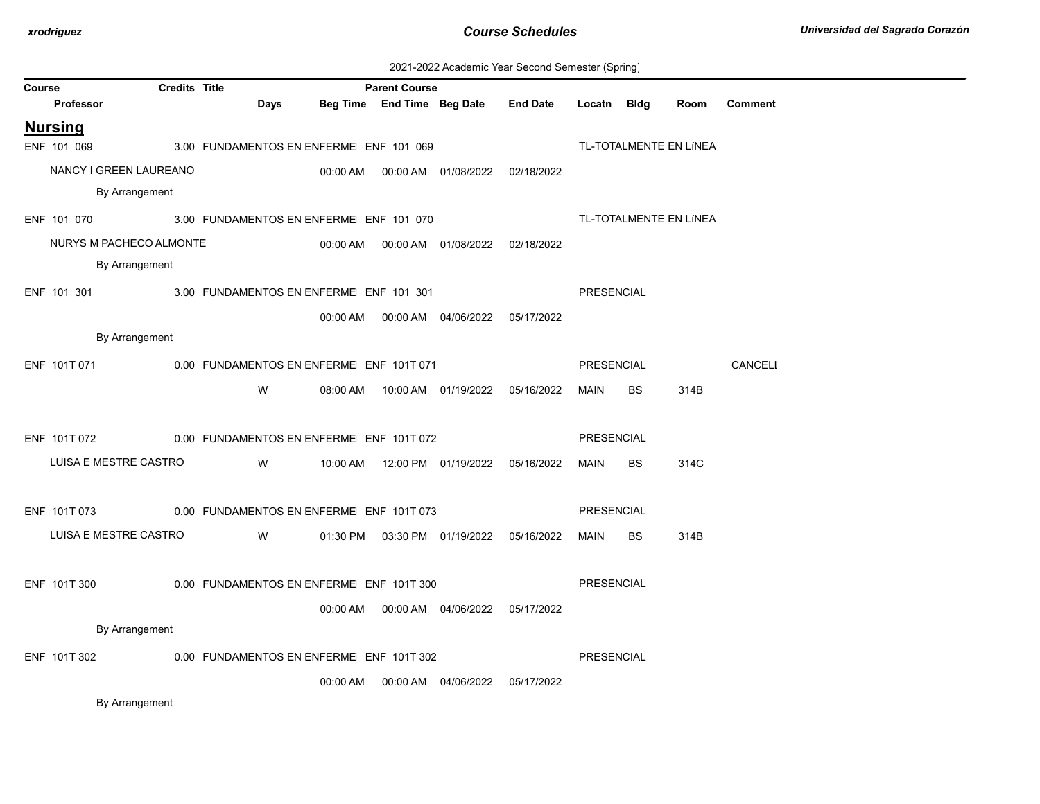2021-2022 Academic Year Second Semester (Spring)

| Course | Credits | Title | Parent Course | | | | | | | |
|---|---|---|---|---|---|---|---|---|---|---|
| Professor | Days | Beg Time | End Time | Beg Date | End Date | Locatn | Bldg | Room | Comment | |

## Nursing

| Course / Professor | Credits | Title | Days | Beg Time | End Time | Beg Date | End Date | Locatn | Bldg | Room | Comment |
|---|---|---|---|---|---|---|---|---|---|---|---|
| ENF 101 069 | 3.00 | FUNDAMENTOS EN ENFERME ENF 101 069 | | | | | | TL-TOTALMENTE EN LíNEA | | | |
| NANCY I GREEN LAUREANO | | | | 00:00 AM | 00:00 AM | 01/08/2022 | 02/18/2022 | | | | |
| By Arrangement | | | | | | | | | | | |
| ENF 101 070 | 3.00 | FUNDAMENTOS EN ENFERME ENF 101 070 | | | | | | TL-TOTALMENTE EN LíNEA | | | |
| NURYS M PACHECO ALMONTE | | | | 00:00 AM | 00:00 AM | 01/08/2022 | 02/18/2022 | | | | |
| By Arrangement | | | | | | | | | | | |
| ENF 101 301 | 3.00 | FUNDAMENTOS EN ENFERME ENF 101 301 | | | | | | PRESENCIAL | | | |
| | | | | 00:00 AM | 00:00 AM | 04/06/2022 | 05/17/2022 | | | | |
| By Arrangement | | | | | | | | | | | |
| ENF 101T 071 | 0.00 | FUNDAMENTOS EN ENFERME ENF 101T 071 | | | | | | PRESENCIAL | | | CANCELI |
| | | | W | 08:00 AM | 10:00 AM | 01/19/2022 | 05/16/2022 | MAIN | BS | 314B | |
| ENF 101T 072 | 0.00 | FUNDAMENTOS EN ENFERME ENF 101T 072 | | | | | | PRESENCIAL | | | |
| LUISA E MESTRE CASTRO | | | W | 10:00 AM | 12:00 PM | 01/19/2022 | 05/16/2022 | MAIN | BS | 314C | |
| ENF 101T 073 | 0.00 | FUNDAMENTOS EN ENFERME ENF 101T 073 | | | | | | PRESENCIAL | | | |
| LUISA E MESTRE CASTRO | | | W | 01:30 PM | 03:30 PM | 01/19/2022 | 05/16/2022 | MAIN | BS | 314B | |
| ENF 101T 300 | 0.00 | FUNDAMENTOS EN ENFERME ENF 101T 300 | | | | | | PRESENCIAL | | | |
| | | | | 00:00 AM | 00:00 AM | 04/06/2022 | 05/17/2022 | | | | |
| By Arrangement | | | | | | | | | | | |
| ENF 101T 302 | 0.00 | FUNDAMENTOS EN ENFERME ENF 101T 302 | | | | | | PRESENCIAL | | | |
| | | | | 00:00 AM | 00:00 AM | 04/06/2022 | 05/17/2022 | | | | |
| By Arrangement | | | | | | | | | | | |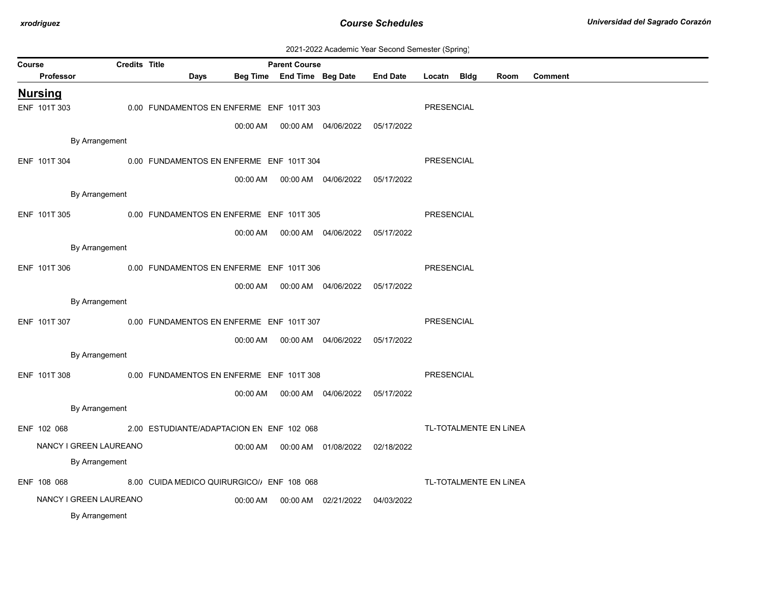2021-2022 Academic Year Second Semester (Spring)

| Course | Credits | Title | Days | Beg Time | End Time | Parent Course Beg Date | End Date | Locatn | Bldg | Room | Comment |
|---|---|---|---|---|---|---|---|---|---|---|---|
| Professor | | | | | | | | | | | |

## Nursing

| Course / Professor | Credits | Title | Days | Beg Time | End Time | Parent Course / Beg Date | End Date | Locatn | Bldg | Room | Comment |
|---|---|---|---|---|---|---|---|---|---|---|---|
| ENF 101T 303 | 0.00 | FUNDAMENTOS EN ENFERME | | | | ENF 101T 303 | | PRESENCIAL | | | |
| | | | | 00:00 AM | 00:00 AM | 04/06/2022 | 05/17/2022 | | | | |
| By Arrangement | | | | | | | | | | | |
| ENF 101T 304 | 0.00 | FUNDAMENTOS EN ENFERME | | | | ENF 101T 304 | | PRESENCIAL | | | |
| | | | | 00:00 AM | 00:00 AM | 04/06/2022 | 05/17/2022 | | | | |
| By Arrangement | | | | | | | | | | | |
| ENF 101T 305 | 0.00 | FUNDAMENTOS EN ENFERME | | | | ENF 101T 305 | | PRESENCIAL | | | |
| | | | | 00:00 AM | 00:00 AM | 04/06/2022 | 05/17/2022 | | | | |
| By Arrangement | | | | | | | | | | | |
| ENF 101T 306 | 0.00 | FUNDAMENTOS EN ENFERME | | | | ENF 101T 306 | | PRESENCIAL | | | |
| | | | | 00:00 AM | 00:00 AM | 04/06/2022 | 05/17/2022 | | | | |
| By Arrangement | | | | | | | | | | | |
| ENF 101T 307 | 0.00 | FUNDAMENTOS EN ENFERME | | | | ENF 101T 307 | | PRESENCIAL | | | |
| | | | | 00:00 AM | 00:00 AM | 04/06/2022 | 05/17/2022 | | | | |
| By Arrangement | | | | | | | | | | | |
| ENF 101T 308 | 0.00 | FUNDAMENTOS EN ENFERME | | | | ENF 101T 308 | | PRESENCIAL | | | |
| | | | | 00:00 AM | 00:00 AM | 04/06/2022 | 05/17/2022 | | | | |
| By Arrangement | | | | | | | | | | | |
| ENF 102 068 | 2.00 | ESTUDIANTE/ADAPTACION EN | | | | ENF 102 068 | | TL-TOTALMENTE EN LíNEA | | | |
| NANCY I GREEN LAUREANO | | | | 00:00 AM | 00:00 AM | 01/08/2022 | 02/18/2022 | | | | |
| By Arrangement | | | | | | | | | | | |
| ENF 108 068 | 8.00 | CUIDA MEDICO QUIRURGICO/ | | | | ENF 108 068 | | TL-TOTALMENTE EN LíNEA | | | |
| NANCY I GREEN LAUREANO | | | | 00:00 AM | 00:00 AM | 02/21/2022 | 04/03/2022 | | | | |
| By Arrangement | | | | | | | | | | | |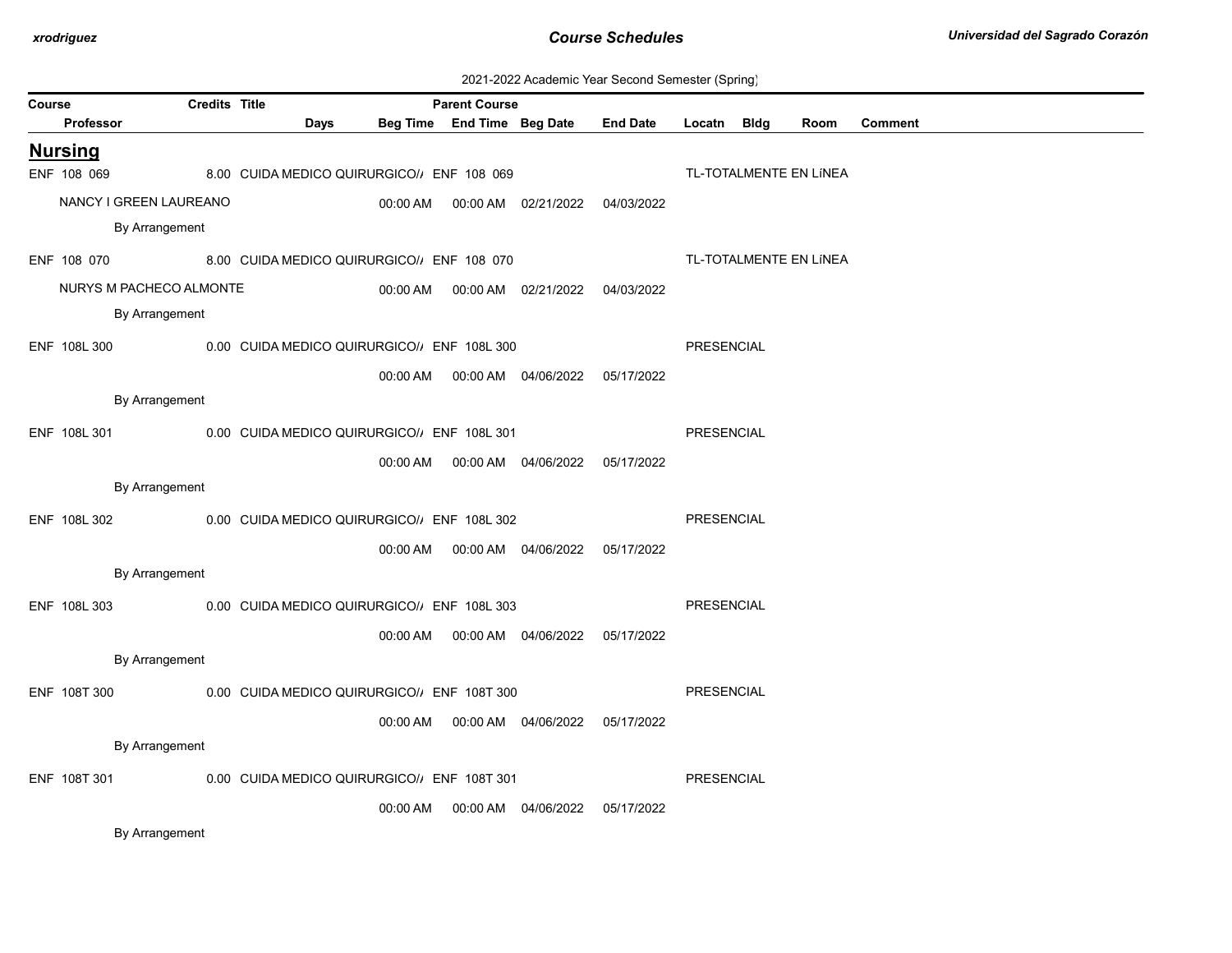2021-2022 Academic Year Second Semester (Spring)

| Course | Credits | Title | Parent Course | | | | | | | |
|---|---|---|---|---|---|---|---|---|---|---|
| Professor | | Days | Beg Time | End Time | Beg Date | End Date | Locatn | Bldg | Room | Comment |

## Nursing

| Course / Professor | Credits | Title | Parent Course | Beg Time | End Time | Beg Date | End Date | Locatn | Bldg | Room | Comment |
|---|---|---|---|---|---|---|---|---|---|---|---|
| ENF 108 069 | 8.00 | CUIDA MEDICO QUIRURGICO/ | ENF 108 069 | | | | | TL-TOTALMENTE EN LíNEA | | | |
| NANCY I GREEN LAUREANO | | | | 00:00 AM | 00:00 AM | 02/21/2022 | 04/03/2022 | | | | |
| By Arrangement | | | | | | | | | | | |
| ENF 108 070 | 8.00 | CUIDA MEDICO QUIRURGICO/ | ENF 108 070 | | | | | TL-TOTALMENTE EN LíNEA | | | |
| NURYS M PACHECO ALMONTE | | | | 00:00 AM | 00:00 AM | 02/21/2022 | 04/03/2022 | | | | |
| By Arrangement | | | | | | | | | | | |
| ENF 108L 300 | 0.00 | CUIDA MEDICO QUIRURGICO/ | ENF 108L 300 | | | | | PRESENCIAL | | | |
| | | | | 00:00 AM | 00:00 AM | 04/06/2022 | 05/17/2022 | | | | |
| By Arrangement | | | | | | | | | | | |
| ENF 108L 301 | 0.00 | CUIDA MEDICO QUIRURGICO/ | ENF 108L 301 | | | | | PRESENCIAL | | | |
| | | | | 00:00 AM | 00:00 AM | 04/06/2022 | 05/17/2022 | | | | |
| By Arrangement | | | | | | | | | | | |
| ENF 108L 302 | 0.00 | CUIDA MEDICO QUIRURGICO/ | ENF 108L 302 | | | | | PRESENCIAL | | | |
| | | | | 00:00 AM | 00:00 AM | 04/06/2022 | 05/17/2022 | | | | |
| By Arrangement | | | | | | | | | | | |
| ENF 108L 303 | 0.00 | CUIDA MEDICO QUIRURGICO/ | ENF 108L 303 | | | | | PRESENCIAL | | | |
| | | | | 00:00 AM | 00:00 AM | 04/06/2022 | 05/17/2022 | | | | |
| By Arrangement | | | | | | | | | | | |
| ENF 108T 300 | 0.00 | CUIDA MEDICO QUIRURGICO/ | ENF 108T 300 | | | | | PRESENCIAL | | | |
| | | | | 00:00 AM | 00:00 AM | 04/06/2022 | 05/17/2022 | | | | |
| By Arrangement | | | | | | | | | | | |
| ENF 108T 301 | 0.00 | CUIDA MEDICO QUIRURGICO/ | ENF 108T 301 | | | | | PRESENCIAL | | | |
| | | | | 00:00 AM | 00:00 AM | 04/06/2022 | 05/17/2022 | | | | |
| By Arrangement | | | | | | | | | | | |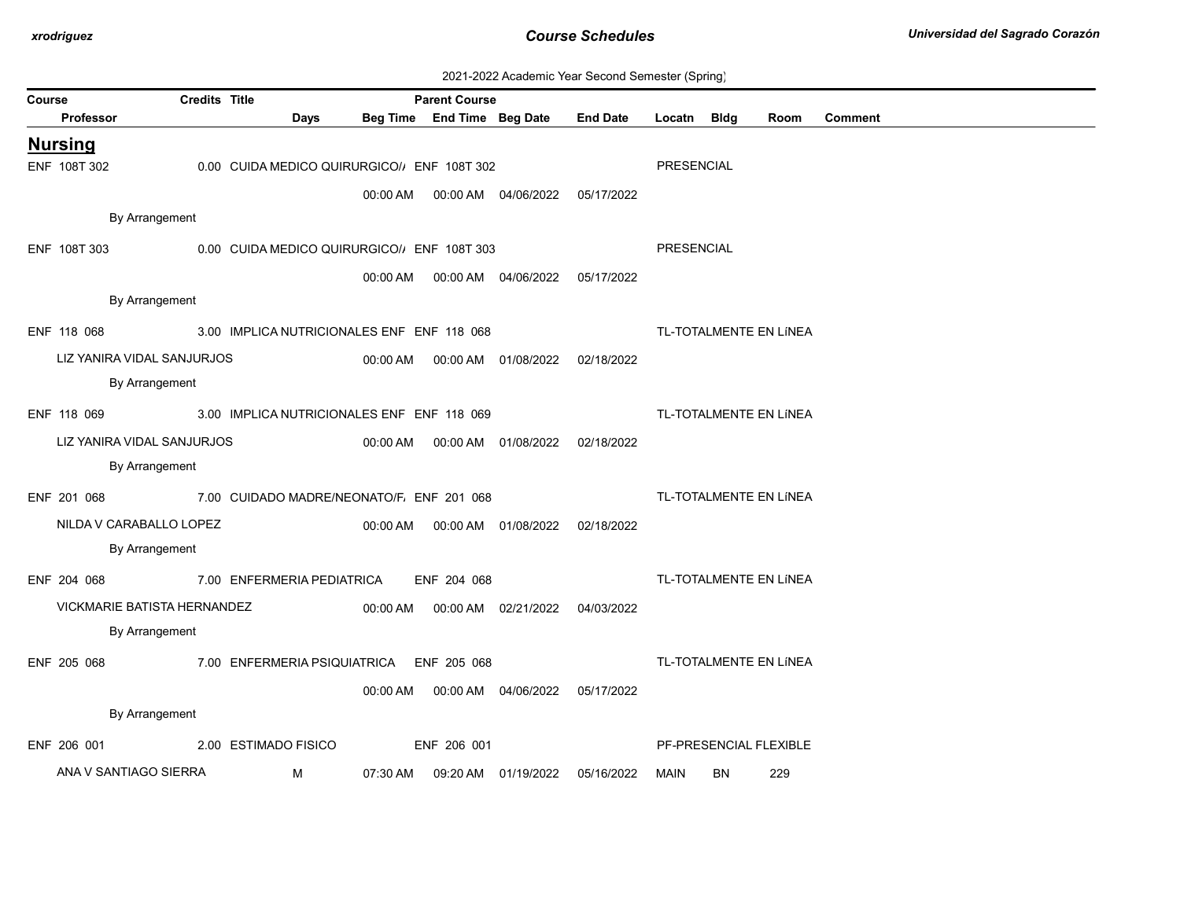2021-2022 Academic Year Second Semester (Spring)

| Course | Credits | Title | Days | Beg Time | End Time | Parent Course | Beg Date | End Date | Locatn | Bldg | Room | Comment |
|---|---|---|---|---|---|---|---|---|---|---|---|---|
| Professor | | | | | | | | | | | | |

## Nursing

| Course / Professor | Credits | Title | Days | Beg Time | End Time | Parent Course | Beg Date | End Date | Locatn | Bldg | Room | Comment |
|---|---|---|---|---|---|---|---|---|---|---|---|---|
| ENF 108T 302 | 0.00 | CUIDA MEDICO QUIRURGICO/ | | | | ENF 108T 302 | | | PRESENCIAL | | | |
| | | | | 00:00 AM | 00:00 AM | | 04/06/2022 | 05/17/2022 | | | | |
| By Arrangement | | | | | | | | | | | | |
| ENF 108T 303 | 0.00 | CUIDA MEDICO QUIRURGICO/ | | | | ENF 108T 303 | | | PRESENCIAL | | | |
| | | | | 00:00 AM | 00:00 AM | | 04/06/2022 | 05/17/2022 | | | | |
| By Arrangement | | | | | | | | | | | | |
| ENF 118 068 | 3.00 | IMPLICA NUTRICIONALES ENF | | | | ENF 118 068 | | | TL-TOTALMENTE EN LíNEA | | | |
| LIZ YANIRA VIDAL SANJURJOS | | | | 00:00 AM | 00:00 AM | | 01/08/2022 | 02/18/2022 | | | | |
| By Arrangement | | | | | | | | | | | | |
| ENF 118 069 | 3.00 | IMPLICA NUTRICIONALES ENF | | | | ENF 118 069 | | | TL-TOTALMENTE EN LíNEA | | | |
| LIZ YANIRA VIDAL SANJURJOS | | | | 00:00 AM | 00:00 AM | | 01/08/2022 | 02/18/2022 | | | | |
| By Arrangement | | | | | | | | | | | | |
| ENF 201 068 | 7.00 | CUIDADO MADRE/NEONATO/F | | | | ENF 201 068 | | | TL-TOTALMENTE EN LíNEA | | | |
| NILDA V CARABALLO LOPEZ | | | | 00:00 AM | 00:00 AM | | 01/08/2022 | 02/18/2022 | | | | |
| By Arrangement | | | | | | | | | | | | |
| ENF 204 068 | 7.00 | ENFERMERIA PEDIATRICA | | | | ENF 204 068 | | | TL-TOTALMENTE EN LíNEA | | | |
| VICKMARIE BATISTA HERNANDEZ | | | | 00:00 AM | 00:00 AM | | 02/21/2022 | 04/03/2022 | | | | |
| By Arrangement | | | | | | | | | | | | |
| ENF 205 068 | 7.00 | ENFERMERIA PSIQUIATRICA | | | | ENF 205 068 | | | TL-TOTALMENTE EN LíNEA | | | |
| | | | | 00:00 AM | 00:00 AM | | 04/06/2022 | 05/17/2022 | | | | |
| By Arrangement | | | | | | | | | | | | |
| ENF 206 001 | 2.00 | ESTIMADO FISICO | | | | ENF 206 001 | | | PF-PRESENCIAL FLEXIBLE | | | |
| ANA V SANTIAGO SIERRA | | | M | 07:30 AM | 09:20 AM | | 01/19/2022 | 05/16/2022 | MAIN | BN | 229 | |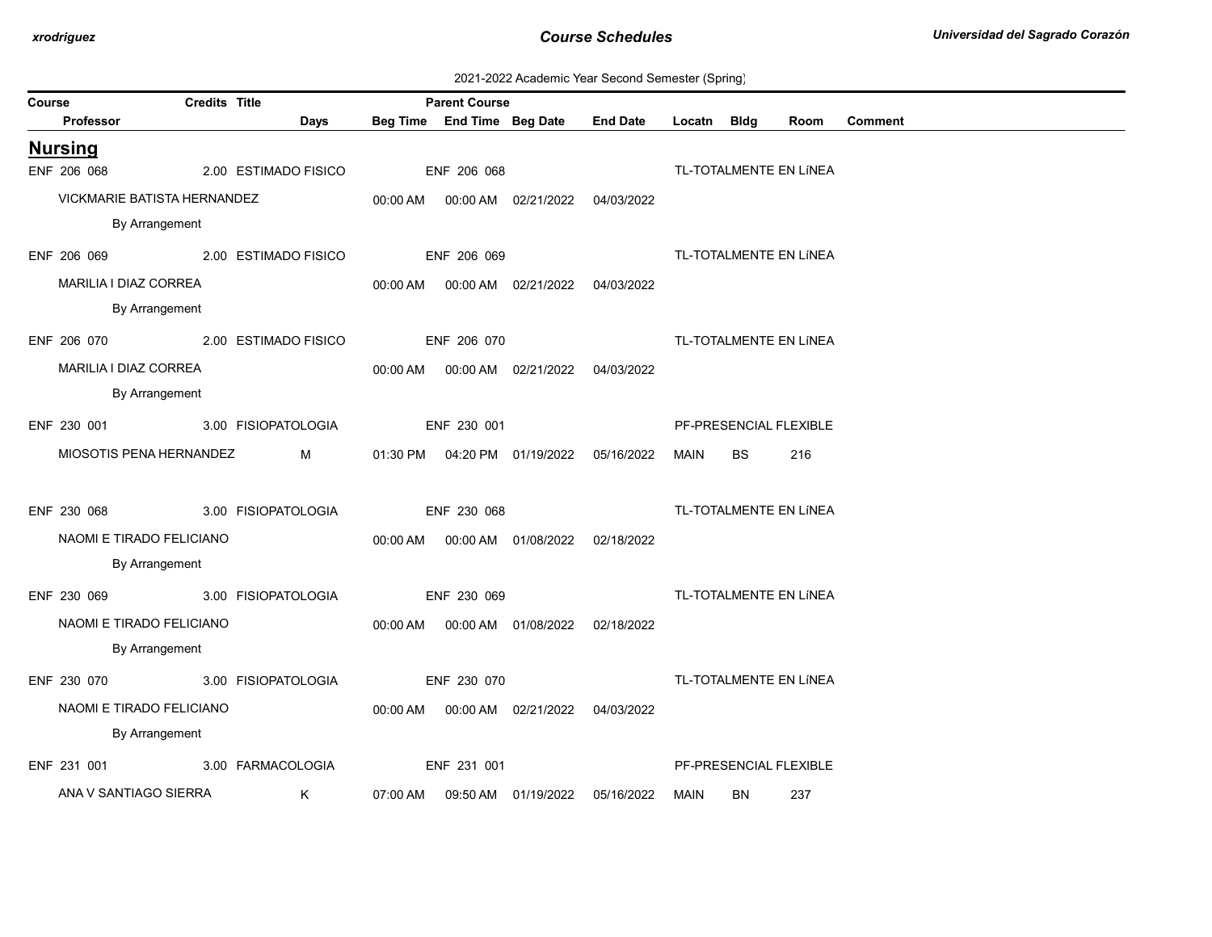2021-2022 Academic Year Second Semester (Spring)

| Course | Credits | Title | Days | Beg Time | End Time | Parent Course / Beg Date | End Date | Locatn | Bldg | Room | Comment |
|---|---|---|---|---|---|---|---|---|---|---|---|
| Professor | | | | | | | | | | | |

## Nursing

| Course | Credits | Title | Days | Beg Time | End Time | Parent Course / Beg Date | End Date | Locatn | Bldg | Room | Comment |
|---|---|---|---|---|---|---|---|---|---|---|---|
| ENF 206 068 | 2.00 | ESTIMADO FISICO | | | | ENF 206 068 | | TL-TOTALMENTE EN LíNEA | | | |
| VICKMARIE BATISTA HERNANDEZ | | | | 00:00 AM | 00:00 AM | 02/21/2022 | 04/03/2022 | | | | |
| By Arrangement | | | | | | | | | | | |
| ENF 206 069 | 2.00 | ESTIMADO FISICO | | | | ENF 206 069 | | TL-TOTALMENTE EN LíNEA | | | |
| MARILIA I DIAZ CORREA | | | | 00:00 AM | 00:00 AM | 02/21/2022 | 04/03/2022 | | | | |
| By Arrangement | | | | | | | | | | | |
| ENF 206 070 | 2.00 | ESTIMADO FISICO | | | | ENF 206 070 | | TL-TOTALMENTE EN LíNEA | | | |
| MARILIA I DIAZ CORREA | | | | 00:00 AM | 00:00 AM | 02/21/2022 | 04/03/2022 | | | | |
| By Arrangement | | | | | | | | | | | |
| ENF 230 001 | 3.00 | FISIOPATOLOGIA | | | | ENF 230 001 | | PF-PRESENCIAL FLEXIBLE | | | |
| MIOSOTIS PENA HERNANDEZ | | | M | 01:30 PM | 04:20 PM | 01/19/2022 | 05/16/2022 | MAIN | BS | 216 | |
| ENF 230 068 | 3.00 | FISIOPATOLOGIA | | | | ENF 230 068 | | TL-TOTALMENTE EN LíNEA | | | |
| NAOMI E TIRADO FELICIANO | | | | 00:00 AM | 00:00 AM | 01/08/2022 | 02/18/2022 | | | | |
| By Arrangement | | | | | | | | | | | |
| ENF 230 069 | 3.00 | FISIOPATOLOGIA | | | | ENF 230 069 | | TL-TOTALMENTE EN LíNEA | | | |
| NAOMI E TIRADO FELICIANO | | | | 00:00 AM | 00:00 AM | 01/08/2022 | 02/18/2022 | | | | |
| By Arrangement | | | | | | | | | | | |
| ENF 230 070 | 3.00 | FISIOPATOLOGIA | | | | ENF 230 070 | | TL-TOTALMENTE EN LíNEA | | | |
| NAOMI E TIRADO FELICIANO | | | | 00:00 AM | 00:00 AM | 02/21/2022 | 04/03/2022 | | | | |
| By Arrangement | | | | | | | | | | | |
| ENF 231 001 | 3.00 | FARMACOLOGIA | | | | ENF 231 001 | | PF-PRESENCIAL FLEXIBLE | | | |
| ANA V SANTIAGO SIERRA | | | K | 07:00 AM | 09:50 AM | 01/19/2022 | 05/16/2022 | MAIN | BN | 237 | |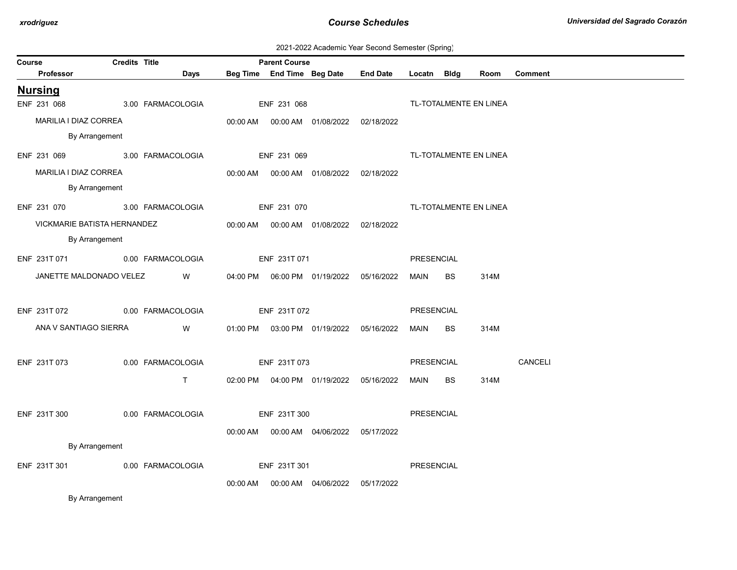2021-2022 Academic Year Second Semester (Spring)

| Course | Credits | Title | Days | Beg Time | End Time | Beg Date | End Date | Locatn | Bldg | Room | Comment |
|---|---|---|---|---|---|---|---|---|---|---|---|
| Professor | | | | | Parent Course | | | | | | |

## Nursing

| Course / Professor | Credits | Title | Days | Beg Time | End Time | Beg Date | End Date | Locatn | Bldg | Room | Comment |
|---|---|---|---|---|---|---|---|---|---|---|---|
| ENF 231 068 | 3.00 | FARMACOLOGIA | | | ENF 231 068 | | | TL-TOTALMENTE EN LíNEA | | | |
| MARILIA I DIAZ CORREA | | | | 00:00 AM | 00:00 AM | 01/08/2022 | 02/18/2022 | | | | |
| By Arrangement | | | | | | | | | | | |
| ENF 231 069 | 3.00 | FARMACOLOGIA | | | ENF 231 069 | | | TL-TOTALMENTE EN LíNEA | | | |
| MARILIA I DIAZ CORREA | | | | 00:00 AM | 00:00 AM | 01/08/2022 | 02/18/2022 | | | | |
| By Arrangement | | | | | | | | | | | |
| ENF 231 070 | 3.00 | FARMACOLOGIA | | | ENF 231 070 | | | TL-TOTALMENTE EN LíNEA | | | |
| VICKMARIE BATISTA HERNANDEZ | | | | 00:00 AM | 00:00 AM | 01/08/2022 | 02/18/2022 | | | | |
| By Arrangement | | | | | | | | | | | |
| ENF 231T 071 | 0.00 | FARMACOLOGIA | | | ENF 231T 071 | | | PRESENCIAL | | | |
| JANETTE MALDONADO VELEZ | | | W | 04:00 PM | 06:00 PM | 01/19/2022 | 05/16/2022 | MAIN | BS | 314M | |
| ENF 231T 072 | 0.00 | FARMACOLOGIA | | | ENF 231T 072 | | | PRESENCIAL | | | |
| ANA V SANTIAGO SIERRA | | | W | 01:00 PM | 03:00 PM | 01/19/2022 | 05/16/2022 | MAIN | BS | 314M | |
| ENF 231T 073 | 0.00 | FARMACOLOGIA | | | ENF 231T 073 | | | PRESENCIAL | | | CANCELI |
| | | | T | 02:00 PM | 04:00 PM | 01/19/2022 | 05/16/2022 | MAIN | BS | 314M | |
| ENF 231T 300 | 0.00 | FARMACOLOGIA | | | ENF 231T 300 | | | PRESENCIAL | | | |
| | | | | 00:00 AM | 00:00 AM | 04/06/2022 | 05/17/2022 | | | | |
| By Arrangement | | | | | | | | | | | |
| ENF 231T 301 | 0.00 | FARMACOLOGIA | | | ENF 231T 301 | | | PRESENCIAL | | | |
| | | | | 00:00 AM | 00:00 AM | 04/06/2022 | 05/17/2022 | | | | |
| By Arrangement | | | | | | | | | | | |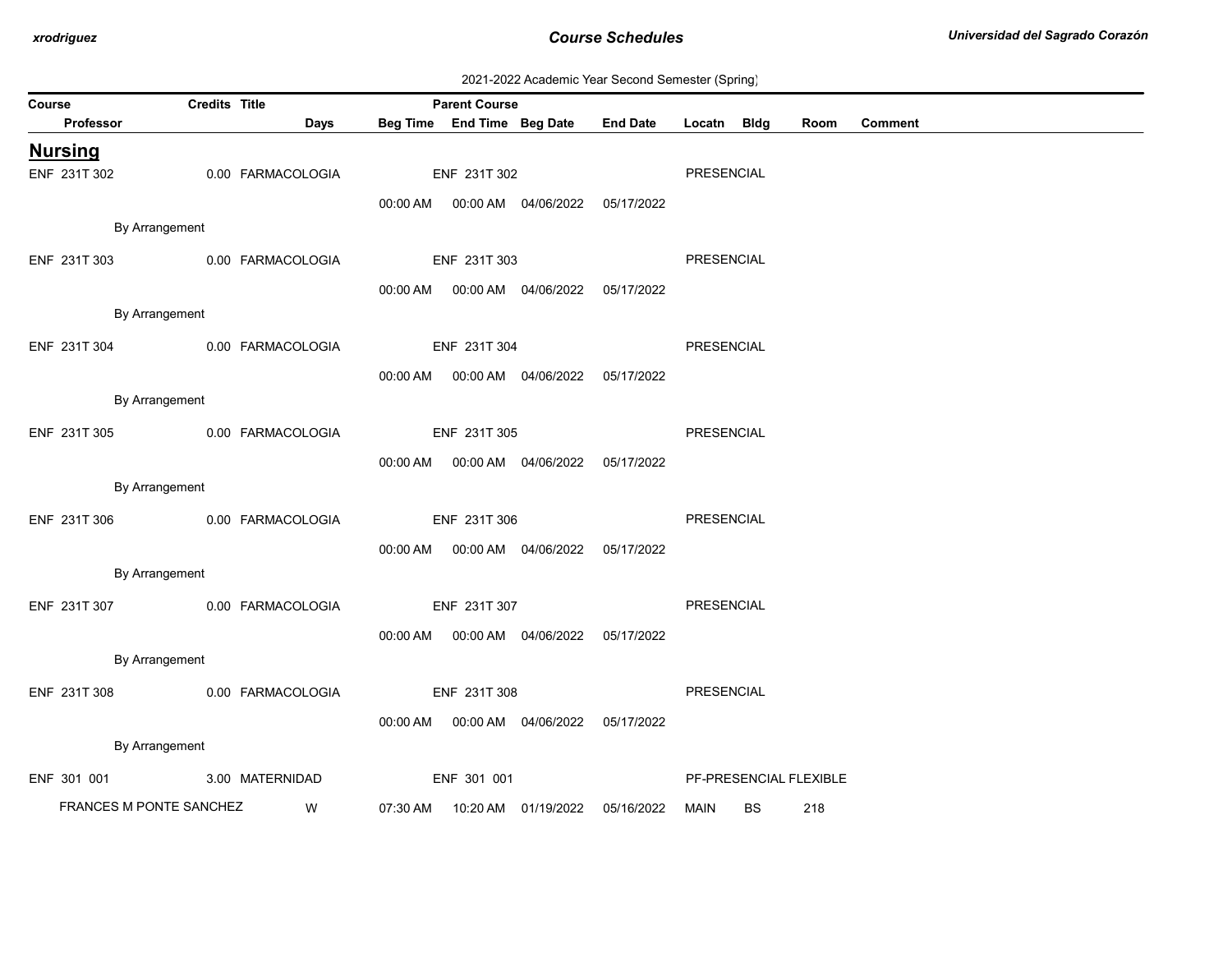2021-2022 Academic Year Second Semester (Spring)

| Course | Credits | Title | Days | Beg Time | Parent Course / End Time | Beg Date | End Date | Locatn | Bldg | Room | Comment |
|---|---|---|---|---|---|---|---|---|---|---|---|
| Professor | | | | | | | | | | | |

## Nursing

| Course / Professor | Credits | Title | Days | Beg Time | Parent Course / End Time | Beg Date | End Date | Locatn | Bldg | Room | Comment |
|---|---|---|---|---|---|---|---|---|---|---|---|
| ENF 231T 302 | 0.00 | FARMACOLOGIA | | | ENF 231T 302 | | | PRESENCIAL | | | |
| | | | | 00:00 AM | 00:00 AM | 04/06/2022 | 05/17/2022 | | | | |
| By Arrangement | | | | | | | | | | | |
| ENF 231T 303 | 0.00 | FARMACOLOGIA | | | ENF 231T 303 | | | PRESENCIAL | | | |
| | | | | 00:00 AM | 00:00 AM | 04/06/2022 | 05/17/2022 | | | | |
| By Arrangement | | | | | | | | | | | |
| ENF 231T 304 | 0.00 | FARMACOLOGIA | | | ENF 231T 304 | | | PRESENCIAL | | | |
| | | | | 00:00 AM | 00:00 AM | 04/06/2022 | 05/17/2022 | | | | |
| By Arrangement | | | | | | | | | | | |
| ENF 231T 305 | 0.00 | FARMACOLOGIA | | | ENF 231T 305 | | | PRESENCIAL | | | |
| | | | | 00:00 AM | 00:00 AM | 04/06/2022 | 05/17/2022 | | | | |
| By Arrangement | | | | | | | | | | | |
| ENF 231T 306 | 0.00 | FARMACOLOGIA | | | ENF 231T 306 | | | PRESENCIAL | | | |
| | | | | 00:00 AM | 00:00 AM | 04/06/2022 | 05/17/2022 | | | | |
| By Arrangement | | | | | | | | | | | |
| ENF 231T 307 | 0.00 | FARMACOLOGIA | | | ENF 231T 307 | | | PRESENCIAL | | | |
| | | | | 00:00 AM | 00:00 AM | 04/06/2022 | 05/17/2022 | | | | |
| By Arrangement | | | | | | | | | | | |
| ENF 231T 308 | 0.00 | FARMACOLOGIA | | | ENF 231T 308 | | | PRESENCIAL | | | |
| | | | | 00:00 AM | 00:00 AM | 04/06/2022 | 05/17/2022 | | | | |
| By Arrangement | | | | | | | | | | | |
| ENF 301 001 | 3.00 | MATERNIDAD | | | ENF 301 001 | | | PF-PRESENCIAL FLEXIBLE | | | |
| FRANCES M PONTE SANCHEZ | | | W | 07:30 AM | 10:20 AM | 01/19/2022 | 05/16/2022 | MAIN | BS | 218 | |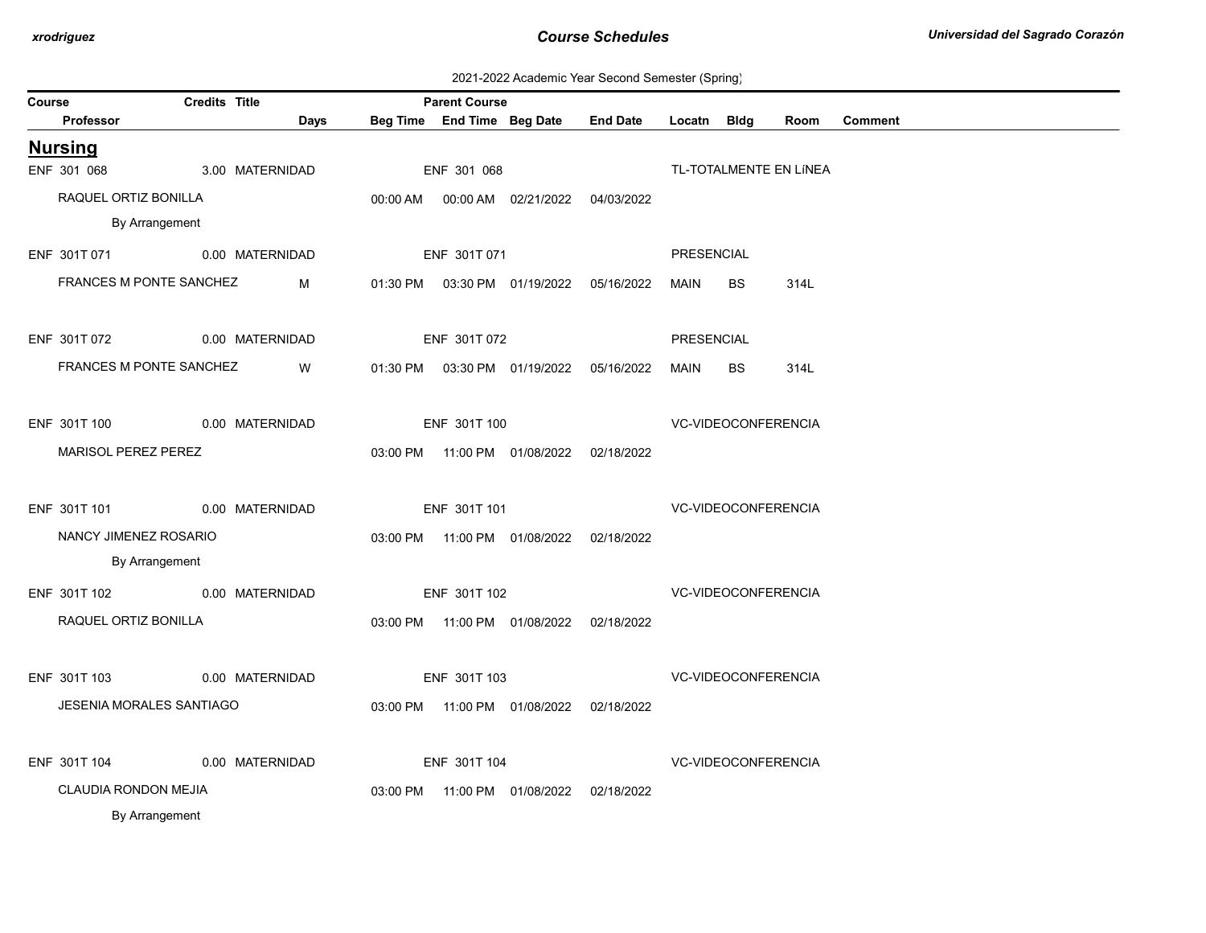2021-2022 Academic Year Second Semester (Spring)

| Course | Credits | Title | Days | Beg Time | End Time | Beg Date | End Date | Parent Course / Locatn | Bldg | Room | Comment |
|---|---|---|---|---|---|---|---|---|---|---|---|
| **Professor** | | | | | | | | | | | |

## Nursing

| Course / Professor | Credits | Title | Days | Beg Time | End Time | Beg Date | End Date | Parent Course | Locatn | Bldg | Room | Comment |
|---|---|---|---|---|---|---|---|---|---|---|---|---|
| ENF 301 068 | 3.00 | MATERNIDAD | | | | | | ENF 301 068 | TL-TOTALMENTE EN LíNEA | | | |
| RAQUEL ORTIZ BONILLA | | | | 00:00 AM | 00:00 AM | 02/21/2022 | 04/03/2022 | | | | | |
| By Arrangement | | | | | | | | | | | | |
| ENF 301T 071 | 0.00 | MATERNIDAD | | | | | | ENF 301T 071 | PRESENCIAL | | | |
| FRANCES M PONTE SANCHEZ | | | M | 01:30 PM | 03:30 PM | 01/19/2022 | 05/16/2022 | | MAIN | BS | 314L | |
| ENF 301T 072 | 0.00 | MATERNIDAD | | | | | | ENF 301T 072 | PRESENCIAL | | | |
| FRANCES M PONTE SANCHEZ | | | W | 01:30 PM | 03:30 PM | 01/19/2022 | 05/16/2022 | | MAIN | BS | 314L | |
| ENF 301T 100 | 0.00 | MATERNIDAD | | | | | | ENF 301T 100 | VC-VIDEOCONFERENCIA | | | |
| MARISOL PEREZ PEREZ | | | | 03:00 PM | 11:00 PM | 01/08/2022 | 02/18/2022 | | | | | |
| ENF 301T 101 | 0.00 | MATERNIDAD | | | | | | ENF 301T 101 | VC-VIDEOCONFERENCIA | | | |
| NANCY JIMENEZ ROSARIO | | | | 03:00 PM | 11:00 PM | 01/08/2022 | 02/18/2022 | | | | | |
| By Arrangement | | | | | | | | | | | | |
| ENF 301T 102 | 0.00 | MATERNIDAD | | | | | | ENF 301T 102 | VC-VIDEOCONFERENCIA | | | |
| RAQUEL ORTIZ BONILLA | | | | 03:00 PM | 11:00 PM | 01/08/2022 | 02/18/2022 | | | | | |
| ENF 301T 103 | 0.00 | MATERNIDAD | | | | | | ENF 301T 103 | VC-VIDEOCONFERENCIA | | | |
| JESENIA MORALES SANTIAGO | | | | 03:00 PM | 11:00 PM | 01/08/2022 | 02/18/2022 | | | | | |
| ENF 301T 104 | 0.00 | MATERNIDAD | | | | | | ENF 301T 104 | VC-VIDEOCONFERENCIA | | | |
| CLAUDIA RONDON MEJIA | | | | 03:00 PM | 11:00 PM | 01/08/2022 | 02/18/2022 | | | | | |
| By Arrangement | | | | | | | | | | | | |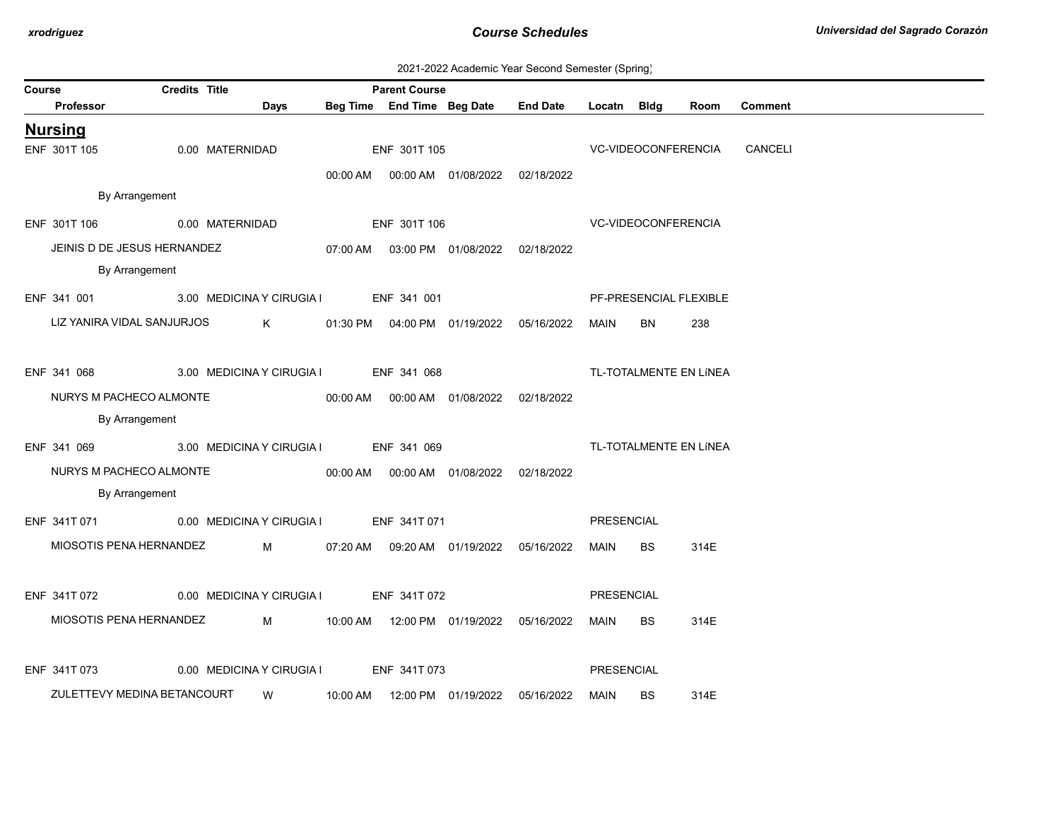2021-2022 Academic Year Second Semester (Spring)

| Course | Credits | Title | | Parent Course | | | | | | | |
|---|---|---|---|---|---|---|---|---|---|---|---|
| Professor | | | Days | Beg Time | End Time | Beg Date | End Date | Locatn | Bldg | Room | Comment |

## Nursing

| Course / Professor | Credits | Title | Days | Beg Time | End Time | Beg Date | End Date | Locatn | Bldg | Room | Comment |
|---|---|---|---|---|---|---|---|---|---|---|---|
| ENF 301T 105 | 0.00 | MATERNIDAD | | | ENF 301T 105 | | | VC-VIDEOCONFERENCIA | | | CANCELI |
| | | | | 00:00 AM | 00:00 AM | 01/08/2022 | 02/18/2022 | | | | |
| By Arrangement | | | | | | | | | | | |
| ENF 301T 106 | 0.00 | MATERNIDAD | | | ENF 301T 106 | | | VC-VIDEOCONFERENCIA | | | |
| JEINIS D DE JESUS HERNANDEZ | | | | 07:00 AM | 03:00 PM | 01/08/2022 | 02/18/2022 | | | | |
| By Arrangement | | | | | | | | | | | |
| ENF 341 001 | 3.00 | MEDICINA Y CIRUGIA I | | | ENF 341 001 | | | PF-PRESENCIAL FLEXIBLE | | | |
| LIZ YANIRA VIDAL SANJURJOS | | | K | 01:30 PM | 04:00 PM | 01/19/2022 | 05/16/2022 | MAIN | BN | 238 | |
| ENF 341 068 | 3.00 | MEDICINA Y CIRUGIA I | | | ENF 341 068 | | | TL-TOTALMENTE EN LíNEA | | | |
| NURYS M PACHECO ALMONTE | | | | 00:00 AM | 00:00 AM | 01/08/2022 | 02/18/2022 | | | | |
| By Arrangement | | | | | | | | | | | |
| ENF 341 069 | 3.00 | MEDICINA Y CIRUGIA I | | | ENF 341 069 | | | TL-TOTALMENTE EN LíNEA | | | |
| NURYS M PACHECO ALMONTE | | | | 00:00 AM | 00:00 AM | 01/08/2022 | 02/18/2022 | | | | |
| By Arrangement | | | | | | | | | | | |
| ENF 341T 071 | 0.00 | MEDICINA Y CIRUGIA I | | | ENF 341T 071 | | | PRESENCIAL | | | |
| MIOSOTIS PENA HERNANDEZ | | | M | 07:20 AM | 09:20 AM | 01/19/2022 | 05/16/2022 | MAIN | BS | 314E | |
| ENF 341T 072 | 0.00 | MEDICINA Y CIRUGIA I | | | ENF 341T 072 | | | PRESENCIAL | | | |
| MIOSOTIS PENA HERNANDEZ | | | M | 10:00 AM | 12:00 PM | 01/19/2022 | 05/16/2022 | MAIN | BS | 314E | |
| ENF 341T 073 | 0.00 | MEDICINA Y CIRUGIA I | | | ENF 341T 073 | | | PRESENCIAL | | | |
| ZULETTEVY MEDINA BETANCOURT | | | W | 10:00 AM | 12:00 PM | 01/19/2022 | 05/16/2022 | MAIN | BS | 314E | |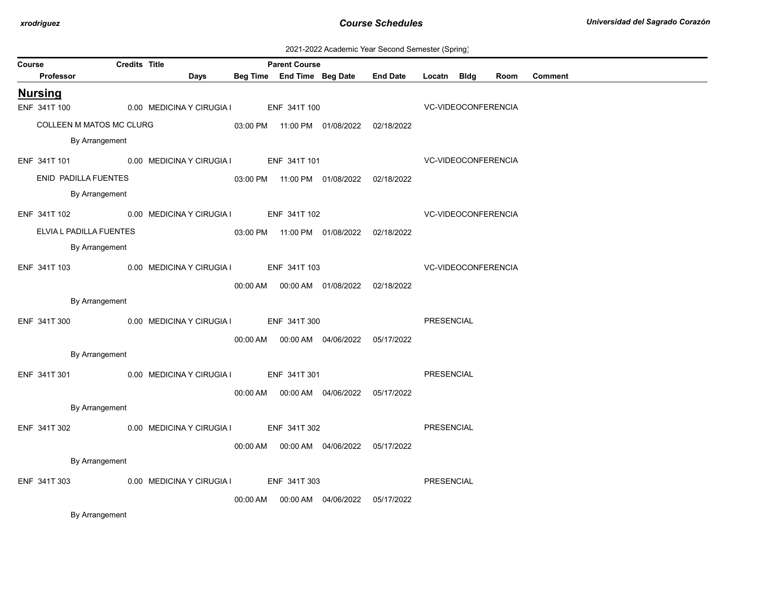2021-2022 Academic Year Second Semester (Spring)

| Course | Credits | Title | Parent Course | | | | | | | |
|---|---|---|---|---|---|---|---|---|---|---|
| Professor | | Days | Beg Time | End Time | Beg Date | End Date | Locatn | Bldg | Room | Comment |

## Nursing

| Course / Professor | Credits | Title / Days | Beg Time | End Time / Parent Course | Beg Date | End Date | Locatn | Bldg | Room | Comment |
|---|---|---|---|---|---|---|---|---|---|---|
| ENF 341T 100 | 0.00 | MEDICINA Y CIRUGIA I | | ENF 341T 100 | | | VC-VIDEOCONFERENCIA | | | |
| COLLEEN M MATOS MC CLURG | | | 03:00 PM | 11:00 PM | 01/08/2022 | 02/18/2022 | | | | |
| By Arrangement | | | | | | | | | | |
| ENF 341T 101 | 0.00 | MEDICINA Y CIRUGIA I | | ENF 341T 101 | | | VC-VIDEOCONFERENCIA | | | |
| ENID PADILLA FUENTES | | | 03:00 PM | 11:00 PM | 01/08/2022 | 02/18/2022 | | | | |
| By Arrangement | | | | | | | | | | |
| ENF 341T 102 | 0.00 | MEDICINA Y CIRUGIA I | | ENF 341T 102 | | | VC-VIDEOCONFERENCIA | | | |
| ELVIA L PADILLA FUENTES | | | 03:00 PM | 11:00 PM | 01/08/2022 | 02/18/2022 | | | | |
| By Arrangement | | | | | | | | | | |
| ENF 341T 103 | 0.00 | MEDICINA Y CIRUGIA I | | ENF 341T 103 | | | VC-VIDEOCONFERENCIA | | | |
| | | | 00:00 AM | 00:00 AM | 01/08/2022 | 02/18/2022 | | | | |
| By Arrangement | | | | | | | | | | |
| ENF 341T 300 | 0.00 | MEDICINA Y CIRUGIA I | | ENF 341T 300 | | | PRESENCIAL | | | |
| | | | 00:00 AM | 00:00 AM | 04/06/2022 | 05/17/2022 | | | | |
| By Arrangement | | | | | | | | | | |
| ENF 341T 301 | 0.00 | MEDICINA Y CIRUGIA I | | ENF 341T 301 | | | PRESENCIAL | | | |
| | | | 00:00 AM | 00:00 AM | 04/06/2022 | 05/17/2022 | | | | |
| By Arrangement | | | | | | | | | | |
| ENF 341T 302 | 0.00 | MEDICINA Y CIRUGIA I | | ENF 341T 302 | | | PRESENCIAL | | | |
| | | | 00:00 AM | 00:00 AM | 04/06/2022 | 05/17/2022 | | | | |
| By Arrangement | | | | | | | | | | |
| ENF 341T 303 | 0.00 | MEDICINA Y CIRUGIA I | | ENF 341T 303 | | | PRESENCIAL | | | |
| | | | 00:00 AM | 00:00 AM | 04/06/2022 | 05/17/2022 | | | | |
| By Arrangement | | | | | | | | | | |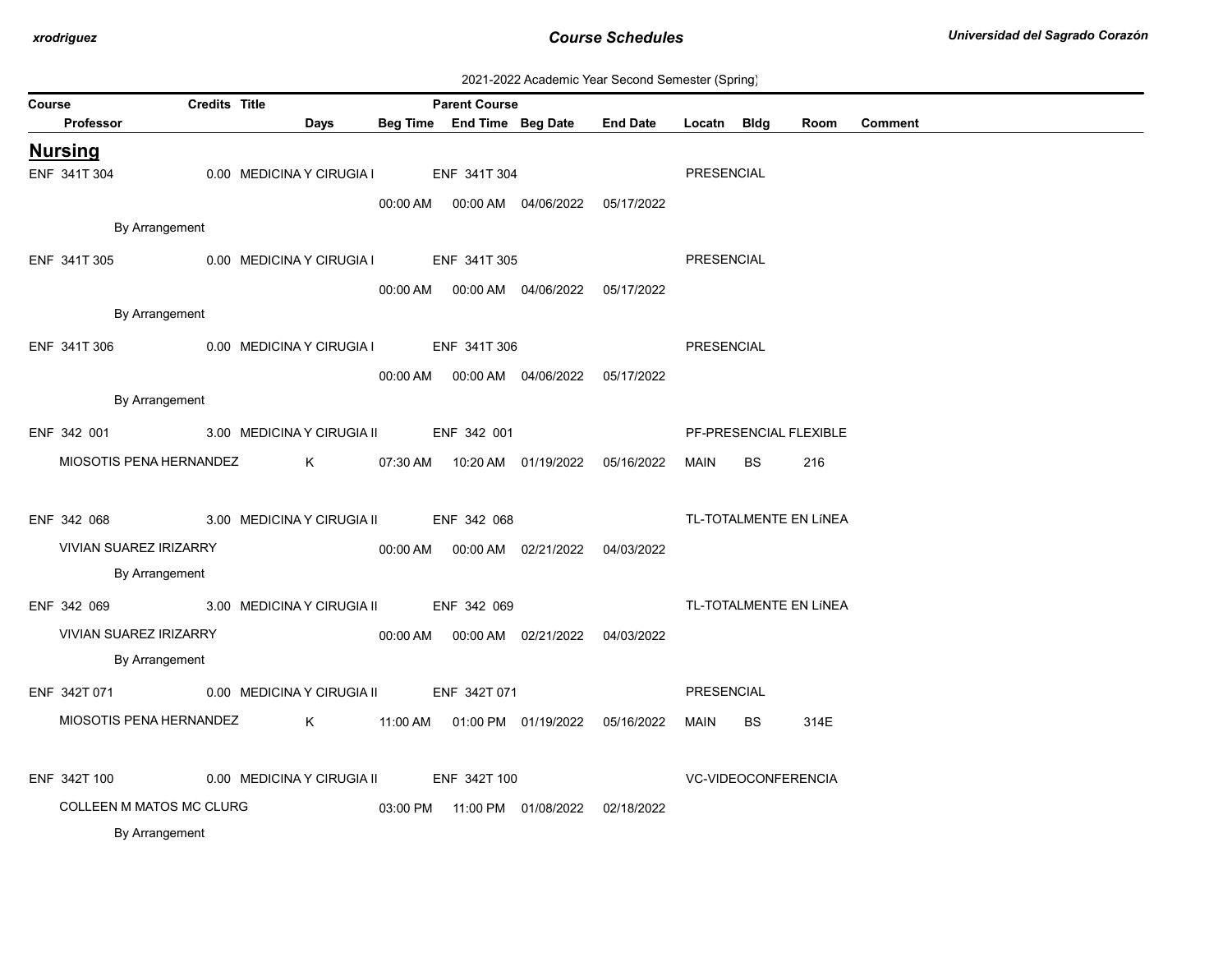2021-2022 Academic Year Second Semester (Spring)

| Course | Credits | Title | | | Parent Course | | | | | | |
|---|---|---|---|---|---|---|---|---|---|---|---|
| Professor | | Days | Beg Time | End Time | Beg Date | End Date | Locatn | Bldg | Room | Comment |

## Nursing

| Course / Professor | Credits | Title / Days | Beg Time | End Time | Beg Date | End Date | Locatn | Bldg | Room | Comment |
|---|---|---|---|---|---|---|---|---|---|---|
| ENF 341T 304 | 0.00 | MEDICINA Y CIRUGIA I | ENF 341T 304 | | | | PRESENCIAL | | | |
| | | | 00:00 AM | 00:00 AM | 04/06/2022 | 05/17/2022 | | | | |
| By Arrangement | | | | | | | | | | |
| ENF 341T 305 | 0.00 | MEDICINA Y CIRUGIA I | ENF 341T 305 | | | | PRESENCIAL | | | |
| | | | 00:00 AM | 00:00 AM | 04/06/2022 | 05/17/2022 | | | | |
| By Arrangement | | | | | | | | | | |
| ENF 341T 306 | 0.00 | MEDICINA Y CIRUGIA I | ENF 341T 306 | | | | PRESENCIAL | | | |
| | | | 00:00 AM | 00:00 AM | 04/06/2022 | 05/17/2022 | | | | |
| By Arrangement | | | | | | | | | | |
| ENF 342 001 | 3.00 | MEDICINA Y CIRUGIA II | ENF 342 001 | | | | PF-PRESENCIAL FLEXIBLE | | | |
| MIOSOTIS PENA HERNANDEZ | | K | 07:30 AM | 10:20 AM | 01/19/2022 | 05/16/2022 | MAIN | BS | 216 | |
| ENF 342 068 | 3.00 | MEDICINA Y CIRUGIA II | ENF 342 068 | | | | TL-TOTALMENTE EN LíNEA | | | |
| VIVIAN SUAREZ IRIZARRY | | | 00:00 AM | 00:00 AM | 02/21/2022 | 04/03/2022 | | | | |
| By Arrangement | | | | | | | | | | |
| ENF 342 069 | 3.00 | MEDICINA Y CIRUGIA II | ENF 342 069 | | | | TL-TOTALMENTE EN LíNEA | | | |
| VIVIAN SUAREZ IRIZARRY | | | 00:00 AM | 00:00 AM | 02/21/2022 | 04/03/2022 | | | | |
| By Arrangement | | | | | | | | | | |
| ENF 342T 071 | 0.00 | MEDICINA Y CIRUGIA II | ENF 342T 071 | | | | PRESENCIAL | | | |
| MIOSOTIS PENA HERNANDEZ | | K | 11:00 AM | 01:00 PM | 01/19/2022 | 05/16/2022 | MAIN | BS | 314E | |
| ENF 342T 100 | 0.00 | MEDICINA Y CIRUGIA II | ENF 342T 100 | | | | VC-VIDEOCONFERENCIA | | | |
| COLLEEN M MATOS MC CLURG | | | 03:00 PM | 11:00 PM | 01/08/2022 | 02/18/2022 | | | | |
| By Arrangement | | | | | | | | | | |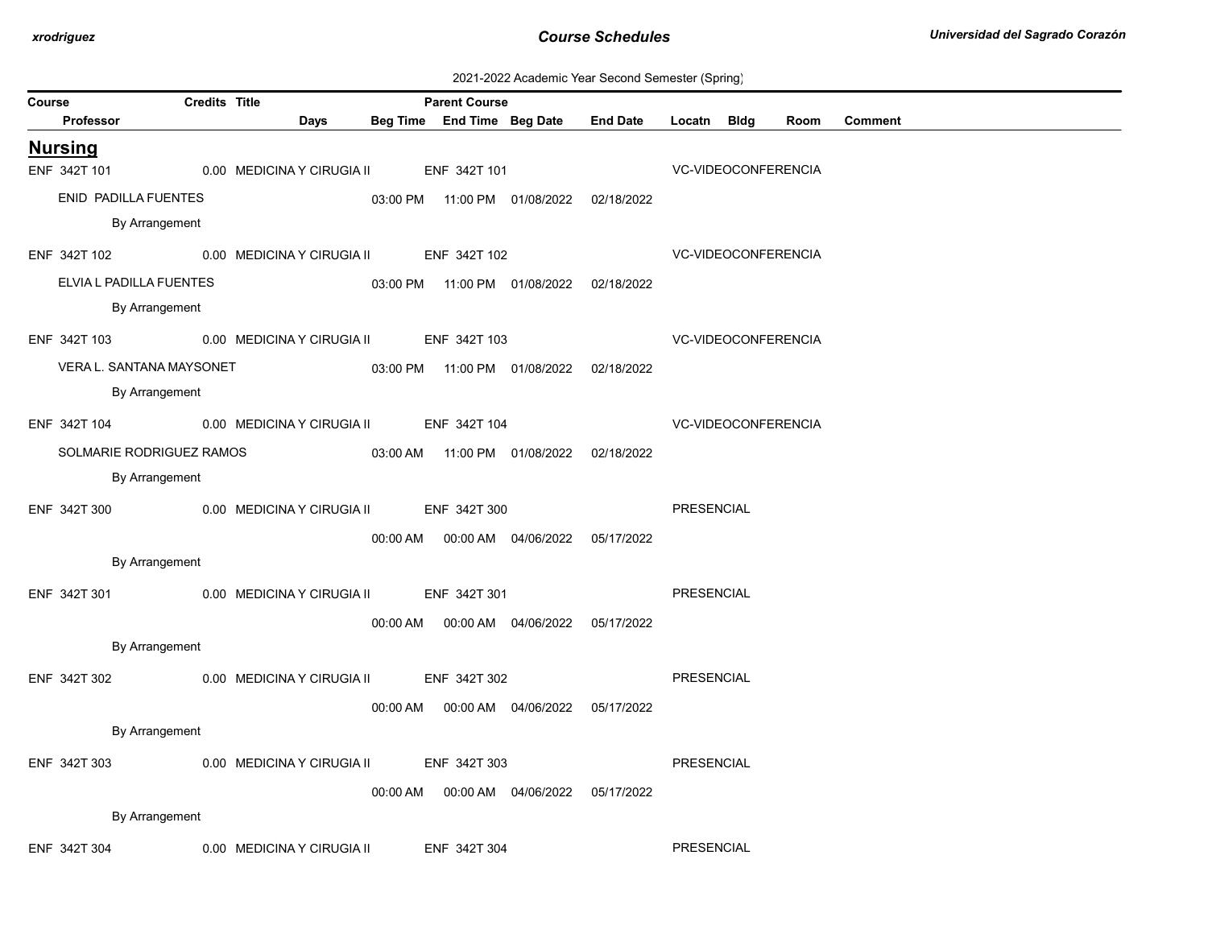2021-2022 Academic Year Second Semester (Spring)

| Course | Credits | Title | | Parent Course | | | | | | | |
|---|---|---|---|---|---|---|---|---|---|---|---|
| Professor | | Days | Beg Time | End Time | Beg Date | End Date | Locatn | Bldg | Room | Comment | |

## Nursing

| Course / Professor | Credits | Title / Days | Beg Time | Parent Course / End Time | Beg Date | End Date | Locatn | Bldg | Room | Comment |
|---|---|---|---|---|---|---|---|---|---|---|
| ENF 342T 101 | 0.00 | MEDICINA Y CIRUGIA II | | ENF 342T 101 | | | VC-VIDEOCONFERENCIA | | | |
| ENID PADILLA FUENTES | | | 03:00 PM | 11:00 PM | 01/08/2022 | 02/18/2022 | | | | |
| By Arrangement | | | | | | | | | | |
| ENF 342T 102 | 0.00 | MEDICINA Y CIRUGIA II | | ENF 342T 102 | | | VC-VIDEOCONFERENCIA | | | |
| ELVIA L PADILLA FUENTES | | | 03:00 PM | 11:00 PM | 01/08/2022 | 02/18/2022 | | | | |
| By Arrangement | | | | | | | | | | |
| ENF 342T 103 | 0.00 | MEDICINA Y CIRUGIA II | | ENF 342T 103 | | | VC-VIDEOCONFERENCIA | | | |
| VERA L. SANTANA MAYSONET | | | 03:00 PM | 11:00 PM | 01/08/2022 | 02/18/2022 | | | | |
| By Arrangement | | | | | | | | | | |
| ENF 342T 104 | 0.00 | MEDICINA Y CIRUGIA II | | ENF 342T 104 | | | VC-VIDEOCONFERENCIA | | | |
| SOLMARIE RODRIGUEZ RAMOS | | | 03:00 AM | 11:00 PM | 01/08/2022 | 02/18/2022 | | | | |
| By Arrangement | | | | | | | | | | |
| ENF 342T 300 | 0.00 | MEDICINA Y CIRUGIA II | | ENF 342T 300 | | | PRESENCIAL | | | |
| | | | 00:00 AM | 00:00 AM | 04/06/2022 | 05/17/2022 | | | | |
| By Arrangement | | | | | | | | | | |
| ENF 342T 301 | 0.00 | MEDICINA Y CIRUGIA II | | ENF 342T 301 | | | PRESENCIAL | | | |
| | | | 00:00 AM | 00:00 AM | 04/06/2022 | 05/17/2022 | | | | |
| By Arrangement | | | | | | | | | | |
| ENF 342T 302 | 0.00 | MEDICINA Y CIRUGIA II | | ENF 342T 302 | | | PRESENCIAL | | | |
| | | | 00:00 AM | 00:00 AM | 04/06/2022 | 05/17/2022 | | | | |
| By Arrangement | | | | | | | | | | |
| ENF 342T 303 | 0.00 | MEDICINA Y CIRUGIA II | | ENF 342T 303 | | | PRESENCIAL | | | |
| | | | 00:00 AM | 00:00 AM | 04/06/2022 | 05/17/2022 | | | | |
| By Arrangement | | | | | | | | | | |
| ENF 342T 304 | 0.00 | MEDICINA Y CIRUGIA II | | ENF 342T 304 | | | PRESENCIAL | | | |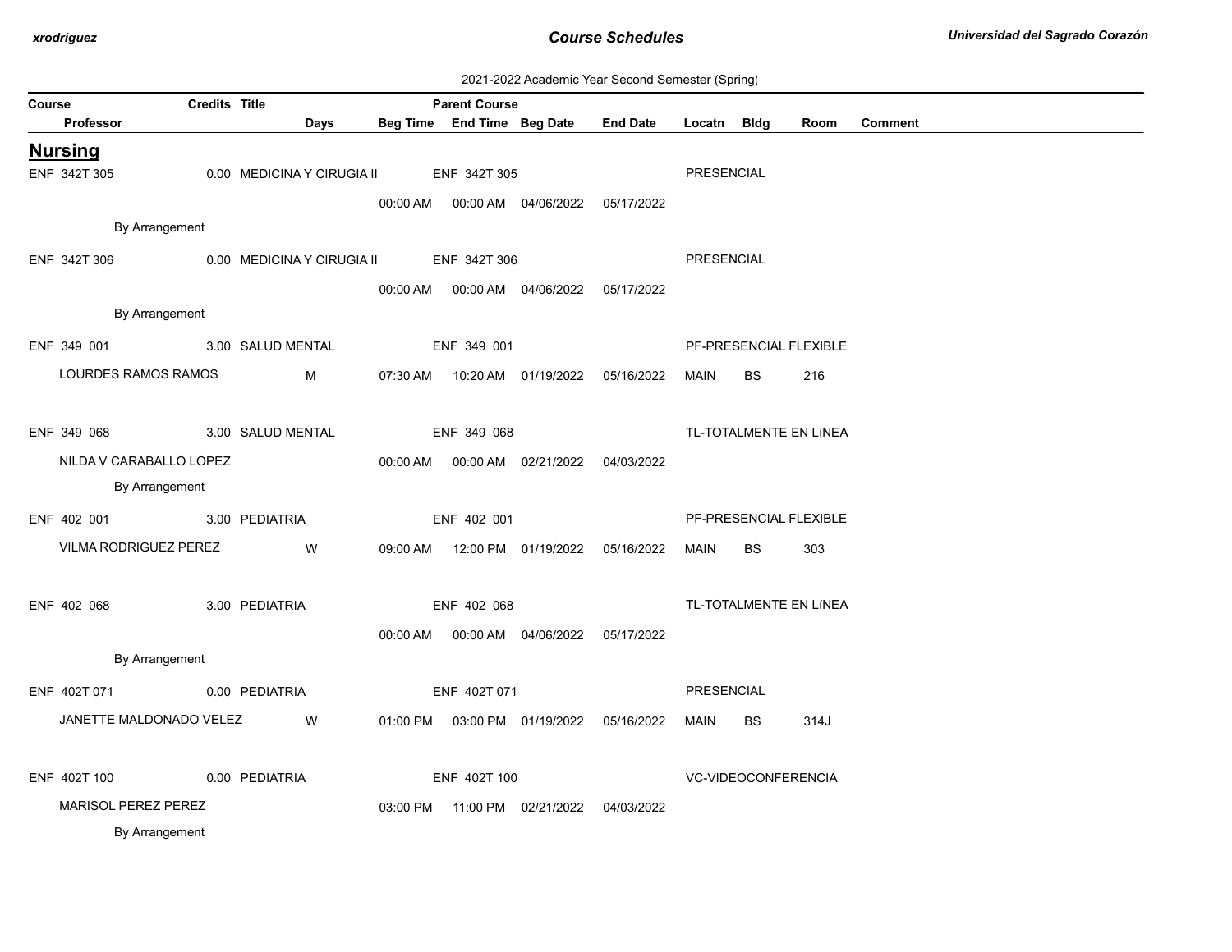2021-2022 Academic Year Second Semester (Spring)

| Course | Credits | Title | Days | Beg Time | End Time | Beg Date | End Date | Locatn | Bldg | Room | Comment |
|---|---|---|---|---|---|---|---|---|---|---|---|
| Professor | | | | | Parent Course | | | | | | |

## Nursing

| Course / Professor | Credits | Title | Days | Beg Time | End Time | Beg Date | End Date | Locatn | Bldg | Room | Parent Course |
|---|---|---|---|---|---|---|---|---|---|---|---|
| ENF 342T 305 | 0.00 | MEDICINA Y CIRUGIA II | | 00:00 AM | 00:00 AM | 04/06/2022 | 05/17/2022 | PRESENCIAL | | | ENF 342T 305 |
| By Arrangement | | | | | | | | | | | |
| ENF 342T 306 | 0.00 | MEDICINA Y CIRUGIA II | | 00:00 AM | 00:00 AM | 04/06/2022 | 05/17/2022 | PRESENCIAL | | | ENF 342T 306 |
| By Arrangement | | | | | | | | | | | |
| ENF 349 001 | 3.00 | SALUD MENTAL | | | | | | PF-PRESENCIAL FLEXIBLE | | | ENF 349 001 |
| LOURDES RAMOS RAMOS | | | M | 07:30 AM | 10:20 AM | 01/19/2022 | 05/16/2022 | MAIN | BS | 216 | |
| ENF 349 068 | 3.00 | SALUD MENTAL | | | | | | TL-TOTALMENTE EN LíNEA | | | ENF 349 068 |
| NILDA V CARABALLO LOPEZ | | | | 00:00 AM | 00:00 AM | 02/21/2022 | 04/03/2022 | | | | |
| By Arrangement | | | | | | | | | | | |
| ENF 402 001 | 3.00 | PEDIATRIA | | | | | | PF-PRESENCIAL FLEXIBLE | | | ENF 402 001 |
| VILMA RODRIGUEZ PEREZ | | | W | 09:00 AM | 12:00 PM | 01/19/2022 | 05/16/2022 | MAIN | BS | 303 | |
| ENF 402 068 | 3.00 | PEDIATRIA | | 00:00 AM | 00:00 AM | 04/06/2022 | 05/17/2022 | TL-TOTALMENTE EN LíNEA | | | ENF 402 068 |
| By Arrangement | | | | | | | | | | | |
| ENF 402T 071 | 0.00 | PEDIATRIA | | | | | | PRESENCIAL | | | ENF 402T 071 |
| JANETTE MALDONADO VELEZ | | | W | 01:00 PM | 03:00 PM | 01/19/2022 | 05/16/2022 | MAIN | BS | 314J | |
| ENF 402T 100 | 0.00 | PEDIATRIA | | | | | | VC-VIDEOCONFERENCIA | | | ENF 402T 100 |
| MARISOL PEREZ PEREZ | | | | 03:00 PM | 11:00 PM | 02/21/2022 | 04/03/2022 | | | | |
| By Arrangement | | | | | | | | | | | |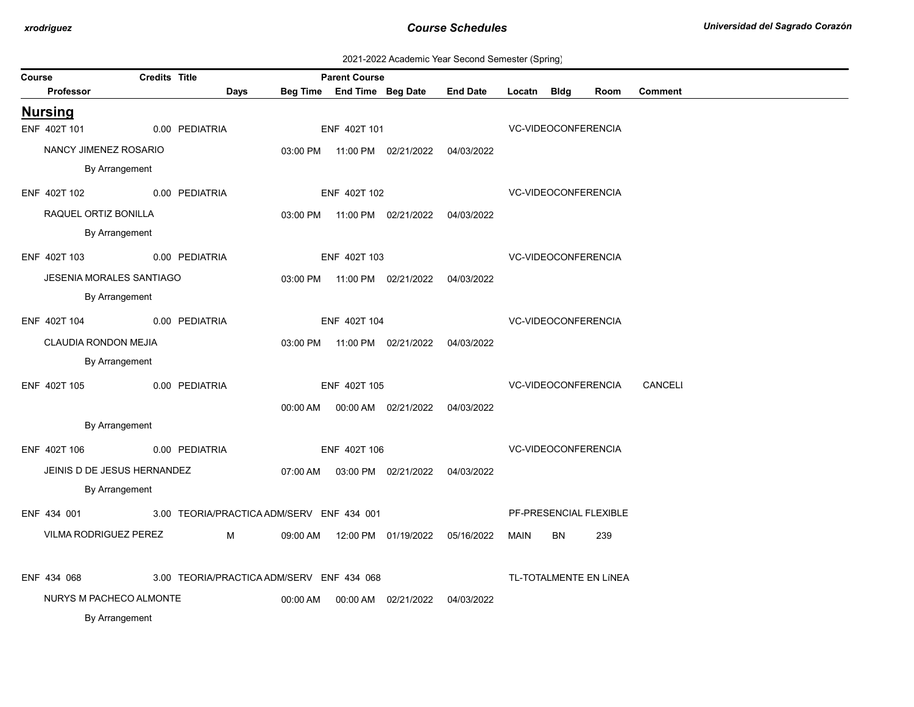2021-2022 Academic Year Second Semester (Spring)

| Course / Professor | Credits | Title | Days | Beg Time | Parent Course / End Time | Beg Date | End Date | Locatn | Bldg | Room | Comment |
|---|---|---|---|---|---|---|---|---|---|---|---|

## Nursing

| Course / Professor | Credits | Title | Days | Beg Time | Parent Course / End Time | Beg Date | End Date | Locatn | Bldg | Room | Comment |
|---|---|---|---|---|---|---|---|---|---|---|---|
| ENF 402T 101 | 0.00 | PEDIATRIA | | | ENF 402T 101 | | | VC-VIDEOCONFERENCIA | | | |
| NANCY JIMENEZ ROSARIO | | | | 03:00 PM | 11:00 PM | 02/21/2022 | 04/03/2022 | | | | |
| By Arrangement | | | | | | | | | | | |
| ENF 402T 102 | 0.00 | PEDIATRIA | | | ENF 402T 102 | | | VC-VIDEOCONFERENCIA | | | |
| RAQUEL ORTIZ BONILLA | | | | 03:00 PM | 11:00 PM | 02/21/2022 | 04/03/2022 | | | | |
| By Arrangement | | | | | | | | | | | |
| ENF 402T 103 | 0.00 | PEDIATRIA | | | ENF 402T 103 | | | VC-VIDEOCONFERENCIA | | | |
| JESENIA MORALES SANTIAGO | | | | 03:00 PM | 11:00 PM | 02/21/2022 | 04/03/2022 | | | | |
| By Arrangement | | | | | | | | | | | |
| ENF 402T 104 | 0.00 | PEDIATRIA | | | ENF 402T 104 | | | VC-VIDEOCONFERENCIA | | | |
| CLAUDIA RONDON MEJIA | | | | 03:00 PM | 11:00 PM | 02/21/2022 | 04/03/2022 | | | | |
| By Arrangement | | | | | | | | | | | |
| ENF 402T 105 | 0.00 | PEDIATRIA | | | ENF 402T 105 | | | VC-VIDEOCONFERENCIA | | | CANCELI |
| | | | | 00:00 AM | 00:00 AM | 02/21/2022 | 04/03/2022 | | | | |
| By Arrangement | | | | | | | | | | | |
| ENF 402T 106 | 0.00 | PEDIATRIA | | | ENF 402T 106 | | | VC-VIDEOCONFERENCIA | | | |
| JEINIS D DE JESUS HERNANDEZ | | | | 07:00 AM | 03:00 PM | 02/21/2022 | 04/03/2022 | | | | |
| By Arrangement | | | | | | | | | | | |
| ENF 434 001 | 3.00 | TEORIA/PRACTICA ADM/SERV | | | ENF 434 001 | | | PF-PRESENCIAL FLEXIBLE | | | |
| VILMA RODRIGUEZ PEREZ | | | M | 09:00 AM | 12:00 PM | 01/19/2022 | 05/16/2022 | MAIN | BN | 239 | |
| ENF 434 068 | 3.00 | TEORIA/PRACTICA ADM/SERV | | | ENF 434 068 | | | TL-TOTALMENTE EN LíNEA | | | |
| NURYS M PACHECO ALMONTE | | | | 00:00 AM | 00:00 AM | 02/21/2022 | 04/03/2022 | | | | |
| By Arrangement | | | | | | | | | | | |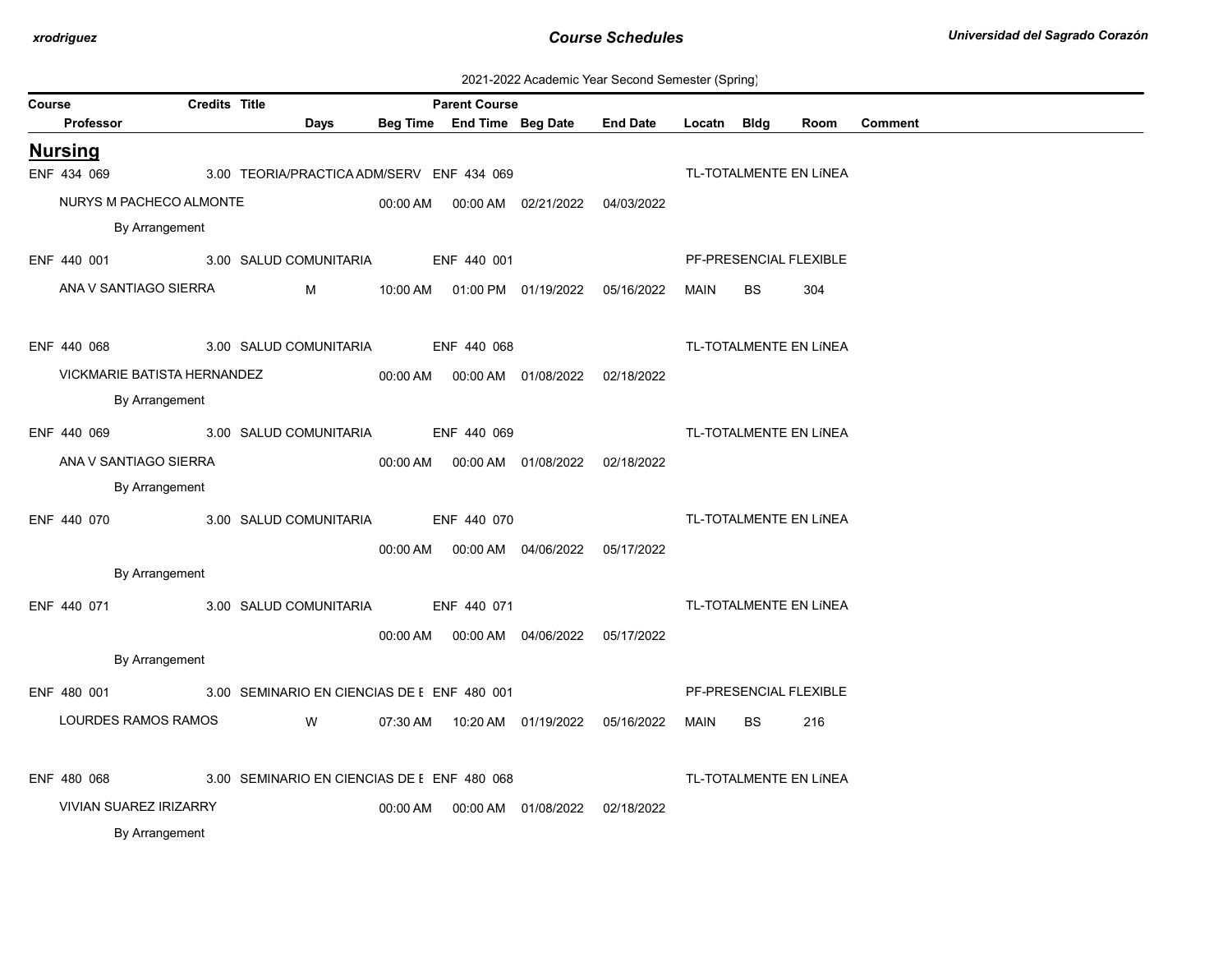2021-2022 Academic Year Second Semester (Spring)

| Course | Credits | Title | | | | Parent Course | | | | | | |
|---|---|---|---|---|---|---|---|---|---|---|---|---|
| Professor | | | Days | Beg Time | End Time | Beg Date | End Date | Locatn | Bldg | Room | Comment |

## Nursing

| Course / Professor | Credits | Title | Days | Beg Time | End Time | Beg Date | End Date | Locatn | Bldg | Room | Comment |
|---|---|---|---|---|---|---|---|---|---|---|---|
| ENF 434 069 | 3.00 | TEORIA/PRACTICA ADM/SERV | | ENF 434 069 | | | | TL-TOTALMENTE EN LíNEA | | | |
| NURYS M PACHECO ALMONTE | | | | 00:00 AM | 00:00 AM | 02/21/2022 | 04/03/2022 | | | | |
| By Arrangement | | | | | | | | | | | |
| ENF 440 001 | 3.00 | SALUD COMUNITARIA | | ENF 440 001 | | | | PF-PRESENCIAL FLEXIBLE | | | |
| ANA V SANTIAGO SIERRA | | | M | 10:00 AM | 01:00 PM | 01/19/2022 | 05/16/2022 | MAIN | BS | 304 | |
| ENF 440 068 | 3.00 | SALUD COMUNITARIA | | ENF 440 068 | | | | TL-TOTALMENTE EN LíNEA | | | |
| VICKMARIE BATISTA HERNANDEZ | | | | 00:00 AM | 00:00 AM | 01/08/2022 | 02/18/2022 | | | | |
| By Arrangement | | | | | | | | | | | |
| ENF 440 069 | 3.00 | SALUD COMUNITARIA | | ENF 440 069 | | | | TL-TOTALMENTE EN LíNEA | | | |
| ANA V SANTIAGO SIERRA | | | | 00:00 AM | 00:00 AM | 01/08/2022 | 02/18/2022 | | | | |
| By Arrangement | | | | | | | | | | | |
| ENF 440 070 | 3.00 | SALUD COMUNITARIA | | ENF 440 070 | | | | TL-TOTALMENTE EN LíNEA | | | |
| | | | | 00:00 AM | 00:00 AM | 04/06/2022 | 05/17/2022 | | | | |
| By Arrangement | | | | | | | | | | | |
| ENF 440 071 | 3.00 | SALUD COMUNITARIA | | ENF 440 071 | | | | TL-TOTALMENTE EN LíNEA | | | |
| | | | | 00:00 AM | 00:00 AM | 04/06/2022 | 05/17/2022 | | | | |
| By Arrangement | | | | | | | | | | | |
| ENF 480 001 | 3.00 | SEMINARIO EN CIENCIAS DE E | | ENF 480 001 | | | | PF-PRESENCIAL FLEXIBLE | | | |
| LOURDES RAMOS RAMOS | | | W | 07:30 AM | 10:20 AM | 01/19/2022 | 05/16/2022 | MAIN | BS | 216 | |
| ENF 480 068 | 3.00 | SEMINARIO EN CIENCIAS DE E | | ENF 480 068 | | | | TL-TOTALMENTE EN LíNEA | | | |
| VIVIAN SUAREZ IRIZARRY | | | | 00:00 AM | 00:00 AM | 01/08/2022 | 02/18/2022 | | | | |
| By Arrangement | | | | | | | | | | | |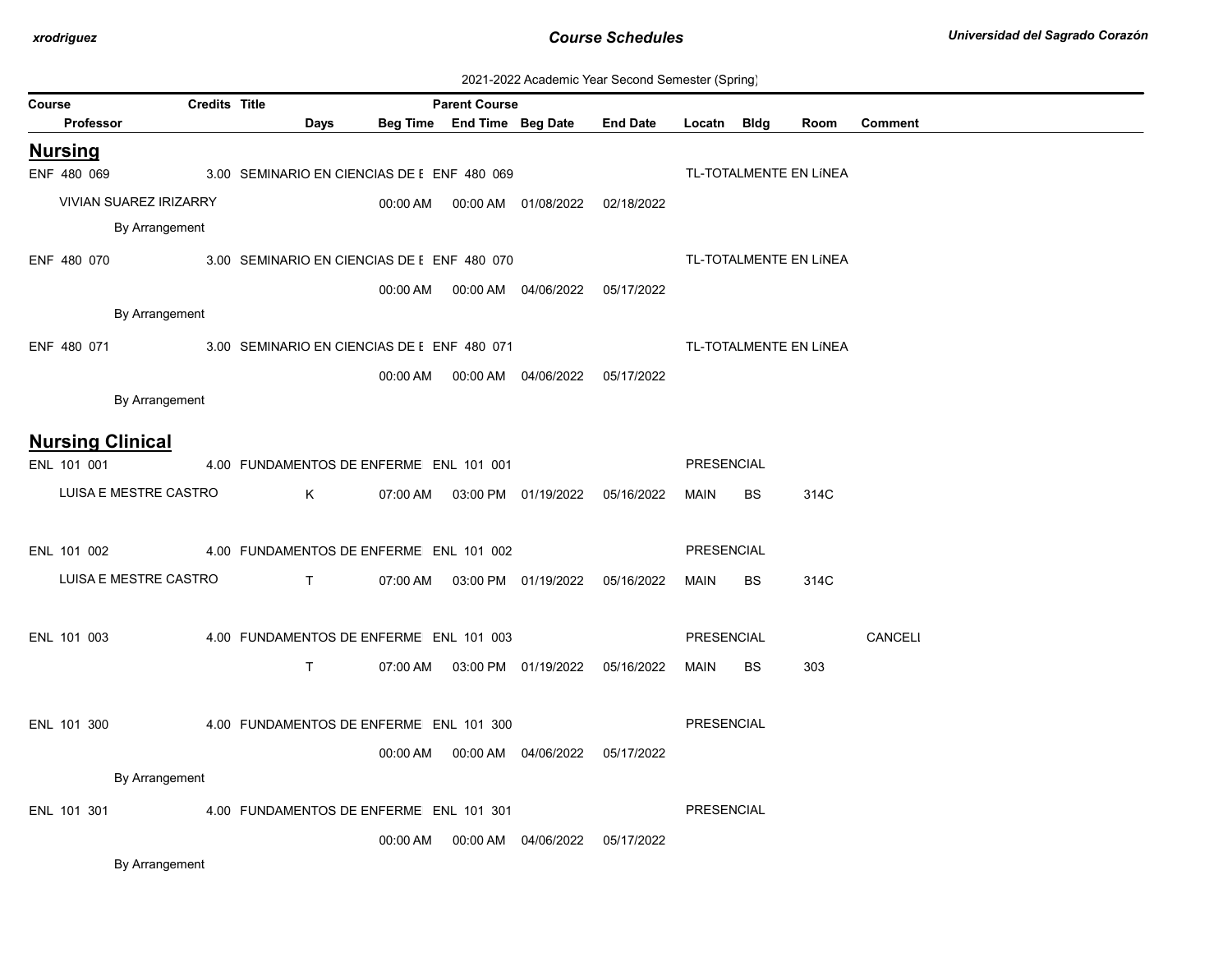2021-2022 Academic Year Second Semester (Spring)

| Course | Credits | Title | Parent Course | | | | | | | |
|---|---|---|---|---|---|---|---|---|---|---|
| Professor | | Days | Beg Time | End Time | Beg Date | End Date | Locatn | Bldg | Room | Comment |

## Nursing

| Course / Professor | Credits | Title / Days | Beg Time | End Time | Beg Date | End Date | Locatn | Bldg | Room | Comment |
|---|---|---|---|---|---|---|---|---|---|---|
| ENF 480 069 | 3.00 | SEMINARIO EN CIENCIAS DE E ENF 480 069 | | | | | TL-TOTALMENTE EN LíNEA | | | |
| VIVIAN SUAREZ IRIZARRY | | | 00:00 AM | 00:00 AM | 01/08/2022 | 02/18/2022 | | | | |
| By Arrangement | | | | | | | | | | |
| ENF 480 070 | 3.00 | SEMINARIO EN CIENCIAS DE E ENF 480 070 | | | | | TL-TOTALMENTE EN LíNEA | | | |
| | | | 00:00 AM | 00:00 AM | 04/06/2022 | 05/17/2022 | | | | |
| By Arrangement | | | | | | | | | | |
| ENF 480 071 | 3.00 | SEMINARIO EN CIENCIAS DE E ENF 480 071 | | | | | TL-TOTALMENTE EN LíNEA | | | |
| | | | 00:00 AM | 00:00 AM | 04/06/2022 | 05/17/2022 | | | | |
| By Arrangement | | | | | | | | | | |

## Nursing Clinical

| Course / Professor | Credits | Title / Days | Beg Time | End Time | Beg Date | End Date | Locatn | Bldg | Room | Comment |
|---|---|---|---|---|---|---|---|---|---|---|
| ENL 101 001 | 4.00 | FUNDAMENTOS DE ENFERME ENL 101 001 | | | | | PRESENCIAL | | | |
| LUISA E MESTRE CASTRO | | K | 07:00 AM | 03:00 PM | 01/19/2022 | 05/16/2022 | MAIN | BS | 314C | |
| ENL 101 002 | 4.00 | FUNDAMENTOS DE ENFERME ENL 101 002 | | | | | PRESENCIAL | | | |
| LUISA E MESTRE CASTRO | | T | 07:00 AM | 03:00 PM | 01/19/2022 | 05/16/2022 | MAIN | BS | 314C | |
| ENL 101 003 | 4.00 | FUNDAMENTOS DE ENFERME ENL 101 003 | | | | | PRESENCIAL | | | CANCELI |
| | | T | 07:00 AM | 03:00 PM | 01/19/2022 | 05/16/2022 | MAIN | BS | 303 | |
| ENL 101 300 | 4.00 | FUNDAMENTOS DE ENFERME ENL 101 300 | | | | | PRESENCIAL | | | |
| | | | 00:00 AM | 00:00 AM | 04/06/2022 | 05/17/2022 | | | | |
| By Arrangement | | | | | | | | | | |
| ENL 101 301 | 4.00 | FUNDAMENTOS DE ENFERME ENL 101 301 | | | | | PRESENCIAL | | | |
| | | | 00:00 AM | 00:00 AM | 04/06/2022 | 05/17/2022 | | | | |
| By Arrangement | | | | | | | | | | |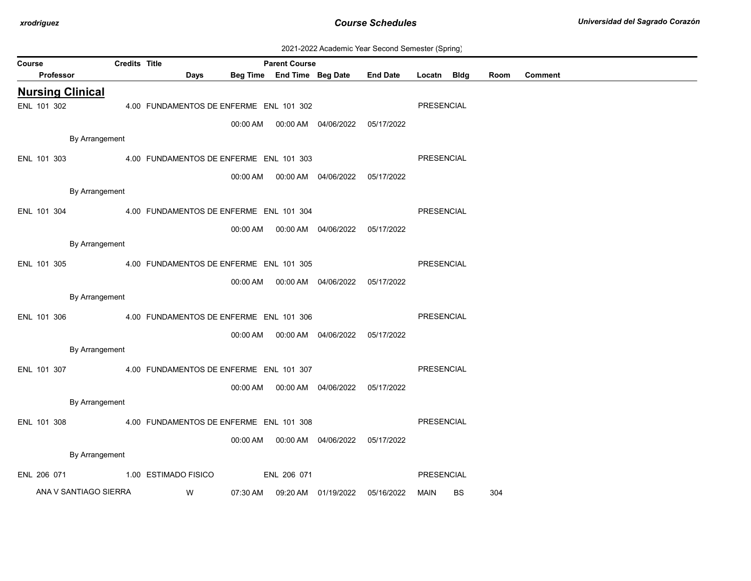2021-2022 Academic Year Second Semester (Spring)

| Course | Credits | Title | Parent Course | | | | | | | |
|---|---|---|---|---|---|---|---|---|---|---|
| Professor | | Days | Beg Time | End Time | Beg Date | End Date | Locatn | Bldg | Room | Comment |

## Nursing Clinical

| Course / Professor | Credits | Title / Days | Beg Time | End Time / Parent Course | Beg Date | End Date | Locatn | Bldg | Room | Comment |
|---|---|---|---|---|---|---|---|---|---|---|
| ENL 101 302 | 4.00 | FUNDAMENTOS DE ENFERME | | ENL 101 302 | | | PRESENCIAL | | | |
| | | | 00:00 AM | 00:00 AM | 04/06/2022 | 05/17/2022 | | | | |
| By Arrangement | | | | | | | | | | |
| ENL 101 303 | 4.00 | FUNDAMENTOS DE ENFERME | | ENL 101 303 | | | PRESENCIAL | | | |
| | | | 00:00 AM | 00:00 AM | 04/06/2022 | 05/17/2022 | | | | |
| By Arrangement | | | | | | | | | | |
| ENL 101 304 | 4.00 | FUNDAMENTOS DE ENFERME | | ENL 101 304 | | | PRESENCIAL | | | |
| | | | 00:00 AM | 00:00 AM | 04/06/2022 | 05/17/2022 | | | | |
| By Arrangement | | | | | | | | | | |
| ENL 101 305 | 4.00 | FUNDAMENTOS DE ENFERME | | ENL 101 305 | | | PRESENCIAL | | | |
| | | | 00:00 AM | 00:00 AM | 04/06/2022 | 05/17/2022 | | | | |
| By Arrangement | | | | | | | | | | |
| ENL 101 306 | 4.00 | FUNDAMENTOS DE ENFERME | | ENL 101 306 | | | PRESENCIAL | | | |
| | | | 00:00 AM | 00:00 AM | 04/06/2022 | 05/17/2022 | | | | |
| By Arrangement | | | | | | | | | | |
| ENL 101 307 | 4.00 | FUNDAMENTOS DE ENFERME | | ENL 101 307 | | | PRESENCIAL | | | |
| | | | 00:00 AM | 00:00 AM | 04/06/2022 | 05/17/2022 | | | | |
| By Arrangement | | | | | | | | | | |
| ENL 101 308 | 4.00 | FUNDAMENTOS DE ENFERME | | ENL 101 308 | | | PRESENCIAL | | | |
| | | | 00:00 AM | 00:00 AM | 04/06/2022 | 05/17/2022 | | | | |
| By Arrangement | | | | | | | | | | |
| ENL 206 071 | 1.00 | ESTIMADO FISICO | | ENL 206 071 | | | PRESENCIAL | | | |
| ANA V SANTIAGO SIERRA | | W | 07:30 AM | 09:20 AM | 01/19/2022 | 05/16/2022 | MAIN | BS | 304 | |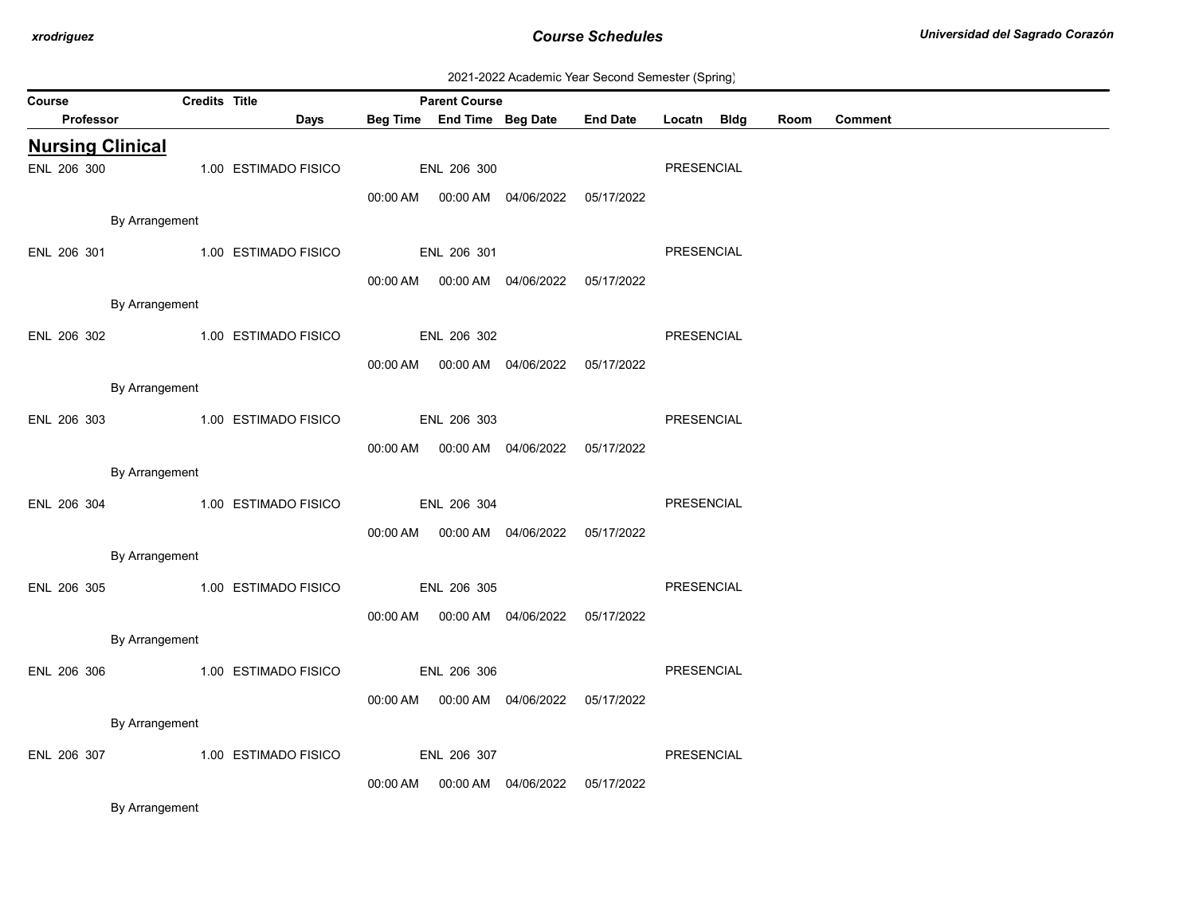2021-2022 Academic Year Second Semester (Spring)

| Course | Credits | Title | Parent Course | | | | | | | |
|---|---|---|---|---|---|---|---|---|---|---|
| Professor | | Days | Beg Time | End Time | Beg Date | End Date | Locatn | Bldg | Room | Comment |

## Nursing Clinical

| Course / Professor | Credits | Title / Days | Beg Time | End Time / Parent Course | Beg Date | End Date | Locatn | Bldg | Room | Comment |
|---|---|---|---|---|---|---|---|---|---|---|
| ENL 206 300 | 1.00 | ESTIMADO FISICO | | ENL 206 300 | | | PRESENCIAL | | | |
| | | | 00:00 AM | 00:00 AM | 04/06/2022 | 05/17/2022 | | | | |
| By Arrangement | | | | | | | | | | |
| ENL 206 301 | 1.00 | ESTIMADO FISICO | | ENL 206 301 | | | PRESENCIAL | | | |
| | | | 00:00 AM | 00:00 AM | 04/06/2022 | 05/17/2022 | | | | |
| By Arrangement | | | | | | | | | | |
| ENL 206 302 | 1.00 | ESTIMADO FISICO | | ENL 206 302 | | | PRESENCIAL | | | |
| | | | 00:00 AM | 00:00 AM | 04/06/2022 | 05/17/2022 | | | | |
| By Arrangement | | | | | | | | | | |
| ENL 206 303 | 1.00 | ESTIMADO FISICO | | ENL 206 303 | | | PRESENCIAL | | | |
| | | | 00:00 AM | 00:00 AM | 04/06/2022 | 05/17/2022 | | | | |
| By Arrangement | | | | | | | | | | |
| ENL 206 304 | 1.00 | ESTIMADO FISICO | | ENL 206 304 | | | PRESENCIAL | | | |
| | | | 00:00 AM | 00:00 AM | 04/06/2022 | 05/17/2022 | | | | |
| By Arrangement | | | | | | | | | | |
| ENL 206 305 | 1.00 | ESTIMADO FISICO | | ENL 206 305 | | | PRESENCIAL | | | |
| | | | 00:00 AM | 00:00 AM | 04/06/2022 | 05/17/2022 | | | | |
| By Arrangement | | | | | | | | | | |
| ENL 206 306 | 1.00 | ESTIMADO FISICO | | ENL 206 306 | | | PRESENCIAL | | | |
| | | | 00:00 AM | 00:00 AM | 04/06/2022 | 05/17/2022 | | | | |
| By Arrangement | | | | | | | | | | |
| ENL 206 307 | 1.00 | ESTIMADO FISICO | | ENL 206 307 | | | PRESENCIAL | | | |
| | | | 00:00 AM | 00:00 AM | 04/06/2022 | 05/17/2022 | | | | |
| By Arrangement | | | | | | | | | | |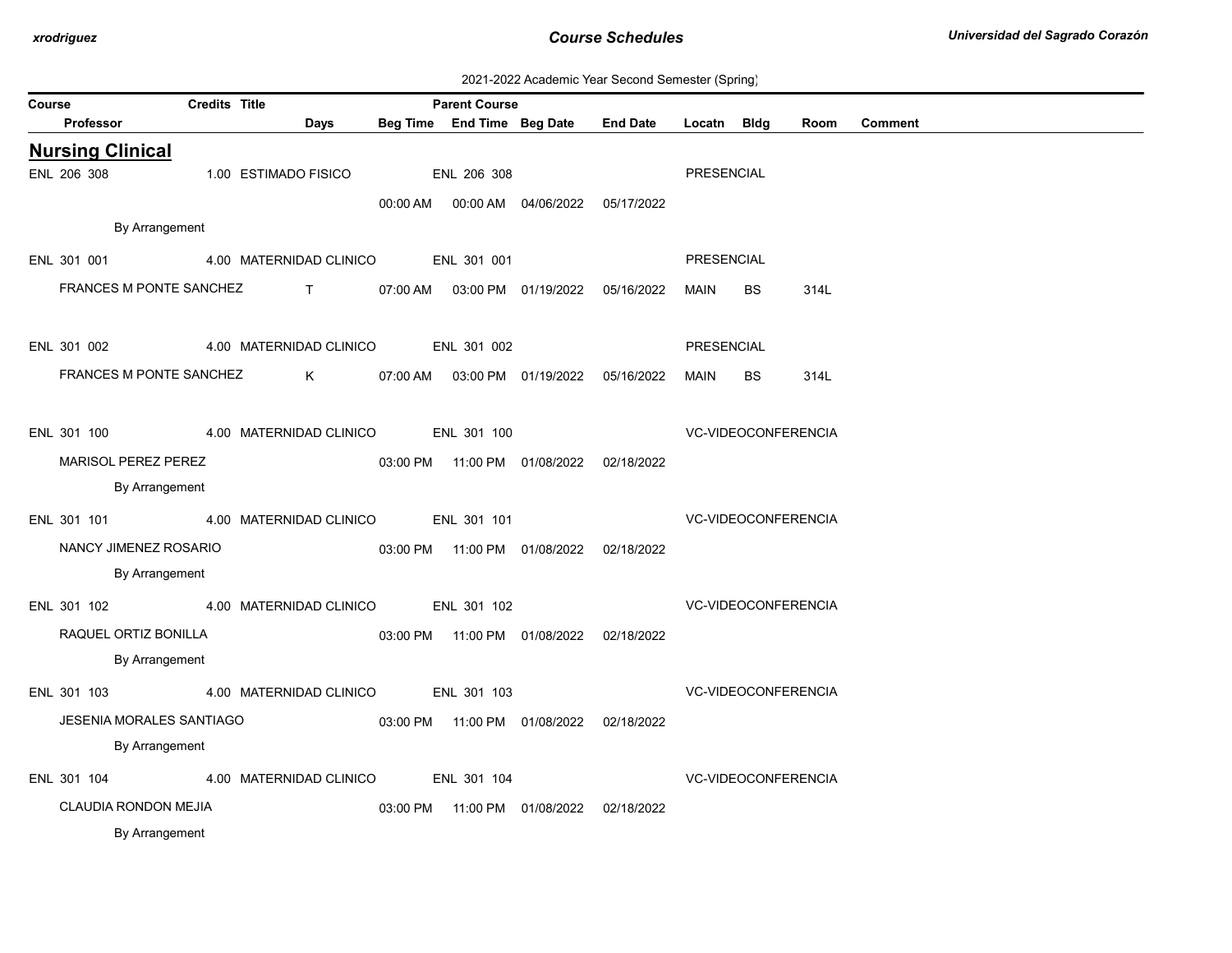2021-2022 Academic Year Second Semester (Spring)

| Course | Credits | Title | | | Parent Course | | | | | | |
|---|---|---|---|---|---|---|---|---|---|---|---|
| Professor | | Days | Beg Time | End Time | Beg Date | End Date | Locatn | Bldg | Room | Comment | |

## Nursing Clinical

| Course / Professor | Credits | Title / Days | Beg Time | End Time | Beg Date | End Date | Locatn | Bldg | Room | Comment |
|---|---|---|---|---|---|---|---|---|---|---|
| ENL 206 308 | 1.00 | ESTIMADO FISICO | | ENL 206 308 | | | PRESENCIAL | | | |
| | | | 00:00 AM | 00:00 AM | 04/06/2022 | 05/17/2022 | | | | |
| By Arrangement | | | | | | | | | | |
| ENL 301 001 | 4.00 | MATERNIDAD CLINICO | | ENL 301 001 | | | PRESENCIAL | | | |
| FRANCES M PONTE SANCHEZ | | T | 07:00 AM | 03:00 PM | 01/19/2022 | 05/16/2022 | MAIN | BS | 314L | |
| ENL 301 002 | 4.00 | MATERNIDAD CLINICO | | ENL 301 002 | | | PRESENCIAL | | | |
| FRANCES M PONTE SANCHEZ | | K | 07:00 AM | 03:00 PM | 01/19/2022 | 05/16/2022 | MAIN | BS | 314L | |
| ENL 301 100 | 4.00 | MATERNIDAD CLINICO | | ENL 301 100 | | | VC-VIDEOCONFERENCIA | | | |
| MARISOL PEREZ PEREZ | | | 03:00 PM | 11:00 PM | 01/08/2022 | 02/18/2022 | | | | |
| By Arrangement | | | | | | | | | | |
| ENL 301 101 | 4.00 | MATERNIDAD CLINICO | | ENL 301 101 | | | VC-VIDEOCONFERENCIA | | | |
| NANCY JIMENEZ ROSARIO | | | 03:00 PM | 11:00 PM | 01/08/2022 | 02/18/2022 | | | | |
| By Arrangement | | | | | | | | | | |
| ENL 301 102 | 4.00 | MATERNIDAD CLINICO | | ENL 301 102 | | | VC-VIDEOCONFERENCIA | | | |
| RAQUEL ORTIZ BONILLA | | | 03:00 PM | 11:00 PM | 01/08/2022 | 02/18/2022 | | | | |
| By Arrangement | | | | | | | | | | |
| ENL 301 103 | 4.00 | MATERNIDAD CLINICO | | ENL 301 103 | | | VC-VIDEOCONFERENCIA | | | |
| JESENIA MORALES SANTIAGO | | | 03:00 PM | 11:00 PM | 01/08/2022 | 02/18/2022 | | | | |
| By Arrangement | | | | | | | | | | |
| ENL 301 104 | 4.00 | MATERNIDAD CLINICO | | ENL 301 104 | | | VC-VIDEOCONFERENCIA | | | |
| CLAUDIA RONDON MEJIA | | | 03:00 PM | 11:00 PM | 01/08/2022 | 02/18/2022 | | | | |
| By Arrangement | | | | | | | | | | |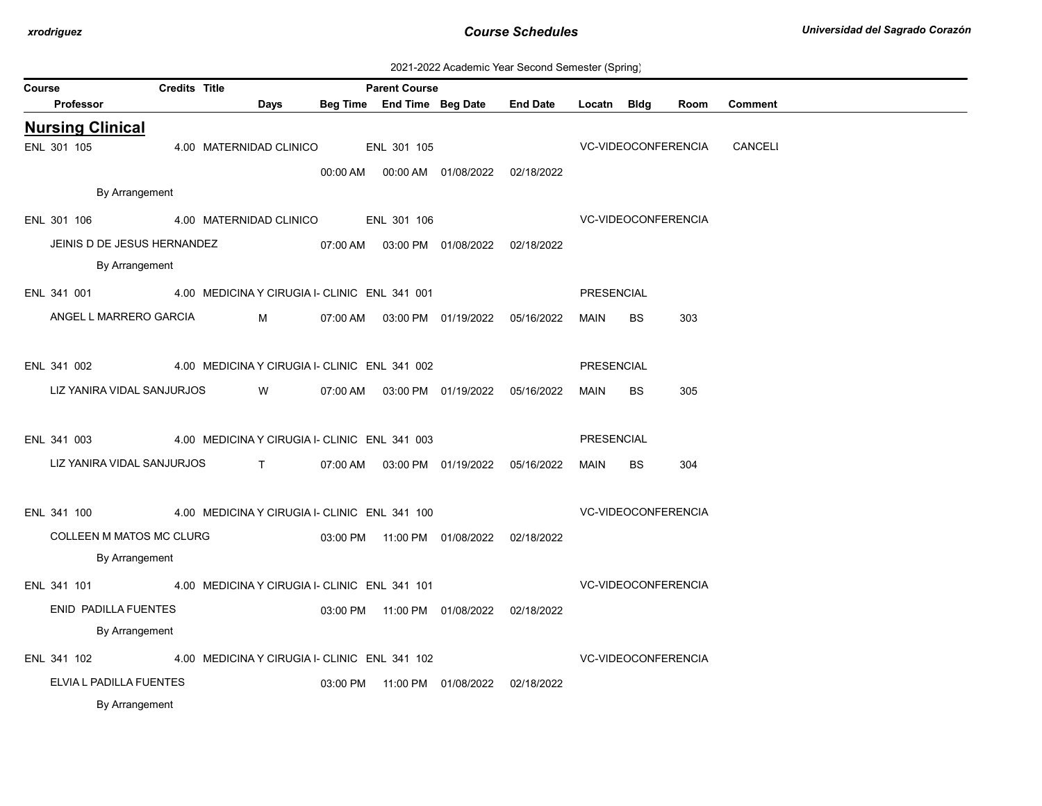2021-2022 Academic Year Second Semester (Spring)

## Nursing Clinical

| Course | Credits | Title | Parent Course | Professor | Days | Beg Time | End Time | Beg Date | End Date | Locatn | Bldg | Room | Comment |
|---|---|---|---|---|---|---|---|---|---|---|---|---|---|
| ENL 301 105 | 4.00 | MATERNIDAD CLINICO | ENL 301 105 | By Arrangement | | 00:00 AM | 00:00 AM | 01/08/2022 | 02/18/2022 | VC-VIDEOCONFERENCIA | | | CANCELI |
| ENL 301 106 | 4.00 | MATERNIDAD CLINICO | ENL 301 106 | JEINIS D DE JESUS HERNANDEZ (By Arrangement) | | 07:00 AM | 03:00 PM | 01/08/2022 | 02/18/2022 | VC-VIDEOCONFERENCIA | | | |
| ENL 341 001 | 4.00 | MEDICINA Y CIRUGIA I- CLINIC | ENL 341 001 | ANGEL L MARRERO GARCIA | M | 07:00 AM | 03:00 PM | 01/19/2022 | 05/16/2022 | PRESENCIAL MAIN | BS | 303 | |
| ENL 341 002 | 4.00 | MEDICINA Y CIRUGIA I- CLINIC | ENL 341 002 | LIZ YANIRA VIDAL SANJURJOS | W | 07:00 AM | 03:00 PM | 01/19/2022 | 05/16/2022 | PRESENCIAL MAIN | BS | 305 | |
| ENL 341 003 | 4.00 | MEDICINA Y CIRUGIA I- CLINIC | ENL 341 003 | LIZ YANIRA VIDAL SANJURJOS | T | 07:00 AM | 03:00 PM | 01/19/2022 | 05/16/2022 | PRESENCIAL MAIN | BS | 304 | |
| ENL 341 100 | 4.00 | MEDICINA Y CIRUGIA I- CLINIC | ENL 341 100 | COLLEEN M MATOS MC CLURG (By Arrangement) | | 03:00 PM | 11:00 PM | 01/08/2022 | 02/18/2022 | VC-VIDEOCONFERENCIA | | | |
| ENL 341 101 | 4.00 | MEDICINA Y CIRUGIA I- CLINIC | ENL 341 101 | ENID PADILLA FUENTES (By Arrangement) | | 03:00 PM | 11:00 PM | 01/08/2022 | 02/18/2022 | VC-VIDEOCONFERENCIA | | | |
| ENL 341 102 | 4.00 | MEDICINA Y CIRUGIA I- CLINIC | ENL 341 102 | ELVIA L PADILLA FUENTES (By Arrangement) | | 03:00 PM | 11:00 PM | 01/08/2022 | 02/18/2022 | VC-VIDEOCONFERENCIA | | | |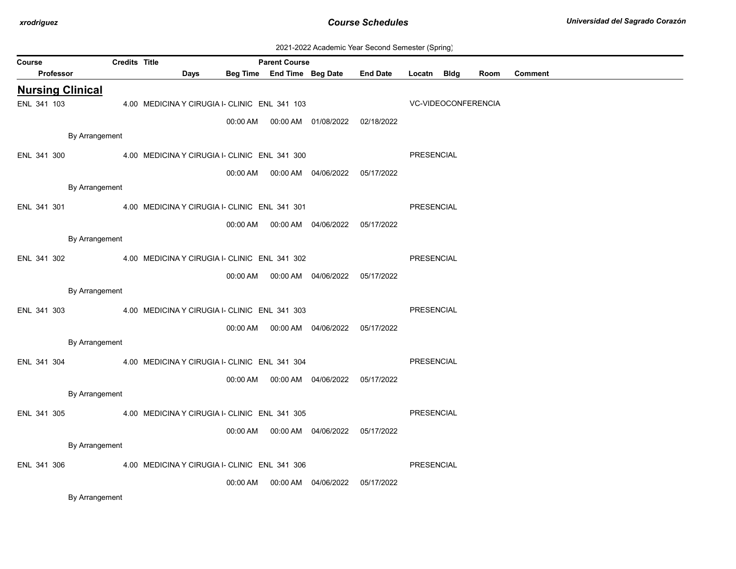2021-2022 Academic Year Second Semester (Spring)

| Course | Credits | Title | Days | Beg Time | Parent Course End Time | Beg Date | End Date | Locatn | Bldg | Room | Comment |
|---|---|---|---|---|---|---|---|---|---|---|---|
| Professor | | | | | | | | | | | |

## Nursing Clinical

| Course | Credits | Title | Days | Beg Time | Parent Course End Time | Beg Date | End Date | Locatn | Bldg | Room | Comment |
|---|---|---|---|---|---|---|---|---|---|---|---|
| ENL 341 103 | 4.00 | MEDICINA Y CIRUGIA I- CLINIC | | | ENL 341 103 | | | VC-VIDEOCONFERENCIA | | | |
| | | | | 00:00 AM | 00:00 AM | 01/08/2022 | 02/18/2022 | | | | |
| By Arrangement | | | | | | | | | | | |
| ENL 341 300 | 4.00 | MEDICINA Y CIRUGIA I- CLINIC | | | ENL 341 300 | | | PRESENCIAL | | | |
| | | | | 00:00 AM | 00:00 AM | 04/06/2022 | 05/17/2022 | | | | |
| By Arrangement | | | | | | | | | | | |
| ENL 341 301 | 4.00 | MEDICINA Y CIRUGIA I- CLINIC | | | ENL 341 301 | | | PRESENCIAL | | | |
| | | | | 00:00 AM | 00:00 AM | 04/06/2022 | 05/17/2022 | | | | |
| By Arrangement | | | | | | | | | | | |
| ENL 341 302 | 4.00 | MEDICINA Y CIRUGIA I- CLINIC | | | ENL 341 302 | | | PRESENCIAL | | | |
| | | | | 00:00 AM | 00:00 AM | 04/06/2022 | 05/17/2022 | | | | |
| By Arrangement | | | | | | | | | | | |
| ENL 341 303 | 4.00 | MEDICINA Y CIRUGIA I- CLINIC | | | ENL 341 303 | | | PRESENCIAL | | | |
| | | | | 00:00 AM | 00:00 AM | 04/06/2022 | 05/17/2022 | | | | |
| By Arrangement | | | | | | | | | | | |
| ENL 341 304 | 4.00 | MEDICINA Y CIRUGIA I- CLINIC | | | ENL 341 304 | | | PRESENCIAL | | | |
| | | | | 00:00 AM | 00:00 AM | 04/06/2022 | 05/17/2022 | | | | |
| By Arrangement | | | | | | | | | | | |
| ENL 341 305 | 4.00 | MEDICINA Y CIRUGIA I- CLINIC | | | ENL 341 305 | | | PRESENCIAL | | | |
| | | | | 00:00 AM | 00:00 AM | 04/06/2022 | 05/17/2022 | | | | |
| By Arrangement | | | | | | | | | | | |
| ENL 341 306 | 4.00 | MEDICINA Y CIRUGIA I- CLINIC | | | ENL 341 306 | | | PRESENCIAL | | | |
| | | | | 00:00 AM | 00:00 AM | 04/06/2022 | 05/17/2022 | | | | |
| By Arrangement | | | | | | | | | | | |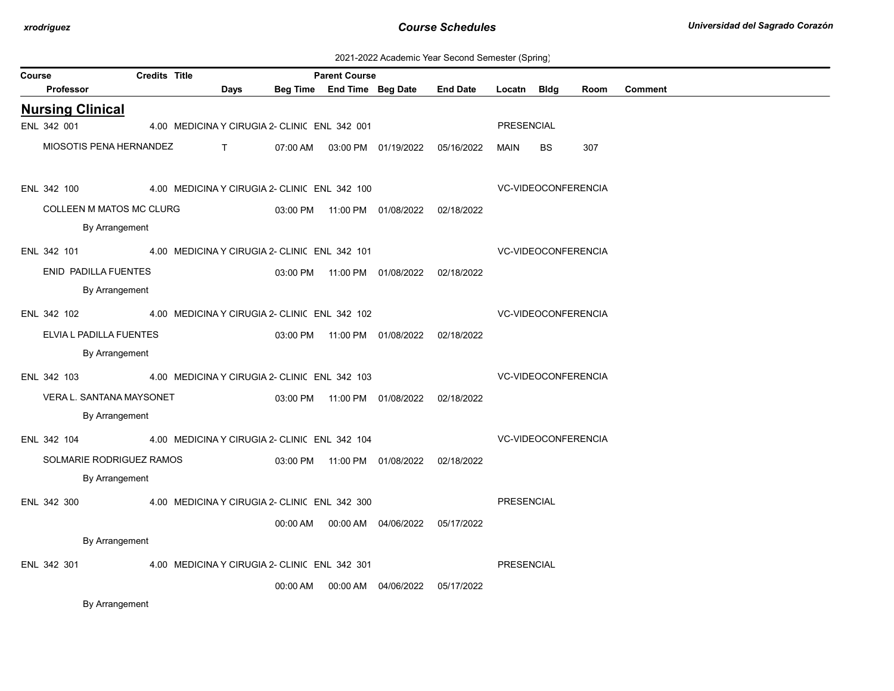2021-2022 Academic Year Second Semester (Spring)

| Course | Credits | Title | Days | Beg Time | Parent Course End Time | Beg Date | End Date | Locatn | Bldg | Room | Comment |
|---|---|---|---|---|---|---|---|---|---|---|---|
| Professor | | | | | | | | | | | |

## Nursing Clinical

| Course | Credits | Title | Parent Course | Days | Beg Time | End Time | Beg Date | End Date | Locatn | Bldg | Room | Comment |
|---|---|---|---|---|---|---|---|---|---|---|---|---|
| ENL 342 001 | 4.00 | MEDICINA Y CIRUGIA 2- CLINIC | ENL 342 001 | | | | | | PRESENCIAL | | | |
| MIOSOTIS PENA HERNANDEZ | | | | T | 07:00 AM | 03:00 PM | 01/19/2022 | 05/16/2022 | MAIN | BS | 307 | |
| ENL 342 100 | 4.00 | MEDICINA Y CIRUGIA 2- CLINIC | ENL 342 100 | | | | | | VC-VIDEOCONFERENCIA | | | |
| COLLEEN M MATOS MC CLURG | | | | | 03:00 PM | 11:00 PM | 01/08/2022 | 02/18/2022 | | | | |
| By Arrangement | | | | | | | | | | | | |
| ENL 342 101 | 4.00 | MEDICINA Y CIRUGIA 2- CLINIC | ENL 342 101 | | | | | | VC-VIDEOCONFERENCIA | | | |
| ENID PADILLA FUENTES | | | | | 03:00 PM | 11:00 PM | 01/08/2022 | 02/18/2022 | | | | |
| By Arrangement | | | | | | | | | | | | |
| ENL 342 102 | 4.00 | MEDICINA Y CIRUGIA 2- CLINIC | ENL 342 102 | | | | | | VC-VIDEOCONFERENCIA | | | |
| ELVIA L PADILLA FUENTES | | | | | 03:00 PM | 11:00 PM | 01/08/2022 | 02/18/2022 | | | | |
| By Arrangement | | | | | | | | | | | | |
| ENL 342 103 | 4.00 | MEDICINA Y CIRUGIA 2- CLINIC | ENL 342 103 | | | | | | VC-VIDEOCONFERENCIA | | | |
| VERA L. SANTANA MAYSONET | | | | | 03:00 PM | 11:00 PM | 01/08/2022 | 02/18/2022 | | | | |
| By Arrangement | | | | | | | | | | | | |
| ENL 342 104 | 4.00 | MEDICINA Y CIRUGIA 2- CLINIC | ENL 342 104 | | | | | | VC-VIDEOCONFERENCIA | | | |
| SOLMARIE RODRIGUEZ RAMOS | | | | | 03:00 PM | 11:00 PM | 01/08/2022 | 02/18/2022 | | | | |
| By Arrangement | | | | | | | | | | | | |
| ENL 342 300 | 4.00 | MEDICINA Y CIRUGIA 2- CLINIC | ENL 342 300 | | | | | | PRESENCIAL | | | |
| | | | | | 00:00 AM | 00:00 AM | 04/06/2022 | 05/17/2022 | | | | |
| By Arrangement | | | | | | | | | | | | |
| ENL 342 301 | 4.00 | MEDICINA Y CIRUGIA 2- CLINIC | ENL 342 301 | | | | | | PRESENCIAL | | | |
| | | | | | 00:00 AM | 00:00 AM | 04/06/2022 | 05/17/2022 | | | | |
| By Arrangement | | | | | | | | | | | | |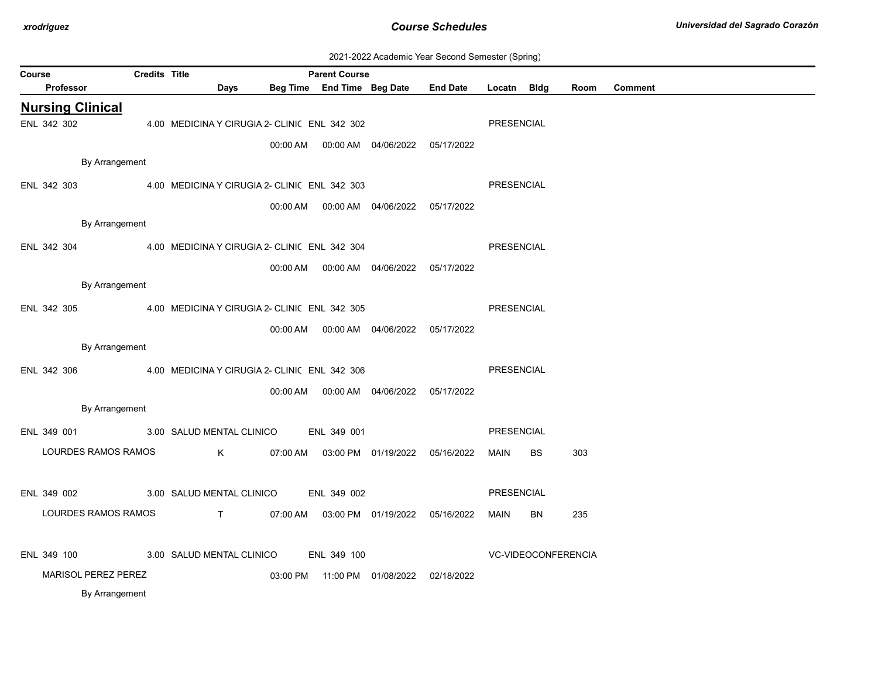2021-2022 Academic Year Second Semester (Spring)

| Course | Credits | Title | Parent Course | | | | | | |
|---|---|---|---|---|---|---|---|---|---|
| Professor | Days | Beg Time | End Time | Beg Date | End Date | Locatn | Bldg | Room | Comment |

## Nursing Clinical

| Course / Professor | Credits | Title / Days | Beg Time | Parent Course / End Time | Beg Date | End Date | Locatn | Bldg | Room | Comment |
|---|---|---|---|---|---|---|---|---|---|---|
| ENL 342 302 | 4.00 | MEDICINA Y CIRUGIA 2- CLINIC | | ENL 342 302 | | | PRESENCIAL | | | |
| | | | 00:00 AM | 00:00 AM | 04/06/2022 | 05/17/2022 | | | | |
| By Arrangement | | | | | | | | | | |
| ENL 342 303 | 4.00 | MEDICINA Y CIRUGIA 2- CLINIC | | ENL 342 303 | | | PRESENCIAL | | | |
| | | | 00:00 AM | 00:00 AM | 04/06/2022 | 05/17/2022 | | | | |
| By Arrangement | | | | | | | | | | |
| ENL 342 304 | 4.00 | MEDICINA Y CIRUGIA 2- CLINIC | | ENL 342 304 | | | PRESENCIAL | | | |
| | | | 00:00 AM | 00:00 AM | 04/06/2022 | 05/17/2022 | | | | |
| By Arrangement | | | | | | | | | | |
| ENL 342 305 | 4.00 | MEDICINA Y CIRUGIA 2- CLINIC | | ENL 342 305 | | | PRESENCIAL | | | |
| | | | 00:00 AM | 00:00 AM | 04/06/2022 | 05/17/2022 | | | | |
| By Arrangement | | | | | | | | | | |
| ENL 342 306 | 4.00 | MEDICINA Y CIRUGIA 2- CLINIC | | ENL 342 306 | | | PRESENCIAL | | | |
| | | | 00:00 AM | 00:00 AM | 04/06/2022 | 05/17/2022 | | | | |
| By Arrangement | | | | | | | | | | |
| ENL 349 001 | 3.00 | SALUD MENTAL CLINICO | | ENL 349 001 | | | PRESENCIAL | | | |
| LOURDES RAMOS RAMOS | | K | 07:00 AM | 03:00 PM | 01/19/2022 | 05/16/2022 | MAIN | BS | 303 | |
| ENL 349 002 | 3.00 | SALUD MENTAL CLINICO | | ENL 349 002 | | | PRESENCIAL | | | |
| LOURDES RAMOS RAMOS | | T | 07:00 AM | 03:00 PM | 01/19/2022 | 05/16/2022 | MAIN | BN | 235 | |
| ENL 349 100 | 3.00 | SALUD MENTAL CLINICO | | ENL 349 100 | | | VC-VIDEOCONFERENCIA | | | |
| MARISOL PEREZ PEREZ | | | 03:00 PM | 11:00 PM | 01/08/2022 | 02/18/2022 | | | | |
| By Arrangement | | | | | | | | | | |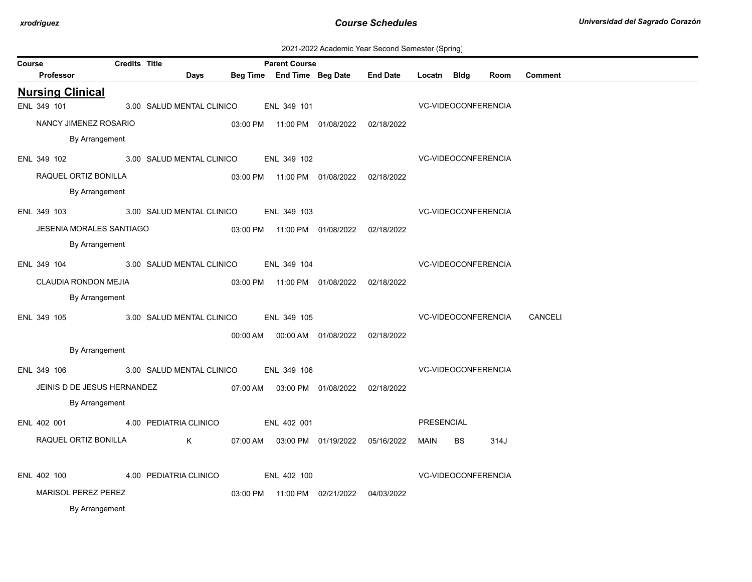2021-2022 Academic Year Second Semester (Spring)

| Course | Credits | Title | Days | Parent Course / Beg Time | End Time | Beg Date | End Date | Locatn | Bldg | Room | Comment |
|---|---|---|---|---|---|---|---|---|---|---|---|
| **Professor** | | | | | | | | | | | |

## Nursing Clinical

| Course / Professor | Credits | Title | Days | Beg Time | End Time | Beg Date | End Date | Locatn | Bldg | Room | Comment |
|---|---|---|---|---|---|---|---|---|---|---|---|
| ENL 349 101 | 3.00 | SALUD MENTAL CLINICO | | ENL 349 101 | | | | VC-VIDEOCONFERENCIA | | | |
| NANCY JIMENEZ ROSARIO | | | | 03:00 PM | 11:00 PM | 01/08/2022 | 02/18/2022 | | | | |
| By Arrangement | | | | | | | | | | | |
| ENL 349 102 | 3.00 | SALUD MENTAL CLINICO | | ENL 349 102 | | | | VC-VIDEOCONFERENCIA | | | |
| RAQUEL ORTIZ BONILLA | | | | 03:00 PM | 11:00 PM | 01/08/2022 | 02/18/2022 | | | | |
| By Arrangement | | | | | | | | | | | |
| ENL 349 103 | 3.00 | SALUD MENTAL CLINICO | | ENL 349 103 | | | | VC-VIDEOCONFERENCIA | | | |
| JESENIA MORALES SANTIAGO | | | | 03:00 PM | 11:00 PM | 01/08/2022 | 02/18/2022 | | | | |
| By Arrangement | | | | | | | | | | | |
| ENL 349 104 | 3.00 | SALUD MENTAL CLINICO | | ENL 349 104 | | | | VC-VIDEOCONFERENCIA | | | |
| CLAUDIA RONDON MEJIA | | | | 03:00 PM | 11:00 PM | 01/08/2022 | 02/18/2022 | | | | |
| By Arrangement | | | | | | | | | | | |
| ENL 349 105 | 3.00 | SALUD MENTAL CLINICO | | ENL 349 105 | | | | VC-VIDEOCONFERENCIA | | | CANCELI |
| | | | | 00:00 AM | 00:00 AM | 01/08/2022 | 02/18/2022 | | | | |
| By Arrangement | | | | | | | | | | | |
| ENL 349 106 | 3.00 | SALUD MENTAL CLINICO | | ENL 349 106 | | | | VC-VIDEOCONFERENCIA | | | |
| JEINIS D DE JESUS HERNANDEZ | | | | 07:00 AM | 03:00 PM | 01/08/2022 | 02/18/2022 | | | | |
| By Arrangement | | | | | | | | | | | |
| ENL 402 001 | 4.00 | PEDIATRIA CLINICO | | ENL 402 001 | | | | PRESENCIAL | | | |
| RAQUEL ORTIZ BONILLA | | | K | 07:00 AM | 03:00 PM | 01/19/2022 | 05/16/2022 | MAIN | BS | 314J | |
| ENL 402 100 | 4.00 | PEDIATRIA CLINICO | | ENL 402 100 | | | | VC-VIDEOCONFERENCIA | | | |
| MARISOL PEREZ PEREZ | | | | 03:00 PM | 11:00 PM | 02/21/2022 | 04/03/2022 | | | | |
| By Arrangement | | | | | | | | | | | |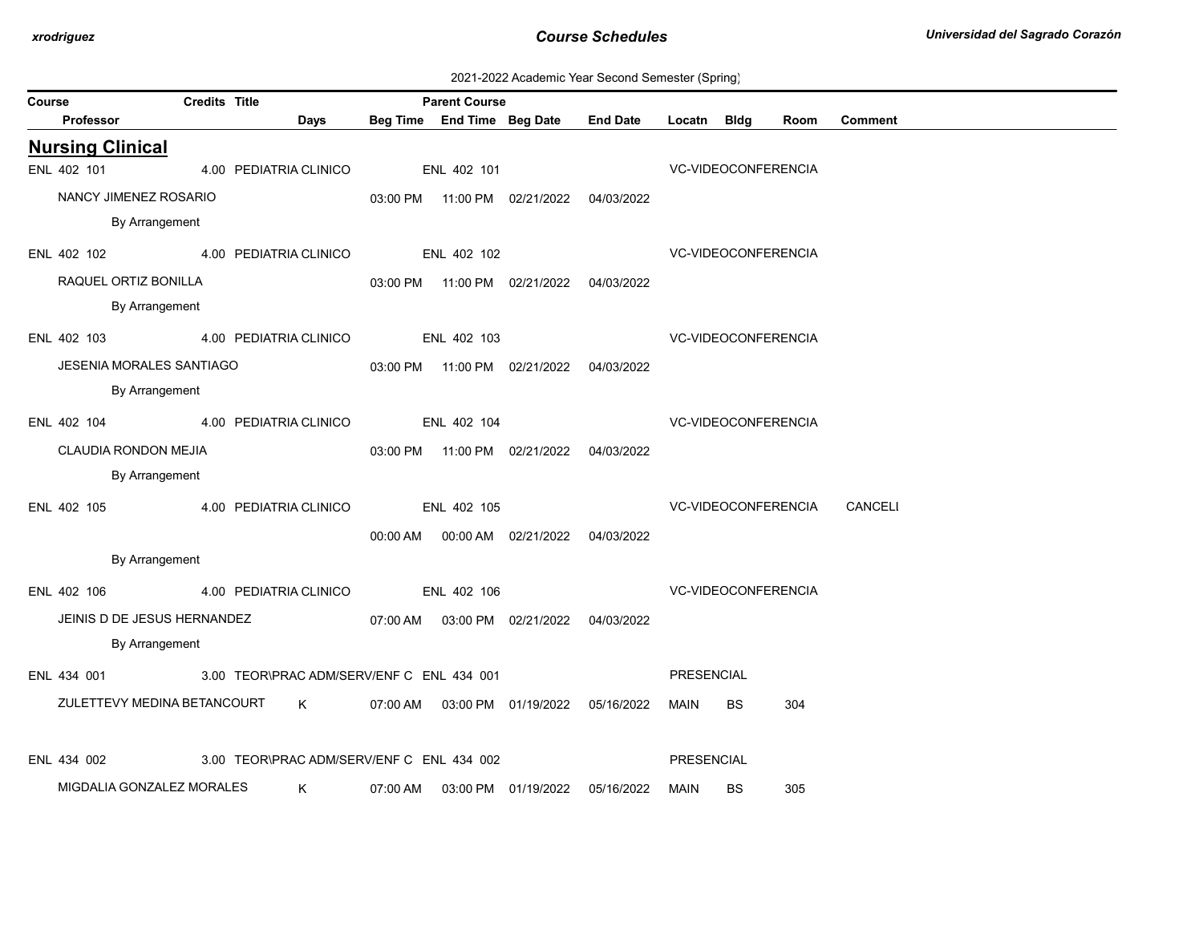2021-2022 Academic Year Second Semester (Spring)

| Course | Credits | Title | Days | Beg Time | Parent Course / End Time | Beg Date | End Date | Locatn | Bldg | Room | Comment |
|---|---|---|---|---|---|---|---|---|---|---|---|
| Professor | | | | | | | | | | | |

## Nursing Clinical

| Course / Professor | Credits | Title | Days | Beg Time | Parent Course / End Time | Beg Date | End Date | Locatn | Bldg | Room | Comment |
|---|---|---|---|---|---|---|---|---|---|---|---|
| ENL 402 101 | 4.00 | PEDIATRIA CLINICO | | | ENL 402 101 | | | VC-VIDEOCONFERENCIA | | | |
| NANCY JIMENEZ ROSARIO | | | | 03:00 PM | 11:00 PM | 02/21/2022 | 04/03/2022 | | | | |
| By Arrangement | | | | | | | | | | | |
| ENL 402 102 | 4.00 | PEDIATRIA CLINICO | | | ENL 402 102 | | | VC-VIDEOCONFERENCIA | | | |
| RAQUEL ORTIZ BONILLA | | | | 03:00 PM | 11:00 PM | 02/21/2022 | 04/03/2022 | | | | |
| By Arrangement | | | | | | | | | | | |
| ENL 402 103 | 4.00 | PEDIATRIA CLINICO | | | ENL 402 103 | | | VC-VIDEOCONFERENCIA | | | |
| JESENIA MORALES SANTIAGO | | | | 03:00 PM | 11:00 PM | 02/21/2022 | 04/03/2022 | | | | |
| By Arrangement | | | | | | | | | | | |
| ENL 402 104 | 4.00 | PEDIATRIA CLINICO | | | ENL 402 104 | | | VC-VIDEOCONFERENCIA | | | |
| CLAUDIA RONDON MEJIA | | | | 03:00 PM | 11:00 PM | 02/21/2022 | 04/03/2022 | | | | |
| By Arrangement | | | | | | | | | | | |
| ENL 402 105 | 4.00 | PEDIATRIA CLINICO | | | ENL 402 105 | | | VC-VIDEOCONFERENCIA | | | CANCELI |
| | | | | 00:00 AM | 00:00 AM | 02/21/2022 | 04/03/2022 | | | | |
| By Arrangement | | | | | | | | | | | |
| ENL 402 106 | 4.00 | PEDIATRIA CLINICO | | | ENL 402 106 | | | VC-VIDEOCONFERENCIA | | | |
| JEINIS D DE JESUS HERNANDEZ | | | | 07:00 AM | 03:00 PM | 02/21/2022 | 04/03/2022 | | | | |
| By Arrangement | | | | | | | | | | | |
| ENL 434 001 | 3.00 | TEOR\PRAC ADM/SERV/ENF C | | | ENL 434 001 | | | PRESENCIAL | | | |
| ZULETTEVY MEDINA BETANCOURT | | | K | 07:00 AM | 03:00 PM | 01/19/2022 | 05/16/2022 | MAIN | BS | 304 | |
| ENL 434 002 | 3.00 | TEOR\PRAC ADM/SERV/ENF C | | | ENL 434 002 | | | PRESENCIAL | | | |
| MIGDALIA GONZALEZ MORALES | | | K | 07:00 AM | 03:00 PM | 01/19/2022 | 05/16/2022 | MAIN | BS | 305 | |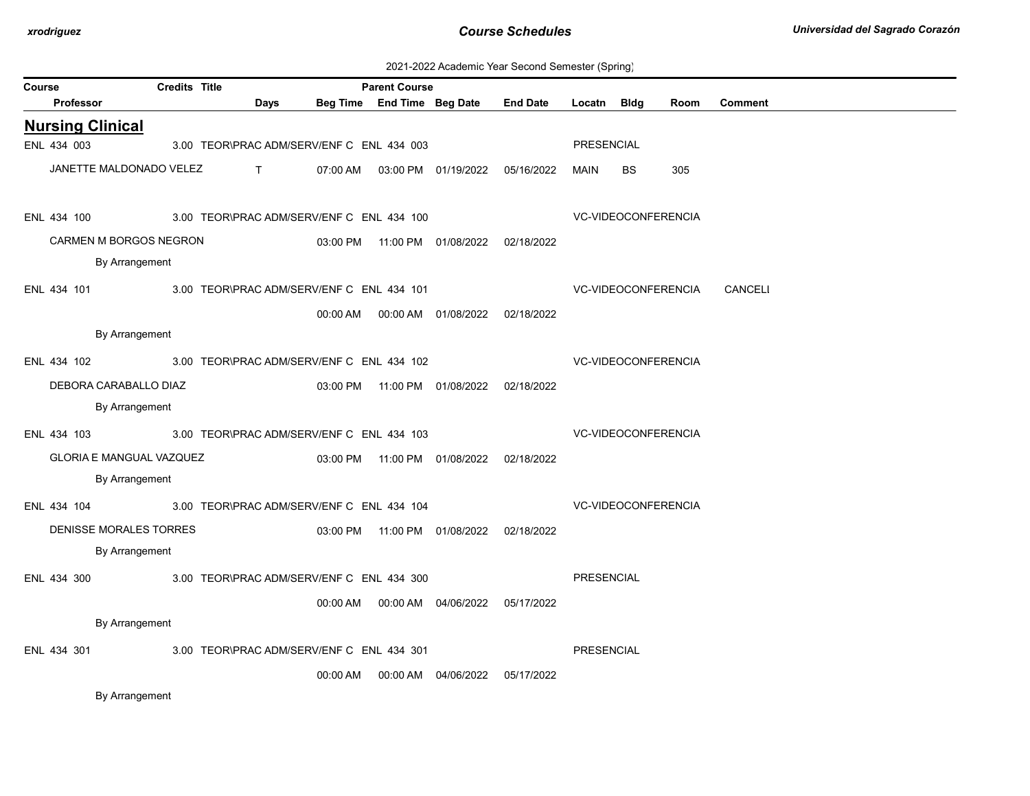2021-2022 Academic Year Second Semester (Spring)

| Course | Credits | Title | | | Parent Course | | | | | | |
|---|---|---|---|---|---|---|---|---|---|---|---|
| Professor | | Days | Beg Time | End Time | Beg Date | End Date | Locatn | Bldg | Room | Comment | |

## Nursing Clinical

| Course / Professor | Credits | Title / Days | Beg Time | End Time | Beg Date | End Date | Locatn | Bldg | Room | Comment |
|---|---|---|---|---|---|---|---|---|---|---|
| ENL 434 003 | 3.00 | TEOR\PRAC ADM/SERV/ENF C ENL 434 003 | | | | | PRESENCIAL | | | |
| JANETTE MALDONADO VELEZ | | T | 07:00 AM | 03:00 PM | 01/19/2022 | 05/16/2022 | MAIN | BS | 305 | |
| ENL 434 100 | 3.00 | TEOR\PRAC ADM/SERV/ENF C ENL 434 100 | | | | | VC-VIDEOCONFERENCIA | | | |
| CARMEN M BORGOS NEGRON | | | 03:00 PM | 11:00 PM | 01/08/2022 | 02/18/2022 | | | | |
| By Arrangement | | | | | | | | | | |
| ENL 434 101 | 3.00 | TEOR\PRAC ADM/SERV/ENF C ENL 434 101 | | | | | VC-VIDEOCONFERENCIA | | | CANCELI |
| | | | 00:00 AM | 00:00 AM | 01/08/2022 | 02/18/2022 | | | | |
| By Arrangement | | | | | | | | | | |
| ENL 434 102 | 3.00 | TEOR\PRAC ADM/SERV/ENF C ENL 434 102 | | | | | VC-VIDEOCONFERENCIA | | | |
| DEBORA CARABALLO DIAZ | | | 03:00 PM | 11:00 PM | 01/08/2022 | 02/18/2022 | | | | |
| By Arrangement | | | | | | | | | | |
| ENL 434 103 | 3.00 | TEOR\PRAC ADM/SERV/ENF C ENL 434 103 | | | | | VC-VIDEOCONFERENCIA | | | |
| GLORIA E MANGUAL VAZQUEZ | | | 03:00 PM | 11:00 PM | 01/08/2022 | 02/18/2022 | | | | |
| By Arrangement | | | | | | | | | | |
| ENL 434 104 | 3.00 | TEOR\PRAC ADM/SERV/ENF C ENL 434 104 | | | | | VC-VIDEOCONFERENCIA | | | |
| DENISSE MORALES TORRES | | | 03:00 PM | 11:00 PM | 01/08/2022 | 02/18/2022 | | | | |
| By Arrangement | | | | | | | | | | |
| ENL 434 300 | 3.00 | TEOR\PRAC ADM/SERV/ENF C ENL 434 300 | | | | | PRESENCIAL | | | |
| | | | 00:00 AM | 00:00 AM | 04/06/2022 | 05/17/2022 | | | | |
| By Arrangement | | | | | | | | | | |
| ENL 434 301 | 3.00 | TEOR\PRAC ADM/SERV/ENF C ENL 434 301 | | | | | PRESENCIAL | | | |
| | | | 00:00 AM | 00:00 AM | 04/06/2022 | 05/17/2022 | | | | |
| By Arrangement | | | | | | | | | | |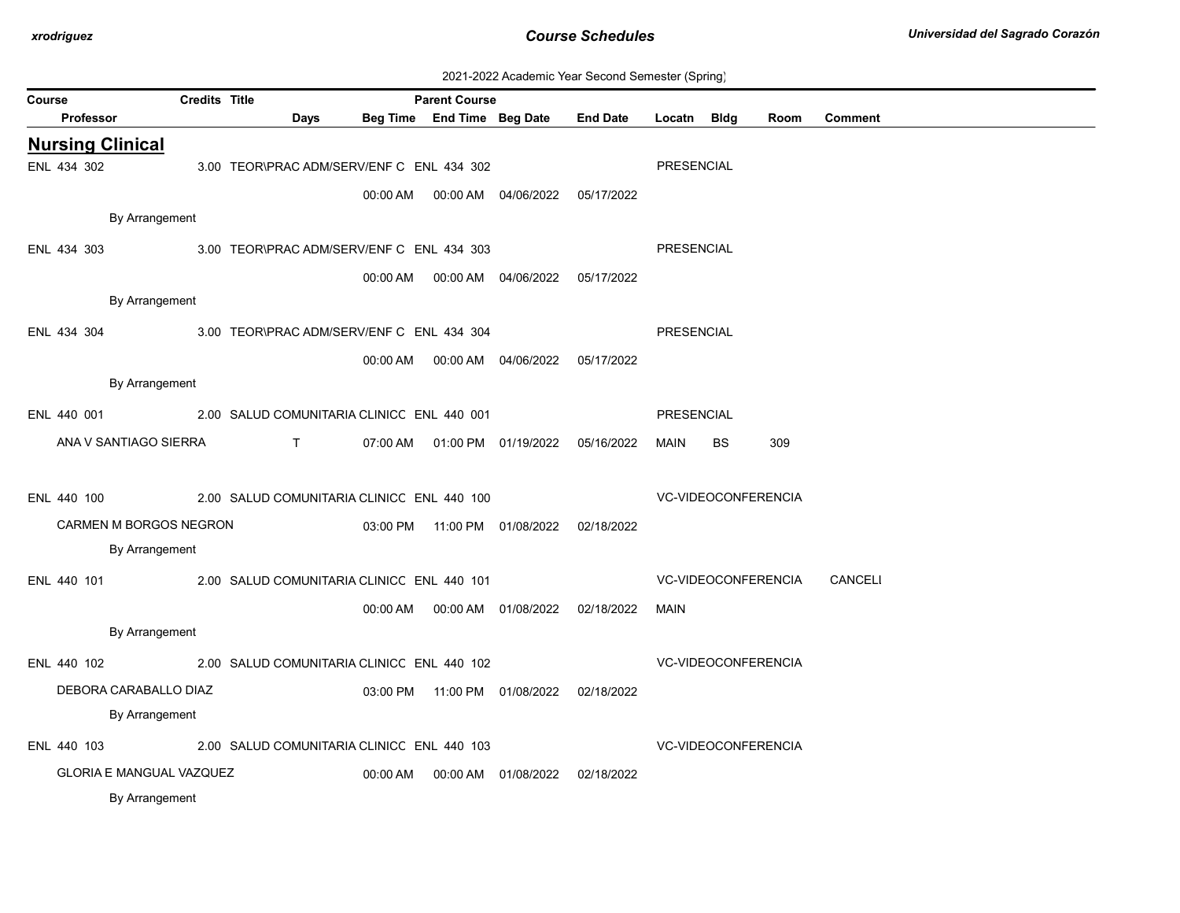2021-2022 Academic Year Second Semester (Spring)

| Course | Credits | Title | Parent Course | | | | | | | |
|---|---|---|---|---|---|---|---|---|---|---|
| Professor | | Days | Beg Time | End Time | Beg Date | End Date | Locatn | Bldg | Room | Comment |

## Nursing Clinical

| Course / Professor | Credits | Title / Days | Beg Time | End Time | Beg Date | End Date | Locatn | Bldg | Room | Comment |
|---|---|---|---|---|---|---|---|---|---|---|
| ENL 434 302 | 3.00 | TEOR\PRAC ADM/SERV/ENF C ENL 434 302 | | | | | PRESENCIAL | | | |
| | | | 00:00 AM | 00:00 AM | 04/06/2022 | 05/17/2022 | | | | |
| By Arrangement | | | | | | | | | | |
| ENL 434 303 | 3.00 | TEOR\PRAC ADM/SERV/ENF C ENL 434 303 | | | | | PRESENCIAL | | | |
| | | | 00:00 AM | 00:00 AM | 04/06/2022 | 05/17/2022 | | | | |
| By Arrangement | | | | | | | | | | |
| ENL 434 304 | 3.00 | TEOR\PRAC ADM/SERV/ENF C ENL 434 304 | | | | | PRESENCIAL | | | |
| | | | 00:00 AM | 00:00 AM | 04/06/2022 | 05/17/2022 | | | | |
| By Arrangement | | | | | | | | | | |
| ENL 440 001 | 2.00 | SALUD COMUNITARIA CLINICC ENL 440 001 | | | | | PRESENCIAL | | | |
| ANA V SANTIAGO SIERRA | | T | 07:00 AM | 01:00 PM | 01/19/2022 | 05/16/2022 | MAIN | BS | 309 | |
| ENL 440 100 | 2.00 | SALUD COMUNITARIA CLINICC ENL 440 100 | | | | | VC-VIDEOCONFERENCIA | | | |
| CARMEN M BORGOS NEGRON | | | 03:00 PM | 11:00 PM | 01/08/2022 | 02/18/2022 | | | | |
| By Arrangement | | | | | | | | | | |
| ENL 440 101 | 2.00 | SALUD COMUNITARIA CLINICC ENL 440 101 | | | | | VC-VIDEOCONFERENCIA | | | CANCELI |
| | | | 00:00 AM | 00:00 AM | 01/08/2022 | 02/18/2022 | MAIN | | | |
| By Arrangement | | | | | | | | | | |
| ENL 440 102 | 2.00 | SALUD COMUNITARIA CLINICC ENL 440 102 | | | | | VC-VIDEOCONFERENCIA | | | |
| DEBORA CARABALLO DIAZ | | | 03:00 PM | 11:00 PM | 01/08/2022 | 02/18/2022 | | | | |
| By Arrangement | | | | | | | | | | |
| ENL 440 103 | 2.00 | SALUD COMUNITARIA CLINICC ENL 440 103 | | | | | VC-VIDEOCONFERENCIA | | | |
| GLORIA E MANGUAL VAZQUEZ | | | 00:00 AM | 00:00 AM | 01/08/2022 | 02/18/2022 | | | | |
| By Arrangement | | | | | | | | | | |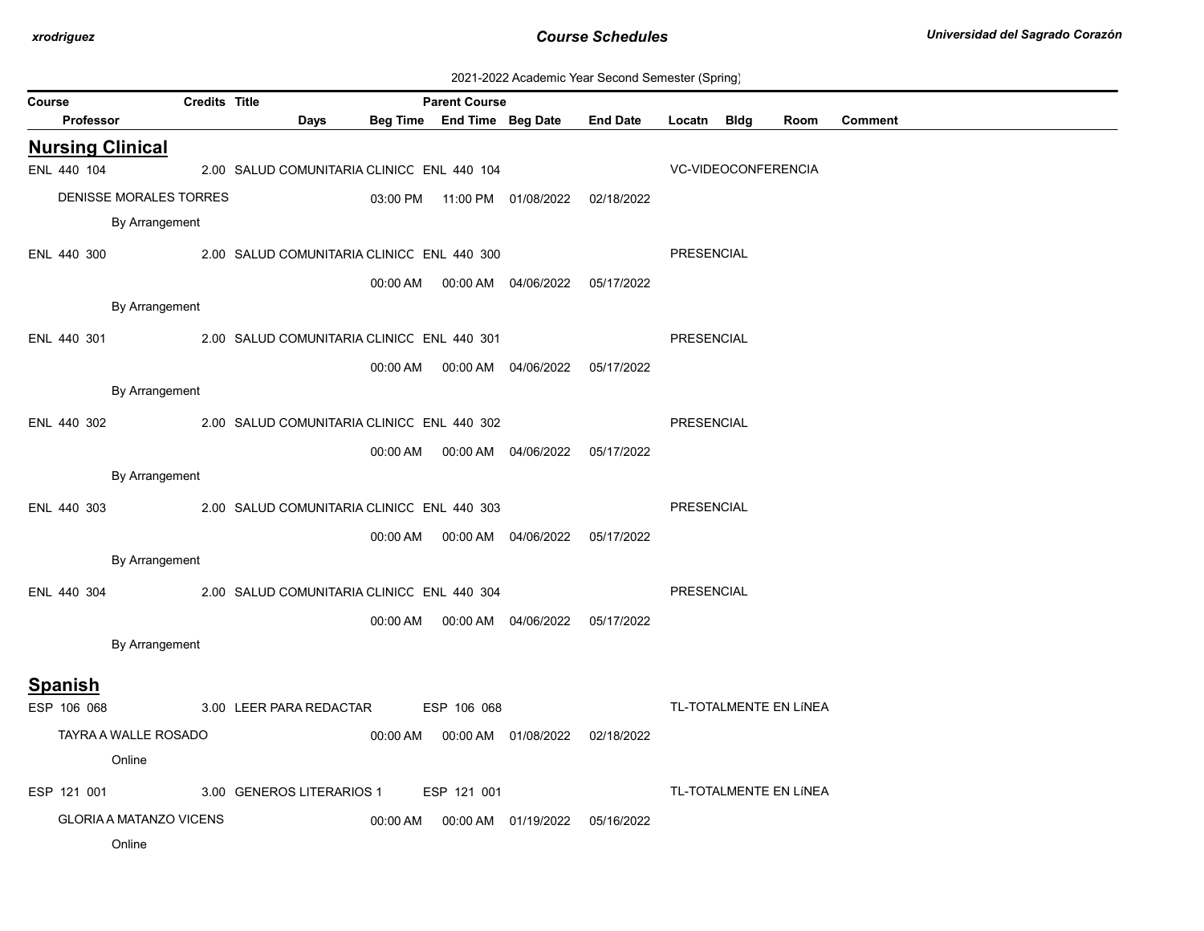2021-2022 Academic Year Second Semester (Spring)

| Course | Credits | Title | Days | Beg Time | Parent Course / End Time | Beg Date | End Date | Locatn | Bldg | Room | Comment |
|---|---|---|---|---|---|---|---|---|---|---|---|
| Professor | | | | | | | | | | | |

## Nursing Clinical

| Course | Credits | Title | Days | Beg Time | Parent Course / End Time | Beg Date | End Date | Locatn | Bldg | Room | Comment |
|---|---|---|---|---|---|---|---|---|---|---|---|
| ENL 440 104 | 2.00 | SALUD COMUNITARIA CLINICC | | | ENL 440 104 | | | VC-VIDEOCONFERENCIA | | | |
| DENISSE MORALES TORRES | | | | 03:00 PM | 11:00 PM | 01/08/2022 | 02/18/2022 | | | | |
| By Arrangement | | | | | | | | | | | |
| ENL 440 300 | 2.00 | SALUD COMUNITARIA CLINICC | | | ENL 440 300 | | | PRESENCIAL | | | |
| | | | | 00:00 AM | 00:00 AM | 04/06/2022 | 05/17/2022 | | | | |
| By Arrangement | | | | | | | | | | | |
| ENL 440 301 | 2.00 | SALUD COMUNITARIA CLINICC | | | ENL 440 301 | | | PRESENCIAL | | | |
| | | | | 00:00 AM | 00:00 AM | 04/06/2022 | 05/17/2022 | | | | |
| By Arrangement | | | | | | | | | | | |
| ENL 440 302 | 2.00 | SALUD COMUNITARIA CLINICC | | | ENL 440 302 | | | PRESENCIAL | | | |
| | | | | 00:00 AM | 00:00 AM | 04/06/2022 | 05/17/2022 | | | | |
| By Arrangement | | | | | | | | | | | |
| ENL 440 303 | 2.00 | SALUD COMUNITARIA CLINICC | | | ENL 440 303 | | | PRESENCIAL | | | |
| | | | | 00:00 AM | 00:00 AM | 04/06/2022 | 05/17/2022 | | | | |
| By Arrangement | | | | | | | | | | | |
| ENL 440 304 | 2.00 | SALUD COMUNITARIA CLINICC | | | ENL 440 304 | | | PRESENCIAL | | | |
| | | | | 00:00 AM | 00:00 AM | 04/06/2022 | 05/17/2022 | | | | |
| By Arrangement | | | | | | | | | | | |

## Spanish

| Course | Credits | Title | Days | Beg Time | Parent Course / End Time | Beg Date | End Date | Locatn | Bldg | Room | Comment |
|---|---|---|---|---|---|---|---|---|---|---|---|
| ESP 106 068 | 3.00 | LEER PARA REDACTAR | | | ESP 106 068 | | | TL-TOTALMENTE EN LíNEA | | | |
| TAYRA A WALLE ROSADO | | | | 00:00 AM | 00:00 AM | 01/08/2022 | 02/18/2022 | | | | |
| Online | | | | | | | | | | | |
| ESP 121 001 | 3.00 | GENEROS LITERARIOS 1 | | | ESP 121 001 | | | TL-TOTALMENTE EN LíNEA | | | |
| GLORIA A MATANZO VICENS | | | | 00:00 AM | 00:00 AM | 01/19/2022 | 05/16/2022 | | | | |
| Online | | | | | | | | | | | |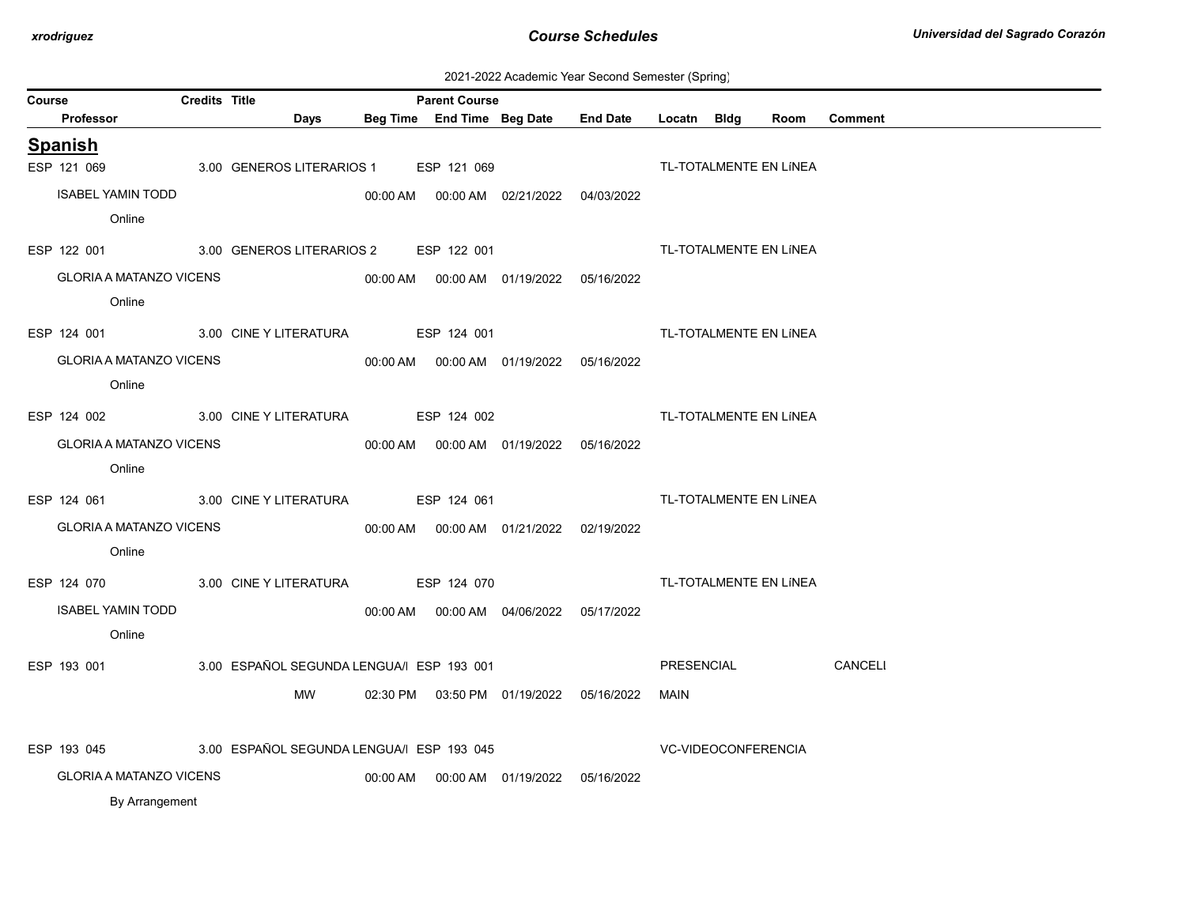2021-2022 Academic Year Second Semester (Spring)

| Course | Credits | Title | Parent Course | | | | Locatn | Bldg | Room | Comment |
|---|---|---|---|---|---|---|---|---|---|---|
| Professor | Days | | Beg Time | End Time | Beg Date | End Date | | | | |

## Spanish

| Course / Professor | Credits | Title / Days | Beg Time | Parent Course / End Time | Beg Date | End Date | Locatn | Bldg | Room | Comment |
|---|---|---|---|---|---|---|---|---|---|---|
| ESP 121 069 | 3.00 | GENEROS LITERARIOS 1 | | ESP 121 069 | | | TL-TOTALMENTE EN LíNEA | | | |
| ISABEL YAMIN TODD | | | 00:00 AM | 00:00 AM | 02/21/2022 | 04/03/2022 | | | | |
| Online | | | | | | | | | | |
| ESP 122 001 | 3.00 | GENEROS LITERARIOS 2 | | ESP 122 001 | | | TL-TOTALMENTE EN LíNEA | | | |
| GLORIA A MATANZO VICENS | | | 00:00 AM | 00:00 AM | 01/19/2022 | 05/16/2022 | | | | |
| Online | | | | | | | | | | |
| ESP 124 001 | 3.00 | CINE Y LITERATURA | | ESP 124 001 | | | TL-TOTALMENTE EN LíNEA | | | |
| GLORIA A MATANZO VICENS | | | 00:00 AM | 00:00 AM | 01/19/2022 | 05/16/2022 | | | | |
| Online | | | | | | | | | | |
| ESP 124 002 | 3.00 | CINE Y LITERATURA | | ESP 124 002 | | | TL-TOTALMENTE EN LíNEA | | | |
| GLORIA A MATANZO VICENS | | | 00:00 AM | 00:00 AM | 01/19/2022 | 05/16/2022 | | | | |
| Online | | | | | | | | | | |
| ESP 124 061 | 3.00 | CINE Y LITERATURA | | ESP 124 061 | | | TL-TOTALMENTE EN LíNEA | | | |
| GLORIA A MATANZO VICENS | | | 00:00 AM | 00:00 AM | 01/21/2022 | 02/19/2022 | | | | |
| Online | | | | | | | | | | |
| ESP 124 070 | 3.00 | CINE Y LITERATURA | | ESP 124 070 | | | TL-TOTALMENTE EN LíNEA | | | |
| ISABEL YAMIN TODD | | | 00:00 AM | 00:00 AM | 04/06/2022 | 05/17/2022 | | | | |
| Online | | | | | | | | | | |
| ESP 193 001 | 3.00 | ESPAÑOL SEGUNDA LENGUA/I | | ESP 193 001 | | | PRESENCIAL | | | CANCELI |
| | | MW | 02:30 PM | 03:50 PM | 01/19/2022 | 05/16/2022 | MAIN | | | |
| ESP 193 045 | 3.00 | ESPAÑOL SEGUNDA LENGUA/I | | ESP 193 045 | | | VC-VIDEOCONFERENCIA | | | |
| GLORIA A MATANZO VICENS | | | 00:00 AM | 00:00 AM | 01/19/2022 | 05/16/2022 | | | | |
| By Arrangement | | | | | | | | | | |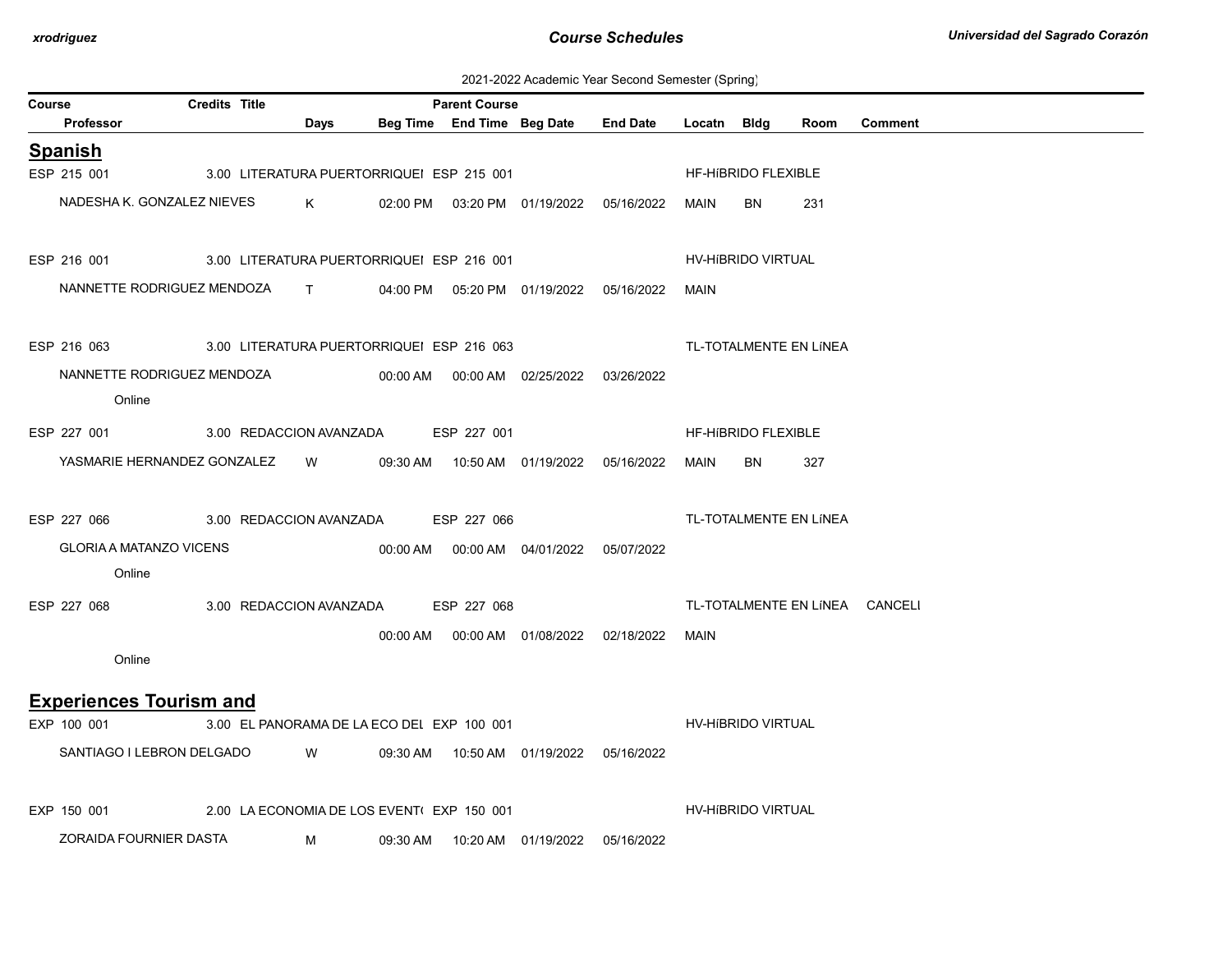2021-2022 Academic Year Second Semester (Spring)

| Course | Credits | Title | | Parent Course | | | | | | |
|---|---|---|---|---|---|---|---|---|---|---|
| Professor | | Days | Beg Time | End Time | Beg Date | End Date | Locatn | Bldg | Room | Comment |

## Spanish

| Course / Professor | Credits | Title / Days | Beg Time | Parent Course / End Time | Beg Date | End Date | Locatn | Bldg | Room | Comment |
|---|---|---|---|---|---|---|---|---|---|---|
| ESP 215 001 | 3.00 | LITERATURA PUERTORRIQUEI | | ESP 215 001 | | | HF-HíBRIDO FLEXIBLE | | | |
| NADESHA K. GONZALEZ NIEVES | | K | 02:00 PM | 03:20 PM | 01/19/2022 | 05/16/2022 | MAIN | BN | 231 | |
| ESP 216 001 | 3.00 | LITERATURA PUERTORRIQUEI | | ESP 216 001 | | | HV-HíBRIDO VIRTUAL | | | |
| NANNETTE RODRIGUEZ MENDOZA | | T | 04:00 PM | 05:20 PM | 01/19/2022 | 05/16/2022 | MAIN | | | |
| ESP 216 063 | 3.00 | LITERATURA PUERTORRIQUEI | | ESP 216 063 | | | TL-TOTALMENTE EN LíNEA | | | |
| NANNETTE RODRIGUEZ MENDOZA | | | 00:00 AM | 00:00 AM | 02/25/2022 | 03/26/2022 | | | | |
| Online | | | | | | | | | | |
| ESP 227 001 | 3.00 | REDACCION AVANZADA | | ESP 227 001 | | | HF-HíBRIDO FLEXIBLE | | | |
| YASMARIE HERNANDEZ GONZALEZ | | W | 09:30 AM | 10:50 AM | 01/19/2022 | 05/16/2022 | MAIN | BN | 327 | |
| ESP 227 066 | 3.00 | REDACCION AVANZADA | | ESP 227 066 | | | TL-TOTALMENTE EN LíNEA | | | |
| GLORIA A MATANZO VICENS | | | 00:00 AM | 00:00 AM | 04/01/2022 | 05/07/2022 | | | | |
| Online | | | | | | | | | | |
| ESP 227 068 | 3.00 | REDACCION AVANZADA | | ESP 227 068 | | | TL-TOTALMENTE EN LíNEA | | | CANCELI |
| | | | 00:00 AM | 00:00 AM | 01/08/2022 | 02/18/2022 | MAIN | | | |
| Online | | | | | | | | | | |

## Experiences Tourism and

| Course / Professor | Credits | Title / Days | Beg Time | Parent Course / End Time | Beg Date | End Date | Locatn | Bldg | Room | Comment |
|---|---|---|---|---|---|---|---|---|---|---|
| EXP 100 001 | 3.00 | EL PANORAMA DE LA ECO DEL | | EXP 100 001 | | | HV-HíBRIDO VIRTUAL | | | |
| SANTIAGO I LEBRON DELGADO | | W | 09:30 AM | 10:50 AM | 01/19/2022 | 05/16/2022 | | | | |
| EXP 150 001 | 2.00 | LA ECONOMIA DE LOS EVENT( | | EXP 150 001 | | | HV-HíBRIDO VIRTUAL | | | |
| ZORAIDA FOURNIER DASTA | | M | 09:30 AM | 10:20 AM | 01/19/2022 | 05/16/2022 | | | | |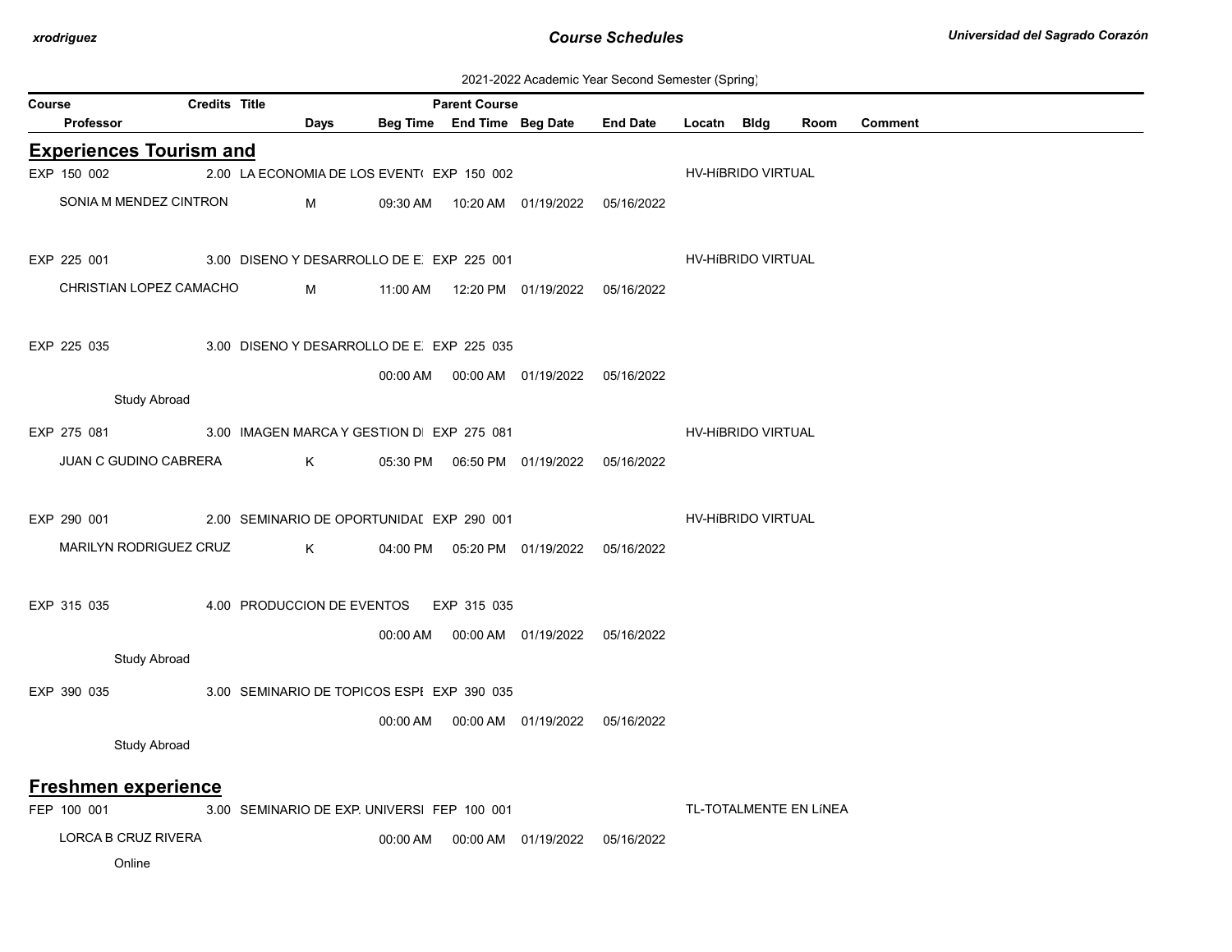2021-2022 Academic Year Second Semester (Spring)

| Course | Credits | Title | Parent Course | | | | | | | |
|---|---|---|---|---|---|---|---|---|---|---|
| Professor | | Days | Beg Time | End Time | Beg Date | End Date | Locatn | Bldg | Room | Comment |

## Experiences Tourism and

| Course / Professor | Credits | Title / Days | Beg Time | Parent Course / End Time | Beg Date | End Date | Locatn |
|---|---|---|---|---|---|---|---|
| EXP 150 002 | 2.00 | LA ECONOMIA DE LOS EVENT( | | EXP 150 002 | | | HV-HíBRIDO VIRTUAL |
| SONIA M MENDEZ CINTRON | | M | 09:30 AM | 10:20 AM | 01/19/2022 | 05/16/2022 | |
| EXP 225 001 | 3.00 | DISENO Y DESARROLLO DE E) | | EXP 225 001 | | | HV-HíBRIDO VIRTUAL |
| CHRISTIAN LOPEZ CAMACHO | | M | 11:00 AM | 12:20 PM | 01/19/2022 | 05/16/2022 | |
| EXP 225 035 | 3.00 | DISENO Y DESARROLLO DE E) | | EXP 225 035 | | | |
| | | | 00:00 AM | 00:00 AM | 01/19/2022 | 05/16/2022 | |
| Study Abroad | | | | | | | |
| EXP 275 081 | 3.00 | IMAGEN MARCA Y GESTION DI | | EXP 275 081 | | | HV-HíBRIDO VIRTUAL |
| JUAN C GUDINO CABRERA | | K | 05:30 PM | 06:50 PM | 01/19/2022 | 05/16/2022 | |
| EXP 290 001 | 2.00 | SEMINARIO DE OPORTUNIDAL | | EXP 290 001 | | | HV-HíBRIDO VIRTUAL |
| MARILYN RODRIGUEZ CRUZ | | K | 04:00 PM | 05:20 PM | 01/19/2022 | 05/16/2022 | |
| EXP 315 035 | 4.00 | PRODUCCION DE EVENTOS | | EXP 315 035 | | | |
| | | | 00:00 AM | 00:00 AM | 01/19/2022 | 05/16/2022 | |
| Study Abroad | | | | | | | |
| EXP 390 035 | 3.00 | SEMINARIO DE TOPICOS ESPI | | EXP 390 035 | | | |
| | | | 00:00 AM | 00:00 AM | 01/19/2022 | 05/16/2022 | |
| Study Abroad | | | | | | | |

## Freshmen experience

| Course / Professor | Credits | Title / Days | Beg Time | Parent Course / End Time | Beg Date | End Date | Locatn |
|---|---|---|---|---|---|---|---|
| FEP 100 001 | 3.00 | SEMINARIO DE EXP. UNIVERSI | | FEP 100 001 | | | TL-TOTALMENTE EN LíNEA |
| LORCA B CRUZ RIVERA | | | 00:00 AM | 00:00 AM | 01/19/2022 | 05/16/2022 | |
| Online | | | | | | | |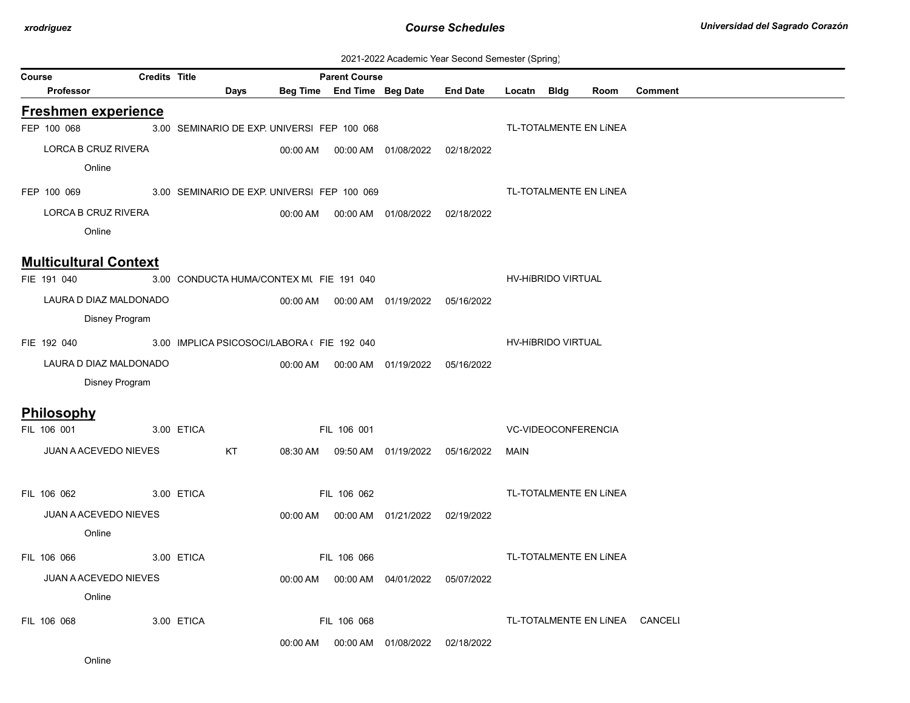2021-2022 Academic Year Second Semester (Spring)

| Course | Credits | Title | Days | Beg Time | Parent Course / End Time | Beg Date | End Date | Locatn | Bldg | Room | Comment |
|---|---|---|---|---|---|---|---|---|---|---|---|
| Professor | | | | | | | | | | | |

## Freshmen experience

| Course | Credits | Title | Days | Beg Time | Parent Course / End Time | Beg Date | End Date | Locatn | Bldg | Room | Comment |
|---|---|---|---|---|---|---|---|---|---|---|---|
| FEP 100 068 | 3.00 | SEMINARIO DE EXP. UNIVERSI | | | FEP 100 068 | | | TL-TOTALMENTE EN LíNEA | | | |
| LORCA B CRUZ RIVERA | | | | 00:00 AM | 00:00 AM | 01/08/2022 | 02/18/2022 | | | | |
| Online | | | | | | | | | | | |
| FEP 100 069 | 3.00 | SEMINARIO DE EXP. UNIVERSI | | | FEP 100 069 | | | TL-TOTALMENTE EN LíNEA | | | |
| LORCA B CRUZ RIVERA | | | | 00:00 AM | 00:00 AM | 01/08/2022 | 02/18/2022 | | | | |
| Online | | | | | | | | | | | |

## Multicultural Context

| Course | Credits | Title | Days | Beg Time | Parent Course / End Time | Beg Date | End Date | Locatn | Bldg | Room | Comment |
|---|---|---|---|---|---|---|---|---|---|---|---|
| FIE 191 040 | 3.00 | CONDUCTA HUMA/CONTEX MU | | | FIE 191 040 | | | HV-HíBRIDO VIRTUAL | | | |
| LAURA D DIAZ MALDONADO | | | | 00:00 AM | 00:00 AM | 01/19/2022 | 05/16/2022 | | | | |
| Disney Program | | | | | | | | | | | |
| FIE 192 040 | 3.00 | IMPLICA PSICOSOCI/LABORA ( | | | FIE 192 040 | | | HV-HíBRIDO VIRTUAL | | | |
| LAURA D DIAZ MALDONADO | | | | 00:00 AM | 00:00 AM | 01/19/2022 | 05/16/2022 | | | | |
| Disney Program | | | | | | | | | | | |

## Philosophy

| Course | Credits | Title | Days | Beg Time | Parent Course / End Time | Beg Date | End Date | Locatn | Bldg | Room | Comment |
|---|---|---|---|---|---|---|---|---|---|---|---|
| FIL 106 001 | 3.00 | ETICA | | | FIL 106 001 | | | VC-VIDEOCONFERENCIA | | | |
| JUAN A ACEVEDO NIEVES | | | KT | 08:30 AM | 09:50 AM | 01/19/2022 | 05/16/2022 | MAIN | | | |
| FIL 106 062 | 3.00 | ETICA | | | FIL 106 062 | | | TL-TOTALMENTE EN LíNEA | | | |
| JUAN A ACEVEDO NIEVES | | | | 00:00 AM | 00:00 AM | 01/21/2022 | 02/19/2022 | | | | |
| Online | | | | | | | | | | | |
| FIL 106 066 | 3.00 | ETICA | | | FIL 106 066 | | | TL-TOTALMENTE EN LíNEA | | | |
| JUAN A ACEVEDO NIEVES | | | | 00:00 AM | 00:00 AM | 04/01/2022 | 05/07/2022 | | | | |
| Online | | | | | | | | | | | |
| FIL 106 068 | 3.00 | ETICA | | | FIL 106 068 | | | TL-TOTALMENTE EN LíNEA | | | CANCELI |
| | | | | 00:00 AM | 00:00 AM | 01/08/2022 | 02/18/2022 | | | | |
| Online | | | | | | | | | | | |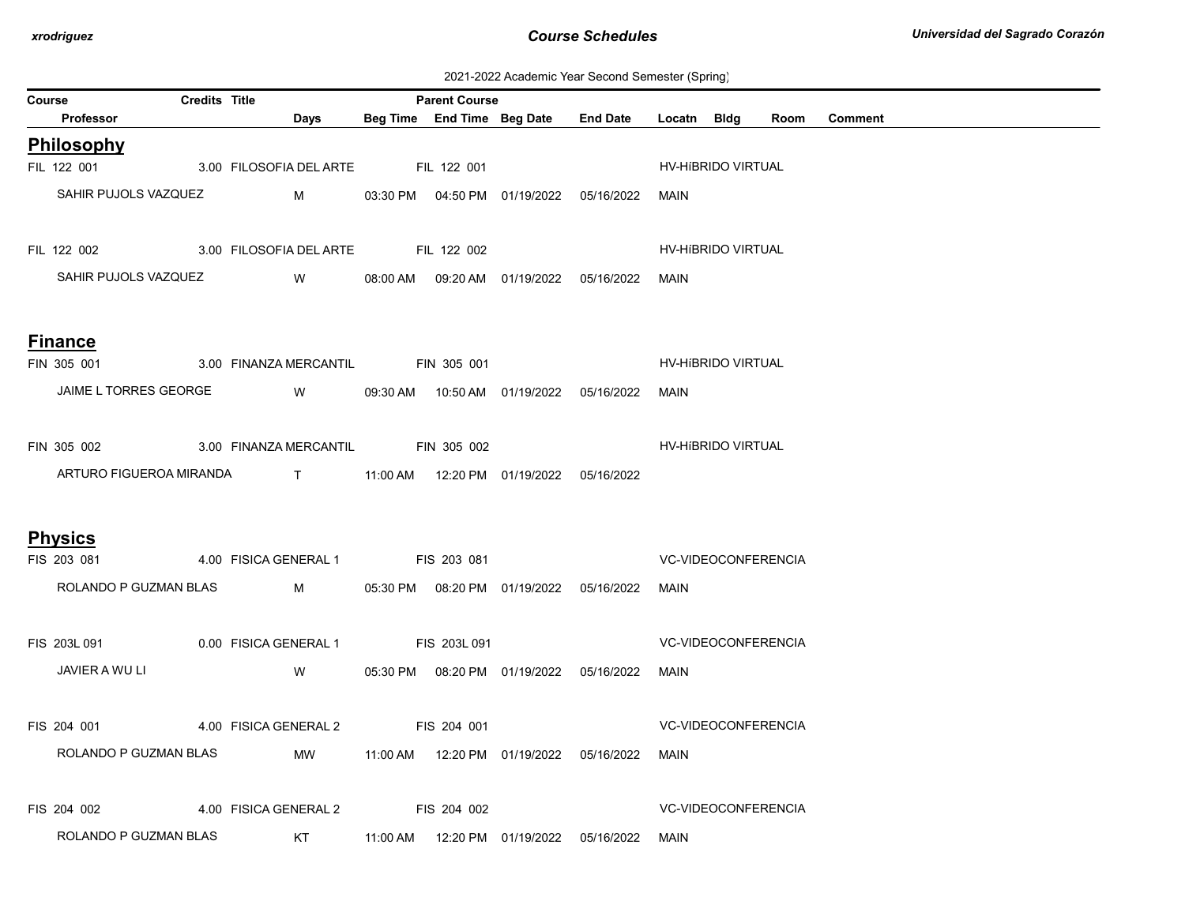2021-2022 Academic Year Second Semester (Spring)

| Course | Credits | Title | Parent Course | Locatn | Bldg | Room | Comment |
|---|---|---|---|---|---|---|---|
| Professor | Days | Beg Time | End Time | Beg Date | End Date | | |

## Philosophy

| Course / Professor | Credits | Title / Days | Beg Time | Parent Course / End Time | Beg Date | End Date | Locatn |
|---|---|---|---|---|---|---|---|
| FIL 122 001 | 3.00 | FILOSOFIA DEL ARTE | | FIL 122 001 | | | HV-HíBRIDO VIRTUAL |
| SAHIR PUJOLS VAZQUEZ | | M | 03:30 PM | 04:50 PM | 01/19/2022 | 05/16/2022 | MAIN |
| FIL 122 002 | 3.00 | FILOSOFIA DEL ARTE | | FIL 122 002 | | | HV-HíBRIDO VIRTUAL |
| SAHIR PUJOLS VAZQUEZ | | W | 08:00 AM | 09:20 AM | 01/19/2022 | 05/16/2022 | MAIN |

## Finance

| Course / Professor | Credits | Title / Days | Beg Time | Parent Course / End Time | Beg Date | End Date | Locatn |
|---|---|---|---|---|---|---|---|
| FIN 305 001 | 3.00 | FINANZA MERCANTIL | | FIN 305 001 | | | HV-HíBRIDO VIRTUAL |
| JAIME L TORRES GEORGE | | W | 09:30 AM | 10:50 AM | 01/19/2022 | 05/16/2022 | MAIN |
| FIN 305 002 | 3.00 | FINANZA MERCANTIL | | FIN 305 002 | | | HV-HíBRIDO VIRTUAL |
| ARTURO FIGUEROA MIRANDA | | T | 11:00 AM | 12:20 PM | 01/19/2022 | 05/16/2022 | |

## Physics

| Course / Professor | Credits | Title / Days | Beg Time | Parent Course / End Time | Beg Date | End Date | Locatn |
|---|---|---|---|---|---|---|---|
| FIS 203 081 | 4.00 | FISICA GENERAL 1 | | FIS 203 081 | | | VC-VIDEOCONFERENCIA |
| ROLANDO P GUZMAN BLAS | | M | 05:30 PM | 08:20 PM | 01/19/2022 | 05/16/2022 | MAIN |
| FIS 203L 091 | 0.00 | FISICA GENERAL 1 | | FIS 203L 091 | | | VC-VIDEOCONFERENCIA |
| JAVIER A WU LI | | W | 05:30 PM | 08:20 PM | 01/19/2022 | 05/16/2022 | MAIN |
| FIS 204 001 | 4.00 | FISICA GENERAL 2 | | FIS 204 001 | | | VC-VIDEOCONFERENCIA |
| ROLANDO P GUZMAN BLAS | | MW | 11:00 AM | 12:20 PM | 01/19/2022 | 05/16/2022 | MAIN |
| FIS 204 002 | 4.00 | FISICA GENERAL 2 | | FIS 204 002 | | | VC-VIDEOCONFERENCIA |
| ROLANDO P GUZMAN BLAS | | KT | 11:00 AM | 12:20 PM | 01/19/2022 | 05/16/2022 | MAIN |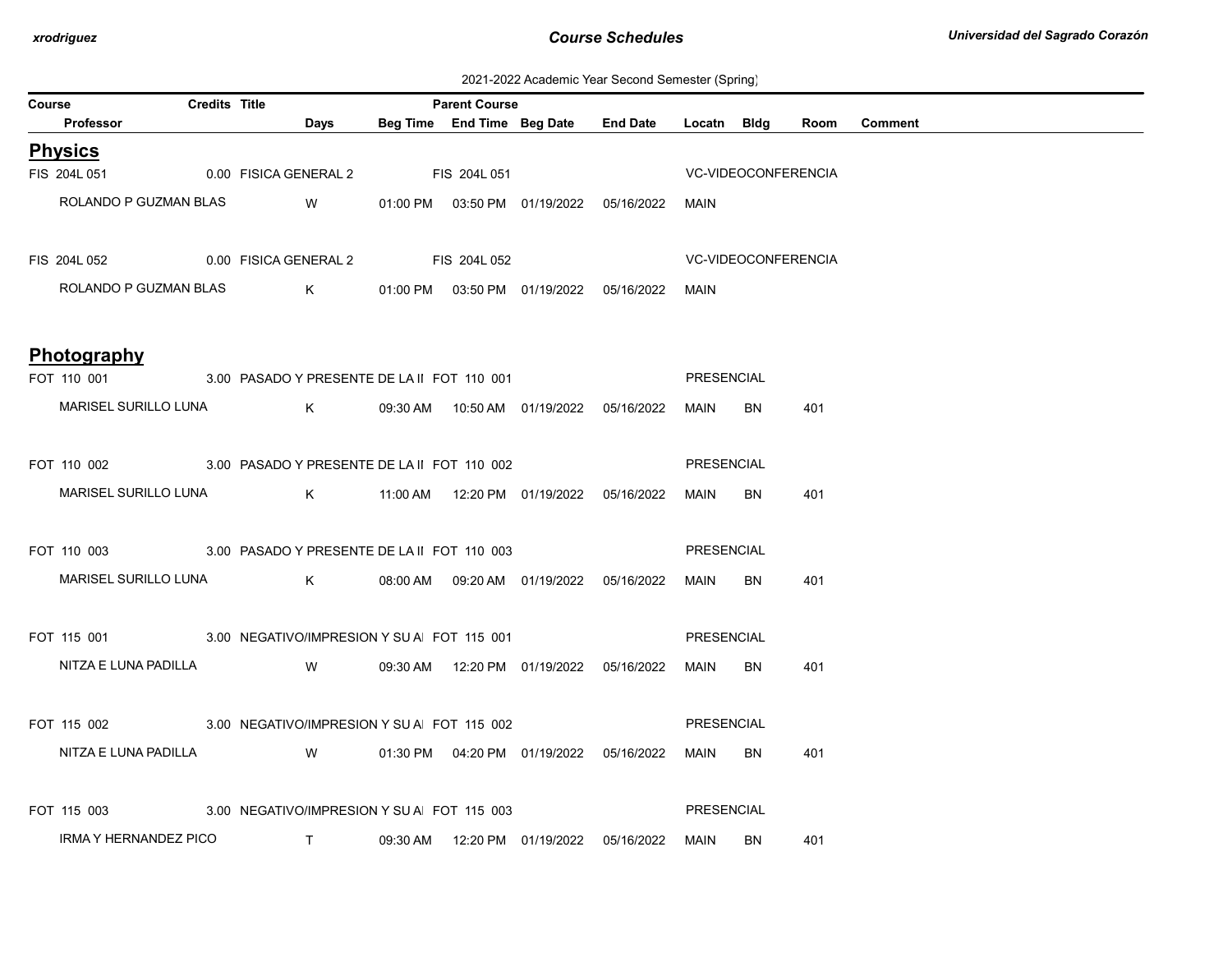2021-2022 Academic Year Second Semester (Spring)

| Course | Credits | Title | Days | Beg Time | Parent Course / End Time | Beg Date | End Date | Locatn | Bldg | Room | Comment |
|---|---|---|---|---|---|---|---|---|---|---|---|
| Professor | | | | | | | | | | | |

## Physics

| Course / Professor | Credits | Title | Days | Beg Time | Parent Course / End Time | Beg Date | End Date | Locatn | Bldg | Room | Comment |
|---|---|---|---|---|---|---|---|---|---|---|---|
| FIS 204L 051 | 0.00 | FISICA GENERAL 2 | | | FIS 204L 051 | | | VC-VIDEOCONFERENCIA | | | |
| ROLANDO P GUZMAN BLAS | | | W | 01:00 PM | 03:50 PM | 01/19/2022 | 05/16/2022 | MAIN | | | |
| FIS 204L 052 | 0.00 | FISICA GENERAL 2 | | | FIS 204L 052 | | | VC-VIDEOCONFERENCIA | | | |
| ROLANDO P GUZMAN BLAS | | | K | 01:00 PM | 03:50 PM | 01/19/2022 | 05/16/2022 | MAIN | | | |

## Photography

| Course / Professor | Credits | Title | Days | Beg Time | Parent Course / End Time | Beg Date | End Date | Locatn | Bldg | Room | Comment |
|---|---|---|---|---|---|---|---|---|---|---|---|
| FOT 110 001 | 3.00 | PASADO Y PRESENTE DE LA II | | | FOT 110 001 | | | PRESENCIAL | | | |
| MARISEL SURILLO LUNA | | | K | 09:30 AM | 10:50 AM | 01/19/2022 | 05/16/2022 | MAIN | BN | 401 | |
| FOT 110 002 | 3.00 | PASADO Y PRESENTE DE LA II | | | FOT 110 002 | | | PRESENCIAL | | | |
| MARISEL SURILLO LUNA | | | K | 11:00 AM | 12:20 PM | 01/19/2022 | 05/16/2022 | MAIN | BN | 401 | |
| FOT 110 003 | 3.00 | PASADO Y PRESENTE DE LA II | | | FOT 110 003 | | | PRESENCIAL | | | |
| MARISEL SURILLO LUNA | | | K | 08:00 AM | 09:20 AM | 01/19/2022 | 05/16/2022 | MAIN | BN | 401 | |
| FOT 115 001 | 3.00 | NEGATIVO/IMPRESION Y SU AI | | | FOT 115 001 | | | PRESENCIAL | | | |
| NITZA E LUNA PADILLA | | | W | 09:30 AM | 12:20 PM | 01/19/2022 | 05/16/2022 | MAIN | BN | 401 | |
| FOT 115 002 | 3.00 | NEGATIVO/IMPRESION Y SU AI | | | FOT 115 002 | | | PRESENCIAL | | | |
| NITZA E LUNA PADILLA | | | W | 01:30 PM | 04:20 PM | 01/19/2022 | 05/16/2022 | MAIN | BN | 401 | |
| FOT 115 003 | 3.00 | NEGATIVO/IMPRESION Y SU AI | | | FOT 115 003 | | | PRESENCIAL | | | |
| IRMA Y HERNANDEZ PICO | | | T | 09:30 AM | 12:20 PM | 01/19/2022 | 05/16/2022 | MAIN | BN | 401 | |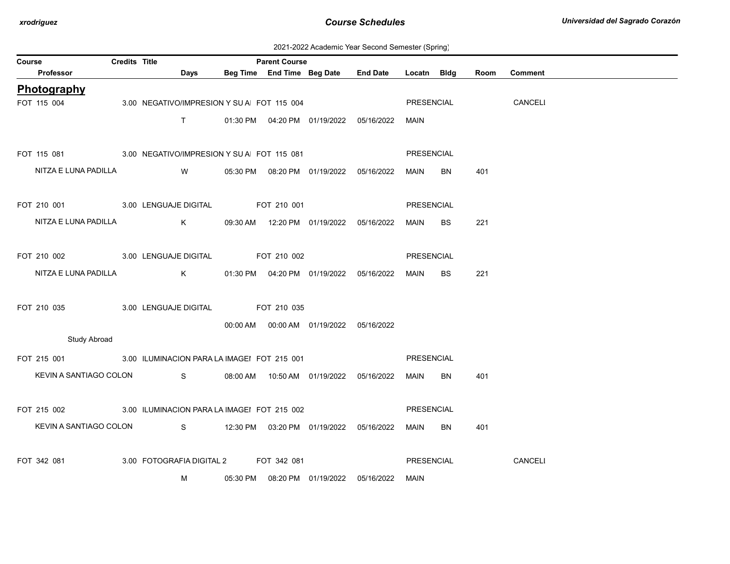2021-2022 Academic Year Second Semester (Spring)

| Course | Credits | Title | Days | Beg Time | End Time | Beg Date | End Date | Locatn | Bldg | Room | Comment |
|---|---|---|---|---|---|---|---|---|---|---|---|
| Professor | | | | | Parent Course | | | | | | |

## Photography

| Course / Professor | Credits | Title | Parent Course | Days | Beg Time | End Time | Beg Date | End Date | Locatn | Bldg | Room | Comment |
|---|---|---|---|---|---|---|---|---|---|---|---|---|
| FOT 115 004 | 3.00 | NEGATIVO/IMPRESION Y SU AI | FOT 115 004 | | | | | | PRESENCIAL | | | CANCELI |
| | | | | T | 01:30 PM | 04:20 PM | 01/19/2022 | 05/16/2022 | MAIN | | | |
| FOT 115 081 | 3.00 | NEGATIVO/IMPRESION Y SU AI | FOT 115 081 | | | | | | PRESENCIAL | | | |
| NITZA E LUNA PADILLA | | | | W | 05:30 PM | 08:20 PM | 01/19/2022 | 05/16/2022 | MAIN | BN | 401 | |
| FOT 210 001 | 3.00 | LENGUAJE DIGITAL | FOT 210 001 | | | | | | PRESENCIAL | | | |
| NITZA E LUNA PADILLA | | | | K | 09:30 AM | 12:20 PM | 01/19/2022 | 05/16/2022 | MAIN | BS | 221 | |
| FOT 210 002 | 3.00 | LENGUAJE DIGITAL | FOT 210 002 | | | | | | PRESENCIAL | | | |
| NITZA E LUNA PADILLA | | | | K | 01:30 PM | 04:20 PM | 01/19/2022 | 05/16/2022 | MAIN | BS | 221 | |
| FOT 210 035 | 3.00 | LENGUAJE DIGITAL | FOT 210 035 | | | | | | | | | |
| | | | | | 00:00 AM | 00:00 AM | 01/19/2022 | 05/16/2022 | | | | |
| Study Abroad | | | | | | | | | | | | |
| FOT 215 001 | 3.00 | ILUMINACION PARA LA IMAGEI | FOT 215 001 | | | | | | PRESENCIAL | | | |
| KEVIN A SANTIAGO COLON | | | | S | 08:00 AM | 10:50 AM | 01/19/2022 | 05/16/2022 | MAIN | BN | 401 | |
| FOT 215 002 | 3.00 | ILUMINACION PARA LA IMAGEI | FOT 215 002 | | | | | | PRESENCIAL | | | |
| KEVIN A SANTIAGO COLON | | | | S | 12:30 PM | 03:20 PM | 01/19/2022 | 05/16/2022 | MAIN | BN | 401 | |
| FOT 342 081 | 3.00 | FOTOGRAFIA DIGITAL 2 | FOT 342 081 | | | | | | PRESENCIAL | | | CANCELI |
| | | | | M | 05:30 PM | 08:20 PM | 01/19/2022 | 05/16/2022 | MAIN | | | |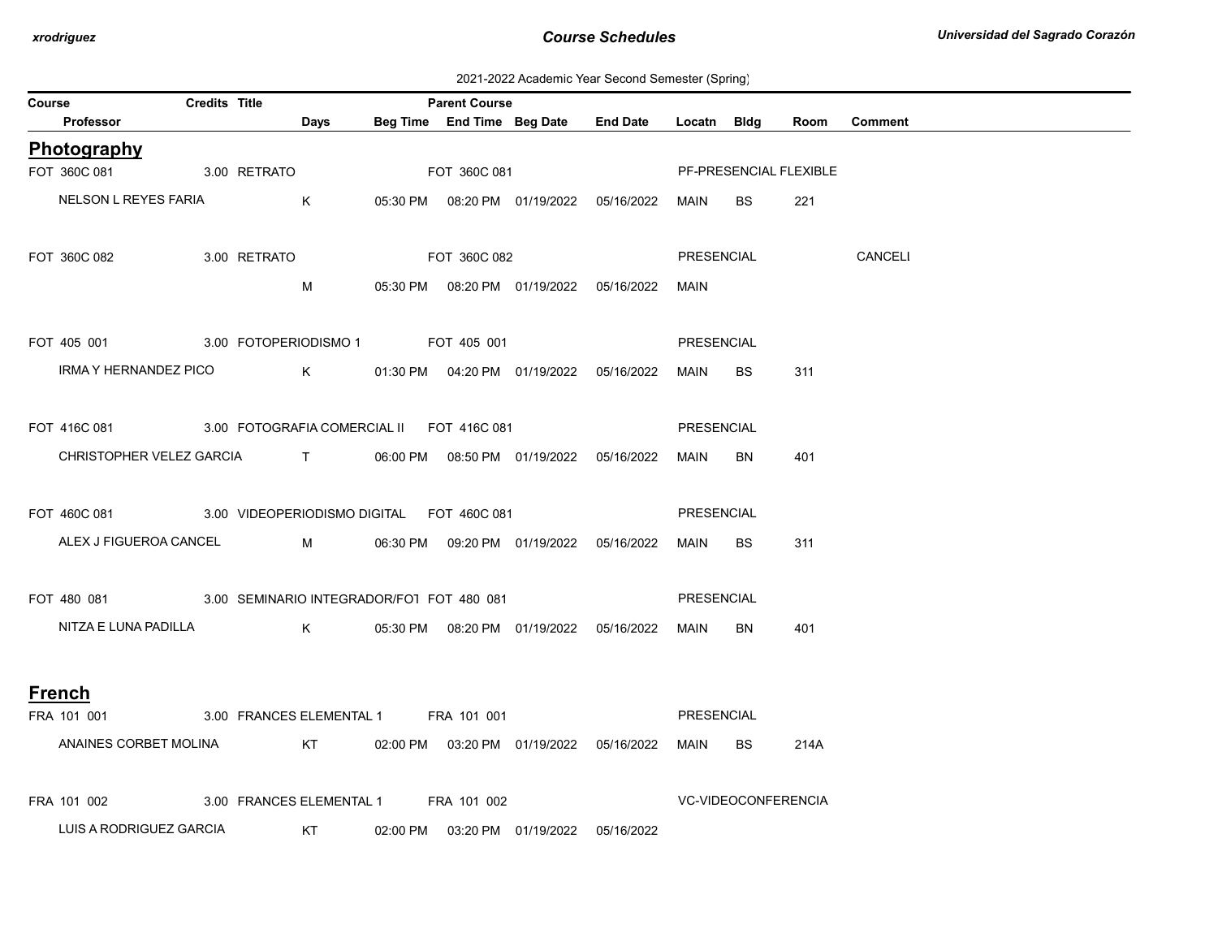2021-2022 Academic Year Second Semester (Spring)

| Course | Credits | Title | | | Parent Course | | | | | | |
|---|---|---|---|---|---|---|---|---|---|---|---|
| Professor | | Days | Beg Time | End Time | Beg Date | End Date | Locatn | Bldg | Room | Comment | |

## Photography

| Course / Professor | Credits | Title / Days | Beg Time | Parent Course / End Time | Beg Date | End Date | Locatn | Bldg | Room | Comment |
|---|---|---|---|---|---|---|---|---|---|---|
| FOT 360C 081 | 3.00 | RETRATO | | FOT 360C 081 | | | PF-PRESENCIAL FLEXIBLE | | | |
| NELSON L REYES FARIA | | K | 05:30 PM | 08:20 PM | 01/19/2022 | 05/16/2022 | MAIN | BS | 221 | |
| FOT 360C 082 | 3.00 | RETRATO | | FOT 360C 082 | | | PRESENCIAL | | | CANCELI |
| | | M | 05:30 PM | 08:20 PM | 01/19/2022 | 05/16/2022 | MAIN | | | |
| FOT 405 001 | 3.00 | FOTOPERIODISMO 1 | | FOT 405 001 | | | PRESENCIAL | | | |
| IRMA Y HERNANDEZ PICO | | K | 01:30 PM | 04:20 PM | 01/19/2022 | 05/16/2022 | MAIN | BS | 311 | |
| FOT 416C 081 | 3.00 | FOTOGRAFIA COMERCIAL II | | FOT 416C 081 | | | PRESENCIAL | | | |
| CHRISTOPHER VELEZ GARCIA | | T | 06:00 PM | 08:50 PM | 01/19/2022 | 05/16/2022 | MAIN | BN | 401 | |
| FOT 460C 081 | 3.00 | VIDEOPERIODISMO DIGITAL | | FOT 460C 081 | | | PRESENCIAL | | | |
| ALEX J FIGUEROA CANCEL | | M | 06:30 PM | 09:20 PM | 01/19/2022 | 05/16/2022 | MAIN | BS | 311 | |
| FOT 480 081 | 3.00 | SEMINARIO INTEGRADOR/FOT | | FOT 480 081 | | | PRESENCIAL | | | |
| NITZA E LUNA PADILLA | | K | 05:30 PM | 08:20 PM | 01/19/2022 | 05/16/2022 | MAIN | BN | 401 | |

## French

| Course / Professor | Credits | Title / Days | Beg Time | Parent Course / End Time | Beg Date | End Date | Locatn | Bldg | Room | Comment |
|---|---|---|---|---|---|---|---|---|---|---|
| FRA 101 001 | 3.00 | FRANCES ELEMENTAL 1 | | FRA 101 001 | | | PRESENCIAL | | | |
| ANAINES CORBET MOLINA | | KT | 02:00 PM | 03:20 PM | 01/19/2022 | 05/16/2022 | MAIN | BS | 214A | |
| FRA 101 002 | 3.00 | FRANCES ELEMENTAL 1 | | FRA 101 002 | | | VC-VIDEOCONFERENCIA | | | |
| LUIS A RODRIGUEZ GARCIA | | KT | 02:00 PM | 03:20 PM | 01/19/2022 | 05/16/2022 | | | | |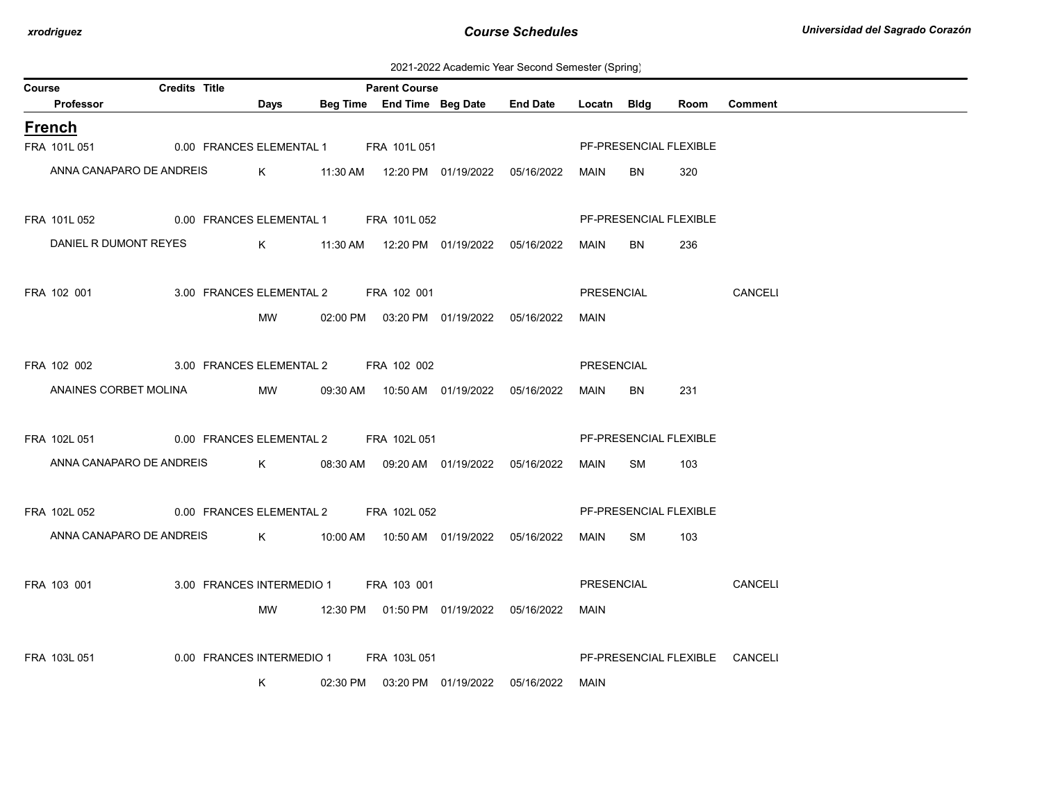2021-2022 Academic Year Second Semester (Spring)

## French

| Course | Credits | Title | Parent Course | Professor | Days | Beg Time | End Time | Beg Date | End Date | Locatn | Bldg | Room | Comment |
|---|---|---|---|---|---|---|---|---|---|---|---|---|---|
| FRA 101L 051 | 0.00 | FRANCES ELEMENTAL 1 | FRA 101L 051 | ANNA CANAPARO DE ANDREIS | K | 11:30 AM | 12:20 PM | 01/19/2022 | 05/16/2022 | MAIN | BN | 320 | PF-PRESENCIAL FLEXIBLE |
| FRA 101L 052 | 0.00 | FRANCES ELEMENTAL 1 | FRA 101L 052 | DANIEL R DUMONT REYES | K | 11:30 AM | 12:20 PM | 01/19/2022 | 05/16/2022 | MAIN | BN | 236 | PF-PRESENCIAL FLEXIBLE |
| FRA 102 001 | 3.00 | FRANCES ELEMENTAL 2 | FRA 102 001 | | MW | 02:00 PM | 03:20 PM | 01/19/2022 | 05/16/2022 | MAIN | | | PRESENCIAL CANCELI |
| FRA 102 002 | 3.00 | FRANCES ELEMENTAL 2 | FRA 102 002 | ANAINES CORBET MOLINA | MW | 09:30 AM | 10:50 AM | 01/19/2022 | 05/16/2022 | MAIN | BN | 231 | PRESENCIAL |
| FRA 102L 051 | 0.00 | FRANCES ELEMENTAL 2 | FRA 102L 051 | ANNA CANAPARO DE ANDREIS | K | 08:30 AM | 09:20 AM | 01/19/2022 | 05/16/2022 | MAIN | SM | 103 | PF-PRESENCIAL FLEXIBLE |
| FRA 102L 052 | 0.00 | FRANCES ELEMENTAL 2 | FRA 102L 052 | ANNA CANAPARO DE ANDREIS | K | 10:00 AM | 10:50 AM | 01/19/2022 | 05/16/2022 | MAIN | SM | 103 | PF-PRESENCIAL FLEXIBLE |
| FRA 103 001 | 3.00 | FRANCES INTERMEDIO 1 | FRA 103 001 | | MW | 12:30 PM | 01:50 PM | 01/19/2022 | 05/16/2022 | MAIN | | | PRESENCIAL CANCELI |
| FRA 103L 051 | 0.00 | FRANCES INTERMEDIO 1 | FRA 103L 051 | | K | 02:30 PM | 03:20 PM | 01/19/2022 | 05/16/2022 | MAIN | | | PF-PRESENCIAL FLEXIBLE CANCELI |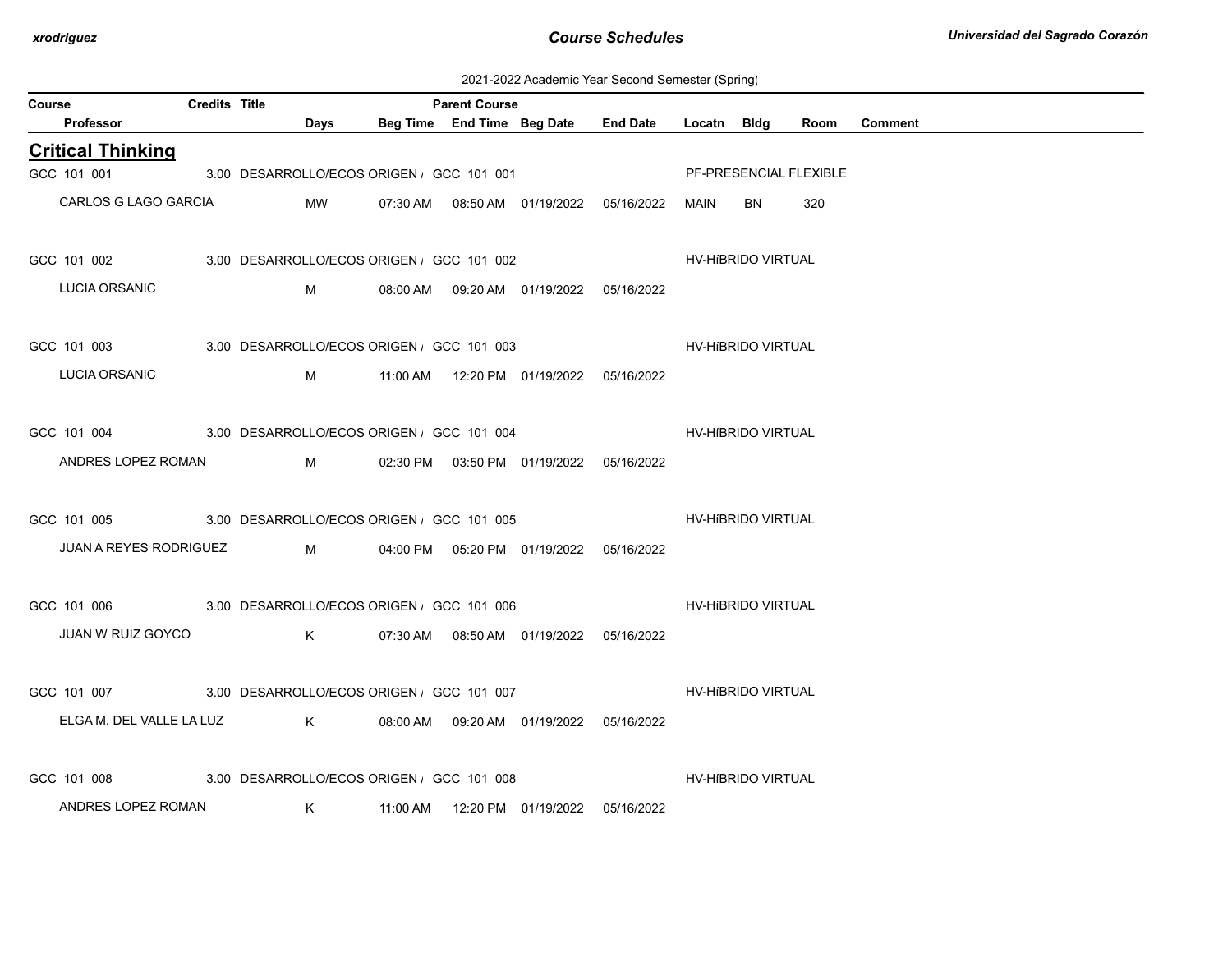2021-2022 Academic Year Second Semester (Spring)

| Course | Credits | Title | Parent Course | | | | | | | |
|---|---|---|---|---|---|---|---|---|---|---|
| Professor | | Days | Beg Time | End Time | Beg Date | End Date | Locatn | Bldg | Room | Comment |

## Critical Thinking

| Course / Professor | Credits | Title / Days | Beg Time | End Time | Beg Date | End Date | Locatn | Bldg | Room | Comment |
|---|---|---|---|---|---|---|---|---|---|---|
| GCC 101 001 | 3.00 | DESARROLLO/ECOS ORIGEN / GCC 101 001 | | | | | PF-PRESENCIAL FLEXIBLE | | | |
| CARLOS G LAGO GARCIA | | MW | 07:30 AM | 08:50 AM | 01/19/2022 | 05/16/2022 | MAIN | BN | 320 | |
| GCC 101 002 | 3.00 | DESARROLLO/ECOS ORIGEN / GCC 101 002 | | | | | HV-HíBRIDO VIRTUAL | | | |
| LUCIA ORSANIC | | M | 08:00 AM | 09:20 AM | 01/19/2022 | 05/16/2022 | | | | |
| GCC 101 003 | 3.00 | DESARROLLO/ECOS ORIGEN / GCC 101 003 | | | | | HV-HíBRIDO VIRTUAL | | | |
| LUCIA ORSANIC | | M | 11:00 AM | 12:20 PM | 01/19/2022 | 05/16/2022 | | | | |
| GCC 101 004 | 3.00 | DESARROLLO/ECOS ORIGEN / GCC 101 004 | | | | | HV-HíBRIDO VIRTUAL | | | |
| ANDRES LOPEZ ROMAN | | M | 02:30 PM | 03:50 PM | 01/19/2022 | 05/16/2022 | | | | |
| GCC 101 005 | 3.00 | DESARROLLO/ECOS ORIGEN / GCC 101 005 | | | | | HV-HíBRIDO VIRTUAL | | | |
| JUAN A REYES RODRIGUEZ | | M | 04:00 PM | 05:20 PM | 01/19/2022 | 05/16/2022 | | | | |
| GCC 101 006 | 3.00 | DESARROLLO/ECOS ORIGEN / GCC 101 006 | | | | | HV-HíBRIDO VIRTUAL | | | |
| JUAN W RUIZ GOYCO | | K | 07:30 AM | 08:50 AM | 01/19/2022 | 05/16/2022 | | | | |
| GCC 101 007 | 3.00 | DESARROLLO/ECOS ORIGEN / GCC 101 007 | | | | | HV-HíBRIDO VIRTUAL | | | |
| ELGA M. DEL VALLE LA LUZ | | K | 08:00 AM | 09:20 AM | 01/19/2022 | 05/16/2022 | | | | |
| GCC 101 008 | 3.00 | DESARROLLO/ECOS ORIGEN / GCC 101 008 | | | | | HV-HíBRIDO VIRTUAL | | | |
| ANDRES LOPEZ ROMAN | | K | 11:00 AM | 12:20 PM | 01/19/2022 | 05/16/2022 | | | | |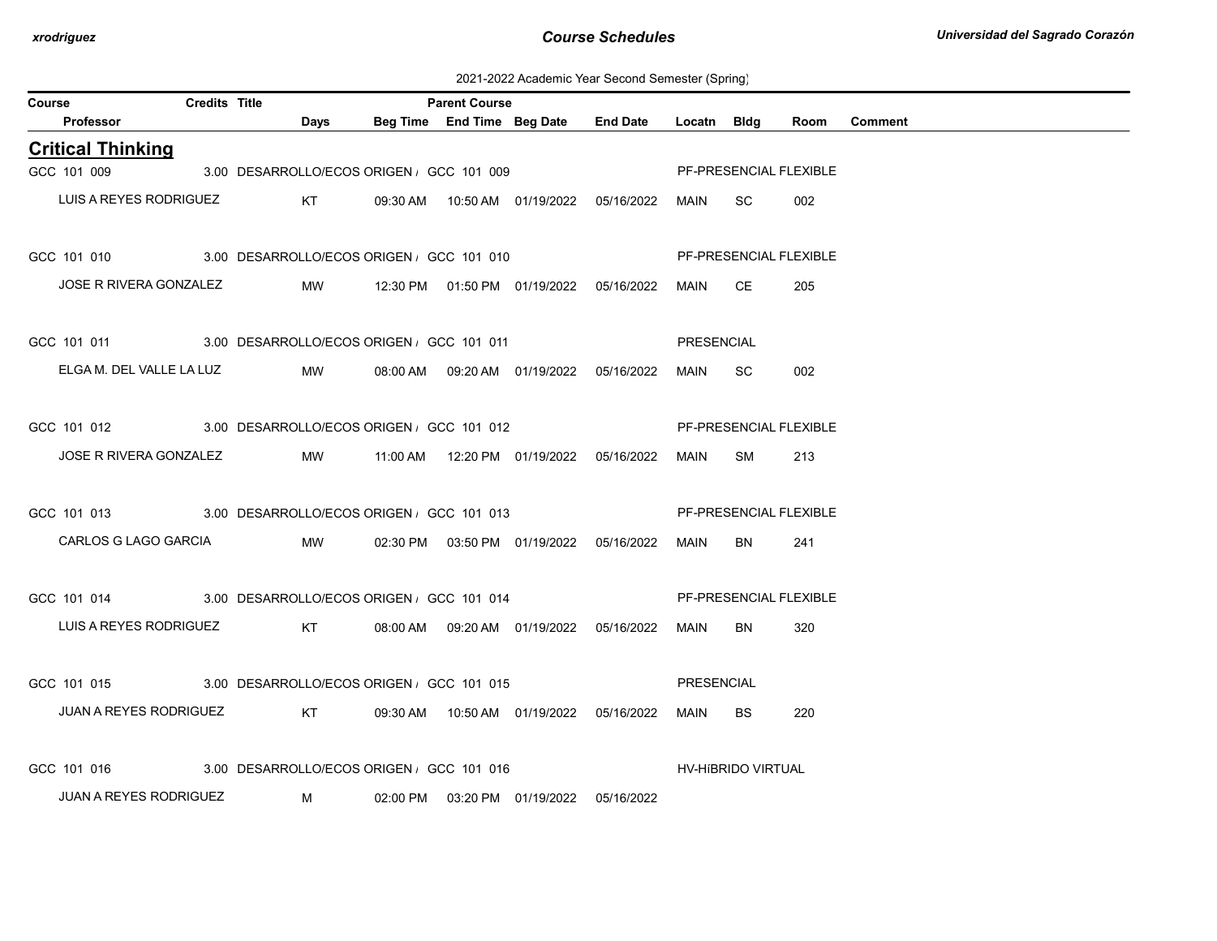2021-2022 Academic Year Second Semester (Spring)

| Course | Credits | Title | Parent Course | | | | | | | |
|---|---|---|---|---|---|---|---|---|---|---|
| Professor | Days | Beg Time | End Time | Beg Date | End Date | Locatn | Bldg | Room | Comment | |

## Critical Thinking

| Course / Professor | Credits | Title / Days | Beg Time | End Time | Beg Date | End Date | Locatn | Bldg | Room | Comment |
|---|---|---|---|---|---|---|---|---|---|---|
| GCC 101 009 | 3.00 | DESARROLLO/ECOS ORIGEN / GCC 101 009 | | | | | PF-PRESENCIAL FLEXIBLE | | | |
| LUIS A REYES RODRIGUEZ | | KT | 09:30 AM | 10:50 AM | 01/19/2022 | 05/16/2022 | MAIN | SC | 002 | |
| GCC 101 010 | 3.00 | DESARROLLO/ECOS ORIGEN / GCC 101 010 | | | | | PF-PRESENCIAL FLEXIBLE | | | |
| JOSE R RIVERA GONZALEZ | | MW | 12:30 PM | 01:50 PM | 01/19/2022 | 05/16/2022 | MAIN | CE | 205 | |
| GCC 101 011 | 3.00 | DESARROLLO/ECOS ORIGEN / GCC 101 011 | | | | | PRESENCIAL | | | |
| ELGA M. DEL VALLE LA LUZ | | MW | 08:00 AM | 09:20 AM | 01/19/2022 | 05/16/2022 | MAIN | SC | 002 | |
| GCC 101 012 | 3.00 | DESARROLLO/ECOS ORIGEN / GCC 101 012 | | | | | PF-PRESENCIAL FLEXIBLE | | | |
| JOSE R RIVERA GONZALEZ | | MW | 11:00 AM | 12:20 PM | 01/19/2022 | 05/16/2022 | MAIN | SM | 213 | |
| GCC 101 013 | 3.00 | DESARROLLO/ECOS ORIGEN / GCC 101 013 | | | | | PF-PRESENCIAL FLEXIBLE | | | |
| CARLOS G LAGO GARCIA | | MW | 02:30 PM | 03:50 PM | 01/19/2022 | 05/16/2022 | MAIN | BN | 241 | |
| GCC 101 014 | 3.00 | DESARROLLO/ECOS ORIGEN / GCC 101 014 | | | | | PF-PRESENCIAL FLEXIBLE | | | |
| LUIS A REYES RODRIGUEZ | | KT | 08:00 AM | 09:20 AM | 01/19/2022 | 05/16/2022 | MAIN | BN | 320 | |
| GCC 101 015 | 3.00 | DESARROLLO/ECOS ORIGEN / GCC 101 015 | | | | | PRESENCIAL | | | |
| JUAN A REYES RODRIGUEZ | | KT | 09:30 AM | 10:50 AM | 01/19/2022 | 05/16/2022 | MAIN | BS | 220 | |
| GCC 101 016 | 3.00 | DESARROLLO/ECOS ORIGEN / GCC 101 016 | | | | | HV-HíBRIDO VIRTUAL | | | |
| JUAN A REYES RODRIGUEZ | | M | 02:00 PM | 03:20 PM | 01/19/2022 | 05/16/2022 | | | | |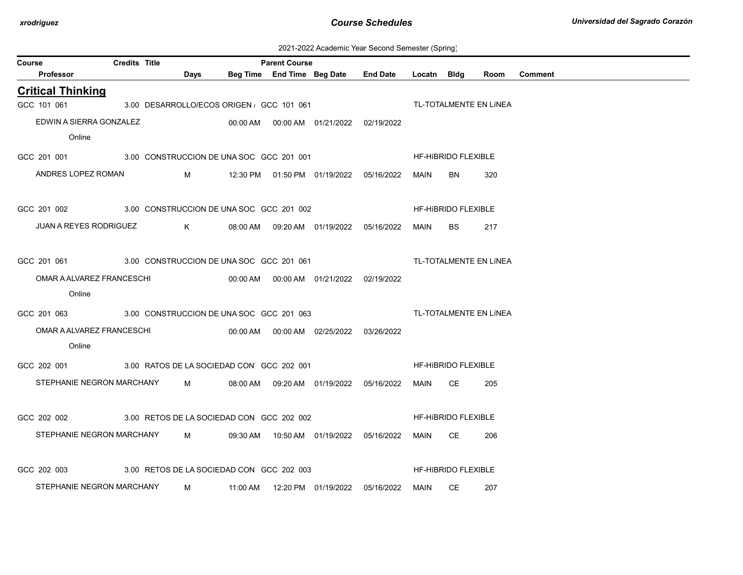2021-2022 Academic Year Second Semester (Spring)

| Course | Credits | Title | Days | Beg Time | End Time | Parent Course / Beg Date | End Date | Locatn | Bldg | Room | Comment |
|---|---|---|---|---|---|---|---|---|---|---|---|
| Professor | | | | | | | | | | | |

## Critical Thinking

| Course / Professor | Credits | Title | Days | Beg Time | End Time | Parent Course / Beg Date | End Date | Locatn | Bldg | Room | Comment |
|---|---|---|---|---|---|---|---|---|---|---|---|
| GCC 101 061 | 3.00 | DESARROLLO/ECOS ORIGEN / | | | | GCC 101 061 | | TL-TOTALMENTE EN LíNEA | | | |
| EDWIN A SIERRA GONZALEZ | | | | 00:00 AM | 00:00 AM | 01/21/2022 | 02/19/2022 | | | | |
| Online | | | | | | | | | | | |
| GCC 201 001 | 3.00 | CONSTRUCCION DE UNA SOC | | | | GCC 201 001 | | HF-HíBRIDO FLEXIBLE | | | |
| ANDRES LOPEZ ROMAN | | | M | 12:30 PM | 01:50 PM | 01/19/2022 | 05/16/2022 | MAIN | BN | 320 | |
| GCC 201 002 | 3.00 | CONSTRUCCION DE UNA SOC | | | | GCC 201 002 | | HF-HíBRIDO FLEXIBLE | | | |
| JUAN A REYES RODRIGUEZ | | | K | 08:00 AM | 09:20 AM | 01/19/2022 | 05/16/2022 | MAIN | BS | 217 | |
| GCC 201 061 | 3.00 | CONSTRUCCION DE UNA SOC | | | | GCC 201 061 | | TL-TOTALMENTE EN LíNEA | | | |
| OMAR A ALVAREZ FRANCESCHI | | | | 00:00 AM | 00:00 AM | 01/21/2022 | 02/19/2022 | | | | |
| Online | | | | | | | | | | | |
| GCC 201 063 | 3.00 | CONSTRUCCION DE UNA SOC | | | | GCC 201 063 | | TL-TOTALMENTE EN LíNEA | | | |
| OMAR A ALVAREZ FRANCESCHI | | | | 00:00 AM | 00:00 AM | 02/25/2022 | 03/26/2022 | | | | |
| Online | | | | | | | | | | | |
| GCC 202 001 | 3.00 | RATOS DE LA SOCIEDAD CON | | | | GCC 202 001 | | HF-HíBRIDO FLEXIBLE | | | |
| STEPHANIE NEGRON MARCHANY | | | M | 08:00 AM | 09:20 AM | 01/19/2022 | 05/16/2022 | MAIN | CE | 205 | |
| GCC 202 002 | 3.00 | RETOS DE LA SOCIEDAD CON | | | | GCC 202 002 | | HF-HíBRIDO FLEXIBLE | | | |
| STEPHANIE NEGRON MARCHANY | | | M | 09:30 AM | 10:50 AM | 01/19/2022 | 05/16/2022 | MAIN | CE | 206 | |
| GCC 202 003 | 3.00 | RETOS DE LA SOCIEDAD CON | | | | GCC 202 003 | | HF-HíBRIDO FLEXIBLE | | | |
| STEPHANIE NEGRON MARCHANY | | | M | 11:00 AM | 12:20 PM | 01/19/2022 | 05/16/2022 | MAIN | CE | 207 | |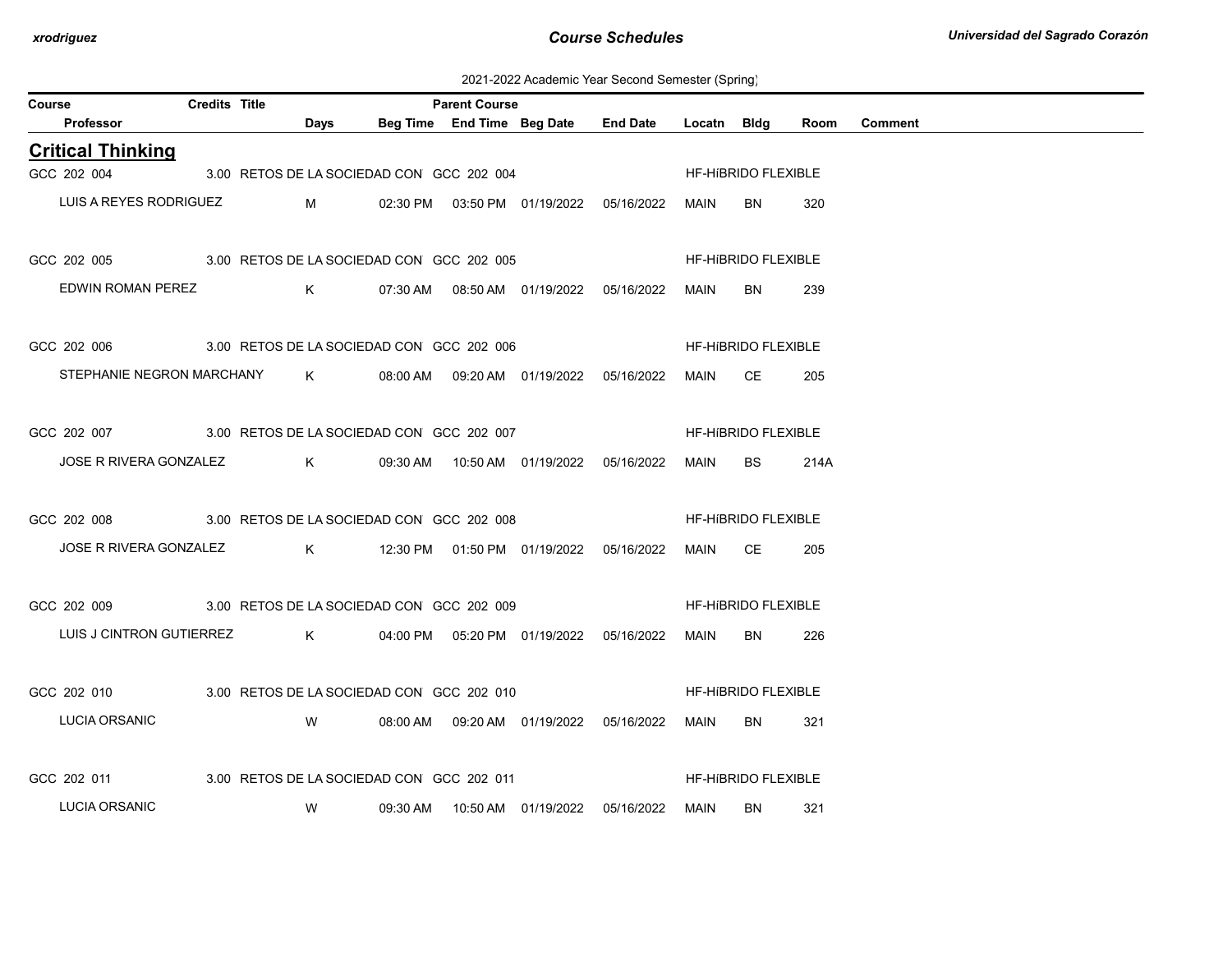2021-2022 Academic Year Second Semester (Spring)

| Course | Credits | Title | Parent Course | | | | | | | | |
|---|---|---|---|---|---|---|---|---|---|---|---|
| Professor | | Days | Beg Time | End Time | Beg Date | End Date | Locatn | Bldg | Room | Comment | |

## Critical Thinking

| Course / Professor | Credits | Title / Days | Beg Time | End Time | Beg Date | End Date | Locatn | Bldg | Room | Comment |
|---|---|---|---|---|---|---|---|---|---|---|
| GCC 202 004 | 3.00 | RETOS DE LA SOCIEDAD CON | GCC 202 004 | | | | HF-HíBRIDO FLEXIBLE | | | |
| LUIS A REYES RODRIGUEZ | | M | 02:30 PM | 03:50 PM | 01/19/2022 | 05/16/2022 | MAIN | BN | 320 | |
| GCC 202 005 | 3.00 | RETOS DE LA SOCIEDAD CON | GCC 202 005 | | | | HF-HíBRIDO FLEXIBLE | | | |
| EDWIN ROMAN PEREZ | | K | 07:30 AM | 08:50 AM | 01/19/2022 | 05/16/2022 | MAIN | BN | 239 | |
| GCC 202 006 | 3.00 | RETOS DE LA SOCIEDAD CON | GCC 202 006 | | | | HF-HíBRIDO FLEXIBLE | | | |
| STEPHANIE NEGRON MARCHANY | | K | 08:00 AM | 09:20 AM | 01/19/2022 | 05/16/2022 | MAIN | CE | 205 | |
| GCC 202 007 | 3.00 | RETOS DE LA SOCIEDAD CON | GCC 202 007 | | | | HF-HíBRIDO FLEXIBLE | | | |
| JOSE R RIVERA GONZALEZ | | K | 09:30 AM | 10:50 AM | 01/19/2022 | 05/16/2022 | MAIN | BS | 214A | |
| GCC 202 008 | 3.00 | RETOS DE LA SOCIEDAD CON | GCC 202 008 | | | | HF-HíBRIDO FLEXIBLE | | | |
| JOSE R RIVERA GONZALEZ | | K | 12:30 PM | 01:50 PM | 01/19/2022 | 05/16/2022 | MAIN | CE | 205 | |
| GCC 202 009 | 3.00 | RETOS DE LA SOCIEDAD CON | GCC 202 009 | | | | HF-HíBRIDO FLEXIBLE | | | |
| LUIS J CINTRON GUTIERREZ | | K | 04:00 PM | 05:20 PM | 01/19/2022 | 05/16/2022 | MAIN | BN | 226 | |
| GCC 202 010 | 3.00 | RETOS DE LA SOCIEDAD CON | GCC 202 010 | | | | HF-HíBRIDO FLEXIBLE | | | |
| LUCIA ORSANIC | | W | 08:00 AM | 09:20 AM | 01/19/2022 | 05/16/2022 | MAIN | BN | 321 | |
| GCC 202 011 | 3.00 | RETOS DE LA SOCIEDAD CON | GCC 202 011 | | | | HF-HíBRIDO FLEXIBLE | | | |
| LUCIA ORSANIC | | W | 09:30 AM | 10:50 AM | 01/19/2022 | 05/16/2022 | MAIN | BN | 321 | |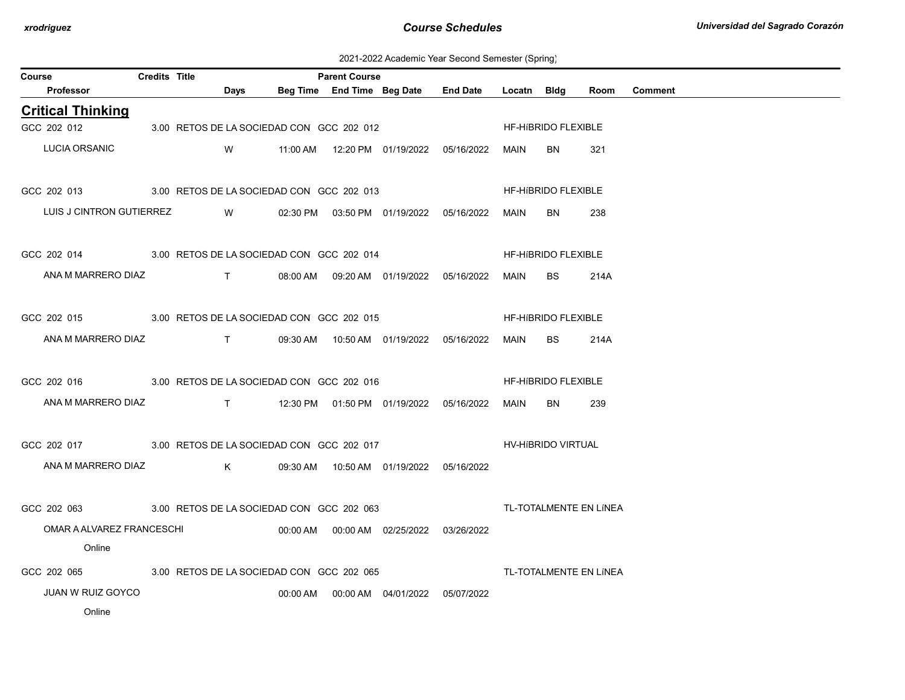2021-2022 Academic Year Second Semester (Spring)

| Course | Credits | Title | Days | Beg Time | End Time | Beg Date | End Date | Locatn | Bldg | Room | Comment |
|---|---|---|---|---|---|---|---|---|---|---|---|
| Professor | | | | | Parent Course | | | | | | |

## Critical Thinking

| Course / Professor | Credits | Title | Parent Course | Days | Beg Time | End Time | Beg Date | End Date | Locatn | Bldg | Room | Comment |
|---|---|---|---|---|---|---|---|---|---|---|---|---|
| GCC 202 012 | 3.00 | RETOS DE LA SOCIEDAD CON | GCC 202 012 | | | | | | HF-HíBRIDO FLEXIBLE | | | |
| LUCIA ORSANIC | | | | W | 11:00 AM | 12:20 PM | 01/19/2022 | 05/16/2022 | MAIN | BN | 321 | |
| GCC 202 013 | 3.00 | RETOS DE LA SOCIEDAD CON | GCC 202 013 | | | | | | HF-HíBRIDO FLEXIBLE | | | |
| LUIS J CINTRON GUTIERREZ | | | | W | 02:30 PM | 03:50 PM | 01/19/2022 | 05/16/2022 | MAIN | BN | 238 | |
| GCC 202 014 | 3.00 | RETOS DE LA SOCIEDAD CON | GCC 202 014 | | | | | | HF-HíBRIDO FLEXIBLE | | | |
| ANA M MARRERO DIAZ | | | | T | 08:00 AM | 09:20 AM | 01/19/2022 | 05/16/2022 | MAIN | BS | 214A | |
| GCC 202 015 | 3.00 | RETOS DE LA SOCIEDAD CON | GCC 202 015 | | | | | | HF-HíBRIDO FLEXIBLE | | | |
| ANA M MARRERO DIAZ | | | | T | 09:30 AM | 10:50 AM | 01/19/2022 | 05/16/2022 | MAIN | BS | 214A | |
| GCC 202 016 | 3.00 | RETOS DE LA SOCIEDAD CON | GCC 202 016 | | | | | | HF-HíBRIDO FLEXIBLE | | | |
| ANA M MARRERO DIAZ | | | | T | 12:30 PM | 01:50 PM | 01/19/2022 | 05/16/2022 | MAIN | BN | 239 | |
| GCC 202 017 | 3.00 | RETOS DE LA SOCIEDAD CON | GCC 202 017 | | | | | | HV-HíBRIDO VIRTUAL | | | |
| ANA M MARRERO DIAZ | | | | K | 09:30 AM | 10:50 AM | 01/19/2022 | 05/16/2022 | | | | |
| GCC 202 063 | 3.00 | RETOS DE LA SOCIEDAD CON | GCC 202 063 | | | | | | TL-TOTALMENTE EN LíNEA | | | |
| OMAR A ALVAREZ FRANCESCHI | | | | | 00:00 AM | 00:00 AM | 02/25/2022 | 03/26/2022 | | | | |
| Online | | | | | | | | | | | | |
| GCC 202 065 | 3.00 | RETOS DE LA SOCIEDAD CON | GCC 202 065 | | | | | | TL-TOTALMENTE EN LíNEA | | | |
| JUAN W RUIZ GOYCO | | | | | 00:00 AM | 00:00 AM | 04/01/2022 | 05/07/2022 | | | | |
| Online | | | | | | | | | | | | |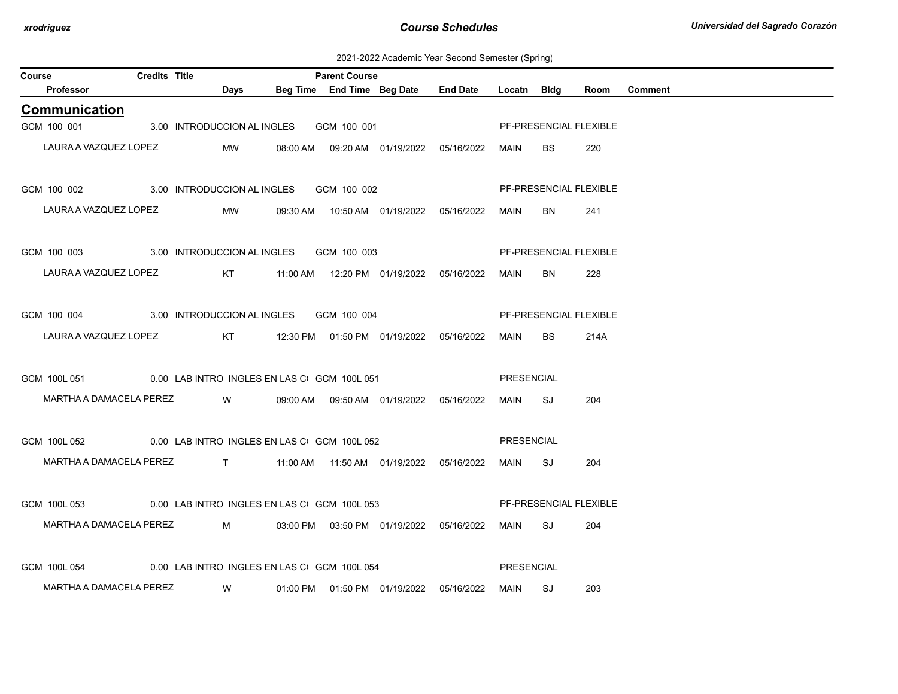2021-2022 Academic Year Second Semester (Spring)

| Course | Credits | Title | Parent Course | | | | | | |
|---|---|---|---|---|---|---|---|---|---|
| Professor | Days | Beg Time | End Time | Beg Date | End Date | Locatn | Bldg | Room | Comment |

## Communication

| Course / Professor | Credits | Title / Days | Beg Time | Parent Course / End Time | Beg Date | End Date | Locatn | Bldg | Room | Comment |
|---|---|---|---|---|---|---|---|---|---|---|
| GCM 100 001 | 3.00 | INTRODUCCION AL INGLES | | GCM 100 001 | | | PF-PRESENCIAL FLEXIBLE | | | |
| LAURA A VAZQUEZ LOPEZ | | MW | 08:00 AM | 09:20 AM | 01/19/2022 | 05/16/2022 | MAIN | BS | 220 | |
| GCM 100 002 | 3.00 | INTRODUCCION AL INGLES | | GCM 100 002 | | | PF-PRESENCIAL FLEXIBLE | | | |
| LAURA A VAZQUEZ LOPEZ | | MW | 09:30 AM | 10:50 AM | 01/19/2022 | 05/16/2022 | MAIN | BN | 241 | |
| GCM 100 003 | 3.00 | INTRODUCCION AL INGLES | | GCM 100 003 | | | PF-PRESENCIAL FLEXIBLE | | | |
| LAURA A VAZQUEZ LOPEZ | | KT | 11:00 AM | 12:20 PM | 01/19/2022 | 05/16/2022 | MAIN | BN | 228 | |
| GCM 100 004 | 3.00 | INTRODUCCION AL INGLES | | GCM 100 004 | | | PF-PRESENCIAL FLEXIBLE | | | |
| LAURA A VAZQUEZ LOPEZ | | KT | 12:30 PM | 01:50 PM | 01/19/2022 | 05/16/2022 | MAIN | BS | 214A | |
| GCM 100L 051 | 0.00 | LAB INTRO INGLES EN LAS C( | | GCM 100L 051 | | | PRESENCIAL | | | |
| MARTHA A DAMACELA PEREZ | | W | 09:00 AM | 09:50 AM | 01/19/2022 | 05/16/2022 | MAIN | SJ | 204 | |
| GCM 100L 052 | 0.00 | LAB INTRO INGLES EN LAS C( | | GCM 100L 052 | | | PRESENCIAL | | | |
| MARTHA A DAMACELA PEREZ | | T | 11:00 AM | 11:50 AM | 01/19/2022 | 05/16/2022 | MAIN | SJ | 204 | |
| GCM 100L 053 | 0.00 | LAB INTRO INGLES EN LAS C( | | GCM 100L 053 | | | PF-PRESENCIAL FLEXIBLE | | | |
| MARTHA A DAMACELA PEREZ | | M | 03:00 PM | 03:50 PM | 01/19/2022 | 05/16/2022 | MAIN | SJ | 204 | |
| GCM 100L 054 | 0.00 | LAB INTRO INGLES EN LAS C( | | GCM 100L 054 | | | PRESENCIAL | | | |
| MARTHA A DAMACELA PEREZ | | W | 01:00 PM | 01:50 PM | 01/19/2022 | 05/16/2022 | MAIN | SJ | 203 | |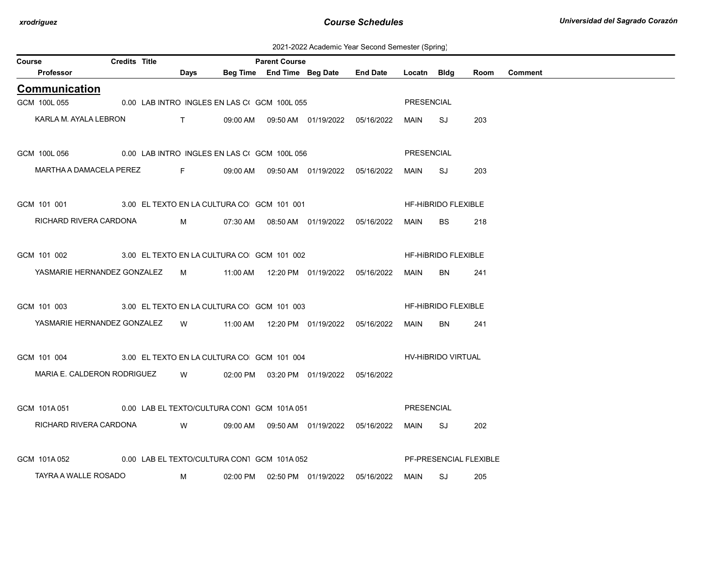2021-2022 Academic Year Second Semester (Spring)

| Course | Credits | Title | Parent Course | | | | | | | |
|---|---|---|---|---|---|---|---|---|---|---|
| Professor | | Days | Beg Time | End Time | Beg Date | End Date | Locatn | Bldg | Room | Comment |

## Communication

| Course / Professor | Credits | Title / Days | Parent Course / Beg Time | End Time | Beg Date | End Date | Locatn | Bldg | Room | Comment |
|---|---|---|---|---|---|---|---|---|---|---|
| GCM 100L 055 | 0.00 | LAB INTRO INGLES EN LAS C( | GCM 100L 055 | | | | PRESENCIAL | | | |
| KARLA M. AYALA LEBRON | | T | 09:00 AM | 09:50 AM | 01/19/2022 | 05/16/2022 | MAIN | SJ | 203 | |
| GCM 100L 056 | 0.00 | LAB INTRO INGLES EN LAS C( | GCM 100L 056 | | | | PRESENCIAL | | | |
| MARTHA A DAMACELA PEREZ | | F | 09:00 AM | 09:50 AM | 01/19/2022 | 05/16/2022 | MAIN | SJ | 203 | |
| GCM 101 001 | 3.00 | EL TEXTO EN LA CULTURA CO | GCM 101 001 | | | | HF-HíBRIDO FLEXIBLE | | | |
| RICHARD RIVERA CARDONA | | M | 07:30 AM | 08:50 AM | 01/19/2022 | 05/16/2022 | MAIN | BS | 218 | |
| GCM 101 002 | 3.00 | EL TEXTO EN LA CULTURA CO | GCM 101 002 | | | | HF-HíBRIDO FLEXIBLE | | | |
| YASMARIE HERNANDEZ GONZALEZ | | M | 11:00 AM | 12:20 PM | 01/19/2022 | 05/16/2022 | MAIN | BN | 241 | |
| GCM 101 003 | 3.00 | EL TEXTO EN LA CULTURA CO | GCM 101 003 | | | | HF-HíBRIDO FLEXIBLE | | | |
| YASMARIE HERNANDEZ GONZALEZ | | W | 11:00 AM | 12:20 PM | 01/19/2022 | 05/16/2022 | MAIN | BN | 241 | |
| GCM 101 004 | 3.00 | EL TEXTO EN LA CULTURA CO | GCM 101 004 | | | | HV-HíBRIDO VIRTUAL | | | |
| MARIA E. CALDERON RODRIGUEZ | | W | 02:00 PM | 03:20 PM | 01/19/2022 | 05/16/2022 | | | | |
| GCM 101A 051 | 0.00 | LAB EL TEXTO/CULTURA CONT | GCM 101A 051 | | | | PRESENCIAL | | | |
| RICHARD RIVERA CARDONA | | W | 09:00 AM | 09:50 AM | 01/19/2022 | 05/16/2022 | MAIN | SJ | 202 | |
| GCM 101A 052 | 0.00 | LAB EL TEXTO/CULTURA CONT | GCM 101A 052 | | | | PF-PRESENCIAL FLEXIBLE | | | |
| TAYRA A WALLE ROSADO | | M | 02:00 PM | 02:50 PM | 01/19/2022 | 05/16/2022 | MAIN | SJ | 205 | |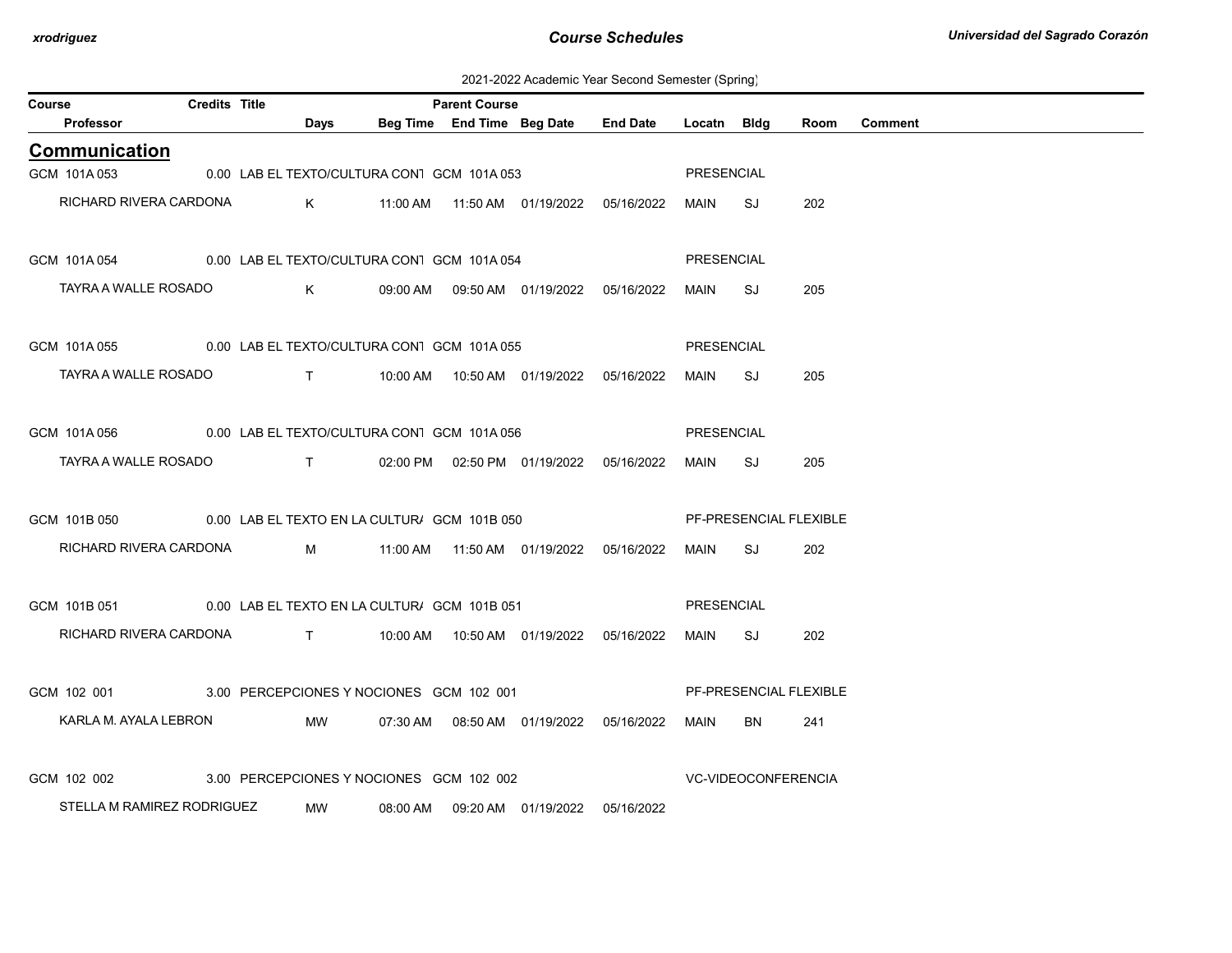2021-2022 Academic Year Second Semester (Spring)

| Course | Credits | Title | Parent Course | | | | | | | |
|---|---|---|---|---|---|---|---|---|---|---|
| Professor | | Days | Beg Time | End Time | Beg Date | End Date | Locatn | Bldg | Room | Comment |

## Communication

| Course / Professor | Credits | Title / Days | Beg Time | End Time | Beg Date | End Date | Locatn | Bldg | Room | Comment |
|---|---|---|---|---|---|---|---|---|---|---|
| GCM 101A 053 | 0.00 | LAB EL TEXTO/CULTURA CONT GCM 101A 053 | | | | | PRESENCIAL | | | |
| RICHARD RIVERA CARDONA | | K | 11:00 AM | 11:50 AM | 01/19/2022 | 05/16/2022 | MAIN | SJ | 202 | |
| GCM 101A 054 | 0.00 | LAB EL TEXTO/CULTURA CONT GCM 101A 054 | | | | | PRESENCIAL | | | |
| TAYRA A WALLE ROSADO | | K | 09:00 AM | 09:50 AM | 01/19/2022 | 05/16/2022 | MAIN | SJ | 205 | |
| GCM 101A 055 | 0.00 | LAB EL TEXTO/CULTURA CONT GCM 101A 055 | | | | | PRESENCIAL | | | |
| TAYRA A WALLE ROSADO | | T | 10:00 AM | 10:50 AM | 01/19/2022 | 05/16/2022 | MAIN | SJ | 205 | |
| GCM 101A 056 | 0.00 | LAB EL TEXTO/CULTURA CONT GCM 101A 056 | | | | | PRESENCIAL | | | |
| TAYRA A WALLE ROSADO | | T | 02:00 PM | 02:50 PM | 01/19/2022 | 05/16/2022 | MAIN | SJ | 205 | |
| GCM 101B 050 | 0.00 | LAB EL TEXTO EN LA CULTURA GCM 101B 050 | | | | | PF-PRESENCIAL FLEXIBLE | | | |
| RICHARD RIVERA CARDONA | | M | 11:00 AM | 11:50 AM | 01/19/2022 | 05/16/2022 | MAIN | SJ | 202 | |
| GCM 101B 051 | 0.00 | LAB EL TEXTO EN LA CULTURA GCM 101B 051 | | | | | PRESENCIAL | | | |
| RICHARD RIVERA CARDONA | | T | 10:00 AM | 10:50 AM | 01/19/2022 | 05/16/2022 | MAIN | SJ | 202 | |
| GCM 102 001 | 3.00 | PERCEPCIONES Y NOCIONES GCM 102 001 | | | | | PF-PRESENCIAL FLEXIBLE | | | |
| KARLA M. AYALA LEBRON | | MW | 07:30 AM | 08:50 AM | 01/19/2022 | 05/16/2022 | MAIN | BN | 241 | |
| GCM 102 002 | 3.00 | PERCEPCIONES Y NOCIONES GCM 102 002 | | | | | VC-VIDEOCONFERENCIA | | | |
| STELLA M RAMIREZ RODRIGUEZ | | MW | 08:00 AM | 09:20 AM | 01/19/2022 | 05/16/2022 | | | | |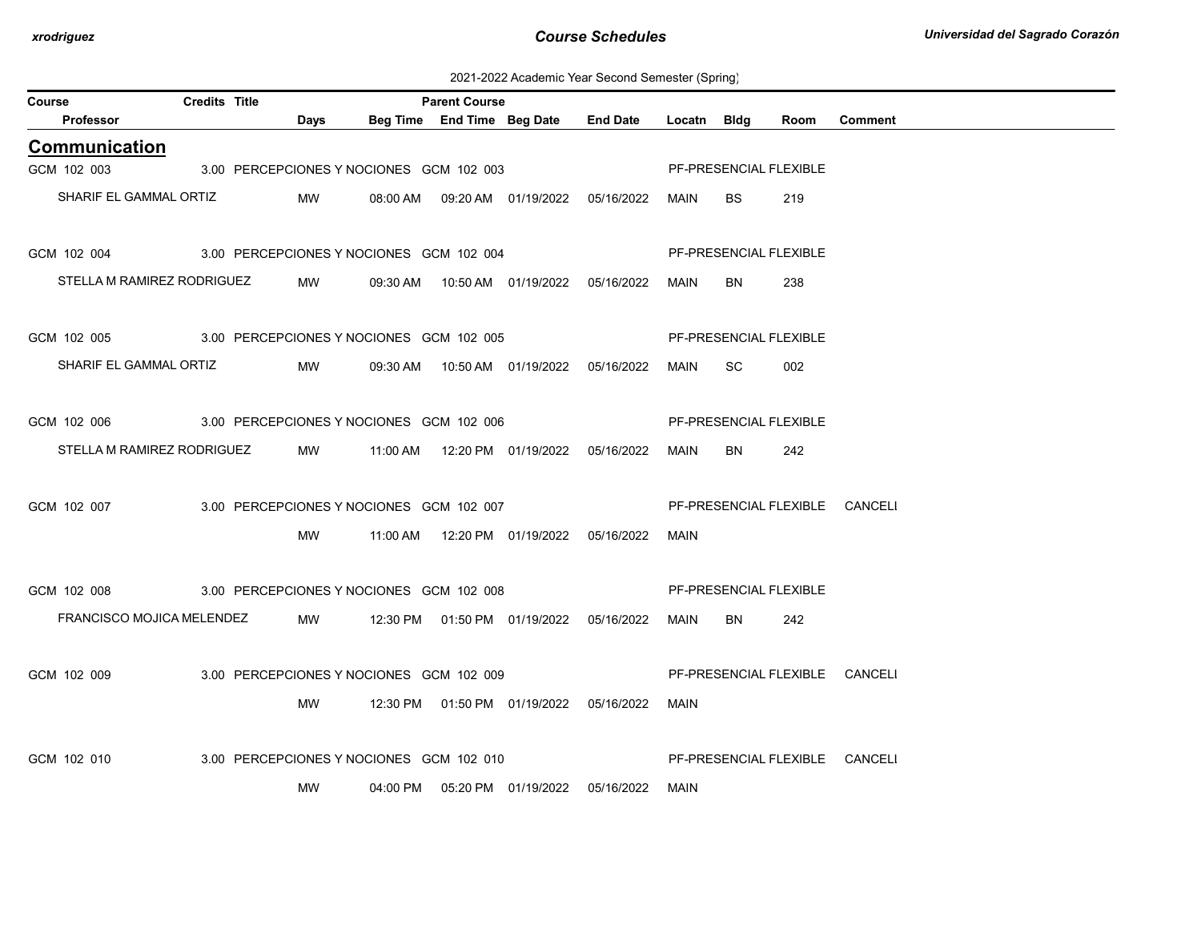2021-2022 Academic Year Second Semester (Spring)

| Course | Credits | Title | Parent Course | | | | | | |
|---|---|---|---|---|---|---|---|---|---|
| Professor | Days | Beg Time | End Time | Beg Date | End Date | Locatn | Bldg | Room | Comment |

## Communication

| Course / Professor | Credits | Title | Days | Beg Time | End Time | Beg Date | End Date | Locatn | Bldg | Room | Parent Course | Comment |
|---|---|---|---|---|---|---|---|---|---|---|---|---|
| GCM 102 003 | 3.00 | PERCEPCIONES Y NOCIONES | | | | | | PF-PRESENCIAL FLEXIBLE | | | GCM 102 003 | |
| SHARIF EL GAMMAL ORTIZ | | | MW | 08:00 AM | 09:20 AM | 01/19/2022 | 05/16/2022 | MAIN | BS | 219 | | |
| GCM 102 004 | 3.00 | PERCEPCIONES Y NOCIONES | | | | | | PF-PRESENCIAL FLEXIBLE | | | GCM 102 004 | |
| STELLA M RAMIREZ RODRIGUEZ | | | MW | 09:30 AM | 10:50 AM | 01/19/2022 | 05/16/2022 | MAIN | BN | 238 | | |
| GCM 102 005 | 3.00 | PERCEPCIONES Y NOCIONES | | | | | | PF-PRESENCIAL FLEXIBLE | | | GCM 102 005 | |
| SHARIF EL GAMMAL ORTIZ | | | MW | 09:30 AM | 10:50 AM | 01/19/2022 | 05/16/2022 | MAIN | SC | 002 | | |
| GCM 102 006 | 3.00 | PERCEPCIONES Y NOCIONES | | | | | | PF-PRESENCIAL FLEXIBLE | | | GCM 102 006 | |
| STELLA M RAMIREZ RODRIGUEZ | | | MW | 11:00 AM | 12:20 PM | 01/19/2022 | 05/16/2022 | MAIN | BN | 242 | | |
| GCM 102 007 | 3.00 | PERCEPCIONES Y NOCIONES | | | | | | PF-PRESENCIAL FLEXIBLE | | | GCM 102 007 | CANCELI |
| | | | MW | 11:00 AM | 12:20 PM | 01/19/2022 | 05/16/2022 | MAIN | | | | |
| GCM 102 008 | 3.00 | PERCEPCIONES Y NOCIONES | | | | | | PF-PRESENCIAL FLEXIBLE | | | GCM 102 008 | |
| FRANCISCO MOJICA MELENDEZ | | | MW | 12:30 PM | 01:50 PM | 01/19/2022 | 05/16/2022 | MAIN | BN | 242 | | |
| GCM 102 009 | 3.00 | PERCEPCIONES Y NOCIONES | | | | | | PF-PRESENCIAL FLEXIBLE | | | GCM 102 009 | CANCELI |
| | | | MW | 12:30 PM | 01:50 PM | 01/19/2022 | 05/16/2022 | MAIN | | | | |
| GCM 102 010 | 3.00 | PERCEPCIONES Y NOCIONES | | | | | | PF-PRESENCIAL FLEXIBLE | | | GCM 102 010 | CANCELI |
| | | | MW | 04:00 PM | 05:20 PM | 01/19/2022 | 05/16/2022 | MAIN | | | | |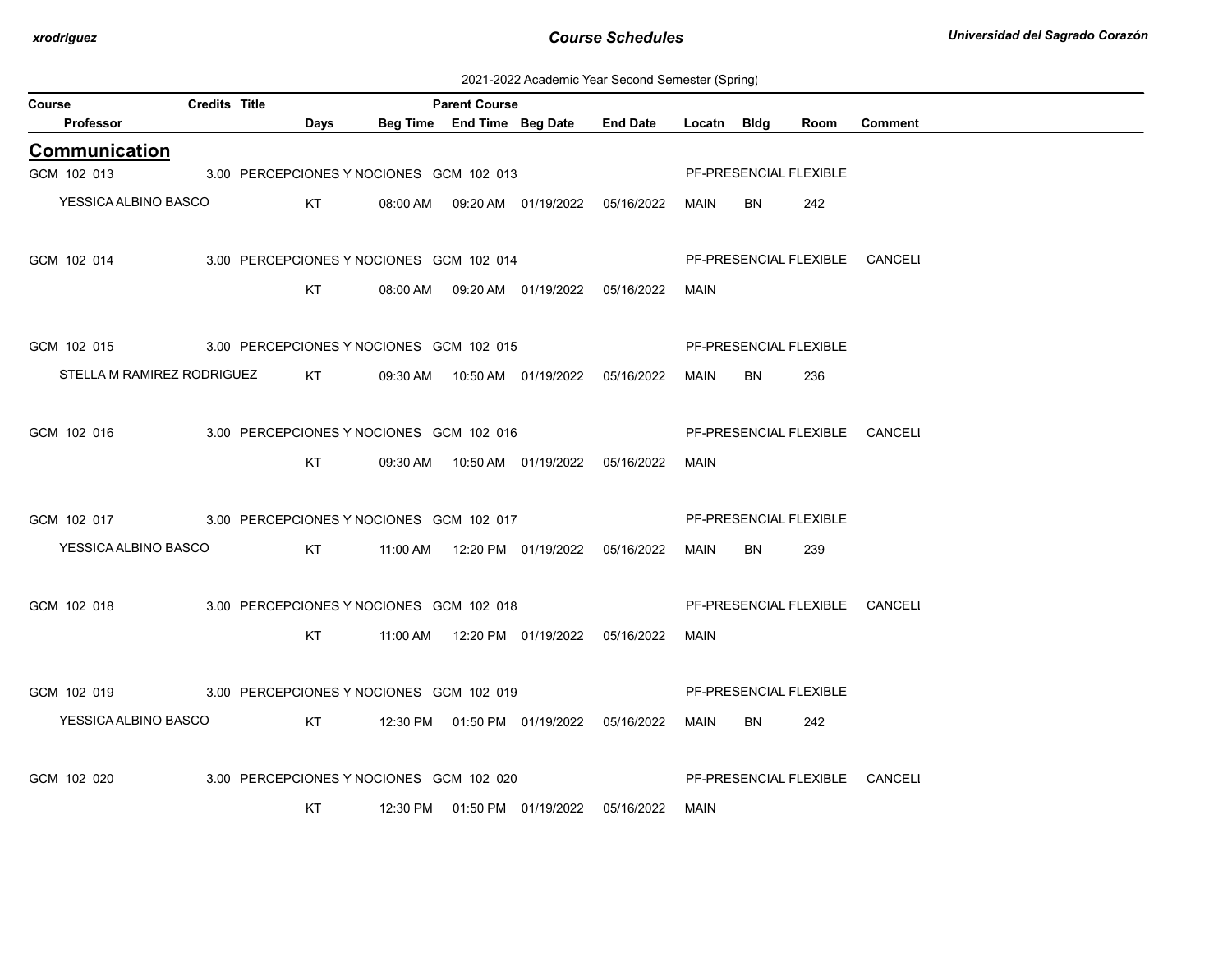2021-2022 Academic Year Second Semester (Spring)

| Course | Credits | Title | | Parent Course | | | | | | | |
|---|---|---|---|---|---|---|---|---|---|---|---|
| Professor | | Days | Beg Time | End Time | Beg Date | End Date | Locatn | Bldg | Room | Comment | |

## Communication

| Course / Professor | Credits | Title / Days | Beg Time | End Time | Beg Date | End Date | Locatn | Bldg | Room | Comment |
|---|---|---|---|---|---|---|---|---|---|---|
| GCM 102 013 | 3.00 | PERCEPCIONES Y NOCIONES GCM 102 013 | | | | | PF-PRESENCIAL FLEXIBLE | | | |
| YESSICA ALBINO BASCO | | KT | 08:00 AM | 09:20 AM | 01/19/2022 | 05/16/2022 | MAIN | BN | 242 | |
| GCM 102 014 | 3.00 | PERCEPCIONES Y NOCIONES GCM 102 014 | | | | | PF-PRESENCIAL FLEXIBLE | | | CANCELI |
| | | KT | 08:00 AM | 09:20 AM | 01/19/2022 | 05/16/2022 | MAIN | | | |
| GCM 102 015 | 3.00 | PERCEPCIONES Y NOCIONES GCM 102 015 | | | | | PF-PRESENCIAL FLEXIBLE | | | |
| STELLA M RAMIREZ RODRIGUEZ | | KT | 09:30 AM | 10:50 AM | 01/19/2022 | 05/16/2022 | MAIN | BN | 236 | |
| GCM 102 016 | 3.00 | PERCEPCIONES Y NOCIONES GCM 102 016 | | | | | PF-PRESENCIAL FLEXIBLE | | | CANCELI |
| | | KT | 09:30 AM | 10:50 AM | 01/19/2022 | 05/16/2022 | MAIN | | | |
| GCM 102 017 | 3.00 | PERCEPCIONES Y NOCIONES GCM 102 017 | | | | | PF-PRESENCIAL FLEXIBLE | | | |
| YESSICA ALBINO BASCO | | KT | 11:00 AM | 12:20 PM | 01/19/2022 | 05/16/2022 | MAIN | BN | 239 | |
| GCM 102 018 | 3.00 | PERCEPCIONES Y NOCIONES GCM 102 018 | | | | | PF-PRESENCIAL FLEXIBLE | | | CANCELI |
| | | KT | 11:00 AM | 12:20 PM | 01/19/2022 | 05/16/2022 | MAIN | | | |
| GCM 102 019 | 3.00 | PERCEPCIONES Y NOCIONES GCM 102 019 | | | | | PF-PRESENCIAL FLEXIBLE | | | |
| YESSICA ALBINO BASCO | | KT | 12:30 PM | 01:50 PM | 01/19/2022 | 05/16/2022 | MAIN | BN | 242 | |
| GCM 102 020 | 3.00 | PERCEPCIONES Y NOCIONES GCM 102 020 | | | | | PF-PRESENCIAL FLEXIBLE | | | CANCELI |
| | | KT | 12:30 PM | 01:50 PM | 01/19/2022 | 05/16/2022 | MAIN | | | |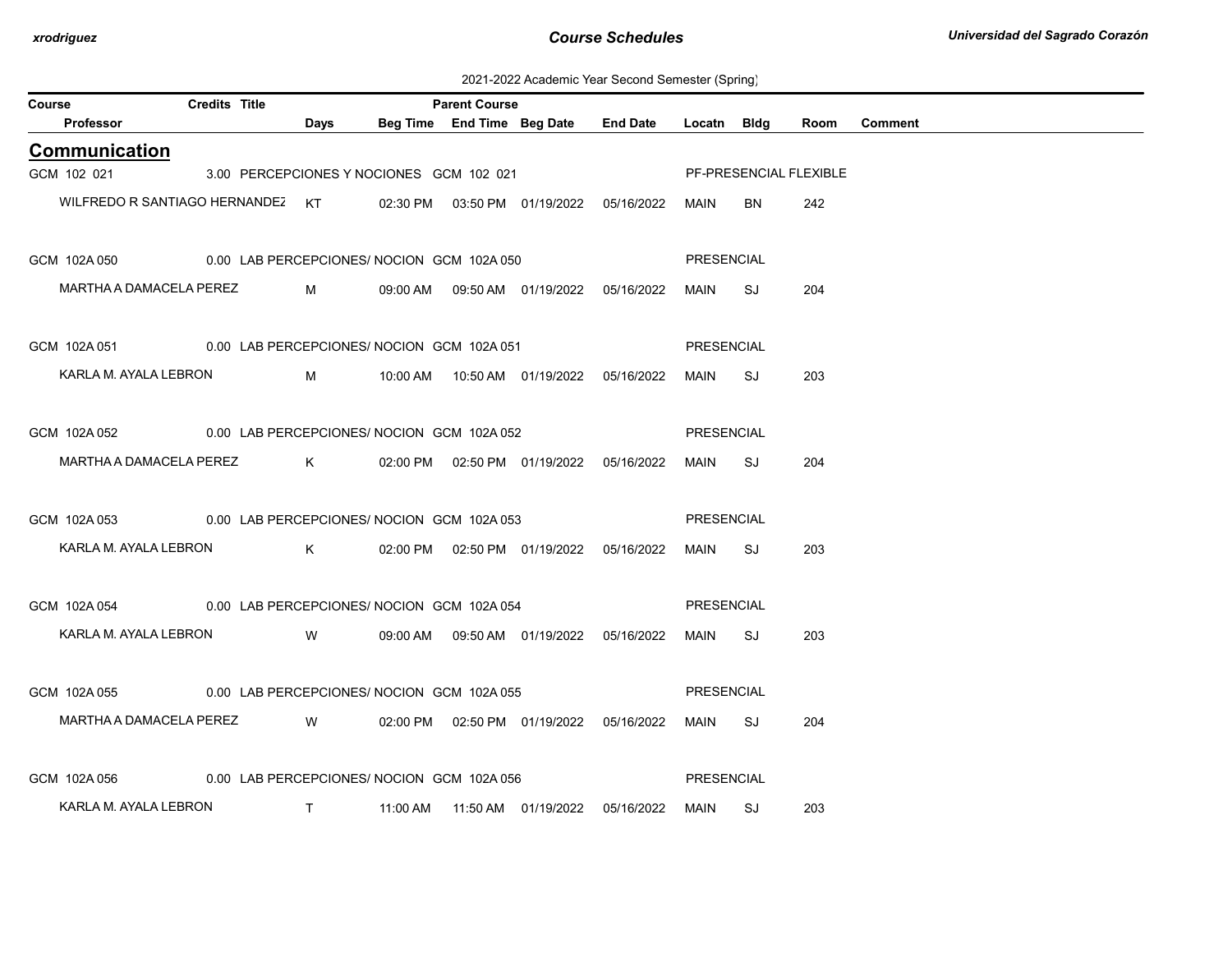2021-2022 Academic Year Second Semester (Spring)

| Course | Credits | Title | Parent Course | | | | | | |
|---|---|---|---|---|---|---|---|---|---|
| Professor | Days | Beg Time | End Time | Beg Date | End Date | Locatn | Bldg | Room | Comment |

## Communication

| Course / Professor | Credits / Days | Title / Beg Time | Parent Course / End Time | Beg Date | End Date | Locatn | Bldg | Room | Comment |
|---|---|---|---|---|---|---|---|---|---|
| GCM 102 021 | 3.00 | PERCEPCIONES Y NOCIONES | GCM 102 021 | | | PF-PRESENCIAL FLEXIBLE | | | |
| WILFREDO R SANTIAGO HERNANDEZ | KT | 02:30 PM | 03:50 PM | 01/19/2022 | 05/16/2022 | MAIN | BN | 242 | |
| GCM 102A 050 | 0.00 | LAB PERCEPCIONES/ NOCION | GCM 102A 050 | | | PRESENCIAL | | | |
| MARTHA A DAMACELA PEREZ | M | 09:00 AM | 09:50 AM | 01/19/2022 | 05/16/2022 | MAIN | SJ | 204 | |
| GCM 102A 051 | 0.00 | LAB PERCEPCIONES/ NOCION | GCM 102A 051 | | | PRESENCIAL | | | |
| KARLA M. AYALA LEBRON | M | 10:00 AM | 10:50 AM | 01/19/2022 | 05/16/2022 | MAIN | SJ | 203 | |
| GCM 102A 052 | 0.00 | LAB PERCEPCIONES/ NOCION | GCM 102A 052 | | | PRESENCIAL | | | |
| MARTHA A DAMACELA PEREZ | K | 02:00 PM | 02:50 PM | 01/19/2022 | 05/16/2022 | MAIN | SJ | 204 | |
| GCM 102A 053 | 0.00 | LAB PERCEPCIONES/ NOCION | GCM 102A 053 | | | PRESENCIAL | | | |
| KARLA M. AYALA LEBRON | K | 02:00 PM | 02:50 PM | 01/19/2022 | 05/16/2022 | MAIN | SJ | 203 | |
| GCM 102A 054 | 0.00 | LAB PERCEPCIONES/ NOCION | GCM 102A 054 | | | PRESENCIAL | | | |
| KARLA M. AYALA LEBRON | W | 09:00 AM | 09:50 AM | 01/19/2022 | 05/16/2022 | MAIN | SJ | 203 | |
| GCM 102A 055 | 0.00 | LAB PERCEPCIONES/ NOCION | GCM 102A 055 | | | PRESENCIAL | | | |
| MARTHA A DAMACELA PEREZ | W | 02:00 PM | 02:50 PM | 01/19/2022 | 05/16/2022 | MAIN | SJ | 204 | |
| GCM 102A 056 | 0.00 | LAB PERCEPCIONES/ NOCION | GCM 102A 056 | | | PRESENCIAL | | | |
| KARLA M. AYALA LEBRON | T | 11:00 AM | 11:50 AM | 01/19/2022 | 05/16/2022 | MAIN | SJ | 203 | |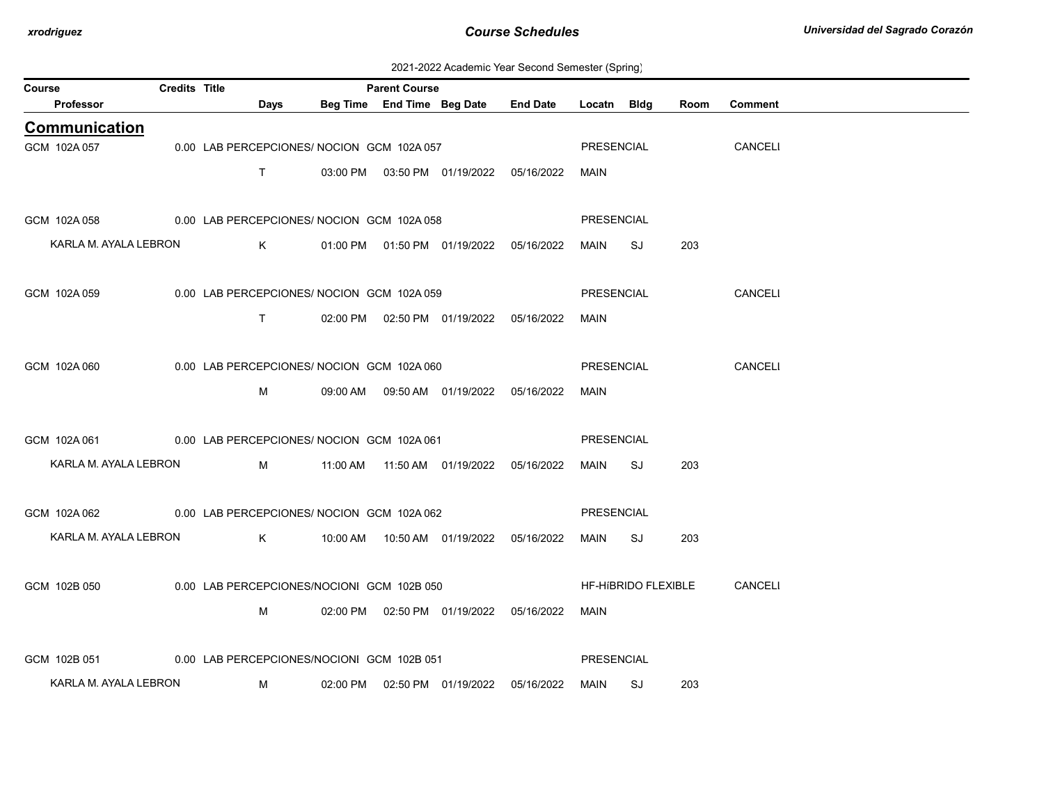2021-2022 Academic Year Second Semester (Spring)

| Course | Credits | Title | Parent Course | | | | | | | |
|---|---|---|---|---|---|---|---|---|---|---|
| Professor | Days | Beg Time | End Time | Beg Date | End Date | Locatn | Bldg | Room | Comment | |

## Communication

| Course / Professor | Credits | Title | Parent Course | Days | Beg Time | End Time | Beg Date | End Date | Locatn | Bldg | Room | Comment |
|---|---|---|---|---|---|---|---|---|---|---|---|---|
| GCM 102A 057 | 0.00 | LAB PERCEPCIONES/ NOCION | GCM 102A 057 | | | | | | PRESENCIAL | | | CANCELI |
| | | | | T | 03:00 PM | 03:50 PM | 01/19/2022 | 05/16/2022 | MAIN | | | |
| GCM 102A 058 | 0.00 | LAB PERCEPCIONES/ NOCION | GCM 102A 058 | | | | | | PRESENCIAL | | | |
| KARLA M. AYALA LEBRON | | | | K | 01:00 PM | 01:50 PM | 01/19/2022 | 05/16/2022 | MAIN | SJ | 203 | |
| GCM 102A 059 | 0.00 | LAB PERCEPCIONES/ NOCION | GCM 102A 059 | | | | | | PRESENCIAL | | | CANCELI |
| | | | | T | 02:00 PM | 02:50 PM | 01/19/2022 | 05/16/2022 | MAIN | | | |
| GCM 102A 060 | 0.00 | LAB PERCEPCIONES/ NOCION | GCM 102A 060 | | | | | | PRESENCIAL | | | CANCELI |
| | | | | M | 09:00 AM | 09:50 AM | 01/19/2022 | 05/16/2022 | MAIN | | | |
| GCM 102A 061 | 0.00 | LAB PERCEPCIONES/ NOCION | GCM 102A 061 | | | | | | PRESENCIAL | | | |
| KARLA M. AYALA LEBRON | | | | M | 11:00 AM | 11:50 AM | 01/19/2022 | 05/16/2022 | MAIN | SJ | 203 | |
| GCM 102A 062 | 0.00 | LAB PERCEPCIONES/ NOCION | GCM 102A 062 | | | | | | PRESENCIAL | | | |
| KARLA M. AYALA LEBRON | | | | K | 10:00 AM | 10:50 AM | 01/19/2022 | 05/16/2022 | MAIN | SJ | 203 | |
| GCM 102B 050 | 0.00 | LAB PERCEPCIONES/NOCIONI | GCM 102B 050 | | | | | | HF-HíBRIDO FLEXIBLE | | | CANCELI |
| | | | | M | 02:00 PM | 02:50 PM | 01/19/2022 | 05/16/2022 | MAIN | | | |
| GCM 102B 051 | 0.00 | LAB PERCEPCIONES/NOCIONI | GCM 102B 051 | | | | | | PRESENCIAL | | | |
| KARLA M. AYALA LEBRON | | | | M | 02:00 PM | 02:50 PM | 01/19/2022 | 05/16/2022 | MAIN | SJ | 203 | |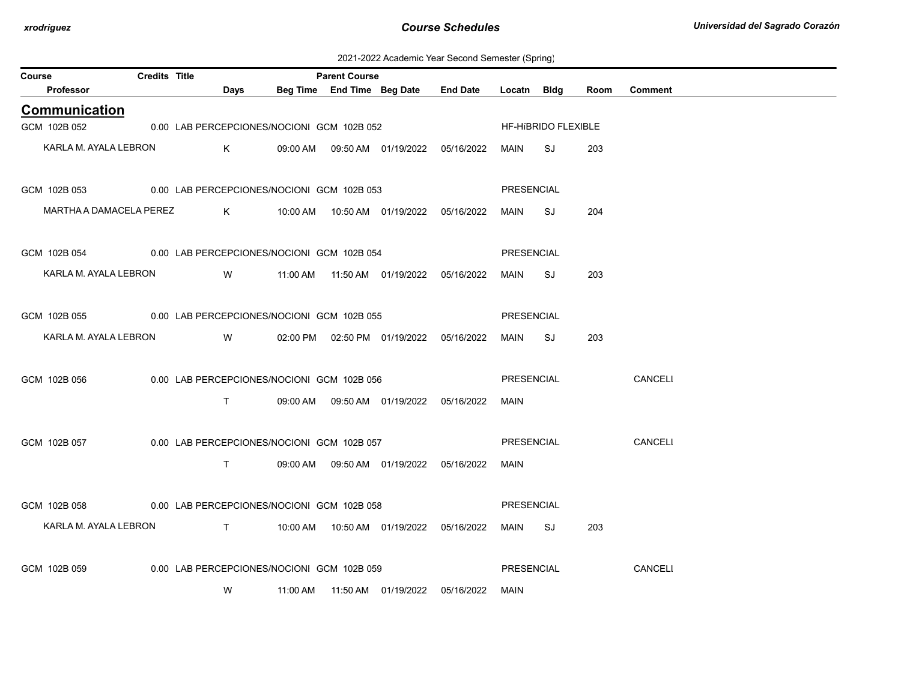2021-2022 Academic Year Second Semester (Spring)

| Course | Credits | Title | Parent Course | | | | | | | |
|---|---|---|---|---|---|---|---|---|---|---|
| Professor | Days | Beg Time | End Time | Beg Date | End Date | Locatn | Bldg | Room | Comment | |

## Communication

| Course / Professor | Credits | Title / Days | Beg Time | End Time | Beg Date | End Date | Locatn | Bldg | Room | Comment |
|---|---|---|---|---|---|---|---|---|---|---|
| GCM 102B 052 | 0.00 | LAB PERCEPCIONES/NOCIONI GCM 102B 052 | | | | | HF-HíBRIDO FLEXIBLE | | | |
| KARLA M. AYALA LEBRON | | K | 09:00 AM | 09:50 AM | 01/19/2022 | 05/16/2022 | MAIN | SJ | 203 | |
| GCM 102B 053 | 0.00 | LAB PERCEPCIONES/NOCIONI GCM 102B 053 | | | | | PRESENCIAL | | | |
| MARTHA A DAMACELA PEREZ | | K | 10:00 AM | 10:50 AM | 01/19/2022 | 05/16/2022 | MAIN | SJ | 204 | |
| GCM 102B 054 | 0.00 | LAB PERCEPCIONES/NOCIONI GCM 102B 054 | | | | | PRESENCIAL | | | |
| KARLA M. AYALA LEBRON | | W | 11:00 AM | 11:50 AM | 01/19/2022 | 05/16/2022 | MAIN | SJ | 203 | |
| GCM 102B 055 | 0.00 | LAB PERCEPCIONES/NOCIONI GCM 102B 055 | | | | | PRESENCIAL | | | |
| KARLA M. AYALA LEBRON | | W | 02:00 PM | 02:50 PM | 01/19/2022 | 05/16/2022 | MAIN | SJ | 203 | |
| GCM 102B 056 | 0.00 | LAB PERCEPCIONES/NOCIONI GCM 102B 056 | | | | | PRESENCIAL | | | CANCELI |
| | | T | 09:00 AM | 09:50 AM | 01/19/2022 | 05/16/2022 | MAIN | | | |
| GCM 102B 057 | 0.00 | LAB PERCEPCIONES/NOCIONI GCM 102B 057 | | | | | PRESENCIAL | | | CANCELI |
| | | T | 09:00 AM | 09:50 AM | 01/19/2022 | 05/16/2022 | MAIN | | | |
| GCM 102B 058 | 0.00 | LAB PERCEPCIONES/NOCIONI GCM 102B 058 | | | | | PRESENCIAL | | | |
| KARLA M. AYALA LEBRON | | T | 10:00 AM | 10:50 AM | 01/19/2022 | 05/16/2022 | MAIN | SJ | 203 | |
| GCM 102B 059 | 0.00 | LAB PERCEPCIONES/NOCIONI GCM 102B 059 | | | | | PRESENCIAL | | | CANCELI |
| | | W | 11:00 AM | 11:50 AM | 01/19/2022 | 05/16/2022 | MAIN | | | |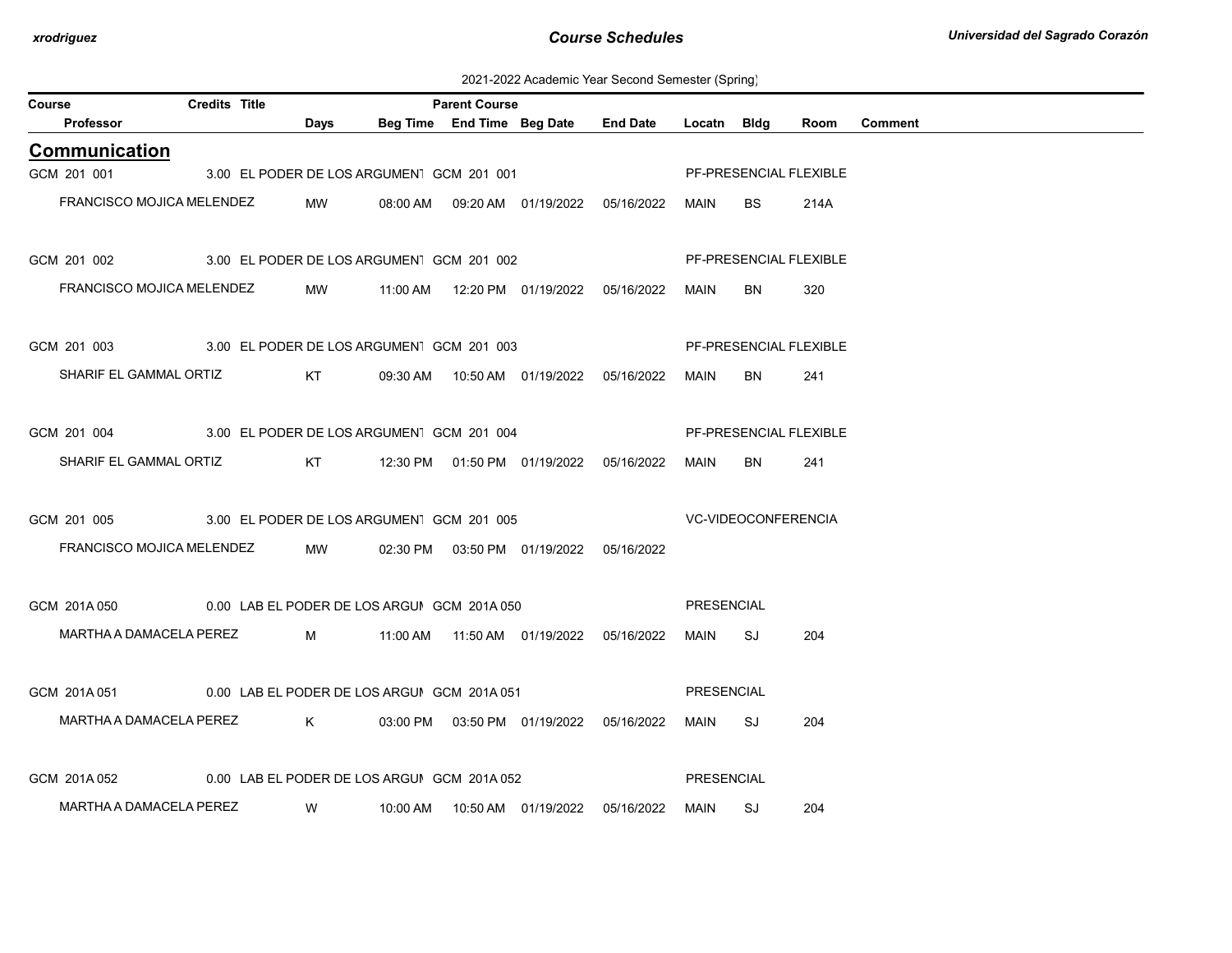2021-2022 Academic Year Second Semester (Spring)

## Communication

| Course | Credits | Title | Parent Course | Locatn | | |
|---|---|---|---|---|---|---|
| **Professor** | **Days** | **Beg Time** | **End Time** | **Beg Date** | **End Date** | **Locatn** | **Bldg** | **Room** | **Comment** |

| Course / Professor | Credits | Title / Days | Beg Time | End Time | Beg Date | End Date | Locatn | Bldg | Room | Comment |
|---|---|---|---|---|---|---|---|---|---|---|
| GCM 201 001 | 3.00 | EL PODER DE LOS ARGUMENT | GCM 201 001 (Parent Course) | | | | PF-PRESENCIAL FLEXIBLE | | | |
| FRANCISCO MOJICA MELENDEZ | | MW | 08:00 AM | 09:20 AM | 01/19/2022 | 05/16/2022 | MAIN | BS | 214A | |
| GCM 201 002 | 3.00 | EL PODER DE LOS ARGUMENT | GCM 201 002 (Parent Course) | | | | PF-PRESENCIAL FLEXIBLE | | | |
| FRANCISCO MOJICA MELENDEZ | | MW | 11:00 AM | 12:20 PM | 01/19/2022 | 05/16/2022 | MAIN | BN | 320 | |
| GCM 201 003 | 3.00 | EL PODER DE LOS ARGUMENT | GCM 201 003 (Parent Course) | | | | PF-PRESENCIAL FLEXIBLE | | | |
| SHARIF EL GAMMAL ORTIZ | | KT | 09:30 AM | 10:50 AM | 01/19/2022 | 05/16/2022 | MAIN | BN | 241 | |
| GCM 201 004 | 3.00 | EL PODER DE LOS ARGUMENT | GCM 201 004 (Parent Course) | | | | PF-PRESENCIAL FLEXIBLE | | | |
| SHARIF EL GAMMAL ORTIZ | | KT | 12:30 PM | 01:50 PM | 01/19/2022 | 05/16/2022 | MAIN | BN | 241 | |
| GCM 201 005 | 3.00 | EL PODER DE LOS ARGUMENT | GCM 201 005 (Parent Course) | | | | VC-VIDEOCONFERENCIA | | | |
| FRANCISCO MOJICA MELENDEZ | | MW | 02:30 PM | 03:50 PM | 01/19/2022 | 05/16/2022 | | | | |
| GCM 201A 050 | 0.00 | LAB EL PODER DE LOS ARGUI | GCM 201A 050 (Parent Course) | | | | PRESENCIAL | | | |
| MARTHA A DAMACELA PEREZ | | M | 11:00 AM | 11:50 AM | 01/19/2022 | 05/16/2022 | MAIN | SJ | 204 | |
| GCM 201A 051 | 0.00 | LAB EL PODER DE LOS ARGUI | GCM 201A 051 (Parent Course) | | | | PRESENCIAL | | | |
| MARTHA A DAMACELA PEREZ | | K | 03:00 PM | 03:50 PM | 01/19/2022 | 05/16/2022 | MAIN | SJ | 204 | |
| GCM 201A 052 | 0.00 | LAB EL PODER DE LOS ARGUI | GCM 201A 052 (Parent Course) | | | | PRESENCIAL | | | |
| MARTHA A DAMACELA PEREZ | | W | 10:00 AM | 10:50 AM | 01/19/2022 | 05/16/2022 | MAIN | SJ | 204 | |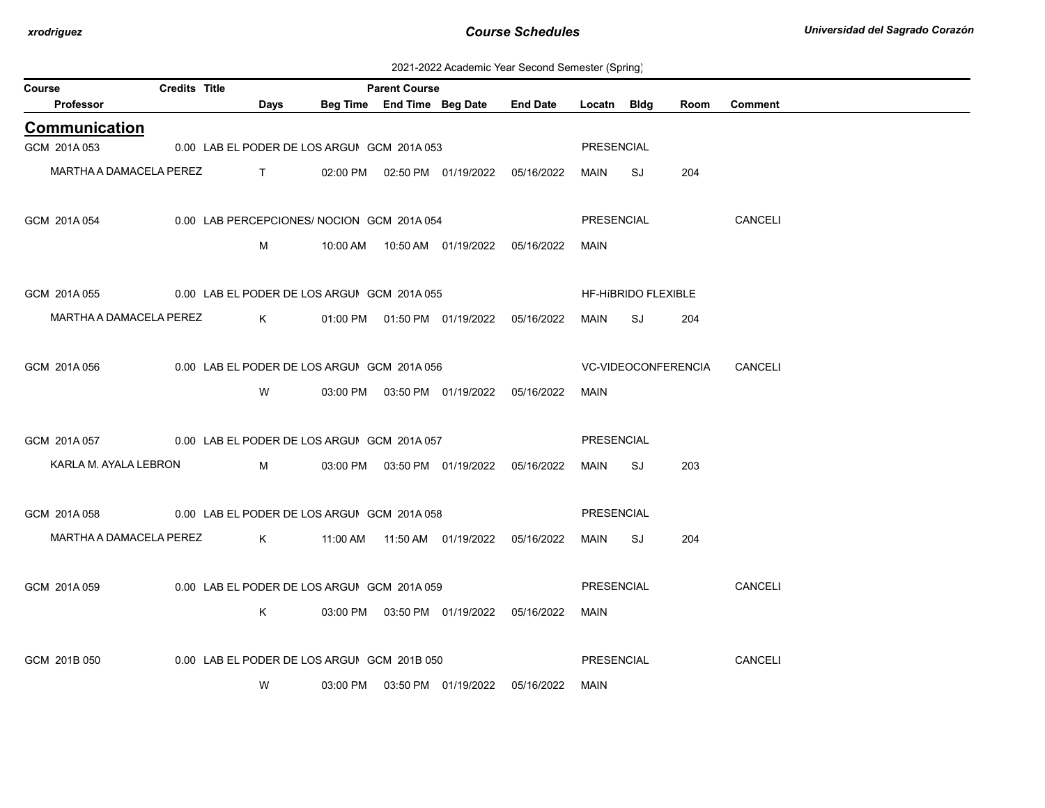2021-2022 Academic Year Second Semester (Spring)

| Course | Credits | Title | Parent Course | | | | | | | | |
|---|---|---|---|---|---|---|---|---|---|---|---|
| Professor | | Days | Beg Time | End Time | Beg Date | End Date | Locatn | Bldg | Room | Comment | |

## Communication

| Course / Professor | Credits | Title / Days | Beg Time | End Time | Beg Date | End Date | Locatn | Bldg | Room | Comment |
|---|---|---|---|---|---|---|---|---|---|---|
| GCM 201A 053 | 0.00 | LAB EL PODER DE LOS ARGUI GCM 201A 053 | | | | | PRESENCIAL | | | |
| MARTHA A DAMACELA PEREZ | | T | 02:00 PM | 02:50 PM | 01/19/2022 | 05/16/2022 | MAIN | SJ | 204 | |
| GCM 201A 054 | 0.00 | LAB PERCEPCIONES/ NOCION GCM 201A 054 | | | | | PRESENCIAL | | | CANCELI |
| | | M | 10:00 AM | 10:50 AM | 01/19/2022 | 05/16/2022 | MAIN | | | |
| GCM 201A 055 | 0.00 | LAB EL PODER DE LOS ARGUI GCM 201A 055 | | | | | HF-HíBRIDO FLEXIBLE | | | |
| MARTHA A DAMACELA PEREZ | | K | 01:00 PM | 01:50 PM | 01/19/2022 | 05/16/2022 | MAIN | SJ | 204 | |
| GCM 201A 056 | 0.00 | LAB EL PODER DE LOS ARGUI GCM 201A 056 | | | | | VC-VIDEOCONFERENCIA | | | CANCELI |
| | | W | 03:00 PM | 03:50 PM | 01/19/2022 | 05/16/2022 | MAIN | | | |
| GCM 201A 057 | 0.00 | LAB EL PODER DE LOS ARGUI GCM 201A 057 | | | | | PRESENCIAL | | | |
| KARLA M. AYALA LEBRON | | M | 03:00 PM | 03:50 PM | 01/19/2022 | 05/16/2022 | MAIN | SJ | 203 | |
| GCM 201A 058 | 0.00 | LAB EL PODER DE LOS ARGUI GCM 201A 058 | | | | | PRESENCIAL | | | |
| MARTHA A DAMACELA PEREZ | | K | 11:00 AM | 11:50 AM | 01/19/2022 | 05/16/2022 | MAIN | SJ | 204 | |
| GCM 201A 059 | 0.00 | LAB EL PODER DE LOS ARGUI GCM 201A 059 | | | | | PRESENCIAL | | | CANCELI |
| | | K | 03:00 PM | 03:50 PM | 01/19/2022 | 05/16/2022 | MAIN | | | |
| GCM 201B 050 | 0.00 | LAB EL PODER DE LOS ARGUI GCM 201B 050 | | | | | PRESENCIAL | | | CANCELI |
| | | W | 03:00 PM | 03:50 PM | 01/19/2022 | 05/16/2022 | MAIN | | | |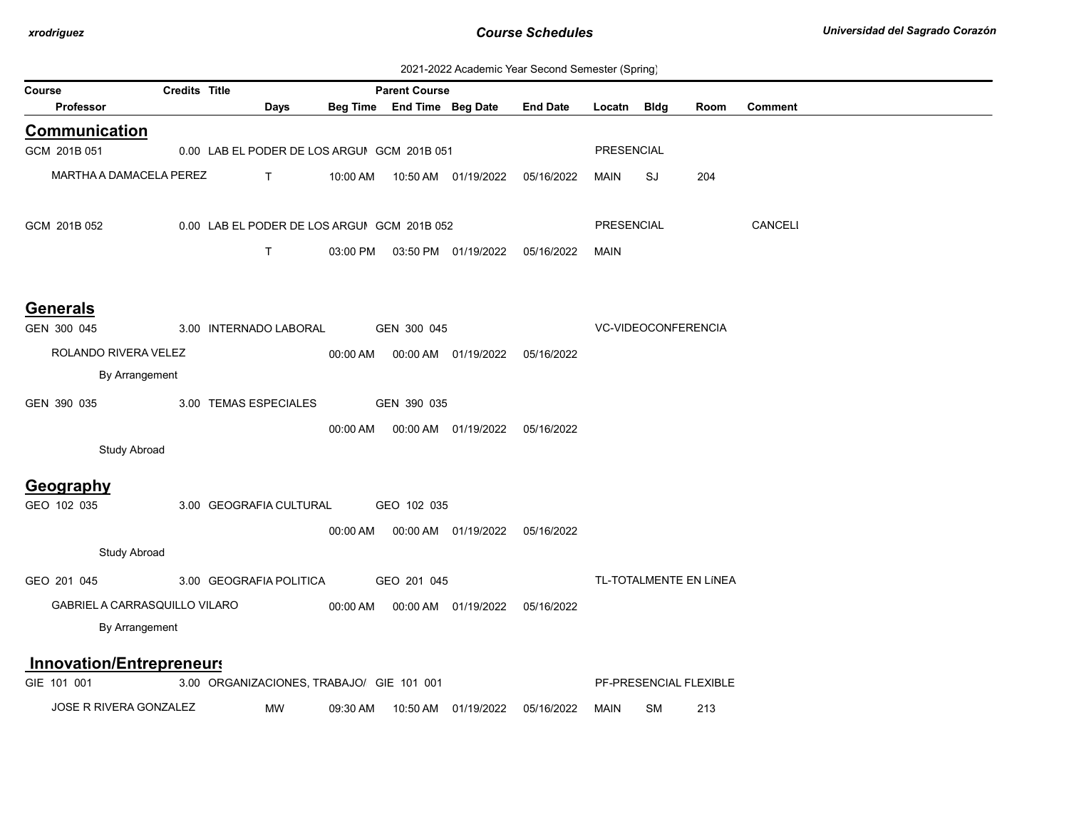2021-2022 Academic Year Second Semester (Spring)

| Course | Credits | Title | Parent Course | | | | | | | |
|---|---|---|---|---|---|---|---|---|---|---|
| Professor | Days | Beg Time | End Time | Beg Date | End Date | Locatn | Bldg | Room | Comment | |

## Communication

| Course / Professor | Credits | Title / Days | Beg Time | Parent Course / End Time | Beg Date | End Date | Locatn | Bldg | Room | Comment |
|---|---|---|---|---|---|---|---|---|---|---|
| GCM 201B 051 | 0.00 | LAB EL PODER DE LOS ARGUI | | GCM 201B 051 | | | PRESENCIAL | | | |
| MARTHA A DAMACELA PEREZ | | T | 10:00 AM | 10:50 AM | 01/19/2022 | 05/16/2022 | MAIN | SJ | 204 | |
| GCM 201B 052 | 0.00 | LAB EL PODER DE LOS ARGUI | | GCM 201B 052 | | | PRESENCIAL | | | CANCELI |
| | | T | 03:00 PM | 03:50 PM | 01/19/2022 | 05/16/2022 | MAIN | | | |

## Generals

| Course / Professor | Credits | Title / Days | Beg Time | Parent Course / End Time | Beg Date | End Date | Locatn | Bldg | Room | Comment |
|---|---|---|---|---|---|---|---|---|---|---|
| GEN 300 045 | 3.00 | INTERNADO LABORAL | | GEN 300 045 | | | VC-VIDEOCONFERENCIA | | | |
| ROLANDO RIVERA VELEZ | | | 00:00 AM | 00:00 AM | 01/19/2022 | 05/16/2022 | | | | |
| By Arrangement | | | | | | | | | | |
| GEN 390 035 | 3.00 | TEMAS ESPECIALES | | GEN 390 035 | | | | | | |
| | | | 00:00 AM | 00:00 AM | 01/19/2022 | 05/16/2022 | | | | |
| Study Abroad | | | | | | | | | | |

## Geography

| Course / Professor | Credits | Title / Days | Beg Time | Parent Course / End Time | Beg Date | End Date | Locatn | Bldg | Room | Comment |
|---|---|---|---|---|---|---|---|---|---|---|
| GEO 102 035 | 3.00 | GEOGRAFIA CULTURAL | | GEO 102 035 | | | | | | |
| | | | 00:00 AM | 00:00 AM | 01/19/2022 | 05/16/2022 | | | | |
| Study Abroad | | | | | | | | | | |
| GEO 201 045 | 3.00 | GEOGRAFIA POLITICA | | GEO 201 045 | | | TL-TOTALMENTE EN LíNEA | | | |
| GABRIEL A CARRASQUILLO VILARO | | | 00:00 AM | 00:00 AM | 01/19/2022 | 05/16/2022 | | | | |
| By Arrangement | | | | | | | | | | |

## Innovation/Entrepreneurs

| Course / Professor | Credits | Title / Days | Beg Time | Parent Course / End Time | Beg Date | End Date | Locatn | Bldg | Room | Comment |
|---|---|---|---|---|---|---|---|---|---|---|
| GIE 101 001 | 3.00 | ORGANIZACIONES, TRABAJO/ | | GIE 101 001 | | | PF-PRESENCIAL FLEXIBLE | | | |
| JOSE R RIVERA GONZALEZ | | MW | 09:30 AM | 10:50 AM | 01/19/2022 | 05/16/2022 | MAIN | SM | 213 | |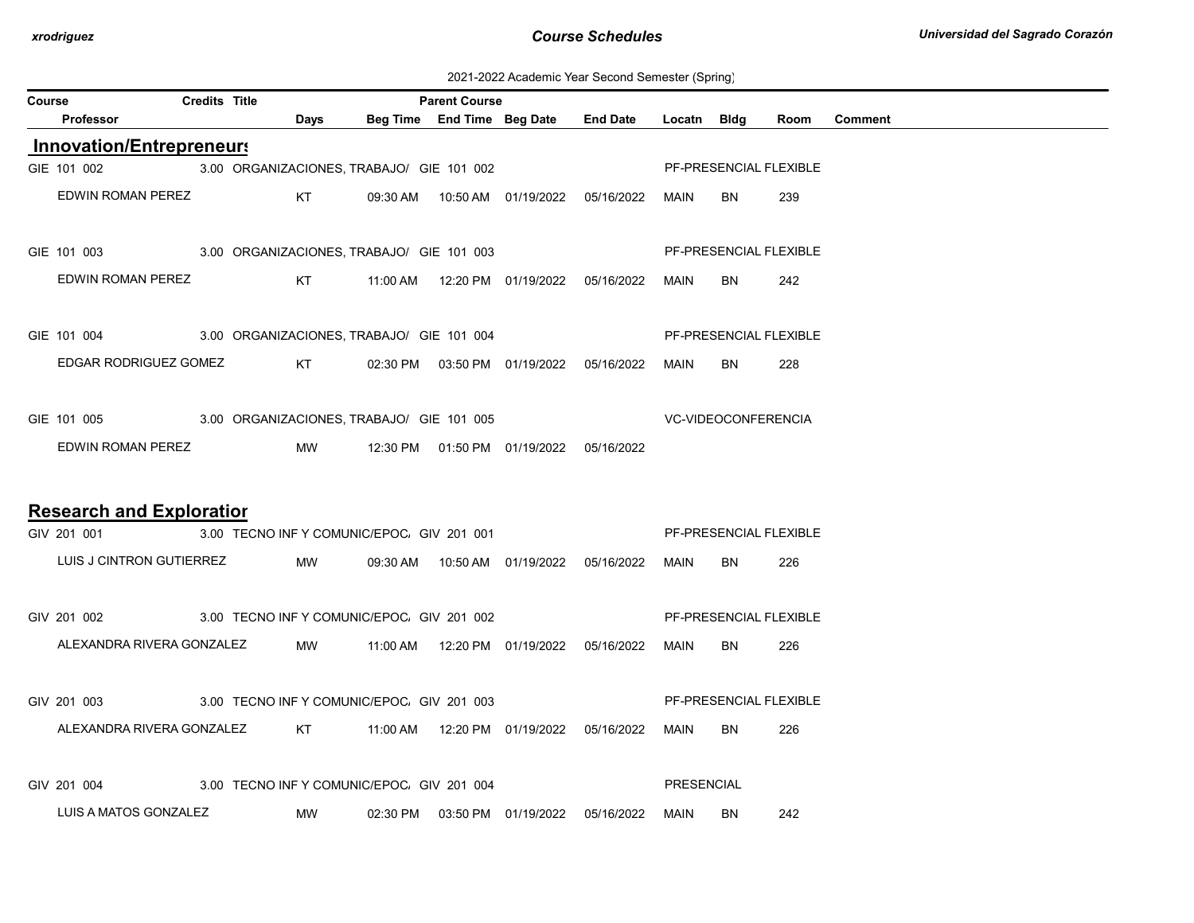2021-2022 Academic Year Second Semester (Spring)

| Course | Credits | Title | Parent Course | | | | | | | |
|---|---|---|---|---|---|---|---|---|---|---|
| Professor | | Days | Beg Time | End Time | Beg Date | End Date | Locatn | Bldg | Room | Comment |

## Innovation/Entrepreneurs

| Course / Professor | Credits | Title / Days | Beg Time | End Time | Beg Date | End Date | Locatn | Bldg | Room | Comment |
|---|---|---|---|---|---|---|---|---|---|---|
| GIE 101 002 | 3.00 | ORGANIZACIONES, TRABAJO/ GIE 101 002 | | | | | PF-PRESENCIAL FLEXIBLE | | | |
| EDWIN ROMAN PEREZ | | KT | 09:30 AM | 10:50 AM | 01/19/2022 | 05/16/2022 | MAIN | BN | 239 | |
| GIE 101 003 | 3.00 | ORGANIZACIONES, TRABAJO/ GIE 101 003 | | | | | PF-PRESENCIAL FLEXIBLE | | | |
| EDWIN ROMAN PEREZ | | KT | 11:00 AM | 12:20 PM | 01/19/2022 | 05/16/2022 | MAIN | BN | 242 | |
| GIE 101 004 | 3.00 | ORGANIZACIONES, TRABAJO/ GIE 101 004 | | | | | PF-PRESENCIAL FLEXIBLE | | | |
| EDGAR RODRIGUEZ GOMEZ | | KT | 02:30 PM | 03:50 PM | 01/19/2022 | 05/16/2022 | MAIN | BN | 228 | |
| GIE 101 005 | 3.00 | ORGANIZACIONES, TRABAJO/ GIE 101 005 | | | | | VC-VIDEOCONFERENCIA | | | |
| EDWIN ROMAN PEREZ | | MW | 12:30 PM | 01:50 PM | 01/19/2022 | 05/16/2022 | | | | |

## Research and Exploration

| Course / Professor | Credits | Title / Days | Beg Time | End Time | Beg Date | End Date | Locatn | Bldg | Room | Comment |
|---|---|---|---|---|---|---|---|---|---|---|
| GIV 201 001 | 3.00 | TECNO INF Y COMUNIC/EPOC. GIV 201 001 | | | | | PF-PRESENCIAL FLEXIBLE | | | |
| LUIS J CINTRON GUTIERREZ | | MW | 09:30 AM | 10:50 AM | 01/19/2022 | 05/16/2022 | MAIN | BN | 226 | |
| GIV 201 002 | 3.00 | TECNO INF Y COMUNIC/EPOC. GIV 201 002 | | | | | PF-PRESENCIAL FLEXIBLE | | | |
| ALEXANDRA RIVERA GONZALEZ | | MW | 11:00 AM | 12:20 PM | 01/19/2022 | 05/16/2022 | MAIN | BN | 226 | |
| GIV 201 003 | 3.00 | TECNO INF Y COMUNIC/EPOC. GIV 201 003 | | | | | PF-PRESENCIAL FLEXIBLE | | | |
| ALEXANDRA RIVERA GONZALEZ | | KT | 11:00 AM | 12:20 PM | 01/19/2022 | 05/16/2022 | MAIN | BN | 226 | |
| GIV 201 004 | 3.00 | TECNO INF Y COMUNIC/EPOC. GIV 201 004 | | | | | PRESENCIAL | | | |
| LUIS A MATOS GONZALEZ | | MW | 02:30 PM | 03:50 PM | 01/19/2022 | 05/16/2022 | MAIN | BN | 242 | |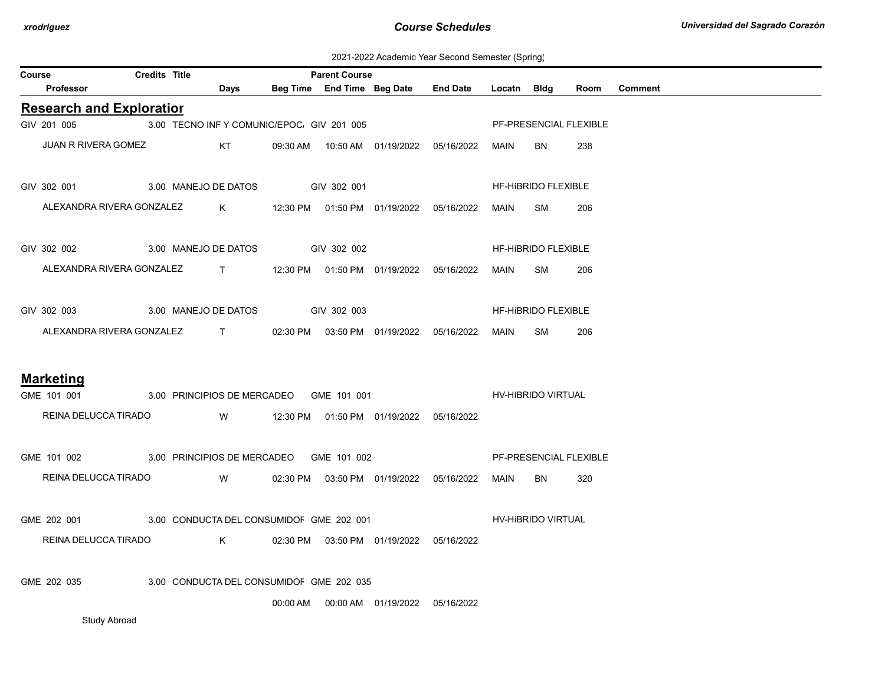2021-2022 Academic Year Second Semester (Spring)

| Course | Credits | Title | Parent Course | | | | | | | |
|---|---|---|---|---|---|---|---|---|---|---|
| Professor | Days | Beg Time | End Time | Beg Date | End Date | Locatn | Bldg | Room | Comment | |

## Research and Exploratior

| Course / Professor | Credits | Title / Days | Beg Time | Parent Course / End Time | Beg Date | End Date | Locatn | Bldg | Room | Comment |
|---|---|---|---|---|---|---|---|---|---|---|
| GIV 201 005 | 3.00 | TECNO INF Y COMUNIC/EPOC/ | | GIV 201 005 | | | PF-PRESENCIAL FLEXIBLE | | | |
| JUAN R RIVERA GOMEZ | | KT | 09:30 AM | 10:50 AM | 01/19/2022 | 05/16/2022 | MAIN | BN | 238 | |
| GIV 302 001 | 3.00 | MANEJO DE DATOS | | GIV 302 001 | | | HF-HíBRIDO FLEXIBLE | | | |
| ALEXANDRA RIVERA GONZALEZ | | K | 12:30 PM | 01:50 PM | 01/19/2022 | 05/16/2022 | MAIN | SM | 206 | |
| GIV 302 002 | 3.00 | MANEJO DE DATOS | | GIV 302 002 | | | HF-HíBRIDO FLEXIBLE | | | |
| ALEXANDRA RIVERA GONZALEZ | | T | 12:30 PM | 01:50 PM | 01/19/2022 | 05/16/2022 | MAIN | SM | 206 | |
| GIV 302 003 | 3.00 | MANEJO DE DATOS | | GIV 302 003 | | | HF-HíBRIDO FLEXIBLE | | | |
| ALEXANDRA RIVERA GONZALEZ | | T | 02:30 PM | 03:50 PM | 01/19/2022 | 05/16/2022 | MAIN | SM | 206 | |

## Marketing

| Course / Professor | Credits | Title / Days | Beg Time | Parent Course / End Time | Beg Date | End Date | Locatn | Bldg | Room | Comment |
|---|---|---|---|---|---|---|---|---|---|---|
| GME 101 001 | 3.00 | PRINCIPIOS DE MERCADEO | | GME 101 001 | | | HV-HíBRIDO VIRTUAL | | | |
| REINA DELUCCA TIRADO | | W | 12:30 PM | 01:50 PM | 01/19/2022 | 05/16/2022 | | | | |
| GME 101 002 | 3.00 | PRINCIPIOS DE MERCADEO | | GME 101 002 | | | PF-PRESENCIAL FLEXIBLE | | | |
| REINA DELUCCA TIRADO | | W | 02:30 PM | 03:50 PM | 01/19/2022 | 05/16/2022 | MAIN | BN | 320 | |
| GME 202 001 | 3.00 | CONDUCTA DEL CONSUMIDOF | | GME 202 001 | | | HV-HíBRIDO VIRTUAL | | | |
| REINA DELUCCA TIRADO | | K | 02:30 PM | 03:50 PM | 01/19/2022 | 05/16/2022 | | | | |
| GME 202 035 | 3.00 | CONDUCTA DEL CONSUMIDOF | | GME 202 035 | | | | | | |
| | | | 00:00 AM | 00:00 AM | 01/19/2022 | 05/16/2022 | | | | |
| Study Abroad | | | | | | | | | | |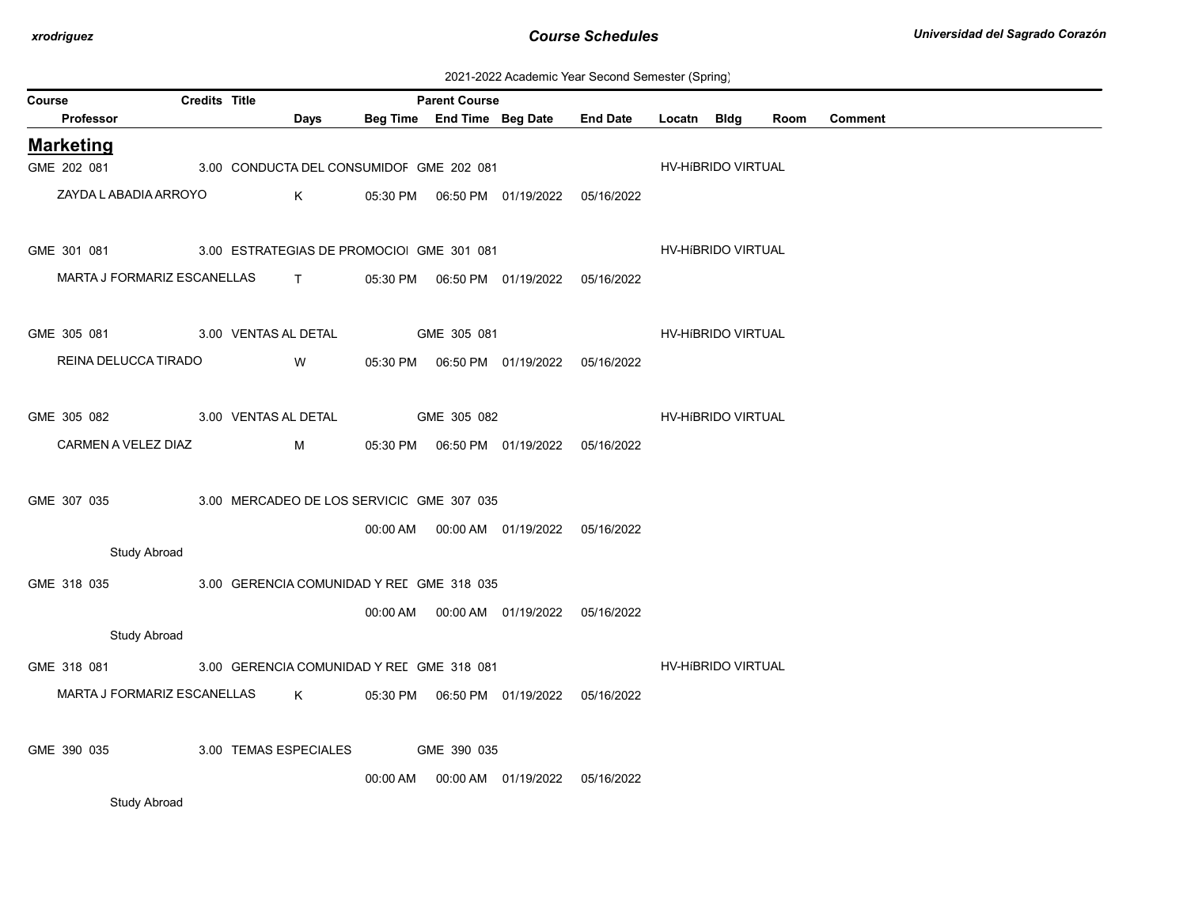2021-2022 Academic Year Second Semester (Spring)

| Course | Credits | Title | Days | Beg Time | End Time | Beg Date | End Date | Parent Course | Locatn | Bldg | Room | Comment |
|---|---|---|---|---|---|---|---|---|---|---|---|---|
| Professor | | | | | | | | | | | | |

## Marketing

| Course / Professor | Credits | Title | Days | Beg Time | End Time | Beg Date | End Date | Parent Course | Locatn | Bldg | Room | Comment |
|---|---|---|---|---|---|---|---|---|---|---|---|---|
| GME 202 081 | 3.00 | CONDUCTA DEL CONSUMIDOF | | | | | | GME 202 081 | HV-HíBRIDO VIRTUAL | | | |
| ZAYDA L ABADIA ARROYO | | | K | 05:30 PM | 06:50 PM | 01/19/2022 | 05/16/2022 | | | | | |
| GME 301 081 | 3.00 | ESTRATEGIAS DE PROMOCIOI | | | | | | GME 301 081 | HV-HíBRIDO VIRTUAL | | | |
| MARTA J FORMARIZ ESCANELLAS | | | T | 05:30 PM | 06:50 PM | 01/19/2022 | 05/16/2022 | | | | | |
| GME 305 081 | 3.00 | VENTAS AL DETAL | | | | | | GME 305 081 | HV-HíBRIDO VIRTUAL | | | |
| REINA DELUCCA TIRADO | | | W | 05:30 PM | 06:50 PM | 01/19/2022 | 05/16/2022 | | | | | |
| GME 305 082 | 3.00 | VENTAS AL DETAL | | | | | | GME 305 082 | HV-HíBRIDO VIRTUAL | | | |
| CARMEN A VELEZ DIAZ | | | M | 05:30 PM | 06:50 PM | 01/19/2022 | 05/16/2022 | | | | | |
| GME 307 035 | 3.00 | MERCADEO DE LOS SERVICIC | | | | | | GME 307 035 | | | | |
| | | | | 00:00 AM | 00:00 AM | 01/19/2022 | 05/16/2022 | | | | | |
| Study Abroad | | | | | | | | | | | | |
| GME 318 035 | 3.00 | GERENCIA COMUNIDAD Y REI | | | | | | GME 318 035 | | | | |
| | | | | 00:00 AM | 00:00 AM | 01/19/2022 | 05/16/2022 | | | | | |
| Study Abroad | | | | | | | | | | | | |
| GME 318 081 | 3.00 | GERENCIA COMUNIDAD Y REI | | | | | | GME 318 081 | HV-HíBRIDO VIRTUAL | | | |
| MARTA J FORMARIZ ESCANELLAS | | | K | 05:30 PM | 06:50 PM | 01/19/2022 | 05/16/2022 | | | | | |
| GME 390 035 | 3.00 | TEMAS ESPECIALES | | | | | | GME 390 035 | | | | |
| | | | | 00:00 AM | 00:00 AM | 01/19/2022 | 05/16/2022 | | | | | |
| Study Abroad | | | | | | | | | | | | |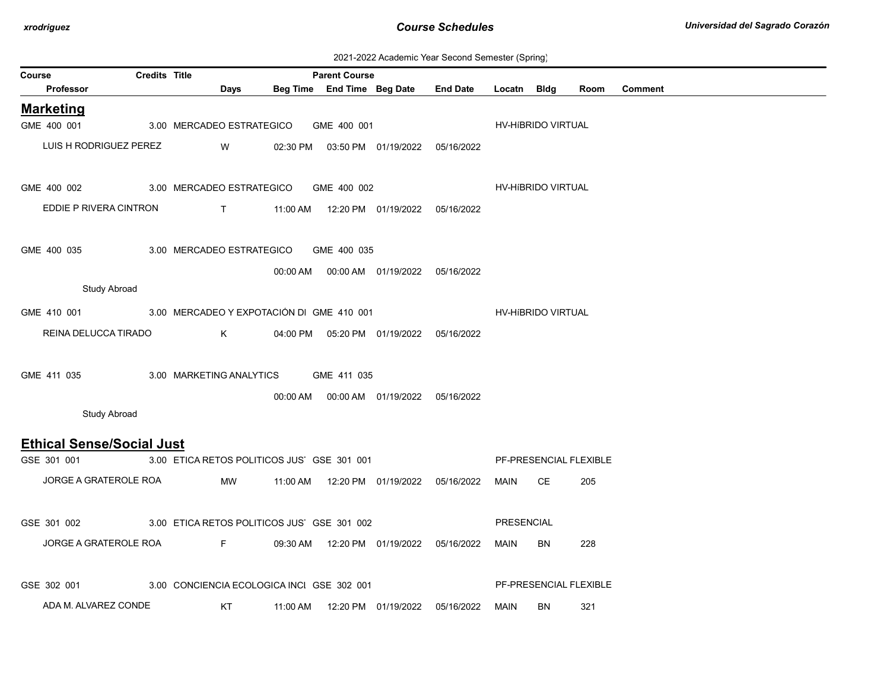2021-2022 Academic Year Second Semester (Spring)

| Course | Credits | Title | Parent Course | | | | | | |
|---|---|---|---|---|---|---|---|---|---|
| Professor | Days | Beg Time | End Time | Beg Date | End Date | Locatn | Bldg | Room | Comment |

## Marketing

| Course / Professor | Credits | Title / Days | Beg Time | End Time | Beg Date | End Date | Locatn | Bldg | Room | Comment |
|---|---|---|---|---|---|---|---|---|---|---|
| GME 400 001 | 3.00 | MERCADEO ESTRATEGICO | GME 400 001 | | | | HV-HíBRIDO VIRTUAL | | | |
| LUIS H RODRIGUEZ PEREZ | | W | 02:30 PM | 03:50 PM | 01/19/2022 | 05/16/2022 | | | | |
| GME 400 002 | 3.00 | MERCADEO ESTRATEGICO | GME 400 002 | | | | HV-HíBRIDO VIRTUAL | | | |
| EDDIE P RIVERA CINTRON | | T | 11:00 AM | 12:20 PM | 01/19/2022 | 05/16/2022 | | | | |
| GME 400 035 | 3.00 | MERCADEO ESTRATEGICO | GME 400 035 | | | | | | | |
| | | | 00:00 AM | 00:00 AM | 01/19/2022 | 05/16/2022 | | | | |
| Study Abroad | | | | | | | | | | |
| GME 410 001 | 3.00 | MERCADEO Y EXPOTACIÓN DI | GME 410 001 | | | | HV-HíBRIDO VIRTUAL | | | |
| REINA DELUCCA TIRADO | | K | 04:00 PM | 05:20 PM | 01/19/2022 | 05/16/2022 | | | | |
| GME 411 035 | 3.00 | MARKETING ANALYTICS | GME 411 035 | | | | | | | |
| | | | 00:00 AM | 00:00 AM | 01/19/2022 | 05/16/2022 | | | | |
| Study Abroad | | | | | | | | | | |

## Ethical Sense/Social Just

| Course / Professor | Credits | Title / Days | Beg Time | End Time | Beg Date | End Date | Locatn | Bldg | Room | Comment |
|---|---|---|---|---|---|---|---|---|---|---|
| GSE 301 001 | 3.00 | ETICA RETOS POLITICOS JUS | GSE 301 001 | | | | PF-PRESENCIAL FLEXIBLE | | | |
| JORGE A GRATEROLE ROA | | MW | 11:00 AM | 12:20 PM | 01/19/2022 | 05/16/2022 | MAIN | CE | 205 | |
| GSE 301 002 | 3.00 | ETICA RETOS POLITICOS JUS | GSE 301 002 | | | | PRESENCIAL | | | |
| JORGE A GRATEROLE ROA | | F | 09:30 AM | 12:20 PM | 01/19/2022 | 05/16/2022 | MAIN | BN | 228 | |
| GSE 302 001 | 3.00 | CONCIENCIA ECOLOGICA INCI | GSE 302 001 | | | | PF-PRESENCIAL FLEXIBLE | | | |
| ADA M. ALVAREZ CONDE | | KT | 11:00 AM | 12:20 PM | 01/19/2022 | 05/16/2022 | MAIN | BN | 321 | |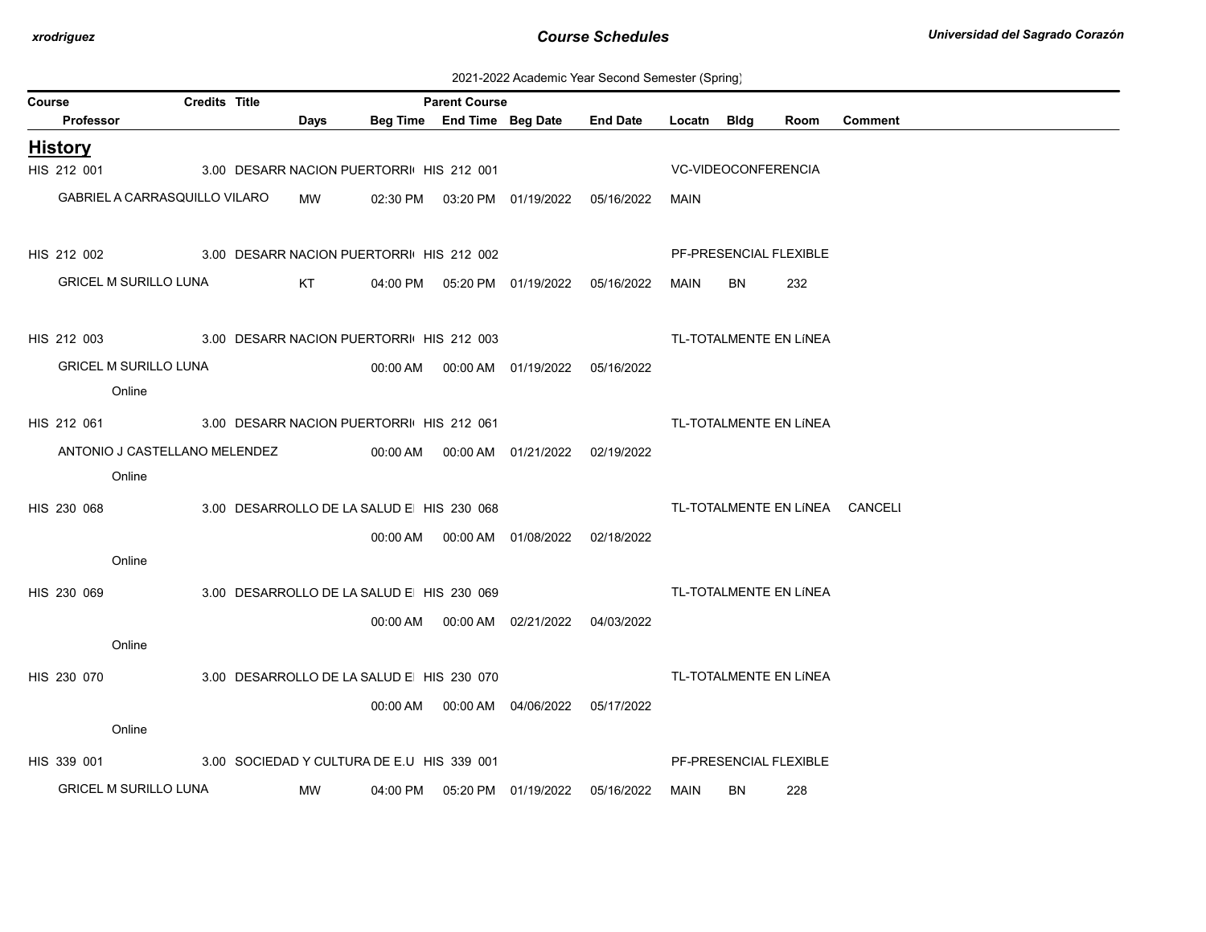2021-2022 Academic Year Second Semester (Spring)

| Course | Credits | Title | Parent Course | | | | | | | |
|---|---|---|---|---|---|---|---|---|---|---|
| Professor | Days | Beg Time | End Time | Beg Date | End Date | Locatn | Bldg | Room | Comment | |

## History

| Course / Professor | Credits | Title | Days | Beg Time | End Time | Beg Date | End Date | Locatn | Bldg | Room | Comment |
|---|---|---|---|---|---|---|---|---|---|---|---|
| HIS 212 001 | 3.00 | DESARR NACION PUERTORRI HIS 212 001 | | | | | | VC-VIDEOCONFERENCIA | | | |
| GABRIEL A CARRASQUILLO VILARO | | | MW | 02:30 PM | 03:20 PM | 01/19/2022 | 05/16/2022 | MAIN | | | |
| HIS 212 002 | 3.00 | DESARR NACION PUERTORRI HIS 212 002 | | | | | | PF-PRESENCIAL FLEXIBLE | | | |
| GRICEL M SURILLO LUNA | | | KT | 04:00 PM | 05:20 PM | 01/19/2022 | 05/16/2022 | MAIN | BN | 232 | |
| HIS 212 003 | 3.00 | DESARR NACION PUERTORRI HIS 212 003 | | | | | | TL-TOTALMENTE EN LíNEA | | | |
| GRICEL M SURILLO LUNA | | | | 00:00 AM | 00:00 AM | 01/19/2022 | 05/16/2022 | | | | |
| Online | | | | | | | | | | | |
| HIS 212 061 | 3.00 | DESARR NACION PUERTORRI HIS 212 061 | | | | | | TL-TOTALMENTE EN LíNEA | | | |
| ANTONIO J CASTELLANO MELENDEZ | | | | 00:00 AM | 00:00 AM | 01/21/2022 | 02/19/2022 | | | | |
| Online | | | | | | | | | | | |
| HIS 230 068 | 3.00 | DESARROLLO DE LA SALUD E HIS 230 068 | | | | | | TL-TOTALMENTE EN LíNEA | | | CANCELI |
| | | | | 00:00 AM | 00:00 AM | 01/08/2022 | 02/18/2022 | | | | |
| Online | | | | | | | | | | | |
| HIS 230 069 | 3.00 | DESARROLLO DE LA SALUD E HIS 230 069 | | | | | | TL-TOTALMENTE EN LíNEA | | | |
| | | | | 00:00 AM | 00:00 AM | 02/21/2022 | 04/03/2022 | | | | |
| Online | | | | | | | | | | | |
| HIS 230 070 | 3.00 | DESARROLLO DE LA SALUD E HIS 230 070 | | | | | | TL-TOTALMENTE EN LíNEA | | | |
| | | | | 00:00 AM | 00:00 AM | 04/06/2022 | 05/17/2022 | | | | |
| Online | | | | | | | | | | | |
| HIS 339 001 | 3.00 | SOCIEDAD Y CULTURA DE E.U HIS 339 001 | | | | | | PF-PRESENCIAL FLEXIBLE | | | |
| GRICEL M SURILLO LUNA | | | MW | 04:00 PM | 05:20 PM | 01/19/2022 | 05/16/2022 | MAIN | BN | 228 | |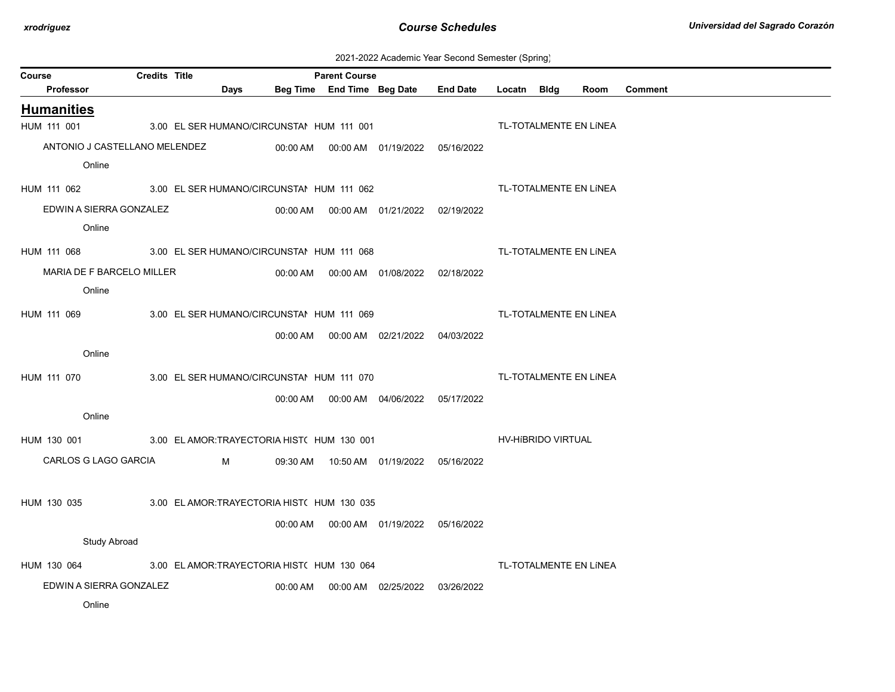2021-2022 Academic Year Second Semester (Spring)

| Course | Credits | Title | Parent Course | | | | | | | |
|---|---|---|---|---|---|---|---|---|---|---|
| Professor | Days | Beg Time | End Time | Beg Date | End Date | Locatn | Bldg | Room | Comment | |

## Humanities

| Course / Professor | Credits | Title | Parent Course | Days | Beg Time | End Time | Beg Date | End Date | Locatn | Bldg | Room | Comment |
|---|---|---|---|---|---|---|---|---|---|---|---|---|
| HUM 111 001 | 3.00 | EL SER HUMANO/CIRCUNSTAN | HUM 111 001 | | | | | | TL-TOTALMENTE EN LíNEA | | | |
| ANTONIO J CASTELLANO MELENDEZ | | | | | 00:00 AM | 00:00 AM | 01/19/2022 | 05/16/2022 | | | | |
| Online | | | | | | | | | | | | |
| HUM 111 062 | 3.00 | EL SER HUMANO/CIRCUNSTAN | HUM 111 062 | | | | | | TL-TOTALMENTE EN LíNEA | | | |
| EDWIN A SIERRA GONZALEZ | | | | | 00:00 AM | 00:00 AM | 01/21/2022 | 02/19/2022 | | | | |
| Online | | | | | | | | | | | | |
| HUM 111 068 | 3.00 | EL SER HUMANO/CIRCUNSTAN | HUM 111 068 | | | | | | TL-TOTALMENTE EN LíNEA | | | |
| MARIA DE F BARCELO MILLER | | | | | 00:00 AM | 00:00 AM | 01/08/2022 | 02/18/2022 | | | | |
| Online | | | | | | | | | | | | |
| HUM 111 069 | 3.00 | EL SER HUMANO/CIRCUNSTAN | HUM 111 069 | | | | | | TL-TOTALMENTE EN LíNEA | | | |
| | | | | | 00:00 AM | 00:00 AM | 02/21/2022 | 04/03/2022 | | | | |
| Online | | | | | | | | | | | | |
| HUM 111 070 | 3.00 | EL SER HUMANO/CIRCUNSTAN | HUM 111 070 | | | | | | TL-TOTALMENTE EN LíNEA | | | |
| | | | | | 00:00 AM | 00:00 AM | 04/06/2022 | 05/17/2022 | | | | |
| Online | | | | | | | | | | | | |
| HUM 130 001 | 3.00 | EL AMOR:TRAYECTORIA HIST( | HUM 130 001 | | | | | | HV-HíBRIDO VIRTUAL | | | |
| CARLOS G LAGO GARCIA | | | | M | 09:30 AM | 10:50 AM | 01/19/2022 | 05/16/2022 | | | | |
| HUM 130 035 | 3.00 | EL AMOR:TRAYECTORIA HIST( | HUM 130 035 | | | | | | | | | |
| | | | | | 00:00 AM | 00:00 AM | 01/19/2022 | 05/16/2022 | | | | |
| Study Abroad | | | | | | | | | | | | |
| HUM 130 064 | 3.00 | EL AMOR:TRAYECTORIA HIST( | HUM 130 064 | | | | | | TL-TOTALMENTE EN LíNEA | | | |
| EDWIN A SIERRA GONZALEZ | | | | | 00:00 AM | 00:00 AM | 02/25/2022 | 03/26/2022 | | | | |
| Online | | | | | | | | | | | | |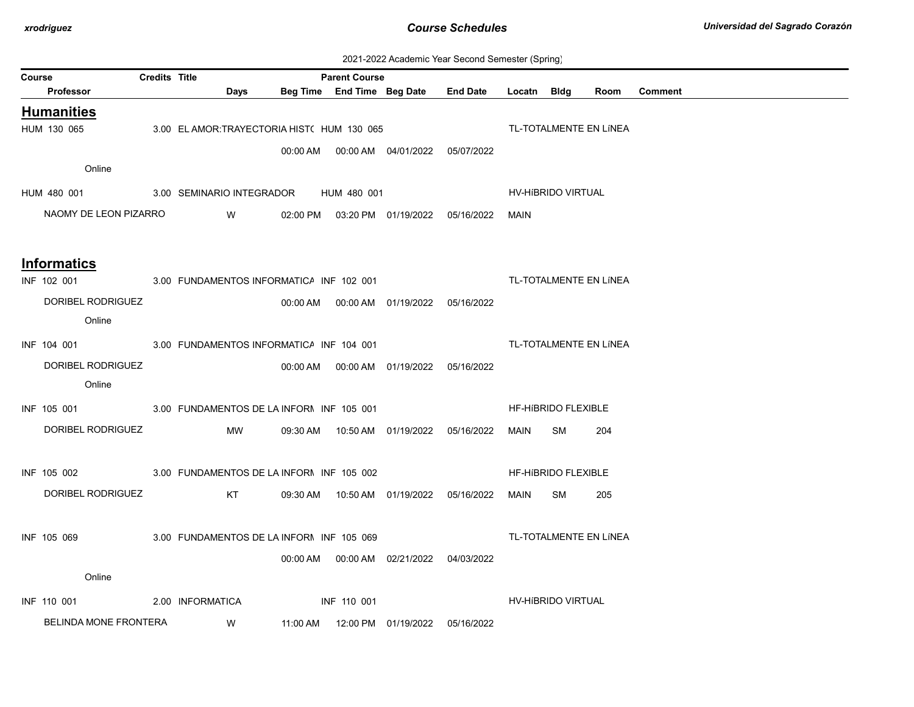2021-2022 Academic Year Second Semester (Spring)

| Course | Credits | Title | | Parent Course | | | | | | | |
|---|---|---|---|---|---|---|---|---|---|---|---|
| Professor | | | Days | Beg Time | End Time | Beg Date | End Date | Locatn | Bldg | Room | Comment |

## Humanities

| Course | Credits | Title | Days | Beg Time | End Time | Beg Date | End Date | Locatn | Bldg | Room | Comment |
|---|---|---|---|---|---|---|---|---|---|---|---|
| HUM 130 065 | 3.00 | EL AMOR:TRAYECTORIA HISTC HUM 130 065 | | | | | | TL-TOTALMENTE EN LíNEA | | | |
| | | | | 00:00 AM | 00:00 AM | 04/01/2022 | 05/07/2022 | | | | |
| Online | | | | | | | | | | | |
| HUM 480 001 | 3.00 | SEMINARIO INTEGRADOR HUM 480 001 | | | | | | HV-HíBRIDO VIRTUAL | | | |
| NAOMY DE LEON PIZARRO | | | W | 02:00 PM | 03:20 PM | 01/19/2022 | 05/16/2022 | MAIN | | | |

## Informatics

| Course | Credits | Title | Days | Beg Time | End Time | Beg Date | End Date | Locatn | Bldg | Room | Comment |
|---|---|---|---|---|---|---|---|---|---|---|---|
| INF 102 001 | 3.00 | FUNDAMENTOS INFORMATICA INF 102 001 | | | | | | TL-TOTALMENTE EN LíNEA | | | |
| DORIBEL RODRIGUEZ | | | | 00:00 AM | 00:00 AM | 01/19/2022 | 05/16/2022 | | | | |
| Online | | | | | | | | | | | |
| INF 104 001 | 3.00 | FUNDAMENTOS INFORMATICA INF 104 001 | | | | | | TL-TOTALMENTE EN LíNEA | | | |
| DORIBEL RODRIGUEZ | | | | 00:00 AM | 00:00 AM | 01/19/2022 | 05/16/2022 | | | | |
| Online | | | | | | | | | | | |
| INF 105 001 | 3.00 | FUNDAMENTOS DE LA INFORM INF 105 001 | | | | | | HF-HíBRIDO FLEXIBLE | | | |
| DORIBEL RODRIGUEZ | | | MW | 09:30 AM | 10:50 AM | 01/19/2022 | 05/16/2022 | MAIN | SM | 204 | |
| INF 105 002 | 3.00 | FUNDAMENTOS DE LA INFORM INF 105 002 | | | | | | HF-HíBRIDO FLEXIBLE | | | |
| DORIBEL RODRIGUEZ | | | KT | 09:30 AM | 10:50 AM | 01/19/2022 | 05/16/2022 | MAIN | SM | 205 | |
| INF 105 069 | 3.00 | FUNDAMENTOS DE LA INFORM INF 105 069 | | | | | | TL-TOTALMENTE EN LíNEA | | | |
| | | | | 00:00 AM | 00:00 AM | 02/21/2022 | 04/03/2022 | | | | |
| Online | | | | | | | | | | | |
| INF 110 001 | 2.00 | INFORMATICA INF 110 001 | | | | | | HV-HíBRIDO VIRTUAL | | | |
| BELINDA MONE FRONTERA | | | W | 11:00 AM | 12:00 PM | 01/19/2022 | 05/16/2022 | | | | |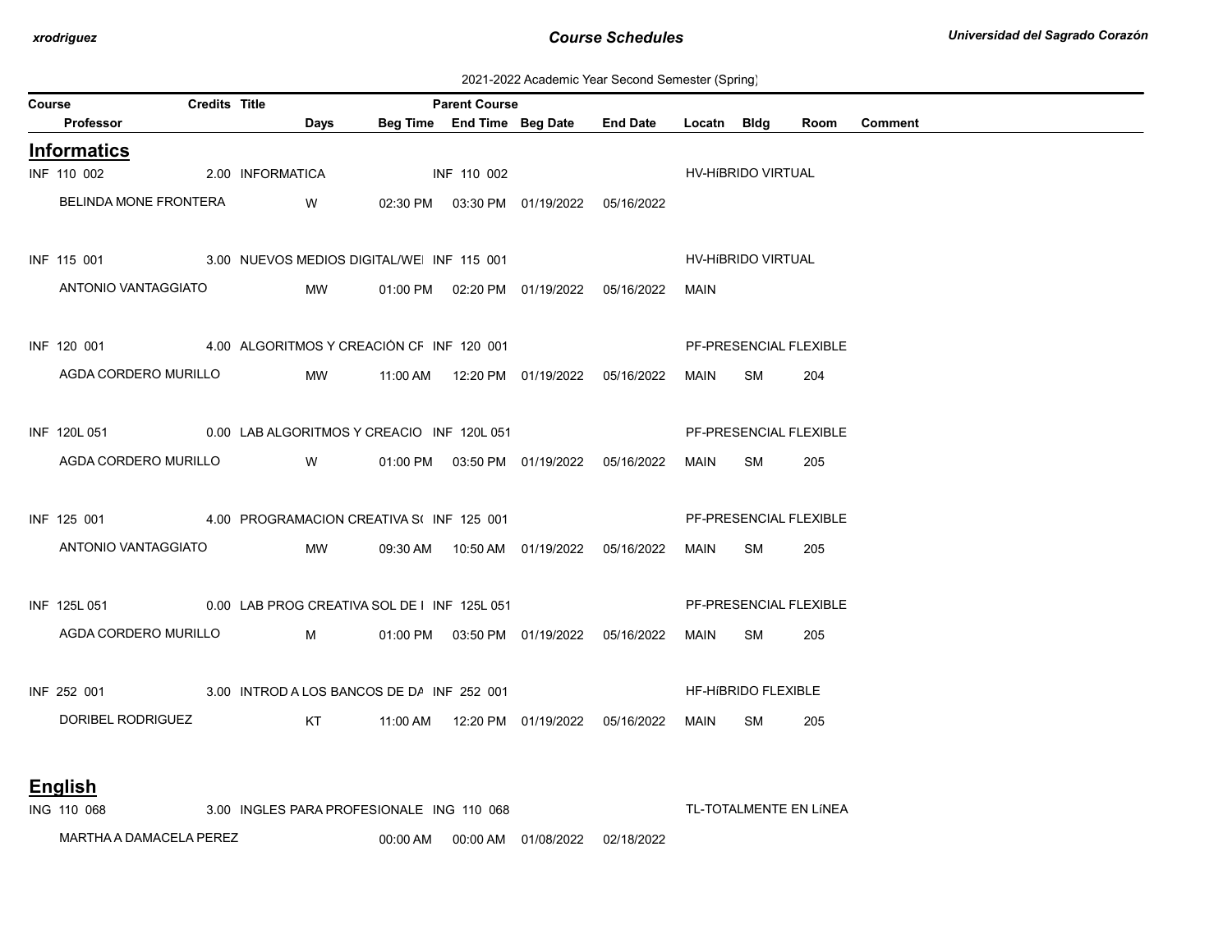2021-2022 Academic Year Second Semester (Spring)

| Course | Credits | Title | Parent Course | | | | Locatn | Bldg | Room | Comment |
|---|---|---|---|---|---|---|---|---|---|---|
| Professor | | Days | Beg Time | End Time | Beg Date | End Date | | | | |

## Informatics

| Course / Professor | Credits | Title / Days | Beg Time | Parent Course / End Time | Beg Date | End Date | Locatn | Bldg | Room | Comment |
|---|---|---|---|---|---|---|---|---|---|---|
| INF 110 002 | 2.00 | INFORMATICA | | INF 110 002 | | | HV-HíBRIDO VIRTUAL | | | |
| BELINDA MONE FRONTERA | | W | 02:30 PM | 03:30 PM | 01/19/2022 | 05/16/2022 | | | | |
| INF 115 001 | 3.00 | NUEVOS MEDIOS DIGITAL/WEI | | INF 115 001 | | | HV-HíBRIDO VIRTUAL | | | |
| ANTONIO VANTAGGIATO | | MW | 01:00 PM | 02:20 PM | 01/19/2022 | 05/16/2022 | MAIN | | | |
| INF 120 001 | 4.00 | ALGORITMOS Y CREACIÓN CF | | INF 120 001 | | | PF-PRESENCIAL FLEXIBLE | | | |
| AGDA CORDERO MURILLO | | MW | 11:00 AM | 12:20 PM | 01/19/2022 | 05/16/2022 | MAIN | SM | 204 | |
| INF 120L 051 | 0.00 | LAB ALGORITMOS Y CREACIO | | INF 120L 051 | | | PF-PRESENCIAL FLEXIBLE | | | |
| AGDA CORDERO MURILLO | | W | 01:00 PM | 03:50 PM | 01/19/2022 | 05/16/2022 | MAIN | SM | 205 | |
| INF 125 001 | 4.00 | PROGRAMACION CREATIVA S( | | INF 125 001 | | | PF-PRESENCIAL FLEXIBLE | | | |
| ANTONIO VANTAGGIATO | | MW | 09:30 AM | 10:50 AM | 01/19/2022 | 05/16/2022 | MAIN | SM | 205 | |
| INF 125L 051 | 0.00 | LAB PROG CREATIVA SOL DE I | | INF 125L 051 | | | PF-PRESENCIAL FLEXIBLE | | | |
| AGDA CORDERO MURILLO | | M | 01:00 PM | 03:50 PM | 01/19/2022 | 05/16/2022 | MAIN | SM | 205 | |
| INF 252 001 | 3.00 | INTROD A LOS BANCOS DE DA | | INF 252 001 | | | HF-HíBRIDO FLEXIBLE | | | |
| DORIBEL RODRIGUEZ | | KT | 11:00 AM | 12:20 PM | 01/19/2022 | 05/16/2022 | MAIN | SM | 205 | |

## English

| Course / Professor | Credits | Title / Days | Beg Time | Parent Course / End Time | Beg Date | End Date | Locatn | Bldg | Room | Comment |
|---|---|---|---|---|---|---|---|---|---|---|
| ING 110 068 | 3.00 | INGLES PARA PROFESIONALE | | ING 110 068 | | | TL-TOTALMENTE EN LíNEA | | | |
| MARTHA A DAMACELA PEREZ | | | 00:00 AM | 00:00 AM | 01/08/2022 | 02/18/2022 | | | | |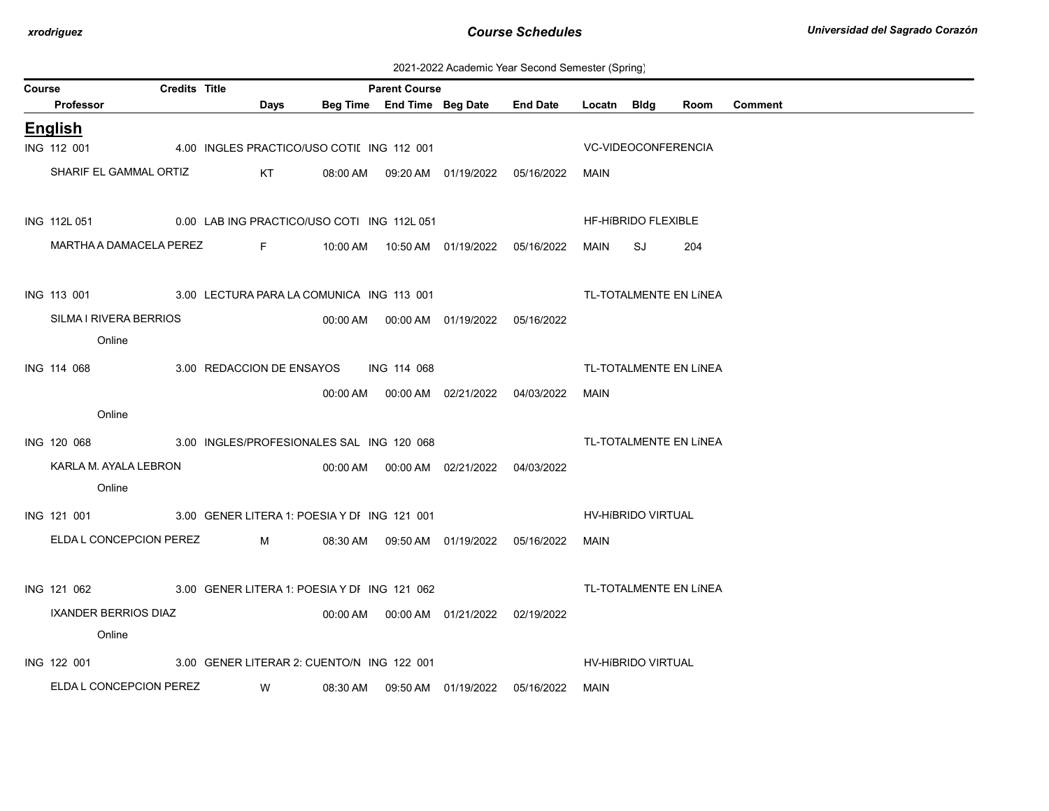2021-2022 Academic Year Second Semester (Spring)

| Course | Credits | Title | Parent Course | | | | | |
|---|---|---|---|---|---|---|---|---|
| Professor | Days | Beg Time | End Time | Beg Date | End Date | Locatn | Bldg | Room | Comment |

## English

| Course / Professor | Credits | Title / Days | Beg Time | End Time | Beg Date | End Date | Locatn | Bldg | Room | Comment |
|---|---|---|---|---|---|---|---|---|---|---|
| ING 112 001 | 4.00 | INGLES PRACTICO/USO COTIL ING 112 001 | | | | | VC-VIDEOCONFERENCIA | | | |
| SHARIF EL GAMMAL ORTIZ | | KT | 08:00 AM | 09:20 AM | 01/19/2022 | 05/16/2022 | MAIN | | | |
| ING 112L 051 | 0.00 | LAB ING PRACTICO/USO COTI ING 112L 051 | | | | | HF-HíBRIDO FLEXIBLE | | | |
| MARTHA A DAMACELA PEREZ | | F | 10:00 AM | 10:50 AM | 01/19/2022 | 05/16/2022 | MAIN | SJ | 204 | |
| ING 113 001 | 3.00 | LECTURA PARA LA COMUNICA ING 113 001 | | | | | TL-TOTALMENTE EN LíNEA | | | |
| SILMA I RIVERA BERRIOS | | | 00:00 AM | 00:00 AM | 01/19/2022 | 05/16/2022 | | | | |
| Online | | | | | | | | | | |
| ING 114 068 | 3.00 | REDACCION DE ENSAYOS ING 114 068 | | | | | TL-TOTALMENTE EN LíNEA | | | |
| | | | 00:00 AM | 00:00 AM | 02/21/2022 | 04/03/2022 | MAIN | | | |
| Online | | | | | | | | | | |
| ING 120 068 | 3.00 | INGLES/PROFESIONALES SAL ING 120 068 | | | | | TL-TOTALMENTE EN LíNEA | | | |
| KARLA M. AYALA LEBRON | | | 00:00 AM | 00:00 AM | 02/21/2022 | 04/03/2022 | | | | |
| Online | | | | | | | | | | |
| ING 121 001 | 3.00 | GENER LITERA 1: POESIA Y DI ING 121 001 | | | | | HV-HíBRIDO VIRTUAL | | | |
| ELDA L CONCEPCION PEREZ | | M | 08:30 AM | 09:50 AM | 01/19/2022 | 05/16/2022 | MAIN | | | |
| ING 121 062 | 3.00 | GENER LITERA 1: POESIA Y DI ING 121 062 | | | | | TL-TOTALMENTE EN LíNEA | | | |
| IXANDER BERRIOS DIAZ | | | 00:00 AM | 00:00 AM | 01/21/2022 | 02/19/2022 | | | | |
| Online | | | | | | | | | | |
| ING 122 001 | 3.00 | GENER LITERAR 2: CUENTO/N ING 122 001 | | | | | HV-HíBRIDO VIRTUAL | | | |
| ELDA L CONCEPCION PEREZ | | W | 08:30 AM | 09:50 AM | 01/19/2022 | 05/16/2022 | MAIN | | | |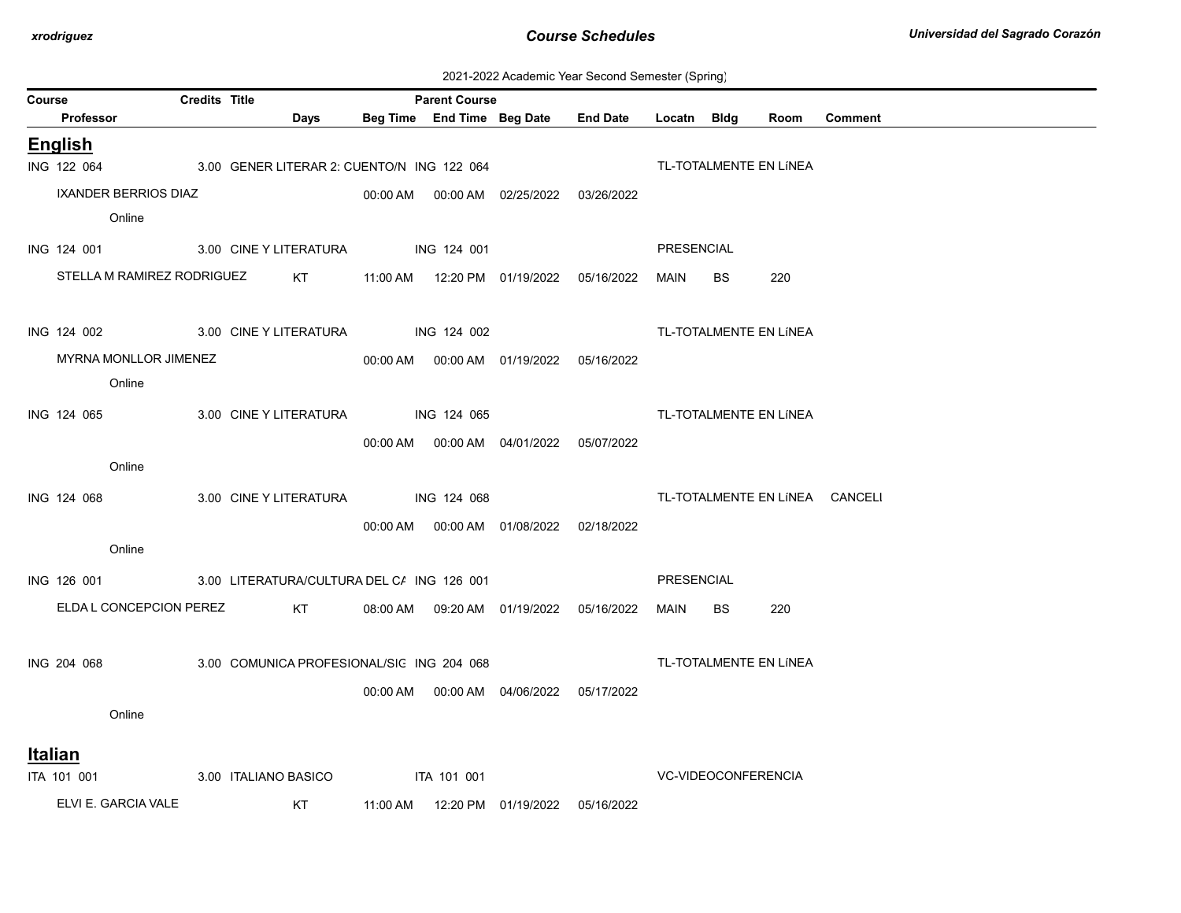2021-2022 Academic Year Second Semester (Spring)

| Course | Credits | Title | | | Parent Course | | | | | | | |
|---|---|---|---|---|---|---|---|---|---|---|---|---|
| Professor | | | Days | Beg Time | End Time | Beg Date | End Date | Locatn | Bldg | Room | Comment |

## English

| Course / Professor | Credits | Title | Days | Beg Time | End Time | Beg Date | End Date | Locatn | Bldg | Room | Comment |
|---|---|---|---|---|---|---|---|---|---|---|---|
| ING 122 064 | 3.00 | GENER LITERAR 2: CUENTO/N ING 122 064 | | | | | | TL-TOTALMENTE EN LíNEA | | | |
| IXANDER BERRIOS DIAZ | | | | 00:00 AM | 00:00 AM | 02/25/2022 | 03/26/2022 | | | | |
| Online | | | | | | | | | | | |
| ING 124 001 | 3.00 | CINE Y LITERATURA ING 124 001 | | | | | | PRESENCIAL | | | |
| STELLA M RAMIREZ RODRIGUEZ | | | KT | 11:00 AM | 12:20 PM | 01/19/2022 | 05/16/2022 | MAIN | BS | 220 | |
| ING 124 002 | 3.00 | CINE Y LITERATURA ING 124 002 | | | | | | TL-TOTALMENTE EN LíNEA | | | |
| MYRNA MONLLOR JIMENEZ | | | | 00:00 AM | 00:00 AM | 01/19/2022 | 05/16/2022 | | | | |
| Online | | | | | | | | | | | |
| ING 124 065 | 3.00 | CINE Y LITERATURA ING 124 065 | | | | | | TL-TOTALMENTE EN LíNEA | | | |
| | | | | 00:00 AM | 00:00 AM | 04/01/2022 | 05/07/2022 | | | | |
| Online | | | | | | | | | | | |
| ING 124 068 | 3.00 | CINE Y LITERATURA ING 124 068 | | | | | | TL-TOTALMENTE EN LíNEA | | | CANCELI |
| | | | | 00:00 AM | 00:00 AM | 01/08/2022 | 02/18/2022 | | | | |
| Online | | | | | | | | | | | |
| ING 126 001 | 3.00 | LITERATURA/CULTURA DEL C/ ING 126 001 | | | | | | PRESENCIAL | | | |
| ELDA L CONCEPCION PEREZ | | | KT | 08:00 AM | 09:20 AM | 01/19/2022 | 05/16/2022 | MAIN | BS | 220 | |
| ING 204 068 | 3.00 | COMUNICA PROFESIONAL/SIC ING 204 068 | | | | | | TL-TOTALMENTE EN LíNEA | | | |
| | | | | 00:00 AM | 00:00 AM | 04/06/2022 | 05/17/2022 | | | | |
| Online | | | | | | | | | | | |

## Italian

| Course / Professor | Credits | Title | Days | Beg Time | End Time | Beg Date | End Date | Locatn | Bldg | Room | Comment |
|---|---|---|---|---|---|---|---|---|---|---|---|
| ITA 101 001 | 3.00 | ITALIANO BASICO ITA 101 001 | | | | | | VC-VIDEOCONFERENCIA | | | |
| ELVI E. GARCIA VALE | | | KT | 11:00 AM | 12:20 PM | 01/19/2022 | 05/16/2022 | | | | |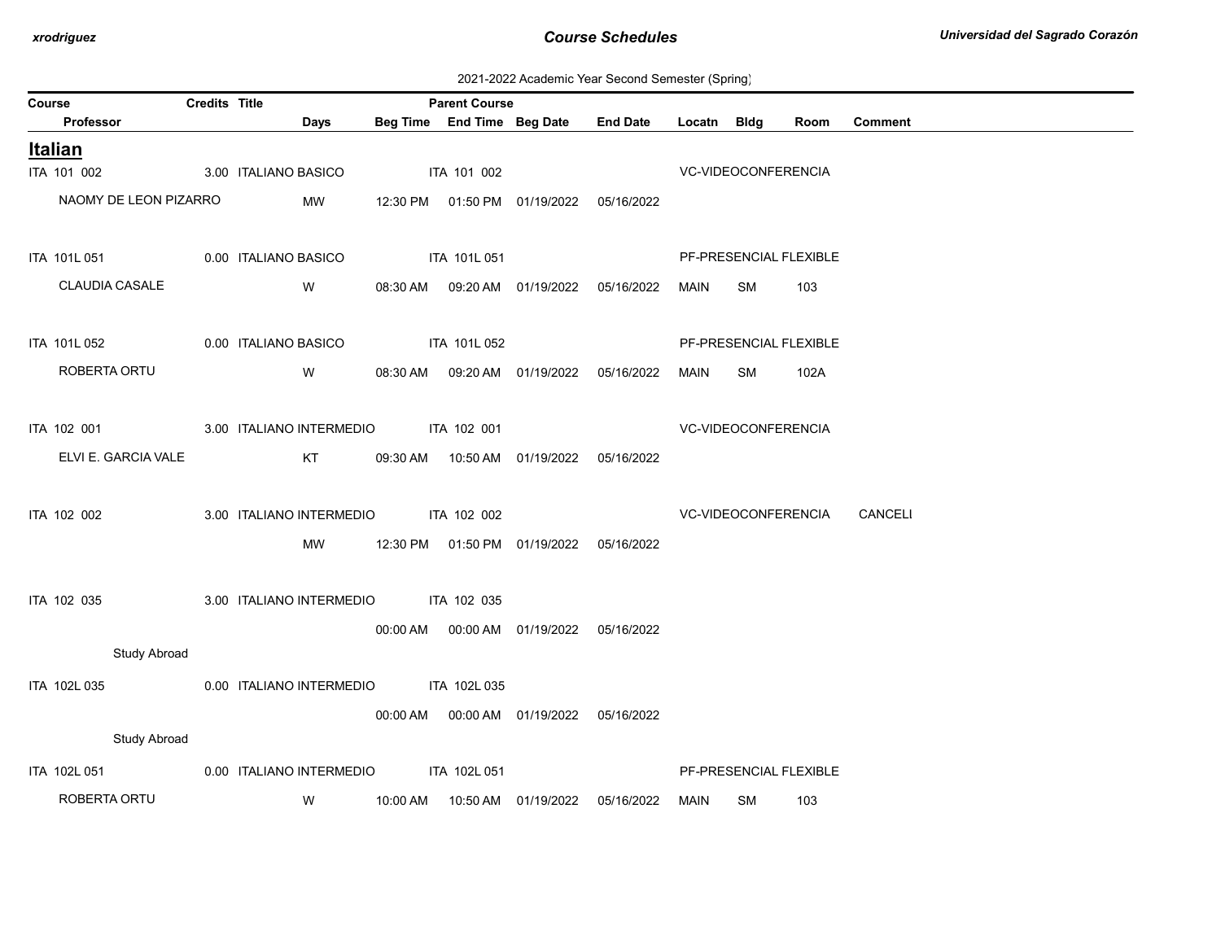2021-2022 Academic Year Second Semester (Spring)

| Course | Credits | Title | | Parent Course | | | | | | | |
|---|---|---|---|---|---|---|---|---|---|---|---|
| Professor | | Days | Beg Time | End Time | Beg Date | End Date | Locatn | Bldg | Room | Comment | |

## Italian

| Course / Professor | Credits | Title / Days | Beg Time | Parent Course / End Time | Beg Date | End Date | Locatn | Bldg | Room | Comment |
|---|---|---|---|---|---|---|---|---|---|---|
| ITA 101 002 | 3.00 | ITALIANO BASICO | | ITA 101 002 | | | VC-VIDEOCONFERENCIA | | | |
| NAOMY DE LEON PIZARRO | | MW | 12:30 PM | 01:50 PM | 01/19/2022 | 05/16/2022 | | | | |
| ITA 101L 051 | 0.00 | ITALIANO BASICO | | ITA 101L 051 | | | PF-PRESENCIAL FLEXIBLE | | | |
| CLAUDIA CASALE | | W | 08:30 AM | 09:20 AM | 01/19/2022 | 05/16/2022 | MAIN | SM | 103 | |
| ITA 101L 052 | 0.00 | ITALIANO BASICO | | ITA 101L 052 | | | PF-PRESENCIAL FLEXIBLE | | | |
| ROBERTA ORTU | | W | 08:30 AM | 09:20 AM | 01/19/2022 | 05/16/2022 | MAIN | SM | 102A | |
| ITA 102 001 | 3.00 | ITALIANO INTERMEDIO | | ITA 102 001 | | | VC-VIDEOCONFERENCIA | | | |
| ELVI E. GARCIA VALE | | KT | 09:30 AM | 10:50 AM | 01/19/2022 | 05/16/2022 | | | | |
| ITA 102 002 | 3.00 | ITALIANO INTERMEDIO | | ITA 102 002 | | | VC-VIDEOCONFERENCIA | | | CANCELI |
| | | MW | 12:30 PM | 01:50 PM | 01/19/2022 | 05/16/2022 | | | | |
| ITA 102 035 | 3.00 | ITALIANO INTERMEDIO | | ITA 102 035 | | | | | | |
| | | | 00:00 AM | 00:00 AM | 01/19/2022 | 05/16/2022 | | | | |
| Study Abroad | | | | | | | | | | |
| ITA 102L 035 | 0.00 | ITALIANO INTERMEDIO | | ITA 102L 035 | | | | | | |
| | | | 00:00 AM | 00:00 AM | 01/19/2022 | 05/16/2022 | | | | |
| Study Abroad | | | | | | | | | | |
| ITA 102L 051 | 0.00 | ITALIANO INTERMEDIO | | ITA 102L 051 | | | PF-PRESENCIAL FLEXIBLE | | | |
| ROBERTA ORTU | | W | 10:00 AM | 10:50 AM | 01/19/2022 | 05/16/2022 | MAIN | SM | 103 | |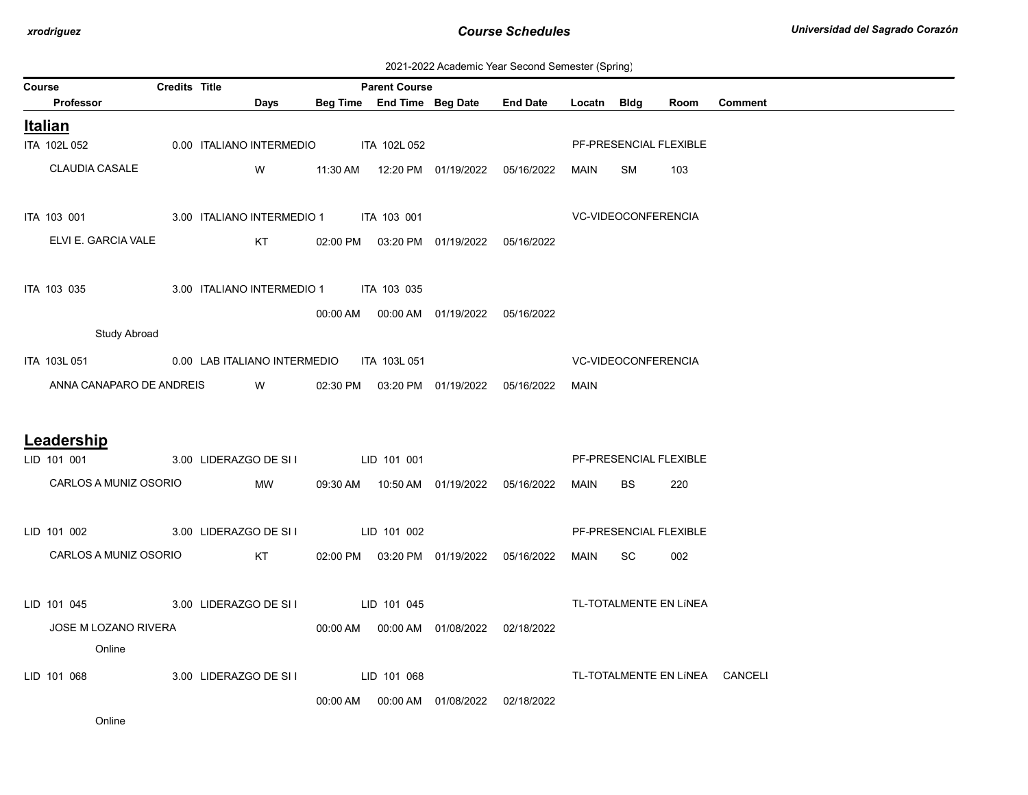2021-2022 Academic Year Second Semester (Spring)

| Course | Credits | Title | Days | Beg Time | Parent Course / End Time | Beg Date | End Date | Locatn | Bldg | Room | Comment |
|---|---|---|---|---|---|---|---|---|---|---|---|
| **Professor** | | | | | | | | | | | |

## Italian

| Course / Professor | Credits | Title | Days | Beg Time | Parent Course / End Time | Beg Date | End Date | Locatn | Bldg | Room | Comment |
|---|---|---|---|---|---|---|---|---|---|---|---|
| ITA 102L 052 | 0.00 | ITALIANO INTERMEDIO | | | ITA 102L 052 | | | PF-PRESENCIAL FLEXIBLE | | | |
| CLAUDIA CASALE | | | W | 11:30 AM | 12:20 PM | 01/19/2022 | 05/16/2022 | MAIN | SM | 103 | |
| ITA 103 001 | 3.00 | ITALIANO INTERMEDIO 1 | | | ITA 103 001 | | | VC-VIDEOCONFERENCIA | | | |
| ELVI E. GARCIA VALE | | | KT | 02:00 PM | 03:20 PM | 01/19/2022 | 05/16/2022 | | | | |
| ITA 103 035 | 3.00 | ITALIANO INTERMEDIO 1 | | | ITA 103 035 | | | | | | |
| | | | | 00:00 AM | 00:00 AM | 01/19/2022 | 05/16/2022 | | | | |
| Study Abroad | | | | | | | | | | | |
| ITA 103L 051 | 0.00 | LAB ITALIANO INTERMEDIO | | | ITA 103L 051 | | | VC-VIDEOCONFERENCIA | | | |
| ANNA CANAPARO DE ANDREIS | | | W | 02:30 PM | 03:20 PM | 01/19/2022 | 05/16/2022 | MAIN | | | |

## Leadership

| Course / Professor | Credits | Title | Days | Beg Time | Parent Course / End Time | Beg Date | End Date | Locatn | Bldg | Room | Comment |
|---|---|---|---|---|---|---|---|---|---|---|---|
| LID 101 001 | 3.00 | LIDERAZGO DE SI I | | | LID 101 001 | | | PF-PRESENCIAL FLEXIBLE | | | |
| CARLOS A MUNIZ OSORIO | | | MW | 09:30 AM | 10:50 AM | 01/19/2022 | 05/16/2022 | MAIN | BS | 220 | |
| LID 101 002 | 3.00 | LIDERAZGO DE SI I | | | LID 101 002 | | | PF-PRESENCIAL FLEXIBLE | | | |
| CARLOS A MUNIZ OSORIO | | | KT | 02:00 PM | 03:20 PM | 01/19/2022 | 05/16/2022 | MAIN | SC | 002 | |
| LID 101 045 | 3.00 | LIDERAZGO DE SI I | | | LID 101 045 | | | TL-TOTALMENTE EN LíNEA | | | |
| JOSE M LOZANO RIVERA | | | | 00:00 AM | 00:00 AM | 01/08/2022 | 02/18/2022 | | | | |
| Online | | | | | | | | | | | |
| LID 101 068 | 3.00 | LIDERAZGO DE SI I | | | LID 101 068 | | | TL-TOTALMENTE EN LíNEA | | | CANCELI |
| | | | | 00:00 AM | 00:00 AM | 01/08/2022 | 02/18/2022 | | | | |
| Online | | | | | | | | | | | |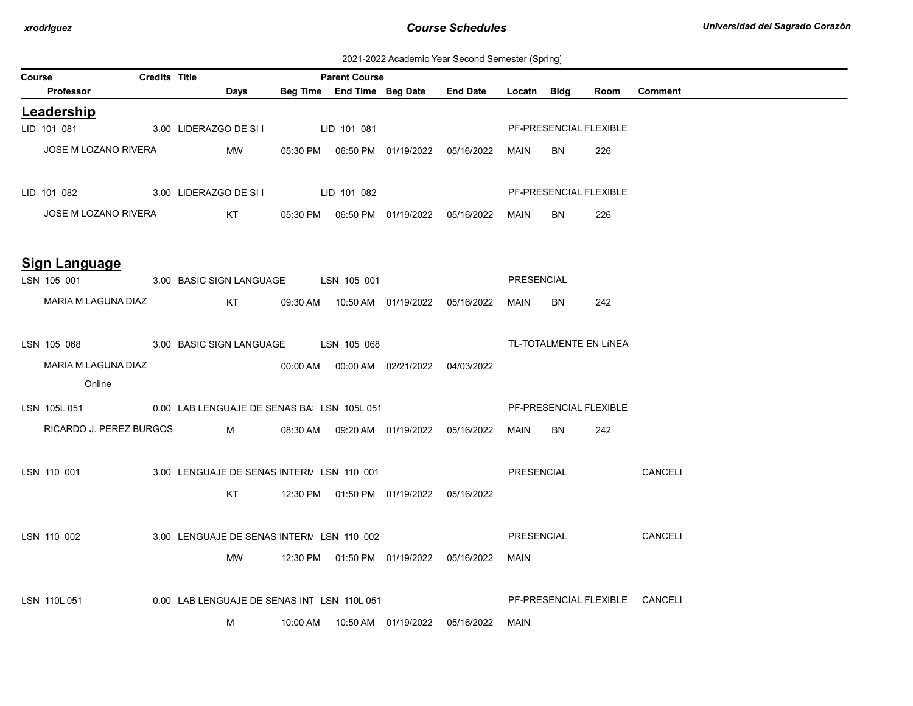2021-2022 Academic Year Second Semester (Spring)

| Course | Credits | Title | Parent Course | | | | | | | |
|---|---|---|---|---|---|---|---|---|---|---|
| Professor | Days | Beg Time | End Time | Beg Date | End Date | Locatn | Bldg | Room | Comment | |

## Leadership

| Course / Professor | Credits | Title / Days | Beg Time | End Time / Parent Course | Beg Date | End Date | Locatn | Bldg | Room | Comment |
|---|---|---|---|---|---|---|---|---|---|---|
| LID 101 081 | 3.00 | LIDERAZGO DE SI I | | LID 101 081 | | | PF-PRESENCIAL FLEXIBLE | | | |
| JOSE M LOZANO RIVERA | | MW | 05:30 PM | 06:50 PM | 01/19/2022 | 05/16/2022 | MAIN | BN | 226 | |
| LID 101 082 | 3.00 | LIDERAZGO DE SI I | | LID 101 082 | | | PF-PRESENCIAL FLEXIBLE | | | |
| JOSE M LOZANO RIVERA | | KT | 05:30 PM | 06:50 PM | 01/19/2022 | 05/16/2022 | MAIN | BN | 226 | |

## Sign Language

| Course / Professor | Credits | Title / Days | Beg Time | End Time / Parent Course | Beg Date | End Date | Locatn | Bldg | Room | Comment |
|---|---|---|---|---|---|---|---|---|---|---|
| LSN 105 001 | 3.00 | BASIC SIGN LANGUAGE | | LSN 105 001 | | | PRESENCIAL | | | |
| MARIA M LAGUNA DIAZ | | KT | 09:30 AM | 10:50 AM | 01/19/2022 | 05/16/2022 | MAIN | BN | 242 | |
| LSN 105 068 | 3.00 | BASIC SIGN LANGUAGE | | LSN 105 068 | | | TL-TOTALMENTE EN LíNEA | | | |
| MARIA M LAGUNA DIAZ | | | 00:00 AM | 00:00 AM | 02/21/2022 | 04/03/2022 | | | | |
| Online | | | | | | | | | | |
| LSN 105L 051 | 0.00 | LAB LENGUAJE DE SENAS BA: | | LSN 105L 051 | | | PF-PRESENCIAL FLEXIBLE | | | |
| RICARDO J. PEREZ BURGOS | | M | 08:30 AM | 09:20 AM | 01/19/2022 | 05/16/2022 | MAIN | BN | 242 | |
| LSN 110 001 | 3.00 | LENGUAJE DE SENAS INTERM | | LSN 110 001 | | | PRESENCIAL | | | CANCELI |
| | | KT | 12:30 PM | 01:50 PM | 01/19/2022 | 05/16/2022 | | | | |
| LSN 110 002 | 3.00 | LENGUAJE DE SENAS INTERM | | LSN 110 002 | | | PRESENCIAL | | | CANCELI |
| | | MW | 12:30 PM | 01:50 PM | 01/19/2022 | 05/16/2022 | MAIN | | | |
| LSN 110L 051 | 0.00 | LAB LENGUAJE DE SENAS INT | | LSN 110L 051 | | | PF-PRESENCIAL FLEXIBLE | | | CANCELI |
| | | M | 10:00 AM | 10:50 AM | 01/19/2022 | 05/16/2022 | MAIN | | | |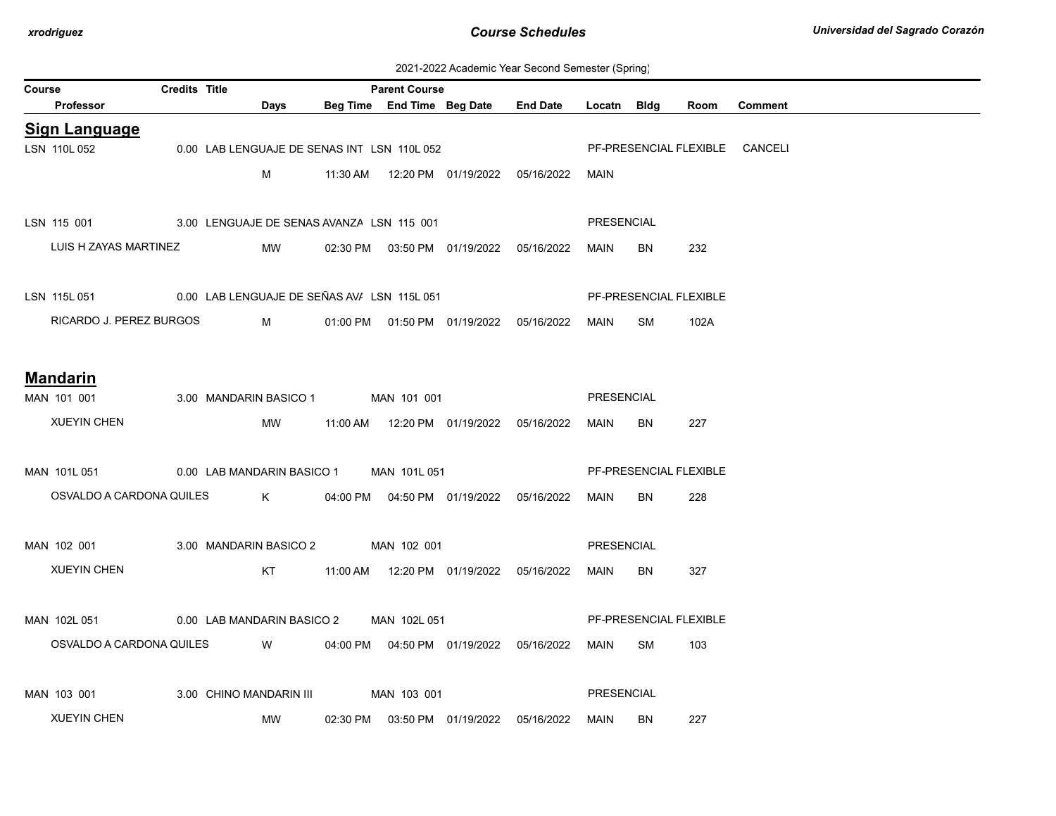2021-2022 Academic Year Second Semester (Spring)

| Course | Credits | Title | Parent Course | | | | | | | |
|---|---|---|---|---|---|---|---|---|---|---|
| Professor | Days | Beg Time | End Time | Beg Date | End Date | Locatn | Bldg | Room | Comment | |

## Sign Language

| Course / Professor | Credits | Title | Days | Beg Time | End Time | Beg Date | End Date | Locatn | Bldg | Room | Comment |
|---|---|---|---|---|---|---|---|---|---|---|---|
| LSN 110L 052 | 0.00 | LAB LENGUAJE DE SENAS INT LSN 110L 052 | | | | | | PF-PRESENCIAL FLEXIBLE | | | CANCELI |
| | | | M | 11:30 AM | 12:20 PM | 01/19/2022 | 05/16/2022 | MAIN | | | |
| LSN 115 001 | 3.00 | LENGUAJE DE SENAS AVANZA LSN 115 001 | | | | | | PRESENCIAL | | | |
| LUIS H ZAYAS MARTINEZ | | | MW | 02:30 PM | 03:50 PM | 01/19/2022 | 05/16/2022 | MAIN | BN | 232 | |
| LSN 115L 051 | 0.00 | LAB LENGUAJE DE SEÑAS AVA LSN 115L 051 | | | | | | PF-PRESENCIAL FLEXIBLE | | | |
| RICARDO J. PEREZ BURGOS | | | M | 01:00 PM | 01:50 PM | 01/19/2022 | 05/16/2022 | MAIN | SM | 102A | |

## Mandarin

| Course / Professor | Credits | Title | Days | Beg Time | End Time | Beg Date | End Date | Locatn | Bldg | Room | Comment |
|---|---|---|---|---|---|---|---|---|---|---|---|
| MAN 101 001 | 3.00 | MANDARIN BASICO 1 MAN 101 001 | | | | | | PRESENCIAL | | | |
| XUEYIN CHEN | | | MW | 11:00 AM | 12:20 PM | 01/19/2022 | 05/16/2022 | MAIN | BN | 227 | |
| MAN 101L 051 | 0.00 | LAB MANDARIN BASICO 1 MAN 101L 051 | | | | | | PF-PRESENCIAL FLEXIBLE | | | |
| OSVALDO A CARDONA QUILES | | | K | 04:00 PM | 04:50 PM | 01/19/2022 | 05/16/2022 | MAIN | BN | 228 | |
| MAN 102 001 | 3.00 | MANDARIN BASICO 2 MAN 102 001 | | | | | | PRESENCIAL | | | |
| XUEYIN CHEN | | | KT | 11:00 AM | 12:20 PM | 01/19/2022 | 05/16/2022 | MAIN | BN | 327 | |
| MAN 102L 051 | 0.00 | LAB MANDARIN BASICO 2 MAN 102L 051 | | | | | | PF-PRESENCIAL FLEXIBLE | | | |
| OSVALDO A CARDONA QUILES | | | W | 04:00 PM | 04:50 PM | 01/19/2022 | 05/16/2022 | MAIN | SM | 103 | |
| MAN 103 001 | 3.00 | CHINO MANDARIN III MAN 103 001 | | | | | | PRESENCIAL | | | |
| XUEYIN CHEN | | | MW | 02:30 PM | 03:50 PM | 01/19/2022 | 05/16/2022 | MAIN | BN | 227 | |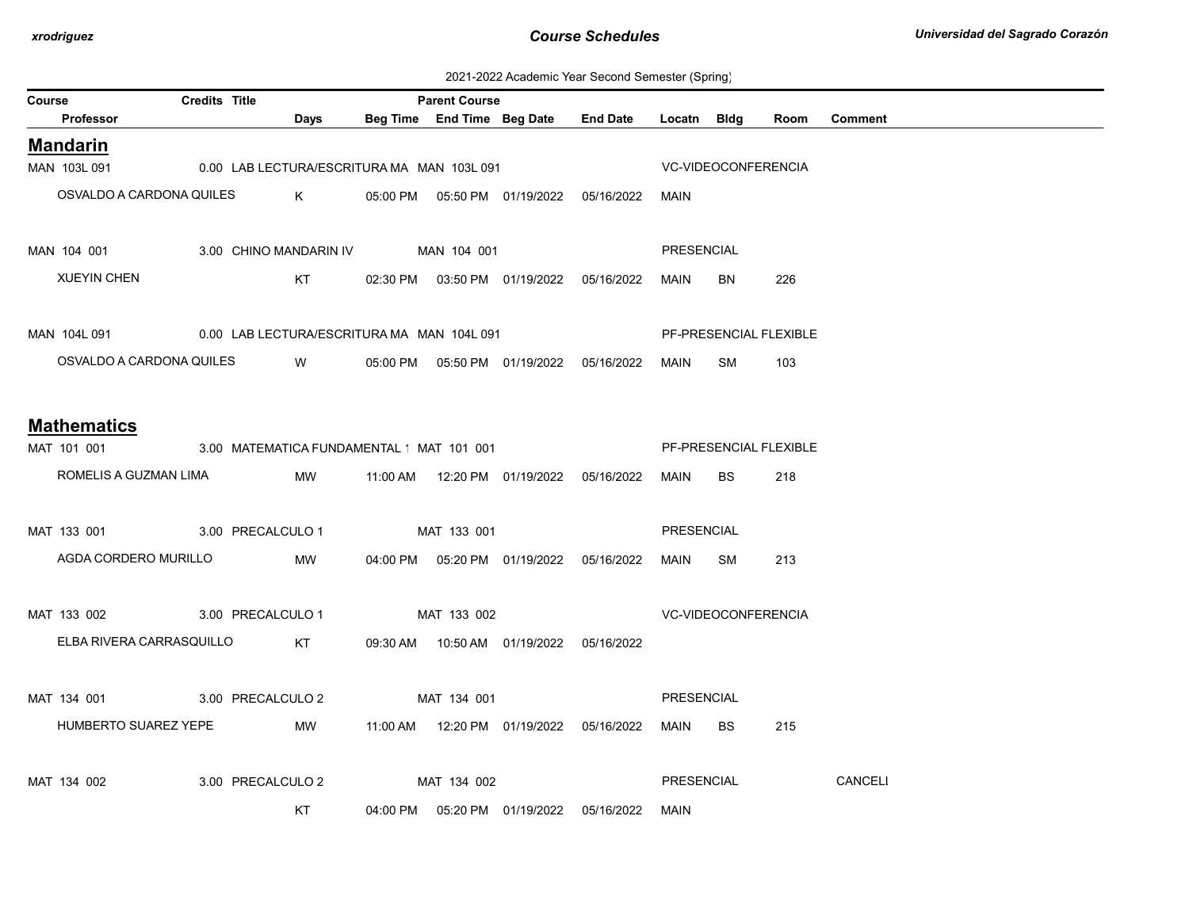2021-2022 Academic Year Second Semester (Spring)

| Course | Credits | Title | Parent Course | | | | | | | |
|---|---|---|---|---|---|---|---|---|---|---|
| Professor | | Days | Beg Time | End Time | Beg Date | End Date | Locatn | Bldg | Room | Comment |

## Mandarin

| Course / Professor | Credits | Title / Days | Beg Time | End Time | Beg Date | End Date | Locatn | Bldg | Room | Comment |
|---|---|---|---|---|---|---|---|---|---|---|
| MAN 103L 091 | 0.00 | LAB LECTURA/ESCRITURA MA | MAN 103L 091 | | | | VC-VIDEOCONFERENCIA | | | |
| OSVALDO A CARDONA QUILES | | K | 05:00 PM | 05:50 PM | 01/19/2022 | 05/16/2022 | MAIN | | | |
| MAN 104 001 | 3.00 | CHINO MANDARIN IV | MAN 104 001 | | | | PRESENCIAL | | | |
| XUEYIN CHEN | | KT | 02:30 PM | 03:50 PM | 01/19/2022 | 05/16/2022 | MAIN | BN | 226 | |
| MAN 104L 091 | 0.00 | LAB LECTURA/ESCRITURA MA | MAN 104L 091 | | | | PF-PRESENCIAL FLEXIBLE | | | |
| OSVALDO A CARDONA QUILES | | W | 05:00 PM | 05:50 PM | 01/19/2022 | 05/16/2022 | MAIN | SM | 103 | |

## Mathematics

| Course / Professor | Credits | Title / Days | Beg Time | End Time | Beg Date | End Date | Locatn | Bldg | Room | Comment |
|---|---|---|---|---|---|---|---|---|---|---|
| MAT 101 001 | 3.00 | MATEMATICA FUNDAMENTAL 1 | MAT 101 001 | | | | PF-PRESENCIAL FLEXIBLE | | | |
| ROMELIS A GUZMAN LIMA | | MW | 11:00 AM | 12:20 PM | 01/19/2022 | 05/16/2022 | MAIN | BS | 218 | |
| MAT 133 001 | 3.00 | PRECALCULO 1 | MAT 133 001 | | | | PRESENCIAL | | | |
| AGDA CORDERO MURILLO | | MW | 04:00 PM | 05:20 PM | 01/19/2022 | 05/16/2022 | MAIN | SM | 213 | |
| MAT 133 002 | 3.00 | PRECALCULO 1 | MAT 133 002 | | | | VC-VIDEOCONFERENCIA | | | |
| ELBA RIVERA CARRASQUILLO | | KT | 09:30 AM | 10:50 AM | 01/19/2022 | 05/16/2022 | | | | |
| MAT 134 001 | 3.00 | PRECALCULO 2 | MAT 134 001 | | | | PRESENCIAL | | | |
| HUMBERTO SUAREZ YEPE | | MW | 11:00 AM | 12:20 PM | 01/19/2022 | 05/16/2022 | MAIN | BS | 215 | |
| MAT 134 002 | 3.00 | PRECALCULO 2 | MAT 134 002 | | | | PRESENCIAL | | | CANCELI |
| | | KT | 04:00 PM | 05:20 PM | 01/19/2022 | 05/16/2022 | MAIN | | | |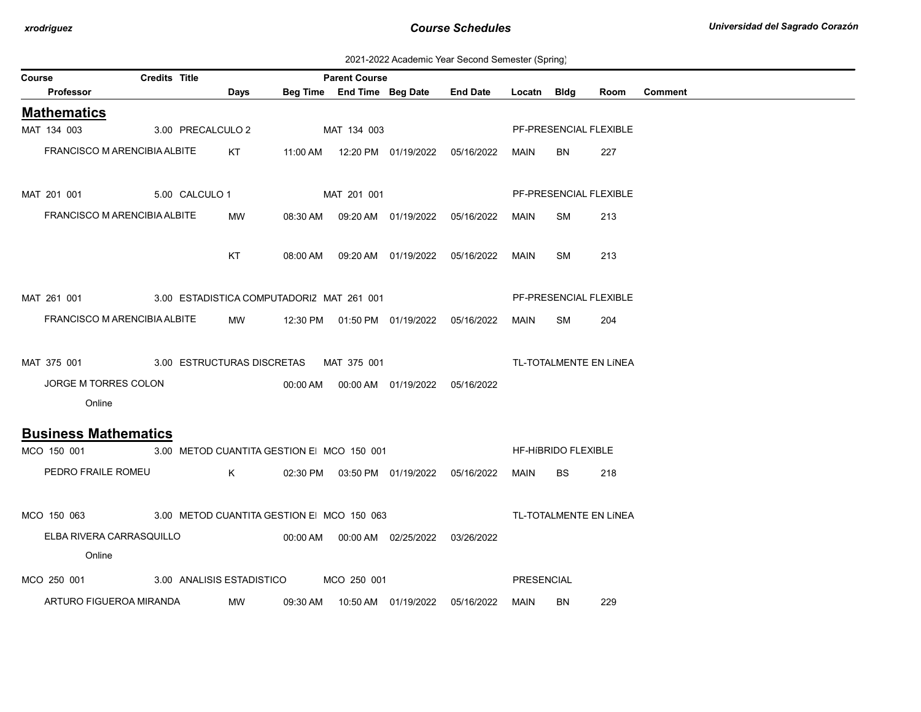2021-2022 Academic Year Second Semester (Spring)

| Course | Credits | Title | | | Parent Course | | | | | | | |
|---|---|---|---|---|---|---|---|---|---|---|---|---|
| Professor | | | Days | Beg Time | End Time | Beg Date | End Date | Locatn | Bldg | Room | Comment |

## Mathematics

| Course / Professor | Credits | Title | Days | Beg Time | End Time | Beg Date | End Date | Locatn | Bldg | Room | Comment |
|---|---|---|---|---|---|---|---|---|---|---|---|
| MAT 134 003 | 3.00 | PRECALCULO 2 | | | MAT 134 003 | | | PF-PRESENCIAL FLEXIBLE | | | |
| FRANCISCO M ARENCIBIA ALBITE | | | KT | 11:00 AM | 12:20 PM | 01/19/2022 | 05/16/2022 | MAIN | BN | 227 | |
| MAT 201 001 | 5.00 | CALCULO 1 | | | MAT 201 001 | | | PF-PRESENCIAL FLEXIBLE | | | |
| FRANCISCO M ARENCIBIA ALBITE | | | MW | 08:30 AM | 09:20 AM | 01/19/2022 | 05/16/2022 | MAIN | SM | 213 | |
| | | | KT | 08:00 AM | 09:20 AM | 01/19/2022 | 05/16/2022 | MAIN | SM | 213 | |
| MAT 261 001 | 3.00 | ESTADISTICA COMPUTADORIZ | | | MAT 261 001 | | | PF-PRESENCIAL FLEXIBLE | | | |
| FRANCISCO M ARENCIBIA ALBITE | | | MW | 12:30 PM | 01:50 PM | 01/19/2022 | 05/16/2022 | MAIN | SM | 204 | |
| MAT 375 001 | 3.00 | ESTRUCTURAS DISCRETAS | | | MAT 375 001 | | | TL-TOTALMENTE EN LíNEA | | | |
| JORGE M TORRES COLON | | | | 00:00 AM | 00:00 AM | 01/19/2022 | 05/16/2022 | | | | |
| Online | | | | | | | | | | | |

## Business Mathematics

| Course / Professor | Credits | Title | Days | Beg Time | End Time | Beg Date | End Date | Locatn | Bldg | Room | Comment |
|---|---|---|---|---|---|---|---|---|---|---|---|
| MCO 150 001 | 3.00 | METOD CUANTITA GESTION EI | | | MCO 150 001 | | | HF-HíBRIDO FLEXIBLE | | | |
| PEDRO FRAILE ROMEU | | | K | 02:30 PM | 03:50 PM | 01/19/2022 | 05/16/2022 | MAIN | BS | 218 | |
| MCO 150 063 | 3.00 | METOD CUANTITA GESTION EI | | | MCO 150 063 | | | TL-TOTALMENTE EN LíNEA | | | |
| ELBA RIVERA CARRASQUILLO | | | | 00:00 AM | 00:00 AM | 02/25/2022 | 03/26/2022 | | | | |
| Online | | | | | | | | | | | |
| MCO 250 001 | 3.00 | ANALISIS ESTADISTICO | | | MCO 250 001 | | | PRESENCIAL | | | |
| ARTURO FIGUEROA MIRANDA | | | MW | 09:30 AM | 10:50 AM | 01/19/2022 | 05/16/2022 | MAIN | BN | 229 | |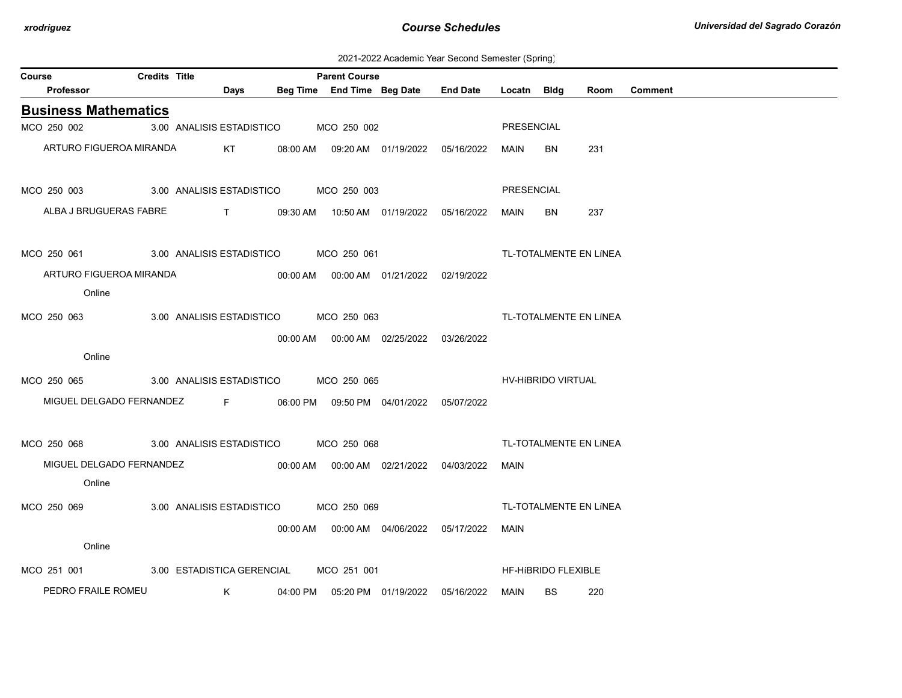2021-2022 Academic Year Second Semester (Spring)

| Course | Credits | Title | | Parent Course | | | | | | | |
|---|---|---|---|---|---|---|---|---|---|---|---|
| Professor | | Days | Beg Time | End Time | Beg Date | End Date | Locatn | Bldg | Room | Comment | |

## Business Mathematics

| Course / Professor | Credits | Title / Days | Beg Time | Parent Course / End Time | Beg Date | End Date | Locatn | Bldg | Room | Comment |
|---|---|---|---|---|---|---|---|---|---|---|
| MCO 250 002 | 3.00 | ANALISIS ESTADISTICO | | MCO 250 002 | | | PRESENCIAL | | | |
| ARTURO FIGUEROA MIRANDA | | KT | 08:00 AM | 09:20 AM | 01/19/2022 | 05/16/2022 | MAIN | BN | 231 | |
| MCO 250 003 | 3.00 | ANALISIS ESTADISTICO | | MCO 250 003 | | | PRESENCIAL | | | |
| ALBA J BRUGUERAS FABRE | | T | 09:30 AM | 10:50 AM | 01/19/2022 | 05/16/2022 | MAIN | BN | 237 | |
| MCO 250 061 | 3.00 | ANALISIS ESTADISTICO | | MCO 250 061 | | | TL-TOTALMENTE EN LíNEA | | | |
| ARTURO FIGUEROA MIRANDA | | | 00:00 AM | 00:00 AM | 01/21/2022 | 02/19/2022 | | | | |
| Online | | | | | | | | | | |
| MCO 250 063 | 3.00 | ANALISIS ESTADISTICO | | MCO 250 063 | | | TL-TOTALMENTE EN LíNEA | | | |
| | | | 00:00 AM | 00:00 AM | 02/25/2022 | 03/26/2022 | | | | |
| Online | | | | | | | | | | |
| MCO 250 065 | 3.00 | ANALISIS ESTADISTICO | | MCO 250 065 | | | HV-HíBRIDO VIRTUAL | | | |
| MIGUEL DELGADO FERNANDEZ | | F | 06:00 PM | 09:50 PM | 04/01/2022 | 05/07/2022 | | | | |
| MCO 250 068 | 3.00 | ANALISIS ESTADISTICO | | MCO 250 068 | | | TL-TOTALMENTE EN LíNEA | | | |
| MIGUEL DELGADO FERNANDEZ | | | 00:00 AM | 00:00 AM | 02/21/2022 | 04/03/2022 | MAIN | | | |
| Online | | | | | | | | | | |
| MCO 250 069 | 3.00 | ANALISIS ESTADISTICO | | MCO 250 069 | | | TL-TOTALMENTE EN LíNEA | | | |
| | | | 00:00 AM | 00:00 AM | 04/06/2022 | 05/17/2022 | MAIN | | | |
| Online | | | | | | | | | | |
| MCO 251 001 | 3.00 | ESTADISTICA GERENCIAL | | MCO 251 001 | | | HF-HíBRIDO FLEXIBLE | | | |
| PEDRO FRAILE ROMEU | | K | 04:00 PM | 05:20 PM | 01/19/2022 | 05/16/2022 | MAIN | BS | 220 | |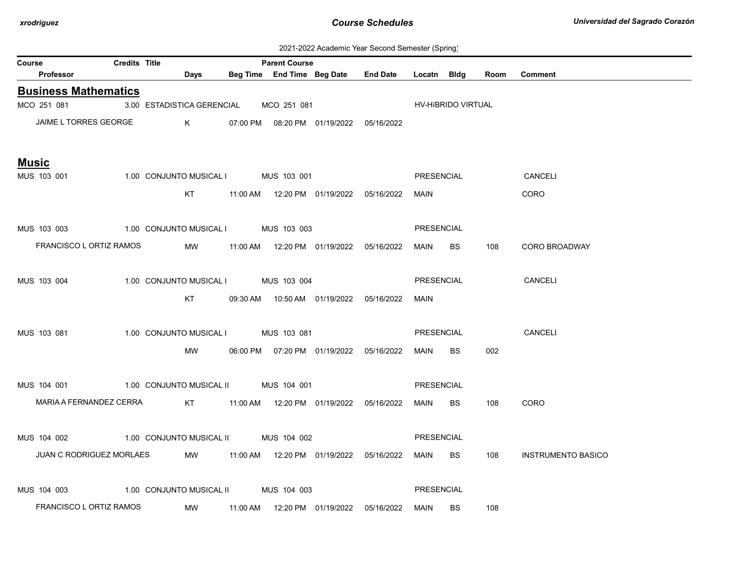2021-2022 Academic Year Second Semester (Spring)

| Course | Credits | Title | Days | Beg Time | End Time | Beg Date | End Date | Locatn | Bldg | Room | Comment |
|---|---|---|---|---|---|---|---|---|---|---|---|
| Professor | | | | | | | | | | | |

## Business Mathematics

| Course / Professor | Credits | Title | Days | Beg Time | End Time | Beg Date | End Date | Locatn | Bldg | Room | Comment |
|---|---|---|---|---|---|---|---|---|---|---|---|
| MCO 251 081 | 3.00 | ESTADISTICA GERENCIAL | | | MCO 251 081 | | | HV-HíBRIDO VIRTUAL | | | |
| JAIME L TORRES GEORGE | | | K | 07:00 PM | 08:20 PM | 01/19/2022 | 05/16/2022 | | | | |

## Music

| Course / Professor | Credits | Title | Days | Beg Time | End Time | Beg Date | End Date | Locatn | Bldg | Room | Comment |
|---|---|---|---|---|---|---|---|---|---|---|---|
| MUS 103 001 | 1.00 | CONJUNTO MUSICAL I | | | MUS 103 001 | | | PRESENCIAL | | | CANCELI |
| | | | KT | 11:00 AM | 12:20 PM | 01/19/2022 | 05/16/2022 | MAIN | | | CORO |
| MUS 103 003 | 1.00 | CONJUNTO MUSICAL I | | | MUS 103 003 | | | PRESENCIAL | | | |
| FRANCISCO L ORTIZ RAMOS | | | MW | 11:00 AM | 12:20 PM | 01/19/2022 | 05/16/2022 | MAIN | BS | 108 | CORO BROADWAY |
| MUS 103 004 | 1.00 | CONJUNTO MUSICAL I | | | MUS 103 004 | | | PRESENCIAL | | | CANCELI |
| | | | KT | 09:30 AM | 10:50 AM | 01/19/2022 | 05/16/2022 | MAIN | | | |
| MUS 103 081 | 1.00 | CONJUNTO MUSICAL I | | | MUS 103 081 | | | PRESENCIAL | | | CANCELI |
| | | | MW | 06:00 PM | 07:20 PM | 01/19/2022 | 05/16/2022 | MAIN | BS | 002 | |
| MUS 104 001 | 1.00 | CONJUNTO MUSICAL II | | | MUS 104 001 | | | PRESENCIAL | | | |
| MARIA A FERNANDEZ CERRA | | | KT | 11:00 AM | 12:20 PM | 01/19/2022 | 05/16/2022 | MAIN | BS | 108 | CORO |
| MUS 104 002 | 1.00 | CONJUNTO MUSICAL II | | | MUS 104 002 | | | PRESENCIAL | | | |
| JUAN C RODRIGUEZ MORLAES | | | MW | 11:00 AM | 12:20 PM | 01/19/2022 | 05/16/2022 | MAIN | BS | 108 | INSTRUMENTO BASICO |
| MUS 104 003 | 1.00 | CONJUNTO MUSICAL II | | | MUS 104 003 | | | PRESENCIAL | | | |
| FRANCISCO L ORTIZ RAMOS | | | MW | 11:00 AM | 12:20 PM | 01/19/2022 | 05/16/2022 | MAIN | BS | 108 | |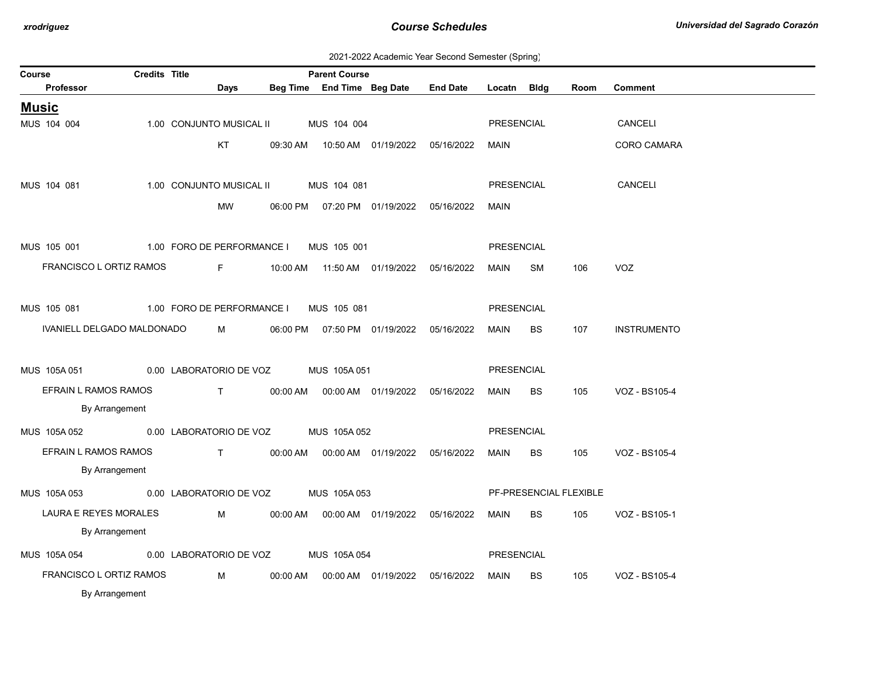2021-2022 Academic Year Second Semester (Spring)

| Course / Professor | Credits | Title / Days | Beg Time | Parent Course / End Time | Beg Date | End Date | Locatn | Bldg | Room | Comment |
|---|---|---|---|---|---|---|---|---|---|---|

## Music

| Course / Professor | Credits | Title / Days | Beg Time | Parent Course / End Time | Beg Date | End Date | Locatn | Bldg | Room | Comment |
|---|---|---|---|---|---|---|---|---|---|---|
| MUS 104 004 | 1.00 | CONJUNTO MUSICAL II | | MUS 104 004 | | | PRESENCIAL | | | CANCELI |
| | | KT | 09:30 AM | 10:50 AM | 01/19/2022 | 05/16/2022 | MAIN | | | CORO CAMARA |
| MUS 104 081 | 1.00 | CONJUNTO MUSICAL II | | MUS 104 081 | | | PRESENCIAL | | | CANCELI |
| | | MW | 06:00 PM | 07:20 PM | 01/19/2022 | 05/16/2022 | MAIN | | | |
| MUS 105 001 | 1.00 | FORO DE PERFORMANCE I | | MUS 105 001 | | | PRESENCIAL | | | |
| FRANCISCO L ORTIZ RAMOS | | F | 10:00 AM | 11:50 AM | 01/19/2022 | 05/16/2022 | MAIN | SM | 106 | VOZ |
| MUS 105 081 | 1.00 | FORO DE PERFORMANCE I | | MUS 105 081 | | | PRESENCIAL | | | |
| IVANIELL DELGADO MALDONADO | | M | 06:00 PM | 07:50 PM | 01/19/2022 | 05/16/2022 | MAIN | BS | 107 | INSTRUMENTO |
| MUS 105A 051 | 0.00 | LABORATORIO DE VOZ | | MUS 105A 051 | | | PRESENCIAL | | | |
| EFRAIN L RAMOS RAMOS | | T | 00:00 AM | 00:00 AM | 01/19/2022 | 05/16/2022 | MAIN | BS | 105 | VOZ - BS105-4 |
| By Arrangement | | | | | | | | | | |
| MUS 105A 052 | 0.00 | LABORATORIO DE VOZ | | MUS 105A 052 | | | PRESENCIAL | | | |
| EFRAIN L RAMOS RAMOS | | T | 00:00 AM | 00:00 AM | 01/19/2022 | 05/16/2022 | MAIN | BS | 105 | VOZ - BS105-4 |
| By Arrangement | | | | | | | | | | |
| MUS 105A 053 | 0.00 | LABORATORIO DE VOZ | | MUS 105A 053 | | | PF-PRESENCIAL FLEXIBLE | | | |
| LAURA E REYES MORALES | | M | 00:00 AM | 00:00 AM | 01/19/2022 | 05/16/2022 | MAIN | BS | 105 | VOZ - BS105-1 |
| By Arrangement | | | | | | | | | | |
| MUS 105A 054 | 0.00 | LABORATORIO DE VOZ | | MUS 105A 054 | | | PRESENCIAL | | | |
| FRANCISCO L ORTIZ RAMOS | | M | 00:00 AM | 00:00 AM | 01/19/2022 | 05/16/2022 | MAIN | BS | 105 | VOZ - BS105-4 |
| By Arrangement | | | | | | | | | | |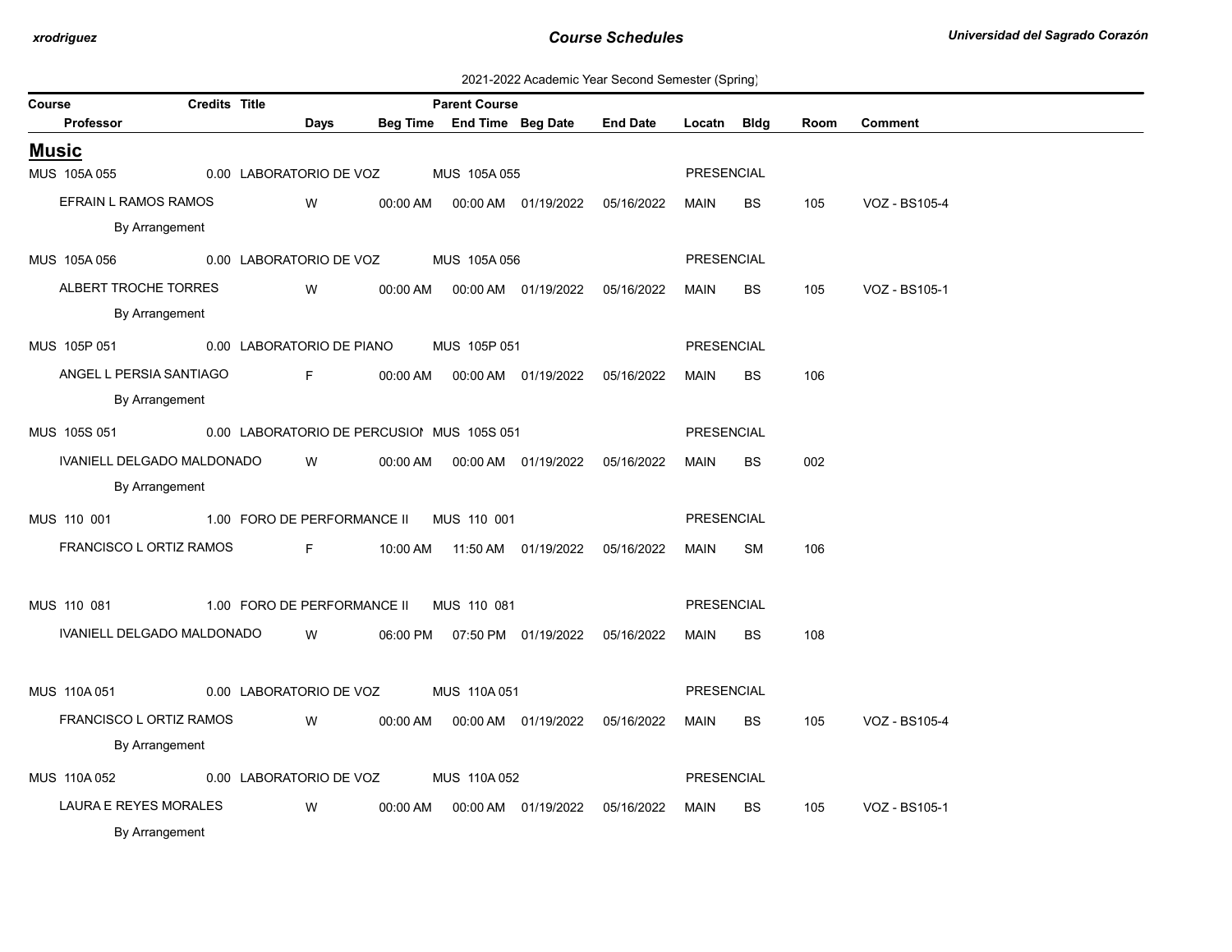2021-2022 Academic Year Second Semester (Spring)

| Course | Credits | Title | Parent Course | | | | Locatn | Bldg | Room | Comment |
|---|---|---|---|---|---|---|---|---|---|---|
| Professor | Days | Beg Time | End Time | Beg Date | End Date | | | | | |

## Music

| Course / Professor | Credits | Title / Days | Beg Time | Parent Course / End Time | Beg Date | End Date | Locatn | Bldg | Room | Comment |
|---|---|---|---|---|---|---|---|---|---|---|
| MUS 105A 055 | 0.00 | LABORATORIO DE VOZ | | MUS 105A 055 | | | PRESENCIAL | | | |
| EFRAIN L RAMOS RAMOS | | W | 00:00 AM | 00:00 AM | 01/19/2022 | 05/16/2022 | MAIN | BS | 105 | VOZ - BS105-4 |
| By Arrangement | | | | | | | | | | |
| MUS 105A 056 | 0.00 | LABORATORIO DE VOZ | | MUS 105A 056 | | | PRESENCIAL | | | |
| ALBERT TROCHE TORRES | | W | 00:00 AM | 00:00 AM | 01/19/2022 | 05/16/2022 | MAIN | BS | 105 | VOZ - BS105-1 |
| By Arrangement | | | | | | | | | | |
| MUS 105P 051 | 0.00 | LABORATORIO DE PIANO | | MUS 105P 051 | | | PRESENCIAL | | | |
| ANGEL L PERSIA SANTIAGO | | F | 00:00 AM | 00:00 AM | 01/19/2022 | 05/16/2022 | MAIN | BS | 106 | |
| By Arrangement | | | | | | | | | | |
| MUS 105S 051 | 0.00 | LABORATORIO DE PERCUSION | | MUS 105S 051 | | | PRESENCIAL | | | |
| IVANIELL DELGADO MALDONADO | | W | 00:00 AM | 00:00 AM | 01/19/2022 | 05/16/2022 | MAIN | BS | 002 | |
| By Arrangement | | | | | | | | | | |
| MUS 110 001 | 1.00 | FORO DE PERFORMANCE II | | MUS 110 001 | | | PRESENCIAL | | | |
| FRANCISCO L ORTIZ RAMOS | | F | 10:00 AM | 11:50 AM | 01/19/2022 | 05/16/2022 | MAIN | SM | 106 | |
| MUS 110 081 | 1.00 | FORO DE PERFORMANCE II | | MUS 110 081 | | | PRESENCIAL | | | |
| IVANIELL DELGADO MALDONADO | | W | 06:00 PM | 07:50 PM | 01/19/2022 | 05/16/2022 | MAIN | BS | 108 | |
| MUS 110A 051 | 0.00 | LABORATORIO DE VOZ | | MUS 110A 051 | | | PRESENCIAL | | | |
| FRANCISCO L ORTIZ RAMOS | | W | 00:00 AM | 00:00 AM | 01/19/2022 | 05/16/2022 | MAIN | BS | 105 | VOZ - BS105-4 |
| By Arrangement | | | | | | | | | | |
| MUS 110A 052 | 0.00 | LABORATORIO DE VOZ | | MUS 110A 052 | | | PRESENCIAL | | | |
| LAURA E REYES MORALES | | W | 00:00 AM | 00:00 AM | 01/19/2022 | 05/16/2022 | MAIN | BS | 105 | VOZ - BS105-1 |
| By Arrangement | | | | | | | | | | |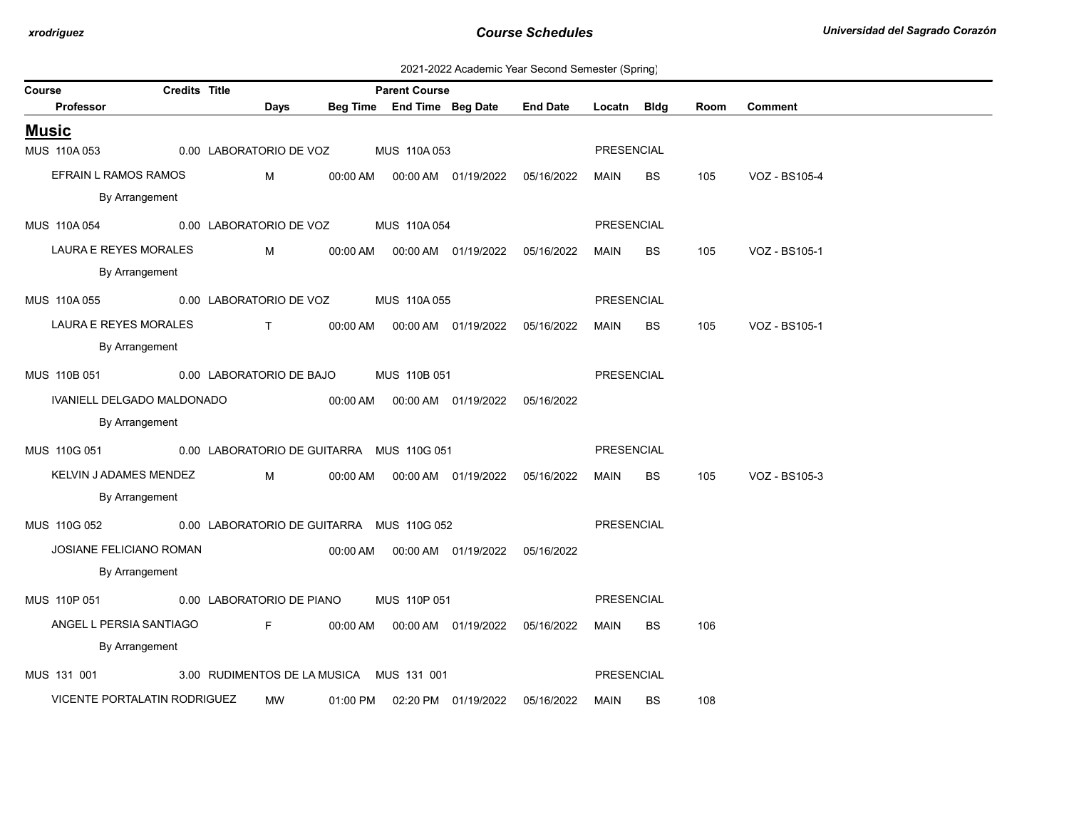2021-2022 Academic Year Second Semester (Spring)

| Course | Credits | Title | | | Parent Course | | | | | | |
|---|---|---|---|---|---|---|---|---|---|---|---|
| Professor | | Days | Beg Time | End Time | Beg Date | End Date | Locatn | Bldg | Room | Comment | |

## Music

| Course / Professor | Credits | Title / Days | Beg Time | End Time | Beg Date | End Date | Locatn | Bldg | Room | Comment |
|---|---|---|---|---|---|---|---|---|---|---|
| MUS 110A 053 | 0.00 | LABORATORIO DE VOZ | | MUS 110A 053 | | | PRESENCIAL | | | |
| EFRAIN L RAMOS RAMOS | | M | 00:00 AM | 00:00 AM | 01/19/2022 | 05/16/2022 | MAIN | BS | 105 | VOZ - BS105-4 |
| By Arrangement | | | | | | | | | | |
| MUS 110A 054 | 0.00 | LABORATORIO DE VOZ | | MUS 110A 054 | | | PRESENCIAL | | | |
| LAURA E REYES MORALES | | M | 00:00 AM | 00:00 AM | 01/19/2022 | 05/16/2022 | MAIN | BS | 105 | VOZ - BS105-1 |
| By Arrangement | | | | | | | | | | |
| MUS 110A 055 | 0.00 | LABORATORIO DE VOZ | | MUS 110A 055 | | | PRESENCIAL | | | |
| LAURA E REYES MORALES | | T | 00:00 AM | 00:00 AM | 01/19/2022 | 05/16/2022 | MAIN | BS | 105 | VOZ - BS105-1 |
| By Arrangement | | | | | | | | | | |
| MUS 110B 051 | 0.00 | LABORATORIO DE BAJO | | MUS 110B 051 | | | PRESENCIAL | | | |
| IVANIELL DELGADO MALDONADO | | | 00:00 AM | 00:00 AM | 01/19/2022 | 05/16/2022 | | | | |
| By Arrangement | | | | | | | | | | |
| MUS 110G 051 | 0.00 | LABORATORIO DE GUITARRA | | MUS 110G 051 | | | PRESENCIAL | | | |
| KELVIN J ADAMES MENDEZ | | M | 00:00 AM | 00:00 AM | 01/19/2022 | 05/16/2022 | MAIN | BS | 105 | VOZ - BS105-3 |
| By Arrangement | | | | | | | | | | |
| MUS 110G 052 | 0.00 | LABORATORIO DE GUITARRA | | MUS 110G 052 | | | PRESENCIAL | | | |
| JOSIANE FELICIANO ROMAN | | | 00:00 AM | 00:00 AM | 01/19/2022 | 05/16/2022 | | | | |
| By Arrangement | | | | | | | | | | |
| MUS 110P 051 | 0.00 | LABORATORIO DE PIANO | | MUS 110P 051 | | | PRESENCIAL | | | |
| ANGEL L PERSIA SANTIAGO | | F | 00:00 AM | 00:00 AM | 01/19/2022 | 05/16/2022 | MAIN | BS | 106 | |
| By Arrangement | | | | | | | | | | |
| MUS 131 001 | 3.00 | RUDIMENTOS DE LA MUSICA | | MUS 131 001 | | | PRESENCIAL | | | |
| VICENTE PORTALATIN RODRIGUEZ | | MW | 01:00 PM | 02:20 PM | 01/19/2022 | 05/16/2022 | MAIN | BS | 108 | |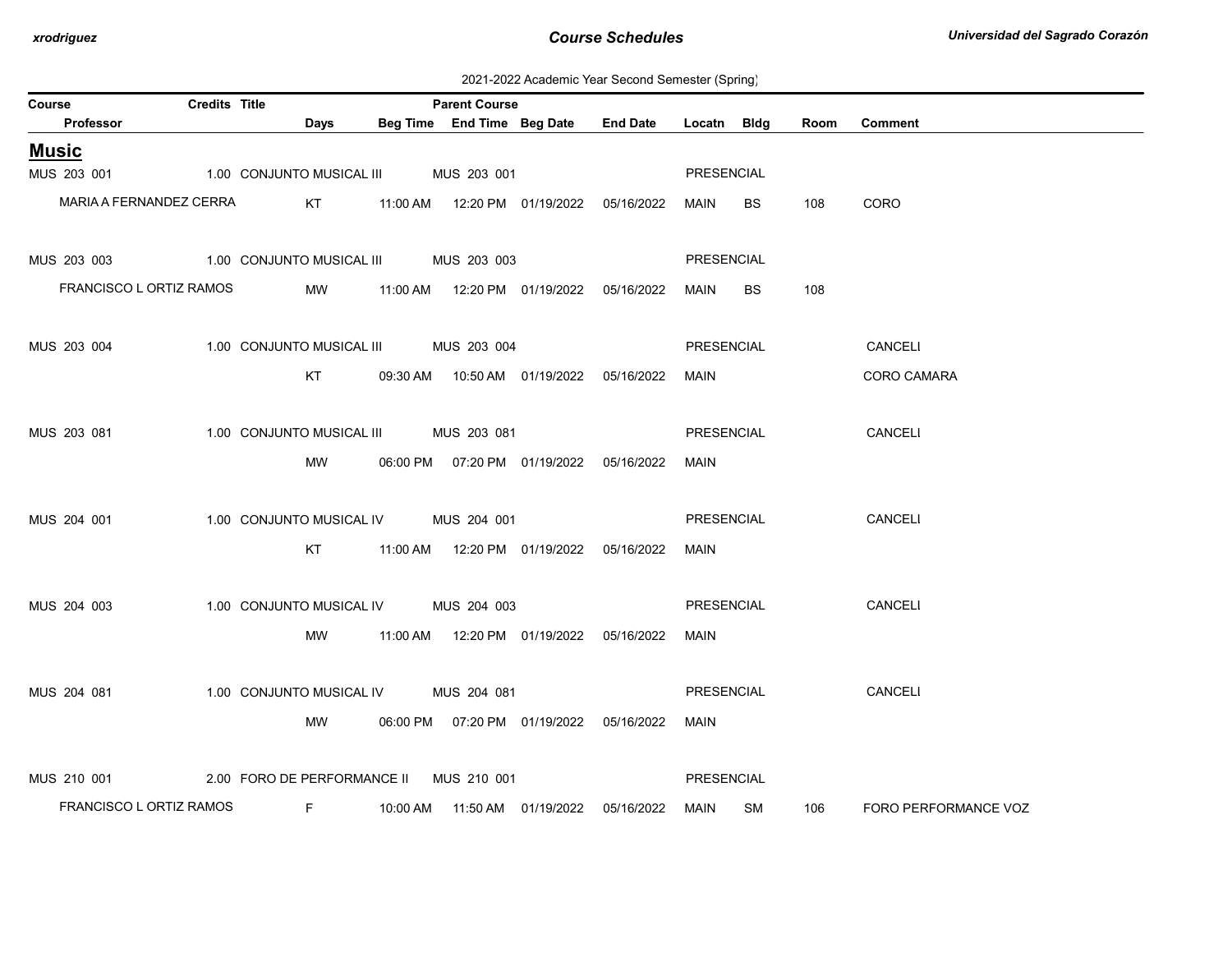2021-2022 Academic Year Second Semester (Spring)

| Course | Credits | Title | Parent Course | | | | | | |
|---|---|---|---|---|---|---|---|---|---|
| Professor | Days | Beg Time | End Time | Beg Date | End Date | Locatn | Bldg | Room | Comment |

## Music

| Course / Professor | Credits / Days | Title / Beg Time | Parent Course / End Time | Beg Date | End Date | Locatn | Bldg | Room | Comment |
|---|---|---|---|---|---|---|---|---|---|
| MUS 203 001 | 1.00 | CONJUNTO MUSICAL III | MUS 203 001 | | | PRESENCIAL | | | |
| MARIA A FERNANDEZ CERRA | KT | 11:00 AM | 12:20 PM | 01/19/2022 | 05/16/2022 | MAIN | BS | 108 | CORO |
| MUS 203 003 | 1.00 | CONJUNTO MUSICAL III | MUS 203 003 | | | PRESENCIAL | | | |
| FRANCISCO L ORTIZ RAMOS | MW | 11:00 AM | 12:20 PM | 01/19/2022 | 05/16/2022 | MAIN | BS | 108 | |
| MUS 203 004 | 1.00 | CONJUNTO MUSICAL III | MUS 203 004 | | | PRESENCIAL | | | CANCELI |
| | KT | 09:30 AM | 10:50 AM | 01/19/2022 | 05/16/2022 | MAIN | | | CORO CAMARA |
| MUS 203 081 | 1.00 | CONJUNTO MUSICAL III | MUS 203 081 | | | PRESENCIAL | | | CANCELI |
| | MW | 06:00 PM | 07:20 PM | 01/19/2022 | 05/16/2022 | MAIN | | | |
| MUS 204 001 | 1.00 | CONJUNTO MUSICAL IV | MUS 204 001 | | | PRESENCIAL | | | CANCELI |
| | KT | 11:00 AM | 12:20 PM | 01/19/2022 | 05/16/2022 | MAIN | | | |
| MUS 204 003 | 1.00 | CONJUNTO MUSICAL IV | MUS 204 003 | | | PRESENCIAL | | | CANCELI |
| | MW | 11:00 AM | 12:20 PM | 01/19/2022 | 05/16/2022 | MAIN | | | |
| MUS 204 081 | 1.00 | CONJUNTO MUSICAL IV | MUS 204 081 | | | PRESENCIAL | | | CANCELI |
| | MW | 06:00 PM | 07:20 PM | 01/19/2022 | 05/16/2022 | MAIN | | | |
| MUS 210 001 | 2.00 | FORO DE PERFORMANCE II | MUS 210 001 | | | PRESENCIAL | | | |
| FRANCISCO L ORTIZ RAMOS | F | 10:00 AM | 11:50 AM | 01/19/2022 | 05/16/2022 | MAIN | SM | 106 | FORO PERFORMANCE VOZ |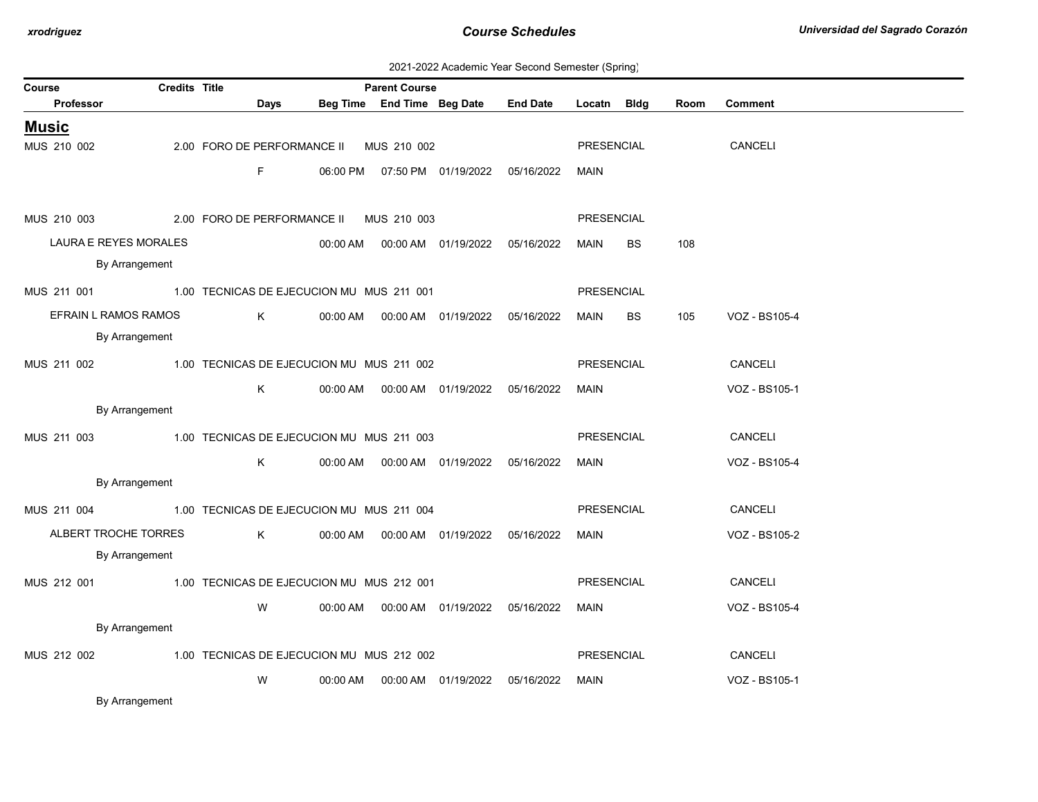2021-2022 Academic Year Second Semester (Spring)

| Course | Credits | Title | Parent Course | | | | | | | |
|---|---|---|---|---|---|---|---|---|---|---|
| **Professor** | **Days** | **Beg Time** | **End Time** | **Beg Date** | **End Date** | **Locatn** | **Bldg** | **Room** | **Comment** | |

## Music

| Course / Professor | Credits | Title | Days | Beg Time | End Time | Beg Date | End Date | Locatn | Bldg | Room | Comment |
|---|---|---|---|---|---|---|---|---|---|---|---|
| MUS 210 002 | 2.00 | FORO DE PERFORMANCE II | | | MUS 210 002 | | | PRESENCIAL | | | CANCELI |
| | | | F | 06:00 PM | 07:50 PM | 01/19/2022 | 05/16/2022 | MAIN | | | |
| MUS 210 003 | 2.00 | FORO DE PERFORMANCE II | | | MUS 210 003 | | | PRESENCIAL | | | |
| LAURA E REYES MORALES | | | | 00:00 AM | 00:00 AM | 01/19/2022 | 05/16/2022 | MAIN | BS | 108 | |
| By Arrangement | | | | | | | | | | | |
| MUS 211 001 | 1.00 | TECNICAS DE EJECUCION MU | | | MUS 211 001 | | | PRESENCIAL | | | |
| EFRAIN L RAMOS RAMOS | | | K | 00:00 AM | 00:00 AM | 01/19/2022 | 05/16/2022 | MAIN | BS | 105 | VOZ - BS105-4 |
| By Arrangement | | | | | | | | | | | |
| MUS 211 002 | 1.00 | TECNICAS DE EJECUCION MU | | | MUS 211 002 | | | PRESENCIAL | | | CANCELI |
| | | | K | 00:00 AM | 00:00 AM | 01/19/2022 | 05/16/2022 | MAIN | | | VOZ - BS105-1 |
| By Arrangement | | | | | | | | | | | |
| MUS 211 003 | 1.00 | TECNICAS DE EJECUCION MU | | | MUS 211 003 | | | PRESENCIAL | | | CANCELI |
| | | | K | 00:00 AM | 00:00 AM | 01/19/2022 | 05/16/2022 | MAIN | | | VOZ - BS105-4 |
| By Arrangement | | | | | | | | | | | |
| MUS 211 004 | 1.00 | TECNICAS DE EJECUCION MU | | | MUS 211 004 | | | PRESENCIAL | | | CANCELI |
| ALBERT TROCHE TORRES | | | K | 00:00 AM | 00:00 AM | 01/19/2022 | 05/16/2022 | MAIN | | | VOZ - BS105-2 |
| By Arrangement | | | | | | | | | | | |
| MUS 212 001 | 1.00 | TECNICAS DE EJECUCION MU | | | MUS 212 001 | | | PRESENCIAL | | | CANCELI |
| | | | W | 00:00 AM | 00:00 AM | 01/19/2022 | 05/16/2022 | MAIN | | | VOZ - BS105-4 |
| By Arrangement | | | | | | | | | | | |
| MUS 212 002 | 1.00 | TECNICAS DE EJECUCION MU | | | MUS 212 002 | | | PRESENCIAL | | | CANCELI |
| | | | W | 00:00 AM | 00:00 AM | 01/19/2022 | 05/16/2022 | MAIN | | | VOZ - BS105-1 |
| By Arrangement | | | | | | | | | | | |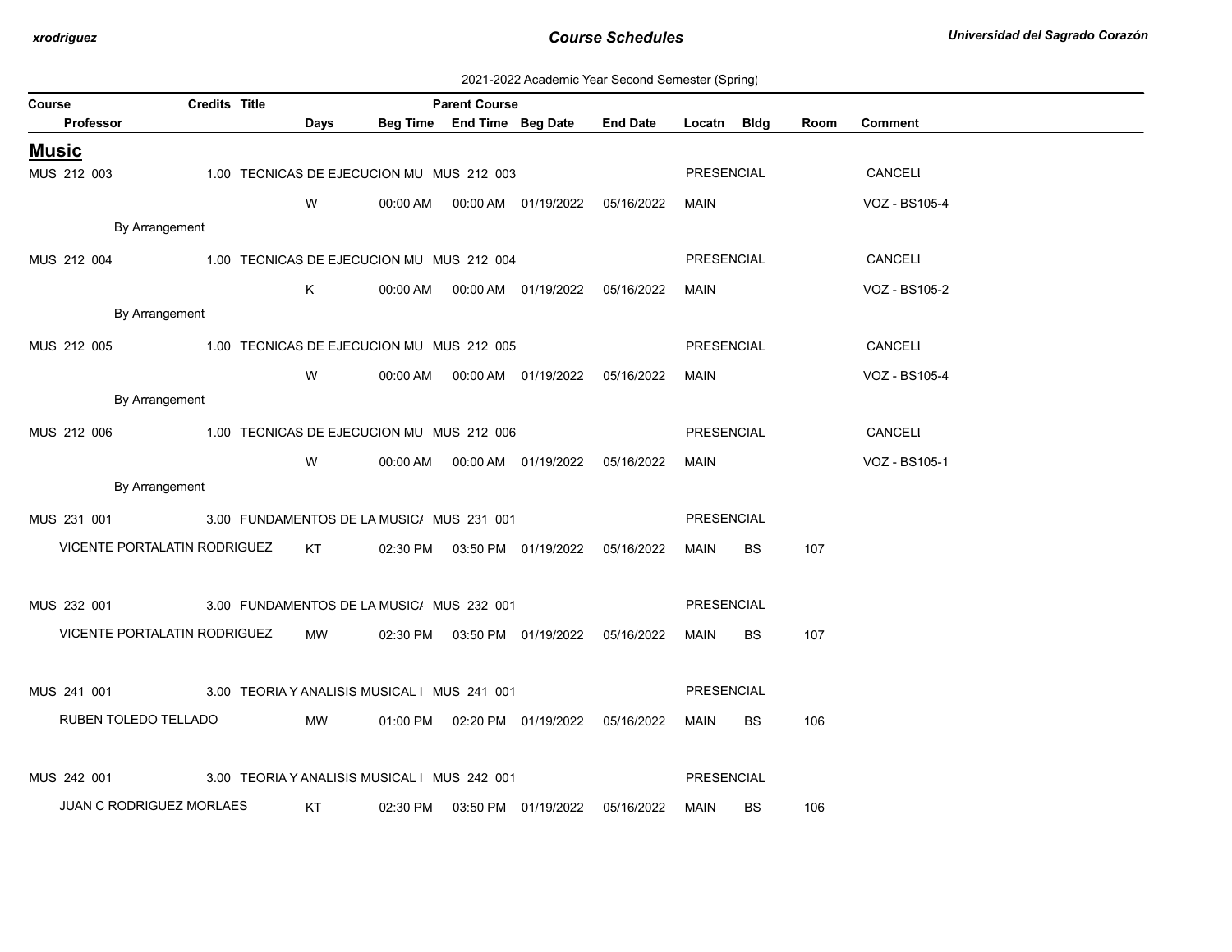2021-2022 Academic Year Second Semester (Spring)

| Course | Credits | Title | Days | Beg Time | End Time | Parent Course / Beg Date | End Date | Locatn | Bldg | Room | Comment |
|---|---|---|---|---|---|---|---|---|---|---|---|
| Professor | | | | | | | | | | | |

## Music

| Course | Credits | Title | Days | Beg Time | End Time | Parent Course / Beg Date | End Date | Locatn | Bldg | Room | Comment |
|---|---|---|---|---|---|---|---|---|---|---|---|
| MUS 212 003 | 1.00 | TECNICAS DE EJECUCION MU | | | | MUS 212 003 | | PRESENCIAL | | | CANCELI |
| | | | W | 00:00 AM | 00:00 AM | 01/19/2022 | 05/16/2022 | MAIN | | | VOZ - BS105-4 |
| By Arrangement | | | | | | | | | | | |
| MUS 212 004 | 1.00 | TECNICAS DE EJECUCION MU | | | | MUS 212 004 | | PRESENCIAL | | | CANCELI |
| | | | K | 00:00 AM | 00:00 AM | 01/19/2022 | 05/16/2022 | MAIN | | | VOZ - BS105-2 |
| By Arrangement | | | | | | | | | | | |
| MUS 212 005 | 1.00 | TECNICAS DE EJECUCION MU | | | | MUS 212 005 | | PRESENCIAL | | | CANCELI |
| | | | W | 00:00 AM | 00:00 AM | 01/19/2022 | 05/16/2022 | MAIN | | | VOZ - BS105-4 |
| By Arrangement | | | | | | | | | | | |
| MUS 212 006 | 1.00 | TECNICAS DE EJECUCION MU | | | | MUS 212 006 | | PRESENCIAL | | | CANCELI |
| | | | W | 00:00 AM | 00:00 AM | 01/19/2022 | 05/16/2022 | MAIN | | | VOZ - BS105-1 |
| By Arrangement | | | | | | | | | | | |
| MUS 231 001 | 3.00 | FUNDAMENTOS DE LA MUSIC/ | | | | MUS 231 001 | | PRESENCIAL | | | |
| VICENTE PORTALATIN RODRIGUEZ | | | KT | 02:30 PM | 03:50 PM | 01/19/2022 | 05/16/2022 | MAIN | BS | 107 | |
| MUS 232 001 | 3.00 | FUNDAMENTOS DE LA MUSIC/ | | | | MUS 232 001 | | PRESENCIAL | | | |
| VICENTE PORTALATIN RODRIGUEZ | | | MW | 02:30 PM | 03:50 PM | 01/19/2022 | 05/16/2022 | MAIN | BS | 107 | |
| MUS 241 001 | 3.00 | TEORIA Y ANALISIS MUSICAL I | | | | MUS 241 001 | | PRESENCIAL | | | |
| RUBEN TOLEDO TELLADO | | | MW | 01:00 PM | 02:20 PM | 01/19/2022 | 05/16/2022 | MAIN | BS | 106 | |
| MUS 242 001 | 3.00 | TEORIA Y ANALISIS MUSICAL I | | | | MUS 242 001 | | PRESENCIAL | | | |
| JUAN C RODRIGUEZ MORLAES | | | KT | 02:30 PM | 03:50 PM | 01/19/2022 | 05/16/2022 | MAIN | BS | 106 | |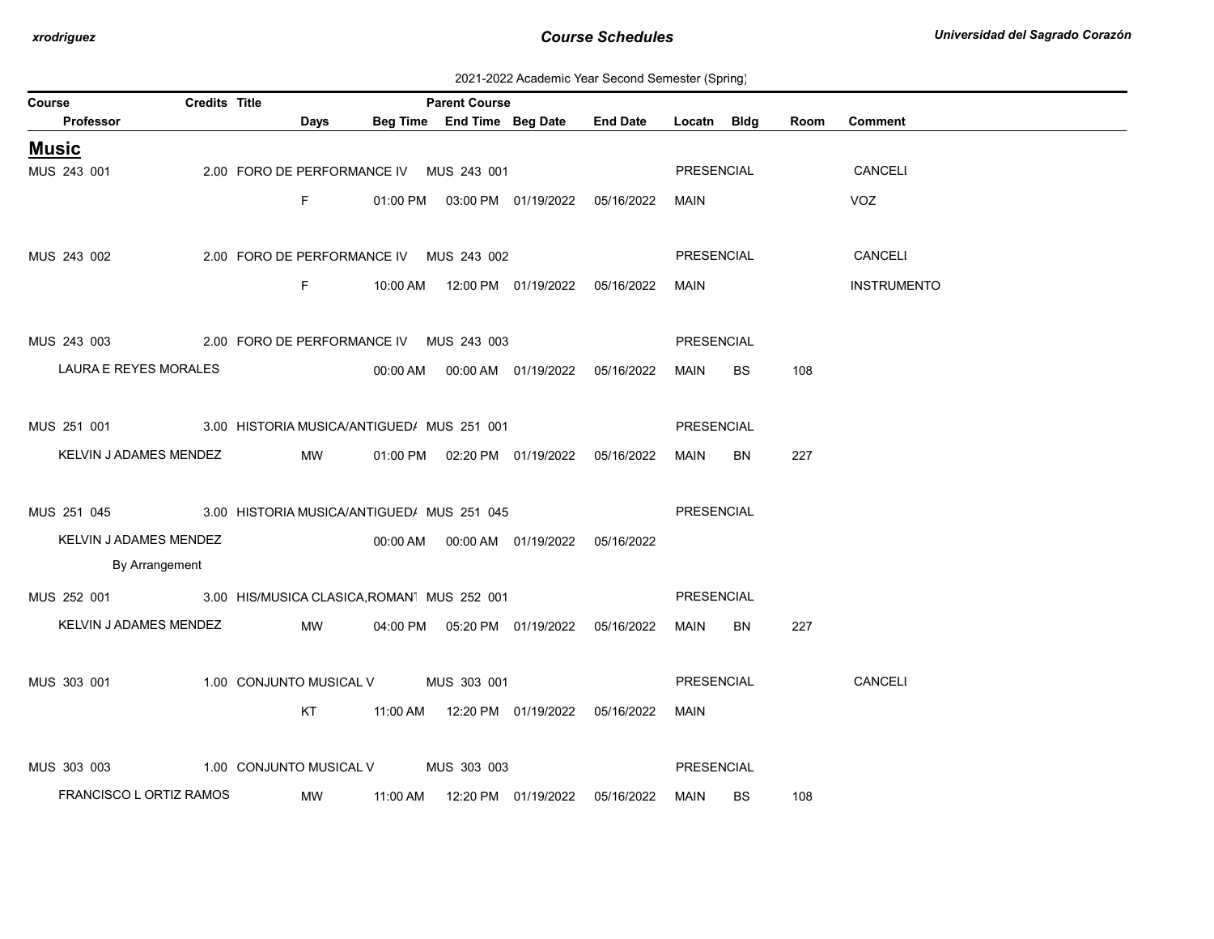2021-2022 Academic Year Second Semester (Spring)

| Course | Credits | Title | Parent Course | | | | | | | |
|---|---|---|---|---|---|---|---|---|---|---|
| Professor | Days | Beg Time | End Time | Beg Date | End Date | Locatn | Bldg | Room | Comment | |

## Music

| Course / Professor | Credits | Title / Days | Beg Time | Parent Course / End Time | Beg Date | End Date | Locatn | Bldg | Room | Comment |
|---|---|---|---|---|---|---|---|---|---|---|
| MUS 243 001 | 2.00 | FORO DE PERFORMANCE IV | | MUS 243 001 | | | PRESENCIAL | | | CANCELI |
| | | F | 01:00 PM | 03:00 PM | 01/19/2022 | 05/16/2022 | MAIN | | | VOZ |
| MUS 243 002 | 2.00 | FORO DE PERFORMANCE IV | | MUS 243 002 | | | PRESENCIAL | | | CANCELI |
| | | F | 10:00 AM | 12:00 PM | 01/19/2022 | 05/16/2022 | MAIN | | | INSTRUMENTO |
| MUS 243 003 | 2.00 | FORO DE PERFORMANCE IV | | MUS 243 003 | | | PRESENCIAL | | | |
| LAURA E REYES MORALES | | | 00:00 AM | 00:00 AM | 01/19/2022 | 05/16/2022 | MAIN | BS | 108 | |
| MUS 251 001 | 3.00 | HISTORIA MUSICA/ANTIGUED/ | | MUS 251 001 | | | PRESENCIAL | | | |
| KELVIN J ADAMES MENDEZ | | MW | 01:00 PM | 02:20 PM | 01/19/2022 | 05/16/2022 | MAIN | BN | 227 | |
| MUS 251 045 | 3.00 | HISTORIA MUSICA/ANTIGUED/ | | MUS 251 045 | | | PRESENCIAL | | | |
| KELVIN J ADAMES MENDEZ | | | 00:00 AM | 00:00 AM | 01/19/2022 | 05/16/2022 | | | | |
| By Arrangement | | | | | | | | | | |
| MUS 252 001 | 3.00 | HIS/MUSICA CLASICA,ROMANT | | MUS 252 001 | | | PRESENCIAL | | | |
| KELVIN J ADAMES MENDEZ | | MW | 04:00 PM | 05:20 PM | 01/19/2022 | 05/16/2022 | MAIN | BN | 227 | |
| MUS 303 001 | 1.00 | CONJUNTO MUSICAL V | | MUS 303 001 | | | PRESENCIAL | | | CANCELI |
| | | KT | 11:00 AM | 12:20 PM | 01/19/2022 | 05/16/2022 | MAIN | | | |
| MUS 303 003 | 1.00 | CONJUNTO MUSICAL V | | MUS 303 003 | | | PRESENCIAL | | | |
| FRANCISCO L ORTIZ RAMOS | | MW | 11:00 AM | 12:20 PM | 01/19/2022 | 05/16/2022 | MAIN | BS | 108 | |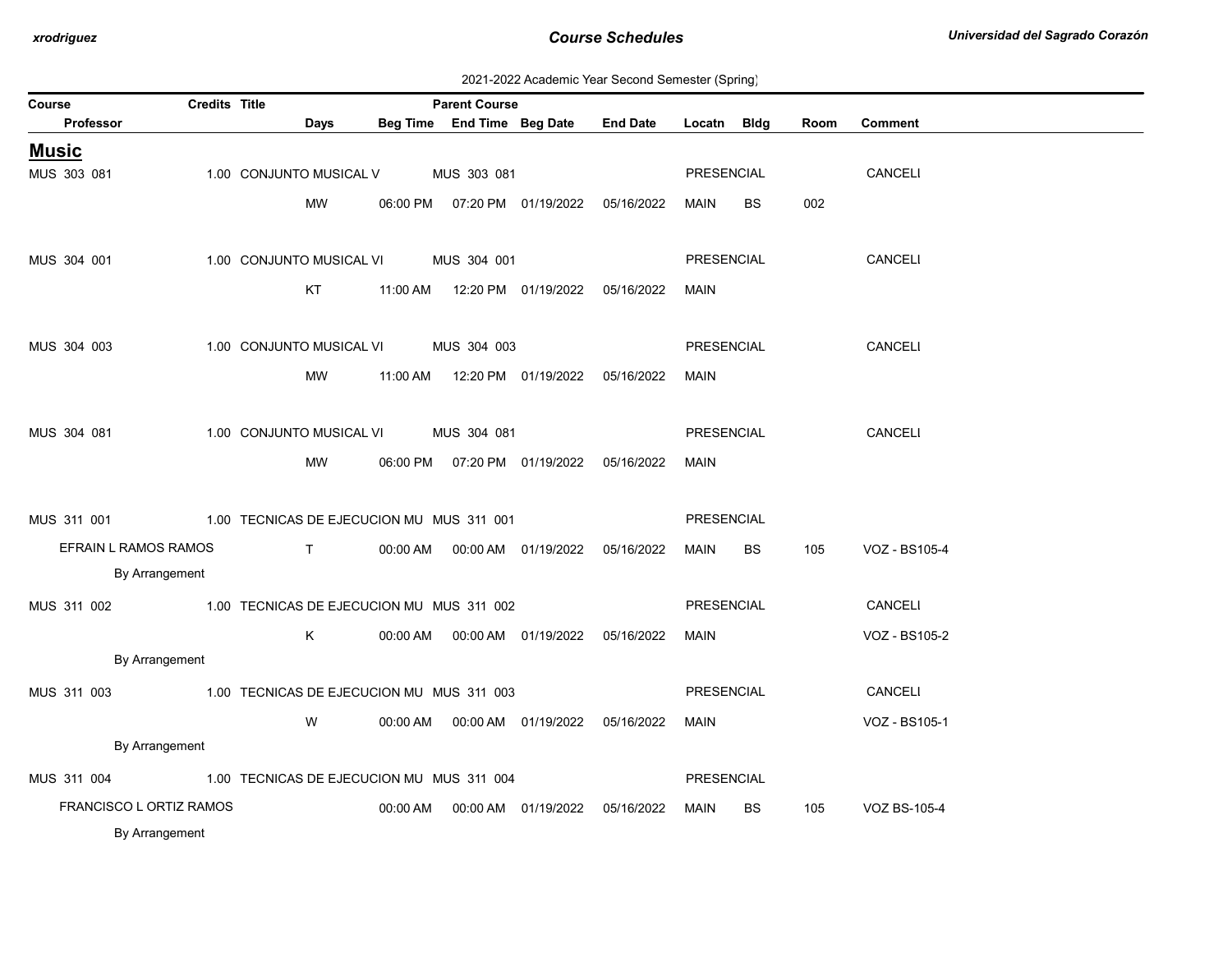2021-2022 Academic Year Second Semester (Spring)

| Course / Professor | Credits | Title | Days | Beg Time | End Time | Beg Date | End Date | Locatn | Bldg | Room | Comment |
|---|---|---|---|---|---|---|---|---|---|---|---|

## Music

| Course / Professor | Credits | Title / Parent Course | Days | Beg Time | End Time | Beg Date | End Date | Locatn | Bldg | Room | Comment |
|---|---|---|---|---|---|---|---|---|---|---|---|
| MUS 303 081 | 1.00 | CONJUNTO MUSICAL V — MUS 303 081 | | | | | | PRESENCIAL | | | CANCELI |
| | | | MW | 06:00 PM | 07:20 PM | 01/19/2022 | 05/16/2022 | MAIN | BS | 002 | |
| MUS 304 001 | 1.00 | CONJUNTO MUSICAL VI — MUS 304 001 | | | | | | PRESENCIAL | | | CANCELI |
| | | | KT | 11:00 AM | 12:20 PM | 01/19/2022 | 05/16/2022 | MAIN | | | |
| MUS 304 003 | 1.00 | CONJUNTO MUSICAL VI — MUS 304 003 | | | | | | PRESENCIAL | | | CANCELI |
| | | | MW | 11:00 AM | 12:20 PM | 01/19/2022 | 05/16/2022 | MAIN | | | |
| MUS 304 081 | 1.00 | CONJUNTO MUSICAL VI — MUS 304 081 | | | | | | PRESENCIAL | | | CANCELI |
| | | | MW | 06:00 PM | 07:20 PM | 01/19/2022 | 05/16/2022 | MAIN | | | |
| MUS 311 001 | 1.00 | TECNICAS DE EJECUCION MU — MUS 311 001 | | | | | | PRESENCIAL | | | |
| EFRAIN L RAMOS RAMOS | | | T | 00:00 AM | 00:00 AM | 01/19/2022 | 05/16/2022 | MAIN | BS | 105 | VOZ - BS105-4 |
| By Arrangement | | | | | | | | | | | |
| MUS 311 002 | 1.00 | TECNICAS DE EJECUCION MU — MUS 311 002 | | | | | | PRESENCIAL | | | CANCELI |
| | | | K | 00:00 AM | 00:00 AM | 01/19/2022 | 05/16/2022 | MAIN | | | VOZ - BS105-2 |
| By Arrangement | | | | | | | | | | | |
| MUS 311 003 | 1.00 | TECNICAS DE EJECUCION MU — MUS 311 003 | | | | | | PRESENCIAL | | | CANCELI |
| | | | W | 00:00 AM | 00:00 AM | 01/19/2022 | 05/16/2022 | MAIN | | | VOZ - BS105-1 |
| By Arrangement | | | | | | | | | | | |
| MUS 311 004 | 1.00 | TECNICAS DE EJECUCION MU — MUS 311 004 | | | | | | PRESENCIAL | | | |
| FRANCISCO L ORTIZ RAMOS | | | | 00:00 AM | 00:00 AM | 01/19/2022 | 05/16/2022 | MAIN | BS | 105 | VOZ BS-105-4 |
| By Arrangement | | | | | | | | | | | |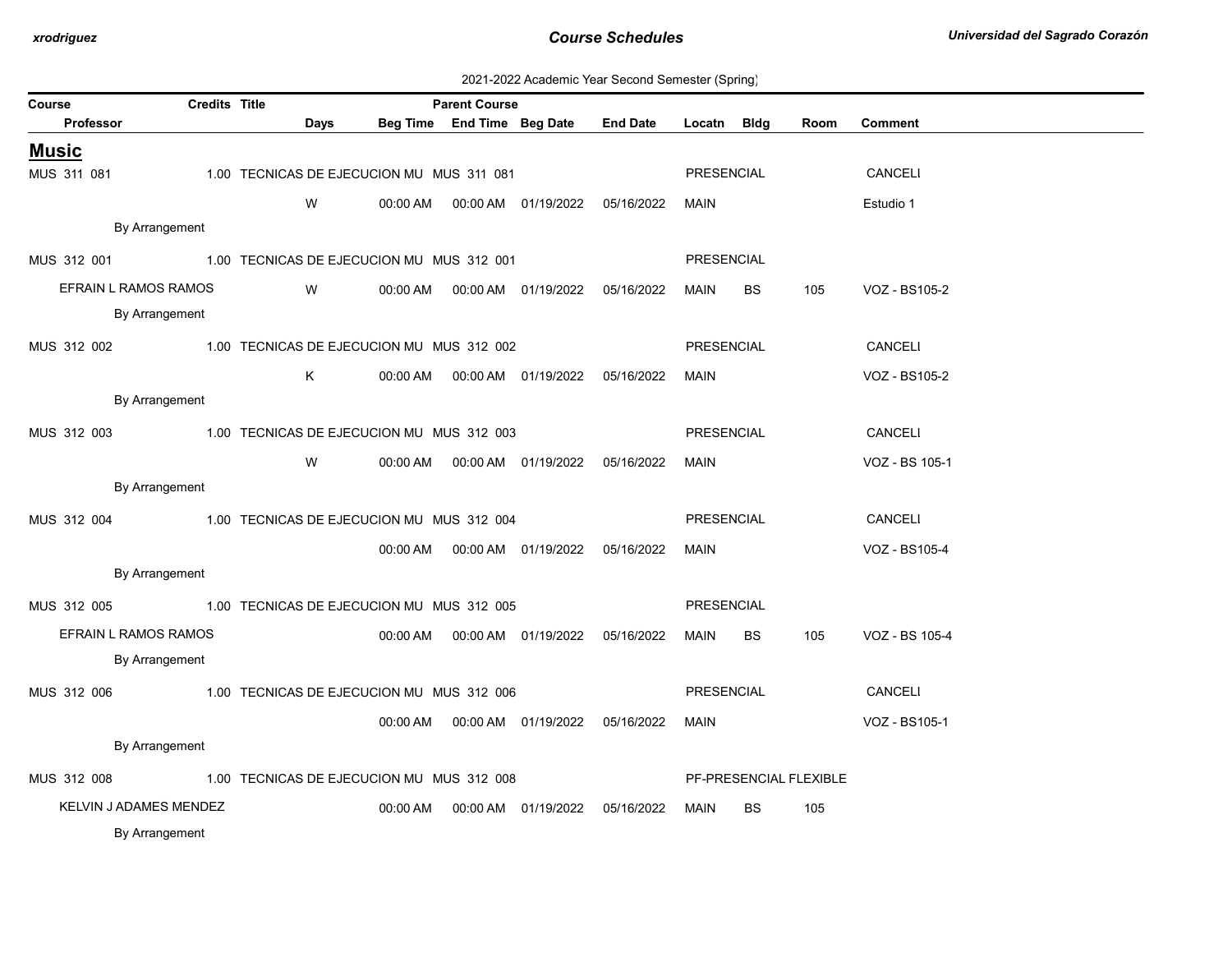2021-2022 Academic Year Second Semester (Spring)

| Course | Credits | Title | | Parent Course | | | | | | |
|---|---|---|---|---|---|---|---|---|---|---|
| Professor | | Days | Beg Time | End Time | Beg Date | End Date | Locatn | Bldg | Room | Comment |

## Music

| Course / Professor | Credits | Title / Days | Beg Time | Parent Course / End Time | Beg Date | End Date | Locatn | Bldg | Room | Comment |
|---|---|---|---|---|---|---|---|---|---|---|
| MUS 311 081 | 1.00 | TECNICAS DE EJECUCION MU | | MUS 311 081 | | | PRESENCIAL | | | CANCELI |
| | | W | 00:00 AM | 00:00 AM | 01/19/2022 | 05/16/2022 | MAIN | | | Estudio 1 |
| By Arrangement | | | | | | | | | | |
| MUS 312 001 | 1.00 | TECNICAS DE EJECUCION MU | | MUS 312 001 | | | PRESENCIAL | | | |
| EFRAIN L RAMOS RAMOS | | W | 00:00 AM | 00:00 AM | 01/19/2022 | 05/16/2022 | MAIN | BS | 105 | VOZ - BS105-2 |
| By Arrangement | | | | | | | | | | |
| MUS 312 002 | 1.00 | TECNICAS DE EJECUCION MU | | MUS 312 002 | | | PRESENCIAL | | | CANCELI |
| | | K | 00:00 AM | 00:00 AM | 01/19/2022 | 05/16/2022 | MAIN | | | VOZ - BS105-2 |
| By Arrangement | | | | | | | | | | |
| MUS 312 003 | 1.00 | TECNICAS DE EJECUCION MU | | MUS 312 003 | | | PRESENCIAL | | | CANCELI |
| | | W | 00:00 AM | 00:00 AM | 01/19/2022 | 05/16/2022 | MAIN | | | VOZ - BS 105-1 |
| By Arrangement | | | | | | | | | | |
| MUS 312 004 | 1.00 | TECNICAS DE EJECUCION MU | | MUS 312 004 | | | PRESENCIAL | | | CANCELI |
| | | | 00:00 AM | 00:00 AM | 01/19/2022 | 05/16/2022 | MAIN | | | VOZ - BS105-4 |
| By Arrangement | | | | | | | | | | |
| MUS 312 005 | 1.00 | TECNICAS DE EJECUCION MU | | MUS 312 005 | | | PRESENCIAL | | | |
| EFRAIN L RAMOS RAMOS | | | 00:00 AM | 00:00 AM | 01/19/2022 | 05/16/2022 | MAIN | BS | 105 | VOZ - BS 105-4 |
| By Arrangement | | | | | | | | | | |
| MUS 312 006 | 1.00 | TECNICAS DE EJECUCION MU | | MUS 312 006 | | | PRESENCIAL | | | CANCELI |
| | | | 00:00 AM | 00:00 AM | 01/19/2022 | 05/16/2022 | MAIN | | | VOZ - BS105-1 |
| By Arrangement | | | | | | | | | | |
| MUS 312 008 | 1.00 | TECNICAS DE EJECUCION MU | | MUS 312 008 | | | PF-PRESENCIAL FLEXIBLE | | | |
| KELVIN J ADAMES MENDEZ | | | 00:00 AM | 00:00 AM | 01/19/2022 | 05/16/2022 | MAIN | BS | 105 | |
| By Arrangement | | | | | | | | | | |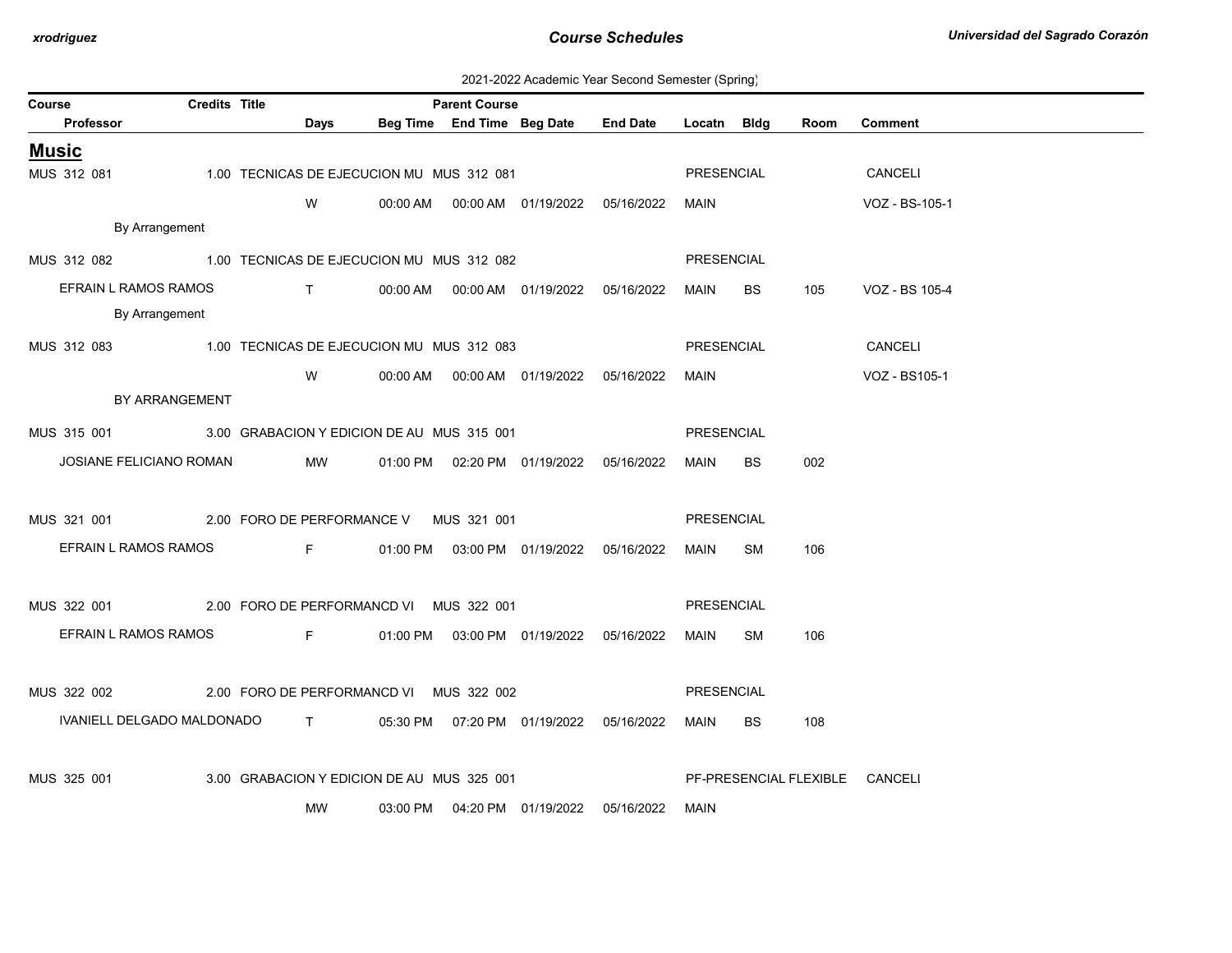2021-2022 Academic Year Second Semester (Spring)

| Course | Credits | Title | Parent Course | | | | | | | |
|---|---|---|---|---|---|---|---|---|---|---|
| Professor | Days | Beg Time | End Time | Beg Date | End Date | Locatn | Bldg | Room | Comment | |

## Music

| Course / Professor | Credits | Title / Days | Beg Time | End Time | Beg Date | End Date | Locatn | Bldg | Room | Comment |
|---|---|---|---|---|---|---|---|---|---|---|
| MUS 312 081 | 1.00 | TECNICAS DE EJECUCION MU (Parent: MUS 312 081) | | | | | PRESENCIAL | | | CANCELI |
| | | W | 00:00 AM | 00:00 AM | 01/19/2022 | 05/16/2022 | MAIN | | | VOZ - BS-105-1 |
| By Arrangement | | | | | | | | | | |
| MUS 312 082 | 1.00 | TECNICAS DE EJECUCION MU (Parent: MUS 312 082) | | | | | PRESENCIAL | | | |
| EFRAIN L RAMOS RAMOS | | T | 00:00 AM | 00:00 AM | 01/19/2022 | 05/16/2022 | MAIN | BS | 105 | VOZ - BS 105-4 |
| By Arrangement | | | | | | | | | | |
| MUS 312 083 | 1.00 | TECNICAS DE EJECUCION MU (Parent: MUS 312 083) | | | | | PRESENCIAL | | | CANCELI |
| | | W | 00:00 AM | 00:00 AM | 01/19/2022 | 05/16/2022 | MAIN | | | VOZ - BS105-1 |
| BY ARRANGEMENT | | | | | | | | | | |
| MUS 315 001 | 3.00 | GRABACION Y EDICION DE AU (Parent: MUS 315 001) | | | | | PRESENCIAL | | | |
| JOSIANE FELICIANO ROMAN | | MW | 01:00 PM | 02:20 PM | 01/19/2022 | 05/16/2022 | MAIN | BS | 002 | |
| MUS 321 001 | 2.00 | FORO DE PERFORMANCE V (Parent: MUS 321 001) | | | | | PRESENCIAL | | | |
| EFRAIN L RAMOS RAMOS | | F | 01:00 PM | 03:00 PM | 01/19/2022 | 05/16/2022 | MAIN | SM | 106 | |
| MUS 322 001 | 2.00 | FORO DE PERFORMANCD VI (Parent: MUS 322 001) | | | | | PRESENCIAL | | | |
| EFRAIN L RAMOS RAMOS | | F | 01:00 PM | 03:00 PM | 01/19/2022 | 05/16/2022 | MAIN | SM | 106 | |
| MUS 322 002 | 2.00 | FORO DE PERFORMANCD VI (Parent: MUS 322 002) | | | | | PRESENCIAL | | | |
| IVANIELL DELGADO MALDONADO | | T | 05:30 PM | 07:20 PM | 01/19/2022 | 05/16/2022 | MAIN | BS | 108 | |
| MUS 325 001 | 3.00 | GRABACION Y EDICION DE AU (Parent: MUS 325 001) | | | | | PF-PRESENCIAL FLEXIBLE | | | CANCELI |
| | | MW | 03:00 PM | 04:20 PM | 01/19/2022 | 05/16/2022 | MAIN | | | |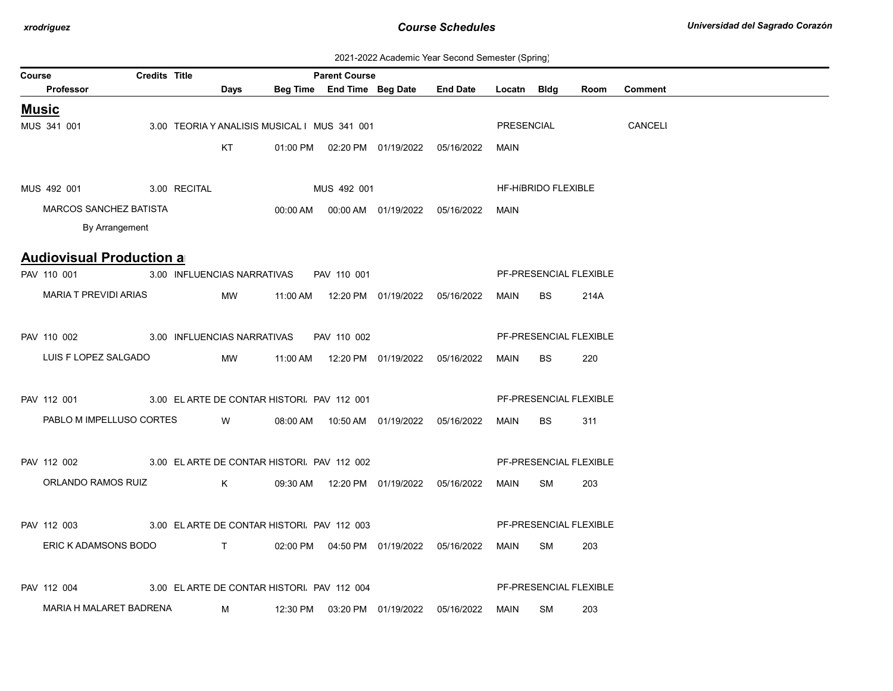2021-2022 Academic Year Second Semester (Spring)

| Course | Credits | Title | Parent Course | | | | Locatn | Bldg | Room | Comment |
|---|---|---|---|---|---|---|---|---|---|---|
| Professor | | Days | Beg Time | End Time | Beg Date | End Date | Locatn | Bldg | Room | Comment |

## Music

| Course / Professor | Credits | Title / Days | Beg Time | End Time | Beg Date | End Date | Locatn | Bldg | Room | Comment |
|---|---|---|---|---|---|---|---|---|---|---|
| MUS 341 001 | 3.00 | TEORIA Y ANALISIS MUSICAL I | MUS 341 001 | | | | PRESENCIAL | | | CANCELI |
| | | KT | 01:00 PM | 02:20 PM | 01/19/2022 | 05/16/2022 | MAIN | | | |
| MUS 492 001 | 3.00 | RECITAL | MUS 492 001 | | | | HF-HíBRIDO FLEXIBLE | | | |
| MARCOS SANCHEZ BATISTA | | | 00:00 AM | 00:00 AM | 01/19/2022 | 05/16/2022 | MAIN | | | |
| By Arrangement | | | | | | | | | | |

## Audiovisual Production a

| Course / Professor | Credits | Title / Days | Beg Time | End Time | Beg Date | End Date | Locatn | Bldg | Room | Comment |
|---|---|---|---|---|---|---|---|---|---|---|
| PAV 110 001 | 3.00 | INFLUENCIAS NARRATIVAS | PAV 110 001 | | | | PF-PRESENCIAL FLEXIBLE | | | |
| MARIA T PREVIDI ARIAS | | MW | 11:00 AM | 12:20 PM | 01/19/2022 | 05/16/2022 | MAIN | BS | 214A | |
| PAV 110 002 | 3.00 | INFLUENCIAS NARRATIVAS | PAV 110 002 | | | | PF-PRESENCIAL FLEXIBLE | | | |
| LUIS F LOPEZ SALGADO | | MW | 11:00 AM | 12:20 PM | 01/19/2022 | 05/16/2022 | MAIN | BS | 220 | |
| PAV 112 001 | 3.00 | EL ARTE DE CONTAR HISTORI. | PAV 112 001 | | | | PF-PRESENCIAL FLEXIBLE | | | |
| PABLO M IMPELLUSO CORTES | | W | 08:00 AM | 10:50 AM | 01/19/2022 | 05/16/2022 | MAIN | BS | 311 | |
| PAV 112 002 | 3.00 | EL ARTE DE CONTAR HISTORI. | PAV 112 002 | | | | PF-PRESENCIAL FLEXIBLE | | | |
| ORLANDO RAMOS RUIZ | | K | 09:30 AM | 12:20 PM | 01/19/2022 | 05/16/2022 | MAIN | SM | 203 | |
| PAV 112 003 | 3.00 | EL ARTE DE CONTAR HISTORI. | PAV 112 003 | | | | PF-PRESENCIAL FLEXIBLE | | | |
| ERIC K ADAMSONS BODO | | T | 02:00 PM | 04:50 PM | 01/19/2022 | 05/16/2022 | MAIN | SM | 203 | |
| PAV 112 004 | 3.00 | EL ARTE DE CONTAR HISTORI. | PAV 112 004 | | | | PF-PRESENCIAL FLEXIBLE | | | |
| MARIA H MALARET BADRENA | | M | 12:30 PM | 03:20 PM | 01/19/2022 | 05/16/2022 | MAIN | SM | 203 | |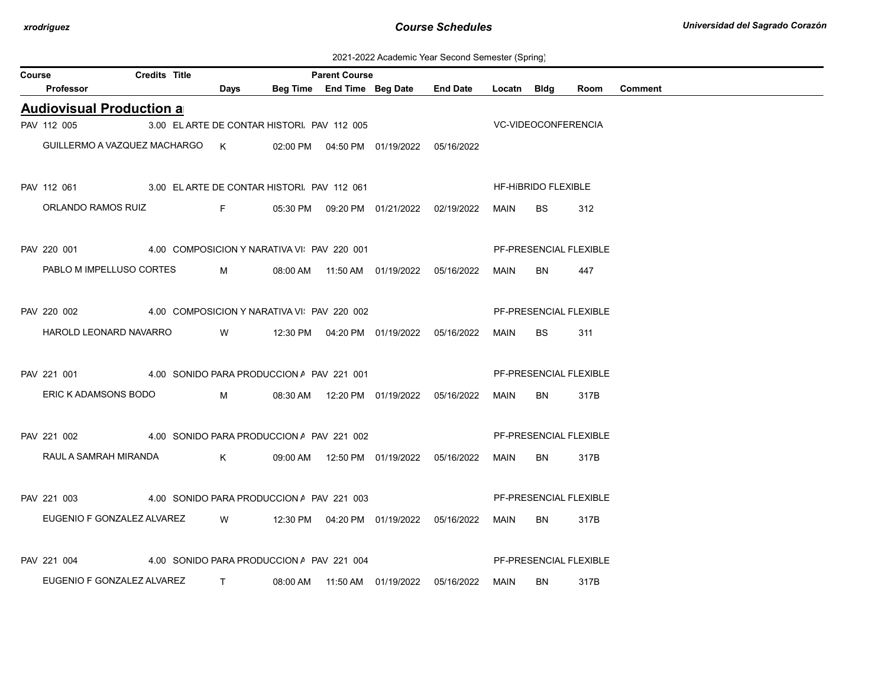2021-2022 Academic Year Second Semester (Spring)

## Audiovisual Production a

| Course / Professor | Credits | Title | Days | Parent Course / Beg Time | End Time | Beg Date | End Date | Locatn | Bldg | Room | Comment |
|---|---|---|---|---|---|---|---|---|---|---|---|
| PAV 112 005 | 3.00 | EL ARTE DE CONTAR HISTORI. | | PAV 112 005 | | | | VC-VIDEOCONFERENCIA | | | |
| GUILLERMO A VAZQUEZ MACHARGO | | | K | 02:00 PM | 04:50 PM | 01/19/2022 | 05/16/2022 | | | | |
| PAV 112 061 | 3.00 | EL ARTE DE CONTAR HISTORI. | | PAV 112 061 | | | | HF-HíBRIDO FLEXIBLE | | | |
| ORLANDO RAMOS RUIZ | | | F | 05:30 PM | 09:20 PM | 01/21/2022 | 02/19/2022 | MAIN | BS | 312 | |
| PAV 220 001 | 4.00 | COMPOSICION Y NARATIVA VI: | | PAV 220 001 | | | | PF-PRESENCIAL FLEXIBLE | | | |
| PABLO M IMPELLUSO CORTES | | | M | 08:00 AM | 11:50 AM | 01/19/2022 | 05/16/2022 | MAIN | BN | 447 | |
| PAV 220 002 | 4.00 | COMPOSICION Y NARATIVA VI: | | PAV 220 002 | | | | PF-PRESENCIAL FLEXIBLE | | | |
| HAROLD LEONARD NAVARRO | | | W | 12:30 PM | 04:20 PM | 01/19/2022 | 05/16/2022 | MAIN | BS | 311 | |
| PAV 221 001 | 4.00 | SONIDO PARA PRODUCCION A | | PAV 221 001 | | | | PF-PRESENCIAL FLEXIBLE | | | |
| ERIC K ADAMSONS BODO | | | M | 08:30 AM | 12:20 PM | 01/19/2022 | 05/16/2022 | MAIN | BN | 317B | |
| PAV 221 002 | 4.00 | SONIDO PARA PRODUCCION A | | PAV 221 002 | | | | PF-PRESENCIAL FLEXIBLE | | | |
| RAUL A SAMRAH MIRANDA | | | K | 09:00 AM | 12:50 PM | 01/19/2022 | 05/16/2022 | MAIN | BN | 317B | |
| PAV 221 003 | 4.00 | SONIDO PARA PRODUCCION A | | PAV 221 003 | | | | PF-PRESENCIAL FLEXIBLE | | | |
| EUGENIO F GONZALEZ ALVAREZ | | | W | 12:30 PM | 04:20 PM | 01/19/2022 | 05/16/2022 | MAIN | BN | 317B | |
| PAV 221 004 | 4.00 | SONIDO PARA PRODUCCION A | | PAV 221 004 | | | | PF-PRESENCIAL FLEXIBLE | | | |
| EUGENIO F GONZALEZ ALVAREZ | | | T | 08:00 AM | 11:50 AM | 01/19/2022 | 05/16/2022 | MAIN | BN | 317B | |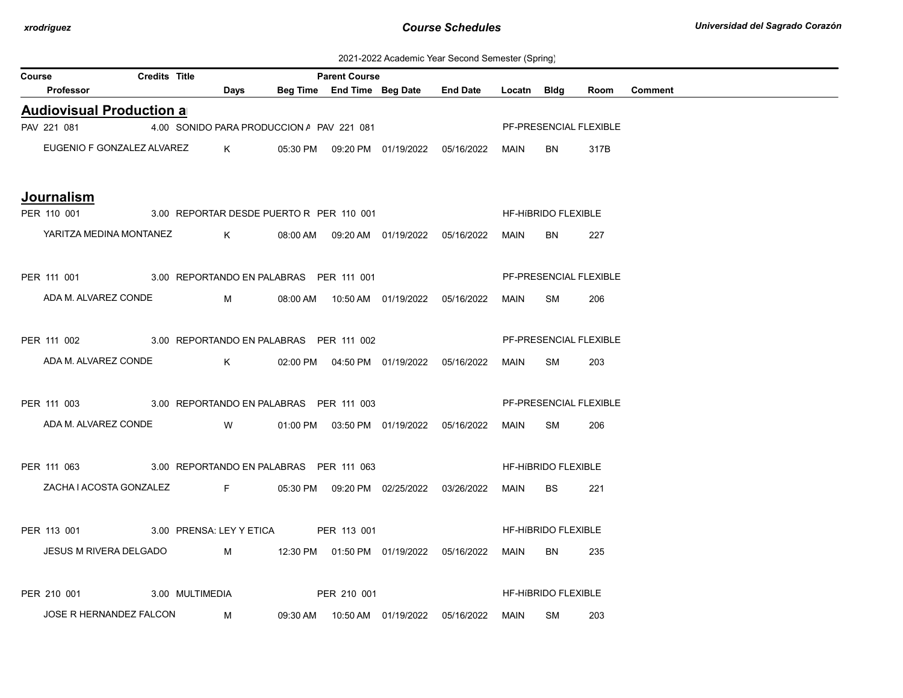2021-2022 Academic Year Second Semester (Spring)

| Course | Credits | Title | Days | Beg Time | Parent Course / End Time | Beg Date | End Date | Locatn | Bldg | Room | Comment |
|---|---|---|---|---|---|---|---|---|---|---|---|
| **Professor** | | | | | | | | | | | |

## Audiovisual Production a

| Course / Professor | Credits | Title | Days | Beg Time | Parent Course / End Time | Beg Date | End Date | Locatn | Bldg | Room | Comment |
|---|---|---|---|---|---|---|---|---|---|---|---|
| PAV 221 081 | 4.00 | SONIDO PARA PRODUCCION A | | | PAV 221 081 | | | PF-PRESENCIAL FLEXIBLE | | | |
| EUGENIO F GONZALEZ ALVAREZ | | | K | 05:30 PM | 09:20 PM | 01/19/2022 | 05/16/2022 | MAIN | BN | 317B | |

## Journalism

| Course / Professor | Credits | Title | Days | Beg Time | Parent Course / End Time | Beg Date | End Date | Locatn | Bldg | Room | Comment |
|---|---|---|---|---|---|---|---|---|---|---|---|
| PER 110 001 | 3.00 | REPORTAR DESDE PUERTO R | | | PER 110 001 | | | HF-HíBRIDO FLEXIBLE | | | |
| YARITZA MEDINA MONTANEZ | | | K | 08:00 AM | 09:20 AM | 01/19/2022 | 05/16/2022 | MAIN | BN | 227 | |
| PER 111 001 | 3.00 | REPORTANDO EN PALABRAS | | | PER 111 001 | | | PF-PRESENCIAL FLEXIBLE | | | |
| ADA M. ALVAREZ CONDE | | | M | 08:00 AM | 10:50 AM | 01/19/2022 | 05/16/2022 | MAIN | SM | 206 | |
| PER 111 002 | 3.00 | REPORTANDO EN PALABRAS | | | PER 111 002 | | | PF-PRESENCIAL FLEXIBLE | | | |
| ADA M. ALVAREZ CONDE | | | K | 02:00 PM | 04:50 PM | 01/19/2022 | 05/16/2022 | MAIN | SM | 203 | |
| PER 111 003 | 3.00 | REPORTANDO EN PALABRAS | | | PER 111 003 | | | PF-PRESENCIAL FLEXIBLE | | | |
| ADA M. ALVAREZ CONDE | | | W | 01:00 PM | 03:50 PM | 01/19/2022 | 05/16/2022 | MAIN | SM | 206 | |
| PER 111 063 | 3.00 | REPORTANDO EN PALABRAS | | | PER 111 063 | | | HF-HíBRIDO FLEXIBLE | | | |
| ZACHA I ACOSTA GONZALEZ | | | F | 05:30 PM | 09:20 PM | 02/25/2022 | 03/26/2022 | MAIN | BS | 221 | |
| PER 113 001 | 3.00 | PRENSA: LEY Y ETICA | | | PER 113 001 | | | HF-HíBRIDO FLEXIBLE | | | |
| JESUS M RIVERA DELGADO | | | M | 12:30 PM | 01:50 PM | 01/19/2022 | 05/16/2022 | MAIN | BN | 235 | |
| PER 210 001 | 3.00 | MULTIMEDIA | | | PER 210 001 | | | HF-HíBRIDO FLEXIBLE | | | |
| JOSE R HERNANDEZ FALCON | | | M | 09:30 AM | 10:50 AM | 01/19/2022 | 05/16/2022 | MAIN | SM | 203 | |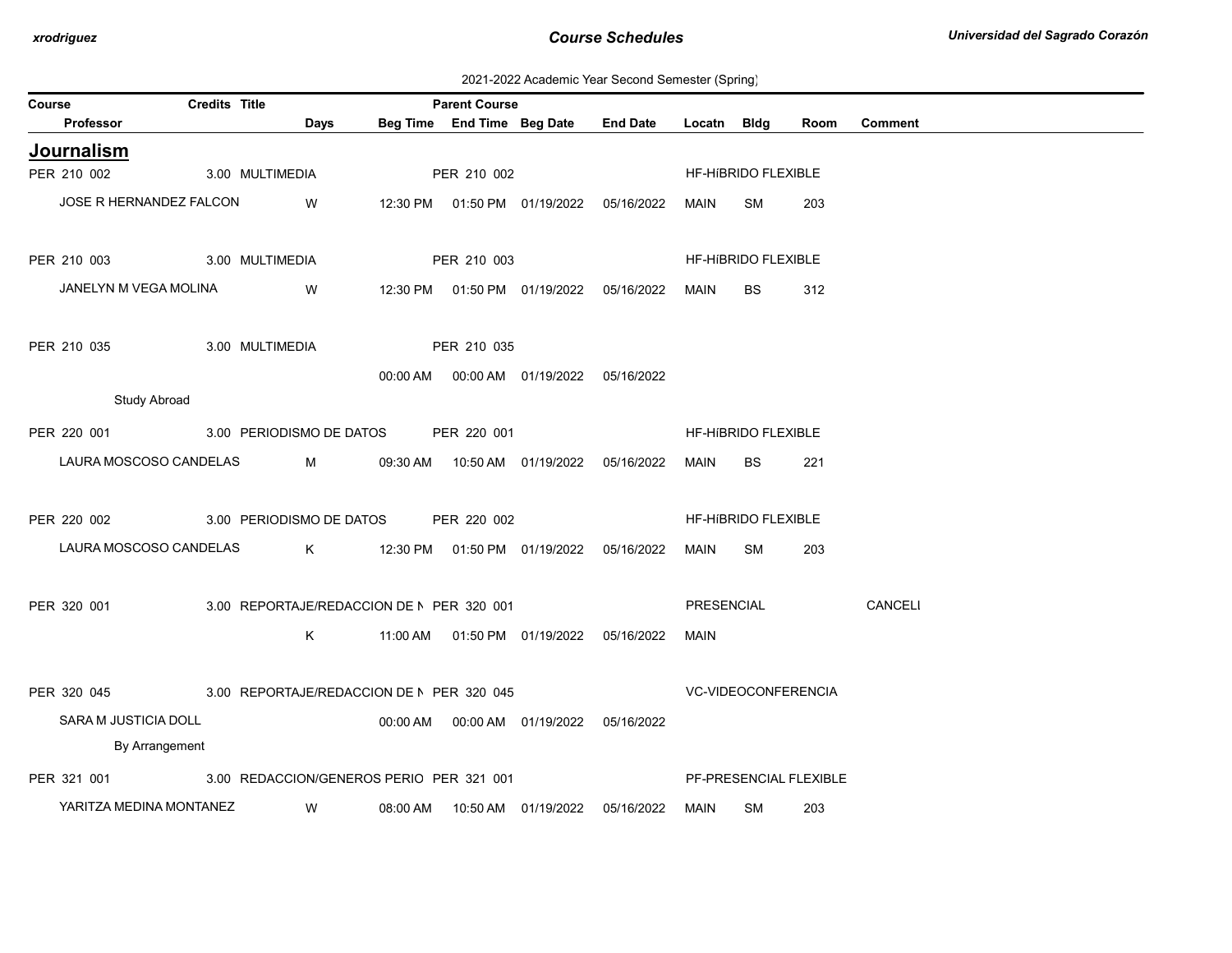2021-2022 Academic Year Second Semester (Spring)

| Course / Professor | Credits | Title / Days | Beg Time | Parent Course / End Time | Beg Date | End Date | Locatn | Bldg | Room | Comment |
|---|---|---|---|---|---|---|---|---|---|---|

## Journalism

| Course / Professor | Credits | Title / Days | Beg Time | Parent Course / End Time | Beg Date | End Date | Locatn | Bldg | Room | Comment |
|---|---|---|---|---|---|---|---|---|---|---|
| PER 210 002 | 3.00 | MULTIMEDIA | | PER 210 002 | | | HF-HíBRIDO FLEXIBLE | | | |
| JOSE R HERNANDEZ FALCON | | W | 12:30 PM | 01:50 PM | 01/19/2022 | 05/16/2022 | MAIN | SM | 203 | |
| PER 210 003 | 3.00 | MULTIMEDIA | | PER 210 003 | | | HF-HíBRIDO FLEXIBLE | | | |
| JANELYN M VEGA MOLINA | | W | 12:30 PM | 01:50 PM | 01/19/2022 | 05/16/2022 | MAIN | BS | 312 | |
| PER 210 035 | 3.00 | MULTIMEDIA | | PER 210 035 | | | | | | |
| | | | 00:00 AM | 00:00 AM | 01/19/2022 | 05/16/2022 | | | | |
| Study Abroad | | | | | | | | | | |
| PER 220 001 | 3.00 | PERIODISMO DE DATOS | | PER 220 001 | | | HF-HíBRIDO FLEXIBLE | | | |
| LAURA MOSCOSO CANDELAS | | M | 09:30 AM | 10:50 AM | 01/19/2022 | 05/16/2022 | MAIN | BS | 221 | |
| PER 220 002 | 3.00 | PERIODISMO DE DATOS | | PER 220 002 | | | HF-HíBRIDO FLEXIBLE | | | |
| LAURA MOSCOSO CANDELAS | | K | 12:30 PM | 01:50 PM | 01/19/2022 | 05/16/2022 | MAIN | SM | 203 | |
| PER 320 001 | 3.00 | REPORTAJE/REDACCION DE N | | PER 320 001 | | | PRESENCIAL | | | CANCELI |
| | | K | 11:00 AM | 01:50 PM | 01/19/2022 | 05/16/2022 | MAIN | | | |
| PER 320 045 | 3.00 | REPORTAJE/REDACCION DE N | | PER 320 045 | | | VC-VIDEOCONFERENCIA | | | |
| SARA M JUSTICIA DOLL | | | 00:00 AM | 00:00 AM | 01/19/2022 | 05/16/2022 | | | | |
| By Arrangement | | | | | | | | | | |
| PER 321 001 | 3.00 | REDACCION/GENEROS PERIO | | PER 321 001 | | | PF-PRESENCIAL FLEXIBLE | | | |
| YARITZA MEDINA MONTANEZ | | W | 08:00 AM | 10:50 AM | 01/19/2022 | 05/16/2022 | MAIN | SM | 203 | |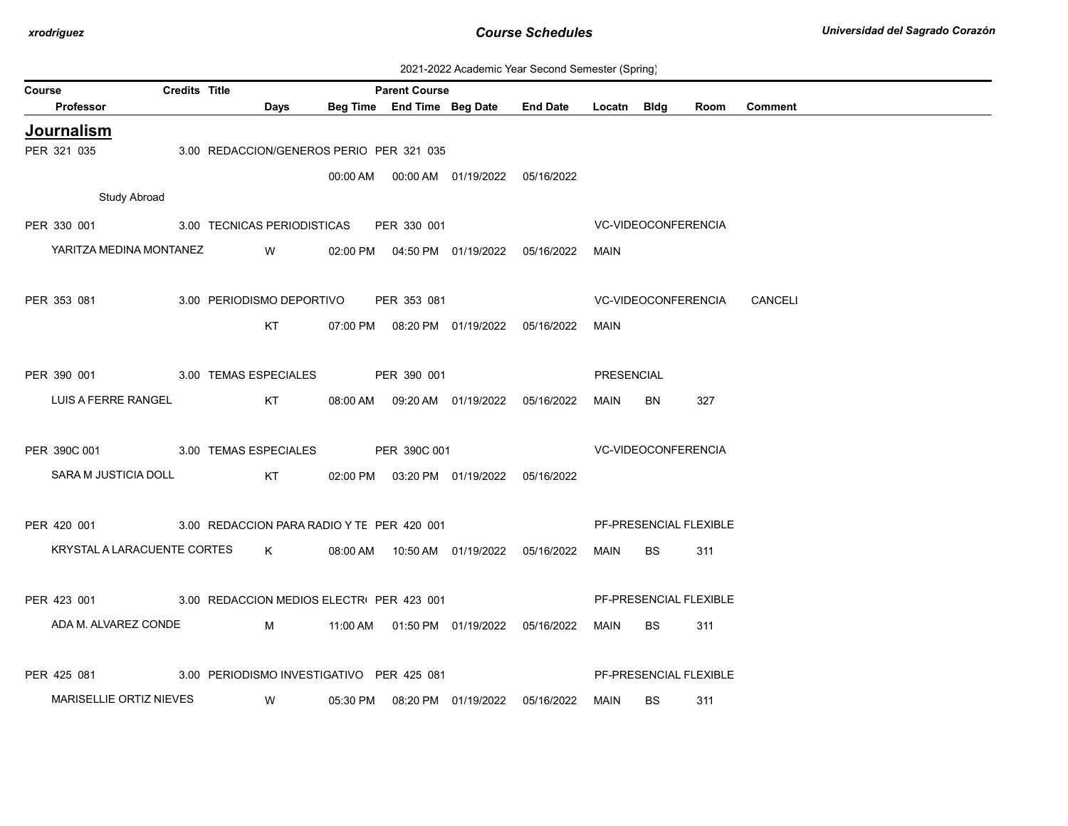2021-2022 Academic Year Second Semester (Spring)

| Course | Credits | Title | Parent Course | | | | | | | |
|---|---|---|---|---|---|---|---|---|---|---|
| Professor | Days | Beg Time | End Time | Beg Date | End Date | Locatn | Bldg | Room | Comment | |

## Journalism

| Course / Professor | Credits | Title / Days | Beg Time | Parent Course / End Time | Beg Date | End Date | Locatn | Bldg | Room | Comment |
|---|---|---|---|---|---|---|---|---|---|---|
| PER 321 035 | 3.00 | REDACCION/GENEROS PERIO | | PER 321 035 | | | | | | |
| | | | 00:00 AM | 00:00 AM | 01/19/2022 | 05/16/2022 | | | | |
| Study Abroad | | | | | | | | | | |
| PER 330 001 | 3.00 | TECNICAS PERIODISTICAS | | PER 330 001 | | | VC-VIDEOCONFERENCIA | | | |
| YARITZA MEDINA MONTANEZ | | W | 02:00 PM | 04:50 PM | 01/19/2022 | 05/16/2022 | MAIN | | | |
| PER 353 081 | 3.00 | PERIODISMO DEPORTIVO | | PER 353 081 | | | VC-VIDEOCONFERENCIA | | | CANCELI |
| | | KT | 07:00 PM | 08:20 PM | 01/19/2022 | 05/16/2022 | MAIN | | | |
| PER 390 001 | 3.00 | TEMAS ESPECIALES | | PER 390 001 | | | PRESENCIAL | | | |
| LUIS A FERRE RANGEL | | KT | 08:00 AM | 09:20 AM | 01/19/2022 | 05/16/2022 | MAIN | BN | 327 | |
| PER 390C 001 | 3.00 | TEMAS ESPECIALES | | PER 390C 001 | | | VC-VIDEOCONFERENCIA | | | |
| SARA M JUSTICIA DOLL | | KT | 02:00 PM | 03:20 PM | 01/19/2022 | 05/16/2022 | | | | |
| PER 420 001 | 3.00 | REDACCION PARA RADIO Y TE | | PER 420 001 | | | PF-PRESENCIAL FLEXIBLE | | | |
| KRYSTAL A LARACUENTE CORTES | | K | 08:00 AM | 10:50 AM | 01/19/2022 | 05/16/2022 | MAIN | BS | 311 | |
| PER 423 001 | 3.00 | REDACCION MEDIOS ELECTR( | | PER 423 001 | | | PF-PRESENCIAL FLEXIBLE | | | |
| ADA M. ALVAREZ CONDE | | M | 11:00 AM | 01:50 PM | 01/19/2022 | 05/16/2022 | MAIN | BS | 311 | |
| PER 425 081 | 3.00 | PERIODISMO INVESTIGATIVO | | PER 425 081 | | | PF-PRESENCIAL FLEXIBLE | | | |
| MARISELLIE ORTIZ NIEVES | | W | 05:30 PM | 08:20 PM | 01/19/2022 | 05/16/2022 | MAIN | BS | 311 | |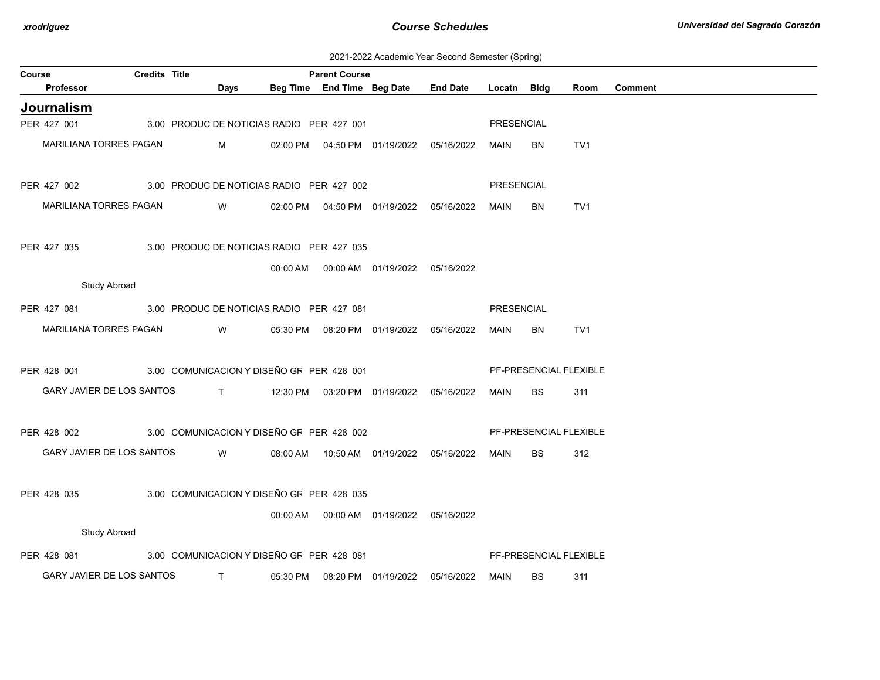2021-2022 Academic Year Second Semester (Spring)

| Course | Credits | Title | Days | Beg Time | Parent Course / End Time | Beg Date | End Date | Locatn | Bldg | Room | Comment |
|---|---|---|---|---|---|---|---|---|---|---|---|
| Professor | | | | | | | | | | | |

## Journalism

| Course / Professor | Credits | Title | Days | Beg Time | Parent Course / End Time | Beg Date | End Date | Locatn | Bldg | Room | Comment |
|---|---|---|---|---|---|---|---|---|---|---|---|
| PER 427 001 | 3.00 | PRODUC DE NOTICIAS RADIO | | | PER 427 001 | | | PRESENCIAL | | | |
| MARILIANA TORRES PAGAN | | | M | 02:00 PM | 04:50 PM | 01/19/2022 | 05/16/2022 | MAIN | BN | TV1 | |
| PER 427 002 | 3.00 | PRODUC DE NOTICIAS RADIO | | | PER 427 002 | | | PRESENCIAL | | | |
| MARILIANA TORRES PAGAN | | | W | 02:00 PM | 04:50 PM | 01/19/2022 | 05/16/2022 | MAIN | BN | TV1 | |
| PER 427 035 | 3.00 | PRODUC DE NOTICIAS RADIO | | | PER 427 035 | | | | | | |
| | | | | 00:00 AM | 00:00 AM | 01/19/2022 | 05/16/2022 | | | | |
| Study Abroad | | | | | | | | | | | |
| PER 427 081 | 3.00 | PRODUC DE NOTICIAS RADIO | | | PER 427 081 | | | PRESENCIAL | | | |
| MARILIANA TORRES PAGAN | | | W | 05:30 PM | 08:20 PM | 01/19/2022 | 05/16/2022 | MAIN | BN | TV1 | |
| PER 428 001 | 3.00 | COMUNICACION Y DISEÑO GR | | | PER 428 001 | | | PF-PRESENCIAL FLEXIBLE | | | |
| GARY JAVIER DE LOS SANTOS | | | T | 12:30 PM | 03:20 PM | 01/19/2022 | 05/16/2022 | MAIN | BS | 311 | |
| PER 428 002 | 3.00 | COMUNICACION Y DISEÑO GR | | | PER 428 002 | | | PF-PRESENCIAL FLEXIBLE | | | |
| GARY JAVIER DE LOS SANTOS | | | W | 08:00 AM | 10:50 AM | 01/19/2022 | 05/16/2022 | MAIN | BS | 312 | |
| PER 428 035 | 3.00 | COMUNICACION Y DISEÑO GR | | | PER 428 035 | | | | | | |
| | | | | 00:00 AM | 00:00 AM | 01/19/2022 | 05/16/2022 | | | | |
| Study Abroad | | | | | | | | | | | |
| PER 428 081 | 3.00 | COMUNICACION Y DISEÑO GR | | | PER 428 081 | | | PF-PRESENCIAL FLEXIBLE | | | |
| GARY JAVIER DE LOS SANTOS | | | T | 05:30 PM | 08:20 PM | 01/19/2022 | 05/16/2022 | MAIN | BS | 311 | |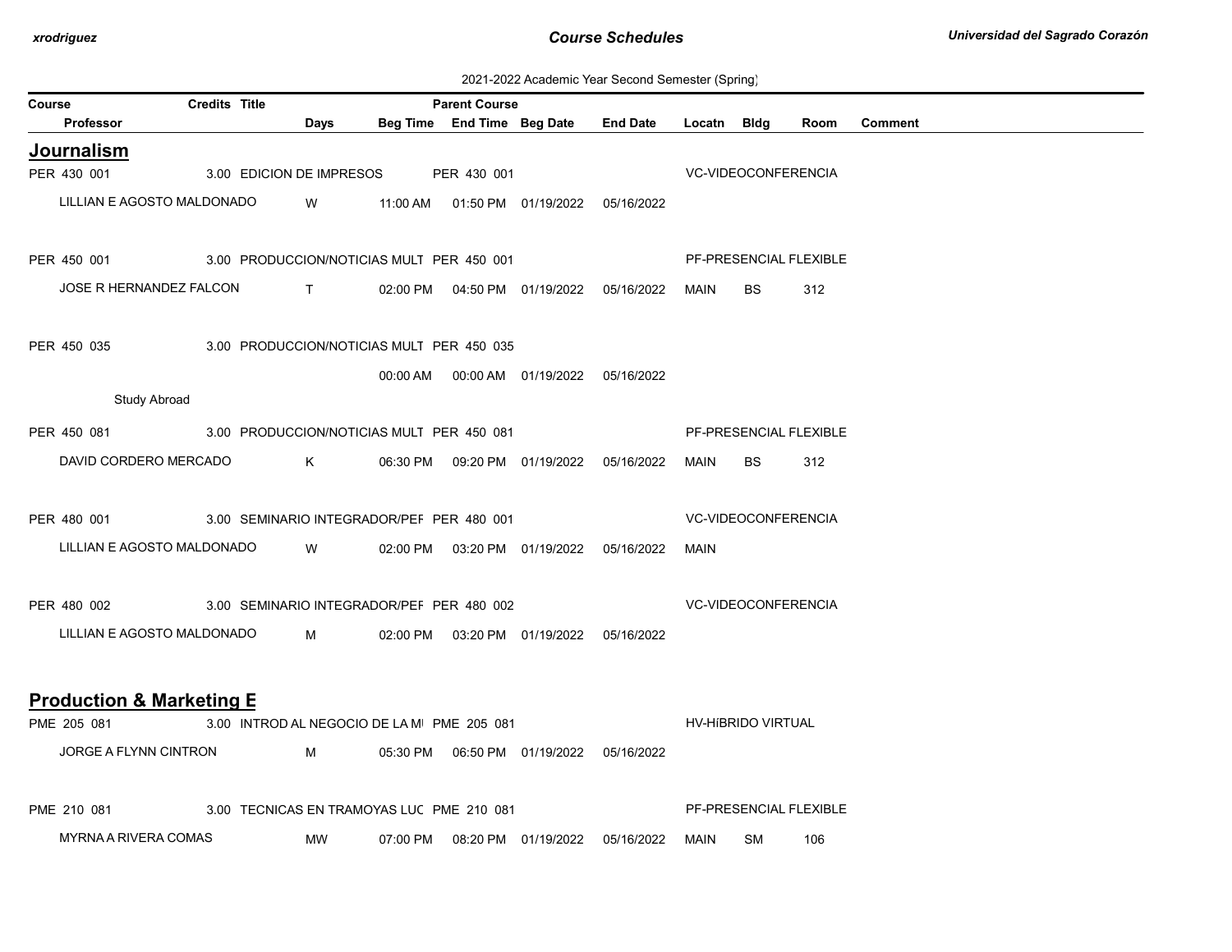2021-2022 Academic Year Second Semester (Spring)

| Course | Credits | Title | | Parent Course | | | | | | | |
|---|---|---|---|---|---|---|---|---|---|---|---|
| Professor | | | Days | Beg Time | End Time | Beg Date | End Date | Locatn | Bldg | Room | Comment |

## Journalism

| Course / Professor | Credits | Title | Days | Beg Time | End Time | Beg Date | End Date | Locatn | Bldg | Room | Comment |
|---|---|---|---|---|---|---|---|---|---|---|---|
| PER 430 001 | 3.00 | EDICION DE IMPRESOS | | PER 430 001 | | | | VC-VIDEOCONFERENCIA | | | |
| LILLIAN E AGOSTO MALDONADO | | | W | 11:00 AM | 01:50 PM | 01/19/2022 | 05/16/2022 | | | | |
| PER 450 001 | 3.00 | PRODUCCION/NOTICIAS MULT | | PER 450 001 | | | | PF-PRESENCIAL FLEXIBLE | | | |
| JOSE R HERNANDEZ FALCON | | | T | 02:00 PM | 04:50 PM | 01/19/2022 | 05/16/2022 | MAIN | BS | 312 | |
| PER 450 035 | 3.00 | PRODUCCION/NOTICIAS MULT | | PER 450 035 | | | | | | | |
| | | | | 00:00 AM | 00:00 AM | 01/19/2022 | 05/16/2022 | | | | |
| Study Abroad | | | | | | | | | | | |
| PER 450 081 | 3.00 | PRODUCCION/NOTICIAS MULT | | PER 450 081 | | | | PF-PRESENCIAL FLEXIBLE | | | |
| DAVID CORDERO MERCADO | | | K | 06:30 PM | 09:20 PM | 01/19/2022 | 05/16/2022 | MAIN | BS | 312 | |
| PER 480 001 | 3.00 | SEMINARIO INTEGRADOR/PEF | | PER 480 001 | | | | VC-VIDEOCONFERENCIA | | | |
| LILLIAN E AGOSTO MALDONADO | | | W | 02:00 PM | 03:20 PM | 01/19/2022 | 05/16/2022 | MAIN | | | |
| PER 480 002 | 3.00 | SEMINARIO INTEGRADOR/PEF | | PER 480 002 | | | | VC-VIDEOCONFERENCIA | | | |
| LILLIAN E AGOSTO MALDONADO | | | M | 02:00 PM | 03:20 PM | 01/19/2022 | 05/16/2022 | | | | |

## Production & Marketing E

| Course / Professor | Credits | Title | Days | Beg Time | End Time | Beg Date | End Date | Locatn | Bldg | Room | Comment |
|---|---|---|---|---|---|---|---|---|---|---|---|
| PME 205 081 | 3.00 | INTROD AL NEGOCIO DE LA MI | | PME 205 081 | | | | HV-HíBRIDO VIRTUAL | | | |
| JORGE A FLYNN CINTRON | | | M | 05:30 PM | 06:50 PM | 01/19/2022 | 05/16/2022 | | | | |
| PME 210 081 | 3.00 | TECNICAS EN TRAMOYAS LUC | | PME 210 081 | | | | PF-PRESENCIAL FLEXIBLE | | | |
| MYRNA A RIVERA COMAS | | | MW | 07:00 PM | 08:20 PM | 01/19/2022 | 05/16/2022 | MAIN | SM | 106 | |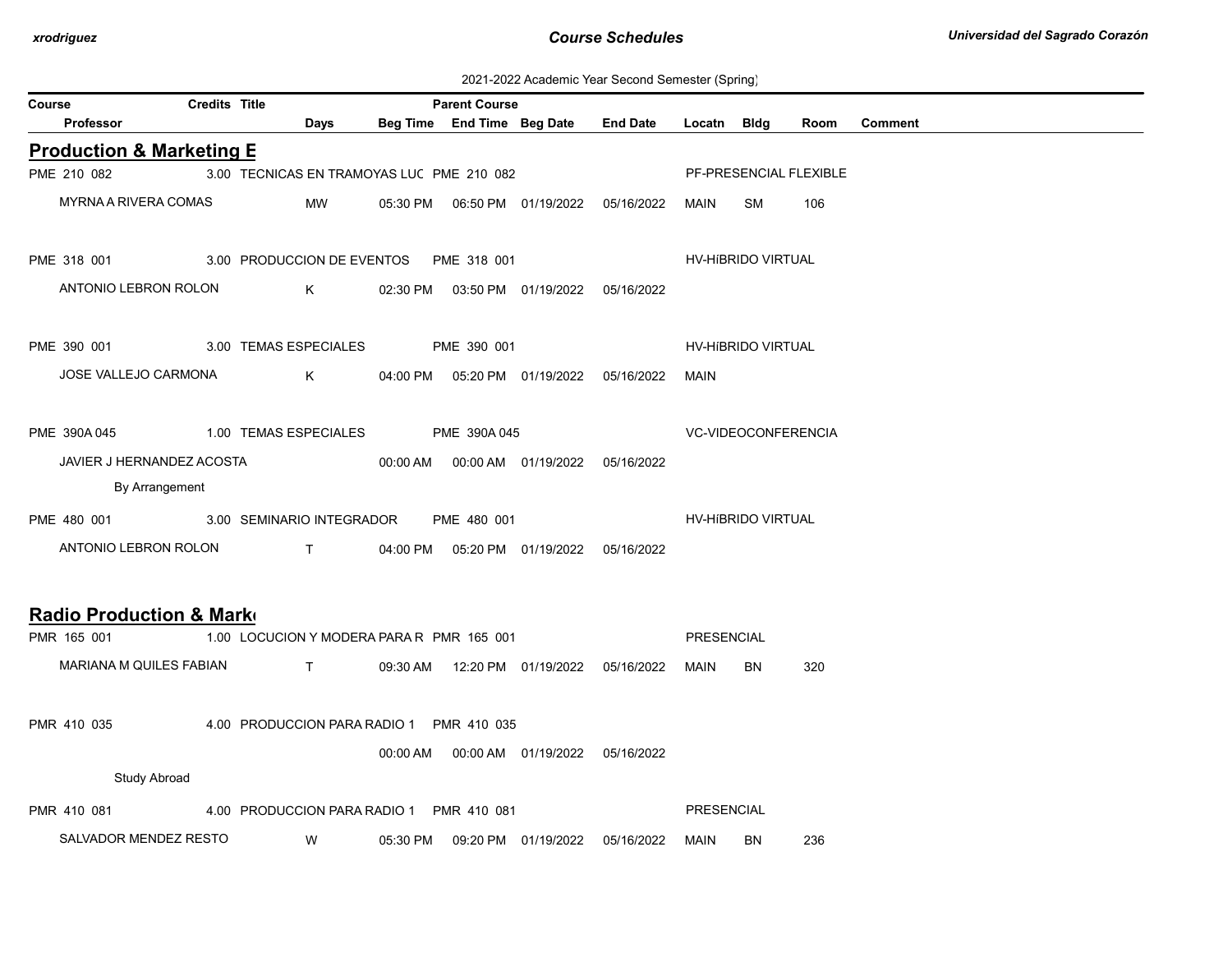2021-2022 Academic Year Second Semester (Spring)

| Course | Credits | Title | Parent Course | | | | | | | |
|---|---|---|---|---|---|---|---|---|---|---|
| Professor | Days | Beg Time | End Time | Beg Date | End Date | Locatn | Bldg | Room | Comment | |

## Production & Marketing E

| Course / Professor | Credits | Title / Days | Beg Time | Parent Course / End Time | Beg Date | End Date | Locatn | Bldg | Room | Comment |
|---|---|---|---|---|---|---|---|---|---|---|
| PME 210 082 | 3.00 | TECNICAS EN TRAMOYAS LUC | | PME 210 082 | | | PF-PRESENCIAL FLEXIBLE | | | |
| MYRNA A RIVERA COMAS | | MW | 05:30 PM | 06:50 PM | 01/19/2022 | 05/16/2022 | MAIN | SM | 106 | |
| PME 318 001 | 3.00 | PRODUCCION DE EVENTOS | | PME 318 001 | | | HV-HíBRIDO VIRTUAL | | | |
| ANTONIO LEBRON ROLON | | K | 02:30 PM | 03:50 PM | 01/19/2022 | 05/16/2022 | | | | |
| PME 390 001 | 3.00 | TEMAS ESPECIALES | | PME 390 001 | | | HV-HíBRIDO VIRTUAL | | | |
| JOSE VALLEJO CARMONA | | K | 04:00 PM | 05:20 PM | 01/19/2022 | 05/16/2022 | MAIN | | | |
| PME 390A 045 | 1.00 | TEMAS ESPECIALES | | PME 390A 045 | | | VC-VIDEOCONFERENCIA | | | |
| JAVIER J HERNANDEZ ACOSTA | | | 00:00 AM | 00:00 AM | 01/19/2022 | 05/16/2022 | | | | |
| By Arrangement | | | | | | | | | | |
| PME 480 001 | 3.00 | SEMINARIO INTEGRADOR | | PME 480 001 | | | HV-HíBRIDO VIRTUAL | | | |
| ANTONIO LEBRON ROLON | | T | 04:00 PM | 05:20 PM | 01/19/2022 | 05/16/2022 | | | | |

## Radio Production & Mark

| Course / Professor | Credits | Title / Days | Beg Time | Parent Course / End Time | Beg Date | End Date | Locatn | Bldg | Room | Comment |
|---|---|---|---|---|---|---|---|---|---|---|
| PMR 165 001 | 1.00 | LOCUCION Y MODERA PARA R | | PMR 165 001 | | | PRESENCIAL | | | |
| MARIANA M QUILES FABIAN | | T | 09:30 AM | 12:20 PM | 01/19/2022 | 05/16/2022 | MAIN | BN | 320 | |
| PMR 410 035 | 4.00 | PRODUCCION PARA RADIO 1 | | PMR 410 035 | | | | | | |
| | | | 00:00 AM | 00:00 AM | 01/19/2022 | 05/16/2022 | | | | |
| Study Abroad | | | | | | | | | | |
| PMR 410 081 | 4.00 | PRODUCCION PARA RADIO 1 | | PMR 410 081 | | | PRESENCIAL | | | |
| SALVADOR MENDEZ RESTO | | W | 05:30 PM | 09:20 PM | 01/19/2022 | 05/16/2022 | MAIN | BN | 236 | |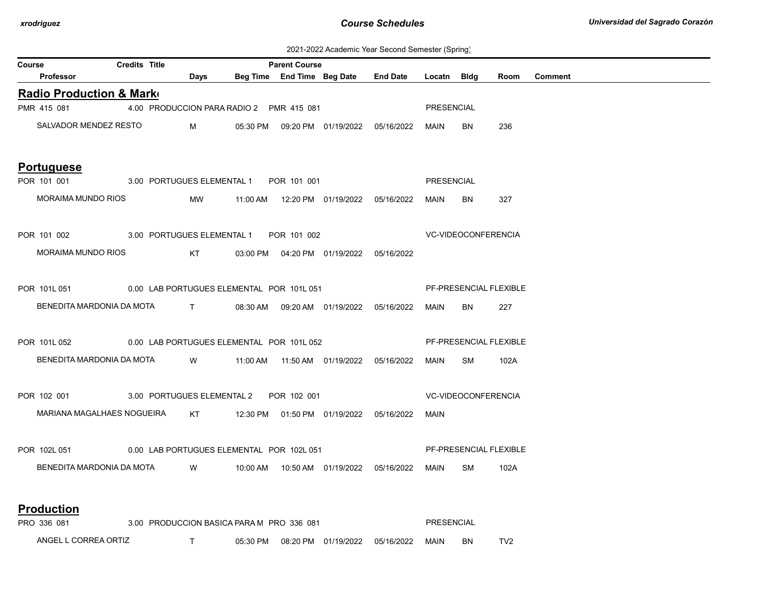2021-2022 Academic Year Second Semester (Spring)

| Course | Credits | Title | Parent Course | | | | | | |
|---|---|---|---|---|---|---|---|---|---|
| Professor | Days | Beg Time | End Time | Beg Date | End Date | Locatn | Bldg | Room | Comment |

## Radio Production & Mark

| Course / Professor | Credits | Title / Days | Beg Time | Parent Course / End Time | Beg Date | End Date | Locatn | Bldg | Room | Comment |
|---|---|---|---|---|---|---|---|---|---|---|
| PMR 415 081 | 4.00 | PRODUCCION PARA RADIO 2 | | PMR 415 081 | | | PRESENCIAL | | | |
| SALVADOR MENDEZ RESTO | | M | 05:30 PM | 09:20 PM | 01/19/2022 | 05/16/2022 | MAIN | BN | 236 | |

## Portuguese

| Course / Professor | Credits | Title / Days | Beg Time | Parent Course / End Time | Beg Date | End Date | Locatn | Bldg | Room | Comment |
|---|---|---|---|---|---|---|---|---|---|---|
| POR 101 001 | 3.00 | PORTUGUES ELEMENTAL 1 | | POR 101 001 | | | PRESENCIAL | | | |
| MORAIMA MUNDO RIOS | | MW | 11:00 AM | 12:20 PM | 01/19/2022 | 05/16/2022 | MAIN | BN | 327 | |
| POR 101 002 | 3.00 | PORTUGUES ELEMENTAL 1 | | POR 101 002 | | | VC-VIDEOCONFERENCIA | | | |
| MORAIMA MUNDO RIOS | | KT | 03:00 PM | 04:20 PM | 01/19/2022 | 05/16/2022 | | | | |
| POR 101L 051 | 0.00 | LAB PORTUGUES ELEMENTAL | | POR 101L 051 | | | PF-PRESENCIAL FLEXIBLE | | | |
| BENEDITA MARDONIA DA MOTA | | T | 08:30 AM | 09:20 AM | 01/19/2022 | 05/16/2022 | MAIN | BN | 227 | |
| POR 101L 052 | 0.00 | LAB PORTUGUES ELEMENTAL | | POR 101L 052 | | | PF-PRESENCIAL FLEXIBLE | | | |
| BENEDITA MARDONIA DA MOTA | | W | 11:00 AM | 11:50 AM | 01/19/2022 | 05/16/2022 | MAIN | SM | 102A | |
| POR 102 001 | 3.00 | PORTUGUES ELEMENTAL 2 | | POR 102 001 | | | VC-VIDEOCONFERENCIA | | | |
| MARIANA MAGALHAES NOGUEIRA | | KT | 12:30 PM | 01:50 PM | 01/19/2022 | 05/16/2022 | MAIN | | | |
| POR 102L 051 | 0.00 | LAB PORTUGUES ELEMENTAL | | POR 102L 051 | | | PF-PRESENCIAL FLEXIBLE | | | |
| BENEDITA MARDONIA DA MOTA | | W | 10:00 AM | 10:50 AM | 01/19/2022 | 05/16/2022 | MAIN | SM | 102A | |

## Production

| Course / Professor | Credits | Title / Days | Beg Time | Parent Course / End Time | Beg Date | End Date | Locatn | Bldg | Room | Comment |
|---|---|---|---|---|---|---|---|---|---|---|
| PRO 336 081 | 3.00 | PRODUCCION BASICA PARA M | | PRO 336 081 | | | PRESENCIAL | | | |
| ANGEL L CORREA ORTIZ | | T | 05:30 PM | 08:20 PM | 01/19/2022 | 05/16/2022 | MAIN | BN | TV2 | |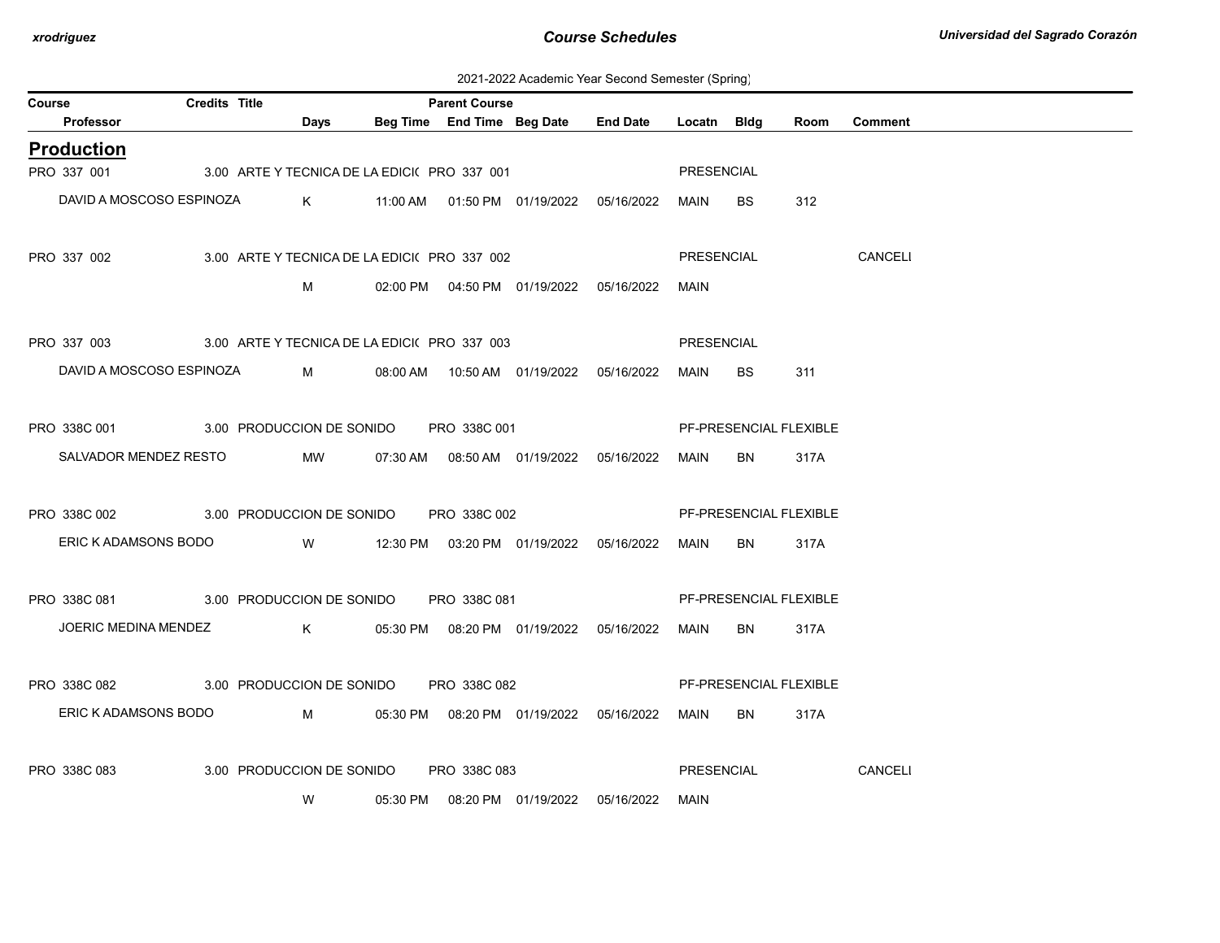2021-2022 Academic Year Second Semester (Spring)

| Course | Credits | Title | Parent Course | | | | | | | | |
|---|---|---|---|---|---|---|---|---|---|---|---|
| Professor | | Days | Beg Time | End Time | Beg Date | End Date | Locatn | Bldg | Room | Comment | |

## Production

| Course / Professor | Credits | Title / Days | Beg Time | End Time | Beg Date | End Date | Locatn | Bldg | Room | Comment |
|---|---|---|---|---|---|---|---|---|---|---|
| PRO 337 001 | 3.00 | ARTE Y TECNICA DE LA EDICI( | PRO 337 001 | | | | PRESENCIAL | | | |
| DAVID A MOSCOSO ESPINOZA | | K | 11:00 AM | 01:50 PM | 01/19/2022 | 05/16/2022 | MAIN | BS | 312 | |
| PRO 337 002 | 3.00 | ARTE Y TECNICA DE LA EDICI( | PRO 337 002 | | | | PRESENCIAL | | | CANCELI |
| | | M | 02:00 PM | 04:50 PM | 01/19/2022 | 05/16/2022 | MAIN | | | |
| PRO 337 003 | 3.00 | ARTE Y TECNICA DE LA EDICI( | PRO 337 003 | | | | PRESENCIAL | | | |
| DAVID A MOSCOSO ESPINOZA | | M | 08:00 AM | 10:50 AM | 01/19/2022 | 05/16/2022 | MAIN | BS | 311 | |
| PRO 338C 001 | 3.00 | PRODUCCION DE SONIDO | PRO 338C 001 | | | | PF-PRESENCIAL FLEXIBLE | | | |
| SALVADOR MENDEZ RESTO | | MW | 07:30 AM | 08:50 AM | 01/19/2022 | 05/16/2022 | MAIN | BN | 317A | |
| PRO 338C 002 | 3.00 | PRODUCCION DE SONIDO | PRO 338C 002 | | | | PF-PRESENCIAL FLEXIBLE | | | |
| ERIC K ADAMSONS BODO | | W | 12:30 PM | 03:20 PM | 01/19/2022 | 05/16/2022 | MAIN | BN | 317A | |
| PRO 338C 081 | 3.00 | PRODUCCION DE SONIDO | PRO 338C 081 | | | | PF-PRESENCIAL FLEXIBLE | | | |
| JOERIC MEDINA MENDEZ | | K | 05:30 PM | 08:20 PM | 01/19/2022 | 05/16/2022 | MAIN | BN | 317A | |
| PRO 338C 082 | 3.00 | PRODUCCION DE SONIDO | PRO 338C 082 | | | | PF-PRESENCIAL FLEXIBLE | | | |
| ERIC K ADAMSONS BODO | | M | 05:30 PM | 08:20 PM | 01/19/2022 | 05/16/2022 | MAIN | BN | 317A | |
| PRO 338C 083 | 3.00 | PRODUCCION DE SONIDO | PRO 338C 083 | | | | PRESENCIAL | | | CANCELI |
| | | W | 05:30 PM | 08:20 PM | 01/19/2022 | 05/16/2022 | MAIN | | | |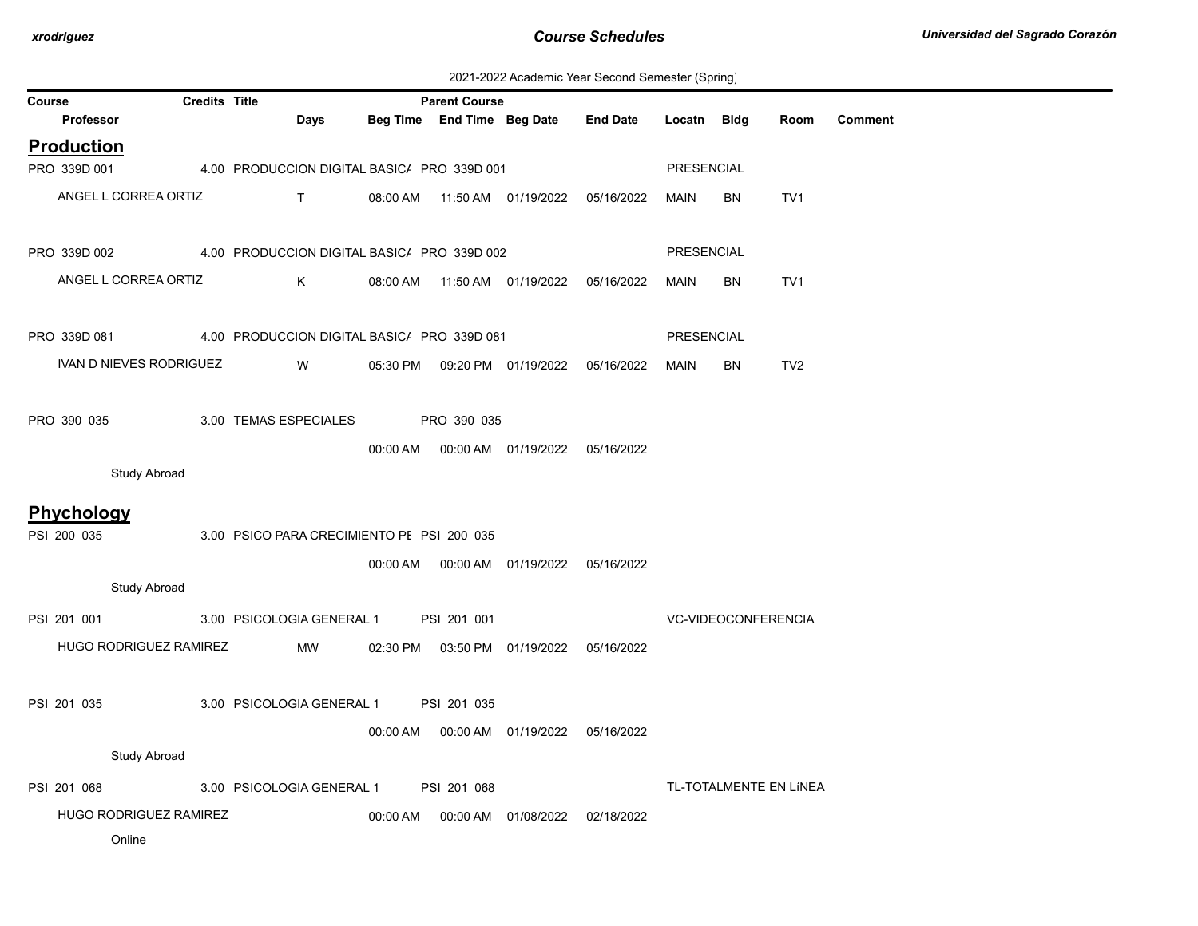2021-2022 Academic Year Second Semester (Spring)

| Course | Credits | Title | | Parent Course | | | | | | | |
|---|---|---|---|---|---|---|---|---|---|---|---|
| Professor | | | Days | Beg Time | End Time | Beg Date | End Date | Locatn | Bldg | Room | Comment |

## Production

| Course / Professor | Credits | Title | Days | Beg Time | End Time | Beg Date | End Date | Locatn | Bldg | Room | Comment |
|---|---|---|---|---|---|---|---|---|---|---|---|
| PRO 339D 001 | 4.00 | PRODUCCION DIGITAL BASICA PRO 339D 001 | | | | | | PRESENCIAL | | | |
| ANGEL L CORREA ORTIZ | | | T | 08:00 AM | 11:50 AM | 01/19/2022 | 05/16/2022 | MAIN | BN | TV1 | |
| PRO 339D 002 | 4.00 | PRODUCCION DIGITAL BASICA PRO 339D 002 | | | | | | PRESENCIAL | | | |
| ANGEL L CORREA ORTIZ | | | K | 08:00 AM | 11:50 AM | 01/19/2022 | 05/16/2022 | MAIN | BN | TV1 | |
| PRO 339D 081 | 4.00 | PRODUCCION DIGITAL BASICA PRO 339D 081 | | | | | | PRESENCIAL | | | |
| IVAN D NIEVES RODRIGUEZ | | | W | 05:30 PM | 09:20 PM | 01/19/2022 | 05/16/2022 | MAIN | BN | TV2 | |
| PRO 390 035 | 3.00 | TEMAS ESPECIALES PRO 390 035 | | | | | | | | | |
| | | | | 00:00 AM | 00:00 AM | 01/19/2022 | 05/16/2022 | | | | |
| Study Abroad | | | | | | | | | | | |

## Phychology

| Course / Professor | Credits | Title | Days | Beg Time | End Time | Beg Date | End Date | Locatn | Bldg | Room | Comment |
|---|---|---|---|---|---|---|---|---|---|---|---|
| PSI 200 035 | 3.00 | PSICO PARA CRECIMIENTO PE PSI 200 035 | | | | | | | | | |
| | | | | 00:00 AM | 00:00 AM | 01/19/2022 | 05/16/2022 | | | | |
| Study Abroad | | | | | | | | | | | |
| PSI 201 001 | 3.00 | PSICOLOGIA GENERAL 1 PSI 201 001 | | | | | | VC-VIDEOCONFERENCIA | | | |
| HUGO RODRIGUEZ RAMIREZ | | | MW | 02:30 PM | 03:50 PM | 01/19/2022 | 05/16/2022 | | | | |
| PSI 201 035 | 3.00 | PSICOLOGIA GENERAL 1 PSI 201 035 | | | | | | | | | |
| | | | | 00:00 AM | 00:00 AM | 01/19/2022 | 05/16/2022 | | | | |
| Study Abroad | | | | | | | | | | | |
| PSI 201 068 | 3.00 | PSICOLOGIA GENERAL 1 PSI 201 068 | | | | | | TL-TOTALMENTE EN LíNEA | | | |
| HUGO RODRIGUEZ RAMIREZ | | | | 00:00 AM | 00:00 AM | 01/08/2022 | 02/18/2022 | | | | |
| Online | | | | | | | | | | | |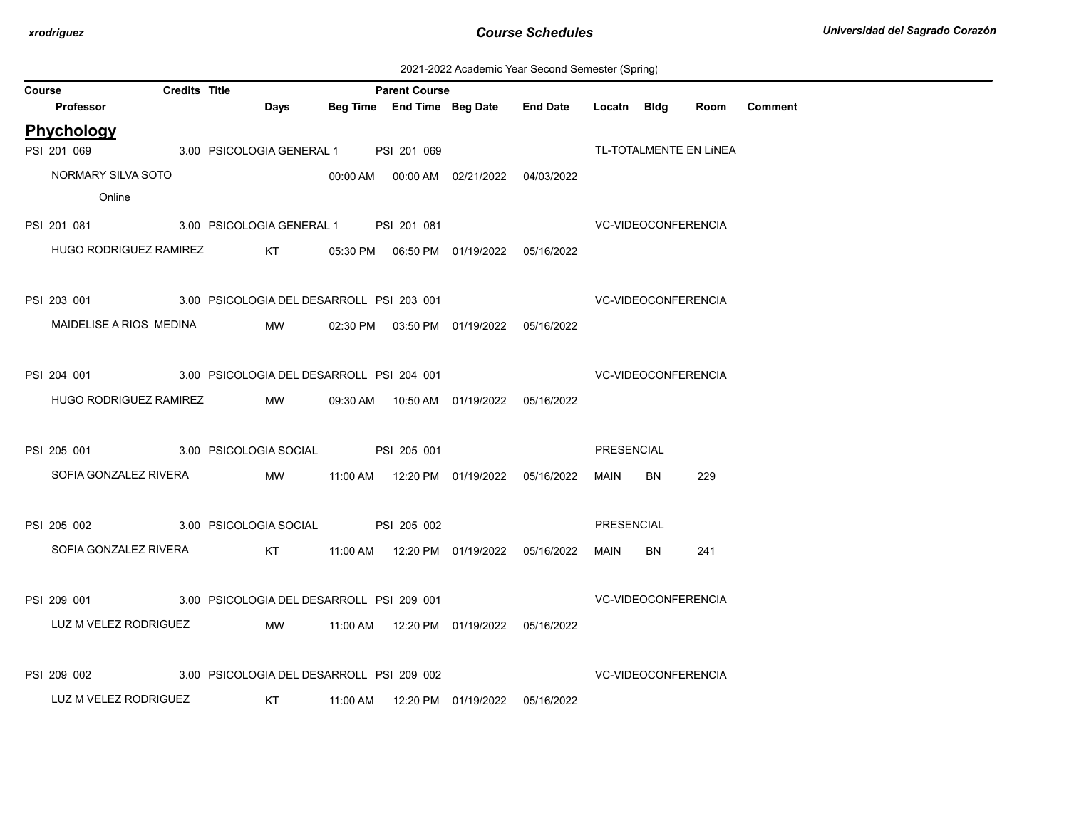2021-2022 Academic Year Second Semester (Spring)

| Course | Credits | Title | Parent Course | | | | | | |
|---|---|---|---|---|---|---|---|---|---|
| Professor | Days | Beg Time | End Time | Beg Date | End Date | Locatn | Bldg | Room | Comment |

## Phychology

| Course / Professor | Credits | Title / Days | Beg Time | Parent Course / End Time | Beg Date | End Date | Locatn | Bldg | Room | Comment |
|---|---|---|---|---|---|---|---|---|---|---|
| PSI 201 069 | 3.00 | PSICOLOGIA GENERAL 1 | | PSI 201 069 | | | TL-TOTALMENTE EN LíNEA | | | |
| NORMARY SILVA SOTO | | | 00:00 AM | 00:00 AM | 02/21/2022 | 04/03/2022 | | | | |
| Online | | | | | | | | | | |
| PSI 201 081 | 3.00 | PSICOLOGIA GENERAL 1 | | PSI 201 081 | | | VC-VIDEOCONFERENCIA | | | |
| HUGO RODRIGUEZ RAMIREZ | | KT | 05:30 PM | 06:50 PM | 01/19/2022 | 05/16/2022 | | | | |
| PSI 203 001 | 3.00 | PSICOLOGIA DEL DESARROLL | | PSI 203 001 | | | VC-VIDEOCONFERENCIA | | | |
| MAIDELISE A RIOS MEDINA | | MW | 02:30 PM | 03:50 PM | 01/19/2022 | 05/16/2022 | | | | |
| PSI 204 001 | 3.00 | PSICOLOGIA DEL DESARROLL | | PSI 204 001 | | | VC-VIDEOCONFERENCIA | | | |
| HUGO RODRIGUEZ RAMIREZ | | MW | 09:30 AM | 10:50 AM | 01/19/2022 | 05/16/2022 | | | | |
| PSI 205 001 | 3.00 | PSICOLOGIA SOCIAL | | PSI 205 001 | | | PRESENCIAL | | | |
| SOFIA GONZALEZ RIVERA | | MW | 11:00 AM | 12:20 PM | 01/19/2022 | 05/16/2022 | MAIN | BN | 229 | |
| PSI 205 002 | 3.00 | PSICOLOGIA SOCIAL | | PSI 205 002 | | | PRESENCIAL | | | |
| SOFIA GONZALEZ RIVERA | | KT | 11:00 AM | 12:20 PM | 01/19/2022 | 05/16/2022 | MAIN | BN | 241 | |
| PSI 209 001 | 3.00 | PSICOLOGIA DEL DESARROLL | | PSI 209 001 | | | VC-VIDEOCONFERENCIA | | | |
| LUZ M VELEZ RODRIGUEZ | | MW | 11:00 AM | 12:20 PM | 01/19/2022 | 05/16/2022 | | | | |
| PSI 209 002 | 3.00 | PSICOLOGIA DEL DESARROLL | | PSI 209 002 | | | VC-VIDEOCONFERENCIA | | | |
| LUZ M VELEZ RODRIGUEZ | | KT | 11:00 AM | 12:20 PM | 01/19/2022 | 05/16/2022 | | | | |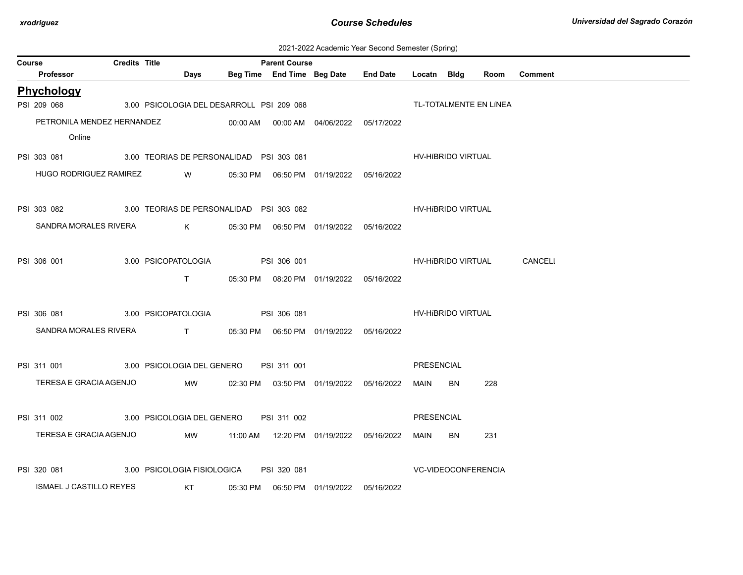2021-2022 Academic Year Second Semester (Spring)

| Course | Credits | Title | | Parent Course | | | | | | | |
|---|---|---|---|---|---|---|---|---|---|---|---|
| Professor | | Days | Beg Time | End Time | Beg Date | End Date | Locatn | Bldg | Room | Comment | |

## Phychology

| Course / Professor | Credits | Title / Days | Beg Time | Parent Course / End Time | Beg Date | End Date | Locatn | Bldg | Room | Comment |
|---|---|---|---|---|---|---|---|---|---|---|
| PSI 209 068 | 3.00 | PSICOLOGIA DEL DESARROLL | | PSI 209 068 | | | TL-TOTALMENTE EN LíNEA | | | |
| PETRONILA MENDEZ HERNANDEZ | | | 00:00 AM | 00:00 AM | 04/06/2022 | 05/17/2022 | | | | |
| Online | | | | | | | | | | |
| PSI 303 081 | 3.00 | TEORIAS DE PERSONALIDAD | | PSI 303 081 | | | HV-HíBRIDO VIRTUAL | | | |
| HUGO RODRIGUEZ RAMIREZ | | W | 05:30 PM | 06:50 PM | 01/19/2022 | 05/16/2022 | | | | |
| PSI 303 082 | 3.00 | TEORIAS DE PERSONALIDAD | | PSI 303 082 | | | HV-HíBRIDO VIRTUAL | | | |
| SANDRA MORALES RIVERA | | K | 05:30 PM | 06:50 PM | 01/19/2022 | 05/16/2022 | | | | |
| PSI 306 001 | 3.00 | PSICOPATOLOGIA | | PSI 306 001 | | | HV-HíBRIDO VIRTUAL | | | CANCELI |
| | | T | 05:30 PM | 08:20 PM | 01/19/2022 | 05/16/2022 | | | | |
| PSI 306 081 | 3.00 | PSICOPATOLOGIA | | PSI 306 081 | | | HV-HíBRIDO VIRTUAL | | | |
| SANDRA MORALES RIVERA | | T | 05:30 PM | 06:50 PM | 01/19/2022 | 05/16/2022 | | | | |
| PSI 311 001 | 3.00 | PSICOLOGIA DEL GENERO | | PSI 311 001 | | | PRESENCIAL | | | |
| TERESA E GRACIA AGENJO | | MW | 02:30 PM | 03:50 PM | 01/19/2022 | 05/16/2022 | MAIN | BN | 228 | |
| PSI 311 002 | 3.00 | PSICOLOGIA DEL GENERO | | PSI 311 002 | | | PRESENCIAL | | | |
| TERESA E GRACIA AGENJO | | MW | 11:00 AM | 12:20 PM | 01/19/2022 | 05/16/2022 | MAIN | BN | 231 | |
| PSI 320 081 | 3.00 | PSICOLOGIA FISIOLOGICA | | PSI 320 081 | | | VC-VIDEOCONFERENCIA | | | |
| ISMAEL J CASTILLO REYES | | KT | 05:30 PM | 06:50 PM | 01/19/2022 | 05/16/2022 | | | | |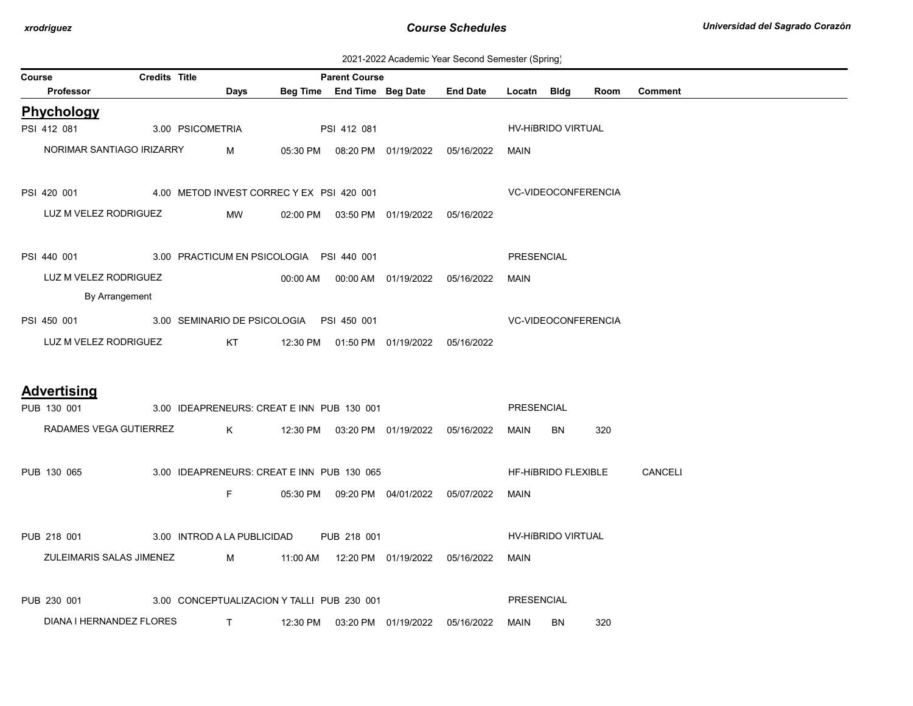2021-2022 Academic Year Second Semester (Spring)

| Course | Credits | Title | Parent Course | | | | | | | |
|---|---|---|---|---|---|---|---|---|---|---|
| Professor | Days | Beg Time | End Time | Beg Date | End Date | Locatn | Bldg | Room | Comment | |

## Phychology

| Course / Professor | Credits | Title / Days | Beg Time | Parent Course / End Time | Beg Date | End Date | Locatn | Bldg | Room | Comment |
|---|---|---|---|---|---|---|---|---|---|---|
| PSI 412 081 | 3.00 | PSICOMETRIA | | PSI 412 081 | | | HV-HíBRIDO VIRTUAL | | | |
| NORIMAR SANTIAGO IRIZARRY | | M | 05:30 PM | 08:20 PM | 01/19/2022 | 05/16/2022 | MAIN | | | |
| PSI 420 001 | 4.00 | METOD INVEST CORREC Y EX | | PSI 420 001 | | | VC-VIDEOCONFERENCIA | | | |
| LUZ M VELEZ RODRIGUEZ | | MW | 02:00 PM | 03:50 PM | 01/19/2022 | 05/16/2022 | | | | |
| PSI 440 001 | 3.00 | PRACTICUM EN PSICOLOGIA | | PSI 440 001 | | | PRESENCIAL | | | |
| LUZ M VELEZ RODRIGUEZ | | | 00:00 AM | 00:00 AM | 01/19/2022 | 05/16/2022 | MAIN | | | |
| By Arrangement | | | | | | | | | | |
| PSI 450 001 | 3.00 | SEMINARIO DE PSICOLOGIA | | PSI 450 001 | | | VC-VIDEOCONFERENCIA | | | |
| LUZ M VELEZ RODRIGUEZ | | KT | 12:30 PM | 01:50 PM | 01/19/2022 | 05/16/2022 | | | | |

## Advertising

| Course / Professor | Credits | Title / Days | Beg Time | Parent Course / End Time | Beg Date | End Date | Locatn | Bldg | Room | Comment |
|---|---|---|---|---|---|---|---|---|---|---|
| PUB 130 001 | 3.00 | IDEAPRENEURS: CREAT E INN | | PUB 130 001 | | | PRESENCIAL | | | |
| RADAMES VEGA GUTIERREZ | | K | 12:30 PM | 03:20 PM | 01/19/2022 | 05/16/2022 | MAIN | BN | 320 | |
| PUB 130 065 | 3.00 | IDEAPRENEURS: CREAT E INN | | PUB 130 065 | | | HF-HíBRIDO FLEXIBLE | | | CANCELI |
| | | F | 05:30 PM | 09:20 PM | 04/01/2022 | 05/07/2022 | MAIN | | | |
| PUB 218 001 | 3.00 | INTROD A LA PUBLICIDAD | | PUB 218 001 | | | HV-HíBRIDO VIRTUAL | | | |
| ZULEIMARIS SALAS JIMENEZ | | M | 11:00 AM | 12:20 PM | 01/19/2022 | 05/16/2022 | MAIN | | | |
| PUB 230 001 | 3.00 | CONCEPTUALIZACION Y TALLI | | PUB 230 001 | | | PRESENCIAL | | | |
| DIANA I HERNANDEZ FLORES | | T | 12:30 PM | 03:20 PM | 01/19/2022 | 05/16/2022 | MAIN | BN | 320 | |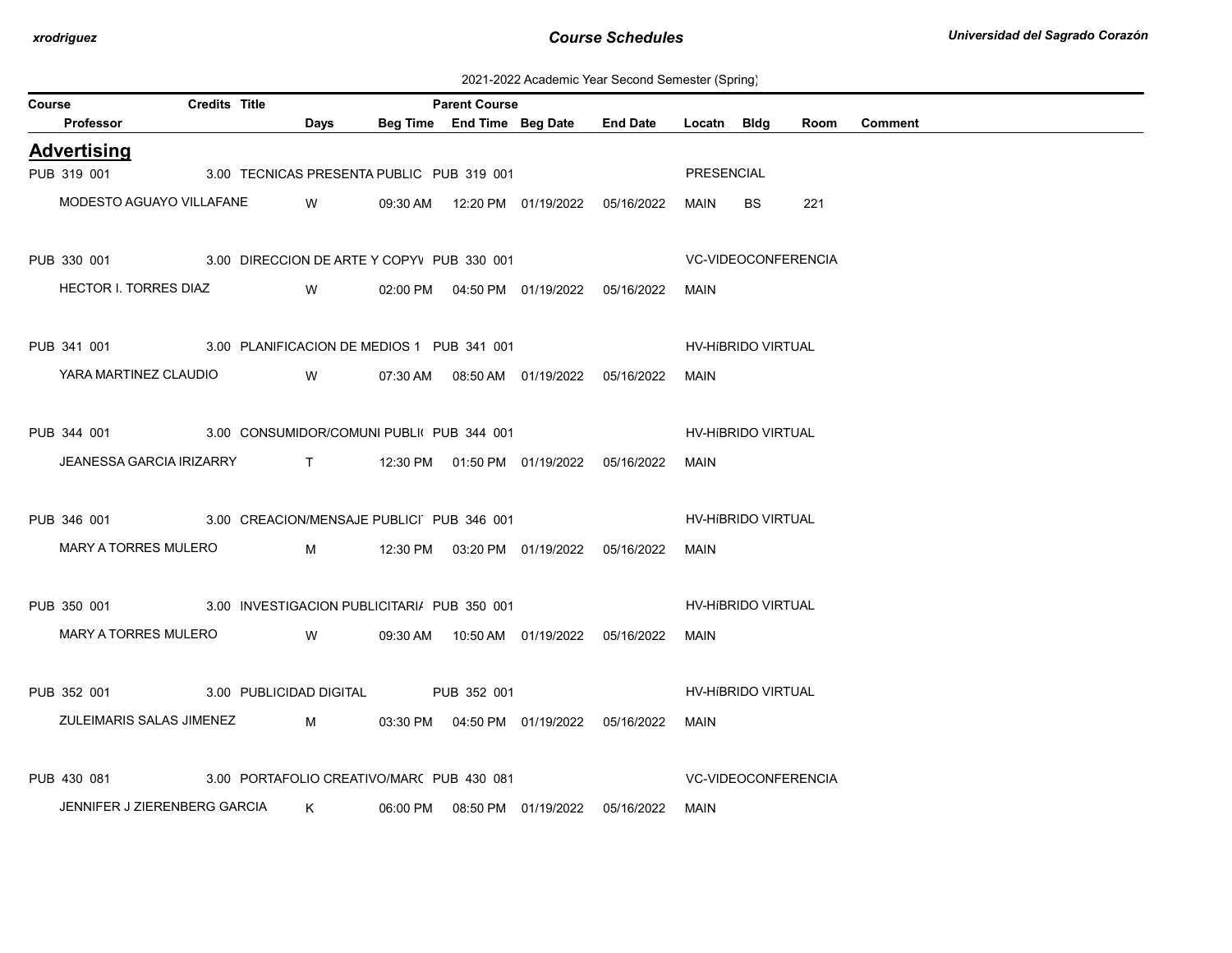2021-2022 Academic Year Second Semester (Spring)

| Course | Credits | Title | Parent Course | | | | Locatn | Bldg | Room | Comment |
|---|---|---|---|---|---|---|---|---|---|---|
| Professor | Days | Beg Time | End Time | Beg Date | End Date | | | | | |

## Advertising

| Course / Professor | Credits | Title / Days | Beg Time | Parent Course / End Time | Beg Date | End Date | Locatn | Bldg | Room | Comment |
|---|---|---|---|---|---|---|---|---|---|---|
| PUB 319 001 | 3.00 | TECNICAS PRESENTA PUBLIC | | PUB 319 001 | | | PRESENCIAL | | | |
| MODESTO AGUAYO VILLAFANE | | W | 09:30 AM | 12:20 PM | 01/19/2022 | 05/16/2022 | MAIN | BS | 221 | |
| PUB 330 001 | 3.00 | DIRECCION DE ARTE Y COPYW | | PUB 330 001 | | | VC-VIDEOCONFERENCIA | | | |
| HECTOR I. TORRES DIAZ | | W | 02:00 PM | 04:50 PM | 01/19/2022 | 05/16/2022 | MAIN | | | |
| PUB 341 001 | 3.00 | PLANIFICACION DE MEDIOS 1 | | PUB 341 001 | | | HV-HíBRIDO VIRTUAL | | | |
| YARA MARTINEZ CLAUDIO | | W | 07:30 AM | 08:50 AM | 01/19/2022 | 05/16/2022 | MAIN | | | |
| PUB 344 001 | 3.00 | CONSUMIDOR/COMUNI PUBLI( | | PUB 344 001 | | | HV-HíBRIDO VIRTUAL | | | |
| JEANESSA GARCIA IRIZARRY | | T | 12:30 PM | 01:50 PM | 01/19/2022 | 05/16/2022 | MAIN | | | |
| PUB 346 001 | 3.00 | CREACION/MENSAJE PUBLICI | | PUB 346 001 | | | HV-HíBRIDO VIRTUAL | | | |
| MARY A TORRES MULERO | | M | 12:30 PM | 03:20 PM | 01/19/2022 | 05/16/2022 | MAIN | | | |
| PUB 350 001 | 3.00 | INVESTIGACION PUBLICITARI/ | | PUB 350 001 | | | HV-HíBRIDO VIRTUAL | | | |
| MARY A TORRES MULERO | | W | 09:30 AM | 10:50 AM | 01/19/2022 | 05/16/2022 | MAIN | | | |
| PUB 352 001 | 3.00 | PUBLICIDAD DIGITAL | | PUB 352 001 | | | HV-HíBRIDO VIRTUAL | | | |
| ZULEIMARIS SALAS JIMENEZ | | M | 03:30 PM | 04:50 PM | 01/19/2022 | 05/16/2022 | MAIN | | | |
| PUB 430 081 | 3.00 | PORTAFOLIO CREATIVO/MARC | | PUB 430 081 | | | VC-VIDEOCONFERENCIA | | | |
| JENNIFER J ZIERENBERG GARCIA | | K | 06:00 PM | 08:50 PM | 01/19/2022 | 05/16/2022 | MAIN | | | |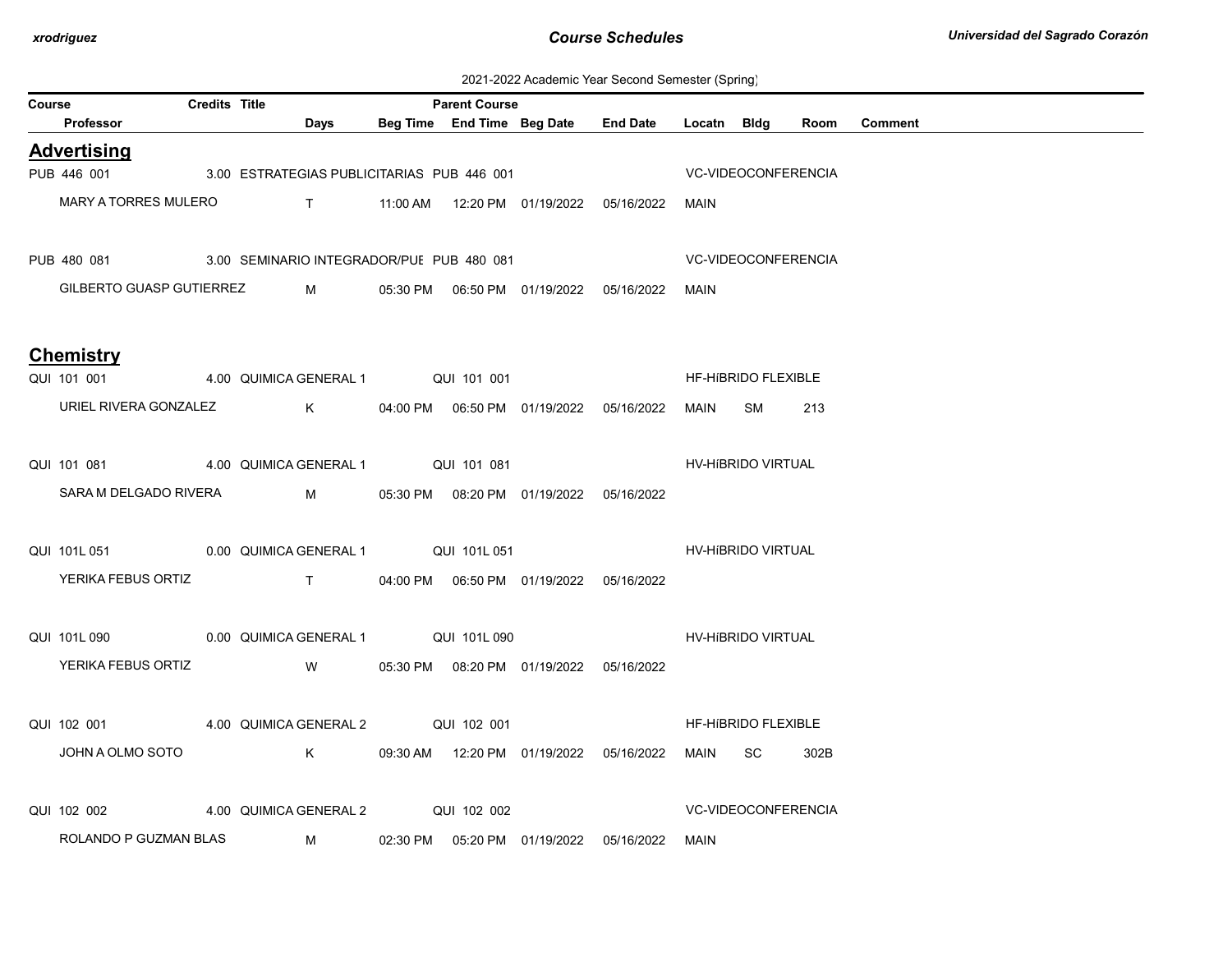2021-2022 Academic Year Second Semester (Spring)

| Course / Professor | Credits | Title | Days | Beg Time | End Time | Parent Course / Beg Date | End Date | Locatn | Bldg | Room | Comment |
|---|---|---|---|---|---|---|---|---|---|---|---|

## Advertising

| Course / Professor | Credits | Title | Days | Beg Time | End Time | Parent Course / Beg Date | End Date | Locatn | Bldg | Room | Comment |
|---|---|---|---|---|---|---|---|---|---|---|---|
| PUB 446 001 | 3.00 | ESTRATEGIAS PUBLICITARIAS | | | | PUB 446 001 | | VC-VIDEOCONFERENCIA | | | |
| MARY A TORRES MULERO | | | T | 11:00 AM | 12:20 PM | 01/19/2022 | 05/16/2022 | MAIN | | | |
| PUB 480 081 | 3.00 | SEMINARIO INTEGRADOR/PUE | | | | PUB 480 081 | | VC-VIDEOCONFERENCIA | | | |
| GILBERTO GUASP GUTIERREZ | | | M | 05:30 PM | 06:50 PM | 01/19/2022 | 05/16/2022 | MAIN | | | |

## Chemistry

| Course / Professor | Credits | Title | Days | Beg Time | End Time | Parent Course / Beg Date | End Date | Locatn | Bldg | Room | Comment |
|---|---|---|---|---|---|---|---|---|---|---|---|
| QUI 101 001 | 4.00 | QUIMICA GENERAL 1 | | | | QUI 101 001 | | HF-HíBRIDO FLEXIBLE | | | |
| URIEL RIVERA GONZALEZ | | | K | 04:00 PM | 06:50 PM | 01/19/2022 | 05/16/2022 | MAIN | SM | 213 | |
| QUI 101 081 | 4.00 | QUIMICA GENERAL 1 | | | | QUI 101 081 | | HV-HíBRIDO VIRTUAL | | | |
| SARA M DELGADO RIVERA | | | M | 05:30 PM | 08:20 PM | 01/19/2022 | 05/16/2022 | | | | |
| QUI 101L 051 | 0.00 | QUIMICA GENERAL 1 | | | | QUI 101L 051 | | HV-HíBRIDO VIRTUAL | | | |
| YERIKA FEBUS ORTIZ | | | T | 04:00 PM | 06:50 PM | 01/19/2022 | 05/16/2022 | | | | |
| QUI 101L 090 | 0.00 | QUIMICA GENERAL 1 | | | | QUI 101L 090 | | HV-HíBRIDO VIRTUAL | | | |
| YERIKA FEBUS ORTIZ | | | W | 05:30 PM | 08:20 PM | 01/19/2022 | 05/16/2022 | | | | |
| QUI 102 001 | 4.00 | QUIMICA GENERAL 2 | | | | QUI 102 001 | | HF-HíBRIDO FLEXIBLE | | | |
| JOHN A OLMO SOTO | | | K | 09:30 AM | 12:20 PM | 01/19/2022 | 05/16/2022 | MAIN | SC | 302B | |
| QUI 102 002 | 4.00 | QUIMICA GENERAL 2 | | | | QUI 102 002 | | VC-VIDEOCONFERENCIA | | | |
| ROLANDO P GUZMAN BLAS | | | M | 02:30 PM | 05:20 PM | 01/19/2022 | 05/16/2022 | MAIN | | | |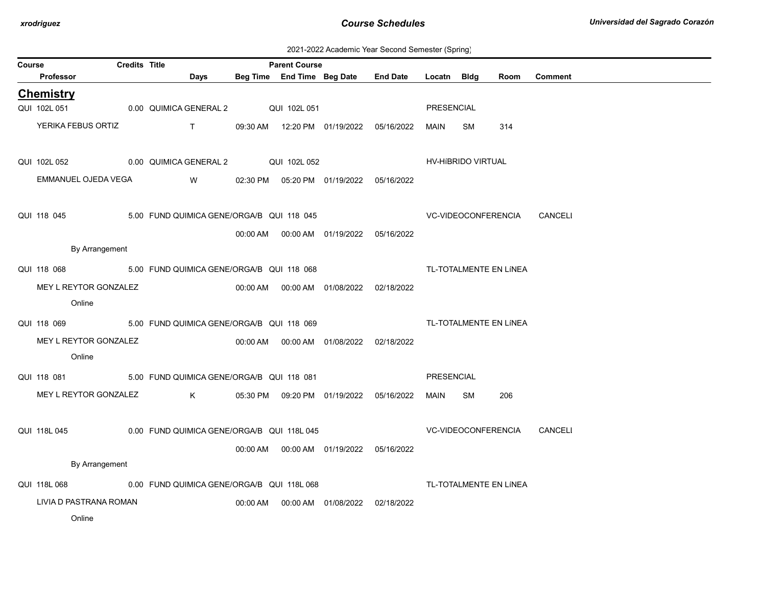2021-2022 Academic Year Second Semester (Spring)

| Course | Credits | Title | Parent Course | | | | | |
|---|---|---|---|---|---|---|---|---|
| Professor | Days | Beg Time | End Time | Beg Date | End Date | Locatn | Bldg | Room | Comment |

## Chemistry

| Course / Professor | Credits | Title | Days | Beg Time | End Time | Beg Date | End Date | Locatn | Bldg | Room | Comment |
|---|---|---|---|---|---|---|---|---|---|---|---|
| QUI 102L 051 | 0.00 | QUIMICA GENERAL 2 | | | QUI 102L 051 | | | PRESENCIAL | | | |
| YERIKA FEBUS ORTIZ | | | T | 09:30 AM | 12:20 PM | 01/19/2022 | 05/16/2022 | MAIN | SM | 314 | |
| QUI 102L 052 | 0.00 | QUIMICA GENERAL 2 | | | QUI 102L 052 | | | HV-HíBRIDO VIRTUAL | | | |
| EMMANUEL OJEDA VEGA | | | W | 02:30 PM | 05:20 PM | 01/19/2022 | 05/16/2022 | | | | |
| QUI 118 045 | 5.00 | FUND QUIMICA GENE/ORGA/B | | | QUI 118 045 | | | VC-VIDEOCONFERENCIA | | | CANCELI |
| | | | | 00:00 AM | 00:00 AM | 01/19/2022 | 05/16/2022 | | | | |
| By Arrangement | | | | | | | | | | | |
| QUI 118 068 | 5.00 | FUND QUIMICA GENE/ORGA/B | | | QUI 118 068 | | | TL-TOTALMENTE EN LíNEA | | | |
| MEY L REYTOR GONZALEZ | | | | 00:00 AM | 00:00 AM | 01/08/2022 | 02/18/2022 | | | | |
| Online | | | | | | | | | | | |
| QUI 118 069 | 5.00 | FUND QUIMICA GENE/ORGA/B | | | QUI 118 069 | | | TL-TOTALMENTE EN LíNEA | | | |
| MEY L REYTOR GONZALEZ | | | | 00:00 AM | 00:00 AM | 01/08/2022 | 02/18/2022 | | | | |
| Online | | | | | | | | | | | |
| QUI 118 081 | 5.00 | FUND QUIMICA GENE/ORGA/B | | | QUI 118 081 | | | PRESENCIAL | | | |
| MEY L REYTOR GONZALEZ | | | K | 05:30 PM | 09:20 PM | 01/19/2022 | 05/16/2022 | MAIN | SM | 206 | |
| QUI 118L 045 | 0.00 | FUND QUIMICA GENE/ORGA/B | | | QUI 118L 045 | | | VC-VIDEOCONFERENCIA | | | CANCELI |
| | | | | 00:00 AM | 00:00 AM | 01/19/2022 | 05/16/2022 | | | | |
| By Arrangement | | | | | | | | | | | |
| QUI 118L 068 | 0.00 | FUND QUIMICA GENE/ORGA/B | | | QUI 118L 068 | | | TL-TOTALMENTE EN LíNEA | | | |
| LIVIA D PASTRANA ROMAN | | | | 00:00 AM | 00:00 AM | 01/08/2022 | 02/18/2022 | | | | |
| Online | | | | | | | | | | | |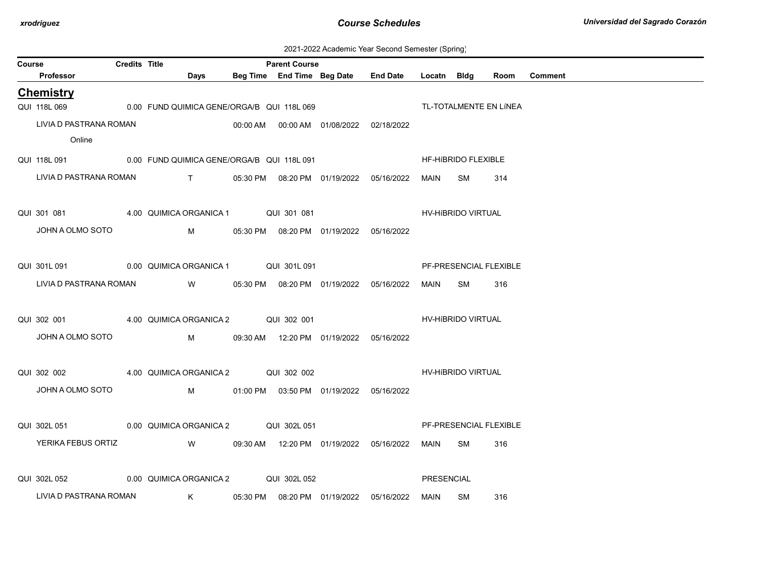2021-2022 Academic Year Second Semester (Spring)

| Course | Credits | Title | Parent Course | | | | | | |
|---|---|---|---|---|---|---|---|---|---|
| Professor | Days | Beg Time | End Time | Beg Date | End Date | Locatn | Bldg | Room | Comment |

## Chemistry

| Course / Professor | Credits | Title / Days | Beg Time | End Time | Beg Date | End Date | Locatn | Bldg | Room | Comment |
|---|---|---|---|---|---|---|---|---|---|---|
| QUI 118L 069 | 0.00 | FUND QUIMICA GENE/ORGA/B | QUI 118L 069 | | | | TL-TOTALMENTE EN LíNEA | | | |
| LIVIA D PASTRANA ROMAN | | | 00:00 AM | 00:00 AM | 01/08/2022 | 02/18/2022 | | | | |
| Online | | | | | | | | | | |
| QUI 118L 091 | 0.00 | FUND QUIMICA GENE/ORGA/B | QUI 118L 091 | | | | HF-HíBRIDO FLEXIBLE | | | |
| LIVIA D PASTRANA ROMAN | | T | 05:30 PM | 08:20 PM | 01/19/2022 | 05/16/2022 | MAIN | SM | 314 | |
| QUI 301 081 | 4.00 | QUIMICA ORGANICA 1 | QUI 301 081 | | | | HV-HíBRIDO VIRTUAL | | | |
| JOHN A OLMO SOTO | | M | 05:30 PM | 08:20 PM | 01/19/2022 | 05/16/2022 | | | | |
| QUI 301L 091 | 0.00 | QUIMICA ORGANICA 1 | QUI 301L 091 | | | | PF-PRESENCIAL FLEXIBLE | | | |
| LIVIA D PASTRANA ROMAN | | W | 05:30 PM | 08:20 PM | 01/19/2022 | 05/16/2022 | MAIN | SM | 316 | |
| QUI 302 001 | 4.00 | QUIMICA ORGANICA 2 | QUI 302 001 | | | | HV-HíBRIDO VIRTUAL | | | |
| JOHN A OLMO SOTO | | M | 09:30 AM | 12:20 PM | 01/19/2022 | 05/16/2022 | | | | |
| QUI 302 002 | 4.00 | QUIMICA ORGANICA 2 | QUI 302 002 | | | | HV-HíBRIDO VIRTUAL | | | |
| JOHN A OLMO SOTO | | M | 01:00 PM | 03:50 PM | 01/19/2022 | 05/16/2022 | | | | |
| QUI 302L 051 | 0.00 | QUIMICA ORGANICA 2 | QUI 302L 051 | | | | PF-PRESENCIAL FLEXIBLE | | | |
| YERIKA FEBUS ORTIZ | | W | 09:30 AM | 12:20 PM | 01/19/2022 | 05/16/2022 | MAIN | SM | 316 | |
| QUI 302L 052 | 0.00 | QUIMICA ORGANICA 2 | QUI 302L 052 | | | | PRESENCIAL | | | |
| LIVIA D PASTRANA ROMAN | | K | 05:30 PM | 08:20 PM | 01/19/2022 | 05/16/2022 | MAIN | SM | 316 | |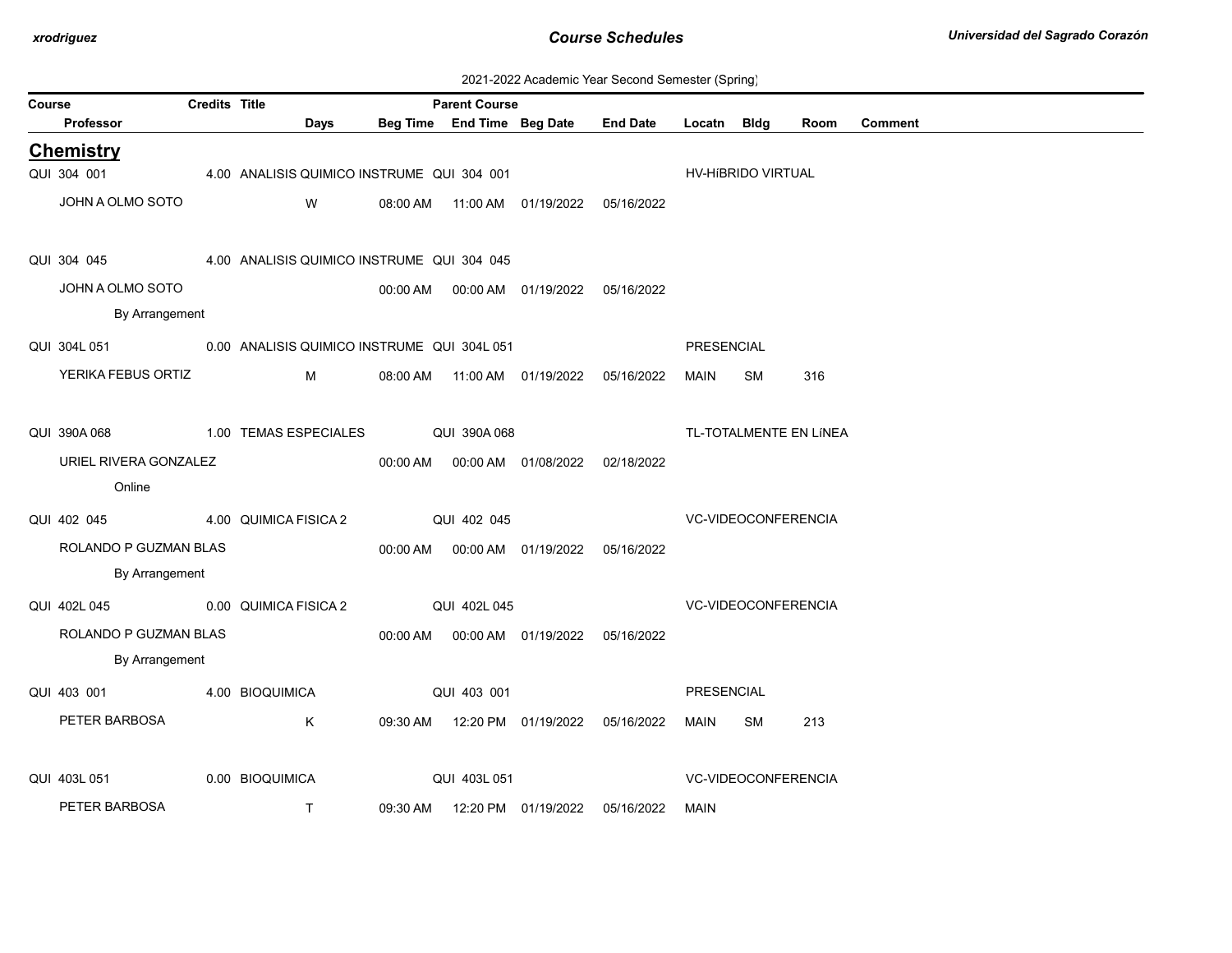2021-2022 Academic Year Second Semester (Spring)

| Course | Credits | Title | Days | Beg Time | End Time | Beg Date | End Date | Parent Course / Locatn | Bldg | Room | Comment |
|---|---|---|---|---|---|---|---|---|---|---|---|
| **Professor** | | | | | | | | | | | |

## Chemistry

| Course / Professor | Credits | Title | Days | Beg Time | End Time | Beg Date | End Date | Parent Course | Locatn | Bldg | Room | Comment |
|---|---|---|---|---|---|---|---|---|---|---|---|---|
| QUI 304 001 | 4.00 | ANALISIS QUIMICO INSTRUME | | | | | | QUI 304 001 | HV-HíBRIDO VIRTUAL | | | |
| JOHN A OLMO SOTO | | | W | 08:00 AM | 11:00 AM | 01/19/2022 | 05/16/2022 | | | | | |
| QUI 304 045 | 4.00 | ANALISIS QUIMICO INSTRUME | | | | | | QUI 304 045 | | | | |
| JOHN A OLMO SOTO | | | | 00:00 AM | 00:00 AM | 01/19/2022 | 05/16/2022 | | | | | |
| By Arrangement | | | | | | | | | | | | |
| QUI 304L 051 | 0.00 | ANALISIS QUIMICO INSTRUME | | | | | | QUI 304L 051 | PRESENCIAL | | | |
| YERIKA FEBUS ORTIZ | | | M | 08:00 AM | 11:00 AM | 01/19/2022 | 05/16/2022 | | MAIN | SM | 316 | |
| QUI 390A 068 | 1.00 | TEMAS ESPECIALES | | | | | | QUI 390A 068 | TL-TOTALMENTE EN LíNEA | | | |
| URIEL RIVERA GONZALEZ | | | | 00:00 AM | 00:00 AM | 01/08/2022 | 02/18/2022 | | | | | |
| Online | | | | | | | | | | | | |
| QUI 402 045 | 4.00 | QUIMICA FISICA 2 | | | | | | QUI 402 045 | VC-VIDEOCONFERENCIA | | | |
| ROLANDO P GUZMAN BLAS | | | | 00:00 AM | 00:00 AM | 01/19/2022 | 05/16/2022 | | | | | |
| By Arrangement | | | | | | | | | | | | |
| QUI 402L 045 | 0.00 | QUIMICA FISICA 2 | | | | | | QUI 402L 045 | VC-VIDEOCONFERENCIA | | | |
| ROLANDO P GUZMAN BLAS | | | | 00:00 AM | 00:00 AM | 01/19/2022 | 05/16/2022 | | | | | |
| By Arrangement | | | | | | | | | | | | |
| QUI 403 001 | 4.00 | BIOQUIMICA | | | | | | QUI 403 001 | PRESENCIAL | | | |
| PETER BARBOSA | | | K | 09:30 AM | 12:20 PM | 01/19/2022 | 05/16/2022 | | MAIN | SM | 213 | |
| QUI 403L 051 | 0.00 | BIOQUIMICA | | | | | | QUI 403L 051 | VC-VIDEOCONFERENCIA | | | |
| PETER BARBOSA | | | T | 09:30 AM | 12:20 PM | 01/19/2022 | 05/16/2022 | | MAIN | | | |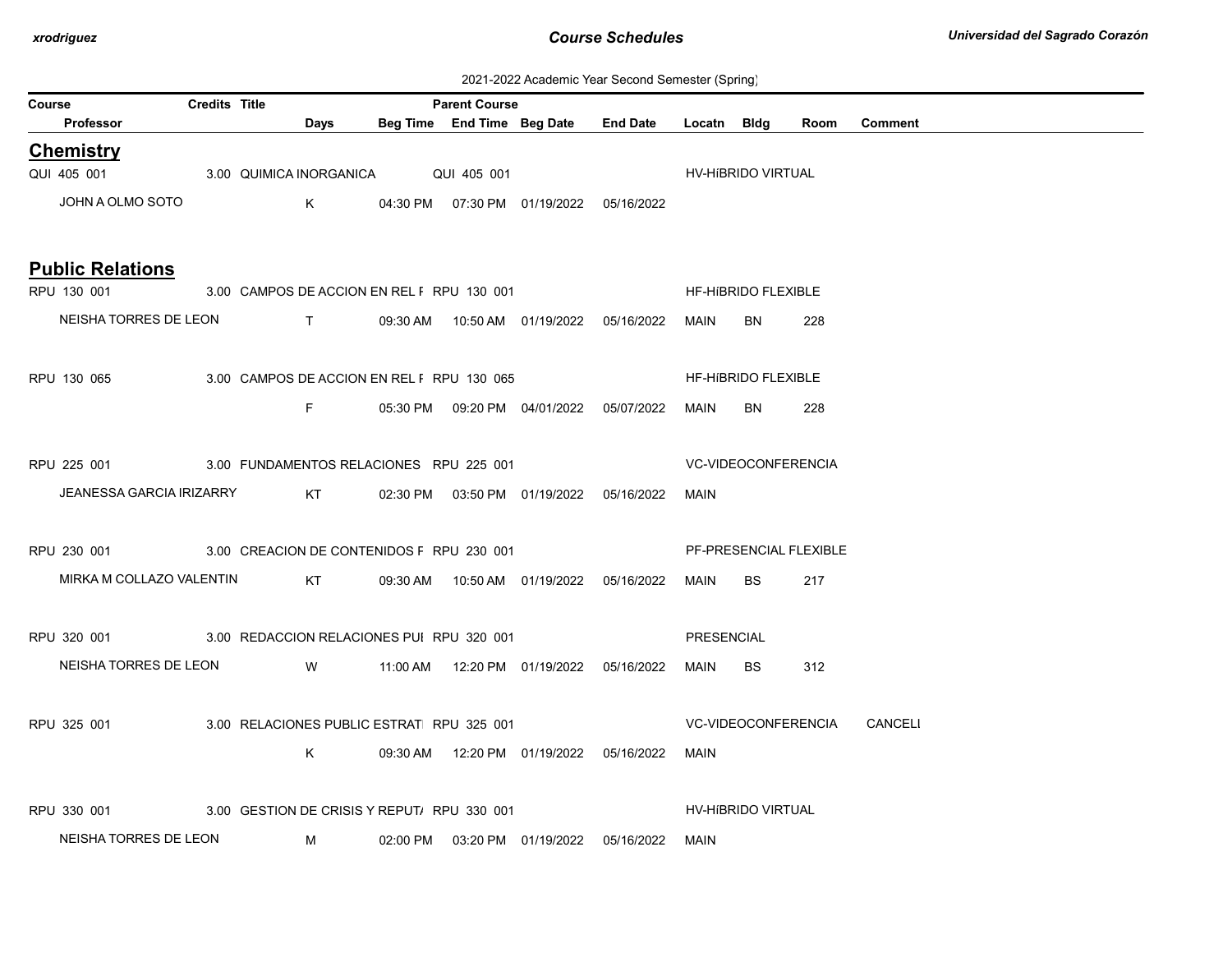2021-2022 Academic Year Second Semester (Spring)

| Course | Credits | Title | | Parent Course | | | | | | | |
|---|---|---|---|---|---|---|---|---|---|---|---|
| Professor | | Days | Beg Time | End Time | Beg Date | End Date | Locatn | Bldg | Room | Comment | |

## Chemistry

| Course / Professor | Credits | Title / Days | Beg Time | End Time / Parent Course | Beg Date | End Date | Locatn | Bldg | Room | Comment |
|---|---|---|---|---|---|---|---|---|---|---|
| QUI 405 001 | 3.00 | QUIMICA INORGANICA | | QUI 405 001 | | | HV-HíBRIDO VIRTUAL | | | |
| JOHN A OLMO SOTO | | K | 04:30 PM | 07:30 PM | 01/19/2022 | 05/16/2022 | | | | |

## Public Relations

| Course / Professor | Credits | Title / Days | Beg Time | End Time / Parent Course | Beg Date | End Date | Locatn | Bldg | Room | Comment |
|---|---|---|---|---|---|---|---|---|---|---|
| RPU 130 001 | 3.00 | CAMPOS DE ACCION EN REL F | | RPU 130 001 | | | HF-HíBRIDO FLEXIBLE | | | |
| NEISHA TORRES DE LEON | | T | 09:30 AM | 10:50 AM | 01/19/2022 | 05/16/2022 | MAIN | BN | 228 | |
| RPU 130 065 | 3.00 | CAMPOS DE ACCION EN REL F | | RPU 130 065 | | | HF-HíBRIDO FLEXIBLE | | | |
| | | F | 05:30 PM | 09:20 PM | 04/01/2022 | 05/07/2022 | MAIN | BN | 228 | |
| RPU 225 001 | 3.00 | FUNDAMENTOS RELACIONES | | RPU 225 001 | | | VC-VIDEOCONFERENCIA | | | |
| JEANESSA GARCIA IRIZARRY | | KT | 02:30 PM | 03:50 PM | 01/19/2022 | 05/16/2022 | MAIN | | | |
| RPU 230 001 | 3.00 | CREACION DE CONTENIDOS F | | RPU 230 001 | | | PF-PRESENCIAL FLEXIBLE | | | |
| MIRKA M COLLAZO VALENTIN | | KT | 09:30 AM | 10:50 AM | 01/19/2022 | 05/16/2022 | MAIN | BS | 217 | |
| RPU 320 001 | 3.00 | REDACCION RELACIONES PUI | | RPU 320 001 | | | PRESENCIAL | | | |
| NEISHA TORRES DE LEON | | W | 11:00 AM | 12:20 PM | 01/19/2022 | 05/16/2022 | MAIN | BS | 312 | |
| RPU 325 001 | 3.00 | RELACIONES PUBLIC ESTRATI | | RPU 325 001 | | | VC-VIDEOCONFERENCIA | | | CANCELI |
| | | K | 09:30 AM | 12:20 PM | 01/19/2022 | 05/16/2022 | MAIN | | | |
| RPU 330 001 | 3.00 | GESTION DE CRISIS Y REPUTA | | RPU 330 001 | | | HV-HíBRIDO VIRTUAL | | | |
| NEISHA TORRES DE LEON | | M | 02:00 PM | 03:20 PM | 01/19/2022 | 05/16/2022 | MAIN | | | |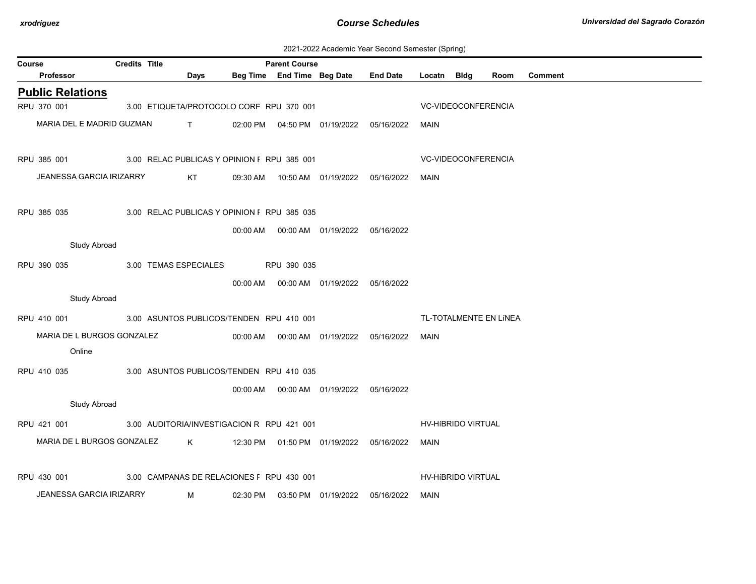2021-2022 Academic Year Second Semester (Spring)

| Course | Credits | Title | Parent Course | | | | | | | |
|---|---|---|---|---|---|---|---|---|---|---|
| Professor | Days | Beg Time | End Time | Beg Date | End Date | Locatn | Bldg | Room | Comment | |

## Public Relations

| Course / Professor | Credits | Title / Days | Beg Time | Parent Course / End Time | Beg Date | End Date | Locatn | Bldg | Room | Comment |
|---|---|---|---|---|---|---|---|---|---|---|
| RPU 370 001 | 3.00 | ETIQUETA/PROTOCOLO CORF | | RPU 370 001 | | | VC-VIDEOCONFERENCIA | | | |
| MARIA DEL E MADRID GUZMAN | | T | 02:00 PM | 04:50 PM | 01/19/2022 | 05/16/2022 | MAIN | | | |
| RPU 385 001 | 3.00 | RELAC PUBLICAS Y OPINION F | | RPU 385 001 | | | VC-VIDEOCONFERENCIA | | | |
| JEANESSA GARCIA IRIZARRY | | KT | 09:30 AM | 10:50 AM | 01/19/2022 | 05/16/2022 | MAIN | | | |
| RPU 385 035 | 3.00 | RELAC PUBLICAS Y OPINION F | | RPU 385 035 | | | | | | |
| | | | 00:00 AM | 00:00 AM | 01/19/2022 | 05/16/2022 | | | | |
| Study Abroad | | | | | | | | | | |
| RPU 390 035 | 3.00 | TEMAS ESPECIALES | | RPU 390 035 | | | | | | |
| | | | 00:00 AM | 00:00 AM | 01/19/2022 | 05/16/2022 | | | | |
| Study Abroad | | | | | | | | | | |
| RPU 410 001 | 3.00 | ASUNTOS PUBLICOS/TENDEN | | RPU 410 001 | | | TL-TOTALMENTE EN LíNEA | | | |
| MARIA DE L BURGOS GONZALEZ | | | 00:00 AM | 00:00 AM | 01/19/2022 | 05/16/2022 | MAIN | | | |
| Online | | | | | | | | | | |
| RPU 410 035 | 3.00 | ASUNTOS PUBLICOS/TENDEN | | RPU 410 035 | | | | | | |
| | | | 00:00 AM | 00:00 AM | 01/19/2022 | 05/16/2022 | | | | |
| Study Abroad | | | | | | | | | | |
| RPU 421 001 | 3.00 | AUDITORIA/INVESTIGACION R | | RPU 421 001 | | | HV-HíBRIDO VIRTUAL | | | |
| MARIA DE L BURGOS GONZALEZ | | K | 12:30 PM | 01:50 PM | 01/19/2022 | 05/16/2022 | MAIN | | | |
| RPU 430 001 | 3.00 | CAMPANAS DE RELACIONES F | | RPU 430 001 | | | HV-HíBRIDO VIRTUAL | | | |
| JEANESSA GARCIA IRIZARRY | | M | 02:30 PM | 03:50 PM | 01/19/2022 | 05/16/2022 | MAIN | | | |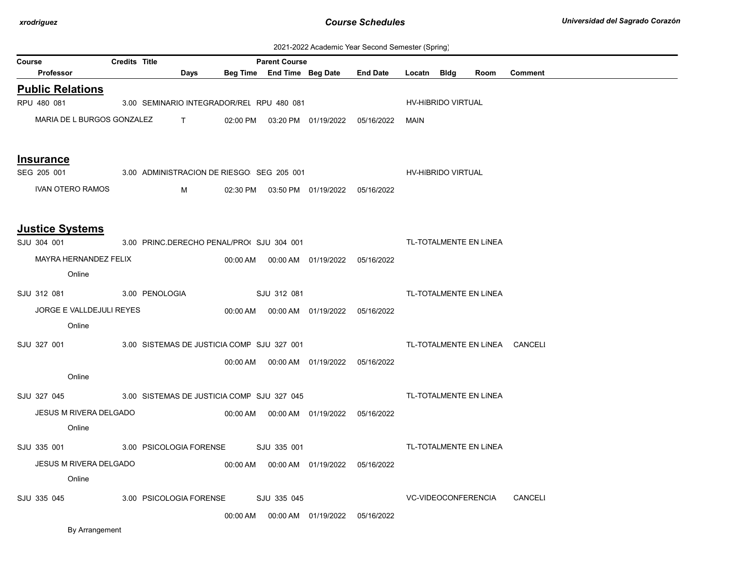2021-2022 Academic Year Second Semester (Spring)

| Course | Credits | Title | Parent Course | | | | | | | |
|---|---|---|---|---|---|---|---|---|---|---|
| Professor | Days | Beg Time | End Time | Beg Date | End Date | Locatn | Bldg | Room | Comment | |

## Public Relations

| Course / Professor | Credits | Title / Days | Beg Time | Parent Course / End Time | Beg Date | End Date | Locatn | Bldg | Room | Comment |
|---|---|---|---|---|---|---|---|---|---|---|
| RPU 480 081 | 3.00 | SEMINARIO INTEGRADOR/REL | | RPU 480 081 | | | HV-HíBRIDO VIRTUAL | | | |
| MARIA DE L BURGOS GONZALEZ | | T | 02:00 PM | 03:20 PM | 01/19/2022 | 05/16/2022 | MAIN | | | |

## Insurance

| Course / Professor | Credits | Title / Days | Beg Time | Parent Course / End Time | Beg Date | End Date | Locatn | Bldg | Room | Comment |
|---|---|---|---|---|---|---|---|---|---|---|
| SEG 205 001 | 3.00 | ADMINISTRACION DE RIESGO: | | SEG 205 001 | | | HV-HíBRIDO VIRTUAL | | | |
| IVAN OTERO RAMOS | | M | 02:30 PM | 03:50 PM | 01/19/2022 | 05/16/2022 | | | | |

## Justice Systems

| Course / Professor | Credits | Title / Days | Beg Time | Parent Course / End Time | Beg Date | End Date | Locatn | Bldg | Room | Comment |
|---|---|---|---|---|---|---|---|---|---|---|
| SJU 304 001 | 3.00 | PRINC.DERECHO PENAL/PRO( | | SJU 304 001 | | | TL-TOTALMENTE EN LíNEA | | | |
| MAYRA HERNANDEZ FELIX | | | 00:00 AM | 00:00 AM | 01/19/2022 | 05/16/2022 | | | | |
| Online | | | | | | | | | | |
| SJU 312 081 | 3.00 | PENOLOGIA | | SJU 312 081 | | | TL-TOTALMENTE EN LíNEA | | | |
| JORGE E VALLDEJULI REYES | | | 00:00 AM | 00:00 AM | 01/19/2022 | 05/16/2022 | | | | |
| Online | | | | | | | | | | |
| SJU 327 001 | 3.00 | SISTEMAS DE JUSTICIA COMP | | SJU 327 001 | | | TL-TOTALMENTE EN LíNEA | | | CANCELI |
| | | | 00:00 AM | 00:00 AM | 01/19/2022 | 05/16/2022 | | | | |
| Online | | | | | | | | | | |
| SJU 327 045 | 3.00 | SISTEMAS DE JUSTICIA COMP | | SJU 327 045 | | | TL-TOTALMENTE EN LíNEA | | | |
| JESUS M RIVERA DELGADO | | | 00:00 AM | 00:00 AM | 01/19/2022 | 05/16/2022 | | | | |
| Online | | | | | | | | | | |
| SJU 335 001 | 3.00 | PSICOLOGIA FORENSE | | SJU 335 001 | | | TL-TOTALMENTE EN LíNEA | | | |
| JESUS M RIVERA DELGADO | | | 00:00 AM | 00:00 AM | 01/19/2022 | 05/16/2022 | | | | |
| Online | | | | | | | | | | |
| SJU 335 045 | 3.00 | PSICOLOGIA FORENSE | | SJU 335 045 | | | VC-VIDEOCONFERENCIA | | | CANCELI |
| | | | 00:00 AM | 00:00 AM | 01/19/2022 | 05/16/2022 | | | | |
| By Arrangement | | | | | | | | | | |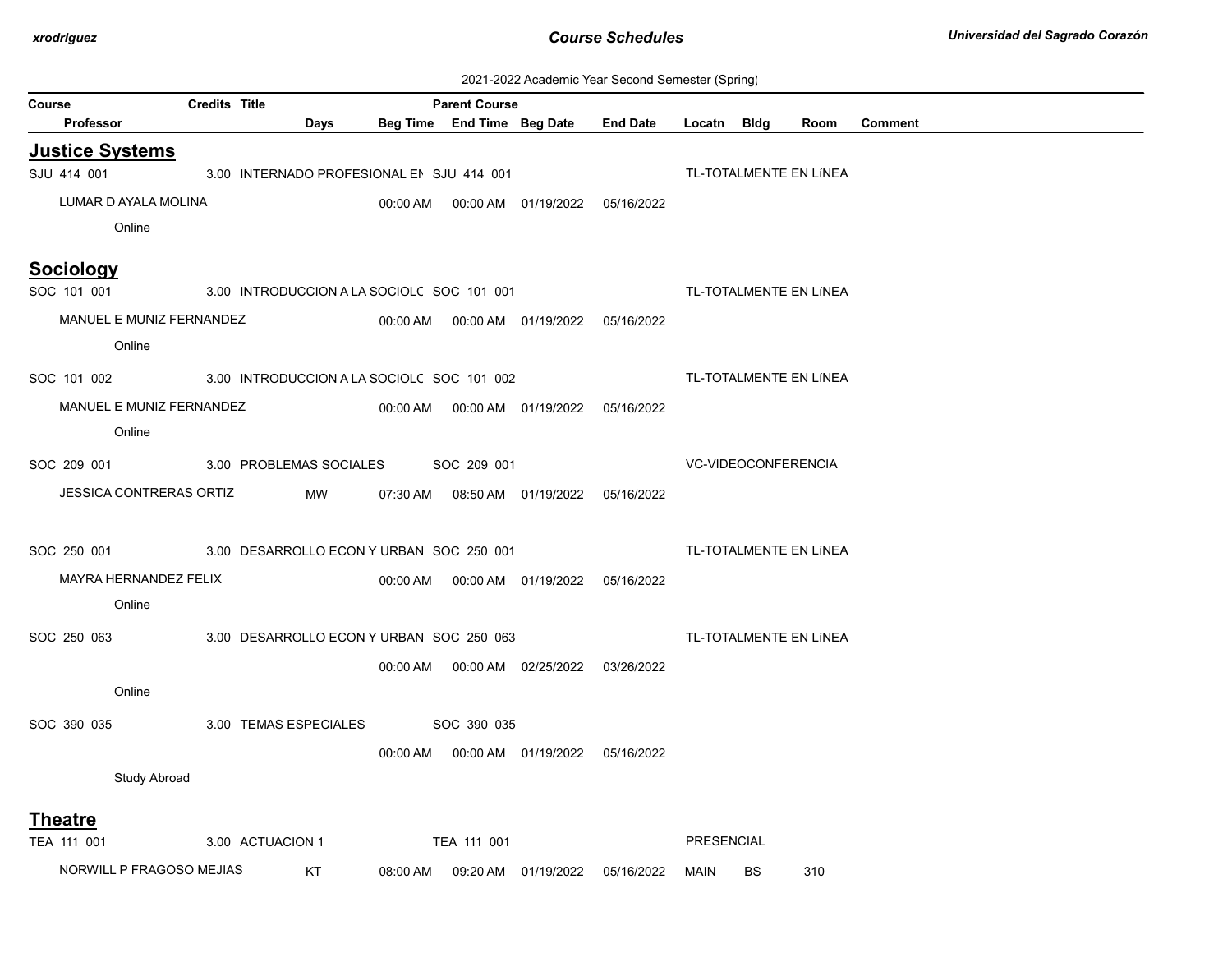2021-2022 Academic Year Second Semester (Spring)

| Course | Credits | Title | Parent Course | | | | | | | |
|---|---|---|---|---|---|---|---|---|---|---|
| Professor | Days | Beg Time | End Time | Beg Date | End Date | Locatn | Bldg | Room | Comment | |

## Justice Systems

| Course | Credits | Title | Parent Course | Days | Beg Time | End Time | Beg Date | End Date | Locatn | Bldg | Room | Comment |
|---|---|---|---|---|---|---|---|---|---|---|---|---|
| SJU 414 001 | 3.00 | INTERNADO PROFESIONAL EN | SJU 414 001 | | | | | | TL-TOTALMENTE EN LíNEA | | | |
| LUMAR D AYALA MOLINA | | | | | 00:00 AM | 00:00 AM | 01/19/2022 | 05/16/2022 | | | | |
| Online | | | | | | | | | | | | |

## Sociology

| Course | Credits | Title | Parent Course | Days | Beg Time | End Time | Beg Date | End Date | Locatn | Bldg | Room | Comment |
|---|---|---|---|---|---|---|---|---|---|---|---|---|
| SOC 101 001 | 3.00 | INTRODUCCION A LA SOCIOLC | SOC 101 001 | | | | | | TL-TOTALMENTE EN LíNEA | | | |
| MANUEL E MUNIZ FERNANDEZ | | | | | 00:00 AM | 00:00 AM | 01/19/2022 | 05/16/2022 | | | | |
| Online | | | | | | | | | | | | |
| SOC 101 002 | 3.00 | INTRODUCCION A LA SOCIOLC | SOC 101 002 | | | | | | TL-TOTALMENTE EN LíNEA | | | |
| MANUEL E MUNIZ FERNANDEZ | | | | | 00:00 AM | 00:00 AM | 01/19/2022 | 05/16/2022 | | | | |
| Online | | | | | | | | | | | | |
| SOC 209 001 | 3.00 | PROBLEMAS SOCIALES | SOC 209 001 | | | | | | VC-VIDEOCONFERENCIA | | | |
| JESSICA CONTRERAS ORTIZ | | | | MW | 07:30 AM | 08:50 AM | 01/19/2022 | 05/16/2022 | | | | |
| SOC 250 001 | 3.00 | DESARROLLO ECON Y URBAN | SOC 250 001 | | | | | | TL-TOTALMENTE EN LíNEA | | | |
| MAYRA HERNANDEZ FELIX | | | | | 00:00 AM | 00:00 AM | 01/19/2022 | 05/16/2022 | | | | |
| Online | | | | | | | | | | | | |
| SOC 250 063 | 3.00 | DESARROLLO ECON Y URBAN | SOC 250 063 | | | | | | TL-TOTALMENTE EN LíNEA | | | |
| | | | | | 00:00 AM | 00:00 AM | 02/25/2022 | 03/26/2022 | | | | |
| Online | | | | | | | | | | | | |
| SOC 390 035 | 3.00 | TEMAS ESPECIALES | SOC 390 035 | | | | | | | | | |
| | | | | | 00:00 AM | 00:00 AM | 01/19/2022 | 05/16/2022 | | | | |
| Study Abroad | | | | | | | | | | | | |

## Theatre

| Course | Credits | Title | Parent Course | Days | Beg Time | End Time | Beg Date | End Date | Locatn | Bldg | Room | Comment |
|---|---|---|---|---|---|---|---|---|---|---|---|---|
| TEA 111 001 | 3.00 | ACTUACION 1 | TEA 111 001 | | | | | | PRESENCIAL | | | |
| NORWILL P FRAGOSO MEJIAS | | | | KT | 08:00 AM | 09:20 AM | 01/19/2022 | 05/16/2022 | MAIN | BS | 310 | |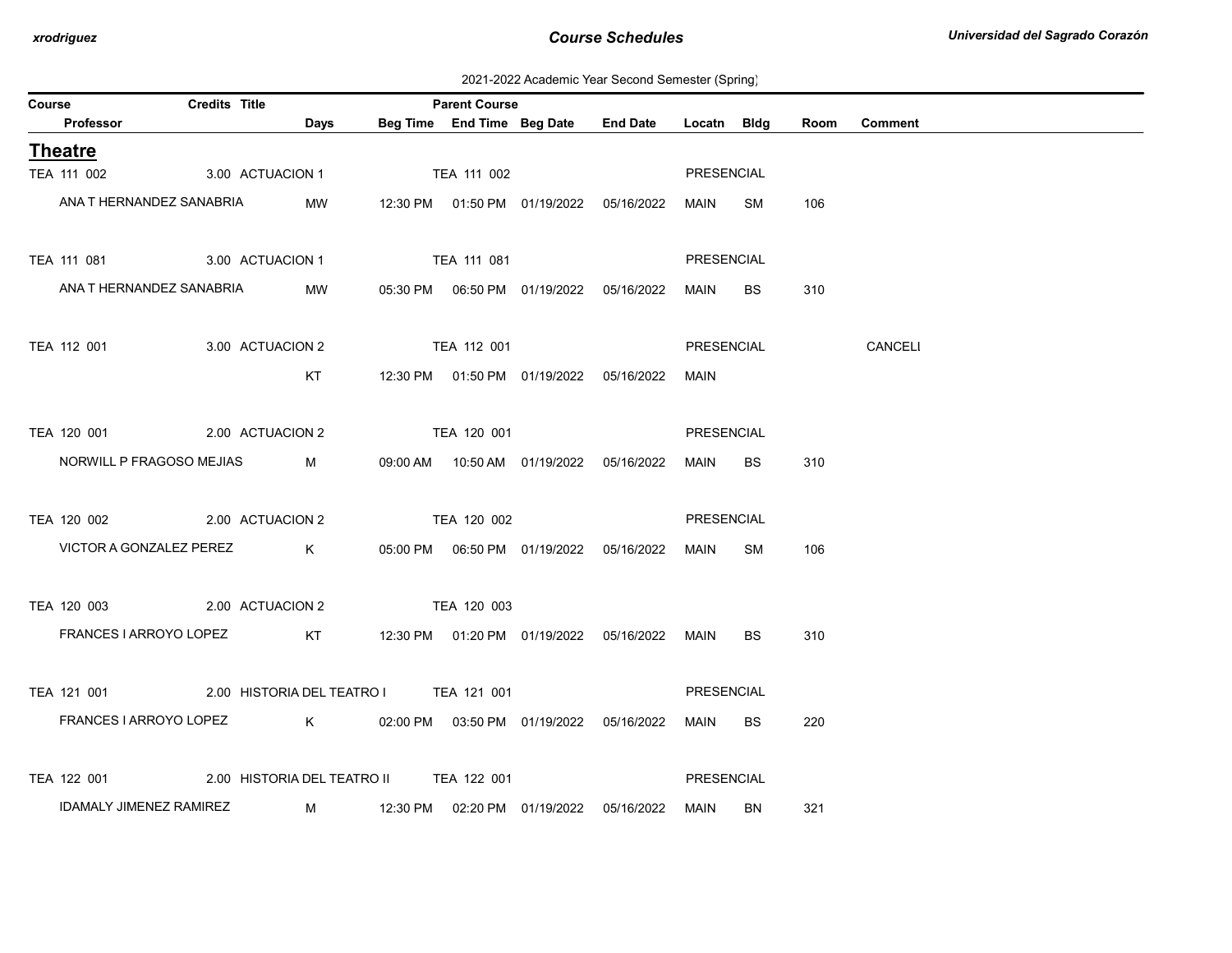2021-2022 Academic Year Second Semester (Spring)

| Course | Credits | Title | Parent Course | | | | | | | |
|---|---|---|---|---|---|---|---|---|---|---|
| Professor | Days | Beg Time | End Time | Beg Date | End Date | Locatn | Bldg | Room | Comment | |

## Theatre

| Course / Professor | Credits | Title / Days | Beg Time | Parent Course / End Time | Beg Date | End Date | Locatn | Bldg | Room | Comment |
|---|---|---|---|---|---|---|---|---|---|---|
| TEA 111 002 | 3.00 | ACTUACION 1 | | TEA 111 002 | | | PRESENCIAL | | | |
| ANA T HERNANDEZ SANABRIA | | MW | 12:30 PM | 01:50 PM | 01/19/2022 | 05/16/2022 | MAIN | SM | 106 | |
| TEA 111 081 | 3.00 | ACTUACION 1 | | TEA 111 081 | | | PRESENCIAL | | | |
| ANA T HERNANDEZ SANABRIA | | MW | 05:30 PM | 06:50 PM | 01/19/2022 | 05/16/2022 | MAIN | BS | 310 | |
| TEA 112 001 | 3.00 | ACTUACION 2 | | TEA 112 001 | | | PRESENCIAL | | | CANCELI |
| | | KT | 12:30 PM | 01:50 PM | 01/19/2022 | 05/16/2022 | MAIN | | | |
| TEA 120 001 | 2.00 | ACTUACION 2 | | TEA 120 001 | | | PRESENCIAL | | | |
| NORWILL P FRAGOSO MEJIAS | | M | 09:00 AM | 10:50 AM | 01/19/2022 | 05/16/2022 | MAIN | BS | 310 | |
| TEA 120 002 | 2.00 | ACTUACION 2 | | TEA 120 002 | | | PRESENCIAL | | | |
| VICTOR A GONZALEZ PEREZ | | K | 05:00 PM | 06:50 PM | 01/19/2022 | 05/16/2022 | MAIN | SM | 106 | |
| TEA 120 003 | 2.00 | ACTUACION 2 | | TEA 120 003 | | | | | | |
| FRANCES I ARROYO LOPEZ | | KT | 12:30 PM | 01:20 PM | 01/19/2022 | 05/16/2022 | MAIN | BS | 310 | |
| TEA 121 001 | 2.00 | HISTORIA DEL TEATRO I | | TEA 121 001 | | | PRESENCIAL | | | |
| FRANCES I ARROYO LOPEZ | | K | 02:00 PM | 03:50 PM | 01/19/2022 | 05/16/2022 | MAIN | BS | 220 | |
| TEA 122 001 | 2.00 | HISTORIA DEL TEATRO II | | TEA 122 001 | | | PRESENCIAL | | | |
| IDAMALY JIMENEZ RAMIREZ | | M | 12:30 PM | 02:20 PM | 01/19/2022 | 05/16/2022 | MAIN | BN | 321 | |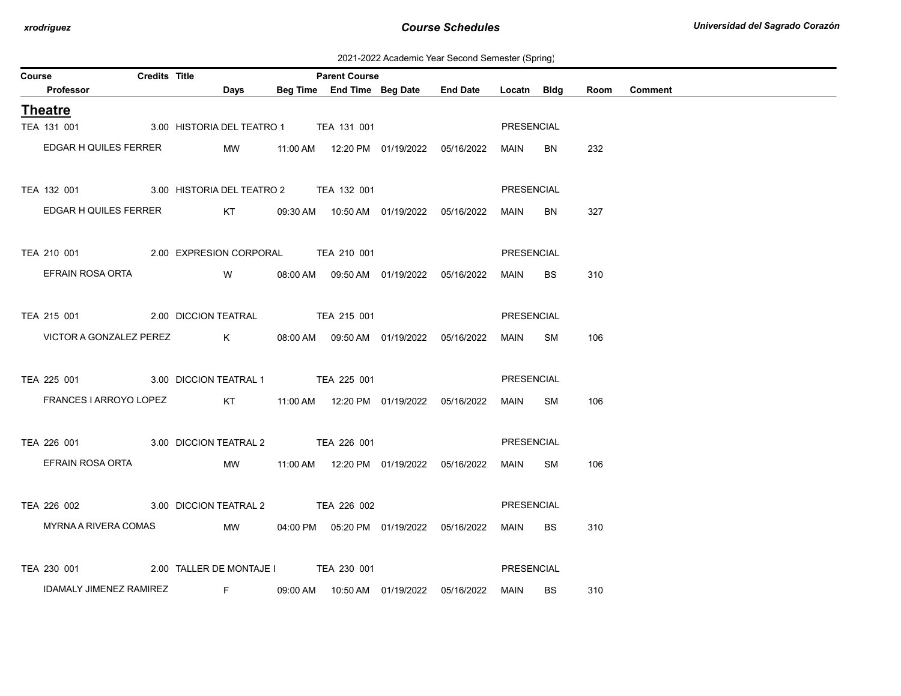2021-2022 Academic Year Second Semester (Spring)

| Course | Credits | Title | Parent Course | | | | | | |
|---|---|---|---|---|---|---|---|---|---|
| Professor | Days | Beg Time | End Time | Beg Date | End Date | Locatn | Bldg | Room | Comment |

## Theatre

| Course / Professor | Credits | Title / Days | Beg Time | Parent Course / End Time | Beg Date | End Date | Locatn | Bldg | Room | Comment |
|---|---|---|---|---|---|---|---|---|---|---|
| TEA 131 001 | 3.00 | HISTORIA DEL TEATRO 1 | | TEA 131 001 | | | PRESENCIAL | | | |
| EDGAR H QUILES FERRER | | MW | 11:00 AM | 12:20 PM | 01/19/2022 | 05/16/2022 | MAIN | BN | 232 | |
| TEA 132 001 | 3.00 | HISTORIA DEL TEATRO 2 | | TEA 132 001 | | | PRESENCIAL | | | |
| EDGAR H QUILES FERRER | | KT | 09:30 AM | 10:50 AM | 01/19/2022 | 05/16/2022 | MAIN | BN | 327 | |
| TEA 210 001 | 2.00 | EXPRESION CORPORAL | | TEA 210 001 | | | PRESENCIAL | | | |
| EFRAIN ROSA ORTA | | W | 08:00 AM | 09:50 AM | 01/19/2022 | 05/16/2022 | MAIN | BS | 310 | |
| TEA 215 001 | 2.00 | DICCION TEATRAL | | TEA 215 001 | | | PRESENCIAL | | | |
| VICTOR A GONZALEZ PEREZ | | K | 08:00 AM | 09:50 AM | 01/19/2022 | 05/16/2022 | MAIN | SM | 106 | |
| TEA 225 001 | 3.00 | DICCION TEATRAL 1 | | TEA 225 001 | | | PRESENCIAL | | | |
| FRANCES I ARROYO LOPEZ | | KT | 11:00 AM | 12:20 PM | 01/19/2022 | 05/16/2022 | MAIN | SM | 106 | |
| TEA 226 001 | 3.00 | DICCION TEATRAL 2 | | TEA 226 001 | | | PRESENCIAL | | | |
| EFRAIN ROSA ORTA | | MW | 11:00 AM | 12:20 PM | 01/19/2022 | 05/16/2022 | MAIN | SM | 106 | |
| TEA 226 002 | 3.00 | DICCION TEATRAL 2 | | TEA 226 002 | | | PRESENCIAL | | | |
| MYRNA A RIVERA COMAS | | MW | 04:00 PM | 05:20 PM | 01/19/2022 | 05/16/2022 | MAIN | BS | 310 | |
| TEA 230 001 | 2.00 | TALLER DE MONTAJE I | | TEA 230 001 | | | PRESENCIAL | | | |
| IDAMALY JIMENEZ RAMIREZ | | F | 09:00 AM | 10:50 AM | 01/19/2022 | 05/16/2022 | MAIN | BS | 310 | |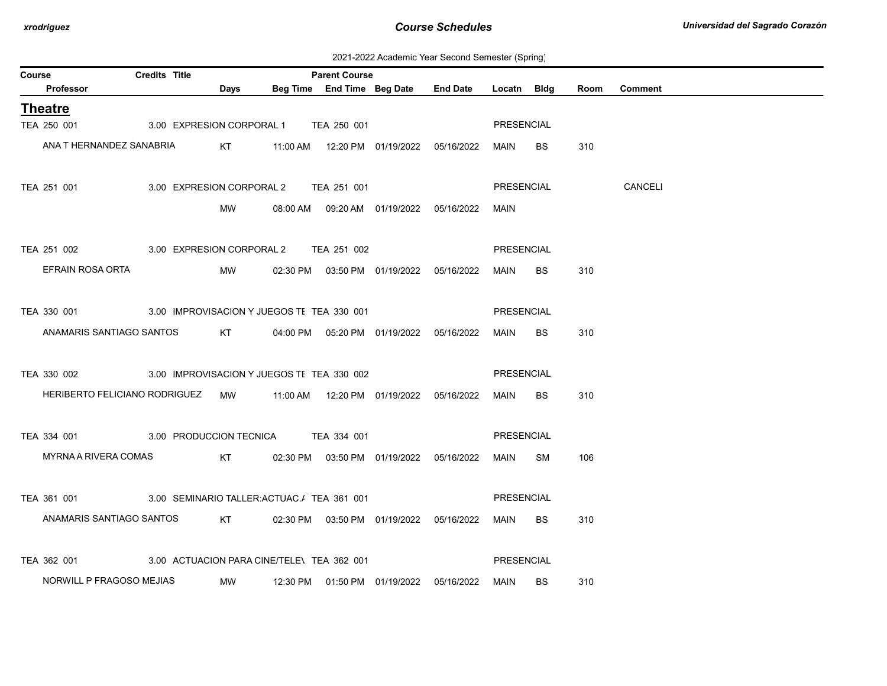2021-2022 Academic Year Second Semester (Spring)

| Course | Credits | Title | Parent Course | | | | | | | | |
|---|---|---|---|---|---|---|---|---|---|---|---|
| Professor | | Days | Beg Time | End Time | Beg Date | End Date | Locatn | Bldg | Room | Comment | |

## Theatre

| Course / Professor | Credits | Title / Days | Beg Time | Parent Course / End Time | Beg Date | End Date | Locatn | Bldg | Room | Comment |
|---|---|---|---|---|---|---|---|---|---|---|
| TEA 250 001 | 3.00 | EXPRESION CORPORAL 1 | | TEA 250 001 | | | PRESENCIAL | | | |
| ANA T HERNANDEZ SANABRIA | | KT | 11:00 AM | 12:20 PM | 01/19/2022 | 05/16/2022 | MAIN | BS | 310 | |
| TEA 251 001 | 3.00 | EXPRESION CORPORAL 2 | | TEA 251 001 | | | PRESENCIAL | | | CANCELI |
| | | MW | 08:00 AM | 09:20 AM | 01/19/2022 | 05/16/2022 | MAIN | | | |
| TEA 251 002 | 3.00 | EXPRESION CORPORAL 2 | | TEA 251 002 | | | PRESENCIAL | | | |
| EFRAIN ROSA ORTA | | MW | 02:30 PM | 03:50 PM | 01/19/2022 | 05/16/2022 | MAIN | BS | 310 | |
| TEA 330 001 | 3.00 | IMPROVISACION Y JUEGOS TE | | TEA 330 001 | | | PRESENCIAL | | | |
| ANAMARIS SANTIAGO SANTOS | | KT | 04:00 PM | 05:20 PM | 01/19/2022 | 05/16/2022 | MAIN | BS | 310 | |
| TEA 330 002 | 3.00 | IMPROVISACION Y JUEGOS TE | | TEA 330 002 | | | PRESENCIAL | | | |
| HERIBERTO FELICIANO RODRIGUEZ | | MW | 11:00 AM | 12:20 PM | 01/19/2022 | 05/16/2022 | MAIN | BS | 310 | |
| TEA 334 001 | 3.00 | PRODUCCION TECNICA | | TEA 334 001 | | | PRESENCIAL | | | |
| MYRNA A RIVERA COMAS | | KT | 02:30 PM | 03:50 PM | 01/19/2022 | 05/16/2022 | MAIN | SM | 106 | |
| TEA 361 001 | 3.00 | SEMINARIO TALLER:ACTUAC./ | | TEA 361 001 | | | PRESENCIAL | | | |
| ANAMARIS SANTIAGO SANTOS | | KT | 02:30 PM | 03:50 PM | 01/19/2022 | 05/16/2022 | MAIN | BS | 310 | |
| TEA 362 001 | 3.00 | ACTUACION PARA CINE/TELE\ | | TEA 362 001 | | | PRESENCIAL | | | |
| NORWILL P FRAGOSO MEJIAS | | MW | 12:30 PM | 01:50 PM | 01/19/2022 | 05/16/2022 | MAIN | BS | 310 | |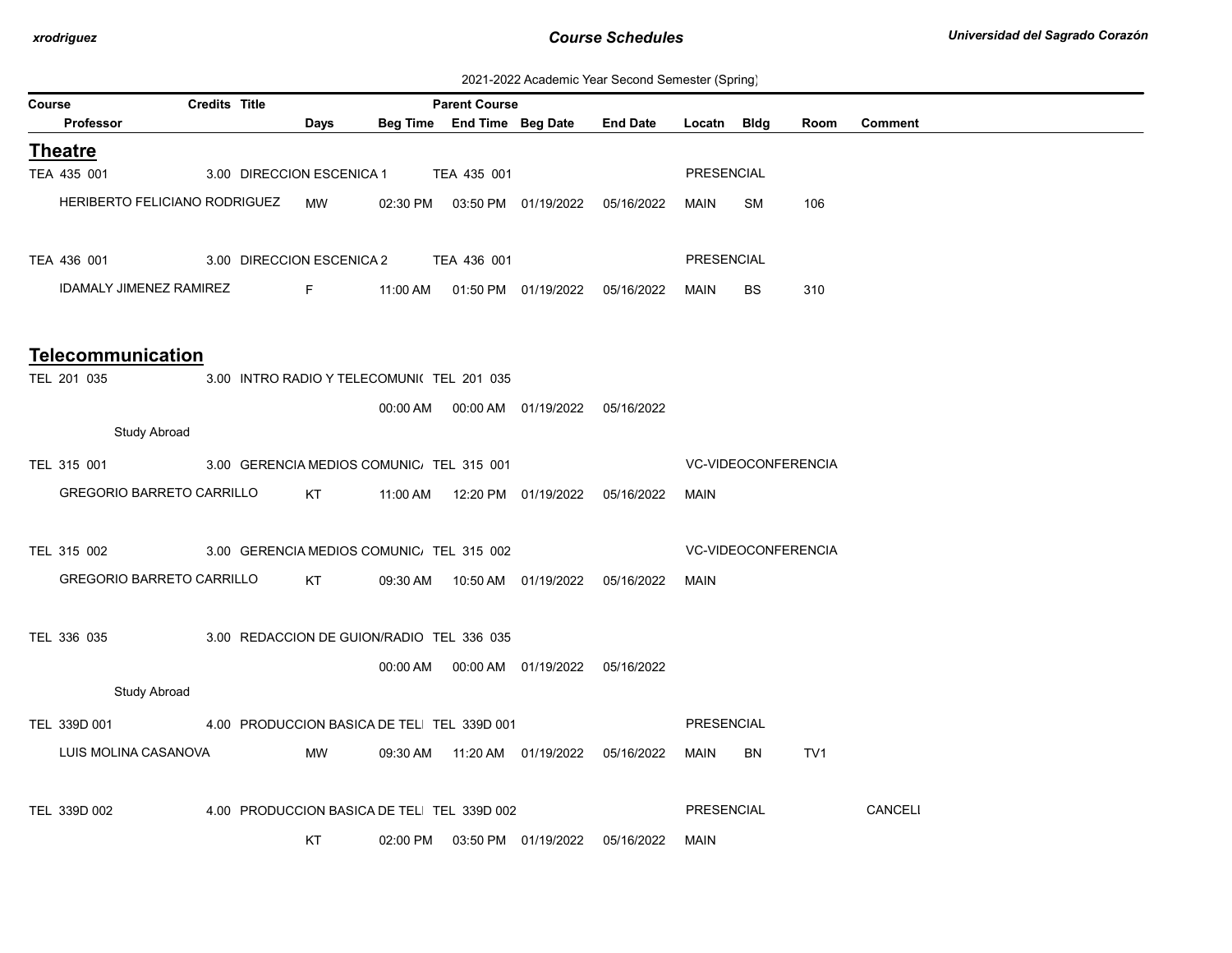2021-2022 Academic Year Second Semester (Spring)

| Course | Credits | Title | Parent Course | | | | Locatn | Bldg | Room | Comment |
|---|---|---|---|---|---|---|---|---|---|---|
| Professor | | Days | Beg Time | End Time | Beg Date | End Date | | | | |

## Theatre

| Course / Professor | Credits | Title / Days | Beg Time | End Time / Parent Course | Beg Date | End Date | Locatn | Bldg | Room | Comment |
|---|---|---|---|---|---|---|---|---|---|---|
| TEA 435 001 | 3.00 | DIRECCION ESCENICA 1 | | TEA 435 001 | | | PRESENCIAL | | | |
| HERIBERTO FELICIANO RODRIGUEZ | | MW | 02:30 PM | 03:50 PM | 01/19/2022 | 05/16/2022 | MAIN | SM | 106 | |
| TEA 436 001 | 3.00 | DIRECCION ESCENICA 2 | | TEA 436 001 | | | PRESENCIAL | | | |
| IDAMALY JIMENEZ RAMIREZ | | F | 11:00 AM | 01:50 PM | 01/19/2022 | 05/16/2022 | MAIN | BS | 310 | |

## Telecommunication

| Course / Professor | Credits | Title / Days | Beg Time | End Time / Parent Course | Beg Date | End Date | Locatn | Bldg | Room | Comment |
|---|---|---|---|---|---|---|---|---|---|---|
| TEL 201 035 | 3.00 | INTRO RADIO Y TELECOMUNI( | | TEL 201 035 | | | | | | |
| | | | 00:00 AM | 00:00 AM | 01/19/2022 | 05/16/2022 | | | | |
| Study Abroad | | | | | | | | | | |
| TEL 315 001 | 3.00 | GERENCIA MEDIOS COMUNIC/ | | TEL 315 001 | | | VC-VIDEOCONFERENCIA | | | |
| GREGORIO BARRETO CARRILLO | | KT | 11:00 AM | 12:20 PM | 01/19/2022 | 05/16/2022 | MAIN | | | |
| TEL 315 002 | 3.00 | GERENCIA MEDIOS COMUNIC/ | | TEL 315 002 | | | VC-VIDEOCONFERENCIA | | | |
| GREGORIO BARRETO CARRILLO | | KT | 09:30 AM | 10:50 AM | 01/19/2022 | 05/16/2022 | MAIN | | | |
| TEL 336 035 | 3.00 | REDACCION DE GUION/RADIO | | TEL 336 035 | | | | | | |
| | | | 00:00 AM | 00:00 AM | 01/19/2022 | 05/16/2022 | | | | |
| Study Abroad | | | | | | | | | | |
| TEL 339D 001 | 4.00 | PRODUCCION BASICA DE TEL | | TEL 339D 001 | | | PRESENCIAL | | | |
| LUIS MOLINA CASANOVA | | MW | 09:30 AM | 11:20 AM | 01/19/2022 | 05/16/2022 | MAIN | BN | TV1 | |
| TEL 339D 002 | 4.00 | PRODUCCION BASICA DE TEL | | TEL 339D 002 | | | PRESENCIAL | | | CANCELI |
| | | KT | 02:00 PM | 03:50 PM | 01/19/2022 | 05/16/2022 | MAIN | | | |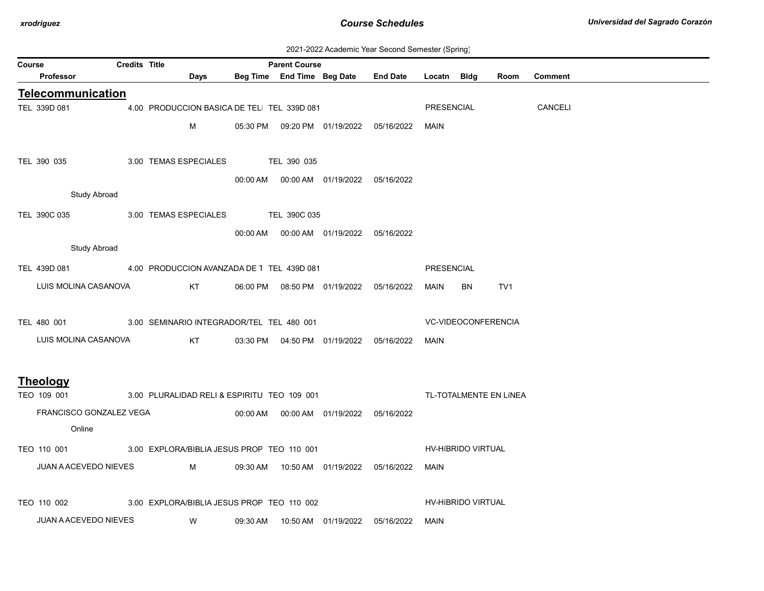2021-2022 Academic Year Second Semester (Spring)

| Course | Credits | Title | Parent Course | | | | | | | |
|---|---|---|---|---|---|---|---|---|---|---|
| Professor | Days | Beg Time | End Time | Beg Date | End Date | Locatn | Bldg | Room | Comment | |

## Telecommunication

| Course / Professor | Credits | Title / Days | Beg Time | End Time / Parent Course | Beg Date | End Date | Locatn | Bldg | Room | Comment |
|---|---|---|---|---|---|---|---|---|---|---|
| TEL 339D 081 | 4.00 | PRODUCCION BASICA DE TEL | | TEL 339D 081 | | | PRESENCIAL | | | CANCELI |
| | | M | 05:30 PM | 09:20 PM | 01/19/2022 | 05/16/2022 | MAIN | | | |
| TEL 390 035 | 3.00 | TEMAS ESPECIALES | | TEL 390 035 | | | | | | |
| | | | 00:00 AM | 00:00 AM | 01/19/2022 | 05/16/2022 | | | | |
| Study Abroad | | | | | | | | | | |
| TEL 390C 035 | 3.00 | TEMAS ESPECIALES | | TEL 390C 035 | | | | | | |
| | | | 00:00 AM | 00:00 AM | 01/19/2022 | 05/16/2022 | | | | |
| Study Abroad | | | | | | | | | | |
| TEL 439D 081 | 4.00 | PRODUCCION AVANZADA DE T | | TEL 439D 081 | | | PRESENCIAL | | | |
| LUIS MOLINA CASANOVA | | KT | 06:00 PM | 08:50 PM | 01/19/2022 | 05/16/2022 | MAIN | BN | TV1 | |
| TEL 480 001 | 3.00 | SEMINARIO INTEGRADOR/TEL | | TEL 480 001 | | | VC-VIDEOCONFERENCIA | | | |
| LUIS MOLINA CASANOVA | | KT | 03:30 PM | 04:50 PM | 01/19/2022 | 05/16/2022 | MAIN | | | |

## Theology

| Course / Professor | Credits | Title / Days | Beg Time | End Time / Parent Course | Beg Date | End Date | Locatn | Bldg | Room | Comment |
|---|---|---|---|---|---|---|---|---|---|---|
| TEO 109 001 | 3.00 | PLURALIDAD RELI & ESPIRITU | | TEO 109 001 | | | TL-TOTALMENTE EN LíNEA | | | |
| FRANCISCO GONZALEZ VEGA | | | 00:00 AM | 00:00 AM | 01/19/2022 | 05/16/2022 | | | | |
| Online | | | | | | | | | | |
| TEO 110 001 | 3.00 | EXPLORA/BIBLIA JESUS PROP | | TEO 110 001 | | | HV-HíBRIDO VIRTUAL | | | |
| JUAN A ACEVEDO NIEVES | | M | 09:30 AM | 10:50 AM | 01/19/2022 | 05/16/2022 | MAIN | | | |
| TEO 110 002 | 3.00 | EXPLORA/BIBLIA JESUS PROP | | TEO 110 002 | | | HV-HíBRIDO VIRTUAL | | | |
| JUAN A ACEVEDO NIEVES | | W | 09:30 AM | 10:50 AM | 01/19/2022 | 05/16/2022 | MAIN | | | |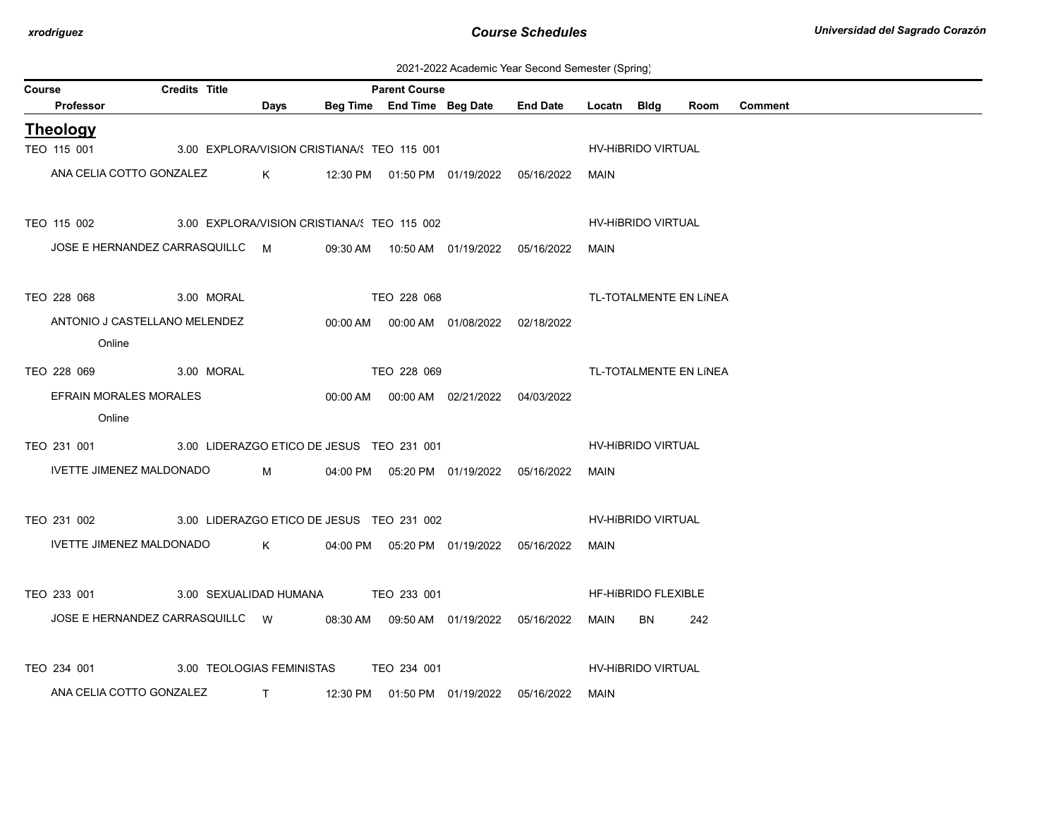2021-2022 Academic Year Second Semester (Spring)

## Theology

| Course | Credits | Title | Parent Course | Locatn |
|---|---|---|---|---|
| TEO 115 001 | 3.00 | EXPLORA/VISION CRISTIANA/S | TEO 115 001 | HV-HíBRIDO VIRTUAL |
| TEO 115 002 | 3.00 | EXPLORA/VISION CRISTIANA/S | TEO 115 002 | HV-HíBRIDO VIRTUAL |
| TEO 228 068 | 3.00 | MORAL | TEO 228 068 | TL-TOTALMENTE EN LíNEA |
| TEO 228 069 | 3.00 | MORAL | TEO 228 069 | TL-TOTALMENTE EN LíNEA |
| TEO 231 001 | 3.00 | LIDERAZGO ETICO DE JESUS | TEO 231 001 | HV-HíBRIDO VIRTUAL |
| TEO 231 002 | 3.00 | LIDERAZGO ETICO DE JESUS | TEO 231 002 | HV-HíBRIDO VIRTUAL |
| TEO 233 001 | 3.00 | SEXUALIDAD HUMANA | TEO 233 001 | HF-HíBRIDO FLEXIBLE |
| TEO 234 001 | 3.00 | TEOLOGIAS FEMINISTAS | TEO 234 001 | HV-HíBRIDO VIRTUAL |

| Course | Professor | Days | Beg Time | End Time | Beg Date | End Date | Locatn | Bldg | Room | Comment |
|---|---|---|---|---|---|---|---|---|---|---|
| TEO 115 001 | ANA CELIA COTTO GONZALEZ | K | 12:30 PM | 01:50 PM | 01/19/2022 | 05/16/2022 | MAIN | | | |
| TEO 115 002 | JOSE E HERNANDEZ CARRASQUILLO | M | 09:30 AM | 10:50 AM | 01/19/2022 | 05/16/2022 | MAIN | | | |
| TEO 228 068 | ANTONIO J CASTELLANO MELENDEZ (Online) | | 00:00 AM | 00:00 AM | 01/08/2022 | 02/18/2022 | | | | |
| TEO 228 069 | EFRAIN MORALES MORALES (Online) | | 00:00 AM | 00:00 AM | 02/21/2022 | 04/03/2022 | | | | |
| TEO 231 001 | IVETTE JIMENEZ MALDONADO | M | 04:00 PM | 05:20 PM | 01/19/2022 | 05/16/2022 | MAIN | | | |
| TEO 231 002 | IVETTE JIMENEZ MALDONADO | K | 04:00 PM | 05:20 PM | 01/19/2022 | 05/16/2022 | MAIN | | | |
| TEO 233 001 | JOSE E HERNANDEZ CARRASQUILLO | W | 08:30 AM | 09:50 AM | 01/19/2022 | 05/16/2022 | MAIN | BN | 242 | |
| TEO 234 001 | ANA CELIA COTTO GONZALEZ | T | 12:30 PM | 01:50 PM | 01/19/2022 | 05/16/2022 | MAIN | | | |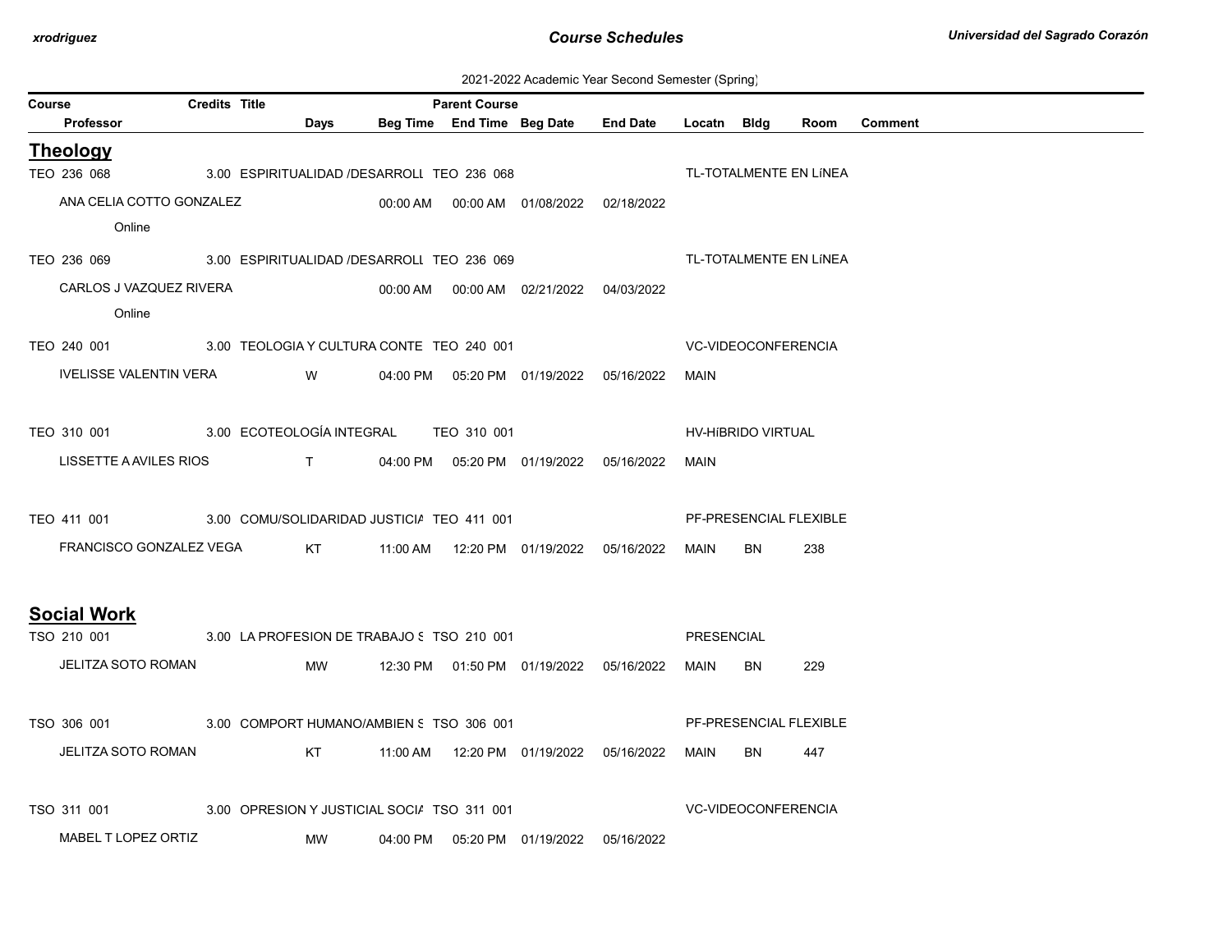2021-2022 Academic Year Second Semester (Spring)

## Theology

| Course | Credits | Title | Parent Course | Professor | Days | Beg Time | End Time | Beg Date | End Date | Locatn | Bldg | Room | Comment |
|---|---|---|---|---|---|---|---|---|---|---|---|---|---|
| TEO 236 068 | 3.00 | ESPIRITUALIDAD /DESARROLL | TEO 236 068 | ANA CELIA COTTO GONZALEZ | | 00:00 AM | 00:00 AM | 01/08/2022 | 02/18/2022 | TL-TOTALMENTE EN LíNEA | | | Online |
| TEO 236 069 | 3.00 | ESPIRITUALIDAD /DESARROLL | TEO 236 069 | CARLOS J VAZQUEZ RIVERA | | 00:00 AM | 00:00 AM | 02/21/2022 | 04/03/2022 | TL-TOTALMENTE EN LíNEA | | | Online |
| TEO 240 001 | 3.00 | TEOLOGIA Y CULTURA CONTE | TEO 240 001 | IVELISSE VALENTIN VERA | W | 04:00 PM | 05:20 PM | 01/19/2022 | 05/16/2022 | VC-VIDEOCONFERENCIA MAIN | | | |
| TEO 310 001 | 3.00 | ECOTEOLOGÍA INTEGRAL | TEO 310 001 | LISSETTE A AVILES RIOS | T | 04:00 PM | 05:20 PM | 01/19/2022 | 05/16/2022 | HV-HíBRIDO VIRTUAL MAIN | | | |
| TEO 411 001 | 3.00 | COMU/SOLIDARIDAD JUSTICIA | TEO 411 001 | FRANCISCO GONZALEZ VEGA | KT | 11:00 AM | 12:20 PM | 01/19/2022 | 05/16/2022 | PF-PRESENCIAL FLEXIBLE MAIN | BN | 238 | |

## Social Work

| Course | Credits | Title | Parent Course | Professor | Days | Beg Time | End Time | Beg Date | End Date | Locatn | Bldg | Room | Comment |
|---|---|---|---|---|---|---|---|---|---|---|---|---|---|
| TSO 210 001 | 3.00 | LA PROFESION DE TRABAJO S | TSO 210 001 | JELITZA SOTO ROMAN | MW | 12:30 PM | 01:50 PM | 01/19/2022 | 05/16/2022 | PRESENCIAL MAIN | BN | 229 | |
| TSO 306 001 | 3.00 | COMPORT HUMANO/AMBIEN S | TSO 306 001 | JELITZA SOTO ROMAN | KT | 11:00 AM | 12:20 PM | 01/19/2022 | 05/16/2022 | PF-PRESENCIAL FLEXIBLE MAIN | BN | 447 | |
| TSO 311 001 | 3.00 | OPRESION Y JUSTICIAL SOCIA | TSO 311 001 | MABEL T LOPEZ ORTIZ | MW | 04:00 PM | 05:20 PM | 01/19/2022 | 05/16/2022 | VC-VIDEOCONFERENCIA | | | |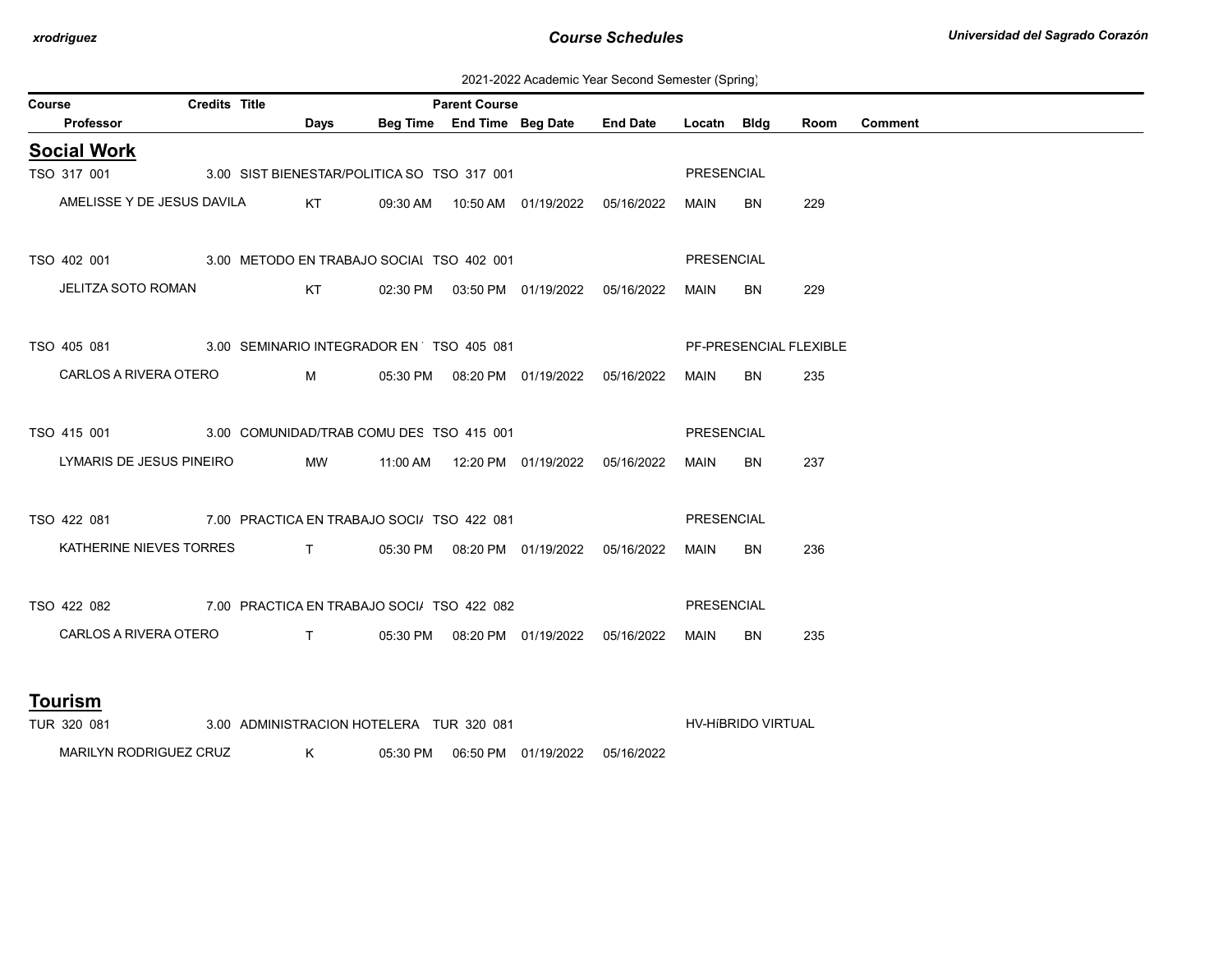2021-2022 Academic Year Second Semester (Spring)

| Course | Credits | Title | Parent Course | | | | | | | |
|---|---|---|---|---|---|---|---|---|---|---|
| Professor | Days | Beg Time | End Time | Beg Date | End Date | Locatn | Bldg | Room | Comment | |

## Social Work

| Course / Professor | Credits | Title / Days | Beg Time | End Time | Beg Date | End Date | Locatn | Bldg | Room | Comment |
|---|---|---|---|---|---|---|---|---|---|---|
| TSO 317 001 | 3.00 | SIST BIENESTAR/POLITICA SO | TSO 317 001 | | | | PRESENCIAL | | | |
| AMELISSE Y DE JESUS DAVILA | | KT | 09:30 AM | 10:50 AM | 01/19/2022 | 05/16/2022 | MAIN | BN | 229 | |
| TSO 402 001 | 3.00 | METODO EN TRABAJO SOCIAL | TSO 402 001 | | | | PRESENCIAL | | | |
| JELITZA SOTO ROMAN | | KT | 02:30 PM | 03:50 PM | 01/19/2022 | 05/16/2022 | MAIN | BN | 229 | |
| TSO 405 081 | 3.00 | SEMINARIO INTEGRADOR EN | TSO 405 081 | | | | PF-PRESENCIAL FLEXIBLE | | | |
| CARLOS A RIVERA OTERO | | M | 05:30 PM | 08:20 PM | 01/19/2022 | 05/16/2022 | MAIN | BN | 235 | |
| TSO 415 001 | 3.00 | COMUNIDAD/TRAB COMU DES | TSO 415 001 | | | | PRESENCIAL | | | |
| LYMARIS DE JESUS PINEIRO | | MW | 11:00 AM | 12:20 PM | 01/19/2022 | 05/16/2022 | MAIN | BN | 237 | |
| TSO 422 081 | 7.00 | PRACTICA EN TRABAJO SOCIA | TSO 422 081 | | | | PRESENCIAL | | | |
| KATHERINE NIEVES TORRES | | T | 05:30 PM | 08:20 PM | 01/19/2022 | 05/16/2022 | MAIN | BN | 236 | |
| TSO 422 082 | 7.00 | PRACTICA EN TRABAJO SOCIA | TSO 422 082 | | | | PRESENCIAL | | | |
| CARLOS A RIVERA OTERO | | T | 05:30 PM | 08:20 PM | 01/19/2022 | 05/16/2022 | MAIN | BN | 235 | |

## Tourism

| Course / Professor | Credits | Title / Days | Beg Time | End Time | Beg Date | End Date | Locatn | Bldg | Room | Comment |
|---|---|---|---|---|---|---|---|---|---|---|
| TUR 320 081 | 3.00 | ADMINISTRACION HOTELERA | TUR 320 081 | | | | HV-HíBRIDO VIRTUAL | | | |
| MARILYN RODRIGUEZ CRUZ | | K | 05:30 PM | 06:50 PM | 01/19/2022 | 05/16/2022 | | | | |